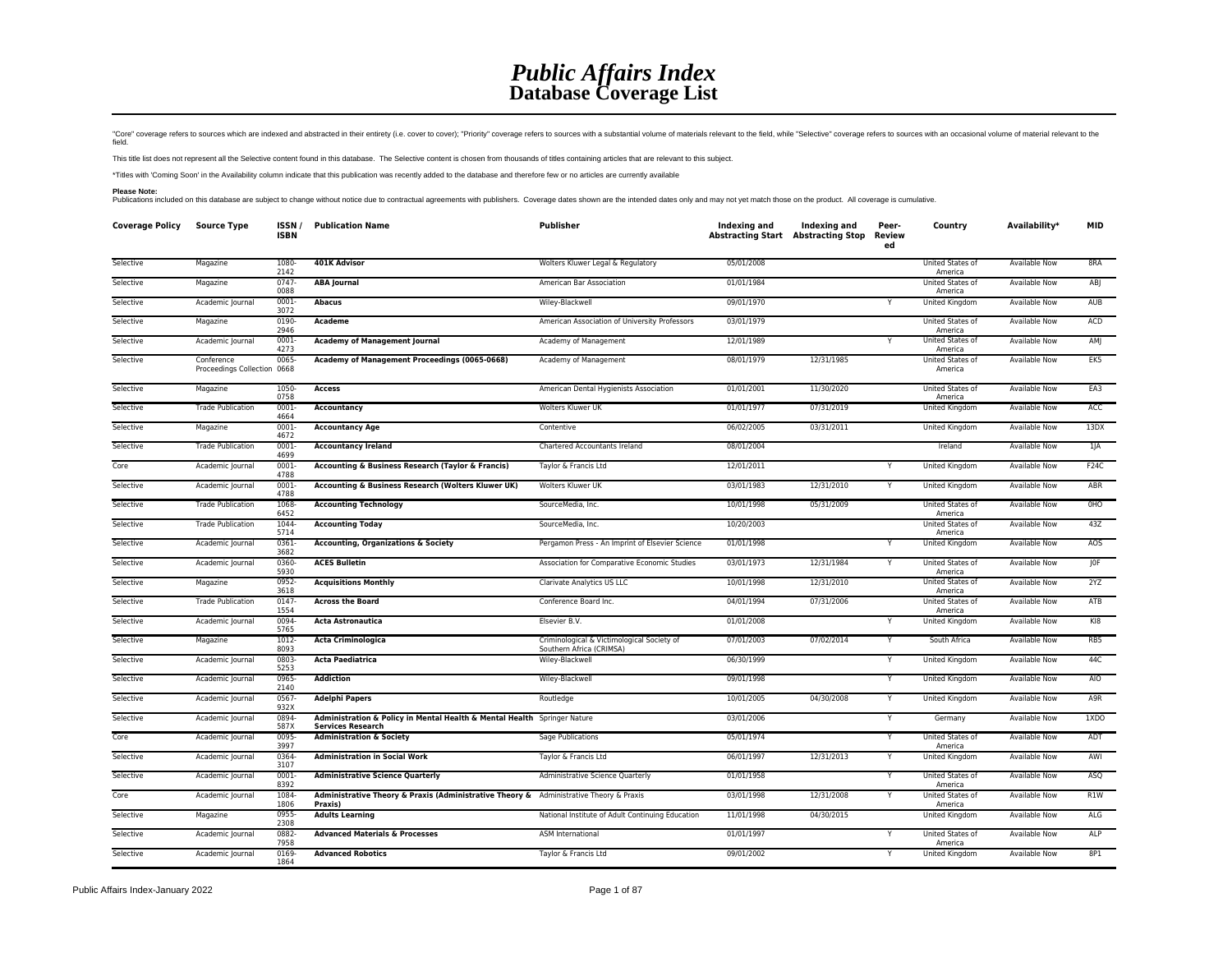# *Public Affairs Index*
# Database Coverage List

"Core" coverage refers to sources which are indexed and abstracted in their entirety (i.e. cover to cover); "Priority" coverage refers to sources with a substantial volume of materials relevant to the field, while "Selective" coverage refers to sources with an occasional volume of material relevant to the field.

This title list does not represent all the Selective content found in this database. The Selective content is chosen from thousands of titles containing articles that are relevant to this subject.

*Titles with 'Coming Soon' in the Availability column indicate that this publication was recently added to the database and therefore few or no articles are currently available

**Please Note:**
Publications included on this database are subject to change without notice due to contractual agreements with publishers. Coverage dates shown are the intended dates only and may not yet match those on the product. All coverage is cumulative.

| Coverage Policy | Source Type | ISSN / ISBN | Publication Name | Publisher | Indexing and Abstracting Start | Indexing and Abstracting Stop | Peer-Reviewed | Country | Availability* | MID |
|---|---|---|---|---|---|---|---|---|---|---|
| Selective | Magazine | 1080-2142 | **401K Advisor** | Wolters Kluwer Legal & Regulatory | 05/01/2008 | | | United States of America | Available Now | 8RA |
| Selective | Magazine | 0747-0088 | **ABA Journal** | American Bar Association | 01/01/1984 | | | United States of America | Available Now | ABJ |
| Selective | Academic Journal | 0001-3072 | **Abacus** | Wiley-Blackwell | 09/01/1970 | | Y | United Kingdom | Available Now | AUB |
| Selective | Magazine | 0190-2946 | **Academe** | American Association of University Professors | 03/01/1979 | | | United States of America | Available Now | ACD |
| Selective | Academic Journal | 0001-4273 | **Academy of Management Journal** | Academy of Management | 12/01/1989 | | Y | United States of America | Available Now | AMJ |
| Selective | Conference Proceedings Collection | 0065-0668 | **Academy of Management Proceedings (0065-0668)** | Academy of Management | 08/01/1979 | 12/31/1985 | | United States of America | Available Now | EK5 |
| Selective | Magazine | 1050-0758 | **Access** | American Dental Hygienists Association | 01/01/2001 | 11/30/2020 | | United States of America | Available Now | EA3 |
| Selective | Trade Publication | 0001-4664 | **Accountancy** | Wolters Kluwer UK | 01/01/1977 | 07/31/2019 | | United Kingdom | Available Now | ACC |
| Selective | Magazine | 0001-4672 | **Accountancy Age** | Contentive | 06/02/2005 | 03/31/2011 | | United Kingdom | Available Now | 13DX |
| Selective | Trade Publication | 0001-4699 | **Accountancy Ireland** | Chartered Accountants Ireland | 08/01/2004 | | | Ireland | Available Now | 1JA |
| Core | Academic Journal | 0001-4788 | **Accounting & Business Research (Taylor & Francis)** | Taylor & Francis Ltd | 12/01/2011 | | Y | United Kingdom | Available Now | F24C |
| Selective | Academic Journal | 0001-4788 | **Accounting & Business Research (Wolters Kluwer UK)** | Wolters Kluwer UK | 03/01/1983 | 12/31/2010 | Y | United Kingdom | Available Now | ABR |
| Selective | Trade Publication | 1068-6452 | **Accounting Technology** | SourceMedia, Inc. | 10/01/1998 | 05/31/2009 | | United States of America | Available Now | 0HO |
| Selective | Trade Publication | 1044-5714 | **Accounting Today** | SourceMedia, Inc. | 10/20/2003 | | | United States of America | Available Now | 43Z |
| Selective | Academic Journal | 0361-3682 | **Accounting, Organizations & Society** | Pergamon Press - An Imprint of Elsevier Science | 01/01/1998 | | Y | United Kingdom | Available Now | AOS |
| Selective | Academic Journal | 0360-5930 | **ACES Bulletin** | Association for Comparative Economic Studies | 03/01/1973 | 12/31/1984 | Y | United States of America | Available Now | J0F |
| Selective | Magazine | 0952-3618 | **Acquisitions Monthly** | Clarivate Analytics US LLC | 10/01/1998 | 12/31/2010 | | United States of America | Available Now | 2YZ |
| Selective | Trade Publication | 0147-1554 | **Across the Board** | Conference Board Inc. | 04/01/1994 | 07/31/2006 | | United States of America | Available Now | ATB |
| Selective | Academic Journal | 0094-5765 | **Acta Astronautica** | Elsevier B.V. | 01/01/2008 | | Y | United Kingdom | Available Now | KI8 |
| Selective | Magazine | 1012-8093 | **Acta Criminologica** | Criminological & Victimological Society of Southern Africa (CRIMSA) | 07/01/2003 | 07/02/2014 | Y | South Africa | Available Now | RB5 |
| Selective | Academic Journal | 0803-5253 | **Acta Paediatrica** | Wiley-Blackwell | 06/30/1999 | | Y | United Kingdom | Available Now | 44C |
| Selective | Academic Journal | 0965-2140 | **Addiction** | Wiley-Blackwell | 09/01/1998 | | Y | United Kingdom | Available Now | AIO |
| Selective | Academic Journal | 0567-932X | **Adelphi Papers** | Routledge | 10/01/2005 | 04/30/2008 | Y | United Kingdom | Available Now | A9R |
| Selective | Academic Journal | 0894-587X | **Administration & Policy in Mental Health & Mental Health Services Research** | Springer Nature | 03/01/2006 | | Y | Germany | Available Now | 1XDO |
| Core | Academic Journal | 0095-3997 | **Administration & Society** | Sage Publications | 05/01/1974 | | Y | United States of America | Available Now | ADT |
| Selective | Academic Journal | 0364-3107 | **Administration in Social Work** | Taylor & Francis Ltd | 06/01/1997 | 12/31/2013 | Y | United Kingdom | Available Now | AWI |
| Selective | Academic Journal | 0001-8392 | **Administrative Science Quarterly** | Administrative Science Quarterly | 01/01/1958 | | Y | United States of America | Available Now | ASQ |
| Core | Academic Journal | 1084-1806 | **Administrative Theory & Praxis (Administrative Theory & Praxis)** | Administrative Theory & Praxis | 03/01/1998 | 12/31/2008 | Y | United States of America | Available Now | R1W |
| Selective | Magazine | 0955-2308 | **Adults Learning** | National Institute of Adult Continuing Education | 11/01/1998 | 04/30/2015 | | United Kingdom | Available Now | ALG |
| Selective | Academic Journal | 0882-7958 | **Advanced Materials & Processes** | ASM International | 01/01/1997 | | Y | United States of America | Available Now | ALP |
| Selective | Academic Journal | 0169-1864 | **Advanced Robotics** | Taylor & Francis Ltd | 09/01/2002 | | Y | United Kingdom | Available Now | 8P1 |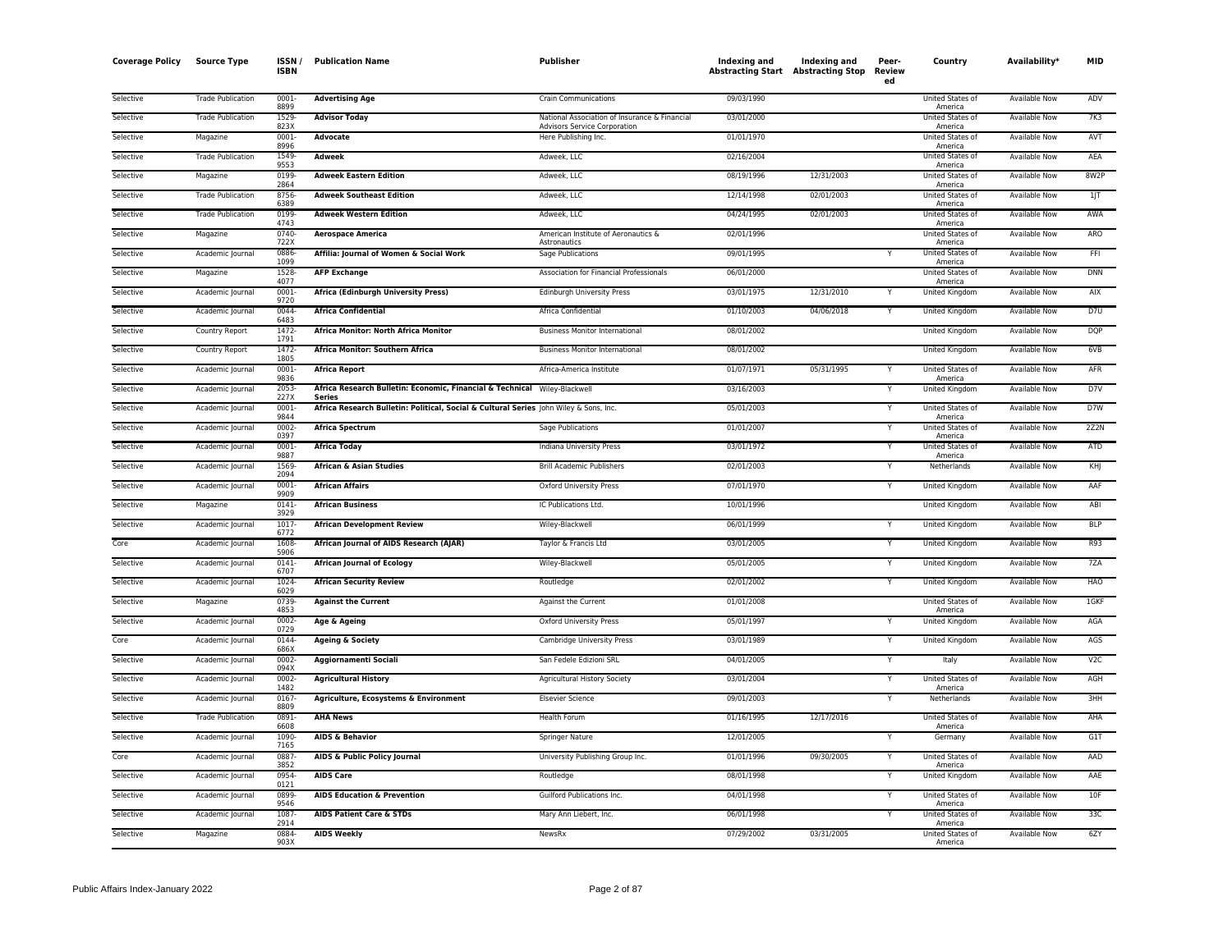| Coverage Policy | Source Type | ISSN / ISBN | Publication Name | Publisher | Indexing and Abstracting Start | Indexing and Abstracting Stop | Peer-Reviewed | Country | Availability* | MID |
|---|---|---|---|---|---|---|---|---|---|---|
| Selective | Trade Publication | 0001-8899 | **Advertising Age** | Crain Communications | 09/03/1990 | | | United States of America | Available Now | ADV |
| Selective | Trade Publication | 1529-823X | **Advisor Today** | National Association of Insurance & Financial Advisors Service Corporation | 03/01/2000 | | | United States of America | Available Now | 7K3 |
| Selective | Magazine | 0001-8996 | **Advocate** | Here Publishing Inc. | 01/01/1970 | | | United States of America | Available Now | AVT |
| Selective | Trade Publication | 1549-9553 | **Adweek** | Adweek, LLC | 02/16/2004 | | | United States of America | Available Now | AEA |
| Selective | Magazine | 0199-2864 | **Adweek Eastern Edition** | Adweek, LLC | 08/19/1996 | 12/31/2003 | | United States of America | Available Now | 8W2P |
| Selective | Trade Publication | 8756-6389 | **Adweek Southeast Edition** | Adweek, LLC | 12/14/1998 | 02/01/2003 | | United States of America | Available Now | 1JT |
| Selective | Trade Publication | 0199-4743 | **Adweek Western Edition** | Adweek, LLC | 04/24/1995 | 02/01/2003 | | United States of America | Available Now | AWA |
| Selective | Magazine | 0740-722X | **Aerospace America** | American Institute of Aeronautics & Astronautics | 02/01/1996 | | | United States of America | Available Now | ARO |
| Selective | Academic Journal | 0886-1099 | **Affilia: Journal of Women & Social Work** | Sage Publications | 09/01/1995 | | Y | United States of America | Available Now | FFI |
| Selective | Magazine | 1528-4077 | **AFP Exchange** | Association for Financial Professionals | 06/01/2000 | | | United States of America | Available Now | DNN |
| Selective | Academic Journal | 0001-9720 | **Africa (Edinburgh University Press)** | Edinburgh University Press | 03/01/1975 | 12/31/2010 | Y | United Kingdom | Available Now | AIX |
| Selective | Academic Journal | 0044-6483 | **Africa Confidential** | Africa Confidential | 01/10/2003 | 04/06/2018 | Y | United Kingdom | Available Now | D7U |
| Selective | Country Report | 1472-1791 | **Africa Monitor: North Africa Monitor** | Business Monitor International | 08/01/2002 | | | United Kingdom | Available Now | DQP |
| Selective | Country Report | 1472-1805 | **Africa Monitor: Southern Africa** | Business Monitor International | 08/01/2002 | | | United Kingdom | Available Now | 6VB |
| Selective | Academic Journal | 0001-9836 | **Africa Report** | Africa-America Institute | 01/07/1971 | 05/31/1995 | Y | United States of America | Available Now | AFR |
| Selective | Academic Journal | 2053-227X | **Africa Research Bulletin: Economic, Financial & Technical Series** | Wiley-Blackwell | 03/16/2003 | | Y | United Kingdom | Available Now | D7V |
| Selective | Academic Journal | 0001-9844 | **Africa Research Bulletin: Political, Social & Cultural Series** | John Wiley & Sons, Inc. | 05/01/2003 | | Y | United States of America | Available Now | D7W |
| Selective | Academic Journal | 0002-0397 | **Africa Spectrum** | Sage Publications | 01/01/2007 | | Y | United States of America | Available Now | 2Z2N |
| Selective | Academic Journal | 0001-9887 | **Africa Today** | Indiana University Press | 03/01/1972 | | Y | United States of America | Available Now | ATD |
| Selective | Academic Journal | 1569-2094 | **African & Asian Studies** | Brill Academic Publishers | 02/01/2003 | | Y | Netherlands | Available Now | KHJ |
| Selective | Academic Journal | 0001-9909 | **African Affairs** | Oxford University Press | 07/01/1970 | | Y | United Kingdom | Available Now | AAF |
| Selective | Magazine | 0141-3929 | **African Business** | IC Publications Ltd. | 10/01/1996 | | | United Kingdom | Available Now | ABI |
| Selective | Academic Journal | 1017-6772 | **African Development Review** | Wiley-Blackwell | 06/01/1999 | | Y | United Kingdom | Available Now | BLP |
| Core | Academic Journal | 1608-5906 | **African Journal of AIDS Research (AJAR)** | Taylor & Francis Ltd | 03/01/2005 | | Y | United Kingdom | Available Now | R93 |
| Selective | Academic Journal | 0141-6707 | **African Journal of Ecology** | Wiley-Blackwell | 05/01/2005 | | Y | United Kingdom | Available Now | 7ZA |
| Selective | Academic Journal | 1024-6029 | **African Security Review** | Routledge | 02/01/2002 | | Y | United Kingdom | Available Now | HAO |
| Selective | Magazine | 0739-4853 | **Against the Current** | Against the Current | 01/01/2008 | | | United States of America | Available Now | 1GKF |
| Selective | Academic Journal | 0002-0729 | **Age & Ageing** | Oxford University Press | 05/01/1997 | | Y | United Kingdom | Available Now | AGA |
| Core | Academic Journal | 0144-686X | **Ageing & Society** | Cambridge University Press | 03/01/1989 | | Y | United Kingdom | Available Now | AGS |
| Selective | Academic Journal | 0002-094X | **Aggiornamenti Sociali** | San Fedele Edizioni SRL | 04/01/2005 | | Y | Italy | Available Now | V2C |
| Selective | Academic Journal | 0002-1482 | **Agricultural History** | Agricultural History Society | 03/01/2004 | | Y | United States of America | Available Now | AGH |
| Selective | Academic Journal | 0167-8809 | **Agriculture, Ecosystems & Environment** | Elsevier Science | 09/01/2003 | | Y | Netherlands | Available Now | 3HH |
| Selective | Trade Publication | 0891-6608 | **AHA News** | Health Forum | 01/16/1995 | 12/17/2016 | | United States of America | Available Now | AHA |
| Selective | Academic Journal | 1090-7165 | **AIDS & Behavior** | Springer Nature | 12/01/2005 | | Y | Germany | Available Now | G1T |
| Core | Academic Journal | 0887-3852 | **AIDS & Public Policy Journal** | University Publishing Group Inc. | 01/01/1996 | 09/30/2005 | Y | United States of America | Available Now | AAD |
| Selective | Academic Journal | 0954-0121 | **AIDS Care** | Routledge | 08/01/1998 | | Y | United Kingdom | Available Now | AAE |
| Selective | Academic Journal | 0899-9546 | **AIDS Education & Prevention** | Guilford Publications Inc. | 04/01/1998 | | Y | United States of America | Available Now | 10F |
| Selective | Academic Journal | 1087-2914 | **AIDS Patient Care & STDs** | Mary Ann Liebert, Inc. | 06/01/1998 | | Y | United States of America | Available Now | 33C |
| Selective | Magazine | 0884-903X | **AIDS Weekly** | NewsRx | 07/29/2002 | 03/31/2005 | | United States of America | Available Now | 6ZY |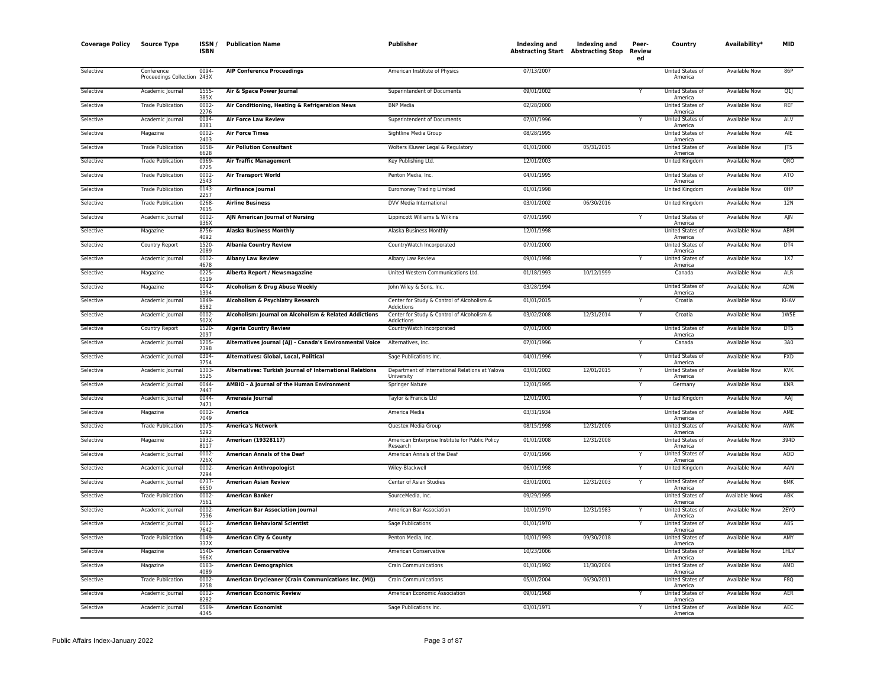| Coverage Policy | Source Type | ISSN / ISBN | Publication Name | Publisher | Indexing and Abstracting Start | Indexing and Abstracting Stop | Peer-Reviewed | Country | Availability* | MID |
|---|---|---|---|---|---|---|---|---|---|---|
| Selective | Conference Proceedings Collection | 0094-243X | **AIP Conference Proceedings** | American Institute of Physics | 07/13/2007 | | | United States of America | Available Now | 86P |
| Selective | Academic Journal | 1555-385X | **Air & Space Power Journal** | Superintendent of Documents | 09/01/2002 | | Y | United States of America | Available Now | Q1J |
| Selective | Trade Publication | 0002-2276 | **Air Conditioning, Heating & Refrigeration News** | BNP Media | 02/28/2000 | | | United States of America | Available Now | REF |
| Selective | Academic Journal | 0094-8381 | **Air Force Law Review** | Superintendent of Documents | 07/01/1996 | | Y | United States of America | Available Now | ALV |
| Selective | Magazine | 0002-2403 | **Air Force Times** | Sightline Media Group | 08/28/1995 | | | United States of America | Available Now | AIE |
| Selective | Trade Publication | 1058-6628 | **Air Pollution Consultant** | Wolters Kluwer Legal & Regulatory | 01/01/2000 | 05/31/2015 | | United States of America | Available Now | JT5 |
| Selective | Trade Publication | 0969-6725 | **Air Traffic Management** | Key Publishing Ltd. | 12/01/2003 | | | United Kingdom | Available Now | QRO |
| Selective | Trade Publication | 0002-2543 | **Air Transport World** | Penton Media, Inc. | 04/01/1995 | | | United States of America | Available Now | ATO |
| Selective | Trade Publication | 0143-2257 | **Airfinance Journal** | Euromoney Trading Limited | 01/01/1998 | | | United Kingdom | Available Now | 0HP |
| Selective | Trade Publication | 0268-7615 | **Airline Business** | DVV Media International | 03/01/2002 | 06/30/2016 | | United Kingdom | Available Now | 12N |
| Selective | Academic Journal | 0002-936X | **AJN American Journal of Nursing** | Lippincott Williams & Wilkins | 07/01/1990 | | Y | United States of America | Available Now | AJN |
| Selective | Magazine | 8756-4092 | **Alaska Business Monthly** | Alaska Business Monthly | 12/01/1998 | | | United States of America | Available Now | ABM |
| Selective | Country Report | 1520-2089 | **Albania Country Review** | CountryWatch Incorporated | 07/01/2000 | | | United States of America | Available Now | DT4 |
| Selective | Academic Journal | 0002-4678 | **Albany Law Review** | Albany Law Review | 09/01/1998 | | Y | United States of America | Available Now | 1X7 |
| Selective | Magazine | 0225-0519 | **Alberta Report / Newsmagazine** | United Western Communications Ltd. | 01/18/1993 | 10/12/1999 | | Canada | Available Now | ALR |
| Selective | Magazine | 1042-1394 | **Alcoholism & Drug Abuse Weekly** | John Wiley & Sons, Inc. | 03/28/1994 | | | United States of America | Available Now | ADW |
| Selective | Academic Journal | 1849-8582 | **Alcoholism & Psychiatry Research** | Center for Study & Control of Alcoholism & Addictions | 01/01/2015 | | Y | Croatia | Available Now | KHAV |
| Selective | Academic Journal | 0002-502X | **Alcoholism: Journal on Alcoholism & Related Addictions** | Center for Study & Control of Alcoholism & Addictions | 03/02/2008 | 12/31/2014 | Y | Croatia | Available Now | 1W5E |
| Selective | Country Report | 1520-2097 | **Algeria Country Review** | CountryWatch Incorporated | 07/01/2000 | | | United States of America | Available Now | DT5 |
| Selective | Academic Journal | 1205-7398 | **Alternatives Journal (AJ) - Canada's Environmental Voice** | Alternatives, Inc. | 07/01/1996 | | Y | Canada | Available Now | 3A0 |
| Selective | Academic Journal | 0304-3754 | **Alternatives: Global, Local, Political** | Sage Publications Inc. | 04/01/1996 | | Y | United States of America | Available Now | FXD |
| Selective | Academic Journal | 1303-5525 | **Alternatives: Turkish Journal of International Relations** | Department of International Relations at Yalova University | 03/01/2002 | 12/01/2015 | Y | United States of America | Available Now | KVK |
| Selective | Academic Journal | 0044-7447 | **AMBIO - A Journal of the Human Environment** | Springer Nature | 12/01/1995 | | Y | Germany | Available Now | KNR |
| Selective | Academic Journal | 0044-7471 | **Amerasia Journal** | Taylor & Francis Ltd | 12/01/2001 | | Y | United Kingdom | Available Now | AAJ |
| Selective | Magazine | 0002-7049 | **America** | America Media | 03/31/1934 | | | United States of America | Available Now | AME |
| Selective | Trade Publication | 1075-5292 | **America's Network** | Questex Media Group | 08/15/1998 | 12/31/2006 | | United States of America | Available Now | AWK |
| Selective | Magazine | 1932-8117 | **American (19328117)** | American Enterprise Institute for Public Policy Research | 01/01/2008 | 12/31/2008 | | United States of America | Available Now | 394D |
| Selective | Academic Journal | 0002-726X | **American Annals of the Deaf** | American Annals of the Deaf | 07/01/1996 | | Y | United States of America | Available Now | AOD |
| Selective | Academic Journal | 0002-7294 | **American Anthropologist** | Wiley-Blackwell | 06/01/1998 | | Y | United Kingdom | Available Now | AAN |
| Selective | Academic Journal | 0737-6650 | **American Asian Review** | Center of Asian Studies | 03/01/2001 | 12/31/2003 | Y | United States of America | Available Now | 6MK |
| Selective | Trade Publication | 0002-7561 | **American Banker** | SourceMedia, Inc. | 09/29/1995 | | | United States of America | Available Now‡ | ABK |
| Selective | Academic Journal | 0002-7596 | **American Bar Association Journal** | American Bar Association | 10/01/1970 | 12/31/1983 | Y | United States of America | Available Now | 2EYQ |
| Selective | Academic Journal | 0002-7642 | **American Behavioral Scientist** | Sage Publications | 01/01/1970 | | Y | United States of America | Available Now | ABS |
| Selective | Trade Publication | 0149-337X | **American City & County** | Penton Media, Inc. | 10/01/1993 | 09/30/2018 | | United States of America | Available Now | AMY |
| Selective | Magazine | 1540-966X | **American Conservative** | American Conservative | 10/23/2006 | | | United States of America | Available Now | 1HLV |
| Selective | Magazine | 0163-4089 | **American Demographics** | Crain Communications | 01/01/1992 | 11/30/2004 | | United States of America | Available Now | AMD |
| Selective | Trade Publication | 0002-8258 | **American Drycleaner (Crain Communications Inc. (MI))** | Crain Communications | 05/01/2004 | 06/30/2011 | | United States of America | Available Now | F8Q |
| Selective | Academic Journal | 0002-8282 | **American Economic Review** | American Economic Association | 09/01/1968 | | Y | United States of America | Available Now | AER |
| Selective | Academic Journal | 0569-4345 | **American Economist** | Sage Publications Inc. | 03/01/1971 | | Y | United States of America | Available Now | AEC |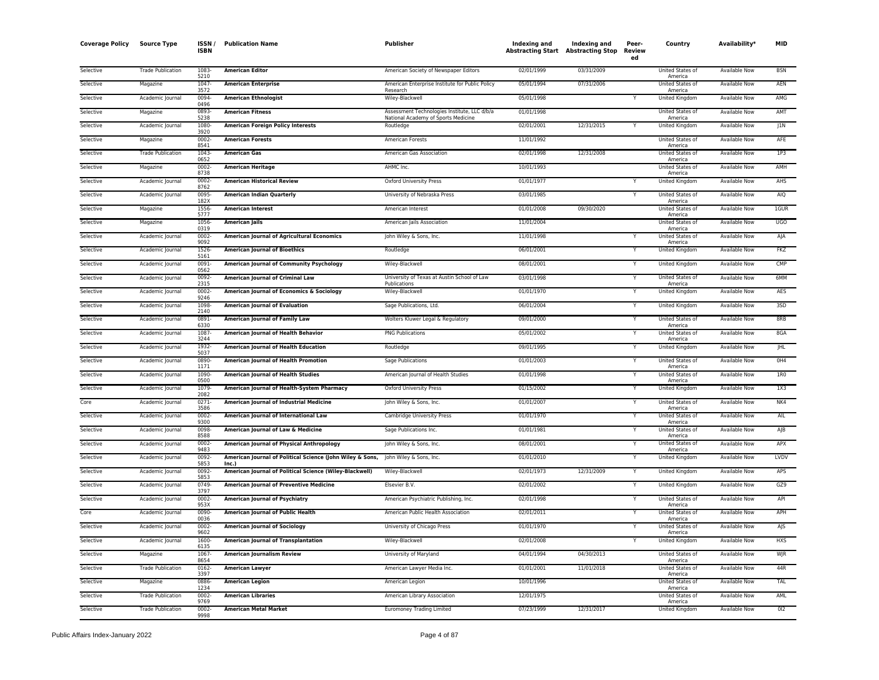| Coverage Policy | Source Type | ISSN / ISBN | Publication Name | Publisher | Indexing and Abstracting Start | Indexing and Abstracting Stop | Peer-Reviewed | Country | Availability* | MID |
|---|---|---|---|---|---|---|---|---|---|---|
| Selective | Trade Publication | 1083-5210 | **American Editor** | American Society of Newspaper Editors | 02/01/1999 | 03/31/2009 | | United States of America | Available Now | BSN |
| Selective | Magazine | 1047-3572 | **American Enterprise** | American Enterprise Institute for Public Policy Research | 05/01/1994 | 07/31/2006 | | United States of America | Available Now | AEN |
| Selective | Academic Journal | 0094-0496 | **American Ethnologist** | Wiley-Blackwell | 05/01/1998 | | Y | United Kingdom | Available Now | AMG |
| Selective | Magazine | 0893-5238 | **American Fitness** | Assessment Technologies Institute, LLC d/b/a National Academy of Sports Medicine | 01/01/1998 | | | United States of America | Available Now | AMT |
| Selective | Academic Journal | 1080-3920 | **American Foreign Policy Interests** | Routledge | 02/01/2001 | 12/31/2015 | Y | United Kingdom | Available Now | J1N |
| Selective | Magazine | 0002-8541 | **American Forests** | American Forests | 11/01/1992 | | | United States of America | Available Now | AFE |
| Selective | Trade Publication | 1043-0652 | **American Gas** | American Gas Association | 02/01/1998 | 12/31/2008 | | United States of America | Available Now | 1P3 |
| Selective | Magazine | 0002-8738 | **American Heritage** | AHMC Inc. | 10/01/1993 | | | United States of America | Available Now | AMH |
| Selective | Academic Journal | 0002-8762 | **American Historical Review** | Oxford University Press | 01/01/1977 | | Y | United Kingdom | Available Now | AHS |
| Selective | Academic Journal | 0095-182X | **American Indian Quarterly** | University of Nebraska Press | 03/01/1985 | | Y | United States of America | Available Now | AIQ |
| Selective | Magazine | 1556-5777 | **American Interest** | American Interest | 01/01/2008 | 09/30/2020 | | United States of America | Available Now | 1GUR |
| Selective | Magazine | 1056-0319 | **American Jails** | American Jails Association | 11/01/2004 | | | United States of America | Available Now | UGO |
| Selective | Academic Journal | 0002-9092 | **American Journal of Agricultural Economics** | John Wiley & Sons, Inc. | 11/01/1998 | | Y | United States of America | Available Now | AJA |
| Selective | Academic Journal | 1526-5161 | **American Journal of Bioethics** | Routledge | 06/01/2001 | | Y | United Kingdom | Available Now | FKZ |
| Selective | Academic Journal | 0091-0562 | **American Journal of Community Psychology** | Wiley-Blackwell | 08/01/2001 | | Y | United Kingdom | Available Now | CMP |
| Selective | Academic Journal | 0092-2315 | **American Journal of Criminal Law** | University of Texas at Austin School of Law Publications | 03/01/1998 | | Y | United States of America | Available Now | 6MM |
| Selective | Academic Journal | 0002-9246 | **American Journal of Economics & Sociology** | Wiley-Blackwell | 01/01/1970 | | Y | United Kingdom | Available Now | AES |
| Selective | Academic Journal | 1098-2140 | **American Journal of Evaluation** | Sage Publications, Ltd. | 06/01/2004 | | Y | United Kingdom | Available Now | 3SD |
| Selective | Academic Journal | 0891-6330 | **American Journal of Family Law** | Wolters Kluwer Legal & Regulatory | 09/01/2000 | | Y | United States of America | Available Now | 8RB |
| Selective | Academic Journal | 1087-3244 | **American Journal of Health Behavior** | PNG Publications | 05/01/2002 | | Y | United States of America | Available Now | 8GA |
| Selective | Academic Journal | 1932-5037 | **American Journal of Health Education** | Routledge | 09/01/1995 | | Y | United Kingdom | Available Now | JHL |
| Selective | Academic Journal | 0890-1171 | **American Journal of Health Promotion** | Sage Publications | 01/01/2003 | | Y | United States of America | Available Now | 0H4 |
| Selective | Academic Journal | 1090-0500 | **American Journal of Health Studies** | American Journal of Health Studies | 01/01/1998 | | Y | United States of America | Available Now | 1R0 |
| Selective | Academic Journal | 1079-2082 | **American Journal of Health-System Pharmacy** | Oxford University Press | 01/15/2002 | | Y | United Kingdom | Available Now | 1X3 |
| Core | Academic Journal | 0271-3586 | **American Journal of Industrial Medicine** | John Wiley & Sons, Inc. | 01/01/2007 | | Y | United States of America | Available Now | NK4 |
| Selective | Academic Journal | 0002-9300 | **American Journal of International Law** | Cambridge University Press | 01/01/1970 | | Y | United States of America | Available Now | AIL |
| Selective | Academic Journal | 0098-8588 | **American Journal of Law & Medicine** | Sage Publications Inc. | 01/01/1981 | | Y | United States of America | Available Now | AJB |
| Selective | Academic Journal | 0002-9483 | **American Journal of Physical Anthropology** | John Wiley & Sons, Inc. | 08/01/2001 | | Y | United States of America | Available Now | APX |
| Selective | Academic Journal | 0092-5853 | **American Journal of Political Science (John Wiley & Sons, Inc.)** | John Wiley & Sons, Inc. | 01/01/2010 | | Y | United Kingdom | Available Now | LVDV |
| Selective | Academic Journal | 0092-5853 | **American Journal of Political Science (Wiley-Blackwell)** | Wiley-Blackwell | 02/01/1973 | 12/31/2009 | Y | United Kingdom | Available Now | APS |
| Selective | Academic Journal | 0749-3797 | **American Journal of Preventive Medicine** | Elsevier B.V. | 02/01/2002 | | Y | United Kingdom | Available Now | GZ9 |
| Selective | Academic Journal | 0002-953X | **American Journal of Psychiatry** | American Psychiatric Publishing, Inc. | 02/01/1998 | | Y | United States of America | Available Now | API |
| Core | Academic Journal | 0090-0036 | **American Journal of Public Health** | American Public Health Association | 02/01/2011 | | Y | United States of America | Available Now | APH |
| Selective | Academic Journal | 0002-9602 | **American Journal of Sociology** | University of Chicago Press | 01/01/1970 | | Y | United States of America | Available Now | AJS |
| Selective | Academic Journal | 1600-6135 | **American Journal of Transplantation** | Wiley-Blackwell | 02/01/2008 | | Y | United Kingdom | Available Now | HXS |
| Selective | Magazine | 1067-8654 | **American Journalism Review** | University of Maryland | 04/01/1994 | 04/30/2013 | | United States of America | Available Now | WJR |
| Selective | Trade Publication | 0162-3397 | **American Lawyer** | American Lawyer Media Inc. | 01/01/2001 | 11/01/2018 | | United States of America | Available Now | 44R |
| Selective | Magazine | 0886-1234 | **American Legion** | American Legion | 10/01/1996 | | | United States of America | Available Now | TAL |
| Selective | Trade Publication | 0002-9769 | **American Libraries** | American Library Association | 12/01/1975 | | | United States of America | Available Now | AML |
| Selective | Trade Publication | 0002-9998 | **American Metal Market** | Euromoney Trading Limited | 07/23/1999 | 12/31/2017 | | United Kingdom | Available Now | 0I2 |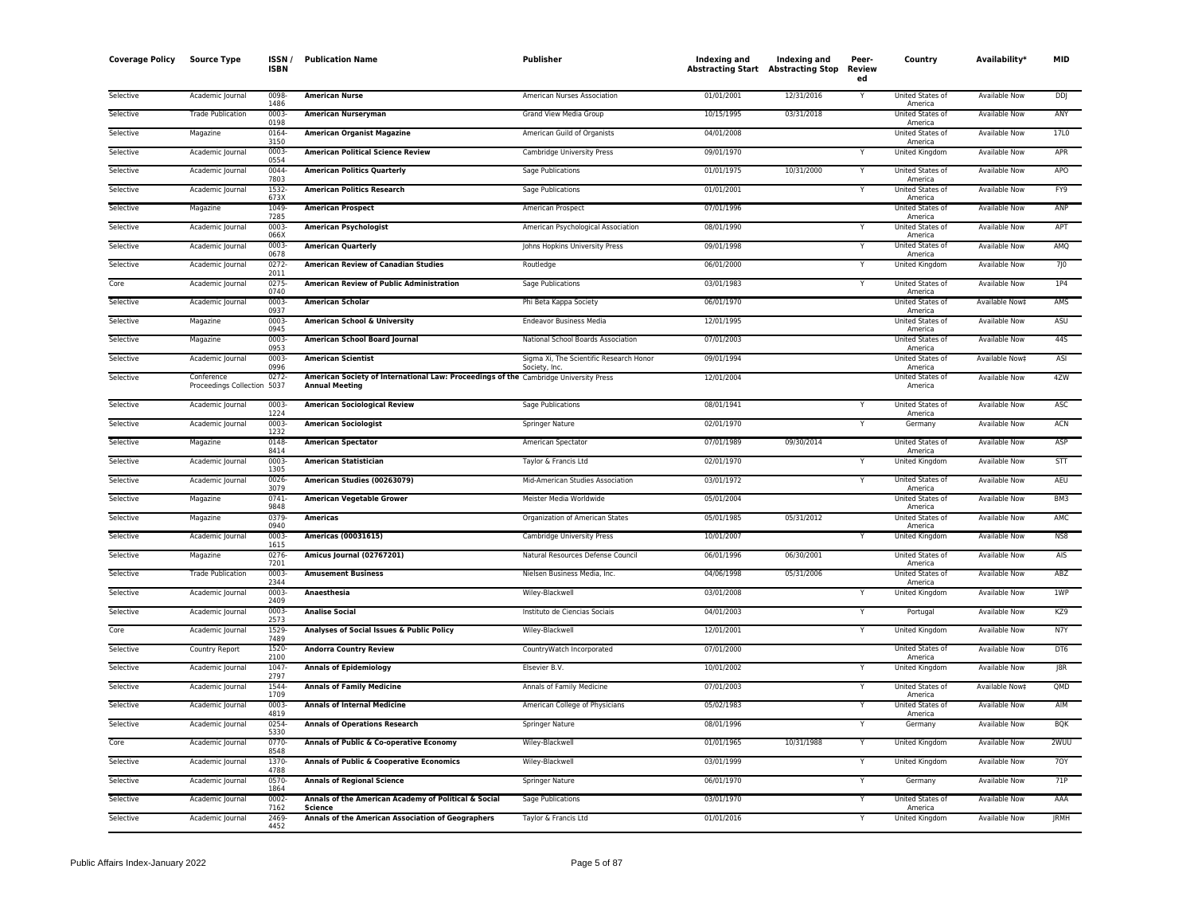| Coverage Policy | Source Type | ISSN / ISBN | Publication Name | Publisher | Indexing and Abstracting Start | Indexing and Abstracting Stop | Peer-Review ed | Country | Availability* | MID |
|---|---|---|---|---|---|---|---|---|---|---|
| Selective | Academic Journal | 0098-1486 | **American Nurse** | American Nurses Association | 01/01/2001 | 12/31/2016 | Y | United States of America | Available Now | DDJ |
| Selective | Trade Publication | 0003-0198 | **American Nurseryman** | Grand View Media Group | 10/15/1995 | 03/31/2018 | | United States of America | Available Now | ANY |
| Selective | Magazine | 0164-3150 | **American Organist Magazine** | American Guild of Organists | 04/01/2008 | | | United States of America | Available Now | 17L0 |
| Selective | Academic Journal | 0003-0554 | **American Political Science Review** | Cambridge University Press | 09/01/1970 | | Y | United Kingdom | Available Now | APR |
| Selective | Academic Journal | 0044-7803 | **American Politics Quarterly** | Sage Publications | 01/01/1975 | 10/31/2000 | Y | United States of America | Available Now | APO |
| Selective | Academic Journal | 1532-673X | **American Politics Research** | Sage Publications | 01/01/2001 | | Y | United States of America | Available Now | FY9 |
| Selective | Magazine | 1049-7285 | **American Prospect** | American Prospect | 07/01/1996 | | | United States of America | Available Now | ANP |
| Selective | Academic Journal | 0003-066X | **American Psychologist** | American Psychological Association | 08/01/1990 | | Y | United States of America | Available Now | APT |
| Selective | Academic Journal | 0003-0678 | **American Quarterly** | Johns Hopkins University Press | 09/01/1998 | | Y | United States of America | Available Now | AMQ |
| Selective | Academic Journal | 0272-2011 | **American Review of Canadian Studies** | Routledge | 06/01/2000 | | Y | United Kingdom | Available Now | 7J0 |
| Core | Academic Journal | 0275-0740 | **American Review of Public Administration** | Sage Publications | 03/01/1983 | | Y | United States of America | Available Now | 1P4 |
| Selective | Academic Journal | 0003-0937 | **American Scholar** | Phi Beta Kappa Society | 06/01/1970 | | | United States of America | Available Now‡ | AMS |
| Selective | Magazine | 0003-0945 | **American School & University** | Endeavor Business Media | 12/01/1995 | | | United States of America | Available Now | ASU |
| Selective | Magazine | 0003-0953 | **American School Board Journal** | National School Boards Association | 07/01/2003 | | | United States of America | Available Now | 44S |
| Selective | Academic Journal | 0003-0996 | **American Scientist** | Sigma Xi, The Scientific Research Honor Society, Inc. | 09/01/1994 | | | United States of America | Available Now‡ | ASI |
| Selective | Conference Proceedings Collection | 0272-5037 | **American Society of International Law: Proceedings of the Annual Meeting** | Cambridge University Press | 12/01/2004 | | | United States of America | Available Now | 4ZW |
| Selective | Academic Journal | 0003-1224 | **American Sociological Review** | Sage Publications | 08/01/1941 | | Y | United States of America | Available Now | ASC |
| Selective | Academic Journal | 0003-1232 | **American Sociologist** | Springer Nature | 02/01/1970 | | Y | Germany | Available Now | ACN |
| Selective | Magazine | 0148-8414 | **American Spectator** | American Spectator | 07/01/1989 | 09/30/2014 | | United States of America | Available Now | ASP |
| Selective | Academic Journal | 0003-1305 | **American Statistician** | Taylor & Francis Ltd | 02/01/1970 | | Y | United Kingdom | Available Now | STT |
| Selective | Academic Journal | 0026-3079 | **American Studies (00263079)** | Mid-American Studies Association | 03/01/1972 | | Y | United States of America | Available Now | AEU |
| Selective | Magazine | 0741-9848 | **American Vegetable Grower** | Meister Media Worldwide | 05/01/2004 | | | United States of America | Available Now | BM3 |
| Selective | Magazine | 0379-0940 | **Americas** | Organization of American States | 05/01/1985 | 05/31/2012 | | United States of America | Available Now | AMC |
| Selective | Academic Journal | 0003-1615 | **Americas (00031615)** | Cambridge University Press | 10/01/2007 | | Y | United Kingdom | Available Now | NS8 |
| Selective | Magazine | 0276-7201 | **Amicus Journal (02767201)** | Natural Resources Defense Council | 06/01/1996 | 06/30/2001 | | United States of America | Available Now | AIS |
| Selective | Trade Publication | 0003-2344 | **Amusement Business** | Nielsen Business Media, Inc. | 04/06/1998 | 05/31/2006 | | United States of America | Available Now | ABZ |
| Selective | Academic Journal | 0003-2409 | **Anaesthesia** | Wiley-Blackwell | 03/01/2008 | | Y | United Kingdom | Available Now | 1WP |
| Selective | Academic Journal | 0003-2573 | **Analise Social** | Instituto de Ciencias Sociais | 04/01/2003 | | Y | Portugal | Available Now | KZ9 |
| Core | Academic Journal | 1529-7489 | **Analyses of Social Issues & Public Policy** | Wiley-Blackwell | 12/01/2001 | | Y | United Kingdom | Available Now | N7Y |
| Selective | Country Report | 1520-2100 | **Andorra Country Review** | CountryWatch Incorporated | 07/01/2000 | | | United States of America | Available Now | DT6 |
| Selective | Academic Journal | 1047-2797 | **Annals of Epidemiology** | Elsevier B.V. | 10/01/2002 | | Y | United Kingdom | Available Now | J8R |
| Selective | Academic Journal | 1544-1709 | **Annals of Family Medicine** | Annals of Family Medicine | 07/01/2003 | | Y | United States of America | Available Now‡ | QMD |
| Selective | Academic Journal | 0003-4819 | **Annals of Internal Medicine** | American College of Physicians | 05/02/1983 | | Y | United States of America | Available Now | AIM |
| Selective | Academic Journal | 0254-5330 | **Annals of Operations Research** | Springer Nature | 08/01/1996 | | Y | Germany | Available Now | BQK |
| Core | Academic Journal | 0770-8548 | **Annals of Public & Co-operative Economy** | Wiley-Blackwell | 01/01/1965 | 10/31/1988 | Y | United Kingdom | Available Now | 2WUU |
| Selective | Academic Journal | 1370-4788 | **Annals of Public & Cooperative Economics** | Wiley-Blackwell | 03/01/1999 | | Y | United Kingdom | Available Now | 7OY |
| Selective | Academic Journal | 0570-1864 | **Annals of Regional Science** | Springer Nature | 06/01/1970 | | Y | Germany | Available Now | 71P |
| Selective | Academic Journal | 0002-7162 | **Annals of the American Academy of Political & Social Science** | Sage Publications | 03/01/1970 | | Y | United States of America | Available Now | AAA |
| Selective | Academic Journal | 2469-4452 | **Annals of the American Association of Geographers** | Taylor & Francis Ltd | 01/01/2016 | | Y | United Kingdom | Available Now | JRMH |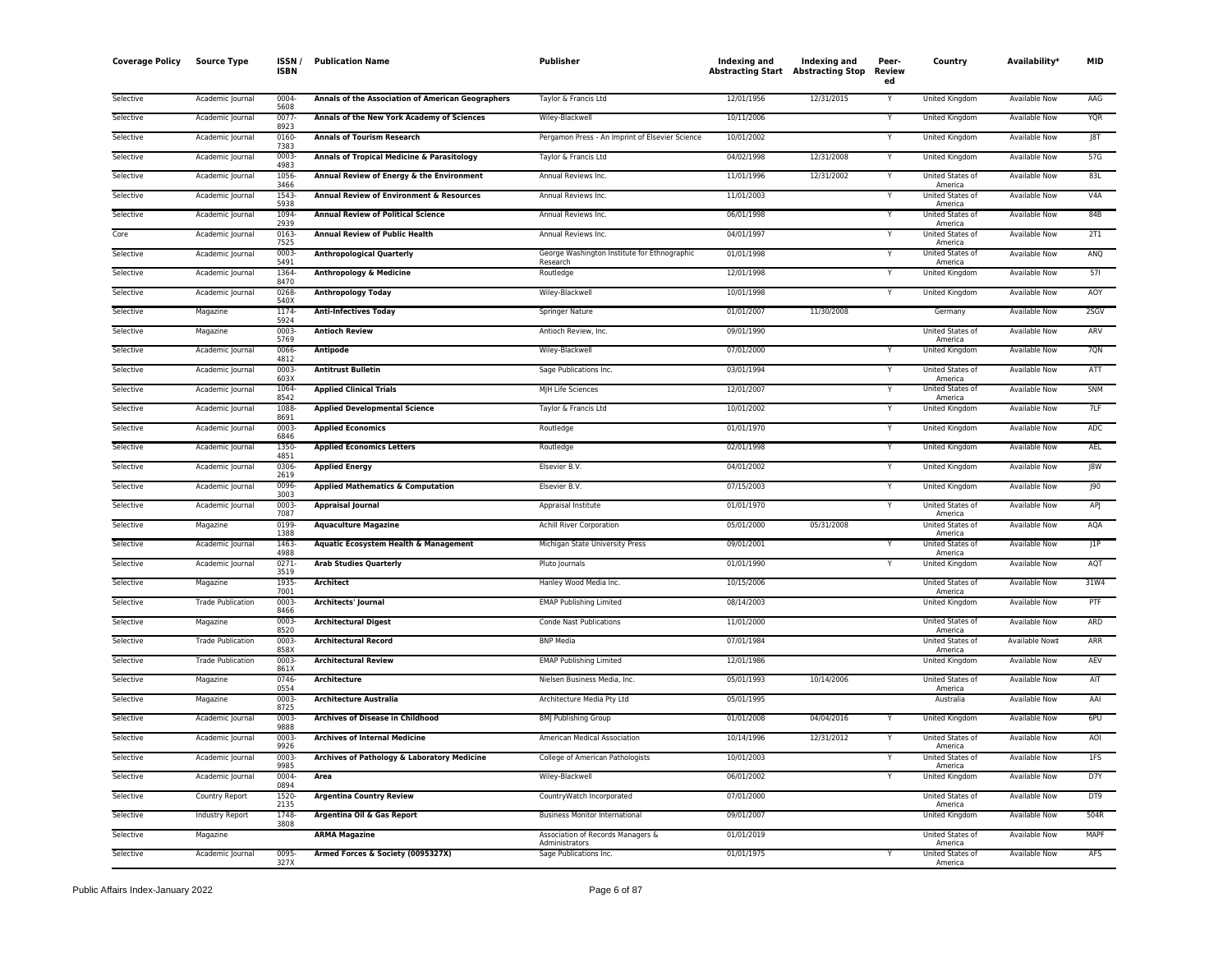| Coverage Policy | Source Type | ISSN / ISBN | Publication Name | Publisher | Indexing and Abstracting Start | Indexing and Abstracting Stop | Peer-Review ed | Country | Availability* | MID |
|---|---|---|---|---|---|---|---|---|---|---|
| Selective | Academic Journal | 0004-5608 | **Annals of the Association of American Geographers** | Taylor & Francis Ltd | 12/01/1956 | 12/31/2015 | Y | United Kingdom | Available Now | AAG |
| Selective | Academic Journal | 0077-8923 | **Annals of the New York Academy of Sciences** | Wiley-Blackwell | 10/11/2006 | | Y | United Kingdom | Available Now | YQR |
| Selective | Academic Journal | 0160-7383 | **Annals of Tourism Research** | Pergamon Press - An Imprint of Elsevier Science | 10/01/2002 | | Y | United Kingdom | Available Now | J8T |
| Selective | Academic Journal | 0003-4983 | **Annals of Tropical Medicine & Parasitology** | Taylor & Francis Ltd | 04/02/1998 | 12/31/2008 | Y | United Kingdom | Available Now | 57G |
| Selective | Academic Journal | 1056-3466 | **Annual Review of Energy & the Environment** | Annual Reviews Inc. | 11/01/1996 | 12/31/2002 | Y | United States of America | Available Now | 83L |
| Selective | Academic Journal | 1543-5938 | **Annual Review of Environment & Resources** | Annual Reviews Inc. | 11/01/2003 | | Y | United States of America | Available Now | V4A |
| Selective | Academic Journal | 1094-2939 | **Annual Review of Political Science** | Annual Reviews Inc. | 06/01/1998 | | Y | United States of America | Available Now | 84B |
| Core | Academic Journal | 0163-7525 | **Annual Review of Public Health** | Annual Reviews Inc. | 04/01/1997 | | Y | United States of America | Available Now | 2T1 |
| Selective | Academic Journal | 0003-5491 | **Anthropological Quarterly** | George Washington Institute for Ethnographic Research | 01/01/1998 | | Y | United States of America | Available Now | ANQ |
| Selective | Academic Journal | 1364-8470 | **Anthropology & Medicine** | Routledge | 12/01/1998 | | Y | United Kingdom | Available Now | 57I |
| Selective | Academic Journal | 0268-540X | **Anthropology Today** | Wiley-Blackwell | 10/01/1998 | | Y | United Kingdom | Available Now | AOY |
| Selective | Magazine | 1174-5924 | **Anti-Infectives Today** | Springer Nature | 01/01/2007 | 11/30/2008 | | Germany | Available Now | 2SGV |
| Selective | Magazine | 0003-5769 | **Antioch Review** | Antioch Review, Inc. | 09/01/1990 | | | United States of America | Available Now | ARV |
| Selective | Academic Journal | 0066-4812 | **Antipode** | Wiley-Blackwell | 07/01/2000 | | Y | United Kingdom | Available Now | 7QN |
| Selective | Academic Journal | 0003-603X | **Antitrust Bulletin** | Sage Publications Inc. | 03/01/1994 | | Y | United States of America | Available Now | ATT |
| Selective | Academic Journal | 1064-8542 | **Applied Clinical Trials** | MJH Life Sciences | 12/01/2007 | | Y | United States of America | Available Now | 5NM |
| Selective | Academic Journal | 1088-8691 | **Applied Developmental Science** | Taylor & Francis Ltd | 10/01/2002 | | Y | United Kingdom | Available Now | 7LF |
| Selective | Academic Journal | 0003-6846 | **Applied Economics** | Routledge | 01/01/1970 | | Y | United Kingdom | Available Now | ADC |
| Selective | Academic Journal | 1350-4851 | **Applied Economics Letters** | Routledge | 02/01/1998 | | Y | United Kingdom | Available Now | AEL |
| Selective | Academic Journal | 0306-2619 | **Applied Energy** | Elsevier B.V. | 04/01/2002 | | Y | United Kingdom | Available Now | J8W |
| Selective | Academic Journal | 0096-3003 | **Applied Mathematics & Computation** | Elsevier B.V. | 07/15/2003 | | Y | United Kingdom | Available Now | J90 |
| Selective | Academic Journal | 0003-7087 | **Appraisal Journal** | Appraisal Institute | 01/01/1970 | | Y | United States of America | Available Now | APJ |
| Selective | Magazine | 0199-1388 | **Aquaculture Magazine** | Achill River Corporation | 05/01/2000 | 05/31/2008 | | United States of America | Available Now | AQA |
| Selective | Academic Journal | 1463-4988 | **Aquatic Ecosystem Health & Management** | Michigan State University Press | 09/01/2001 | | Y | United States of America | Available Now | J1P |
| Selective | Academic Journal | 0271-3519 | **Arab Studies Quarterly** | Pluto Journals | 01/01/1990 | | Y | United Kingdom | Available Now | AQT |
| Selective | Magazine | 1935-7001 | **Architect** | Hanley Wood Media Inc. | 10/15/2006 | | | United States of America | Available Now | 31W4 |
| Selective | Trade Publication | 0003-8466 | **Architects' Journal** | EMAP Publishing Limited | 08/14/2003 | | | United Kingdom | Available Now | PTF |
| Selective | Magazine | 0003-8520 | **Architectural Digest** | Conde Nast Publications | 11/01/2000 | | | United States of America | Available Now | ARD |
| Selective | Trade Publication | 0003-858X | **Architectural Record** | BNP Media | 07/01/1984 | | | United States of America | Available Now‡ | ARR |
| Selective | Trade Publication | 0003-861X | **Architectural Review** | EMAP Publishing Limited | 12/01/1986 | | | United Kingdom | Available Now | AEV |
| Selective | Magazine | 0746-0554 | **Architecture** | Nielsen Business Media, Inc. | 05/01/1993 | 10/14/2006 | | United States of America | Available Now | AIT |
| Selective | Magazine | 0003-8725 | **Architecture Australia** | Architecture Media Pty Ltd | 05/01/1995 | | | Australia | Available Now | AAI |
| Selective | Academic Journal | 0003-9888 | **Archives of Disease in Childhood** | BMJ Publishing Group | 01/01/2008 | 04/04/2016 | Y | United Kingdom | Available Now | 6PU |
| Selective | Academic Journal | 0003-9926 | **Archives of Internal Medicine** | American Medical Association | 10/14/1996 | 12/31/2012 | Y | United States of America | Available Now | AOI |
| Selective | Academic Journal | 0003-9985 | **Archives of Pathology & Laboratory Medicine** | College of American Pathologists | 10/01/2003 | | Y | United States of America | Available Now | 1FS |
| Selective | Academic Journal | 0004-0894 | **Area** | Wiley-Blackwell | 06/01/2002 | | Y | United Kingdom | Available Now | D7Y |
| Selective | Country Report | 1520-2135 | **Argentina Country Review** | CountryWatch Incorporated | 07/01/2000 | | | United States of America | Available Now | DT9 |
| Selective | Industry Report | 1748-3808 | **Argentina Oil & Gas Report** | Business Monitor International | 09/01/2007 | | | United Kingdom | Available Now | 504R |
| Selective | Magazine | | **ARMA Magazine** | Association of Records Managers & Administrators | 01/01/2019 | | | United States of America | Available Now | MAPF |
| Selective | Academic Journal | 0095-327X | **Armed Forces & Society (0095327X)** | Sage Publications Inc. | 01/01/1975 | | Y | United States of America | Available Now | AFS |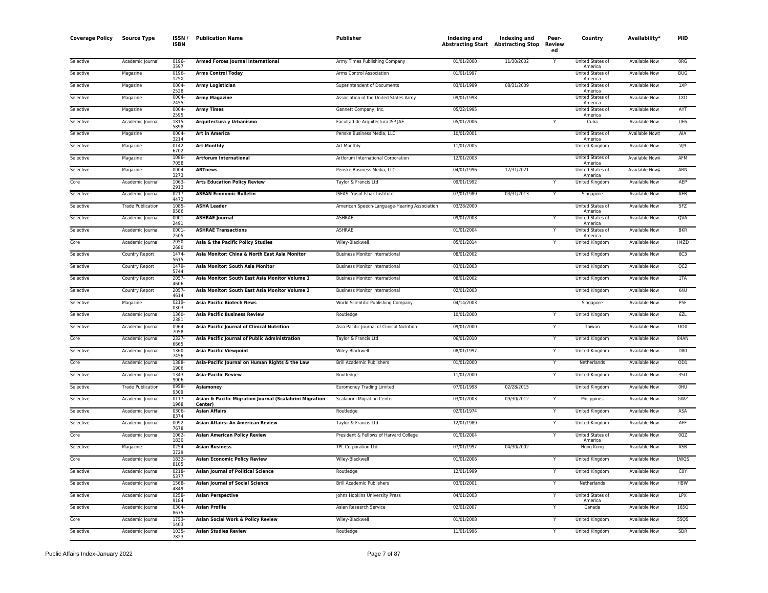| Coverage Policy | Source Type | ISSN / ISBN | Publication Name | Publisher | Indexing and Abstracting Start | Indexing and Abstracting Stop | Peer-Reviewed | Country | Availability* | MID |
|---|---|---|---|---|---|---|---|---|---|---|
| Selective | Academic Journal | 0196-3597 | **Armed Forces Journal International** | Army Times Publishing Company | 01/01/2000 | 11/30/2002 | Y | United States of America | Available Now | 0RG |
| Selective | Magazine | 0196-125X | **Arms Control Today** | Arms Control Association | 01/01/1997 | | | United States of America | Available Now | BUG |
| Selective | Magazine | 0004-2528 | **Army Logistician** | Superintendent of Documents | 03/01/1999 | 08/31/2009 | | United States of America | Available Now | 1XP |
| Selective | Magazine | 0004-2455 | **Army Magazine** | Association of the United States Army | 09/01/1998 | | | United States of America | Available Now | 1XO |
| Selective | Magazine | 0004-2595 | **Army Times** | Gannett Company, Inc. | 05/22/1995 | | | United States of America | Available Now | AYT |
| Selective | Academic Journal | 1815-5898 | **Arquitectura y Urbanismo** | Facultad de Arquitectura ISPJAE | 05/01/2006 | | Y | Cuba | Available Now | UF6 |
| Selective | Magazine | 0004-3214 | **Art in America** | Penske Business Media, LLC | 10/01/2001 | | | United States of America | Available Now‡ | AIA |
| Selective | Magazine | 0142-6702 | **Art Monthly** | Art Monthly | 11/01/2005 | | | United Kingdom | Available Now | VJ9 |
| Selective | Magazine | 1086-7058 | **Artforum International** | Artforum International Corporation | 12/01/2003 | | | United States of America | Available Now‡ | AFM |
| Selective | Magazine | 0004-3273 | **ARTnews** | Penske Business Media, LLC | 04/01/1996 | 12/31/2021 | | United States of America | Available Now‡ | ARN |
| Core | Academic Journal | 1063-2913 | **Arts Education Policy Review** | Taylor & Francis Ltd | 09/01/1992 | | Y | United Kingdom | Available Now | AEP |
| Selective | Academic Journal | 0217-4472 | **ASEAN Economic Bulletin** | ISEAS- Yusof Ishak Institute | 07/01/1989 | 03/31/2013 | Y | Singapore | Available Now | AEB |
| Selective | Trade Publication | 1085-9586 | **ASHA Leader** | American Speech-Language-Hearing Association | 03/28/2000 | | | United States of America | Available Now | 5FZ |
| Selective | Academic Journal | 0001-2491 | **ASHRAE Journal** | ASHRAE | 09/01/2003 | | Y | United States of America | Available Now | QVA |
| Selective | Academic Journal | 0001-2505 | **ASHRAE Transactions** | ASHRAE | 01/01/2004 | | Y | United States of America | Available Now | BKR |
| Core | Academic Journal | 2050-2680 | **Asia & the Pacific Policy Studies** | Wiley-Blackwell | 05/01/2014 | | Y | United Kingdom | Available Now | H4ZD |
| Selective | Country Report | 1474-5615 | **Asia Monitor: China & North East Asia Monitor** | Business Monitor International | 08/01/2002 | | | United Kingdom | Available Now | 6C3 |
| Selective | Country Report | 1479-5744 | **Asia Monitor: South Asia Monitor** | Business Monitor International | 03/01/2003 | | | United Kingdom | Available Now | QC2 |
| Selective | Country Report | 2057-4606 | **Asia Monitor: South East Asia Monitor Volume 1** | Business Monitor International | 08/01/2002 | | | United Kingdom | Available Now | 1TA |
| Selective | Country Report | 2057-4614 | **Asia Monitor: South East Asia Monitor Volume 2** | Business Monitor International | 02/01/2003 | | | United Kingdom | Available Now | K4U |
| Selective | Magazine | 0219-0303 | **Asia Pacific Biotech News** | World Scientific Publishing Company | 04/14/2003 | | | Singapore | Available Now | P5F |
| Selective | Academic Journal | 1360-2381 | **Asia Pacific Business Review** | Routledge | 10/01/2000 | | Y | United Kingdom | Available Now | 6ZL |
| Selective | Academic Journal | 0964-7058 | **Asia Pacific Journal of Clinical Nutrition** | Asia Pacific Journal of Clinical Nutrition | 09/01/2000 | | Y | Taiwan | Available Now | UOX |
| Core | Academic Journal | 2327-6665 | **Asia Pacific Journal of Public Administration** | Taylor & Francis Ltd | 06/01/2010 | | Y | United Kingdom | Available Now | 84AN |
| Selective | Academic Journal | 1360-7456 | **Asia Pacific Viewpoint** | Wiley-Blackwell | 08/01/1997 | | Y | United Kingdom | Available Now | D80 |
| Core | Academic Journal | 1388-1906 | **Asia-Pacific Journal on Human Rights & the Law** | Brill Academic Publishers | 01/01/2000 | | Y | Netherlands | Available Now | OD1 |
| Selective | Academic Journal | 1343-9006 | **Asia-Pacific Review** | Routledge | 11/01/2000 | | Y | United Kingdom | Available Now | 35O |
| Selective | Trade Publication | 0958-9309 | **Asiamoney** | Euromoney Trading Limited | 07/01/1998 | 02/28/2015 | | United Kingdom | Available Now | 0HU |
| Selective | Academic Journal | 0117-1968 | **Asian & Pacific Migration Journal (Scalabrini Migration Center)** | Scalabrini Migration Center | 03/01/2003 | 09/30/2012 | Y | Philippines | Available Now | GWZ |
| Selective | Academic Journal | 0306-8374 | **Asian Affairs** | Routledge | 02/01/1974 | | Y | United Kingdom | Available Now | ASA |
| Selective | Academic Journal | 0092-7678 | **Asian Affairs: An American Review** | Taylor & Francis Ltd | 12/01/1989 | | Y | United Kingdom | Available Now | AFF |
| Core | Academic Journal | 1062-1830 | **Asian American Policy Review** | President & Fellows of Harvard College | 01/01/2004 | | Y | United States of America | Available Now | 0QZ |
| Selective | Magazine | 0254-3729 | **Asian Business** | TPL Corporation Ltd. | 07/01/1997 | 04/30/2002 | | Hong Kong | Available Now | ASB |
| Core | Academic Journal | 1832-8105 | **Asian Economic Policy Review** | Wiley-Blackwell | 01/01/2006 | | Y | United Kingdom | Available Now | 1WQS |
| Selective | Academic Journal | 0218-5377 | **Asian Journal of Political Science** | Routledge | 12/01/1999 | | Y | United Kingdom | Available Now | C0Y |
| Selective | Academic Journal | 1568-4849 | **Asian Journal of Social Science** | Brill Academic Publishers | 03/01/2001 | | Y | Netherlands | Available Now | HBW |
| Selective | Academic Journal | 0258-9184 | **Asian Perspective** | Johns Hopkins University Press | 04/01/2003 | | Y | United States of America | Available Now | LPX |
| Selective | Academic Journal | 0304-8675 | **Asian Profile** | Asian Research Service | 02/01/2007 | | Y | Canada | Available Now | 165Q |
| Core | Academic Journal | 1753-1403 | **Asian Social Work & Policy Review** | Wiley-Blackwell | 01/01/2008 | | Y | United Kingdom | Available Now | 55Q5 |
| Selective | Academic Journal | 1035-7823 | **Asian Studies Review** | Routledge | 11/01/1996 | | Y | United Kingdom | Available Now | SDR |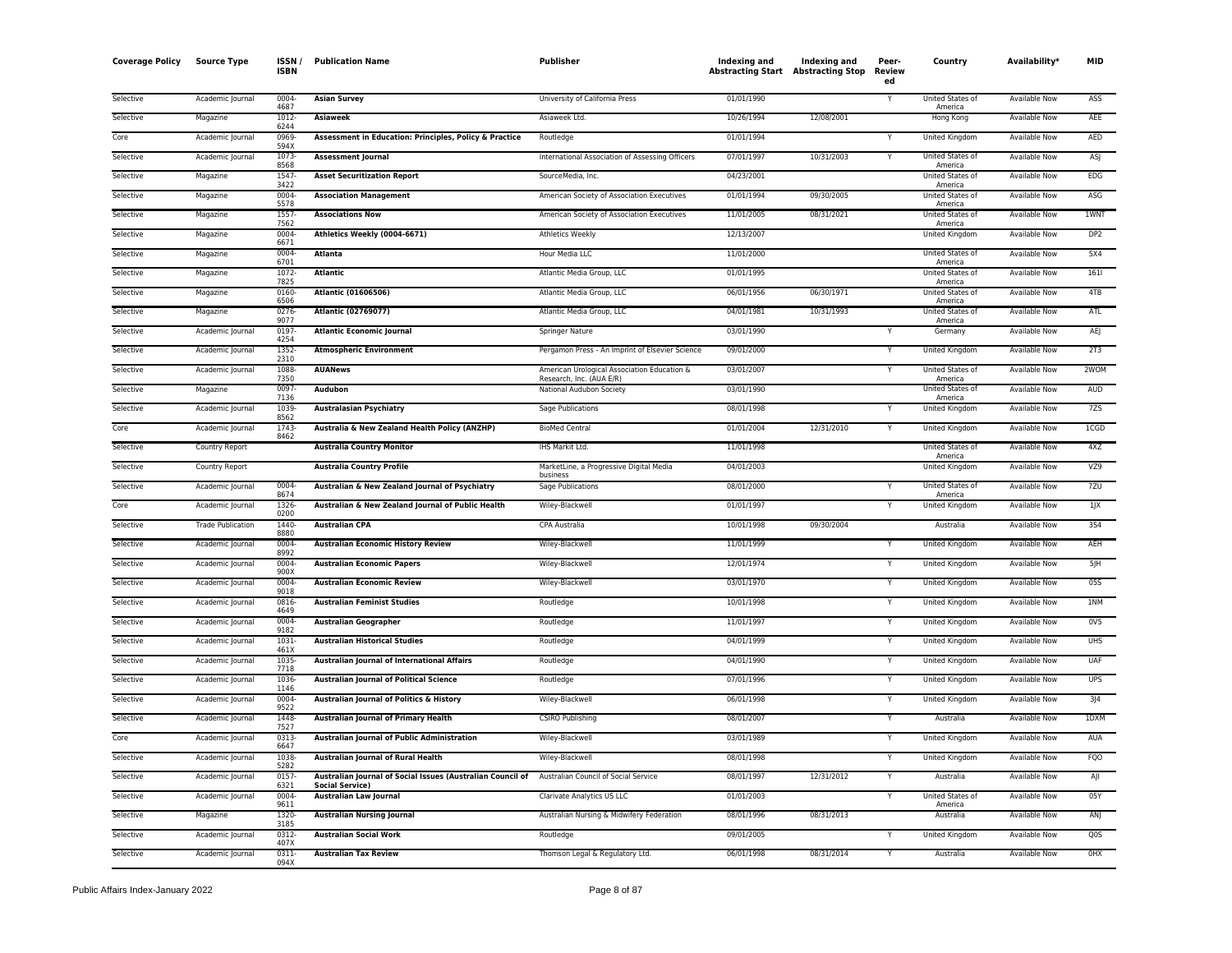| Coverage Policy | Source Type | ISSN / ISBN | Publication Name | Publisher | Indexing and Abstracting Start | Indexing and Abstracting Stop | Peer-Reviewed | Country | Availability* | MID |
|---|---|---|---|---|---|---|---|---|---|---|
| Selective | Academic Journal | 0004-4687 | **Asian Survey** | University of California Press | 01/01/1990 | | Y | United States of America | Available Now | ASS |
| Selective | Magazine | 1012-6244 | **Asiaweek** | Asiaweek Ltd. | 10/26/1994 | 12/08/2001 | | Hong Kong | Available Now | AEE |
| Core | Academic Journal | 0969-594X | **Assessment in Education: Principles, Policy & Practice** | Routledge | 01/01/1994 | | Y | United Kingdom | Available Now | AED |
| Selective | Academic Journal | 1073-8568 | **Assessment Journal** | International Association of Assessing Officers | 07/01/1997 | 10/31/2003 | Y | United States of America | Available Now | ASJ |
| Selective | Magazine | 1547-3422 | **Asset Securitization Report** | SourceMedia, Inc. | 04/23/2001 | | | United States of America | Available Now | EDG |
| Selective | Magazine | 0004-5578 | **Association Management** | American Society of Association Executives | 01/01/1994 | 09/30/2005 | | United States of America | Available Now | ASG |
| Selective | Magazine | 1557-7562 | **Associations Now** | American Society of Association Executives | 11/01/2005 | 08/31/2021 | | United States of America | Available Now | 1WNT |
| Selective | Magazine | 0004-6671 | **Athletics Weekly (0004-6671)** | Athletics Weekly | 12/13/2007 | | | United Kingdom | Available Now | DP2 |
| Selective | Magazine | 0004-6701 | **Atlanta** | Hour Media LLC | 11/01/2000 | | | United States of America | Available Now | 5X4 |
| Selective | Magazine | 1072-7825 | **Atlantic** | Atlantic Media Group, LLC | 01/01/1995 | | | United States of America | Available Now | 161I |
| Selective | Magazine | 0160-6506 | **Atlantic (01606506)** | Atlantic Media Group, LLC | 06/01/1956 | 06/30/1971 | | United States of America | Available Now | 4TB |
| Selective | Magazine | 0276-9077 | **Atlantic (02769077)** | Atlantic Media Group, LLC | 04/01/1981 | 10/31/1993 | | United States of America | Available Now | ATL |
| Selective | Academic Journal | 0197-4254 | **Atlantic Economic Journal** | Springer Nature | 03/01/1990 | | Y | Germany | Available Now | AEJ |
| Selective | Academic Journal | 1352-2310 | **Atmospheric Environment** | Pergamon Press - An Imprint of Elsevier Science | 09/01/2000 | | Y | United Kingdom | Available Now | 2T3 |
| Selective | Academic Journal | 1088-7350 | **AUANews** | American Urological Association Education & Research, Inc. (AUA E/R) | 03/01/2007 | | Y | United States of America | Available Now | 2WOM |
| Selective | Magazine | 0097-7136 | **Audubon** | National Audubon Society | 03/01/1990 | | | United States of America | Available Now | AUD |
| Selective | Academic Journal | 1039-8562 | **Australasian Psychiatry** | Sage Publications | 08/01/1998 | | Y | United Kingdom | Available Now | 7ZS |
| Core | Academic Journal | 1743-8462 | **Australia & New Zealand Health Policy (ANZHP)** | BioMed Central | 01/01/2004 | 12/31/2010 | Y | United Kingdom | Available Now | 1CGD |
| Selective | Country Report | | **Australia Country Monitor** | IHS Markit Ltd. | 11/01/1998 | | | United States of America | Available Now | 4XZ |
| Selective | Country Report | | **Australia Country Profile** | MarketLine, a Progressive Digital Media business | 04/01/2003 | | | United Kingdom | Available Now | VZ9 |
| Selective | Academic Journal | 0004-8674 | **Australian & New Zealand Journal of Psychiatry** | Sage Publications | 08/01/2000 | | Y | United States of America | Available Now | 7ZU |
| Core | Academic Journal | 1326-0200 | **Australian & New Zealand Journal of Public Health** | Wiley-Blackwell | 01/01/1997 | | Y | United Kingdom | Available Now | 1JX |
| Selective | Trade Publication | 1440-8880 | **Australian CPA** | CPA Australia | 10/01/1998 | 09/30/2004 | | Australia | Available Now | 3S4 |
| Selective | Academic Journal | 0004-8992 | **Australian Economic History Review** | Wiley-Blackwell | 11/01/1999 | | Y | United Kingdom | Available Now | AEH |
| Selective | Academic Journal | 0004-900X | **Australian Economic Papers** | Wiley-Blackwell | 12/01/1974 | | Y | United Kingdom | Available Now | 5JH |
| Selective | Academic Journal | 0004-9018 | **Australian Economic Review** | Wiley-Blackwell | 03/01/1970 | | Y | United Kingdom | Available Now | 0SS |
| Selective | Academic Journal | 0816-4649 | **Australian Feminist Studies** | Routledge | 10/01/1998 | | Y | United Kingdom | Available Now | 1NM |
| Selective | Academic Journal | 0004-9182 | **Australian Geographer** | Routledge | 11/01/1997 | | Y | United Kingdom | Available Now | 0V5 |
| Selective | Academic Journal | 1031-461X | **Australian Historical Studies** | Routledge | 04/01/1999 | | Y | United Kingdom | Available Now | UHS |
| Selective | Academic Journal | 1035-7718 | **Australian Journal of International Affairs** | Routledge | 04/01/1990 | | Y | United Kingdom | Available Now | UAF |
| Selective | Academic Journal | 1036-1146 | **Australian Journal of Political Science** | Routledge | 07/01/1996 | | Y | United Kingdom | Available Now | UPS |
| Selective | Academic Journal | 0004-9522 | **Australian Journal of Politics & History** | Wiley-Blackwell | 06/01/1998 | | Y | United Kingdom | Available Now | 3J4 |
| Selective | Academic Journal | 1448-7527 | **Australian Journal of Primary Health** | CSIRO Publishing | 08/01/2007 | | Y | Australia | Available Now | 1DXM |
| Core | Academic Journal | 0313-6647 | **Australian Journal of Public Administration** | Wiley-Blackwell | 03/01/1989 | | Y | United Kingdom | Available Now | AUA |
| Selective | Academic Journal | 1038-5282 | **Australian Journal of Rural Health** | Wiley-Blackwell | 08/01/1998 | | Y | United Kingdom | Available Now | FQO |
| Selective | Academic Journal | 0157-6321 | **Australian Journal of Social Issues (Australian Council of Social Service)** | Australian Council of Social Service | 08/01/1997 | 12/31/2012 | Y | Australia | Available Now | AJI |
| Selective | Academic Journal | 0004-9611 | **Australian Law Journal** | Clarivate Analytics US LLC | 01/01/2003 | | Y | United States of America | Available Now | 05Y |
| Selective | Magazine | 1320-3185 | **Australian Nursing Journal** | Australian Nursing & Midwifery Federation | 08/01/1996 | 08/31/2013 | | Australia | Available Now | ANJ |
| Selective | Academic Journal | 0312-407X | **Australian Social Work** | Routledge | 09/01/2005 | | Y | United Kingdom | Available Now | Q0S |
| Selective | Academic Journal | 0311-094X | **Australian Tax Review** | Thomson Legal & Regulatory Ltd. | 06/01/1998 | 08/31/2014 | Y | Australia | Available Now | 0HX |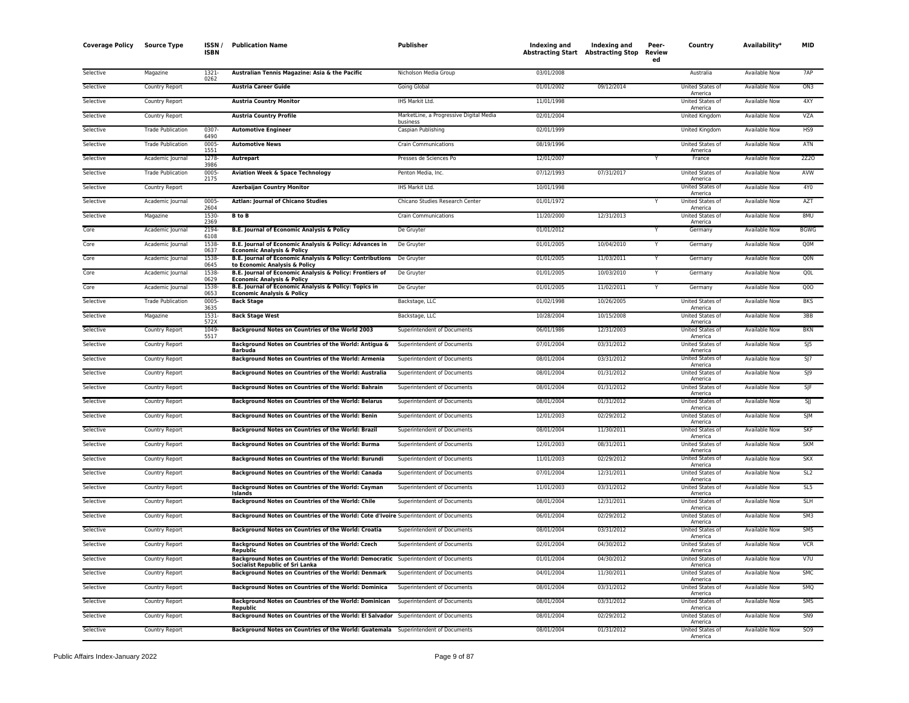| Coverage Policy | Source Type | ISSN / ISBN | Publication Name | Publisher | Indexing and Abstracting Start | Indexing and Abstracting Stop | Peer-Reviewed | Country | Availability* | MID |
|---|---|---|---|---|---|---|---|---|---|---|
| Selective | Magazine | 1321-0262 | **Australian Tennis Magazine: Asia & the Pacific** | Nicholson Media Group | 03/01/2008 | | | Australia | Available Now | 7AP |
| Selective | Country Report | | **Austria Career Guide** | Going Global | 01/01/2002 | 09/12/2014 | | United States of America | Available Now | ON3 |
| Selective | Country Report | | **Austria Country Monitor** | IHS Markit Ltd. | 11/01/1998 | | | United States of America | Available Now | 4XY |
| Selective | Country Report | | **Austria Country Profile** | MarketLine, a Progressive Digital Media business | 02/01/2004 | | | United Kingdom | Available Now | VZA |
| Selective | Trade Publication | 0307-6490 | **Automotive Engineer** | Caspian Publishing | 02/01/1999 | | | United Kingdom | Available Now | HS9 |
| Selective | Trade Publication | 0005-1551 | **Automotive News** | Crain Communications | 08/19/1996 | | | United States of America | Available Now | ATN |
| Selective | Academic Journal | 1278-3986 | **Autrepart** | Presses de Sciences Po | 12/01/2007 | | Y | France | Available Now | 2Z2O |
| Selective | Trade Publication | 0005-2175 | **Aviation Week & Space Technology** | Penton Media, Inc. | 07/12/1993 | 07/31/2017 | | United States of America | Available Now | AVW |
| Selective | Country Report | | **Azerbaijan Country Monitor** | IHS Markit Ltd. | 10/01/1998 | | | United States of America | Available Now | 4Y0 |
| Selective | Academic Journal | 0005-2604 | **Aztlan: Journal of Chicano Studies** | Chicano Studies Research Center | 01/01/1972 | | Y | United States of America | Available Now | AZT |
| Selective | Magazine | 1530-2369 | **B to B** | Crain Communications | 11/20/2000 | 12/31/2013 | | United States of America | Available Now | 8MU |
| Core | Academic Journal | 2194-6108 | **B.E. Journal of Economic Analysis & Policy** | De Gruyter | 01/01/2012 | | Y | Germany | Available Now | BGWG |
| Core | Academic Journal | 1538-0637 | **B.E. Journal of Economic Analysis & Policy: Advances in Economic Analysis & Policy** | De Gruyter | 01/01/2005 | 10/04/2010 | Y | Germany | Available Now | Q0M |
| Core | Academic Journal | 1538-0645 | **B.E. Journal of Economic Analysis & Policy: Contributions to Economic Analysis & Policy** | De Gruyter | 01/01/2005 | 11/03/2011 | Y | Germany | Available Now | Q0N |
| Core | Academic Journal | 1538-0629 | **B.E. Journal of Economic Analysis & Policy: Frontiers of Economic Analysis & Policy** | De Gruyter | 01/01/2005 | 10/03/2010 | Y | Germany | Available Now | Q0L |
| Core | Academic Journal | 1538-0653 | **B.E. Journal of Economic Analysis & Policy: Topics in Economic Analysis & Policy** | De Gruyter | 01/01/2005 | 11/02/2011 | Y | Germany | Available Now | Q0O |
| Selective | Trade Publication | 0005-3635 | **Back Stage** | Backstage, LLC | 01/02/1998 | 10/26/2005 | | United States of America | Available Now | BKS |
| Selective | Magazine | 1531-572X | **Back Stage West** | Backstage, LLC | 10/28/2004 | 10/15/2008 | | United States of America | Available Now | 3BB |
| Selective | Country Report | 1049-5517 | **Background Notes on Countries of the World 2003** | Superintendent of Documents | 06/01/1986 | 12/31/2003 | | United States of America | Available Now | BKN |
| Selective | Country Report | | **Background Notes on Countries of the World: Antigua & Barbuda** | Superintendent of Documents | 07/01/2004 | 03/31/2012 | | United States of America | Available Now | SJ5 |
| Selective | Country Report | | **Background Notes on Countries of the World: Armenia** | Superintendent of Documents | 08/01/2004 | 03/31/2012 | | United States of America | Available Now | SJ7 |
| Selective | Country Report | | **Background Notes on Countries of the World: Australia** | Superintendent of Documents | 08/01/2004 | 01/31/2012 | | United States of America | Available Now | SJ9 |
| Selective | Country Report | | **Background Notes on Countries of the World: Bahrain** | Superintendent of Documents | 08/01/2004 | 01/31/2012 | | United States of America | Available Now | SJF |
| Selective | Country Report | | **Background Notes on Countries of the World: Belarus** | Superintendent of Documents | 08/01/2004 | 01/31/2012 | | United States of America | Available Now | SJJ |
| Selective | Country Report | | **Background Notes on Countries of the World: Benin** | Superintendent of Documents | 12/01/2003 | 02/29/2012 | | United States of America | Available Now | SJM |
| Selective | Country Report | | **Background Notes on Countries of the World: Brazil** | Superintendent of Documents | 08/01/2004 | 11/30/2011 | | United States of America | Available Now | SKF |
| Selective | Country Report | | **Background Notes on Countries of the World: Burma** | Superintendent of Documents | 12/01/2003 | 08/31/2011 | | United States of America | Available Now | SKM |
| Selective | Country Report | | **Background Notes on Countries of the World: Burundi** | Superintendent of Documents | 11/01/2003 | 02/29/2012 | | United States of America | Available Now | SKX |
| Selective | Country Report | | **Background Notes on Countries of the World: Canada** | Superintendent of Documents | 07/01/2004 | 12/31/2011 | | United States of America | Available Now | SL2 |
| Selective | Country Report | | **Background Notes on Countries of the World: Cayman Islands** | Superintendent of Documents | 11/01/2003 | 03/31/2012 | | United States of America | Available Now | SL5 |
| Selective | Country Report | | **Background Notes on Countries of the World: Chile** | Superintendent of Documents | 08/01/2004 | 12/31/2011 | | United States of America | Available Now | SLH |
| Selective | Country Report | | **Background Notes on Countries of the World: Cote d'Ivoire** | Superintendent of Documents | 06/01/2004 | 02/29/2012 | | United States of America | Available Now | SM3 |
| Selective | Country Report | | **Background Notes on Countries of the World: Croatia** | Superintendent of Documents | 08/01/2004 | 03/31/2012 | | United States of America | Available Now | SM5 |
| Selective | Country Report | | **Background Notes on Countries of the World: Czech Republic** | Superintendent of Documents | 02/01/2004 | 04/30/2012 | | United States of America | Available Now | VCR |
| Selective | Country Report | | **Background Notes on Countries of the World: Democratic Socialist Republic of Sri Lanka** | Superintendent of Documents | 01/01/2004 | 04/30/2012 | | United States of America | Available Now | V7U |
| Selective | Country Report | | **Background Notes on Countries of the World: Denmark** | Superintendent of Documents | 04/01/2004 | 11/30/2011 | | United States of America | Available Now | SMC |
| Selective | Country Report | | **Background Notes on Countries of the World: Dominica** | Superintendent of Documents | 08/01/2004 | 03/31/2012 | | United States of America | Available Now | SMQ |
| Selective | Country Report | | **Background Notes on Countries of the World: Dominican Republic** | Superintendent of Documents | 08/01/2004 | 03/31/2012 | | United States of America | Available Now | SMS |
| Selective | Country Report | | **Background Notes on Countries of the World: El Salvador** | Superintendent of Documents | 08/01/2004 | 02/29/2012 | | United States of America | Available Now | SN9 |
| Selective | Country Report | | **Background Notes on Countries of the World: Guatemala** | Superintendent of Documents | 08/01/2004 | 01/31/2012 | | United States of America | Available Now | SO9 |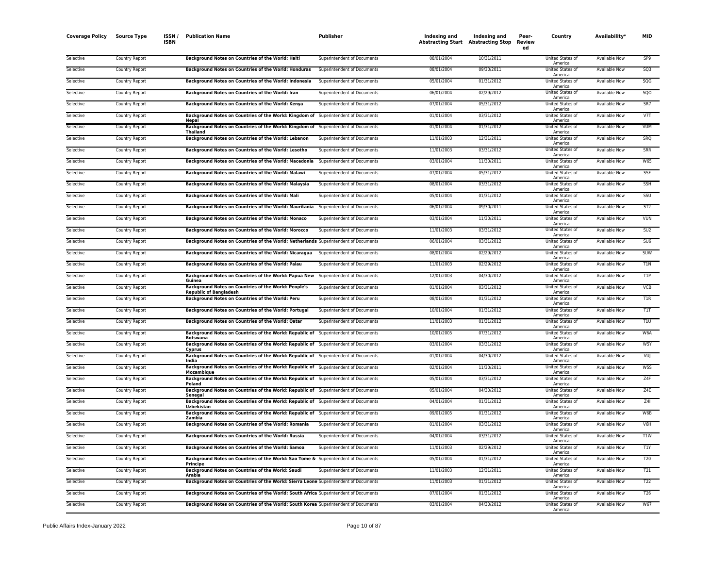| Coverage Policy | Source Type | ISSN / ISBN | Publication Name | Publisher | Indexing and Abstracting Start | Indexing and Abstracting Stop | Peer-Reviewed | Country | Availability* | MID |
|---|---|---|---|---|---|---|---|---|---|---|
| Selective | Country Report | | **Background Notes on Countries of the World: Haiti** | Superintendent of Documents | 08/01/2004 | 10/31/2011 | | United States of America | Available Now | SP9 |
| Selective | Country Report | | **Background Notes on Countries of the World: Honduras** | Superintendent of Documents | 08/01/2004 | 09/30/2011 | | United States of America | Available Now | SQ3 |
| Selective | Country Report | | **Background Notes on Countries of the World: Indonesia** | Superintendent of Documents | 05/01/2004 | 01/31/2012 | | United States of America | Available Now | SQG |
| Selective | Country Report | | **Background Notes on Countries of the World: Iran** | Superintendent of Documents | 06/01/2004 | 02/29/2012 | | United States of America | Available Now | SQO |
| Selective | Country Report | | **Background Notes on Countries of the World: Kenya** | Superintendent of Documents | 07/01/2004 | 05/31/2012 | | United States of America | Available Now | SR7 |
| Selective | Country Report | | **Background Notes on Countries of the World: Kingdom of Nepal** | Superintendent of Documents | 01/01/2004 | 03/31/2012 | | United States of America | Available Now | V7T |
| Selective | Country Report | | **Background Notes on Countries of the World: Kingdom of Thailand** | Superintendent of Documents | 01/01/2004 | 01/31/2012 | | United States of America | Available Now | VUM |
| Selective | Country Report | | **Background Notes on Countries of the World: Lebanon** | Superintendent of Documents | 11/01/2003 | 12/31/2011 | | United States of America | Available Now | SRQ |
| Selective | Country Report | | **Background Notes on Countries of the World: Lesotho** | Superintendent of Documents | 11/01/2003 | 03/31/2012 | | United States of America | Available Now | SRR |
| Selective | Country Report | | **Background Notes on Countries of the World: Macedonia** | Superintendent of Documents | 03/01/2004 | 11/30/2011 | | United States of America | Available Now | W65 |
| Selective | Country Report | | **Background Notes on Countries of the World: Malawi** | Superintendent of Documents | 07/01/2004 | 05/31/2012 | | United States of America | Available Now | SSF |
| Selective | Country Report | | **Background Notes on Countries of the World: Malaysia** | Superintendent of Documents | 08/01/2004 | 03/31/2012 | | United States of America | Available Now | SSH |
| Selective | Country Report | | **Background Notes on Countries of the World: Mali** | Superintendent of Documents | 05/01/2004 | 01/31/2012 | | United States of America | Available Now | SSU |
| Selective | Country Report | | **Background Notes on Countries of the World: Mauritania** | Superintendent of Documents | 06/01/2004 | 09/30/2011 | | United States of America | Available Now | ST2 |
| Selective | Country Report | | **Background Notes on Countries of the World: Monaco** | Superintendent of Documents | 03/01/2004 | 11/30/2011 | | United States of America | Available Now | VUN |
| Selective | Country Report | | **Background Notes on Countries of the World: Morocco** | Superintendent of Documents | 11/01/2003 | 03/31/2012 | | United States of America | Available Now | SU2 |
| Selective | Country Report | | **Background Notes on Countries of the World: Netherlands** | Superintendent of Documents | 06/01/2004 | 03/31/2012 | | United States of America | Available Now | SU6 |
| Selective | Country Report | | **Background Notes on Countries of the World: Nicaragua** | Superintendent of Documents | 08/01/2004 | 02/29/2012 | | United States of America | Available Now | SUW |
| Selective | Country Report | | **Background Notes on Countries of the World: Palau** | Superintendent of Documents | 11/01/2003 | 02/29/2012 | | United States of America | Available Now | T1N |
| Selective | Country Report | | **Background Notes on Countries of the World: Papua New Guinea** | Superintendent of Documents | 12/01/2003 | 04/30/2012 | | United States of America | Available Now | T1P |
| Selective | Country Report | | **Background Notes on Countries of the World: People's Republic of Bangladesh** | Superintendent of Documents | 01/01/2004 | 03/31/2012 | | United States of America | Available Now | VCB |
| Selective | Country Report | | **Background Notes on Countries of the World: Peru** | Superintendent of Documents | 08/01/2004 | 01/31/2012 | | United States of America | Available Now | T1R |
| Selective | Country Report | | **Background Notes on Countries of the World: Portugal** | Superintendent of Documents | 10/01/2004 | 01/31/2012 | | United States of America | Available Now | T1T |
| Selective | Country Report | | **Background Notes on Countries of the World: Qatar** | Superintendent of Documents | 11/01/2003 | 01/31/2012 | | United States of America | Available Now | T1U |
| Selective | Country Report | | **Background Notes on Countries of the World: Republic of Botswana** | Superintendent of Documents | 10/01/2005 | 07/31/2012 | | United States of America | Available Now | W6A |
| Selective | Country Report | | **Background Notes on Countries of the World: Republic of Cyprus** | Superintendent of Documents | 03/01/2004 | 03/31/2012 | | United States of America | Available Now | W5Y |
| Selective | Country Report | | **Background Notes on Countries of the World: Republic of India** | Superintendent of Documents | 01/01/2004 | 04/30/2012 | | United States of America | Available Now | VUJ |
| Selective | Country Report | | **Background Notes on Countries of the World: Republic of Mozambique** | Superintendent of Documents | 02/01/2004 | 11/30/2011 | | United States of America | Available Now | W5S |
| Selective | Country Report | | **Background Notes on Countries of the World: Republic of Poland** | Superintendent of Documents | 05/01/2004 | 03/31/2012 | | United States of America | Available Now | Z4F |
| Selective | Country Report | | **Background Notes on Countries of the World: Republic of Senegal** | Superintendent of Documents | 05/01/2004 | 04/30/2012 | | United States of America | Available Now | Z4E |
| Selective | Country Report | | **Background Notes on Countries of the World: Republic of Uzbekistan** | Superintendent of Documents | 04/01/2004 | 01/31/2012 | | United States of America | Available Now | Z4I |
| Selective | Country Report | | **Background Notes on Countries of the World: Republic of Zambia** | Superintendent of Documents | 09/01/2005 | 01/31/2012 | | United States of America | Available Now | W6B |
| Selective | Country Report | | **Background Notes on Countries of the World: Romania** | Superintendent of Documents | 01/01/2004 | 03/31/2012 | | United States of America | Available Now | V6H |
| Selective | Country Report | | **Background Notes on Countries of the World: Russia** | Superintendent of Documents | 04/01/2004 | 03/31/2012 | | United States of America | Available Now | T1W |
| Selective | Country Report | | **Background Notes on Countries of the World: Samoa** | Superintendent of Documents | 11/01/2003 | 02/29/2012 | | United States of America | Available Now | T1Y |
| Selective | Country Report | | **Background Notes on Countries of the World: Sao Tome & Principe** | Superintendent of Documents | 05/01/2004 | 01/31/2012 | | United States of America | Available Now | T20 |
| Selective | Country Report | | **Background Notes on Countries of the World: Saudi Arabia** | Superintendent of Documents | 11/01/2003 | 12/31/2011 | | United States of America | Available Now | T21 |
| Selective | Country Report | | **Background Notes on Countries of the World: Sierra Leone** | Superintendent of Documents | 11/01/2003 | 01/31/2012 | | United States of America | Available Now | T22 |
| Selective | Country Report | | **Background Notes on Countries of the World: South Africa** | Superintendent of Documents | 07/01/2004 | 01/31/2012 | | United States of America | Available Now | T26 |
| Selective | Country Report | | **Background Notes on Countries of the World: South Korea** | Superintendent of Documents | 03/01/2004 | 04/30/2012 | | United States of America | Available Now | W67 |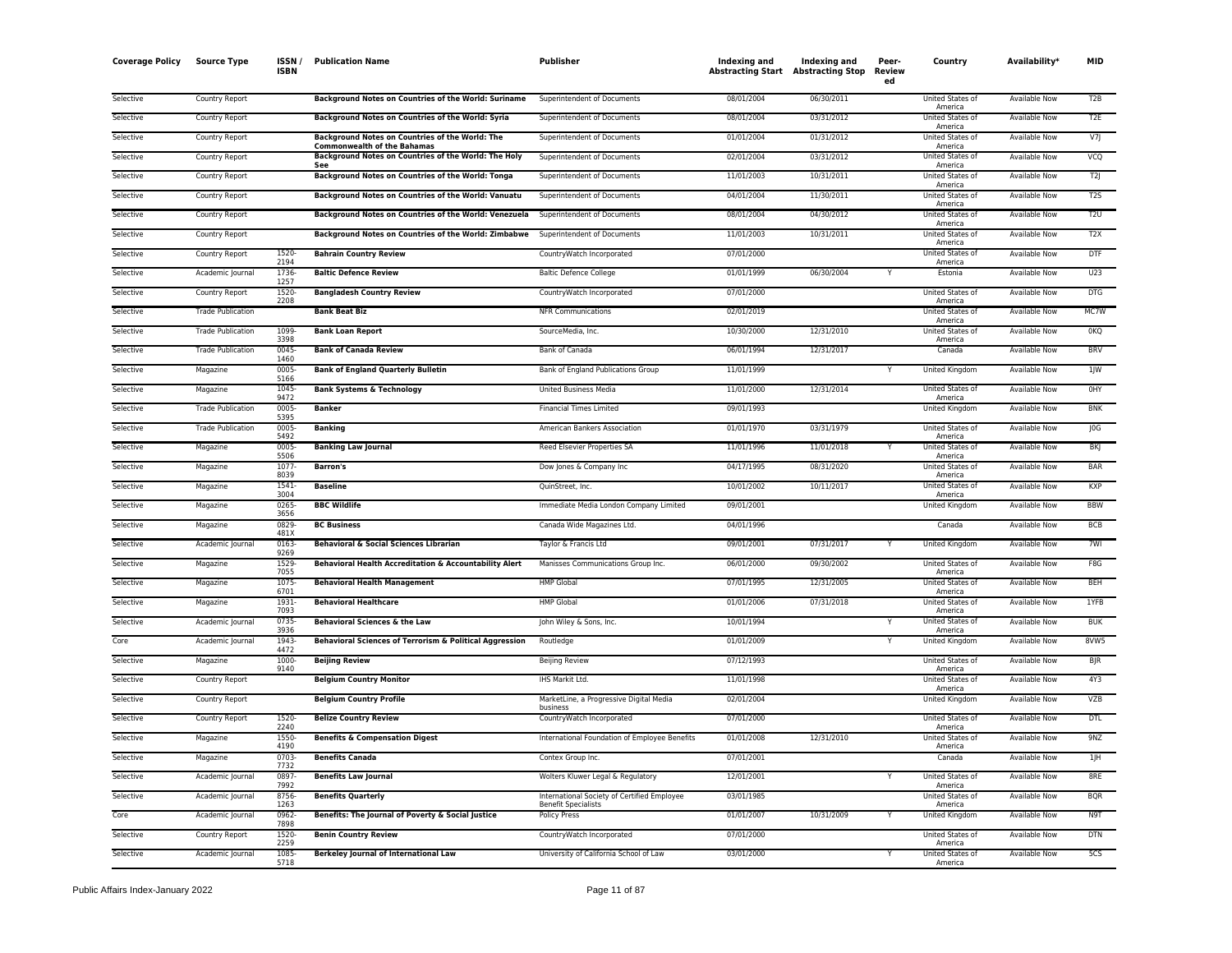| Coverage Policy | Source Type | ISSN / ISBN | Publication Name | Publisher | Indexing and Abstracting Start | Indexing and Abstracting Stop | Peer-Reviewed | Country | Availability* | MID |
|---|---|---|---|---|---|---|---|---|---|---|
| Selective | Country Report | | **Background Notes on Countries of the World: Suriname** | Superintendent of Documents | 08/01/2004 | 06/30/2011 | | United States of America | Available Now | T2B |
| Selective | Country Report | | **Background Notes on Countries of the World: Syria** | Superintendent of Documents | 08/01/2004 | 03/31/2012 | | United States of America | Available Now | T2E |
| Selective | Country Report | | **Background Notes on Countries of the World: The Commonwealth of the Bahamas** | Superintendent of Documents | 01/01/2004 | 01/31/2012 | | United States of America | Available Now | V7J |
| Selective | Country Report | | **Background Notes on Countries of the World: The Holy See** | Superintendent of Documents | 02/01/2004 | 03/31/2012 | | United States of America | Available Now | VCQ |
| Selective | Country Report | | **Background Notes on Countries of the World: Tonga** | Superintendent of Documents | 11/01/2003 | 10/31/2011 | | United States of America | Available Now | T2J |
| Selective | Country Report | | **Background Notes on Countries of the World: Vanuatu** | Superintendent of Documents | 04/01/2004 | 11/30/2011 | | United States of America | Available Now | T2S |
| Selective | Country Report | | **Background Notes on Countries of the World: Venezuela** | Superintendent of Documents | 08/01/2004 | 04/30/2012 | | United States of America | Available Now | T2U |
| Selective | Country Report | | **Background Notes on Countries of the World: Zimbabwe** | Superintendent of Documents | 11/01/2003 | 10/31/2011 | | United States of America | Available Now | T2X |
| Selective | Country Report | 1520-2194 | **Bahrain Country Review** | CountryWatch Incorporated | 07/01/2000 | | | United States of America | Available Now | DTF |
| Selective | Academic Journal | 1736-1257 | **Baltic Defence Review** | Baltic Defence College | 01/01/1999 | 06/30/2004 | Y | Estonia | Available Now | U23 |
| Selective | Country Report | 1520-2208 | **Bangladesh Country Review** | CountryWatch Incorporated | 07/01/2000 | | | United States of America | Available Now | DTG |
| Selective | Trade Publication | | **Bank Beat Biz** | NFR Communications | 02/01/2019 | | | United States of America | Available Now | MC7W |
| Selective | Trade Publication | 1099-3398 | **Bank Loan Report** | SourceMedia, Inc. | 10/30/2000 | 12/31/2010 | | United States of America | Available Now | 0KQ |
| Selective | Trade Publication | 0045-1460 | **Bank of Canada Review** | Bank of Canada | 06/01/1994 | 12/31/2017 | | Canada | Available Now | BRV |
| Selective | Magazine | 0005-5166 | **Bank of England Quarterly Bulletin** | Bank of England Publications Group | 11/01/1999 | | Y | United Kingdom | Available Now | 1JW |
| Selective | Magazine | 1045-9472 | **Bank Systems & Technology** | United Business Media | 11/01/2000 | 12/31/2014 | | United States of America | Available Now | 0HY |
| Selective | Trade Publication | 0005-5395 | **Banker** | Financial Times Limited | 09/01/1993 | | | United Kingdom | Available Now | BNK |
| Selective | Trade Publication | 0005-5492 | **Banking** | American Bankers Association | 01/01/1970 | 03/31/1979 | | United States of America | Available Now | J0G |
| Selective | Magazine | 0005-5506 | **Banking Law Journal** | Reed Elsevier Properties SA | 11/01/1996 | 11/01/2018 | Y | United States of America | Available Now | BKJ |
| Selective | Magazine | 1077-8039 | **Barron's** | Dow Jones & Company Inc | 04/17/1995 | 08/31/2020 | | United States of America | Available Now | BAR |
| Selective | Magazine | 1541-3004 | **Baseline** | QuinStreet, Inc. | 10/01/2002 | 10/11/2017 | | United States of America | Available Now | KXP |
| Selective | Magazine | 0265-3656 | **BBC Wildlife** | Immediate Media London Company Limited | 09/01/2001 | | | United Kingdom | Available Now | BBW |
| Selective | Magazine | 0829-481X | **BC Business** | Canada Wide Magazines Ltd. | 04/01/1996 | | | Canada | Available Now | BCB |
| Selective | Academic Journal | 0163-9269 | **Behavioral & Social Sciences Librarian** | Taylor & Francis Ltd | 09/01/2001 | 07/31/2017 | Y | United Kingdom | Available Now | 7WI |
| Selective | Magazine | 1529-7055 | **Behavioral Health Accreditation & Accountability Alert** | Manisses Communications Group Inc. | 06/01/2000 | 09/30/2002 | | United States of America | Available Now | F8G |
| Selective | Magazine | 1075-6701 | **Behavioral Health Management** | HMP Global | 07/01/1995 | 12/31/2005 | | United States of America | Available Now | BEH |
| Selective | Magazine | 1931-7093 | **Behavioral Healthcare** | HMP Global | 01/01/2006 | 07/31/2018 | | United States of America | Available Now | 1YFB |
| Selective | Academic Journal | 0735-3936 | **Behavioral Sciences & the Law** | John Wiley & Sons, Inc. | 10/01/1994 | | Y | United States of America | Available Now | BUK |
| Core | Academic Journal | 1943-4472 | **Behavioral Sciences of Terrorism & Political Aggression** | Routledge | 01/01/2009 | | Y | United Kingdom | Available Now | 8VW5 |
| Selective | Magazine | 1000-9140 | **Beijing Review** | Beijing Review | 07/12/1993 | | | United States of America | Available Now | BJR |
| Selective | Country Report | | **Belgium Country Monitor** | IHS Markit Ltd. | 11/01/1998 | | | United States of America | Available Now | 4Y3 |
| Selective | Country Report | | **Belgium Country Profile** | MarketLine, a Progressive Digital Media business | 02/01/2004 | | | United Kingdom | Available Now | VZB |
| Selective | Country Report | 1520-2240 | **Belize Country Review** | CountryWatch Incorporated | 07/01/2000 | | | United States of America | Available Now | DTL |
| Selective | Magazine | 1550-4190 | **Benefits & Compensation Digest** | International Foundation of Employee Benefits | 01/01/2008 | 12/31/2010 | | United States of America | Available Now | 9NZ |
| Selective | Magazine | 0703-7732 | **Benefits Canada** | Contex Group Inc. | 07/01/2001 | | | Canada | Available Now | 1JH |
| Selective | Academic Journal | 0897-7992 | **Benefits Law Journal** | Wolters Kluwer Legal & Regulatory | 12/01/2001 | | Y | United States of America | Available Now | 8RE |
| Selective | Academic Journal | 8756-1263 | **Benefits Quarterly** | International Society of Certified Employee Benefit Specialists | 03/01/1985 | | | United States of America | Available Now | BQR |
| Core | Academic Journal | 0962-7898 | **Benefits: The Journal of Poverty & Social Justice** | Policy Press | 01/01/2007 | 10/31/2009 | Y | United Kingdom | Available Now | N9T |
| Selective | Country Report | 1520-2259 | **Benin Country Review** | CountryWatch Incorporated | 07/01/2000 | | | United States of America | Available Now | DTN |
| Selective | Academic Journal | 1085-5718 | **Berkeley Journal of International Law** | University of California School of Law | 03/01/2000 | | Y | United States of America | Available Now | 5CS |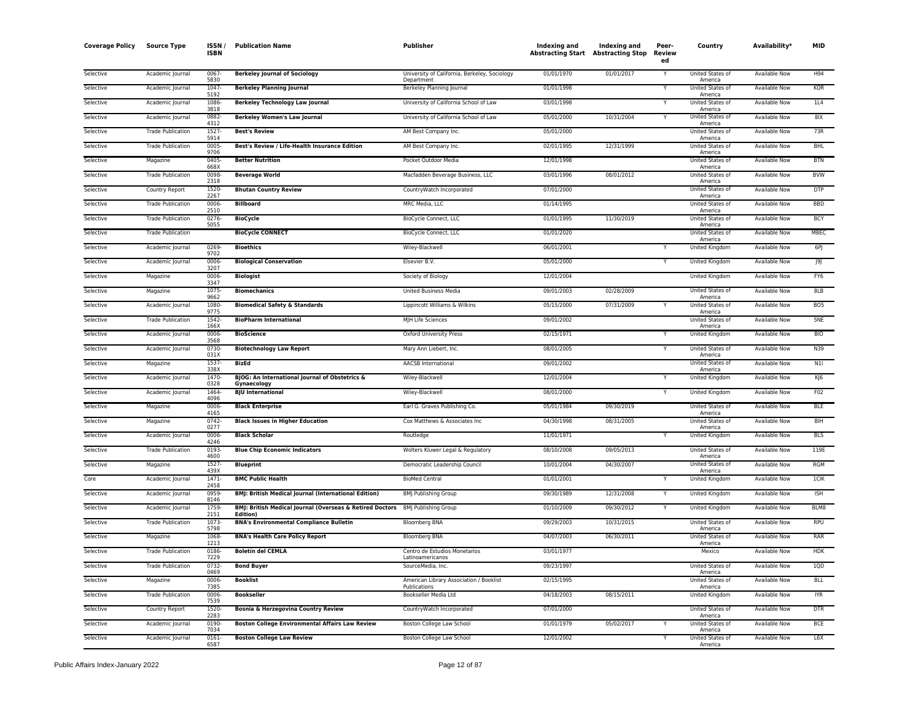| Coverage Policy | Source Type | ISSN / ISBN | Publication Name | Publisher | Indexing and Abstracting Start | Indexing and Abstracting Stop | Peer-Reviewed | Country | Availability* | MID |
|---|---|---|---|---|---|---|---|---|---|---|
| Selective | Academic Journal | 0067-5830 | **Berkeley Journal of Sociology** | University of California, Berkeley, Sociology Department | 01/01/1970 | 01/01/2017 | Y | United States of America | Available Now | H94 |
| Selective | Academic Journal | 1047-5192 | **Berkeley Planning Journal** | Berkeley Planning Journal | 01/01/1998 | | Y | United States of America | Available Now | KOR |
| Selective | Academic Journal | 1086-3818 | **Berkeley Technology Law Journal** | University of California School of Law | 03/01/1998 | | Y | United States of America | Available Now | 1L4 |
| Selective | Academic Journal | 0882-4312 | **Berkeley Women's Law Journal** | University of California School of Law | 05/01/2000 | 10/31/2004 | Y | United States of America | Available Now | 8IX |
| Selective | Trade Publication | 1527-5914 | **Best's Review** | AM Best Company Inc. | 05/01/2000 | | | United States of America | Available Now | 73R |
| Selective | Trade Publication | 0005-9706 | **Best's Review / Life-Health Insurance Edition** | AM Best Company Inc. | 02/01/1995 | 12/31/1999 | | United States of America | Available Now | BHL |
| Selective | Magazine | 0405-668X | **Better Nutrition** | Pocket Outdoor Media | 12/01/1998 | | | United States of America | Available Now | BTN |
| Selective | Trade Publication | 0098-2318 | **Beverage World** | Macfadden Beverage Business, LLC | 03/01/1996 | 08/01/2012 | | United States of America | Available Now | BVW |
| Selective | Country Report | 1520-2267 | **Bhutan Country Review** | CountryWatch Incorporated | 07/01/2000 | | | United States of America | Available Now | DTP |
| Selective | Trade Publication | 0006-2510 | **Billboard** | MRC Media, LLC | 01/14/1995 | | | United States of America | Available Now | BBD |
| Selective | Trade Publication | 0276-5055 | **BioCycle** | BioCycle Connect, LLC | 01/01/1995 | 11/30/2019 | | United States of America | Available Now | BCY |
| Selective | Trade Publication | | **BioCycle CONNECT** | BioCycle Connect, LLC | 01/01/2020 | | | United States of America | Available Now | MBEC |
| Selective | Academic Journal | 0269-9702 | **Bioethics** | Wiley-Blackwell | 06/01/2001 | | Y | United Kingdom | Available Now | 6PJ |
| Selective | Academic Journal | 0006-3207 | **Biological Conservation** | Elsevier B.V. | 05/01/2000 | | Y | United Kingdom | Available Now | J9J |
| Selective | Magazine | 0006-3347 | **Biologist** | Society of Biology | 12/01/2004 | | | United Kingdom | Available Now | FY6 |
| Selective | Magazine | 1075-9662 | **Biomechanics** | United Business Media | 09/01/2003 | 02/28/2009 | | United States of America | Available Now | 8LB |
| Selective | Academic Journal | 1080-9775 | **Biomedical Safety & Standards** | Lippincott Williams & Wilkins | 05/15/2000 | 07/31/2009 | Y | United States of America | Available Now | BO5 |
| Selective | Trade Publication | 1542-166X | **BioPharm International** | MJH Life Sciences | 09/01/2002 | | | United States of America | Available Now | 5NE |
| Selective | Academic Journal | 0006-3568 | **BioScience** | Oxford University Press | 02/15/1971 | | Y | United Kingdom | Available Now | BIO |
| Selective | Academic Journal | 0730-031X | **Biotechnology Law Report** | Mary Ann Liebert, Inc. | 08/01/2005 | | Y | United States of America | Available Now | N39 |
| Selective | Magazine | 1537-338X | **BizEd** | AACSB International | 09/01/2002 | | | United States of America | Available Now | N1I |
| Selective | Academic Journal | 1470-0328 | **BJOG: An International Journal of Obstetrics & Gynaecology** | Wiley-Blackwell | 12/01/2004 | | Y | United Kingdom | Available Now | KJ6 |
| Selective | Academic Journal | 1464-4096 | **BJU International** | Wiley-Blackwell | 08/01/2000 | | Y | United Kingdom | Available Now | F02 |
| Selective | Magazine | 0006-4165 | **Black Enterprise** | Earl G. Graves Publishing Co. | 05/01/1984 | 09/30/2019 | | United States of America | Available Now | BLE |
| Selective | Magazine | 0742-0277 | **Black Issues in Higher Education** | Cox Matthews & Associates Inc | 04/30/1998 | 08/31/2005 | | United States of America | Available Now | BIH |
| Selective | Academic Journal | 0006-4246 | **Black Scholar** | Routledge | 11/01/1971 | | Y | United Kingdom | Available Now | BLS |
| Selective | Trade Publication | 0193-4600 | **Blue Chip Economic Indicators** | Wolters Kluwer Legal & Regulatory | 08/10/2008 | 09/05/2013 | | United States of America | Available Now | 119E |
| Selective | Magazine | 1527-439X | **Blueprint** | Democratic Leadership Council | 10/01/2004 | 04/30/2007 | | United States of America | Available Now | RGM |
| Core | Academic Journal | 1471-2458 | **BMC Public Health** | BioMed Central | 01/01/2001 | | Y | United Kingdom | Available Now | 1CIK |
| Selective | Academic Journal | 0959-8146 | **BMJ: British Medical Journal (International Edition)** | BMJ Publishing Group | 09/30/1989 | 12/31/2008 | Y | United Kingdom | Available Now | ISH |
| Selective | Academic Journal | 1759-2151 | **BMJ: British Medical Journal (Overseas & Retired Doctors Edition)** | BMJ Publishing Group | 01/10/2009 | 09/30/2012 | Y | United Kingdom | Available Now | BLM8 |
| Selective | Trade Publication | 1073-5798 | **BNA's Environmental Compliance Bulletin** | Bloomberg BNA | 09/29/2003 | 10/31/2015 | | United States of America | Available Now | RPU |
| Selective | Magazine | 1068-1213 | **BNA's Health Care Policy Report** | Bloomberg BNA | 04/07/2003 | 06/30/2011 | | United States of America | Available Now | RAR |
| Selective | Trade Publication | 0186-7229 | **Boletín del CEMLA** | Centro de Estudios Monetarios Latinoamericanos | 03/01/1977 | | | Mexico | Available Now | HDK |
| Selective | Trade Publication | 0732-0469 | **Bond Buyer** | SourceMedia, Inc. | 09/23/1997 | | | United States of America | Available Now | 1QD |
| Selective | Magazine | 0006-7385 | **Booklist** | American Library Association / Booklist Publications | 02/15/1995 | | | United States of America | Available Now | BLL |
| Selective | Trade Publication | 0006-7539 | **Bookseller** | Bookseller Media Ltd | 04/18/2003 | 08/15/2011 | | United Kingdom | Available Now | IYR |
| Selective | Country Report | 1520-2283 | **Bosnia & Herzegovina Country Review** | CountryWatch Incorporated | 07/01/2000 | | | United States of America | Available Now | DTR |
| Selective | Academic Journal | 0190-7034 | **Boston College Environmental Affairs Law Review** | Boston College Law School | 01/01/1979 | 05/02/2017 | Y | United States of America | Available Now | BCE |
| Selective | Academic Journal | 0161-6587 | **Boston College Law Review** | Boston College Law School | 12/01/2002 | | Y | United States of America | Available Now | L6X |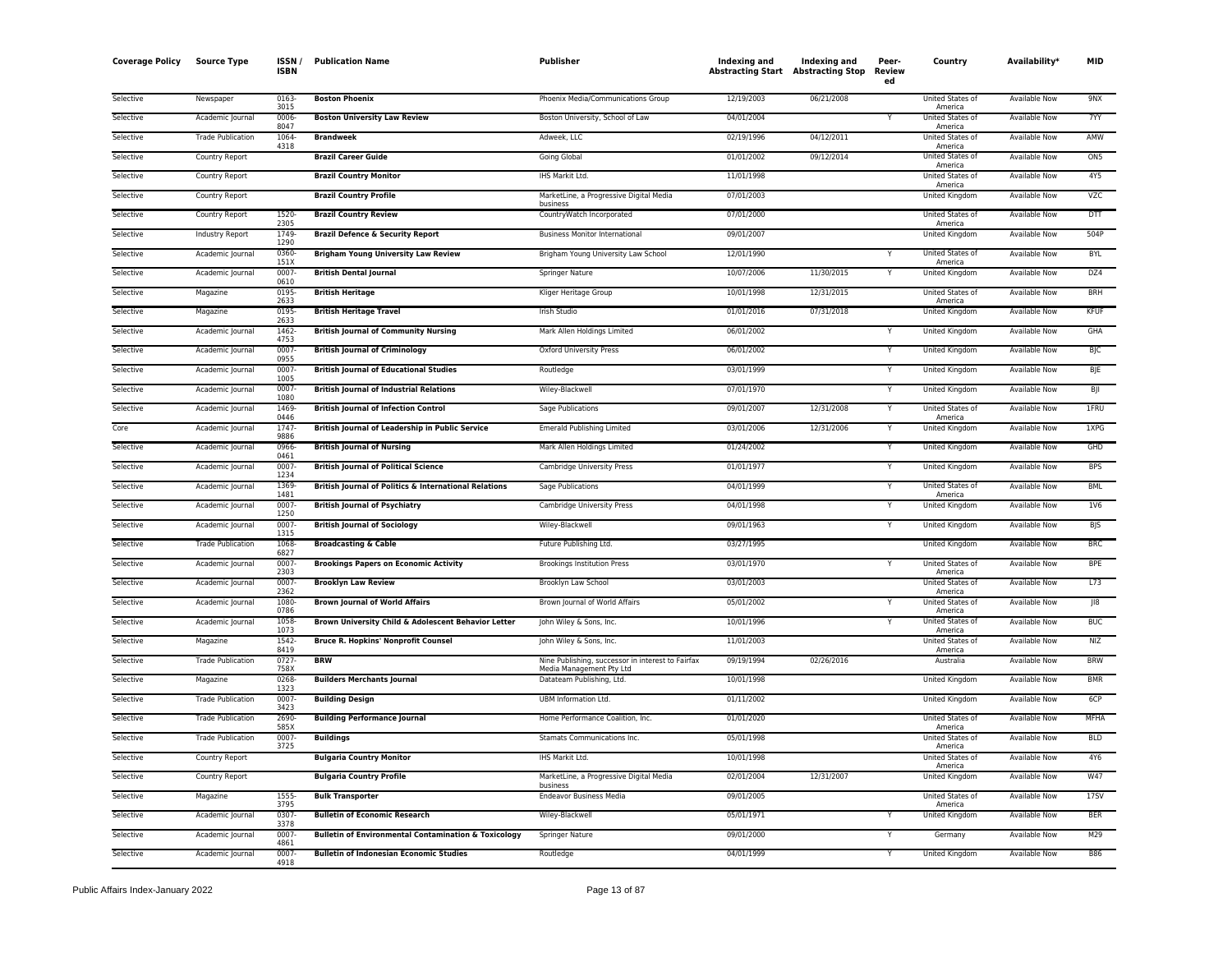| Coverage Policy | Source Type | ISSN / ISBN | Publication Name | Publisher | Indexing and Abstracting Start | Indexing and Abstracting Stop | Peer-Reviewed | Country | Availability* | MID |
|---|---|---|---|---|---|---|---|---|---|---|
| Selective | Newspaper | 0163-3015 | **Boston Phoenix** | Phoenix Media/Communications Group | 12/19/2003 | 06/21/2008 | | United States of America | Available Now | 9NX |
| Selective | Academic Journal | 0006-8047 | **Boston University Law Review** | Boston University, School of Law | 04/01/2004 | | Y | United States of America | Available Now | 7YY |
| Selective | Trade Publication | 1064-4318 | **Brandweek** | Adweek, LLC | 02/19/1996 | 04/12/2011 | | United States of America | Available Now | AMW |
| Selective | Country Report | | **Brazil Career Guide** | Going Global | 01/01/2002 | 09/12/2014 | | United States of America | Available Now | ON5 |
| Selective | Country Report | | **Brazil Country Monitor** | IHS Markit Ltd. | 11/01/1998 | | | United States of America | Available Now | 4Y5 |
| Selective | Country Report | | **Brazil Country Profile** | MarketLine, a Progressive Digital Media business | 07/01/2003 | | | United Kingdom | Available Now | VZC |
| Selective | Country Report | 1520-2305 | **Brazil Country Review** | CountryWatch Incorporated | 07/01/2000 | | | United States of America | Available Now | DTT |
| Selective | Industry Report | 1749-1290 | **Brazil Defence & Security Report** | Business Monitor International | 09/01/2007 | | | United Kingdom | Available Now | 504P |
| Selective | Academic Journal | 0360-151X | **Brigham Young University Law Review** | Brigham Young University Law School | 12/01/1990 | | Y | United States of America | Available Now | BYL |
| Selective | Academic Journal | 0007-0610 | **British Dental Journal** | Springer Nature | 10/07/2006 | 11/30/2015 | Y | United Kingdom | Available Now | DZ4 |
| Selective | Magazine | 0195-2633 | **British Heritage** | Kliger Heritage Group | 10/01/1998 | 12/31/2015 | | United States of America | Available Now | BRH |
| Selective | Magazine | 0195-2633 | **British Heritage Travel** | Irish Studio | 01/01/2016 | 07/31/2018 | | United Kingdom | Available Now | KFUF |
| Selective | Academic Journal | 1462-4753 | **British Journal of Community Nursing** | Mark Allen Holdings Limited | 06/01/2002 | | Y | United Kingdom | Available Now | GHA |
| Selective | Academic Journal | 0007-0955 | **British Journal of Criminology** | Oxford University Press | 06/01/2002 | | Y | United Kingdom | Available Now | BJC |
| Selective | Academic Journal | 0007-1005 | **British Journal of Educational Studies** | Routledge | 03/01/1999 | | Y | United Kingdom | Available Now | BJE |
| Selective | Academic Journal | 0007-1080 | **British Journal of Industrial Relations** | Wiley-Blackwell | 07/01/1970 | | Y | United Kingdom | Available Now | BJI |
| Selective | Academic Journal | 1469-0446 | **British Journal of Infection Control** | Sage Publications | 09/01/2007 | 12/31/2008 | Y | United States of America | Available Now | 1FRU |
| Core | Academic Journal | 1747-9886 | **British Journal of Leadership in Public Service** | Emerald Publishing Limited | 03/01/2006 | 12/31/2006 | Y | United Kingdom | Available Now | 1XPG |
| Selective | Academic Journal | 0966-0461 | **British Journal of Nursing** | Mark Allen Holdings Limited | 01/24/2002 | | Y | United Kingdom | Available Now | GHD |
| Selective | Academic Journal | 0007-1234 | **British Journal of Political Science** | Cambridge University Press | 01/01/1977 | | Y | United Kingdom | Available Now | BPS |
| Selective | Academic Journal | 1369-1481 | **British Journal of Politics & International Relations** | Sage Publications | 04/01/1999 | | Y | United States of America | Available Now | BML |
| Selective | Academic Journal | 0007-1250 | **British Journal of Psychiatry** | Cambridge University Press | 04/01/1998 | | Y | United Kingdom | Available Now | 1V6 |
| Selective | Academic Journal | 0007-1315 | **British Journal of Sociology** | Wiley-Blackwell | 09/01/1963 | | Y | United Kingdom | Available Now | BJS |
| Selective | Trade Publication | 1068-6827 | **Broadcasting & Cable** | Future Publishing Ltd. | 03/27/1995 | | | United Kingdom | Available Now | BRC |
| Selective | Academic Journal | 0007-2303 | **Brookings Papers on Economic Activity** | Brookings Institution Press | 03/01/1970 | | Y | United States of America | Available Now | BPE |
| Selective | Academic Journal | 0007-2362 | **Brooklyn Law Review** | Brooklyn Law School | 03/01/2003 | | | United States of America | Available Now | L73 |
| Selective | Academic Journal | 1080-0786 | **Brown Journal of World Affairs** | Brown Journal of World Affairs | 05/01/2002 | | Y | United States of America | Available Now | JI8 |
| Selective | Academic Journal | 1058-1073 | **Brown University Child & Adolescent Behavior Letter** | John Wiley & Sons, Inc. | 10/01/1996 | | Y | United States of America | Available Now | BUC |
| Selective | Magazine | 1542-8419 | **Bruce R. Hopkins' Nonprofit Counsel** | John Wiley & Sons, Inc. | 11/01/2003 | | | United States of America | Available Now | NIZ |
| Selective | Trade Publication | 0727-758X | **BRW** | Nine Publishing, successor in interest to Fairfax Media Management Pty Ltd | 09/19/1994 | 02/26/2016 | | Australia | Available Now | BRW |
| Selective | Magazine | 0268-1323 | **Builders Merchants Journal** | Datateam Publishing, Ltd. | 10/01/1998 | | | United Kingdom | Available Now | BMR |
| Selective | Trade Publication | 0007-3423 | **Building Design** | UBM Information Ltd. | 01/11/2002 | | | United Kingdom | Available Now | 6CP |
| Selective | Trade Publication | 2690-585X | **Building Performance Journal** | Home Performance Coalition, Inc. | 01/01/2020 | | | United States of America | Available Now | MFHA |
| Selective | Trade Publication | 0007-3725 | **Buildings** | Stamats Communications Inc. | 05/01/1998 | | | United States of America | Available Now | BLD |
| Selective | Country Report | | **Bulgaria Country Monitor** | IHS Markit Ltd. | 10/01/1998 | | | United States of America | Available Now | 4Y6 |
| Selective | Country Report | | **Bulgaria Country Profile** | MarketLine, a Progressive Digital Media business | 02/01/2004 | 12/31/2007 | | United Kingdom | Available Now | W47 |
| Selective | Magazine | 1555-3795 | **Bulk Transporter** | Endeavor Business Media | 09/01/2005 | | | United States of America | Available Now | 17SV |
| Selective | Academic Journal | 0307-3378 | **Bulletin of Economic Research** | Wiley-Blackwell | 05/01/1971 | | Y | United Kingdom | Available Now | BER |
| Selective | Academic Journal | 0007-4861 | **Bulletin of Environmental Contamination & Toxicology** | Springer Nature | 09/01/2000 | | Y | Germany | Available Now | M29 |
| Selective | Academic Journal | 0007-4918 | **Bulletin of Indonesian Economic Studies** | Routledge | 04/01/1999 | | Y | United Kingdom | Available Now | B86 |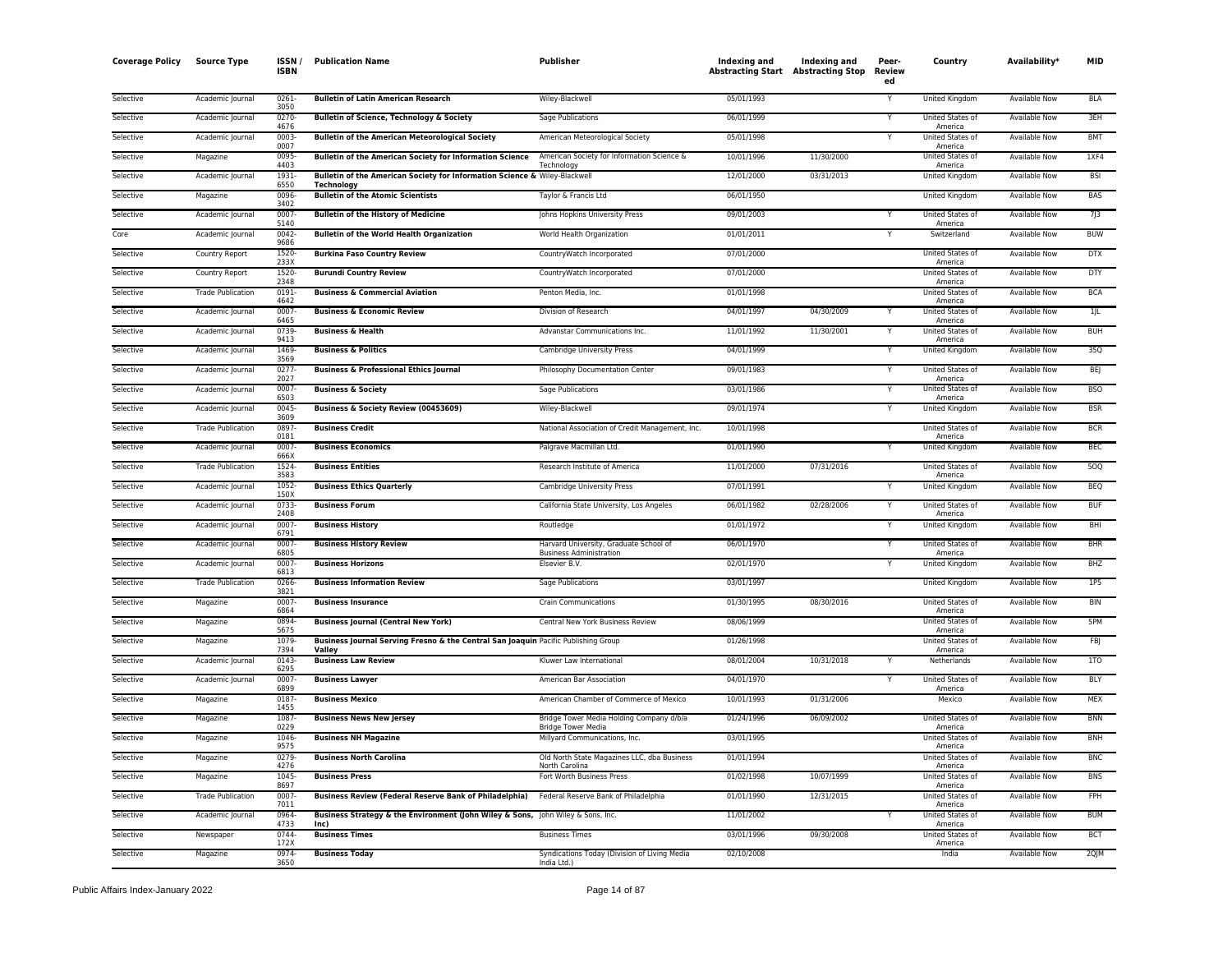| Coverage Policy | Source Type | ISSN / ISBN | Publication Name | Publisher | Indexing and Abstracting Start | Indexing and Abstracting Stop | Peer-Reviewed | Country | Availability* | MID |
|---|---|---|---|---|---|---|---|---|---|---|
| Selective | Academic Journal | 0261-3050 | **Bulletin of Latin American Research** | Wiley-Blackwell | 05/01/1993 | | Y | United Kingdom | Available Now | BLA |
| Selective | Academic Journal | 0270-4676 | **Bulletin of Science, Technology & Society** | Sage Publications | 06/01/1999 | | Y | United States of America | Available Now | 3EH |
| Selective | Academic Journal | 0003-0007 | **Bulletin of the American Meteorological Society** | American Meteorological Society | 05/01/1998 | | Y | United States of America | Available Now | BMT |
| Selective | Magazine | 0095-4403 | **Bulletin of the American Society for Information Science** | American Society for Information Science & Technology | 10/01/1996 | 11/30/2000 | | United States of America | Available Now | 1XF4 |
| Selective | Academic Journal | 1931-6550 | **Bulletin of the American Society for Information Science & Technology** | Wiley-Blackwell | 12/01/2000 | 03/31/2013 | | United Kingdom | Available Now | BSI |
| Selective | Magazine | 0096-3402 | **Bulletin of the Atomic Scientists** | Taylor & Francis Ltd | 06/01/1950 | | | United Kingdom | Available Now | BAS |
| Selective | Academic Journal | 0007-5140 | **Bulletin of the History of Medicine** | Johns Hopkins University Press | 09/01/2003 | | Y | United States of America | Available Now | 7J3 |
| Core | Academic Journal | 0042-9686 | **Bulletin of the World Health Organization** | World Health Organization | 01/01/2011 | | Y | Switzerland | Available Now | BUW |
| Selective | Country Report | 1520-233X | **Burkina Faso Country Review** | CountryWatch Incorporated | 07/01/2000 | | | United States of America | Available Now | DTX |
| Selective | Country Report | 1520-2348 | **Burundi Country Review** | CountryWatch Incorporated | 07/01/2000 | | | United States of America | Available Now | DTY |
| Selective | Trade Publication | 0191-4642 | **Business & Commercial Aviation** | Penton Media, Inc. | 01/01/1998 | | | United States of America | Available Now | BCA |
| Selective | Academic Journal | 0007-6465 | **Business & Economic Review** | Division of Research | 04/01/1997 | 04/30/2009 | Y | United States of America | Available Now | 1JL |
| Selective | Academic Journal | 0739-9413 | **Business & Health** | Advanstar Communications Inc. | 11/01/1992 | 11/30/2001 | Y | United States of America | Available Now | BUH |
| Selective | Academic Journal | 1469-3569 | **Business & Politics** | Cambridge University Press | 04/01/1999 | | Y | United Kingdom | Available Now | 35Q |
| Selective | Academic Journal | 0277-2027 | **Business & Professional Ethics Journal** | Philosophy Documentation Center | 09/01/1983 | | Y | United States of America | Available Now | BEJ |
| Selective | Academic Journal | 0007-6503 | **Business & Society** | Sage Publications | 03/01/1986 | | Y | United States of America | Available Now | BSO |
| Selective | Academic Journal | 0045-3609 | **Business & Society Review (00453609)** | Wiley-Blackwell | 09/01/1974 | | Y | United Kingdom | Available Now | BSR |
| Selective | Trade Publication | 0897-0181 | **Business Credit** | National Association of Credit Management, Inc. | 10/01/1998 | | | United States of America | Available Now | BCR |
| Selective | Academic Journal | 0007-666X | **Business Economics** | Palgrave Macmillan Ltd. | 01/01/1990 | | Y | United Kingdom | Available Now | BEC |
| Selective | Trade Publication | 1524-3583 | **Business Entities** | Research Institute of America | 11/01/2000 | 07/31/2016 | | United States of America | Available Now | 5OQ |
| Selective | Academic Journal | 1052-150X | **Business Ethics Quarterly** | Cambridge University Press | 07/01/1991 | | Y | United Kingdom | Available Now | BEQ |
| Selective | Academic Journal | 0733-2408 | **Business Forum** | California State University, Los Angeles | 06/01/1982 | 02/28/2006 | Y | United States of America | Available Now | BUF |
| Selective | Academic Journal | 0007-6791 | **Business History** | Routledge | 01/01/1972 | | Y | United Kingdom | Available Now | BHI |
| Selective | Academic Journal | 0007-6805 | **Business History Review** | Harvard University, Graduate School of Business Administration | 06/01/1970 | | Y | United States of America | Available Now | BHR |
| Selective | Academic Journal | 0007-6813 | **Business Horizons** | Elsevier B.V. | 02/01/1970 | | Y | United Kingdom | Available Now | BHZ |
| Selective | Trade Publication | 0266-3821 | **Business Information Review** | Sage Publications | 03/01/1997 | | | United Kingdom | Available Now | 1P5 |
| Selective | Magazine | 0007-6864 | **Business Insurance** | Crain Communications | 01/30/1995 | 08/30/2016 | | United States of America | Available Now | BIN |
| Selective | Magazine | 0894-5675 | **Business Journal (Central New York)** | Central New York Business Review | 08/06/1999 | | | United States of America | Available Now | 5PM |
| Selective | Magazine | 1079-7394 | **Business Journal Serving Fresno & the Central San Joaquin Valley** | Pacific Publishing Group | 01/26/1998 | | | United States of America | Available Now | FBJ |
| Selective | Academic Journal | 0143-6295 | **Business Law Review** | Kluwer Law International | 08/01/2004 | 10/31/2018 | Y | Netherlands | Available Now | 1TO |
| Selective | Academic Journal | 0007-6899 | **Business Lawyer** | American Bar Association | 04/01/1970 | | Y | United States of America | Available Now | BLY |
| Selective | Magazine | 0187-1455 | **Business Mexico** | American Chamber of Commerce of Mexico | 10/01/1993 | 01/31/2006 | | Mexico | Available Now | MEX |
| Selective | Magazine | 1087-0229 | **Business News New Jersey** | Bridge Tower Media Holding Company d/b/a Bridge Tower Media | 01/24/1996 | 06/09/2002 | | United States of America | Available Now | BNN |
| Selective | Magazine | 1046-9575 | **Business NH Magazine** | Millyard Communications, Inc. | 03/01/1995 | | | United States of America | Available Now | BNH |
| Selective | Magazine | 0279-4276 | **Business North Carolina** | Old North State Magazines LLC, dba Business North Carolina | 01/01/1994 | | | United States of America | Available Now | BNC |
| Selective | Magazine | 1045-8697 | **Business Press** | Fort Worth Business Press | 01/02/1998 | 10/07/1999 | | United States of America | Available Now | BNS |
| Selective | Trade Publication | 0007-7011 | **Business Review (Federal Reserve Bank of Philadelphia)** | Federal Reserve Bank of Philadelphia | 01/01/1990 | 12/31/2015 | | United States of America | Available Now | FPH |
| Selective | Academic Journal | 0964-4733 | **Business Strategy & the Environment (John Wiley & Sons, Inc)** | John Wiley & Sons, Inc. | 11/01/2002 | | Y | United States of America | Available Now | BUM |
| Selective | Newspaper | 0744-172X | **Business Times** | Business Times | 03/01/1996 | 09/30/2008 | | United States of America | Available Now | BCT |
| Selective | Magazine | 0974-3650 | **Business Today** | Syndications Today (Division of Living Media India Ltd.) | 02/10/2008 | | | India | Available Now | 2QJM |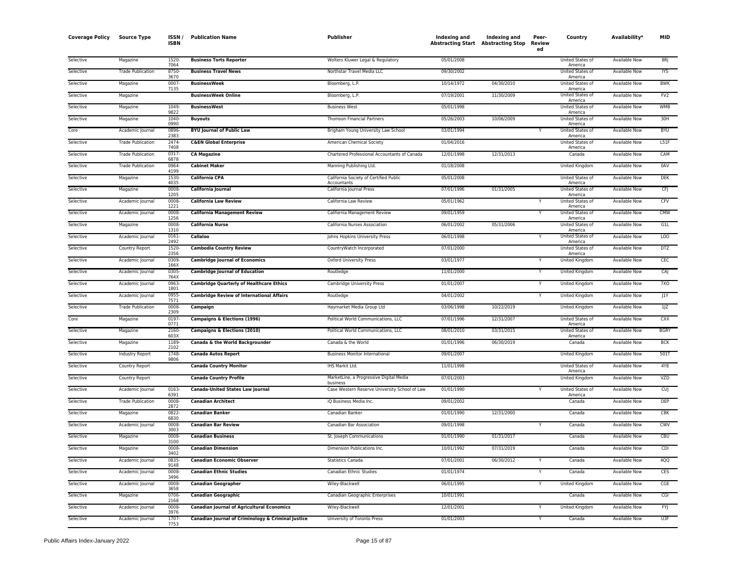| Coverage Policy | Source Type | ISSN / ISBN | Publication Name | Publisher | Indexing and Abstracting Start | Indexing and Abstracting Stop | Peer-Reviewed | Country | Availability* | MID |
|---|---|---|---|---|---|---|---|---|---|---|
| Selective | Magazine | 1520-7064 | **Business Torts Reporter** | Wolters Kluwer Legal & Regulatory | 05/01/2008 | | | United States of America | Available Now | 8RJ |
| Selective | Trade Publication | 8750-3670 | **Business Travel News** | Northstar Travel Media LLC | 09/30/2002 | | | United States of America | Available Now | IYS |
| Selective | Magazine | 0007-7135 | **BusinessWeek** | Bloomberg, L.P. | 10/14/1972 | 04/30/2010 | | United States of America | Available Now | BWK |
| Selective | Magazine | | **BusinessWeek Online** | Bloomberg, L.P. | 07/19/2001 | 11/30/2009 | | United States of America | Available Now | FV2 |
| Selective | Magazine | 1049-9822 | **BusinessWest** | Business West | 05/01/1998 | | | United States of America | Available Now | WMB |
| Selective | Magazine | 1040-0990 | **Buyouts** | Thomson Financial Partners | 05/26/2003 | 10/06/2009 | | United States of America | Available Now | 30H |
| Core | Academic Journal | 0896-2383 | **BYU Journal of Public Law** | Brigham Young University Law School | 03/01/1994 | | Y | United States of America | Available Now | BYU |
| Selective | Trade Publication | 2474-7408 | **C&EN Global Enterprise** | American Chemical Society | 01/04/2016 | | | United States of America | Available Now | L51F |
| Selective | Trade Publication | 0317-6878 | **CA Magazine** | Chartered Professional Accountants of Canada | 12/01/1998 | 12/31/2013 | | Canada | Available Now | CAM |
| Selective | Trade Publication | 0964-4199 | **Cabinet Maker** | Manning Publishing Ltd. | 01/18/2008 | | | United Kingdom | Available Now | 0AV |
| Selective | Magazine | 1530-4035 | **California CPA** | California Society of Certified Public Accountants | 05/01/2008 | | | United States of America | Available Now | DEK |
| Selective | Magazine | 0008-1205 | **California Journal** | California Journal Press | 07/01/1996 | 01/31/2005 | | United States of America | Available Now | CFJ |
| Selective | Academic Journal | 0008-1221 | **California Law Review** | California Law Review | 05/01/1962 | | Y | United States of America | Available Now | CFV |
| Selective | Academic Journal | 0008-1256 | **California Management Review** | California Management Review | 09/01/1959 | | Y | United States of America | Available Now | CMW |
| Selective | Magazine | 0008-1310 | **California Nurse** | California Nurses Association | 06/01/2002 | 05/31/2006 | | United States of America | Available Now | G1L |
| Selective | Academic Journal | 0161-2492 | **Callaloo** | Johns Hopkins University Press | 06/01/1998 | | Y | United States of America | Available Now | LOO |
| Selective | Country Report | 1520-2356 | **Cambodia Country Review** | CountryWatch Incorporated | 07/01/2000 | | | United States of America | Available Now | DTZ |
| Selective | Academic Journal | 0309-166X | **Cambridge Journal of Economics** | Oxford University Press | 03/01/1977 | | Y | United Kingdom | Available Now | CEC |
| Selective | Academic Journal | 0305-764X | **Cambridge Journal of Education** | Routledge | 11/01/2000 | | Y | United Kingdom | Available Now | CAJ |
| Selective | Academic Journal | 0963-1801 | **Cambridge Quarterly of Healthcare Ethics** | Cambridge University Press | 01/01/2007 | | Y | United Kingdom | Available Now | 7XO |
| Selective | Academic Journal | 0955-7571 | **Cambridge Review of International Affairs** | Routledge | 04/01/2002 | | Y | United Kingdom | Available Now | J1Y |
| Selective | Trade Publication | 0008-2309 | **Campaign** | Haymarket Media Group Ltd | 03/06/1998 | 10/22/2019 | | United Kingdom | Available Now | 1JZ |
| Core | Magazine | 0197-0771 | **Campaigns & Elections (1996)** | Political World Communications, LLC | 07/01/1996 | 12/31/2007 | | United States of America | Available Now | CXX |
| Selective | Magazine | 2160-603X | **Campaigns & Elections (2010)** | Political World Communications, LLC | 08/01/2010 | 03/31/2015 | | United States of America | Available Now | BGRY |
| Selective | Magazine | 1189-2102 | **Canada & the World Backgrounder** | Canada & the World | 01/01/1996 | 06/30/2019 | | Canada | Available Now | BCK |
| Selective | Industry Report | 1748-9806 | **Canada Autos Report** | Business Monitor International | 09/01/2007 | | | United Kingdom | Available Now | 501T |
| Selective | Country Report | | **Canada Country Monitor** | IHS Markit Ltd. | 11/01/1998 | | | United States of America | Available Now | 4Y8 |
| Selective | Country Report | | **Canada Country Profile** | MarketLine, a Progressive Digital Media business | 07/01/2003 | | | United Kingdom | Available Now | VZD |
| Selective | Academic Journal | 0163-6391 | **Canada-United States Law Journal** | Case Western Reserve University School of Law | 01/01/1990 | | Y | United States of America | Available Now | CUJ |
| Selective | Trade Publication | 0008-2872 | **Canadian Architect** | iQ Business Media Inc. | 09/01/2002 | | | Canada | Available Now | DEP |
| Selective | Magazine | 0822-6830 | **Canadian Banker** | Canadian Banker | 01/01/1990 | 12/31/2000 | | Canada | Available Now | CBK |
| Selective | Academic Journal | 0008-3003 | **Canadian Bar Review** | Canadian Bar Association | 09/01/1998 | | Y | Canada | Available Now | CWV |
| Selective | Magazine | 0008-3100 | **Canadian Business** | St. Joseph Communications | 01/01/1990 | 01/31/2017 | | Canada | Available Now | CBU |
| Selective | Magazine | 0008-3402 | **Canadian Dimension** | Dimension Publications Inc. | 10/01/1992 | 07/31/2019 | | Canada | Available Now | CDI |
| Selective | Academic Journal | 0835-9148 | **Canadian Economic Observer** | Statistics Canada | 07/01/2001 | 06/30/2012 | Y | Canada | Available Now | 4QQ |
| Selective | Academic Journal | 0008-3496 | **Canadian Ethnic Studies** | Canadian Ethnic Studies | 01/01/1974 | | Y | Canada | Available Now | CES |
| Selective | Academic Journal | 0008-3658 | **Canadian Geographer** | Wiley-Blackwell | 06/01/1995 | | Y | United Kingdom | Available Now | CGE |
| Selective | Magazine | 0706-2168 | **Canadian Geographic** | Canadian Geographic Enterprises | 10/01/1991 | | | Canada | Available Now | CGI |
| Selective | Academic Journal | 0008-3976 | **Canadian Journal of Agricultural Economics** | Wiley-Blackwell | 12/01/2001 | | Y | United Kingdom | Available Now | FYJ |
| Selective | Academic Journal | 1707-7753 | **Canadian Journal of Criminology & Criminal Justice** | University of Toronto Press | 01/01/2003 | | Y | Canada | Available Now | U3F |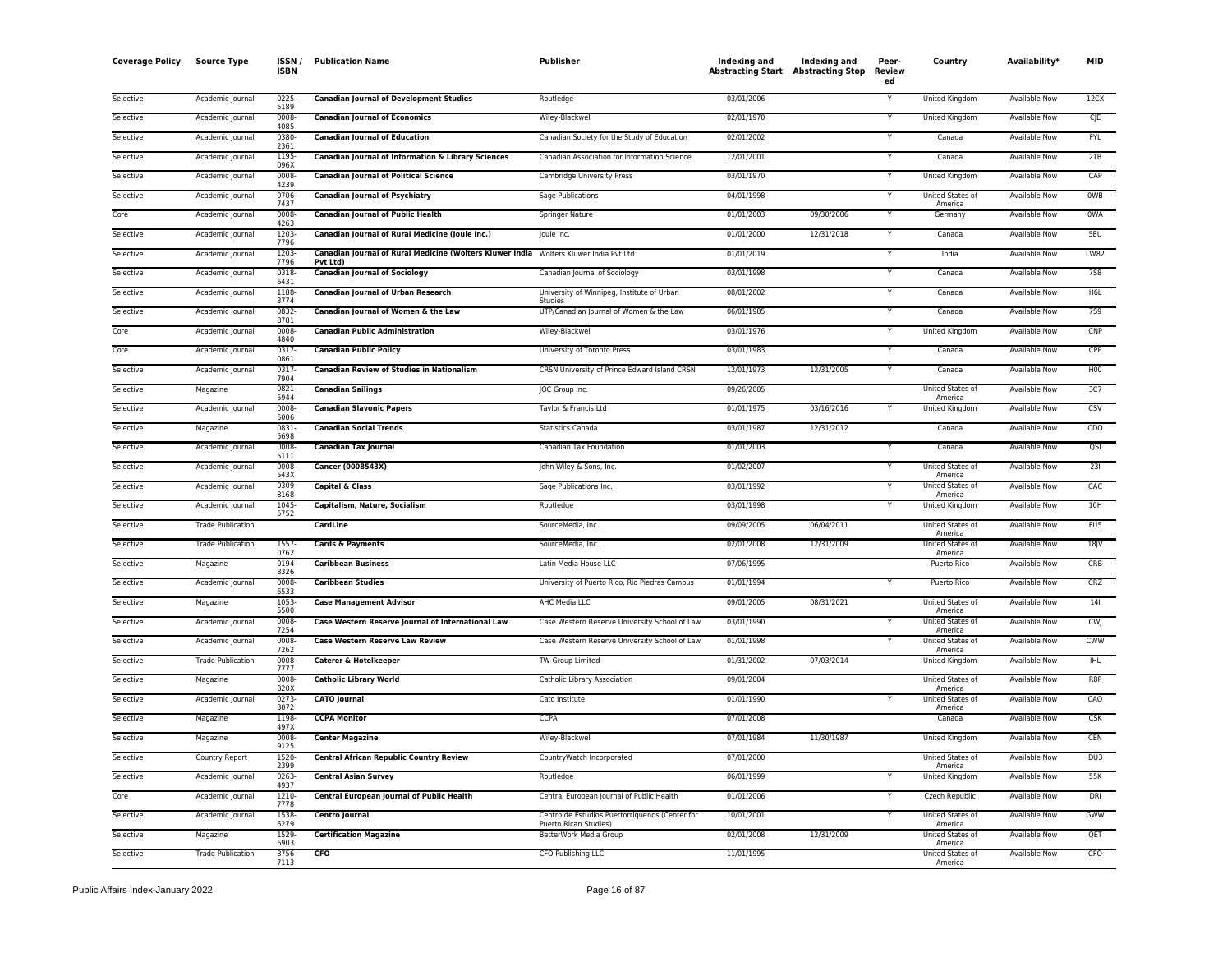| Coverage Policy | Source Type | ISSN / ISBN | Publication Name | Publisher | Indexing and Abstracting Start | Indexing and Abstracting Stop | Peer-Reviewed | Country | Availability* | MID |
|---|---|---|---|---|---|---|---|---|---|---|
| Selective | Academic Journal | 0225-5189 | **Canadian Journal of Development Studies** | Routledge | 03/01/2006 | | Y | United Kingdom | Available Now | 12CX |
| Selective | Academic Journal | 0008-4085 | **Canadian Journal of Economics** | Wiley-Blackwell | 02/01/1970 | | Y | United Kingdom | Available Now | CJE |
| Selective | Academic Journal | 0380-2361 | **Canadian Journal of Education** | Canadian Society for the Study of Education | 02/01/2002 | | Y | Canada | Available Now | FYL |
| Selective | Academic Journal | 1195-096X | **Canadian Journal of Information & Library Sciences** | Canadian Association for Information Science | 12/01/2001 | | Y | Canada | Available Now | 2TB |
| Selective | Academic Journal | 0008-4239 | **Canadian Journal of Political Science** | Cambridge University Press | 03/01/1970 | | Y | United Kingdom | Available Now | CAP |
| Selective | Academic Journal | 0706-7437 | **Canadian Journal of Psychiatry** | Sage Publications | 04/01/1998 | | Y | United States of America | Available Now | 0WB |
| Core | Academic Journal | 0008-4263 | **Canadian Journal of Public Health** | Springer Nature | 01/01/2003 | 09/30/2006 | Y | Germany | Available Now | 0WA |
| Selective | Academic Journal | 1203-7796 | **Canadian Journal of Rural Medicine (Joule Inc.)** | Joule Inc. | 01/01/2000 | 12/31/2018 | Y | Canada | Available Now | 5EU |
| Selective | Academic Journal | 1203-7796 | **Canadian Journal of Rural Medicine (Wolters Kluwer India Pvt Ltd)** | Wolters Kluwer India Pvt Ltd | 01/01/2019 | | Y | India | Available Now | LW82 |
| Selective | Academic Journal | 0318-6431 | **Canadian Journal of Sociology** | Canadian Journal of Sociology | 03/01/1998 | | Y | Canada | Available Now | 7S8 |
| Selective | Academic Journal | 1188-3774 | **Canadian Journal of Urban Research** | University of Winnipeg, Institute of Urban Studies | 08/01/2002 | | Y | Canada | Available Now | H6L |
| Selective | Academic Journal | 0832-8781 | **Canadian Journal of Women & the Law** | UTP/Canadian Journal of Women & the Law | 06/01/1985 | | Y | Canada | Available Now | 7S9 |
| Core | Academic Journal | 0008-4840 | **Canadian Public Administration** | Wiley-Blackwell | 03/01/1976 | | Y | United Kingdom | Available Now | CNP |
| Core | Academic Journal | 0317-0861 | **Canadian Public Policy** | University of Toronto Press | 03/01/1983 | | Y | Canada | Available Now | CPP |
| Selective | Academic Journal | 0317-7904 | **Canadian Review of Studies in Nationalism** | CRSN University of Prince Edward Island CRSN | 12/01/1973 | 12/31/2005 | Y | Canada | Available Now | H00 |
| Selective | Magazine | 0821-5944 | **Canadian Sailings** | JOC Group Inc. | 09/26/2005 | | | United States of America | Available Now | 3C7 |
| Selective | Academic Journal | 0008-5006 | **Canadian Slavonic Papers** | Taylor & Francis Ltd | 01/01/1975 | 03/16/2016 | Y | United Kingdom | Available Now | CSV |
| Selective | Magazine | 0831-5698 | **Canadian Social Trends** | Statistics Canada | 03/01/1987 | 12/31/2012 | | Canada | Available Now | CDO |
| Selective | Academic Journal | 0008-5111 | **Canadian Tax Journal** | Canadian Tax Foundation | 01/01/2003 | | Y | Canada | Available Now | QSI |
| Selective | Academic Journal | 0008-543X | **Cancer (0008543X)** | John Wiley & Sons, Inc. | 01/02/2007 | | Y | United States of America | Available Now | 23I |
| Selective | Academic Journal | 0309-8168 | **Capital & Class** | Sage Publications Inc. | 03/01/1992 | | Y | United States of America | Available Now | CAC |
| Selective | Academic Journal | 1045-5752 | **Capitalism, Nature, Socialism** | Routledge | 03/01/1998 | | Y | United Kingdom | Available Now | 10H |
| Selective | Trade Publication | | **CardLine** | SourceMedia, Inc. | 09/09/2005 | 06/04/2011 | | United States of America | Available Now | FU5 |
| Selective | Trade Publication | 1557-0762 | **Cards & Payments** | SourceMedia, Inc. | 02/01/2008 | 12/31/2009 | | United States of America | Available Now | 18JV |
| Selective | Magazine | 0194-8326 | **Caribbean Business** | Latin Media House LLC | 07/06/1995 | | | Puerto Rico | Available Now | CRB |
| Selective | Academic Journal | 0008-6533 | **Caribbean Studies** | University of Puerto Rico, Rio Piedras Campus | 01/01/1994 | | Y | Puerto Rico | Available Now | CRZ |
| Selective | Magazine | 1053-5500 | **Case Management Advisor** | AHC Media LLC | 09/01/2005 | 08/31/2021 | | United States of America | Available Now | 14I |
| Selective | Academic Journal | 0008-7254 | **Case Western Reserve Journal of International Law** | Case Western Reserve University School of Law | 03/01/1990 | | Y | United States of America | Available Now | CWJ |
| Selective | Academic Journal | 0008-7262 | **Case Western Reserve Law Review** | Case Western Reserve University School of Law | 01/01/1998 | | Y | United States of America | Available Now | CWW |
| Selective | Trade Publication | 0008-7777 | **Caterer & Hotelkeeper** | TW Group Limited | 01/31/2002 | 07/03/2014 | | United Kingdom | Available Now | IHL |
| Selective | Magazine | 0008-820X | **Catholic Library World** | Catholic Library Association | 09/01/2004 | | | United States of America | Available Now | R8P |
| Selective | Academic Journal | 0273-3072 | **CATO Journal** | Cato Institute | 01/01/1990 | | Y | United States of America | Available Now | CAO |
| Selective | Magazine | 1198-497X | **CCPA Monitor** | CCPA | 07/01/2008 | | | Canada | Available Now | CSK |
| Selective | Magazine | 0008-9125 | **Center Magazine** | Wiley-Blackwell | 07/01/1984 | 11/30/1987 | | United Kingdom | Available Now | CEN |
| Selective | Country Report | 1520-2399 | **Central African Republic Country Review** | CountryWatch Incorporated | 07/01/2000 | | | United States of America | Available Now | DU3 |
| Selective | Academic Journal | 0263-4937 | **Central Asian Survey** | Routledge | 06/01/1999 | | Y | United Kingdom | Available Now | 55K |
| Core | Academic Journal | 1210-7778 | **Central European Journal of Public Health** | Central European Journal of Public Health | 01/01/2006 | | Y | Czech Republic | Available Now | DRI |
| Selective | Academic Journal | 1538-6279 | **Centro Journal** | Centro de Estudios Puertorriquenos (Center for Puerto Rican Studies) | 10/01/2001 | | Y | United States of America | Available Now | GWW |
| Selective | Magazine | 1529-6903 | **Certification Magazine** | BetterWork Media Group | 02/01/2008 | 12/31/2009 | | United States of America | Available Now | QET |
| Selective | Trade Publication | 8756-7113 | **CFO** | CFO Publishing LLC | 11/01/1995 | | | United States of America | Available Now | CFO |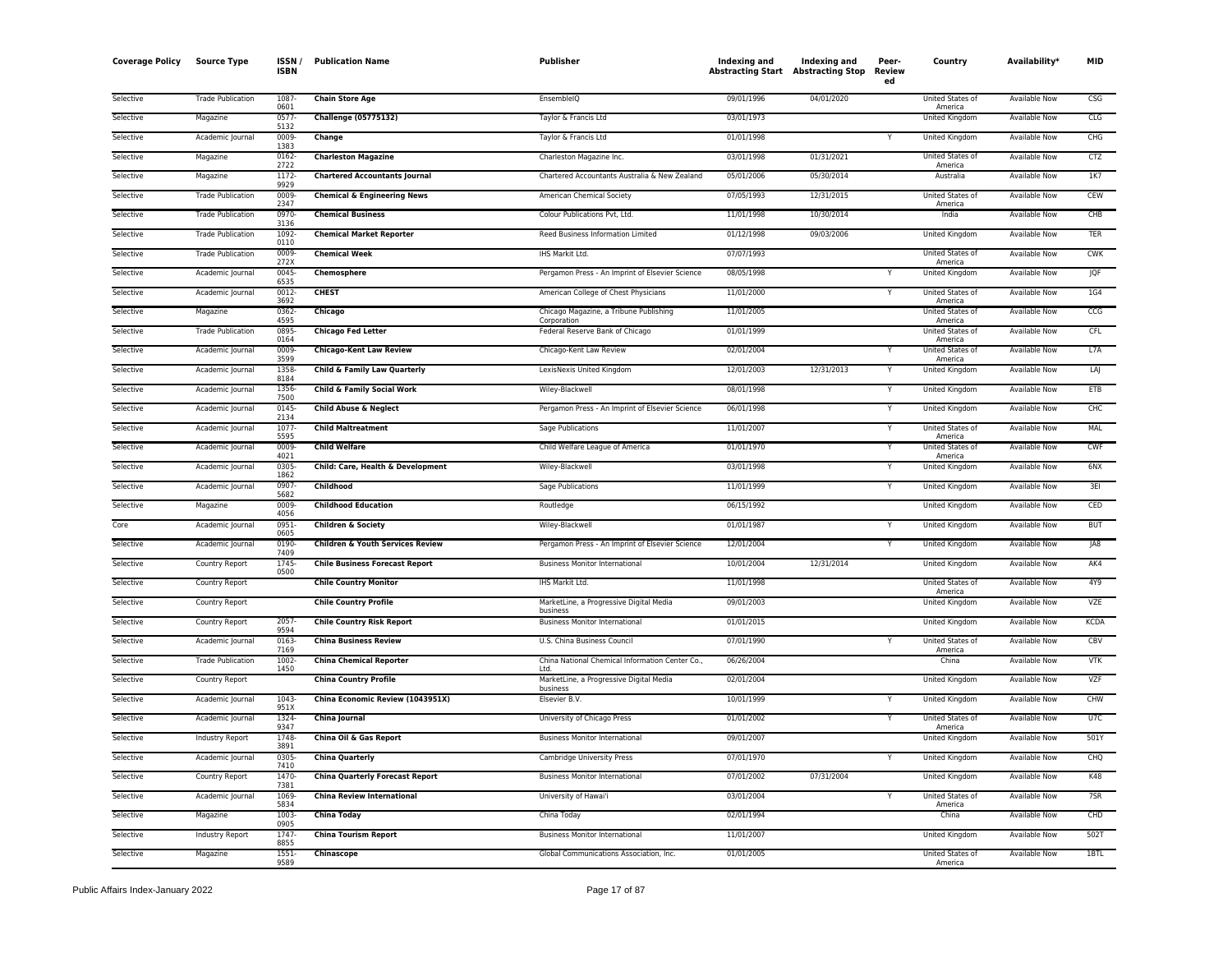| Coverage Policy | Source Type | ISSN / ISBN | Publication Name | Publisher | Indexing and Abstracting Start | Indexing and Abstracting Stop | Peer-Reviewed | Country | Availability* | MID |
|---|---|---|---|---|---|---|---|---|---|---|
| Selective | Trade Publication | 1087-0601 | **Chain Store Age** | EnsembleIQ | 09/01/1996 | 04/01/2020 | | United States of America | Available Now | CSG |
| Selective | Magazine | 0577-5132 | **Challenge (05775132)** | Taylor & Francis Ltd | 03/01/1973 | | | United Kingdom | Available Now | CLG |
| Selective | Academic Journal | 0009-1383 | **Change** | Taylor & Francis Ltd | 01/01/1998 | | Y | United Kingdom | Available Now | CHG |
| Selective | Magazine | 0162-2722 | **Charleston Magazine** | Charleston Magazine Inc. | 03/01/1998 | 01/31/2021 | | United States of America | Available Now | CTZ |
| Selective | Magazine | 1172-9929 | **Chartered Accountants Journal** | Chartered Accountants Australia & New Zealand | 05/01/2006 | 05/30/2014 | | Australia | Available Now | 1K7 |
| Selective | Trade Publication | 0009-2347 | **Chemical & Engineering News** | American Chemical Society | 07/05/1993 | 12/31/2015 | | United States of America | Available Now | CEW |
| Selective | Trade Publication | 0970-3136 | **Chemical Business** | Colour Publications Pvt, Ltd. | 11/01/1998 | 10/30/2014 | | India | Available Now | CHB |
| Selective | Trade Publication | 1092-0110 | **Chemical Market Reporter** | Reed Business Information Limited | 01/12/1998 | 09/03/2006 | | United Kingdom | Available Now | TER |
| Selective | Trade Publication | 0009-272X | **Chemical Week** | IHS Markit Ltd. | 07/07/1993 | | | United States of America | Available Now | CWK |
| Selective | Academic Journal | 0045-6535 | **Chemosphere** | Pergamon Press - An Imprint of Elsevier Science | 08/05/1998 | | Y | United Kingdom | Available Now | JQF |
| Selective | Academic Journal | 0012-3692 | **CHEST** | American College of Chest Physicians | 11/01/2000 | | Y | United States of America | Available Now | 1G4 |
| Selective | Magazine | 0362-4595 | **Chicago** | Chicago Magazine, a Tribune Publishing Corporation | 11/01/2005 | | | United States of America | Available Now | CCG |
| Selective | Trade Publication | 0895-0164 | **Chicago Fed Letter** | Federal Reserve Bank of Chicago | 01/01/1999 | | | United States of America | Available Now | CFL |
| Selective | Academic Journal | 0009-3599 | **Chicago-Kent Law Review** | Chicago-Kent Law Review | 02/01/2004 | | Y | United States of America | Available Now | L7A |
| Selective | Academic Journal | 1358-8184 | **Child & Family Law Quarterly** | LexisNexis United Kingdom | 12/01/2003 | 12/31/2013 | Y | United Kingdom | Available Now | LAJ |
| Selective | Academic Journal | 1356-7500 | **Child & Family Social Work** | Wiley-Blackwell | 08/01/1998 | | Y | United Kingdom | Available Now | ETB |
| Selective | Academic Journal | 0145-2134 | **Child Abuse & Neglect** | Pergamon Press - An Imprint of Elsevier Science | 06/01/1998 | | Y | United Kingdom | Available Now | CHC |
| Selective | Academic Journal | 1077-5595 | **Child Maltreatment** | Sage Publications | 11/01/2007 | | Y | United States of America | Available Now | MAL |
| Selective | Academic Journal | 0009-4021 | **Child Welfare** | Child Welfare League of America | 01/01/1970 | | Y | United States of America | Available Now | CWF |
| Selective | Academic Journal | 0305-1862 | **Child: Care, Health & Development** | Wiley-Blackwell | 03/01/1998 | | Y | United Kingdom | Available Now | 6NX |
| Selective | Academic Journal | 0907-5682 | **Childhood** | Sage Publications | 11/01/1999 | | Y | United Kingdom | Available Now | 3EI |
| Selective | Magazine | 0009-4056 | **Childhood Education** | Routledge | 06/15/1992 | | | United Kingdom | Available Now | CED |
| Core | Academic Journal | 0951-0605 | **Children & Society** | Wiley-Blackwell | 01/01/1987 | | Y | United Kingdom | Available Now | BUT |
| Selective | Academic Journal | 0190-7409 | **Children & Youth Services Review** | Pergamon Press - An Imprint of Elsevier Science | 12/01/2004 | | Y | United Kingdom | Available Now | JA8 |
| Selective | Country Report | 1745-0500 | **Chile Business Forecast Report** | Business Monitor International | 10/01/2004 | 12/31/2014 | | United Kingdom | Available Now | AK4 |
| Selective | Country Report | | **Chile Country Monitor** | IHS Markit Ltd. | 11/01/1998 | | | United States of America | Available Now | 4Y9 |
| Selective | Country Report | | **Chile Country Profile** | MarketLine, a Progressive Digital Media business | 09/01/2003 | | | United Kingdom | Available Now | VZE |
| Selective | Country Report | 2057-9594 | **Chile Country Risk Report** | Business Monitor International | 01/01/2015 | | | United Kingdom | Available Now | KCDA |
| Selective | Academic Journal | 0163-7169 | **China Business Review** | U.S. China Business Council | 07/01/1990 | | Y | United States of America | Available Now | CBV |
| Selective | Trade Publication | 1002-1450 | **China Chemical Reporter** | China National Chemical Information Center Co., Ltd. | 06/26/2004 | | | China | Available Now | VTK |
| Selective | Country Report | | **China Country Profile** | MarketLine, a Progressive Digital Media business | 02/01/2004 | | | United Kingdom | Available Now | VZF |
| Selective | Academic Journal | 1043-951X | **China Economic Review (1043951X)** | Elsevier B.V. | 10/01/1999 | | Y | United Kingdom | Available Now | CHW |
| Selective | Academic Journal | 1324-9347 | **China Journal** | University of Chicago Press | 01/01/2002 | | Y | United States of America | Available Now | U7C |
| Selective | Industry Report | 1748-3891 | **China Oil & Gas Report** | Business Monitor International | 09/01/2007 | | | United Kingdom | Available Now | 501Y |
| Selective | Academic Journal | 0305-7410 | **China Quarterly** | Cambridge University Press | 07/01/1970 | | Y | United Kingdom | Available Now | CHQ |
| Selective | Country Report | 1470-7381 | **China Quarterly Forecast Report** | Business Monitor International | 07/01/2002 | 07/31/2004 | | United Kingdom | Available Now | K48 |
| Selective | Academic Journal | 1069-5834 | **China Review International** | University of Hawai'i | 03/01/2004 | | Y | United States of America | Available Now | 7SR |
| Selective | Magazine | 1003-0905 | **China Today** | China Today | 02/01/1994 | | | China | Available Now | CHD |
| Selective | Industry Report | 1747-8855 | **China Tourism Report** | Business Monitor International | 11/01/2007 | | | United Kingdom | Available Now | 502T |
| Selective | Magazine | 1551-9589 | **Chinascope** | Global Communications Association, Inc. | 01/01/2005 | | | United States of America | Available Now | 1BTL |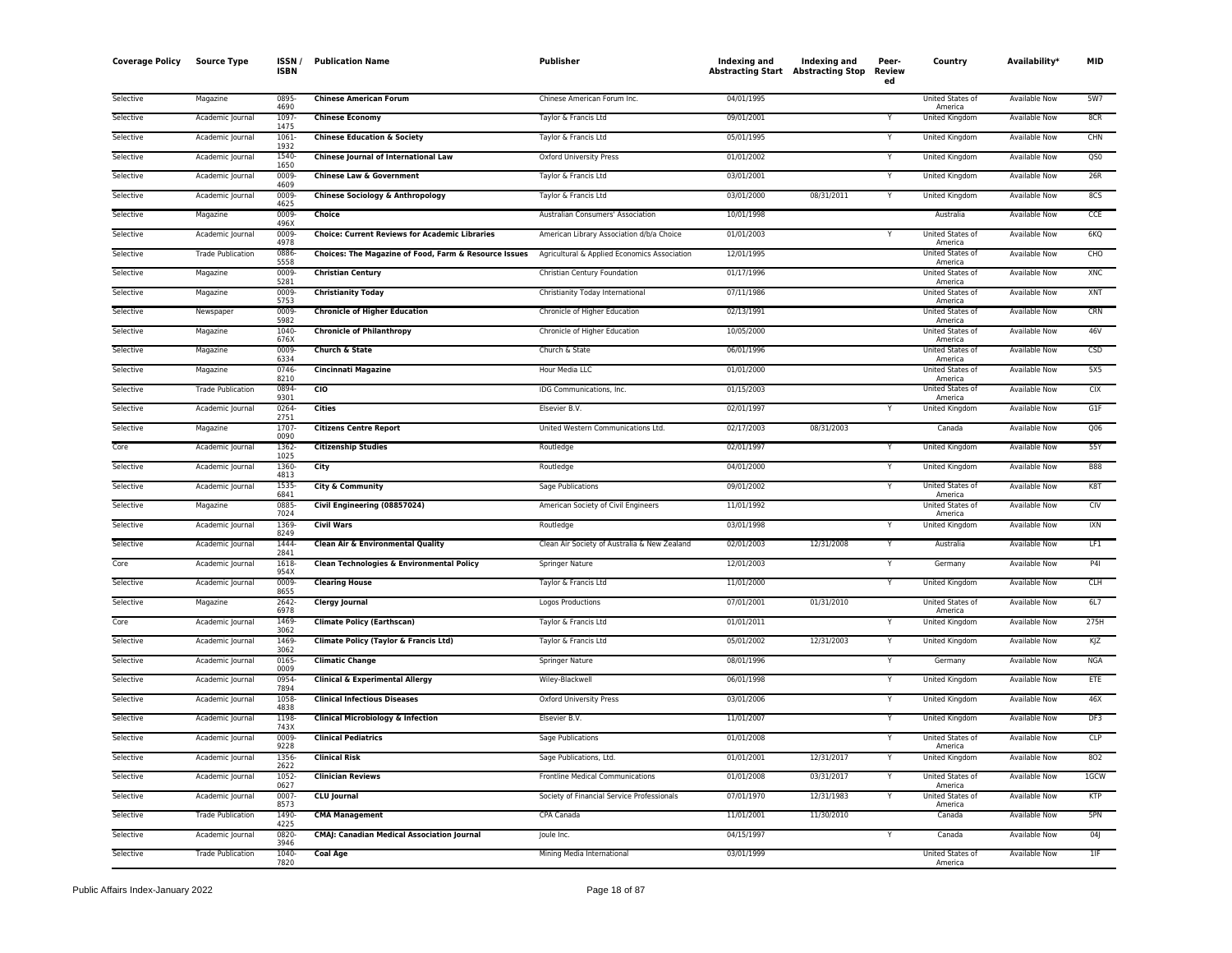| Coverage Policy | Source Type | ISSN / ISBN | Publication Name | Publisher | Indexing and Abstracting Start | Indexing and Abstracting Stop | Peer-Reviewed | Country | Availability* | MID |
|---|---|---|---|---|---|---|---|---|---|---|
| Selective | Magazine | 0895-4690 | **Chinese American Forum** | Chinese American Forum Inc. | 04/01/1995 | | | United States of America | Available Now | 5W7 |
| Selective | Academic Journal | 1097-1475 | **Chinese Economy** | Taylor & Francis Ltd | 09/01/2001 | | Y | United Kingdom | Available Now | 8CR |
| Selective | Academic Journal | 1061-1932 | **Chinese Education & Society** | Taylor & Francis Ltd | 05/01/1995 | | Y | United Kingdom | Available Now | CHN |
| Selective | Academic Journal | 1540-1650 | **Chinese Journal of International Law** | Oxford University Press | 01/01/2002 | | Y | United Kingdom | Available Now | QS0 |
| Selective | Academic Journal | 0009-4609 | **Chinese Law & Government** | Taylor & Francis Ltd | 03/01/2001 | | Y | United Kingdom | Available Now | 26R |
| Selective | Academic Journal | 0009-4625 | **Chinese Sociology & Anthropology** | Taylor & Francis Ltd | 03/01/2000 | 08/31/2011 | Y | United Kingdom | Available Now | 8CS |
| Selective | Magazine | 0009-496X | **Choice** | Australian Consumers' Association | 10/01/1998 | | | Australia | Available Now | CCE |
| Selective | Academic Journal | 0009-4978 | **Choice: Current Reviews for Academic Libraries** | American Library Association d/b/a Choice | 01/01/2003 | | Y | United States of America | Available Now | 6KQ |
| Selective | Trade Publication | 0886-5558 | **Choices: The Magazine of Food, Farm & Resource Issues** | Agricultural & Applied Economics Association | 12/01/1995 | | | United States of America | Available Now | CHO |
| Selective | Magazine | 0009-5281 | **Christian Century** | Christian Century Foundation | 01/17/1996 | | | United States of America | Available Now | XNC |
| Selective | Magazine | 0009-5753 | **Christianity Today** | Christianity Today International | 07/11/1986 | | | United States of America | Available Now | XNT |
| Selective | Newspaper | 0009-5982 | **Chronicle of Higher Education** | Chronicle of Higher Education | 02/13/1991 | | | United States of America | Available Now | CRN |
| Selective | Magazine | 1040-676X | **Chronicle of Philanthropy** | Chronicle of Higher Education | 10/05/2000 | | | United States of America | Available Now | 46V |
| Selective | Magazine | 0009-6334 | **Church & State** | Church & State | 06/01/1996 | | | United States of America | Available Now | CSD |
| Selective | Magazine | 0746-8210 | **Cincinnati Magazine** | Hour Media LLC | 01/01/2000 | | | United States of America | Available Now | 5X5 |
| Selective | Trade Publication | 0894-9301 | **CIO** | IDG Communications, Inc. | 01/15/2003 | | | United States of America | Available Now | CIX |
| Selective | Academic Journal | 0264-2751 | **Cities** | Elsevier B.V. | 02/01/1997 | | Y | United Kingdom | Available Now | G1F |
| Selective | Magazine | 1707-0090 | **Citizens Centre Report** | United Western Communications Ltd. | 02/17/2003 | 08/31/2003 | | Canada | Available Now | Q06 |
| Core | Academic Journal | 1362-1025 | **Citizenship Studies** | Routledge | 02/01/1997 | | Y | United Kingdom | Available Now | 55Y |
| Selective | Academic Journal | 1360-4813 | **City** | Routledge | 04/01/2000 | | Y | United Kingdom | Available Now | B88 |
| Selective | Academic Journal | 1535-6841 | **City & Community** | Sage Publications | 09/01/2002 | | Y | United States of America | Available Now | K8T |
| Selective | Magazine | 0885-7024 | **Civil Engineering (08857024)** | American Society of Civil Engineers | 11/01/1992 | | | United States of America | Available Now | CIV |
| Selective | Academic Journal | 1369-8249 | **Civil Wars** | Routledge | 03/01/1998 | | Y | United Kingdom | Available Now | IXN |
| Selective | Academic Journal | 1444-2841 | **Clean Air & Environmental Quality** | Clean Air Society of Australia & New Zealand | 02/01/2003 | 12/31/2008 | Y | Australia | Available Now | LF1 |
| Core | Academic Journal | 1618-954X | **Clean Technologies & Environmental Policy** | Springer Nature | 12/01/2003 | | Y | Germany | Available Now | P4I |
| Selective | Academic Journal | 0009-8655 | **Clearing House** | Taylor & Francis Ltd | 11/01/2000 | | Y | United Kingdom | Available Now | CLH |
| Selective | Magazine | 2642-6978 | **Clergy Journal** | Logos Productions | 07/01/2001 | 01/31/2010 | | United States of America | Available Now | 6L7 |
| Core | Academic Journal | 1469-3062 | **Climate Policy (Earthscan)** | Taylor & Francis Ltd | 01/01/2011 | | Y | United Kingdom | Available Now | 275H |
| Selective | Academic Journal | 1469-3062 | **Climate Policy (Taylor & Francis Ltd)** | Taylor & Francis Ltd | 05/01/2002 | 12/31/2003 | Y | United Kingdom | Available Now | KJZ |
| Selective | Academic Journal | 0165-0009 | **Climatic Change** | Springer Nature | 08/01/1996 | | Y | Germany | Available Now | NGA |
| Selective | Academic Journal | 0954-7894 | **Clinical & Experimental Allergy** | Wiley-Blackwell | 06/01/1998 | | Y | United Kingdom | Available Now | ETE |
| Selective | Academic Journal | 1058-4838 | **Clinical Infectious Diseases** | Oxford University Press | 03/01/2006 | | Y | United Kingdom | Available Now | 46X |
| Selective | Academic Journal | 1198-743X | **Clinical Microbiology & Infection** | Elsevier B.V. | 11/01/2007 | | Y | United Kingdom | Available Now | DF3 |
| Selective | Academic Journal | 0009-9228 | **Clinical Pediatrics** | Sage Publications | 01/01/2008 | | Y | United States of America | Available Now | CLP |
| Selective | Academic Journal | 1356-2622 | **Clinical Risk** | Sage Publications, Ltd. | 01/01/2001 | 12/31/2017 | Y | United Kingdom | Available Now | 8O2 |
| Selective | Academic Journal | 1052-0627 | **Clinician Reviews** | Frontline Medical Communications | 01/01/2008 | 03/31/2017 | Y | United States of America | Available Now | 1GCW |
| Selective | Academic Journal | 0007-8573 | **CLU Journal** | Society of Financial Service Professionals | 07/01/1970 | 12/31/1983 | Y | United States of America | Available Now | KTP |
| Selective | Trade Publication | 1490-4225 | **CMA Management** | CPA Canada | 11/01/2001 | 11/30/2010 | | Canada | Available Now | 5PN |
| Selective | Academic Journal | 0820-3946 | **CMAJ: Canadian Medical Association Journal** | Joule Inc. | 04/15/1997 | | Y | Canada | Available Now | 04J |
| Selective | Trade Publication | 1040-7820 | **Coal Age** | Mining Media International | 03/01/1999 | | | United States of America | Available Now | 1IF |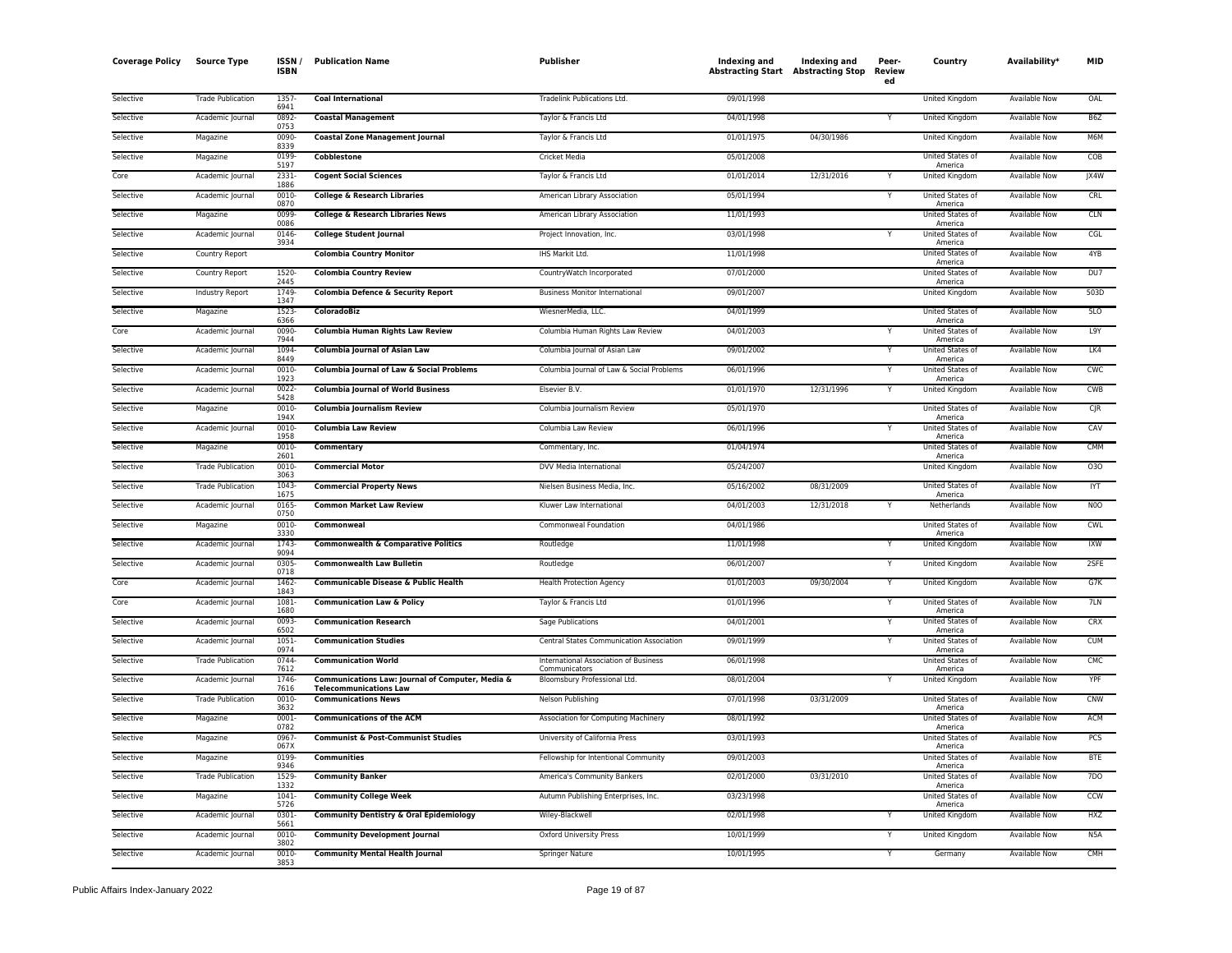| Coverage Policy | Source Type | ISSN / ISBN | Publication Name | Publisher | Indexing and Abstracting Start | Indexing and Abstracting Stop | Peer-Reviewed | Country | Availability* | MID |
|---|---|---|---|---|---|---|---|---|---|---|
| Selective | Trade Publication | 1357-6941 | **Coal International** | Tradelink Publications Ltd. | 09/01/1998 | | | United Kingdom | Available Now | OAL |
| Selective | Academic Journal | 0892-0753 | **Coastal Management** | Taylor & Francis Ltd | 04/01/1998 | | Y | United Kingdom | Available Now | B6Z |
| Selective | Magazine | 0090-8339 | **Coastal Zone Management Journal** | Taylor & Francis Ltd | 01/01/1975 | 04/30/1986 | | United Kingdom | Available Now | M6M |
| Selective | Magazine | 0199-5197 | **Cobblestone** | Cricket Media | 05/01/2008 | | | United States of America | Available Now | COB |
| Core | Academic Journal | 2331-1886 | **Cogent Social Sciences** | Taylor & Francis Ltd | 01/01/2014 | 12/31/2016 | Y | United Kingdom | Available Now | JX4W |
| Selective | Academic Journal | 0010-0870 | **College & Research Libraries** | American Library Association | 05/01/1994 | | Y | United States of America | Available Now | CRL |
| Selective | Magazine | 0099-0086 | **College & Research Libraries News** | American Library Association | 11/01/1993 | | | United States of America | Available Now | CLN |
| Selective | Academic Journal | 0146-3934 | **College Student Journal** | Project Innovation, Inc. | 03/01/1998 | | Y | United States of America | Available Now | CGL |
| Selective | Country Report | | **Colombia Country Monitor** | IHS Markit Ltd. | 11/01/1998 | | | United States of America | Available Now | 4YB |
| Selective | Country Report | 1520-2445 | **Colombia Country Review** | CountryWatch Incorporated | 07/01/2000 | | | United States of America | Available Now | DU7 |
| Selective | Industry Report | 1749-1347 | **Colombia Defence & Security Report** | Business Monitor International | 09/01/2007 | | | United Kingdom | Available Now | 503D |
| Selective | Magazine | 1523-6366 | **ColoradoBiz** | WiesnerMedia, LLC. | 04/01/1999 | | | United States of America | Available Now | 5LO |
| Core | Academic Journal | 0090-7944 | **Columbia Human Rights Law Review** | Columbia Human Rights Law Review | 04/01/2003 | | Y | United States of America | Available Now | L9Y |
| Selective | Academic Journal | 1094-8449 | **Columbia Journal of Asian Law** | Columbia Journal of Asian Law | 09/01/2002 | | Y | United States of America | Available Now | LK4 |
| Selective | Academic Journal | 0010-1923 | **Columbia Journal of Law & Social Problems** | Columbia Journal of Law & Social Problems | 06/01/1996 | | Y | United States of America | Available Now | CWC |
| Selective | Academic Journal | 0022-5428 | **Columbia Journal of World Business** | Elsevier B.V. | 01/01/1970 | 12/31/1996 | Y | United Kingdom | Available Now | CWB |
| Selective | Magazine | 0010-194X | **Columbia Journalism Review** | Columbia Journalism Review | 05/01/1970 | | | United States of America | Available Now | CJR |
| Selective | Academic Journal | 0010-1958 | **Columbia Law Review** | Columbia Law Review | 06/01/1996 | | Y | United States of America | Available Now | CAV |
| Selective | Magazine | 0010-2601 | **Commentary** | Commentary, Inc. | 01/04/1974 | | | United States of America | Available Now | CMM |
| Selective | Trade Publication | 0010-3063 | **Commercial Motor** | DVV Media International | 05/24/2007 | | | United Kingdom | Available Now | O3O |
| Selective | Trade Publication | 1043-1675 | **Commercial Property News** | Nielsen Business Media, Inc. | 05/16/2002 | 08/31/2009 | | United States of America | Available Now | IYT |
| Selective | Academic Journal | 0165-0750 | **Common Market Law Review** | Kluwer Law International | 04/01/2003 | 12/31/2018 | Y | Netherlands | Available Now | N0O |
| Selective | Magazine | 0010-3330 | **Commonweal** | Commonweal Foundation | 04/01/1986 | | | United States of America | Available Now | CWL |
| Selective | Academic Journal | 1743-9094 | **Commonwealth & Comparative Politics** | Routledge | 11/01/1998 | | Y | United Kingdom | Available Now | IXW |
| Selective | Academic Journal | 0305-0718 | **Commonwealth Law Bulletin** | Routledge | 06/01/2007 | | Y | United Kingdom | Available Now | 2SFE |
| Core | Academic Journal | 1462-1843 | **Communicable Disease & Public Health** | Health Protection Agency | 01/01/2003 | 09/30/2004 | Y | United Kingdom | Available Now | G7K |
| Core | Academic Journal | 1081-1680 | **Communication Law & Policy** | Taylor & Francis Ltd | 01/01/1996 | | Y | United States of America | Available Now | 7LN |
| Selective | Academic Journal | 0093-6502 | **Communication Research** | Sage Publications | 04/01/2001 | | Y | United States of America | Available Now | CRX |
| Selective | Academic Journal | 1051-0974 | **Communication Studies** | Central States Communication Association | 09/01/1999 | | Y | United States of America | Available Now | CUM |
| Selective | Trade Publication | 0744-7612 | **Communication World** | International Association of Business Communicators | 06/01/1998 | | | United States of America | Available Now | CMC |
| Selective | Academic Journal | 1746-7616 | **Communications Law: Journal of Computer, Media & Telecommunications Law** | Bloomsbury Professional Ltd. | 08/01/2004 | | Y | United Kingdom | Available Now | YPF |
| Selective | Trade Publication | 0010-3632 | **Communications News** | Nelson Publishing | 07/01/1998 | 03/31/2009 | | United States of America | Available Now | CNW |
| Selective | Magazine | 0001-0782 | **Communications of the ACM** | Association for Computing Machinery | 08/01/1992 | | | United States of America | Available Now | ACM |
| Selective | Magazine | 0967-067X | **Communist & Post-Communist Studies** | University of California Press | 03/01/1993 | | | United States of America | Available Now | PCS |
| Selective | Magazine | 0199-9346 | **Communities** | Fellowship for Intentional Community | 09/01/2003 | | | United States of America | Available Now | BTE |
| Selective | Trade Publication | 1529-1332 | **Community Banker** | America's Community Bankers | 02/01/2000 | 03/31/2010 | | United States of America | Available Now | 7DO |
| Selective | Magazine | 1041-5726 | **Community College Week** | Autumn Publishing Enterprises, Inc. | 03/23/1998 | | | United States of America | Available Now | CCW |
| Selective | Academic Journal | 0301-5661 | **Community Dentistry & Oral Epidemiology** | Wiley-Blackwell | 02/01/1998 | | Y | United Kingdom | Available Now | HXZ |
| Selective | Academic Journal | 0010-3802 | **Community Development Journal** | Oxford University Press | 10/01/1999 | | Y | United Kingdom | Available Now | N5A |
| Selective | Academic Journal | 0010-3853 | **Community Mental Health Journal** | Springer Nature | 10/01/1995 | | Y | Germany | Available Now | CMH |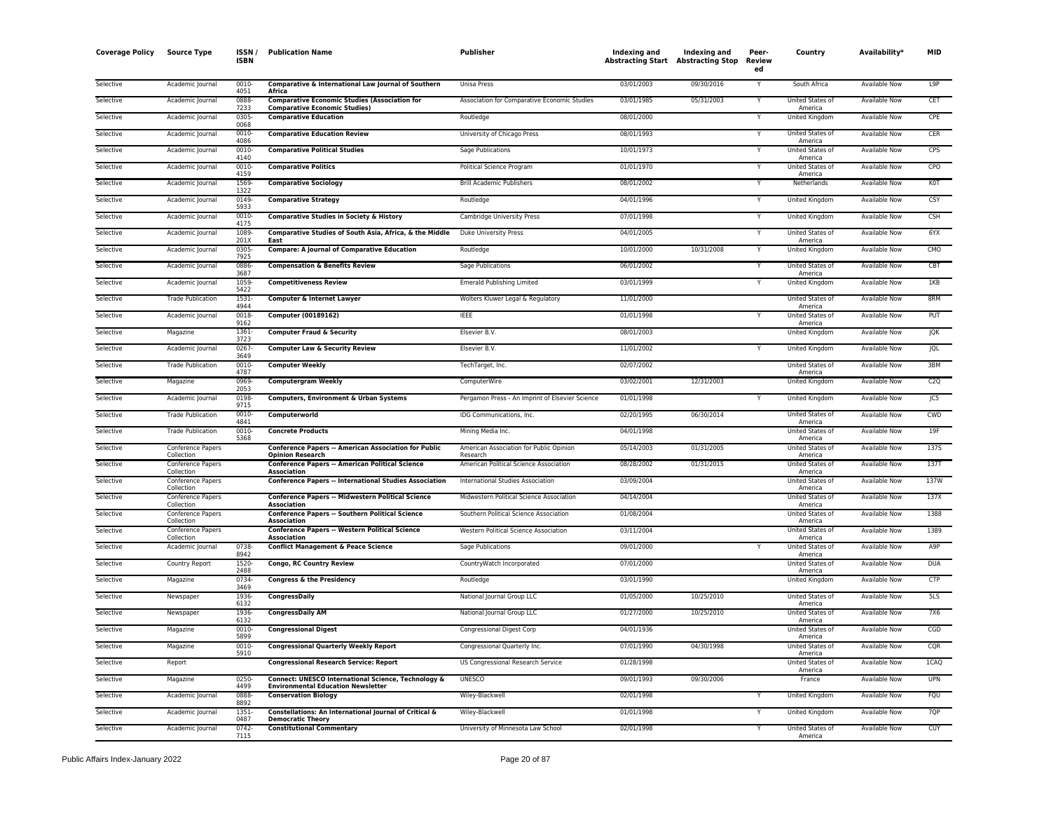| Coverage Policy | Source Type | ISSN / ISBN | Publication Name | Publisher | Indexing and Abstracting Start | Indexing and Abstracting Stop | Peer-Review ed | Country | Availability* | MID |
|---|---|---|---|---|---|---|---|---|---|---|
| Selective | Academic Journal | 0010-4051 | **Comparative & International Law Journal of Southern Africa** | Unisa Press | 03/01/2003 | 09/30/2016 | Y | South Africa | Available Now | L9P |
| Selective | Academic Journal | 0888-7233 | **Comparative Economic Studies (Association for Comparative Economic Studies)** | Association for Comparative Economic Studies | 03/01/1985 | 05/31/2003 | Y | United States of America | Available Now | CET |
| Selective | Academic Journal | 0305-0068 | **Comparative Education** | Routledge | 08/01/2000 | | Y | United Kingdom | Available Now | CPE |
| Selective | Academic Journal | 0010-4086 | **Comparative Education Review** | University of Chicago Press | 08/01/1993 | | Y | United States of America | Available Now | CER |
| Selective | Academic Journal | 0010-4140 | **Comparative Political Studies** | Sage Publications | 10/01/1973 | | Y | United States of America | Available Now | CPS |
| Selective | Academic Journal | 0010-4159 | **Comparative Politics** | Political Science Program | 01/01/1970 | | Y | United States of America | Available Now | CPO |
| Selective | Academic Journal | 1569-1322 | **Comparative Sociology** | Brill Academic Publishers | 08/01/2002 | | Y | Netherlands | Available Now | K0T |
| Selective | Academic Journal | 0149-5933 | **Comparative Strategy** | Routledge | 04/01/1996 | | Y | United Kingdom | Available Now | CSY |
| Selective | Academic Journal | 0010-4175 | **Comparative Studies in Society & History** | Cambridge University Press | 07/01/1998 | | Y | United Kingdom | Available Now | CSH |
| Selective | Academic Journal | 1089-201X | **Comparative Studies of South Asia, Africa, & the Middle East** | Duke University Press | 04/01/2005 | | Y | United States of America | Available Now | 6YX |
| Selective | Academic Journal | 0305-7925 | **Compare: A Journal of Comparative Education** | Routledge | 10/01/2000 | 10/31/2008 | Y | United Kingdom | Available Now | CMO |
| Selective | Academic Journal | 0886-3687 | **Compensation & Benefits Review** | Sage Publications | 06/01/2002 | | Y | United States of America | Available Now | CBT |
| Selective | Academic Journal | 1059-5422 | **Competitiveness Review** | Emerald Publishing Limited | 03/01/1999 | | Y | United Kingdom | Available Now | 1KB |
| Selective | Trade Publication | 1531-4944 | **Computer & Internet Lawyer** | Wolters Kluwer Legal & Regulatory | 11/01/2000 | | | United States of America | Available Now | 8RM |
| Selective | Academic Journal | 0018-9162 | **Computer (00189162)** | IEEE | 01/01/1998 | | Y | United States of America | Available Now | PUT |
| Selective | Magazine | 1361-3723 | **Computer Fraud & Security** | Elsevier B.V. | 08/01/2003 | | | United Kingdom | Available Now | JQK |
| Selective | Academic Journal | 0267-3649 | **Computer Law & Security Review** | Elsevier B.V. | 11/01/2002 | | Y | United Kingdom | Available Now | JQL |
| Selective | Trade Publication | 0010-4787 | **Computer Weekly** | TechTarget, Inc. | 02/07/2002 | | | United States of America | Available Now | 3BM |
| Selective | Magazine | 0969-2053 | **Computergram Weekly** | ComputerWire | 03/02/2001 | 12/31/2003 | | United Kingdom | Available Now | C2Q |
| Selective | Academic Journal | 0198-9715 | **Computers, Environment & Urban Systems** | Pergamon Press - An Imprint of Elsevier Science | 01/01/1998 | | Y | United Kingdom | Available Now | JC5 |
| Selective | Trade Publication | 0010-4841 | **Computerworld** | IDG Communications, Inc. | 02/20/1995 | 06/30/2014 | | United States of America | Available Now | CWD |
| Selective | Trade Publication | 0010-5368 | **Concrete Products** | Mining Media Inc. | 04/01/1998 | | | United States of America | Available Now | 19F |
| Selective | Conference Papers Collection | | **Conference Papers -- American Association for Public Opinion Research** | American Association for Public Opinion Research | 05/14/2003 | 01/31/2005 | | United States of America | Available Now | 137S |
| Selective | Conference Papers Collection | | **Conference Papers -- American Political Science Association** | American Political Science Association | 08/28/2002 | 01/31/2015 | | United States of America | Available Now | 137T |
| Selective | Conference Papers Collection | | **Conference Papers -- International Studies Association** | International Studies Association | 03/09/2004 | | | United States of America | Available Now | 137W |
| Selective | Conference Papers Collection | | **Conference Papers -- Midwestern Political Science Association** | Midwestern Political Science Association | 04/14/2004 | | | United States of America | Available Now | 137X |
| Selective | Conference Papers Collection | | **Conference Papers -- Southern Political Science Association** | Southern Political Science Association | 01/08/2004 | | | United States of America | Available Now | 1388 |
| Selective | Conference Papers Collection | | **Conference Papers -- Western Political Science Association** | Western Political Science Association | 03/11/2004 | | | United States of America | Available Now | 1389 |
| Selective | Academic Journal | 0738-8942 | **Conflict Management & Peace Science** | Sage Publications | 09/01/2000 | | Y | United States of America | Available Now | A9P |
| Selective | Country Report | 1520-2488 | **Congo, RC Country Review** | CountryWatch Incorporated | 07/01/2000 | | | United States of America | Available Now | DUA |
| Selective | Magazine | 0734-3469 | **Congress & the Presidency** | Routledge | 03/01/1990 | | | United Kingdom | Available Now | CTP |
| Selective | Newspaper | 1936-6132 | **CongressDaily** | National Journal Group LLC | 01/05/2000 | 10/25/2010 | | United States of America | Available Now | 5LS |
| Selective | Newspaper | 1936-6132 | **CongressDaily AM** | National Journal Group LLC | 01/27/2000 | 10/25/2010 | | United States of America | Available Now | 7X6 |
| Selective | Magazine | 0010-5899 | **Congressional Digest** | Congressional Digest Corp | 04/01/1936 | | | United States of America | Available Now | CGD |
| Selective | Magazine | 0010-5910 | **Congressional Quarterly Weekly Report** | Congressional Quarterly Inc. | 07/01/1990 | 04/30/1998 | | United States of America | Available Now | CQR |
| Selective | Report | | **Congressional Research Service: Report** | US Congressional Research Service | 01/28/1998 | | | United States of America | Available Now | 1CAQ |
| Selective | Magazine | 0250-4499 | **Connect: UNESCO International Science, Technology & Environmental Education Newsletter** | UNESCO | 09/01/1993 | 09/30/2006 | | France | Available Now | UPN |
| Selective | Academic Journal | 0888-8892 | **Conservation Biology** | Wiley-Blackwell | 02/01/1998 | | Y | United Kingdom | Available Now | FQU |
| Selective | Academic Journal | 1351-0487 | **Constellations: An International Journal of Critical & Democratic Theory** | Wiley-Blackwell | 01/01/1998 | | Y | United Kingdom | Available Now | 7QP |
| Selective | Academic Journal | 0742-7115 | **Constitutional Commentary** | University of Minnesota Law School | 02/01/1998 | | Y | United States of America | Available Now | CUY |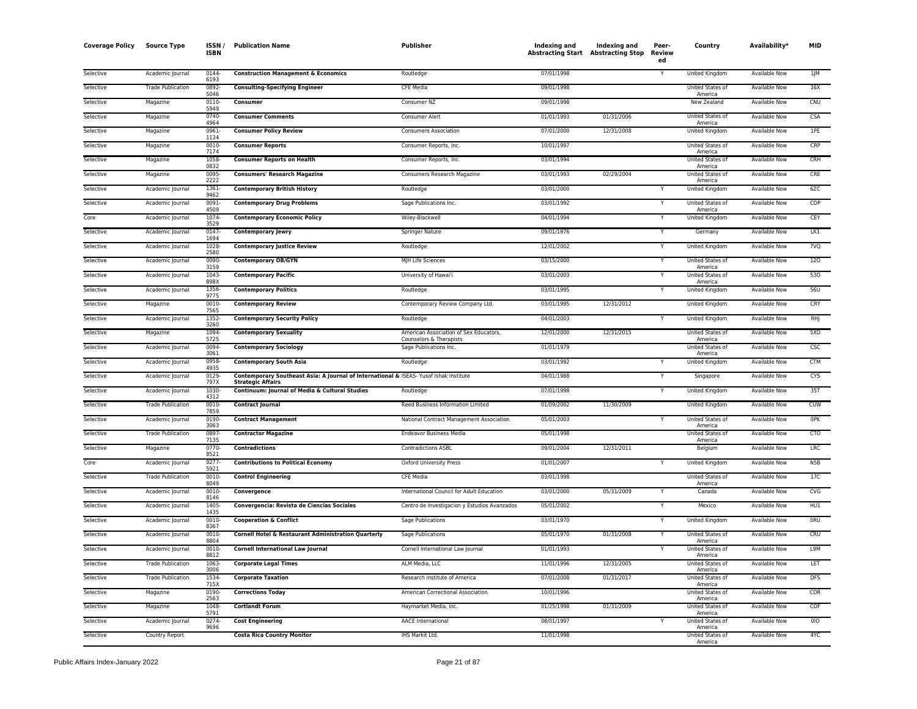| Coverage Policy | Source Type | ISSN / ISBN | Publication Name | Publisher | Indexing and Abstracting Start | Indexing and Abstracting Stop | Peer-Reviewed | Country | Availability* | MID |
|---|---|---|---|---|---|---|---|---|---|---|
| Selective | Academic Journal | 0144-6193 | **Construction Management & Economics** | Routledge | 07/01/1998 | | Y | United Kingdom | Available Now | 1JM |
| Selective | Trade Publication | 0892-5046 | **Consulting-Specifying Engineer** | CFE Media | 09/01/1998 | | | United States of America | Available Now | 16X |
| Selective | Magazine | 0110-5949 | **Consumer** | Consumer NZ | 09/01/1998 | | | New Zealand | Available Now | CNU |
| Selective | Magazine | 0740-4964 | **Consumer Comments** | Consumer Alert | 01/01/1993 | 01/31/2006 | | United States of America | Available Now | CSA |
| Selective | Magazine | 0961-1134 | **Consumer Policy Review** | Consumers Association | 07/01/2000 | 12/31/2008 | | United Kingdom | Available Now | 1PE |
| Selective | Magazine | 0010-7174 | **Consumer Reports** | Consumer Reports, Inc. | 10/01/1997 | | | United States of America | Available Now | CRP |
| Selective | Magazine | 1058-0832 | **Consumer Reports on Health** | Consumer Reports, Inc. | 03/01/1994 | | | United States of America | Available Now | CRH |
| Selective | Magazine | 0095-2222 | **Consumers' Research Magazine** | Consumers Research Magazine | 03/01/1993 | 02/29/2004 | | United States of America | Available Now | CRE |
| Selective | Academic Journal | 1361-9462 | **Contemporary British History** | Routledge | 03/01/2000 | | Y | United Kingdom | Available Now | 6ZC |
| Selective | Academic Journal | 0091-4509 | **Contemporary Drug Problems** | Sage Publications Inc. | 03/01/1992 | | Y | United States of America | Available Now | CDP |
| Core | Academic Journal | 1074-3529 | **Contemporary Economic Policy** | Wiley-Blackwell | 04/01/1994 | | Y | United Kingdom | Available Now | CEY |
| Selective | Academic Journal | 0147-1694 | **Contemporary Jewry** | Springer Nature | 09/01/1976 | | Y | Germany | Available Now | LK1 |
| Selective | Academic Journal | 1028-2580 | **Contemporary Justice Review** | Routledge | 12/01/2002 | | Y | United Kingdom | Available Now | 7VQ |
| Selective | Academic Journal | 0090-3159 | **Contemporary OB/GYN** | MJH Life Sciences | 03/15/2000 | | Y | United States of America | Available Now | 12O |
| Selective | Academic Journal | 1043-898X | **Contemporary Pacific** | University of Hawai'i | 03/01/2003 | | Y | United States of America | Available Now | 53O |
| Selective | Academic Journal | 1356-9775 | **Contemporary Politics** | Routledge | 03/01/1995 | | Y | United Kingdom | Available Now | 56U |
| Selective | Magazine | 0010-7565 | **Contemporary Review** | Contemporary Review Company Ltd. | 03/01/1995 | 12/31/2012 | | United Kingdom | Available Now | CRY |
| Selective | Academic Journal | 1352-3260 | **Contemporary Security Policy** | Routledge | 04/01/2003 | | Y | United Kingdom | Available Now | RHJ |
| Selective | Magazine | 1094-5725 | **Contemporary Sexuality** | American Association of Sex Educators, Counselors & Therapists | 12/01/2000 | 12/31/2015 | | United States of America | Available Now | 5XD |
| Selective | Academic Journal | 0094-3061 | **Contemporary Sociology** | Sage Publications Inc. | 01/01/1979 | | | United States of America | Available Now | CSC |
| Selective | Academic Journal | 0958-4935 | **Contemporary South Asia** | Routledge | 03/01/1992 | | Y | United Kingdom | Available Now | CTM |
| Selective | Academic Journal | 0129-797X | **Contemporary Southeast Asia: A Journal of International & Strategic Affairs** | ISEAS- Yusof Ishak Institute | 04/01/1988 | | Y | Singapore | Available Now | CYS |
| Selective | Academic Journal | 1030-4312 | **Continuum: Journal of Media & Cultural Studies** | Routledge | 07/01/1998 | | Y | United Kingdom | Available Now | 35T |
| Selective | Trade Publication | 0010-7859 | **Contract Journal** | Reed Business Information Limited | 01/09/2002 | 11/30/2009 | | United Kingdom | Available Now | CUW |
| Selective | Academic Journal | 0190-3063 | **Contract Management** | National Contract Management Association | 05/01/2003 | | Y | United States of America | Available Now | 0PK |
| Selective | Trade Publication | 0897-7135 | **Contractor Magazine** | Endeavor Business Media | 05/01/1998 | | | United States of America | Available Now | CTO |
| Selective | Magazine | 0770-8521 | **Contradictions** | Contradictions ASBL | 09/01/2004 | 12/31/2011 | | Belgium | Available Now | LRC |
| Core | Academic Journal | 0277-5921 | **Contributions to Political Economy** | Oxford University Press | 01/01/2007 | | Y | United Kingdom | Available Now | N5B |
| Selective | Trade Publication | 0010-8049 | **Control Engineering** | CFE Media | 03/01/1998 | | | United States of America | Available Now | 17C |
| Selective | Academic Journal | 0010-8146 | **Convergence** | International Council for Adult Education | 03/01/2000 | 05/31/2009 | Y | Canada | Available Now | CVG |
| Selective | Academic Journal | 1405-1435 | **Convergencia: Revista de Ciencias Sociales** | Centro de Investigacion y Estudios Avanzados | 05/01/2002 | | Y | Mexico | Available Now | HU1 |
| Selective | Academic Journal | 0010-8367 | **Cooperation & Conflict** | Sage Publications | 03/01/1970 | | Y | United Kingdom | Available Now | 0RU |
| Selective | Academic Journal | 0010-8804 | **Cornell Hotel & Restaurant Administration Quarterly** | Sage Publications | 05/01/1970 | 01/31/2008 | Y | United States of America | Available Now | CRU |
| Selective | Academic Journal | 0010-8812 | **Cornell International Law Journal** | Cornell International Law Journal | 01/01/1993 | | Y | United States of America | Available Now | L9M |
| Selective | Trade Publication | 1063-3006 | **Corporate Legal Times** | ALM Media, LLC | 11/01/1996 | 12/31/2005 | | United States of America | Available Now | LET |
| Selective | Trade Publication | 1534-715X | **Corporate Taxation** | Research Institute of America | 07/01/2008 | 01/31/2017 | | United States of America | Available Now | DFS |
| Selective | Magazine | 0190-2563 | **Corrections Today** | American Correctional Association | 10/01/1996 | | | United States of America | Available Now | COR |
| Selective | Magazine | 1048-5791 | **Cortlandt Forum** | Haymarket Media, Inc. | 01/25/1998 | 01/31/2009 | | United States of America | Available Now | COF |
| Selective | Academic Journal | 0274-9696 | **Cost Engineering** | AACE International | 08/01/1997 | | Y | United States of America | Available Now | 0IO |
| Selective | Country Report | | **Costa Rica Country Monitor** | IHS Markit Ltd. | 11/01/1998 | | | United States of America | Available Now | 4YC |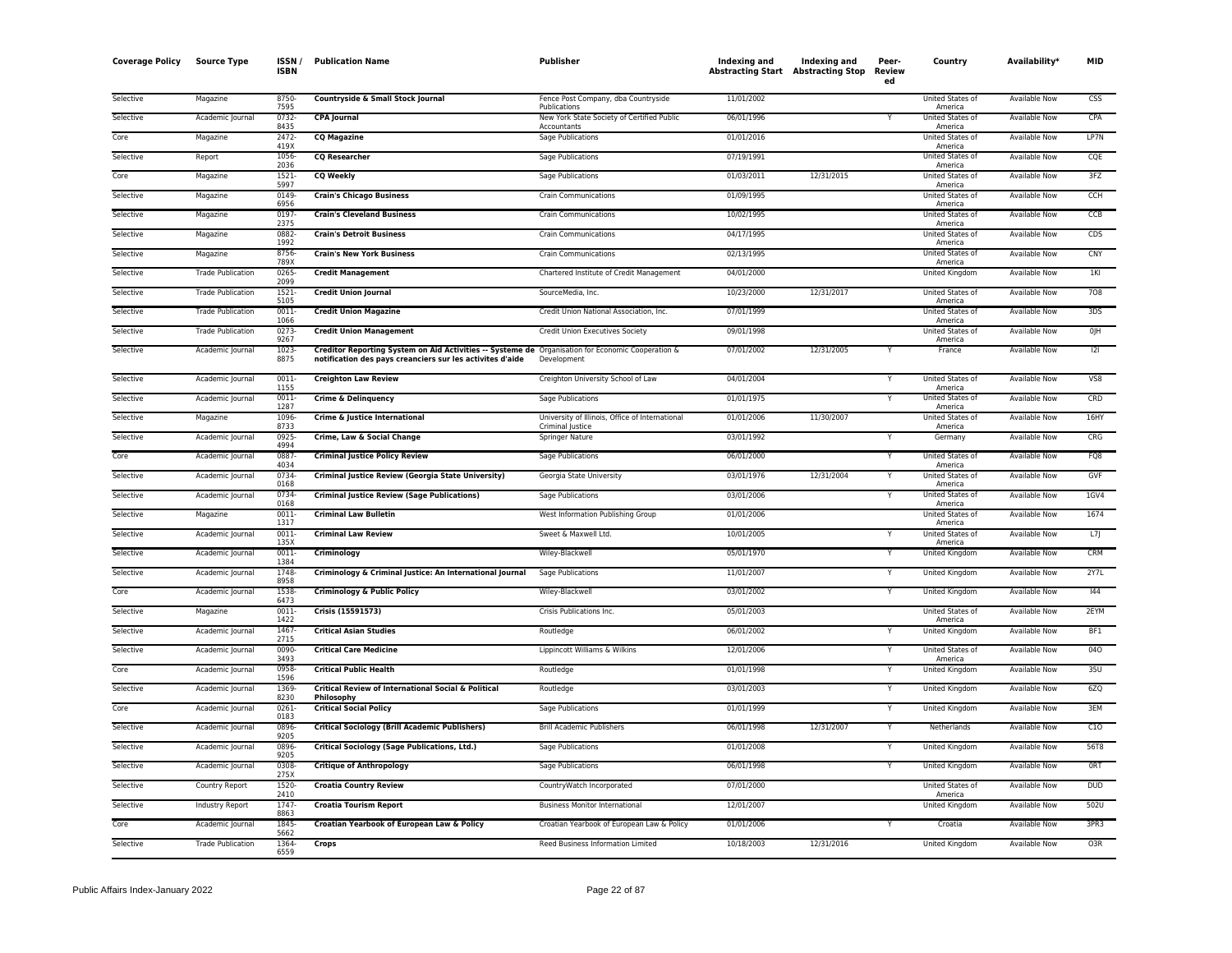| Coverage Policy | Source Type | ISSN / ISBN | Publication Name | Publisher | Indexing and Abstracting Start | Indexing and Abstracting Stop | Peer-Review ed | Country | Availability* | MID |
|---|---|---|---|---|---|---|---|---|---|---|
| Selective | Magazine | 8750-7595 | **Countryside & Small Stock Journal** | Fence Post Company, dba Countryside Publications | 11/01/2002 | | | United States of America | Available Now | CSS |
| Selective | Academic Journal | 0732-8435 | **CPA Journal** | New York State Society of Certified Public Accountants | 06/01/1996 | | Y | United States of America | Available Now | CPA |
| Core | Magazine | 2472-419X | **CQ Magazine** | Sage Publications | 01/01/2016 | | | United States of America | Available Now | LP7N |
| Selective | Report | 1056-2036 | **CQ Researcher** | Sage Publications | 07/19/1991 | | | United States of America | Available Now | CQE |
| Core | Magazine | 1521-5997 | **CQ Weekly** | Sage Publications | 01/03/2011 | 12/31/2015 | | United States of America | Available Now | 3FZ |
| Selective | Magazine | 0149-6956 | **Crain's Chicago Business** | Crain Communications | 01/09/1995 | | | United States of America | Available Now | CCH |
| Selective | Magazine | 0197-2375 | **Crain's Cleveland Business** | Crain Communications | 10/02/1995 | | | United States of America | Available Now | CCB |
| Selective | Magazine | 0882-1992 | **Crain's Detroit Business** | Crain Communications | 04/17/1995 | | | United States of America | Available Now | CDS |
| Selective | Magazine | 8756-789X | **Crain's New York Business** | Crain Communications | 02/13/1995 | | | United States of America | Available Now | CNY |
| Selective | Trade Publication | 0265-2099 | **Credit Management** | Chartered Institute of Credit Management | 04/01/2000 | | | United Kingdom | Available Now | 1KI |
| Selective | Trade Publication | 1521-5105 | **Credit Union Journal** | SourceMedia, Inc. | 10/23/2000 | 12/31/2017 | | United States of America | Available Now | 7O8 |
| Selective | Trade Publication | 0011-1066 | **Credit Union Magazine** | Credit Union National Association, Inc. | 07/01/1999 | | | United States of America | Available Now | 3DS |
| Selective | Trade Publication | 0273-9267 | **Credit Union Management** | Credit Union Executives Society | 09/01/1998 | | | United States of America | Available Now | 0JH |
| Selective | Academic Journal | 1023-8875 | **Creditor Reporting System on Aid Activities -- Systeme de notification des pays creanciers sur les activites d'aide** | Organisation for Economic Cooperation & Development | 07/01/2002 | 12/31/2005 | Y | France | Available Now | I2I |
| Selective | Academic Journal | 0011-1155 | **Creighton Law Review** | Creighton University School of Law | 04/01/2004 | | Y | United States of America | Available Now | V58 |
| Selective | Academic Journal | 0011-1287 | **Crime & Delinquency** | Sage Publications | 01/01/1975 | | Y | United States of America | Available Now | CRD |
| Selective | Magazine | 1096-8733 | **Crime & Justice International** | University of Illinois, Office of International Criminal Justice | 01/01/2006 | 11/30/2007 | | United States of America | Available Now | 16HY |
| Selective | Academic Journal | 0925-4994 | **Crime, Law & Social Change** | Springer Nature | 03/01/1992 | | Y | Germany | Available Now | CRG |
| Core | Academic Journal | 0887-4034 | **Criminal Justice Policy Review** | Sage Publications | 06/01/2000 | | Y | United States of America | Available Now | FQ8 |
| Selective | Academic Journal | 0734-0168 | **Criminal Justice Review (Georgia State University)** | Georgia State University | 03/01/1976 | 12/31/2004 | Y | United States of America | Available Now | GVF |
| Selective | Academic Journal | 0734-0168 | **Criminal Justice Review (Sage Publications)** | Sage Publications | 03/01/2006 | | Y | United States of America | Available Now | 1GV4 |
| Selective | Magazine | 0011-1317 | **Criminal Law Bulletin** | West Information Publishing Group | 01/01/2006 | | | United States of America | Available Now | 1674 |
| Selective | Academic Journal | 0011-135X | **Criminal Law Review** | Sweet & Maxwell Ltd. | 10/01/2005 | | Y | United States of America | Available Now | L7J |
| Selective | Academic Journal | 0011-1384 | **Criminology** | Wiley-Blackwell | 05/01/1970 | | Y | United Kingdom | Available Now | CRM |
| Selective | Academic Journal | 1748-8958 | **Criminology & Criminal Justice: An International Journal** | Sage Publications | 11/01/2007 | | Y | United Kingdom | Available Now | 2Y7L |
| Core | Academic Journal | 1538-6473 | **Criminology & Public Policy** | Wiley-Blackwell | 03/01/2002 | | Y | United Kingdom | Available Now | I44 |
| Selective | Magazine | 0011-1422 | **Crisis (15591573)** | Crisis Publications Inc. | 05/01/2003 | | | United States of America | Available Now | 2EYM |
| Selective | Academic Journal | 1467-2715 | **Critical Asian Studies** | Routledge | 06/01/2002 | | Y | United Kingdom | Available Now | BF1 |
| Selective | Academic Journal | 0090-3493 | **Critical Care Medicine** | Lippincott Williams & Wilkins | 12/01/2006 | | Y | United States of America | Available Now | 04O |
| Core | Academic Journal | 0958-1596 | **Critical Public Health** | Routledge | 01/01/1998 | | Y | United Kingdom | Available Now | 35U |
| Selective | Academic Journal | 1369-8230 | **Critical Review of International Social & Political Philosophy** | Routledge | 03/01/2003 | | Y | United Kingdom | Available Now | 6ZQ |
| Core | Academic Journal | 0261-0183 | **Critical Social Policy** | Sage Publications | 01/01/1999 | | Y | United Kingdom | Available Now | 3EM |
| Selective | Academic Journal | 0896-9205 | **Critical Sociology (Brill Academic Publishers)** | Brill Academic Publishers | 06/01/1998 | 12/31/2007 | Y | Netherlands | Available Now | C1O |
| Selective | Academic Journal | 0896-9205 | **Critical Sociology (Sage Publications, Ltd.)** | Sage Publications | 01/01/2008 | | Y | United Kingdom | Available Now | 56T8 |
| Selective | Academic Journal | 0308-275X | **Critique of Anthropology** | Sage Publications | 06/01/1998 | | Y | United Kingdom | Available Now | 0RT |
| Selective | Country Report | 1520-2410 | **Croatia Country Review** | CountryWatch Incorporated | 07/01/2000 | | | United States of America | Available Now | DUD |
| Selective | Industry Report | 1747-8863 | **Croatia Tourism Report** | Business Monitor International | 12/01/2007 | | | United Kingdom | Available Now | 502U |
| Core | Academic Journal | 1845-5662 | **Croatian Yearbook of European Law & Policy** | Croatian Yearbook of European Law & Policy | 01/01/2006 | | Y | Croatia | Available Now | 3PR3 |
| Selective | Trade Publication | 1364-6559 | **Crops** | Reed Business Information Limited | 10/18/2003 | 12/31/2016 | | United Kingdom | Available Now | O3R |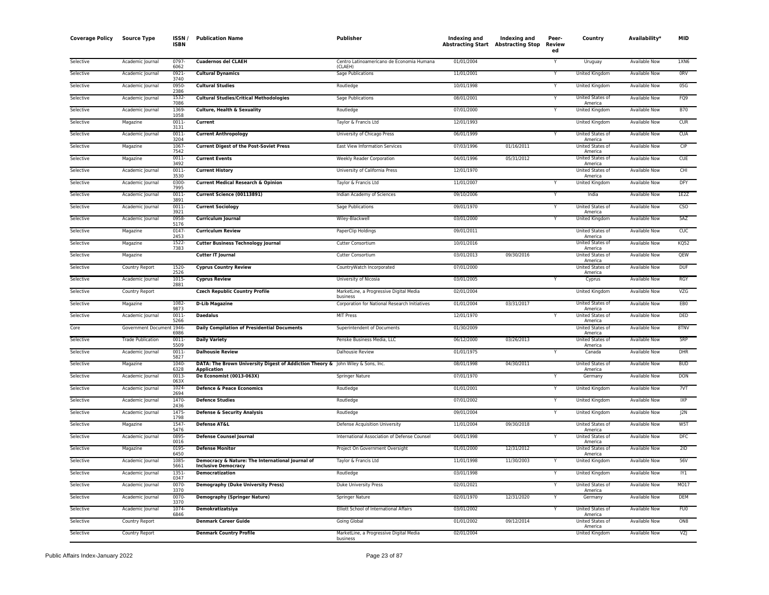| Coverage Policy | Source Type | ISSN / ISBN | Publication Name | Publisher | Indexing and Abstracting Start | Indexing and Abstracting Stop | Peer-Reviewed | Country | Availability* | MID |
|---|---|---|---|---|---|---|---|---|---|---|
| Selective | Academic Journal | 0797-6062 | **Cuadernos del CLAEH** | Centro Latinoamericano de Economia Humana (CLAEH) | 01/01/2004 | | Y | Uruguay | Available Now | 1XN6 |
| Selective | Academic Journal | 0921-3740 | **Cultural Dynamics** | Sage Publications | 11/01/2001 | | Y | United Kingdom | Available Now | 0RV |
| Selective | Academic Journal | 0950-2386 | **Cultural Studies** | Routledge | 10/01/1998 | | Y | United Kingdom | Available Now | 05G |
| Selective | Academic Journal | 1532-7086 | **Cultural Studies/Critical Methodologies** | Sage Publications | 08/01/2001 | | Y | United States of America | Available Now | FQ9 |
| Selective | Academic Journal | 1369-1058 | **Culture, Health & Sexuality** | Routledge | 07/01/2000 | | Y | United Kingdom | Available Now | B70 |
| Selective | Magazine | 0011-3131 | **Current** | Taylor & Francis Ltd | 12/01/1993 | | | United Kingdom | Available Now | CUR |
| Selective | Academic Journal | 0011-3204 | **Current Anthropology** | University of Chicago Press | 06/01/1999 | | Y | United States of America | Available Now | CUA |
| Selective | Magazine | 1067-7542 | **Current Digest of the Post-Soviet Press** | East View Information Services | 07/03/1996 | 01/16/2011 | | United States of America | Available Now | CIP |
| Selective | Magazine | 0011-3492 | **Current Events** | Weekly Reader Corporation | 04/01/1996 | 05/31/2012 | | United States of America | Available Now | CUE |
| Selective | Academic Journal | 0011-3530 | **Current History** | University of California Press | 12/01/1970 | | | United States of America | Available Now | CHI |
| Selective | Academic Journal | 0300-7995 | **Current Medical Research & Opinion** | Taylor & Francis Ltd | 11/01/2007 | | Y | United Kingdom | Available Now | DFY |
| Selective | Academic Journal | 0011-3891 | **Current Science (00113891)** | Indian Academy of Sciences | 09/10/2006 | | Y | India | Available Now | 1E2Z |
| Selective | Academic Journal | 0011-3921 | **Current Sociology** | Sage Publications | 09/01/1970 | | Y | United States of America | Available Now | CSO |
| Selective | Academic Journal | 0958-5176 | **Curriculum Journal** | Wiley-Blackwell | 03/01/2000 | | Y | United Kingdom | Available Now | 5AZ |
| Selective | Magazine | 0147-2453 | **Curriculum Review** | PaperClip Holdings | 09/01/2011 | | | United States of America | Available Now | CUC |
| Selective | Magazine | 1522-7383 | **Cutter Business Technology Journal** | Cutter Consortium | 10/01/2016 | | | United States of America | Available Now | KQ52 |
| Selective | Magazine | | **Cutter IT Journal** | Cutter Consortium | 03/01/2013 | 09/30/2016 | | United States of America | Available Now | QEW |
| Selective | Country Report | 1520-2526 | **Cyprus Country Review** | CountryWatch Incorporated | 07/01/2000 | | | United States of America | Available Now | DUF |
| Selective | Academic Journal | 1015-2881 | **Cyprus Review** | University of Nicosia | 03/01/2005 | | Y | Cyprus | Available Now | RGY |
| Selective | Country Report | | **Czech Republic Country Profile** | MarketLine, a Progressive Digital Media business | 02/01/2004 | | | United Kingdom | Available Now | VZG |
| Selective | Magazine | 1082-9873 | **D-Lib Magazine** | Corporation for National Research Initiatives | 01/01/2004 | 03/31/2017 | | United States of America | Available Now | EB0 |
| Selective | Academic Journal | 0011-5266 | **Daedalus** | MIT Press | 12/01/1970 | | Y | United States of America | Available Now | DED |
| Core | Government Document | 1946-6986 | **Daily Compilation of Presidential Documents** | Superintendent of Documents | 01/30/2009 | | | United States of America | Available Now | 8TNV |
| Selective | Trade Publication | 0011-5509 | **Daily Variety** | Penske Business Media, LLC | 06/12/2000 | 03/26/2013 | | United States of America | Available Now | 5RP |
| Selective | Academic Journal | 0011-5827 | **Dalhousie Review** | Dalhousie Review | 01/01/1975 | | Y | Canada | Available Now | DHR |
| Selective | Magazine | 1040-6328 | **DATA: The Brown University Digest of Addiction Theory & Application** | John Wiley & Sons, Inc. | 08/01/1998 | 04/30/2011 | | United States of America | Available Now | BUD |
| Selective | Academic Journal | 0013-063X | **De Economist (0013-063X)** | Springer Nature | 07/01/1970 | | Y | Germany | Available Now | DON |
| Selective | Academic Journal | 1024-2694 | **Defence & Peace Economics** | Routledge | 01/01/2001 | | Y | United Kingdom | Available Now | 7VT |
| Selective | Academic Journal | 1470-2436 | **Defence Studies** | Routledge | 07/01/2002 | | Y | United Kingdom | Available Now | IXP |
| Selective | Academic Journal | 1475-1798 | **Defense & Security Analysis** | Routledge | 09/01/2004 | | Y | United Kingdom | Available Now | J2N |
| Selective | Magazine | 1547-5476 | **Defense AT&L** | Defense Acquisition University | 11/01/2004 | 09/30/2018 | | United States of America | Available Now | W5T |
| Selective | Academic Journal | 0895-0016 | **Defense Counsel Journal** | International Association of Defense Counsel | 04/01/1998 | | Y | United States of America | Available Now | DFC |
| Selective | Magazine | 0195-6450 | **Defense Monitor** | Project On Government Oversight | 01/01/2000 | 12/31/2012 | | United States of America | Available Now | 2ID |
| Selective | Academic Journal | 1085-5661 | **Democracy & Nature: The International Journal of Inclusive Democracy** | Taylor & Francis Ltd | 11/01/1998 | 11/30/2003 | Y | United Kingdom | Available Now | 56V |
| Selective | Academic Journal | 1351-0347 | **Democratization** | Routledge | 03/01/1998 | | Y | United Kingdom | Available Now | IY1 |
| Selective | Academic Journal | 0070-3370 | **Demography (Duke University Press)** | Duke University Press | 02/01/2021 | | Y | United States of America | Available Now | MO17 |
| Selective | Academic Journal | 0070-3370 | **Demography (Springer Nature)** | Springer Nature | 02/01/1970 | 12/31/2020 | Y | Germany | Available Now | DEM |
| Selective | Academic Journal | 1074-6846 | **Demokratizatsiya** | Elliott School of International Affairs | 03/01/2002 | | Y | United States of America | Available Now | FU0 |
| Selective | Country Report | | **Denmark Career Guide** | Going Global | 01/01/2002 | 09/12/2014 | | United States of America | Available Now | ON8 |
| Selective | Country Report | | **Denmark Country Profile** | MarketLine, a Progressive Digital Media business | 02/01/2004 | | | United Kingdom | Available Now | VZJ |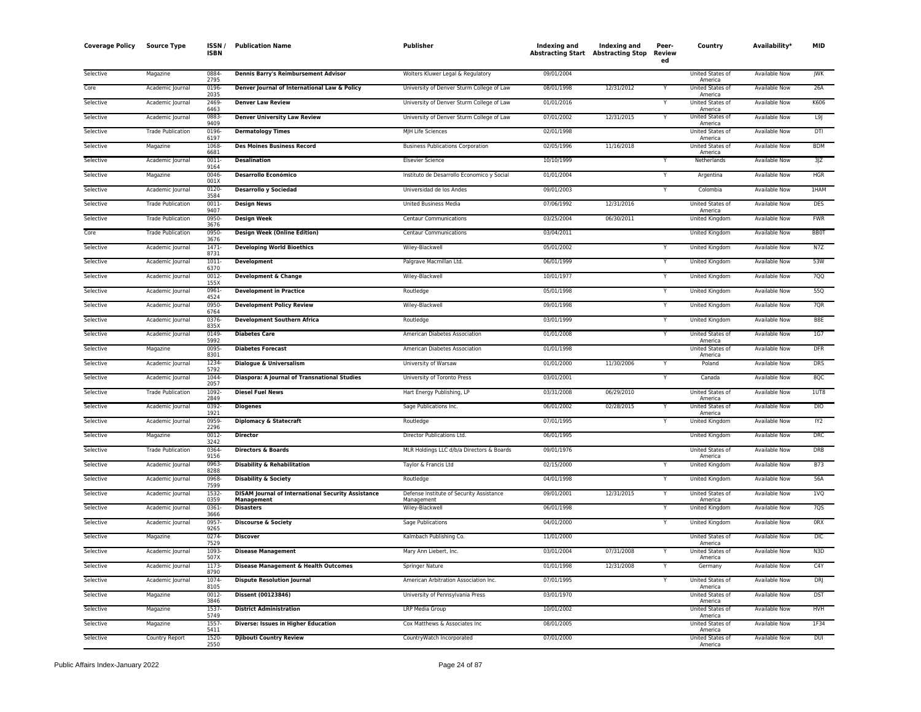| Coverage Policy | Source Type | ISSN / ISBN | Publication Name | Publisher | Indexing and Abstracting Start | Indexing and Abstracting Stop | Peer-Review ed | Country | Availability* | MID |
|---|---|---|---|---|---|---|---|---|---|---|
| Selective | Magazine | 0884-2795 | **Dennis Barry's Reimbursement Advisor** | Wolters Kluwer Legal & Regulatory | 09/01/2004 | | | United States of America | Available Now | JWK |
| Core | Academic Journal | 0196-2035 | **Denver Journal of International Law & Policy** | University of Denver Sturm College of Law | 08/01/1998 | 12/31/2012 | Y | United States of America | Available Now | 26A |
| Selective | Academic Journal | 2469-6463 | **Denver Law Review** | University of Denver Sturm College of Law | 01/01/2016 | | Y | United States of America | Available Now | K606 |
| Selective | Academic Journal | 0883-9409 | **Denver University Law Review** | University of Denver Sturm College of Law | 07/01/2002 | 12/31/2015 | Y | United States of America | Available Now | L9J |
| Selective | Trade Publication | 0196-6197 | **Dermatology Times** | MJH Life Sciences | 02/01/1998 | | | United States of America | Available Now | DTI |
| Selective | Magazine | 1068-6681 | **Des Moines Business Record** | Business Publications Corporation | 02/05/1996 | 11/16/2018 | | United States of America | Available Now | BDM |
| Selective | Academic Journal | 0011-9164 | **Desalination** | Elsevier Science | 10/10/1999 | | Y | Netherlands | Available Now | 3JZ |
| Selective | Magazine | 0046-001X | **Desarrollo Económico** | Instituto de Desarrollo Economico y Social | 01/01/2004 | | Y | Argentina | Available Now | HGR |
| Selective | Academic Journal | 0120-3584 | **Desarrollo y Sociedad** | Universidad de los Andes | 09/01/2003 | | Y | Colombia | Available Now | 1HAM |
| Selective | Trade Publication | 0011-9407 | **Design News** | United Business Media | 07/06/1992 | 12/31/2016 | | United States of America | Available Now | DES |
| Selective | Trade Publication | 0950-3676 | **Design Week** | Centaur Communications | 03/25/2004 | 06/30/2011 | | United Kingdom | Available Now | FWR |
| Core | Trade Publication | 0950-3676 | **Design Week (Online Edition)** | Centaur Communications | 03/04/2011 | | | United Kingdom | Available Now | BB0T |
| Selective | Academic Journal | 1471-8731 | **Developing World Bioethics** | Wiley-Blackwell | 05/01/2002 | | Y | United Kingdom | Available Now | N7Z |
| Selective | Academic Journal | 1011-6370 | **Development** | Palgrave Macmillan Ltd. | 06/01/1999 | | Y | United Kingdom | Available Now | 53W |
| Selective | Academic Journal | 0012-155X | **Development & Change** | Wiley-Blackwell | 10/01/1977 | | Y | United Kingdom | Available Now | 7QQ |
| Selective | Academic Journal | 0961-4524 | **Development in Practice** | Routledge | 05/01/1998 | | Y | United Kingdom | Available Now | 55Q |
| Selective | Academic Journal | 0950-6764 | **Development Policy Review** | Wiley-Blackwell | 09/01/1998 | | Y | United Kingdom | Available Now | 7QR |
| Selective | Academic Journal | 0376-835X | **Development Southern Africa** | Routledge | 03/01/1999 | | Y | United Kingdom | Available Now | B8E |
| Selective | Academic Journal | 0149-5992 | **Diabetes Care** | American Diabetes Association | 01/01/2008 | | Y | United States of America | Available Now | 1G7 |
| Selective | Magazine | 0095-8301 | **Diabetes Forecast** | American Diabetes Association | 01/01/1998 | | | United States of America | Available Now | DFR |
| Selective | Academic Journal | 1234-5792 | **Dialogue & Universalism** | University of Warsaw | 01/01/2000 | 11/30/2006 | Y | Poland | Available Now | DRS |
| Selective | Academic Journal | 1044-2057 | **Diaspora: A Journal of Transnational Studies** | University of Toronto Press | 03/01/2001 | | Y | Canada | Available Now | 8QC |
| Selective | Trade Publication | 1092-2849 | **Diesel Fuel News** | Hart Energy Publishing, LP | 03/31/2008 | 06/29/2010 | | United States of America | Available Now | 1UT8 |
| Selective | Academic Journal | 0392-1921 | **Diogenes** | Sage Publications Inc. | 06/01/2002 | 02/28/2015 | Y | United States of America | Available Now | DIO |
| Selective | Academic Journal | 0959-2296 | **Diplomacy & Statecraft** | Routledge | 07/01/1995 | | Y | United Kingdom | Available Now | IY2 |
| Selective | Magazine | 0012-3242 | **Director** | Director Publications Ltd. | 06/01/1995 | | | United Kingdom | Available Now | DRC |
| Selective | Trade Publication | 0364-9156 | **Directors & Boards** | MLR Holdings LLC d/b/a Directors & Boards | 09/01/1976 | | | United States of America | Available Now | DRB |
| Selective | Academic Journal | 0963-8288 | **Disability & Rehabilitation** | Taylor & Francis Ltd | 02/15/2000 | | Y | United Kingdom | Available Now | B73 |
| Selective | Academic Journal | 0968-7599 | **Disability & Society** | Routledge | 04/01/1998 | | Y | United Kingdom | Available Now | 56A |
| Selective | Academic Journal | 1532-0359 | **DISAM Journal of International Security Assistance Management** | Defense Institute of Security Assistance Management | 09/01/2001 | 12/31/2015 | Y | United States of America | Available Now | 1VQ |
| Selective | Academic Journal | 0361-3666 | **Disasters** | Wiley-Blackwell | 06/01/1998 | | Y | United Kingdom | Available Now | 7QS |
| Selective | Academic Journal | 0957-9265 | **Discourse & Society** | Sage Publications | 04/01/2000 | | Y | United Kingdom | Available Now | 0RX |
| Selective | Magazine | 0274-7529 | **Discover** | Kalmbach Publishing Co. | 11/01/2000 | | | United States of America | Available Now | DIC |
| Selective | Academic Journal | 1093-507X | **Disease Management** | Mary Ann Liebert, Inc. | 03/01/2004 | 07/31/2008 | Y | United States of America | Available Now | N3D |
| Selective | Academic Journal | 1173-8790 | **Disease Management & Health Outcomes** | Springer Nature | 01/01/1998 | 12/31/2008 | Y | Germany | Available Now | C4Y |
| Selective | Academic Journal | 1074-8105 | **Dispute Resolution Journal** | American Arbitration Association Inc. | 07/01/1995 | | Y | United States of America | Available Now | DRJ |
| Selective | Magazine | 0012-3846 | **Dissent (00123846)** | University of Pennsylvania Press | 03/01/1970 | | | United States of America | Available Now | DST |
| Selective | Magazine | 1537-5749 | **District Administration** | LRP Media Group | 10/01/2002 | | | United States of America | Available Now | HVH |
| Selective | Magazine | 1557-5411 | **Diverse: Issues in Higher Education** | Cox Matthews & Associates Inc | 08/01/2005 | | | United States of America | Available Now | 1F34 |
| Selective | Country Report | 1520-2550 | **Djibouti Country Review** | CountryWatch Incorporated | 07/01/2000 | | | United States of America | Available Now | DUI |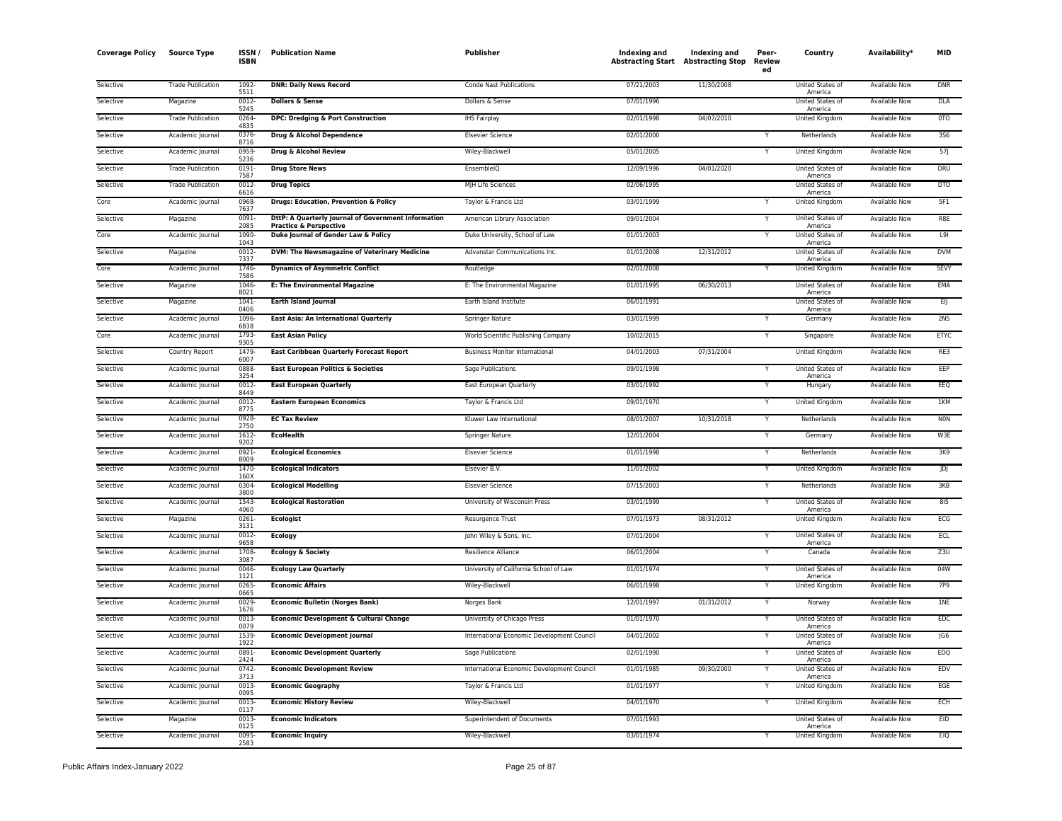| Coverage Policy | Source Type | ISSN / ISBN | Publication Name | Publisher | Indexing and Abstracting Start | Indexing and Abstracting Stop | Peer-Reviewed | Country | Availability* | MID |
|---|---|---|---|---|---|---|---|---|---|---|
| Selective | Trade Publication | 1092-5511 | **DNR: Daily News Record** | Conde Nast Publications | 07/21/2003 | 11/30/2008 | | United States of America | Available Now | DNR |
| Selective | Magazine | 0012-5245 | **Dollars & Sense** | Dollars & Sense | 07/01/1996 | | | United States of America | Available Now | DLA |
| Selective | Trade Publication | 0264-4835 | **DPC: Dredging & Port Construction** | IHS Fairplay | 02/01/1998 | 04/07/2010 | | United Kingdom | Available Now | 0TO |
| Selective | Academic Journal | 0376-8716 | **Drug & Alcohol Dependence** | Elsevier Science | 02/01/2000 | | Y | Netherlands | Available Now | 3S6 |
| Selective | Academic Journal | 0959-5236 | **Drug & Alcohol Review** | Wiley-Blackwell | 05/01/2005 | | Y | United Kingdom | Available Now | 57J |
| Selective | Trade Publication | 0191-7587 | **Drug Store News** | EnsembleIQ | 12/09/1996 | 04/01/2020 | | United States of America | Available Now | DRU |
| Selective | Trade Publication | 0012-6616 | **Drug Topics** | MJH Life Sciences | 02/06/1995 | | | United States of America | Available Now | DTO |
| Core | Academic Journal | 0968-7637 | **Drugs: Education, Prevention & Policy** | Taylor & Francis Ltd | 03/01/1999 | | Y | United Kingdom | Available Now | 5F1 |
| Selective | Magazine | 0091-2085 | **DttP: A Quarterly Journal of Government Information Practice & Perspective** | American Library Association | 09/01/2004 | | Y | United States of America | Available Now | R8E |
| Core | Academic Journal | 1090-1043 | **Duke Journal of Gender Law & Policy** | Duke University, School of Law | 01/01/2003 | | Y | United States of America | Available Now | L9I |
| Selective | Magazine | 0012-7337 | **DVM: The Newsmagazine of Veterinary Medicine** | Advanstar Communications Inc. | 01/01/2008 | 12/31/2012 | | United States of America | Available Now | DVM |
| Core | Academic Journal | 1746-7586 | **Dynamics of Asymmetric Conflict** | Routledge | 02/01/2008 | | Y | United Kingdom | Available Now | 5EVY |
| Selective | Magazine | 1046-8021 | **E: The Environmental Magazine** | E: The Environmental Magazine | 01/01/1995 | 06/30/2013 | | United States of America | Available Now | EMA |
| Selective | Magazine | 1041-0406 | **Earth Island Journal** | Earth Island Institute | 06/01/1991 | | | United States of America | Available Now | EIJ |
| Selective | Academic Journal | 1096-6838 | **East Asia: An International Quarterly** | Springer Nature | 03/01/1999 | | Y | Germany | Available Now | 2N5 |
| Core | Academic Journal | 1793-9305 | **East Asian Policy** | World Scientific Publishing Company | 10/02/2015 | | Y | Singapore | Available Now | ETYC |
| Selective | Country Report | 1479-6007 | **East Caribbean Quarterly Forecast Report** | Business Monitor International | 04/01/2003 | 07/31/2004 | | United Kingdom | Available Now | RE3 |
| Selective | Academic Journal | 0888-3254 | **East European Politics & Societies** | Sage Publications | 09/01/1998 | | Y | United States of America | Available Now | EEP |
| Selective | Academic Journal | 0012-8449 | **East European Quarterly** | East European Quarterly | 03/01/1992 | | Y | Hungary | Available Now | EEQ |
| Selective | Academic Journal | 0012-8775 | **Eastern European Economics** | Taylor & Francis Ltd | 09/01/1970 | | Y | United Kingdom | Available Now | 1KM |
| Selective | Academic Journal | 0928-2750 | **EC Tax Review** | Kluwer Law International | 08/01/2007 | 10/31/2018 | Y | Netherlands | Available Now | N0N |
| Selective | Academic Journal | 1612-9202 | **EcoHealth** | Springer Nature | 12/01/2004 | | Y | Germany | Available Now | W3E |
| Selective | Academic Journal | 0921-8009 | **Ecological Economics** | Elsevier Science | 01/01/1998 | | Y | Netherlands | Available Now | 3K9 |
| Selective | Academic Journal | 1470-160X | **Ecological Indicators** | Elsevier B.V. | 11/01/2002 | | Y | United Kingdom | Available Now | JDJ |
| Selective | Academic Journal | 0304-3800 | **Ecological Modelling** | Elsevier Science | 07/15/2003 | | Y | Netherlands | Available Now | 3KB |
| Selective | Academic Journal | 1543-4060 | **Ecological Restoration** | University of Wisconsin Press | 03/01/1999 | | Y | United States of America | Available Now | 8I5 |
| Selective | Magazine | 0261-3131 | **Ecologist** | Resurgence Trust | 07/01/1973 | 08/31/2012 | | United Kingdom | Available Now | ECG |
| Selective | Academic Journal | 0012-9658 | **Ecology** | John Wiley & Sons, Inc. | 07/01/2004 | | Y | United States of America | Available Now | ECL |
| Selective | Academic Journal | 1708-3087 | **Ecology & Society** | Resilience Alliance | 06/01/2004 | | Y | Canada | Available Now | Z3U |
| Selective | Academic Journal | 0046-1121 | **Ecology Law Quarterly** | University of California School of Law | 01/01/1974 | | Y | United States of America | Available Now | 04W |
| Selective | Academic Journal | 0265-0665 | **Economic Affairs** | Wiley-Blackwell | 06/01/1998 | | Y | United Kingdom | Available Now | 7P9 |
| Selective | Academic Journal | 0029-1676 | **Economic Bulletin (Norges Bank)** | Norges Bank | 12/01/1997 | 01/31/2012 | Y | Norway | Available Now | 1NE |
| Selective | Academic Journal | 0013-0079 | **Economic Development & Cultural Change** | University of Chicago Press | 01/01/1970 | | Y | United States of America | Available Now | EDC |
| Selective | Academic Journal | 1539-1922 | **Economic Development Journal** | International Economic Development Council | 04/01/2002 | | Y | United States of America | Available Now | JG6 |
| Selective | Academic Journal | 0891-2424 | **Economic Development Quarterly** | Sage Publications | 02/01/1990 | | Y | United States of America | Available Now | EDQ |
| Selective | Academic Journal | 0742-3713 | **Economic Development Review** | International Economic Development Council | 01/01/1985 | 09/30/2000 | Y | United States of America | Available Now | EDV |
| Selective | Academic Journal | 0013-0095 | **Economic Geography** | Taylor & Francis Ltd | 01/01/1977 | | Y | United Kingdom | Available Now | EGE |
| Selective | Academic Journal | 0013-0117 | **Economic History Review** | Wiley-Blackwell | 04/01/1970 | | Y | United Kingdom | Available Now | ECH |
| Selective | Magazine | 0013-0125 | **Economic Indicators** | Superintendent of Documents | 07/01/1993 | | | United States of America | Available Now | EID |
| Selective | Academic Journal | 0095-2583 | **Economic Inquiry** | Wiley-Blackwell | 03/01/1974 | | Y | United Kingdom | Available Now | EIQ |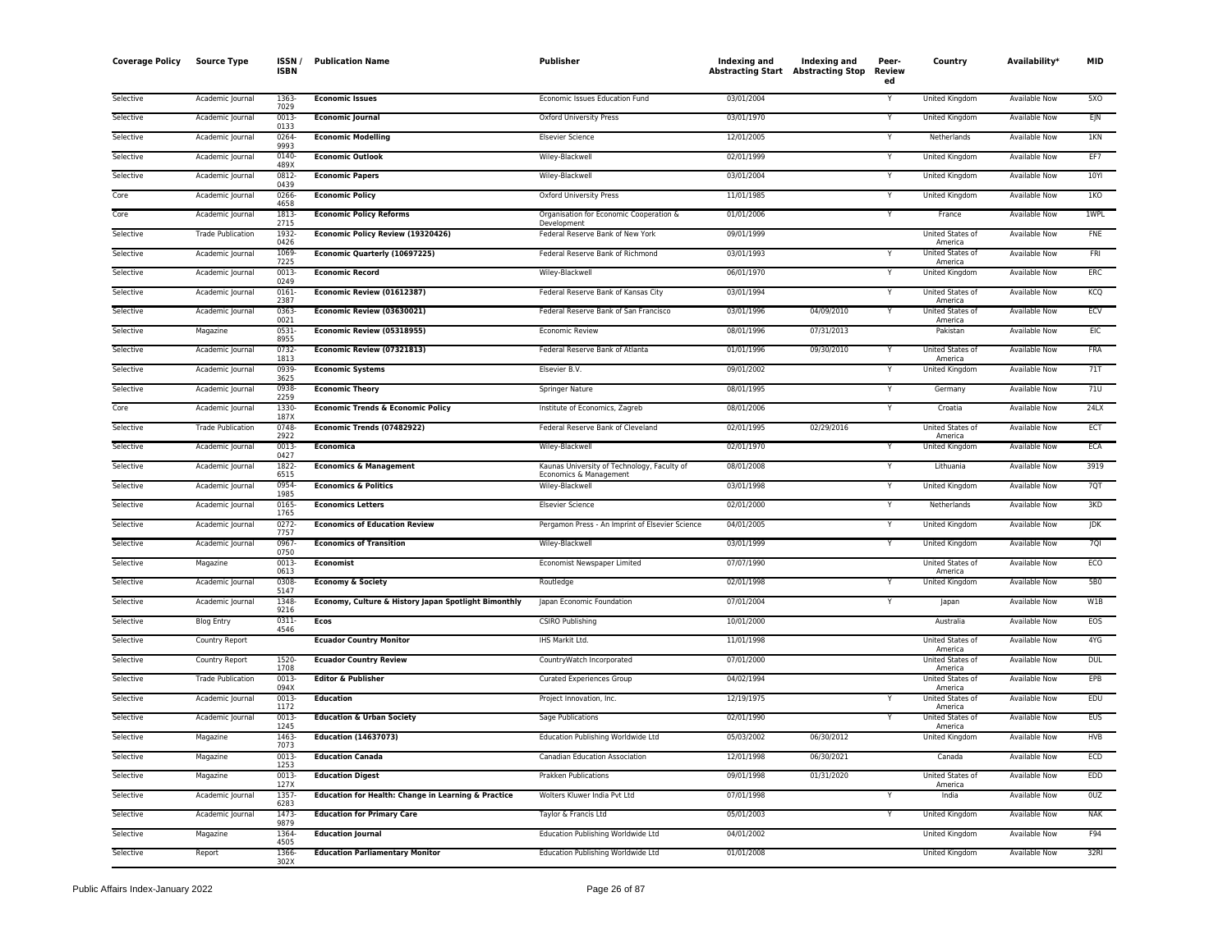| Coverage Policy | Source Type | ISSN / ISBN | Publication Name | Publisher | Indexing and Abstracting Start | Indexing and Abstracting Stop | Peer-Review ed | Country | Availability* | MID |
|---|---|---|---|---|---|---|---|---|---|---|
| Selective | Academic Journal | 1363-7029 | **Economic Issues** | Economic Issues Education Fund | 03/01/2004 | | Y | United Kingdom | Available Now | 5XO |
| Selective | Academic Journal | 0013-0133 | **Economic Journal** | Oxford University Press | 03/01/1970 | | Y | United Kingdom | Available Now | EJN |
| Selective | Academic Journal | 0264-9993 | **Economic Modelling** | Elsevier Science | 12/01/2005 | | Y | Netherlands | Available Now | 1KN |
| Selective | Academic Journal | 0140-489X | **Economic Outlook** | Wiley-Blackwell | 02/01/1999 | | Y | United Kingdom | Available Now | EF7 |
| Selective | Academic Journal | 0812-0439 | **Economic Papers** | Wiley-Blackwell | 03/01/2004 | | Y | United Kingdom | Available Now | 10YI |
| Core | Academic Journal | 0266-4658 | **Economic Policy** | Oxford University Press | 11/01/1985 | | Y | United Kingdom | Available Now | 1KO |
| Core | Academic Journal | 1813-2715 | **Economic Policy Reforms** | Organisation for Economic Cooperation & Development | 01/01/2006 | | Y | France | Available Now | 1WPL |
| Selective | Trade Publication | 1932-0426 | **Economic Policy Review (19320426)** | Federal Reserve Bank of New York | 09/01/1999 | | | United States of America | Available Now | FNE |
| Selective | Academic Journal | 1069-7225 | **Economic Quarterly (10697225)** | Federal Reserve Bank of Richmond | 03/01/1993 | | Y | United States of America | Available Now | FRI |
| Selective | Academic Journal | 0013-0249 | **Economic Record** | Wiley-Blackwell | 06/01/1970 | | Y | United Kingdom | Available Now | ERC |
| Selective | Academic Journal | 0161-2387 | **Economic Review (01612387)** | Federal Reserve Bank of Kansas City | 03/01/1994 | | Y | United States of America | Available Now | KCQ |
| Selective | Academic Journal | 0363-0021 | **Economic Review (03630021)** | Federal Reserve Bank of San Francisco | 03/01/1996 | 04/09/2010 | Y | United States of America | Available Now | ECV |
| Selective | Magazine | 0531-8955 | **Economic Review (05318955)** | Economic Review | 08/01/1996 | 07/31/2013 | | Pakistan | Available Now | EIC |
| Selective | Academic Journal | 0732-1813 | **Economic Review (07321813)** | Federal Reserve Bank of Atlanta | 01/01/1996 | 09/30/2010 | Y | United States of America | Available Now | FRA |
| Selective | Academic Journal | 0939-3625 | **Economic Systems** | Elsevier B.V. | 09/01/2002 | | Y | United Kingdom | Available Now | 71T |
| Selective | Academic Journal | 0938-2259 | **Economic Theory** | Springer Nature | 08/01/1995 | | Y | Germany | Available Now | 71U |
| Core | Academic Journal | 1330-187X | **Economic Trends & Economic Policy** | Institute of Economics, Zagreb | 08/01/2006 | | Y | Croatia | Available Now | 24LX |
| Selective | Trade Publication | 0748-2922 | **Economic Trends (07482922)** | Federal Reserve Bank of Cleveland | 02/01/1995 | 02/29/2016 | | United States of America | Available Now | ECT |
| Selective | Academic Journal | 0013-0427 | **Economica** | Wiley-Blackwell | 02/01/1970 | | Y | United Kingdom | Available Now | ECA |
| Selective | Academic Journal | 1822-6515 | **Economics & Management** | Kaunas University of Technology, Faculty of Economics & Management | 08/01/2008 | | Y | Lithuania | Available Now | 3919 |
| Selective | Academic Journal | 0954-1985 | **Economics & Politics** | Wiley-Blackwell | 03/01/1998 | | Y | United Kingdom | Available Now | 7QT |
| Selective | Academic Journal | 0165-1765 | **Economics Letters** | Elsevier Science | 02/01/2000 | | Y | Netherlands | Available Now | 3KD |
| Selective | Academic Journal | 0272-7757 | **Economics of Education Review** | Pergamon Press - An Imprint of Elsevier Science | 04/01/2005 | | Y | United Kingdom | Available Now | JDK |
| Selective | Academic Journal | 0967-0750 | **Economics of Transition** | Wiley-Blackwell | 03/01/1999 | | Y | United Kingdom | Available Now | 7QI |
| Selective | Magazine | 0013-0613 | **Economist** | Economist Newspaper Limited | 07/07/1990 | | | United States of America | Available Now | ECO |
| Selective | Academic Journal | 0308-5147 | **Economy & Society** | Routledge | 02/01/1998 | | Y | United Kingdom | Available Now | 5B0 |
| Selective | Academic Journal | 1348-9216 | **Economy, Culture & History Japan Spotlight Bimonthly** | Japan Economic Foundation | 07/01/2004 | | Y | Japan | Available Now | W1B |
| Selective | Blog Entry | 0311-4546 | **Ecos** | CSIRO Publishing | 10/01/2000 | | | Australia | Available Now | EOS |
| Selective | Country Report | | **Ecuador Country Monitor** | IHS Markit Ltd. | 11/01/1998 | | | United States of America | Available Now | 4YG |
| Selective | Country Report | 1520-1708 | **Ecuador Country Review** | CountryWatch Incorporated | 07/01/2000 | | | United States of America | Available Now | DUL |
| Selective | Trade Publication | 0013-094X | **Editor & Publisher** | Curated Experiences Group | 04/02/1994 | | | United States of America | Available Now | EPB |
| Selective | Academic Journal | 0013-1172 | **Education** | Project Innovation, Inc. | 12/19/1975 | | Y | United States of America | Available Now | EDU |
| Selective | Academic Journal | 0013-1245 | **Education & Urban Society** | Sage Publications | 02/01/1990 | | Y | United States of America | Available Now | EUS |
| Selective | Magazine | 1463-7073 | **Education (14637073)** | Education Publishing Worldwide Ltd | 05/03/2002 | 06/30/2012 | | United Kingdom | Available Now | HVB |
| Selective | Magazine | 0013-1253 | **Education Canada** | Canadian Education Association | 12/01/1998 | 06/30/2021 | | Canada | Available Now | ECD |
| Selective | Magazine | 0013-127X | **Education Digest** | Prakken Publications | 09/01/1998 | 01/31/2020 | | United States of America | Available Now | EDD |
| Selective | Academic Journal | 1357-6283 | **Education for Health: Change in Learning & Practice** | Wolters Kluwer India Pvt Ltd | 07/01/1998 | | Y | India | Available Now | 0UZ |
| Selective | Academic Journal | 1473-9879 | **Education for Primary Care** | Taylor & Francis Ltd | 05/01/2003 | | Y | United Kingdom | Available Now | NAK |
| Selective | Magazine | 1364-4505 | **Education Journal** | Education Publishing Worldwide Ltd | 04/01/2002 | | | United Kingdom | Available Now | F94 |
| Selective | Report | 1366-302X | **Education Parliamentary Monitor** | Education Publishing Worldwide Ltd | 01/01/2008 | | | United Kingdom | Available Now | 32RI |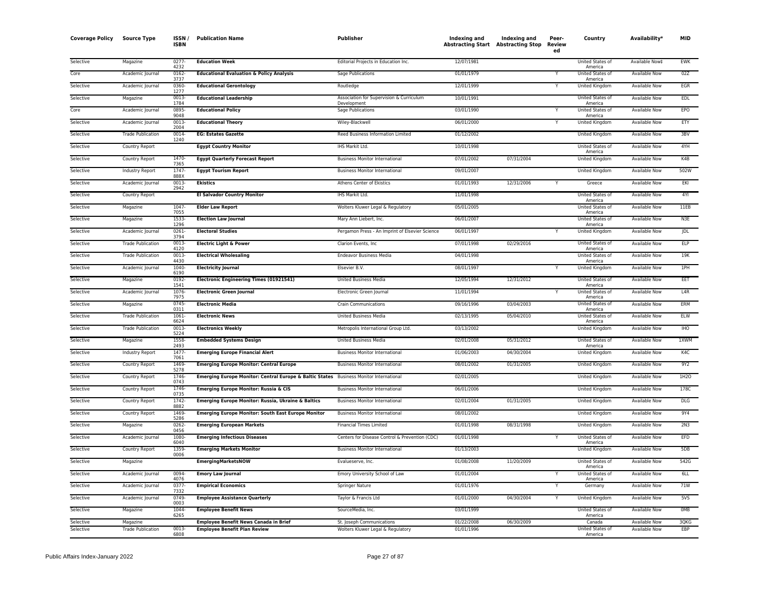| Coverage Policy | Source Type | ISSN / ISBN | Publication Name | Publisher | Indexing and Abstracting Start | Indexing and Abstracting Stop | Peer-Reviewed | Country | Availability* | MID |
|---|---|---|---|---|---|---|---|---|---|---|
| Selective | Magazine | 0277-4232 | **Education Week** | Editorial Projects in Education Inc. | 12/07/1981 | | | United States of America | Available Now‡ | EWK |
| Core | Academic Journal | 0162-3737 | **Educational Evaluation & Policy Analysis** | Sage Publications | 01/01/1979 | | Y | United States of America | Available Now | 02Z |
| Selective | Academic Journal | 0360-1277 | **Educational Gerontology** | Routledge | 12/01/1999 | | Y | United Kingdom | Available Now | EGR |
| Selective | Magazine | 0013-1784 | **Educational Leadership** | Association for Supervision & Curriculum Development | 10/01/1991 | | | United States of America | Available Now | EDL |
| Core | Academic Journal | 0895-9048 | **Educational Policy** | Sage Publications | 03/01/1990 | | Y | United States of America | Available Now | EPO |
| Selective | Academic Journal | 0013-2004 | **Educational Theory** | Wiley-Blackwell | 06/01/2000 | | Y | United Kingdom | Available Now | ETY |
| Selective | Trade Publication | 0014-1240 | **EG: Estates Gazette** | Reed Business Information Limited | 01/12/2002 | | | United Kingdom | Available Now | 3BV |
| Selective | Country Report | | **Egypt Country Monitor** | IHS Markit Ltd. | 10/01/1998 | | | United States of America | Available Now | 4YH |
| Selective | Country Report | 1470-7365 | **Egypt Quarterly Forecast Report** | Business Monitor International | 07/01/2002 | 07/31/2004 | | United Kingdom | Available Now | K4B |
| Selective | Industry Report | 1747-888X | **Egypt Tourism Report** | Business Monitor International | 09/01/2007 | | | United Kingdom | Available Now | 502W |
| Selective | Academic Journal | 0013-2942 | **Ekistics** | Athens Center of Ekistics | 01/01/1993 | 12/31/2006 | Y | Greece | Available Now | EKI |
| Selective | Country Report | | **El Salvador Country Monitor** | IHS Markit Ltd. | 11/01/1998 | | | United States of America | Available Now | 4YI |
| Selective | Magazine | 1047-7055 | **Elder Law Report** | Wolters Kluwer Legal & Regulatory | 05/01/2005 | | | United States of America | Available Now | 11EB |
| Selective | Magazine | 1533-1296 | **Election Law Journal** | Mary Ann Liebert, Inc. | 06/01/2007 | | | United States of America | Available Now | N3E |
| Selective | Academic Journal | 0261-3794 | **Electoral Studies** | Pergamon Press - An Imprint of Elsevier Science | 06/01/1997 | | Y | United Kingdom | Available Now | JDL |
| Selective | Trade Publication | 0013-4120 | **Electric Light & Power** | Clarion Events, Inc | 07/01/1998 | 02/29/2016 | | United States of America | Available Now | ELP |
| Selective | Trade Publication | 0013-4430 | **Electrical Wholesaling** | Endeavor Business Media | 04/01/1998 | | | United States of America | Available Now | 19K |
| Selective | Academic Journal | 1040-6190 | **Electricity Journal** | Elsevier B.V. | 08/01/1997 | | Y | United Kingdom | Available Now | 1PH |
| Selective | Magazine | 0192-1541 | **Electronic Engineering Times (01921541)** | United Business Media | 12/05/1994 | 12/31/2012 | | United States of America | Available Now | EET |
| Selective | Academic Journal | 1076-7975 | **Electronic Green Journal** | Electronic Green Journal | 11/01/1994 | | Y | United States of America | Available Now | L4R |
| Selective | Magazine | 0745-0311 | **Electronic Media** | Crain Communications | 09/16/1996 | 03/04/2003 | | United States of America | Available Now | ERM |
| Selective | Trade Publication | 1061-6624 | **Electronic News** | United Business Media | 02/13/1995 | 05/04/2010 | | United States of America | Available Now | ELW |
| Selective | Trade Publication | 0013-5224 | **Electronics Weekly** | Metropolis International Group Ltd. | 03/13/2002 | | | United Kingdom | Available Now | IHO |
| Selective | Magazine | 1558-2493 | **Embedded Systems Design** | United Business Media | 02/01/2008 | 05/31/2012 | | United States of America | Available Now | 1XWM |
| Selective | Industry Report | 1477-7061 | **Emerging Europe Financial Alert** | Business Monitor International | 01/06/2003 | 04/30/2004 | | United Kingdom | Available Now | K4C |
| Selective | Country Report | 1469-5278 | **Emerging Europe Monitor: Central Europe** | Business Monitor International | 08/01/2002 | 01/31/2005 | | United Kingdom | Available Now | 9Y2 |
| Selective | Country Report | 1746-0743 | **Emerging Europe Monitor: Central Europe & Baltic States** | Business Monitor International | 02/01/2005 | | | United Kingdom | Available Now | 1H2O |
| Selective | Country Report | 1746-0735 | **Emerging Europe Monitor: Russia & CIS** | Business Monitor International | 06/01/2006 | | | United Kingdom | Available Now | 178C |
| Selective | Country Report | 1742-8882 | **Emerging Europe Monitor: Russia, Ukraine & Baltics** | Business Monitor International | 02/01/2004 | 01/31/2005 | | United Kingdom | Available Now | DLG |
| Selective | Country Report | 1469-5286 | **Emerging Europe Monitor: South East Europe Monitor** | Business Monitor International | 08/01/2002 | | | United Kingdom | Available Now | 9Y4 |
| Selective | Magazine | 0262-0456 | **Emerging European Markets** | Financial Times Limited | 01/01/1998 | 08/31/1998 | | United Kingdom | Available Now | 2N3 |
| Selective | Academic Journal | 1080-6040 | **Emerging Infectious Diseases** | Centers for Disease Control & Prevention (CDC) | 01/01/1998 | | Y | United States of America | Available Now | EFD |
| Selective | Country Report | 1359-0006 | **Emerging Markets Monitor** | Business Monitor International | 01/13/2003 | | | United Kingdom | Available Now | 5DB |
| Selective | Magazine | | **EmergingMarketsNOW** | Evalueserve, Inc. | 01/08/2008 | 11/20/2009 | | United States of America | Available Now | 542G |
| Selective | Academic Journal | 0094-4076 | **Emory Law Journal** | Emory University School of Law | 01/01/2004 | | Y | United States of America | Available Now | 6LL |
| Selective | Academic Journal | 0377-7332 | **Empirical Economics** | Springer Nature | 01/01/1976 | | Y | Germany | Available Now | 71W |
| Selective | Academic Journal | 0749-0003 | **Employee Assistance Quarterly** | Taylor & Francis Ltd | 01/01/2000 | 04/30/2004 | Y | United Kingdom | Available Now | 5VS |
| Selective | Magazine | 1044-6265 | **Employee Benefit News** | SourceMedia, Inc. | 03/01/1999 | | | United States of America | Available Now | 0MB |
| Selective | Magazine | | **Employee Benefit News Canada in Brief** | St. Joseph Communications | 01/22/2008 | 06/30/2009 | | Canada | Available Now | 3QKG |
| Selective | Trade Publication | 0013-6808 | **Employee Benefit Plan Review** | Wolters Kluwer Legal & Regulatory | 01/01/1996 | | | United States of America | Available Now | EBP |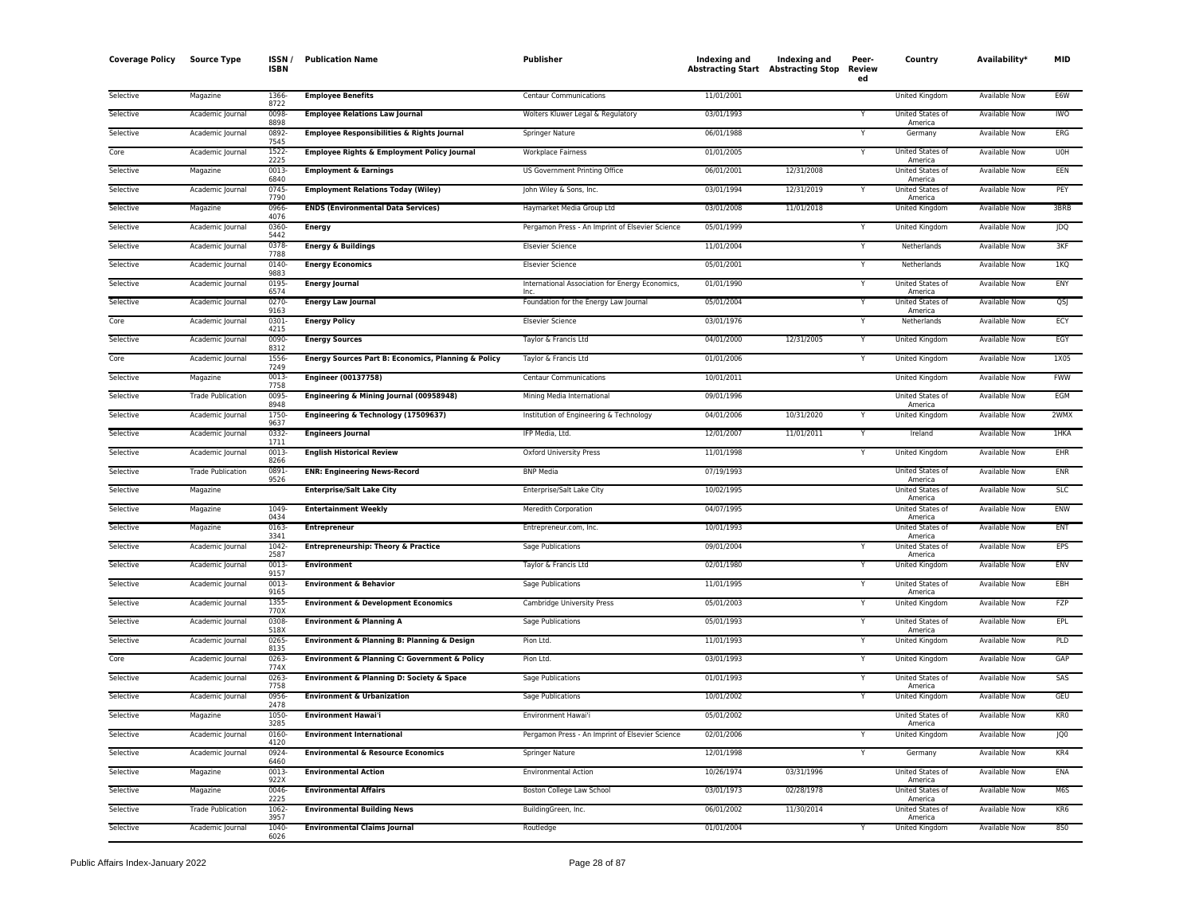| Coverage Policy | Source Type | ISSN / ISBN | Publication Name | Publisher | Indexing and Abstracting Start | Indexing and Abstracting Stop | Peer-Reviewed | Country | Availability* | MID |
|---|---|---|---|---|---|---|---|---|---|---|
| Selective | Magazine | 1366-8722 | **Employee Benefits** | Centaur Communications | 11/01/2001 | | | United Kingdom | Available Now | E6W |
| Selective | Academic Journal | 0098-8898 | **Employee Relations Law Journal** | Wolters Kluwer Legal & Regulatory | 03/01/1993 | | Y | United States of America | Available Now | IWO |
| Selective | Academic Journal | 0892-7545 | **Employee Responsibilities & Rights Journal** | Springer Nature | 06/01/1988 | | Y | Germany | Available Now | ERG |
| Core | Academic Journal | 1522-2225 | **Employee Rights & Employment Policy Journal** | Workplace Fairness | 01/01/2005 | | Y | United States of America | Available Now | U0H |
| Selective | Magazine | 0013-6840 | **Employment & Earnings** | US Government Printing Office | 06/01/2001 | 12/31/2008 | | United States of America | Available Now | EEN |
| Selective | Academic Journal | 0745-7790 | **Employment Relations Today (Wiley)** | John Wiley & Sons, Inc. | 03/01/1994 | 12/31/2019 | Y | United States of America | Available Now | PEY |
| Selective | Magazine | 0966-4076 | **ENDS (Environmental Data Services)** | Haymarket Media Group Ltd | 03/01/2008 | 11/01/2018 | | United Kingdom | Available Now | 3BRB |
| Selective | Academic Journal | 0360-5442 | **Energy** | Pergamon Press - An Imprint of Elsevier Science | 05/01/1999 | | Y | United Kingdom | Available Now | JDQ |
| Selective | Academic Journal | 0378-7788 | **Energy & Buildings** | Elsevier Science | 11/01/2004 | | Y | Netherlands | Available Now | 3KF |
| Selective | Academic Journal | 0140-9883 | **Energy Economics** | Elsevier Science | 05/01/2001 | | Y | Netherlands | Available Now | 1KQ |
| Selective | Academic Journal | 0195-6574 | **Energy Journal** | International Association for Energy Economics, Inc. | 01/01/1990 | | Y | United States of America | Available Now | ENY |
| Selective | Academic Journal | 0270-9163 | **Energy Law Journal** | Foundation for the Energy Law Journal | 05/01/2004 | | Y | United States of America | Available Now | QSJ |
| Core | Academic Journal | 0301-4215 | **Energy Policy** | Elsevier Science | 03/01/1976 | | Y | Netherlands | Available Now | ECY |
| Selective | Academic Journal | 0090-8312 | **Energy Sources** | Taylor & Francis Ltd | 04/01/2000 | 12/31/2005 | Y | United Kingdom | Available Now | EGY |
| Core | Academic Journal | 1556-7249 | **Energy Sources Part B: Economics, Planning & Policy** | Taylor & Francis Ltd | 01/01/2006 | | Y | United Kingdom | Available Now | 1X05 |
| Selective | Magazine | 0013-7758 | **Engineer (00137758)** | Centaur Communications | 10/01/2011 | | | United Kingdom | Available Now | FWW |
| Selective | Trade Publication | 0095-8948 | **Engineering & Mining Journal (00958948)** | Mining Media International | 09/01/1996 | | | United States of America | Available Now | EGM |
| Selective | Academic Journal | 1750-9637 | **Engineering & Technology (17509637)** | Institution of Engineering & Technology | 04/01/2006 | 10/31/2020 | Y | United Kingdom | Available Now | 2WMX |
| Selective | Academic Journal | 0332-1711 | **Engineers Journal** | IFP Media, Ltd. | 12/01/2007 | 11/01/2011 | Y | Ireland | Available Now | 1HKA |
| Selective | Academic Journal | 0013-8266 | **English Historical Review** | Oxford University Press | 11/01/1998 | | Y | United Kingdom | Available Now | EHR |
| Selective | Trade Publication | 0891-9526 | **ENR: Engineering News-Record** | BNP Media | 07/19/1993 | | | United States of America | Available Now | ENR |
| Selective | Magazine | | **Enterprise/Salt Lake City** | Enterprise/Salt Lake City | 10/02/1995 | | | United States of America | Available Now | SLC |
| Selective | Magazine | 1049-0434 | **Entertainment Weekly** | Meredith Corporation | 04/07/1995 | | | United States of America | Available Now | ENW |
| Selective | Magazine | 0163-3341 | **Entrepreneur** | Entrepreneur.com, Inc. | 10/01/1993 | | | United States of America | Available Now | ENT |
| Selective | Academic Journal | 1042-2587 | **Entrepreneurship: Theory & Practice** | Sage Publications | 09/01/2004 | | Y | United States of America | Available Now | EPS |
| Selective | Academic Journal | 0013-9157 | **Environment** | Taylor & Francis Ltd | 02/01/1980 | | Y | United Kingdom | Available Now | ENV |
| Selective | Academic Journal | 0013-9165 | **Environment & Behavior** | Sage Publications | 11/01/1995 | | Y | United States of America | Available Now | EBH |
| Selective | Academic Journal | 1355-770X | **Environment & Development Economics** | Cambridge University Press | 05/01/2003 | | Y | United Kingdom | Available Now | FZP |
| Selective | Academic Journal | 0308-518X | **Environment & Planning A** | Sage Publications | 05/01/1993 | | Y | United States of America | Available Now | EPL |
| Selective | Academic Journal | 0265-8135 | **Environment & Planning B: Planning & Design** | Pion Ltd. | 11/01/1993 | | Y | United Kingdom | Available Now | PLD |
| Core | Academic Journal | 0263-774X | **Environment & Planning C: Government & Policy** | Pion Ltd. | 03/01/1993 | | Y | United Kingdom | Available Now | GAP |
| Selective | Academic Journal | 0263-7758 | **Environment & Planning D: Society & Space** | Sage Publications | 01/01/1993 | | Y | United States of America | Available Now | SAS |
| Selective | Academic Journal | 0956-2478 | **Environment & Urbanization** | Sage Publications | 10/01/2002 | | Y | United Kingdom | Available Now | GEU |
| Selective | Magazine | 1050-3285 | **Environment Hawai'i** | Environment Hawai'i | 05/01/2002 | | | United States of America | Available Now | KR0 |
| Selective | Academic Journal | 0160-4120 | **Environment International** | Pergamon Press - An Imprint of Elsevier Science | 02/01/2006 | | Y | United Kingdom | Available Now | JQ0 |
| Selective | Academic Journal | 0924-6460 | **Environmental & Resource Economics** | Springer Nature | 12/01/1998 | | Y | Germany | Available Now | KR4 |
| Selective | Magazine | 0013-922X | **Environmental Action** | Environmental Action | 10/26/1974 | 03/31/1996 | | United States of America | Available Now | ENA |
| Selective | Magazine | 0046-2225 | **Environmental Affairs** | Boston College Law School | 03/01/1973 | 02/28/1978 | | United States of America | Available Now | M6S |
| Selective | Trade Publication | 1062-3957 | **Environmental Building News** | BuildingGreen, Inc. | 06/01/2002 | 11/30/2014 | | United States of America | Available Now | KR6 |
| Selective | Academic Journal | 1040-6026 | **Environmental Claims Journal** | Routledge | 01/01/2004 | | Y | United Kingdom | Available Now | 8S0 |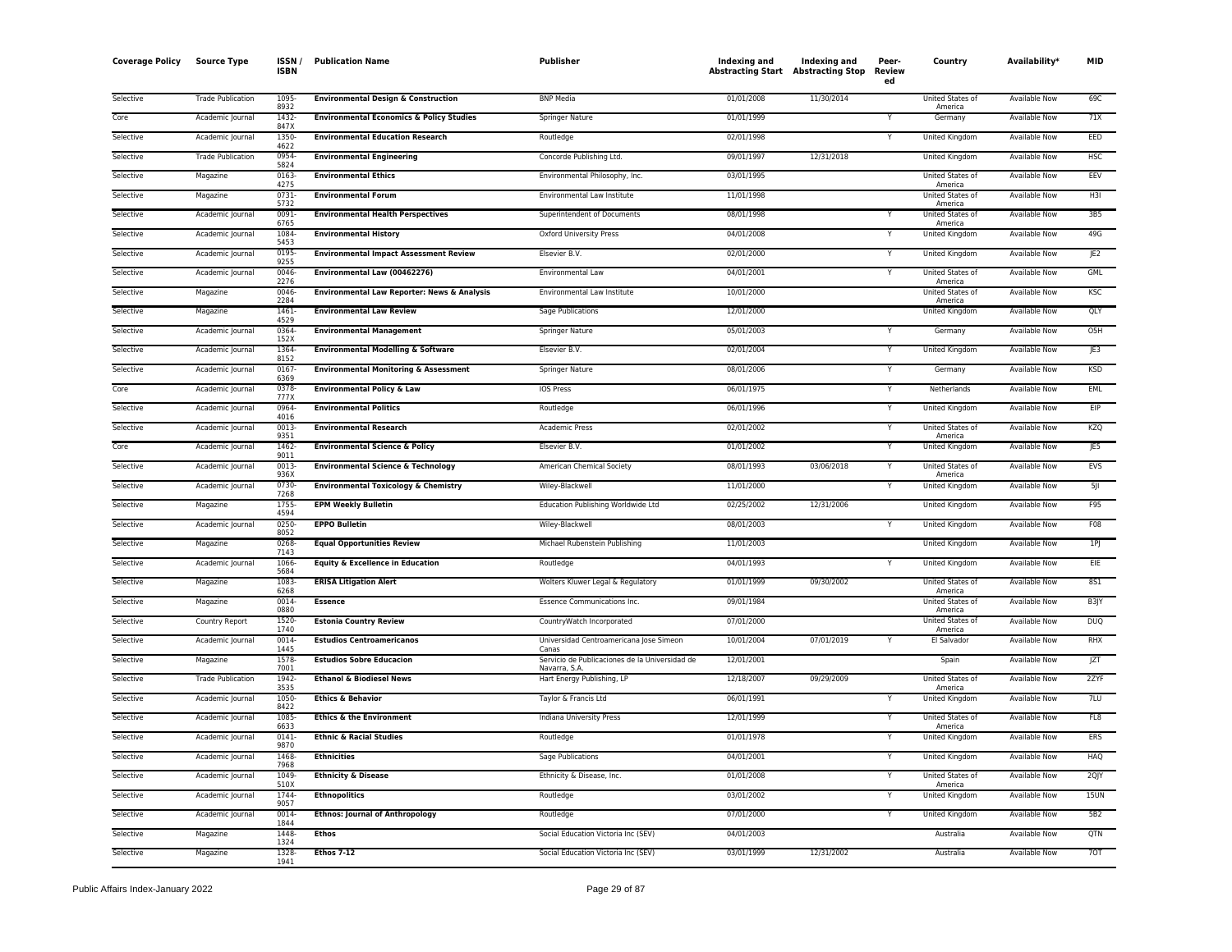| Coverage Policy | Source Type | ISSN / ISBN | Publication Name | Publisher | Indexing and Abstracting Start | Indexing and Abstracting Stop | Peer-Reviewed | Country | Availability* | MID |
|---|---|---|---|---|---|---|---|---|---|---|
| Selective | Trade Publication | 1095-8932 | **Environmental Design & Construction** | BNP Media | 01/01/2008 | 11/30/2014 | | United States of America | Available Now | 69C |
| Core | Academic Journal | 1432-847X | **Environmental Economics & Policy Studies** | Springer Nature | 01/01/1999 | | Y | Germany | Available Now | 71X |
| Selective | Academic Journal | 1350-4622 | **Environmental Education Research** | Routledge | 02/01/1998 | | Y | United Kingdom | Available Now | EED |
| Selective | Trade Publication | 0954-5824 | **Environmental Engineering** | Concorde Publishing Ltd. | 09/01/1997 | 12/31/2018 | | United Kingdom | Available Now | HSC |
| Selective | Magazine | 0163-4275 | **Environmental Ethics** | Environmental Philosophy, Inc. | 03/01/1995 | | | United States of America | Available Now | EEV |
| Selective | Magazine | 0731-5732 | **Environmental Forum** | Environmental Law Institute | 11/01/1998 | | | United States of America | Available Now | H3I |
| Selective | Academic Journal | 0091-6765 | **Environmental Health Perspectives** | Superintendent of Documents | 08/01/1998 | | Y | United States of America | Available Now | 3B5 |
| Selective | Academic Journal | 1084-5453 | **Environmental History** | Oxford University Press | 04/01/2008 | | Y | United Kingdom | Available Now | 49G |
| Selective | Academic Journal | 0195-9255 | **Environmental Impact Assessment Review** | Elsevier B.V. | 02/01/2000 | | Y | United Kingdom | Available Now | JE2 |
| Selective | Academic Journal | 0046-2276 | **Environmental Law (00462276)** | Environmental Law | 04/01/2001 | | Y | United States of America | Available Now | GML |
| Selective | Magazine | 0046-2284 | **Environmental Law Reporter: News & Analysis** | Environmental Law Institute | 10/01/2000 | | | United States of America | Available Now | KSC |
| Selective | Magazine | 1461-4529 | **Environmental Law Review** | Sage Publications | 12/01/2000 | | | United Kingdom | Available Now | QLY |
| Selective | Academic Journal | 0364-152X | **Environmental Management** | Springer Nature | 05/01/2003 | | Y | Germany | Available Now | O5H |
| Selective | Academic Journal | 1364-8152 | **Environmental Modelling & Software** | Elsevier B.V. | 02/01/2004 | | Y | United Kingdom | Available Now | JE3 |
| Selective | Academic Journal | 0167-6369 | **Environmental Monitoring & Assessment** | Springer Nature | 08/01/2006 | | Y | Germany | Available Now | KSD |
| Core | Academic Journal | 0378-777X | **Environmental Policy & Law** | IOS Press | 06/01/1975 | | Y | Netherlands | Available Now | EML |
| Selective | Academic Journal | 0964-4016 | **Environmental Politics** | Routledge | 06/01/1996 | | Y | United Kingdom | Available Now | EIP |
| Selective | Academic Journal | 0013-9351 | **Environmental Research** | Academic Press | 02/01/2002 | | Y | United States of America | Available Now | KZQ |
| Core | Academic Journal | 1462-9011 | **Environmental Science & Policy** | Elsevier B.V. | 01/01/2002 | | Y | United Kingdom | Available Now | JE5 |
| Selective | Academic Journal | 0013-936X | **Environmental Science & Technology** | American Chemical Society | 08/01/1993 | 03/06/2018 | Y | United States of America | Available Now | EVS |
| Selective | Academic Journal | 0730-7268 | **Environmental Toxicology & Chemistry** | Wiley-Blackwell | 11/01/2000 | | Y | United Kingdom | Available Now | 5JI |
| Selective | Magazine | 1755-4594 | **EPM Weekly Bulletin** | Education Publishing Worldwide Ltd | 02/25/2002 | 12/31/2006 | | United Kingdom | Available Now | F95 |
| Selective | Academic Journal | 0250-8052 | **EPPO Bulletin** | Wiley-Blackwell | 08/01/2003 | | Y | United Kingdom | Available Now | F08 |
| Selective | Magazine | 0268-7143 | **Equal Opportunities Review** | Michael Rubenstein Publishing | 11/01/2003 | | | United Kingdom | Available Now | 1PJ |
| Selective | Academic Journal | 1066-5684 | **Equity & Excellence in Education** | Routledge | 04/01/1993 | | Y | United Kingdom | Available Now | EIE |
| Selective | Magazine | 1083-6268 | **ERISA Litigation Alert** | Wolters Kluwer Legal & Regulatory | 01/01/1999 | 09/30/2002 | | United States of America | Available Now | 8S1 |
| Selective | Magazine | 0014-0880 | **Essence** | Essence Communications Inc. | 09/01/1984 | | | United States of America | Available Now | B3JY |
| Selective | Country Report | 1520-1740 | **Estonia Country Review** | CountryWatch Incorporated | 07/01/2000 | | | United States of America | Available Now | DUQ |
| Selective | Academic Journal | 0014-1445 | **Estudios Centroamericanos** | Universidad Centroamericana Jose Simeon Canas | 10/01/2004 | 07/01/2019 | Y | El Salvador | Available Now | RHX |
| Selective | Magazine | 1578-7001 | **Estudios Sobre Educacion** | Servicio de Publicaciones de la Universidad de Navarra, S.A. | 12/01/2001 | | | Spain | Available Now | JZT |
| Selective | Trade Publication | 1942-3535 | **Ethanol & Biodiesel News** | Hart Energy Publishing, LP | 12/18/2007 | 09/29/2009 | | United States of America | Available Now | 2ZYF |
| Selective | Academic Journal | 1050-8422 | **Ethics & Behavior** | Taylor & Francis Ltd | 06/01/1991 | | Y | United Kingdom | Available Now | 7LU |
| Selective | Academic Journal | 1085-6633 | **Ethics & the Environment** | Indiana University Press | 12/01/1999 | | Y | United States of America | Available Now | FL8 |
| Selective | Academic Journal | 0141-9870 | **Ethnic & Racial Studies** | Routledge | 01/01/1978 | | Y | United Kingdom | Available Now | ERS |
| Selective | Academic Journal | 1468-7968 | **Ethnicities** | Sage Publications | 04/01/2001 | | Y | United Kingdom | Available Now | HAQ |
| Selective | Academic Journal | 1049-510X | **Ethnicity & Disease** | Ethnicity & Disease, Inc. | 01/01/2008 | | Y | United States of America | Available Now | 2QJY |
| Selective | Academic Journal | 1744-9057 | **Ethnopolitics** | Routledge | 03/01/2002 | | Y | United Kingdom | Available Now | 15UN |
| Selective | Academic Journal | 0014-1844 | **Ethnos: Journal of Anthropology** | Routledge | 07/01/2000 | | Y | United Kingdom | Available Now | 5B2 |
| Selective | Magazine | 1448-1324 | **Ethos** | Social Education Victoria Inc (SEV) | 04/01/2003 | | | Australia | Available Now | QTN |
| Selective | Magazine | 1328-1941 | **Ethos 7-12** | Social Education Victoria Inc (SEV) | 03/01/1999 | 12/31/2002 | | Australia | Available Now | 7OT |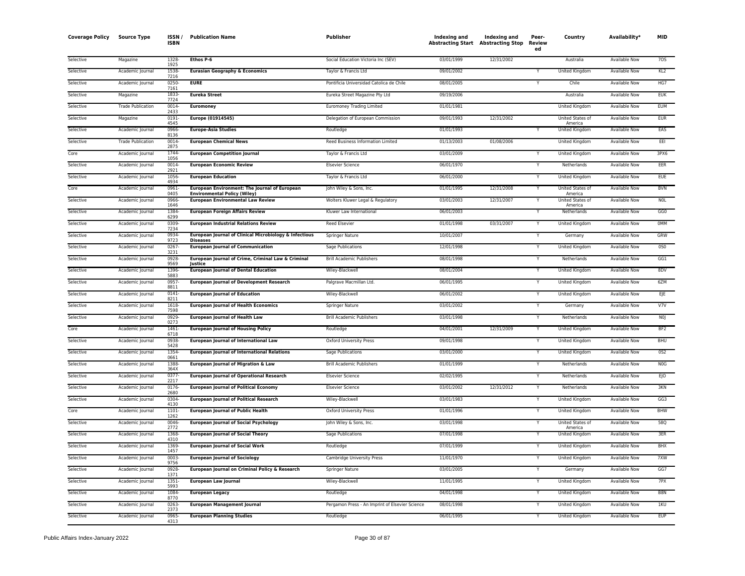| Coverage Policy | Source Type | ISSN / ISBN | Publication Name | Publisher | Indexing and Abstracting Start | Indexing and Abstracting Stop | Peer-Reviewed | Country | Availability* | MID |
|---|---|---|---|---|---|---|---|---|---|---|
| Selective | Magazine | 1328-1925 | **Ethos P-6** | Social Education Victoria Inc (SEV) | 03/01/1999 | 12/31/2002 | | Australia | Available Now | 7OS |
| Selective | Academic Journal | 1538-7216 | **Eurasian Geography & Economics** | Taylor & Francis Ltd | 09/01/2002 | | Y | United Kingdom | Available Now | KL2 |
| Selective | Academic Journal | 0250-7161 | **EURE** | Pontificia Universidad Catolica de Chile | 08/01/2005 | | Y | Chile | Available Now | HG7 |
| Selective | Magazine | 1833-7724 | **Eureka Street** | Eureka Street Magazine Pty Ltd | 09/19/2006 | | | Australia | Available Now | EUK |
| Selective | Trade Publication | 0014-2433 | **Euromoney** | Euromoney Trading Limited | 01/01/1981 | | | United Kingdom | Available Now | EUM |
| Selective | Magazine | 0191-4545 | **Europe (01914545)** | Delegation of European Commission | 09/01/1993 | 12/31/2002 | | United States of America | Available Now | EUR |
| Selective | Academic Journal | 0966-8136 | **Europe-Asia Studies** | Routledge | 01/01/1993 | | Y | United Kingdom | Available Now | EAS |
| Selective | Trade Publication | 0014-2875 | **European Chemical News** | Reed Business Information Limited | 01/13/2003 | 01/08/2006 | | United Kingdom | Available Now | EEI |
| Core | Academic Journal | 1744-1056 | **European Competition Journal** | Taylor & Francis Ltd | 03/01/2009 | | Y | United Kingdom | Available Now | 3PX6 |
| Selective | Academic Journal | 0014-2921 | **European Economic Review** | Elsevier Science | 06/01/1970 | | Y | Netherlands | Available Now | EER |
| Selective | Academic Journal | 1056-4934 | **European Education** | Taylor & Francis Ltd | 06/01/2000 | | Y | United Kingdom | Available Now | EUE |
| Core | Academic Journal | 0961-0405 | **European Environment: The Journal of European Environmental Policy (Wiley)** | John Wiley & Sons, Inc. | 01/01/1995 | 12/31/2008 | Y | United States of America | Available Now | BVN |
| Selective | Academic Journal | 0966-1646 | **European Environmental Law Review** | Wolters Kluwer Legal & Regulatory | 03/01/2003 | 12/31/2007 | Y | United States of America | Available Now | N0L |
| Selective | Academic Journal | 1384-6299 | **European Foreign Affairs Review** | Kluwer Law International | 06/01/2003 | | Y | Netherlands | Available Now | GG0 |
| Selective | Academic Journal | 0309-7234 | **European Industrial Relations Review** | Reed Elsevier | 01/01/1998 | 03/31/2007 | Y | United Kingdom | Available Now | 0MM |
| Selective | Academic Journal | 0934-9723 | **European Journal of Clinical Microbiology & Infectious Diseases** | Springer Nature | 10/01/2007 | | Y | Germany | Available Now | GRW |
| Selective | Academic Journal | 0267-3231 | **European Journal of Communication** | Sage Publications | 12/01/1998 | | Y | United Kingdom | Available Now | 0S0 |
| Selective | Academic Journal | 0928-9569 | **European Journal of Crime, Criminal Law & Criminal Justice** | Brill Academic Publishers | 08/01/1998 | | Y | Netherlands | Available Now | GG1 |
| Selective | Academic Journal | 1396-5883 | **European Journal of Dental Education** | Wiley-Blackwell | 08/01/2004 | | Y | United Kingdom | Available Now | 8DV |
| Selective | Academic Journal | 0957-8811 | **European Journal of Development Research** | Palgrave Macmillan Ltd. | 06/01/1995 | | Y | United Kingdom | Available Now | 6ZM |
| Selective | Academic Journal | 0141-8211 | **European Journal of Education** | Wiley-Blackwell | 06/01/2002 | | Y | United Kingdom | Available Now | EJE |
| Selective | Academic Journal | 1618-7598 | **European Journal of Health Economics** | Springer Nature | 03/01/2002 | | Y | Germany | Available Now | V7V |
| Selective | Academic Journal | 0929-0273 | **European Journal of Health Law** | Brill Academic Publishers | 03/01/1998 | | Y | Netherlands | Available Now | N0J |
| Core | Academic Journal | 1461-6718 | **European Journal of Housing Policy** | Routledge | 04/01/2001 | 12/31/2009 | Y | United Kingdom | Available Now | BF2 |
| Selective | Academic Journal | 0938-5428 | **European Journal of International Law** | Oxford University Press | 09/01/1998 | | Y | United Kingdom | Available Now | BHU |
| Selective | Academic Journal | 1354-0661 | **European Journal of International Relations** | Sage Publications | 03/01/2000 | | Y | United Kingdom | Available Now | 0S2 |
| Selective | Academic Journal | 1388-364X | **European Journal of Migration & Law** | Brill Academic Publishers | 01/01/1999 | | Y | Netherlands | Available Now | N0G |
| Selective | Academic Journal | 0377-2217 | **European Journal of Operational Research** | Elsevier Science | 02/02/1995 | | Y | Netherlands | Available Now | EJO |
| Selective | Academic Journal | 0176-2680 | **European Journal of Political Economy** | Elsevier Science | 03/01/2002 | 12/31/2012 | Y | Netherlands | Available Now | 3KN |
| Selective | Academic Journal | 0304-4130 | **European Journal of Political Research** | Wiley-Blackwell | 03/01/1983 | | Y | United Kingdom | Available Now | GG3 |
| Core | Academic Journal | 1101-1262 | **European Journal of Public Health** | Oxford University Press | 01/01/1996 | | Y | United Kingdom | Available Now | BHW |
| Selective | Academic Journal | 0046-2772 | **European Journal of Social Psychology** | John Wiley & Sons, Inc. | 03/01/1998 | | Y | United States of America | Available Now | 58Q |
| Selective | Academic Journal | 1368-4310 | **European Journal of Social Theory** | Sage Publications | 07/01/1998 | | Y | United Kingdom | Available Now | 3ER |
| Selective | Academic Journal | 1369-1457 | **European Journal of Social Work** | Routledge | 07/01/1999 | | Y | United Kingdom | Available Now | BHX |
| Selective | Academic Journal | 0003-9756 | **European Journal of Sociology** | Cambridge University Press | 11/01/1970 | | Y | United Kingdom | Available Now | 7XW |
| Selective | Academic Journal | 0928-1371 | **European Journal on Criminal Policy & Research** | Springer Nature | 03/01/2005 | | Y | Germany | Available Now | GG7 |
| Selective | Academic Journal | 1351-5993 | **European Law Journal** | Wiley-Blackwell | 11/01/1995 | | Y | United Kingdom | Available Now | 7PX |
| Selective | Academic Journal | 1084-8770 | **European Legacy** | Routledge | 04/01/1998 | | Y | United Kingdom | Available Now | B8N |
| Selective | Academic Journal | 0263-2373 | **European Management Journal** | Pergamon Press - An Imprint of Elsevier Science | 08/01/1998 | | Y | United Kingdom | Available Now | 1KU |
| Selective | Academic Journal | 0965-4313 | **European Planning Studies** | Routledge | 06/01/1995 | | Y | United Kingdom | Available Now | EUP |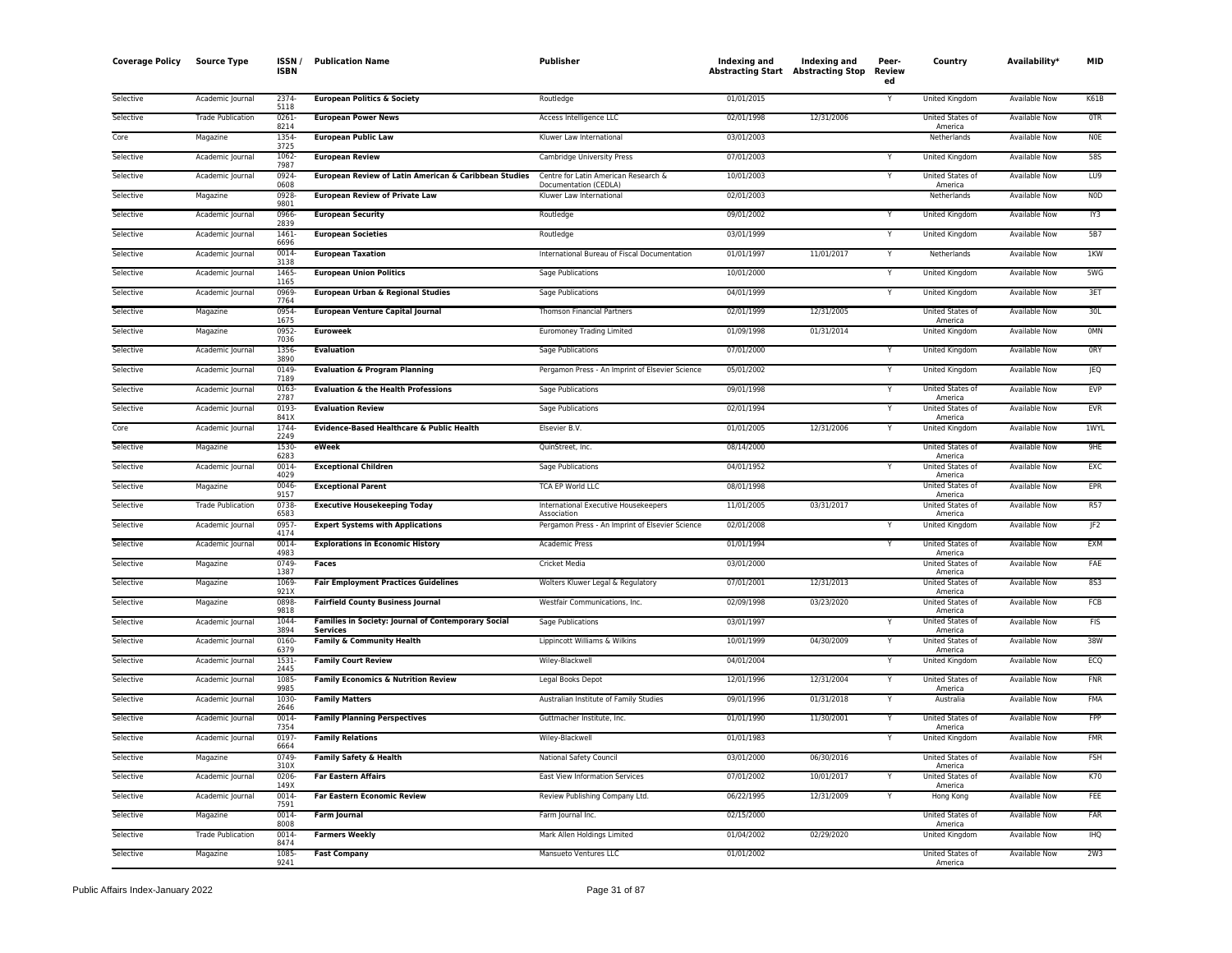| Coverage Policy | Source Type | ISSN / ISBN | Publication Name | Publisher | Indexing and Abstracting Start | Indexing and Abstracting Stop | Peer-Reviewed | Country | Availability* | MID |
|---|---|---|---|---|---|---|---|---|---|---|
| Selective | Academic Journal | 2374-5118 | **European Politics & Society** | Routledge | 01/01/2015 | | Y | United Kingdom | Available Now | K61B |
| Selective | Trade Publication | 0261-8214 | **European Power News** | Access Intelligence LLC | 02/01/1998 | 12/31/2006 | | United States of America | Available Now | 0TR |
| Core | Magazine | 1354-3725 | **European Public Law** | Kluwer Law International | 03/01/2003 | | | Netherlands | Available Now | N0E |
| Selective | Academic Journal | 1062-7987 | **European Review** | Cambridge University Press | 07/01/2003 | | Y | United Kingdom | Available Now | 58S |
| Selective | Academic Journal | 0924-0608 | **European Review of Latin American & Caribbean Studies** | Centre for Latin American Research & Documentation (CEDLA) | 10/01/2003 | | Y | United States of America | Available Now | LU9 |
| Selective | Magazine | 0928-9801 | **European Review of Private Law** | Kluwer Law International | 02/01/2003 | | | Netherlands | Available Now | N0D |
| Selective | Academic Journal | 0966-2839 | **European Security** | Routledge | 09/01/2002 | | Y | United Kingdom | Available Now | IY3 |
| Selective | Academic Journal | 1461-6696 | **European Societies** | Routledge | 03/01/1999 | | Y | United Kingdom | Available Now | 5B7 |
| Selective | Academic Journal | 0014-3138 | **European Taxation** | International Bureau of Fiscal Documentation | 01/01/1997 | 11/01/2017 | Y | Netherlands | Available Now | 1KW |
| Selective | Academic Journal | 1465-1165 | **European Union Politics** | Sage Publications | 10/01/2000 | | Y | United Kingdom | Available Now | 5WG |
| Selective | Academic Journal | 0969-7764 | **European Urban & Regional Studies** | Sage Publications | 04/01/1999 | | Y | United Kingdom | Available Now | 3ET |
| Selective | Magazine | 0954-1675 | **European Venture Capital Journal** | Thomson Financial Partners | 02/01/1999 | 12/31/2005 | | United States of America | Available Now | 30L |
| Selective | Magazine | 0952-7036 | **Euroweek** | Euromoney Trading Limited | 01/09/1998 | 01/31/2014 | | United Kingdom | Available Now | 0MN |
| Selective | Academic Journal | 1356-3890 | **Evaluation** | Sage Publications | 07/01/2000 | | Y | United Kingdom | Available Now | 0RY |
| Selective | Academic Journal | 0149-7189 | **Evaluation & Program Planning** | Pergamon Press - An Imprint of Elsevier Science | 05/01/2002 | | Y | United Kingdom | Available Now | JEQ |
| Selective | Academic Journal | 0163-2787 | **Evaluation & the Health Professions** | Sage Publications | 09/01/1998 | | Y | United States of America | Available Now | EVP |
| Selective | Academic Journal | 0193-841X | **Evaluation Review** | Sage Publications | 02/01/1994 | | Y | United States of America | Available Now | EVR |
| Core | Academic Journal | 1744-2249 | **Evidence-Based Healthcare & Public Health** | Elsevier B.V. | 01/01/2005 | 12/31/2006 | Y | United Kingdom | Available Now | 1WYL |
| Selective | Magazine | 1530-6283 | **eWeek** | QuinStreet, Inc. | 08/14/2000 | | | United States of America | Available Now | 9HE |
| Selective | Academic Journal | 0014-4029 | **Exceptional Children** | Sage Publications | 04/01/1952 | | Y | United States of America | Available Now | EXC |
| Selective | Magazine | 0046-9157 | **Exceptional Parent** | TCA EP World LLC | 08/01/1998 | | | United States of America | Available Now | EPR |
| Selective | Trade Publication | 0738-6583 | **Executive Housekeeping Today** | International Executive Housekeepers Association | 11/01/2005 | 03/31/2017 | | United States of America | Available Now | R57 |
| Selective | Academic Journal | 0957-4174 | **Expert Systems with Applications** | Pergamon Press - An Imprint of Elsevier Science | 02/01/2008 | | Y | United Kingdom | Available Now | JF2 |
| Selective | Academic Journal | 0014-4983 | **Explorations in Economic History** | Academic Press | 01/01/1994 | | Y | United States of America | Available Now | EXM |
| Selective | Magazine | 0749-1387 | **Faces** | Cricket Media | 03/01/2000 | | | United States of America | Available Now | FAE |
| Selective | Magazine | 1069-921X | **Fair Employment Practices Guidelines** | Wolters Kluwer Legal & Regulatory | 07/01/2001 | 12/31/2013 | | United States of America | Available Now | 8S3 |
| Selective | Magazine | 0898-9818 | **Fairfield County Business Journal** | Westfair Communications, Inc. | 02/09/1998 | 03/23/2020 | | United States of America | Available Now | FCB |
| Selective | Academic Journal | 1044-3894 | **Families in Society: Journal of Contemporary Social Services** | Sage Publications | 03/01/1997 | | Y | United States of America | Available Now | FIS |
| Selective | Academic Journal | 0160-6379 | **Family & Community Health** | Lippincott Williams & Wilkins | 10/01/1999 | 04/30/2009 | Y | United States of America | Available Now | 38W |
| Selective | Academic Journal | 1531-2445 | **Family Court Review** | Wiley-Blackwell | 04/01/2004 | | Y | United Kingdom | Available Now | ECQ |
| Selective | Academic Journal | 1085-9985 | **Family Economics & Nutrition Review** | Legal Books Depot | 12/01/1996 | 12/31/2004 | Y | United States of America | Available Now | FNR |
| Selective | Academic Journal | 1030-2646 | **Family Matters** | Australian Institute of Family Studies | 09/01/1996 | 01/31/2018 | Y | Australia | Available Now | FMA |
| Selective | Academic Journal | 0014-7354 | **Family Planning Perspectives** | Guttmacher Institute, Inc. | 01/01/1990 | 11/30/2001 | Y | United States of America | Available Now | FPP |
| Selective | Academic Journal | 0197-6664 | **Family Relations** | Wiley-Blackwell | 01/01/1983 | | Y | United Kingdom | Available Now | FMR |
| Selective | Magazine | 0749-310X | **Family Safety & Health** | National Safety Council | 03/01/2000 | 06/30/2016 | | United States of America | Available Now | FSH |
| Selective | Academic Journal | 0206-149X | **Far Eastern Affairs** | East View Information Services | 07/01/2002 | 10/01/2017 | Y | United States of America | Available Now | K70 |
| Selective | Academic Journal | 0014-7591 | **Far Eastern Economic Review** | Review Publishing Company Ltd. | 06/22/1995 | 12/31/2009 | Y | Hong Kong | Available Now | FEE |
| Selective | Magazine | 0014-8008 | **Farm Journal** | Farm Journal Inc. | 02/15/2000 | | | United States of America | Available Now | FAR |
| Selective | Trade Publication | 0014-8474 | **Farmers Weekly** | Mark Allen Holdings Limited | 01/04/2002 | 02/29/2020 | | United Kingdom | Available Now | IHQ |
| Selective | Magazine | 1085-9241 | **Fast Company** | Mansueto Ventures LLC | 01/01/2002 | | | United States of America | Available Now | 2W3 |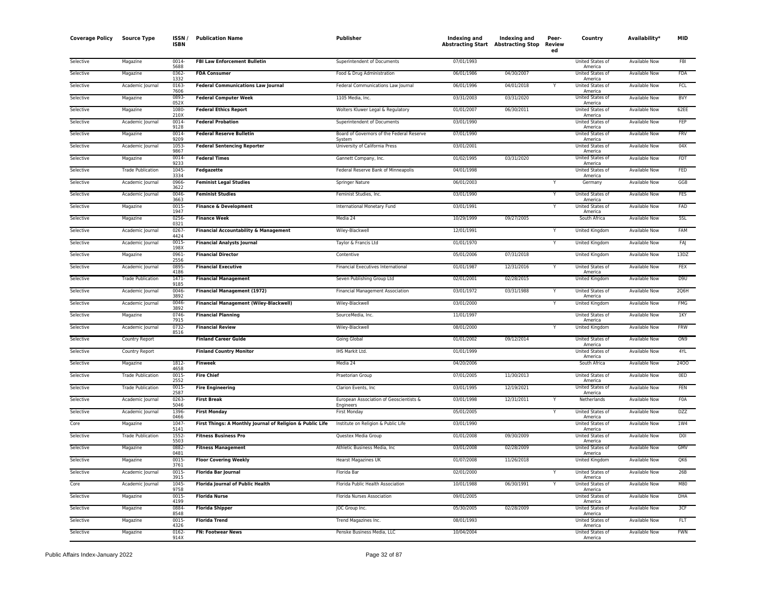| Coverage Policy | Source Type | ISSN / ISBN | Publication Name | Publisher | Indexing and Abstracting Start | Indexing and Abstracting Stop | Peer-Reviewed | Country | Availability* | MID |
|---|---|---|---|---|---|---|---|---|---|---|
| Selective | Magazine | 0014-5688 | **FBI Law Enforcement Bulletin** | Superintendent of Documents | 07/01/1993 | | | United States of America | Available Now | FBI |
| Selective | Magazine | 0362-1332 | **FDA Consumer** | Food & Drug Administration | 06/01/1986 | 04/30/2007 | | United States of America | Available Now | FDA |
| Selective | Academic Journal | 0163-7606 | **Federal Communications Law Journal** | Federal Communications Law Journal | 06/01/1996 | 04/01/2018 | Y | United States of America | Available Now | FCL |
| Selective | Magazine | 0893-052X | **Federal Computer Week** | 1105 Media, Inc. | 03/31/2003 | 03/31/2020 | | United States of America | Available Now | BVY |
| Selective | Magazine | 1080-210X | **Federal Ethics Report** | Wolters Kluwer Legal & Regulatory | 01/01/2007 | 06/30/2011 | | United States of America | Available Now | 62EE |
| Selective | Academic Journal | 0014-9128 | **Federal Probation** | Superintendent of Documents | 03/01/1990 | | | United States of America | Available Now | FEP |
| Selective | Magazine | 0014-9209 | **Federal Reserve Bulletin** | Board of Governors of the Federal Reserve System | 07/01/1990 | | | United States of America | Available Now | FRV |
| Selective | Academic Journal | 1053-9867 | **Federal Sentencing Reporter** | University of California Press | 03/01/2001 | | | United States of America | Available Now | 04X |
| Selective | Magazine | 0014-9233 | **Federal Times** | Gannett Company, Inc. | 01/02/1995 | 03/31/2020 | | United States of America | Available Now | FDT |
| Selective | Trade Publication | 1045-3334 | **Fedgazette** | Federal Reserve Bank of Minneapolis | 04/01/1998 | | | United States of America | Available Now | FED |
| Selective | Academic Journal | 0966-3622 | **Feminist Legal Studies** | Springer Nature | 06/01/2003 | | Y | Germany | Available Now | GG8 |
| Selective | Academic Journal | 0046-3663 | **Feminist Studies** | Feminist Studies, Inc. | 03/01/1990 | | Y | United States of America | Available Now | FES |
| Selective | Magazine | 0015-1947 | **Finance & Development** | International Monetary Fund | 03/01/1991 | | Y | United States of America | Available Now | FAD |
| Selective | Magazine | 0256-0321 | **Finance Week** | Media 24 | 10/29/1999 | 09/27/2005 | | South Africa | Available Now | 5SL |
| Selective | Academic Journal | 0267-4424 | **Financial Accountability & Management** | Wiley-Blackwell | 12/01/1991 | | Y | United Kingdom | Available Now | FAM |
| Selective | Academic Journal | 0015-198X | **Financial Analysts Journal** | Taylor & Francis Ltd | 01/01/1970 | | Y | United Kingdom | Available Now | FAJ |
| Selective | Magazine | 0961-2556 | **Financial Director** | Contentive | 05/01/2006 | 07/31/2018 | | United Kingdom | Available Now | 13DZ |
| Selective | Academic Journal | 0895-4186 | **Financial Executive** | Financial Executives International | 01/01/1987 | 12/31/2016 | Y | United States of America | Available Now | FEX |
| Selective | Trade Publication | 1471-9185 | **Financial Management** | Seven Publishing Group Ltd | 02/01/2001 | 02/28/2015 | | United Kingdom | Available Now | D9U |
| Selective | Academic Journal | 0046-3892 | **Financial Management (1972)** | Financial Management Association | 03/01/1972 | 03/31/1988 | Y | United States of America | Available Now | 2Q6H |
| Selective | Academic Journal | 0046-3892 | **Financial Management (Wiley-Blackwell)** | Wiley-Blackwell | 03/01/2000 | | Y | United Kingdom | Available Now | FMG |
| Selective | Magazine | 0746-7915 | **Financial Planning** | SourceMedia, Inc. | 11/01/1997 | | | United States of America | Available Now | 1KY |
| Selective | Academic Journal | 0732-8516 | **Financial Review** | Wiley-Blackwell | 08/01/2000 | | Y | United Kingdom | Available Now | FRW |
| Selective | Country Report | | **Finland Career Guide** | Going Global | 01/01/2002 | 09/12/2014 | | United States of America | Available Now | ON9 |
| Selective | Country Report | | **Finland Country Monitor** | IHS Markit Ltd. | 01/01/1999 | | | United States of America | Available Now | 4YL |
| Selective | Magazine | 1812-4658 | **Finweek** | Media 24 | 04/20/2006 | | | South Africa | Available Now | 24OO |
| Selective | Trade Publication | 0015-2552 | **Fire Chief** | Praetorian Group | 07/01/2005 | 11/30/2013 | | United States of America | Available Now | 0ED |
| Selective | Trade Publication | 0015-2587 | **Fire Engineering** | Clarion Events, Inc | 03/01/1995 | 12/19/2021 | | United States of America | Available Now | FEN |
| Selective | Academic Journal | 0263-5046 | **First Break** | European Association of Geoscientists & Engineers | 03/01/1998 | 12/31/2011 | Y | Netherlands | Available Now | F0A |
| Selective | Academic Journal | 1396-0466 | **First Monday** | First Monday | 05/01/2005 | | Y | United States of America | Available Now | DZZ |
| Core | Magazine | 1047-5141 | **First Things: A Monthly Journal of Religion & Public Life** | Institute on Religion & Public Life | 03/01/1990 | | | United States of America | Available Now | 1W4 |
| Selective | Trade Publication | 1552-5503 | **Fitness Business Pro** | Questex Media Group | 01/01/2008 | 09/30/2009 | | United States of America | Available Now | D0I |
| Selective | Magazine | 0882-0481 | **Fitness Management** | Athletic Business Media, Inc | 03/01/2008 | 02/28/2009 | | United States of America | Available Now | GMV |
| Selective | Magazine | 0015-3761 | **Floor Covering Weekly** | Hearst Magazines UK | 01/07/2008 | 11/26/2018 | | United Kingdom | Available Now | QK6 |
| Selective | Academic Journal | 0015-3915 | **Florida Bar Journal** | Florida Bar | 02/01/2000 | | Y | United States of America | Available Now | 26B |
| Core | Academic Journal | 1045-9758 | **Florida Journal of Public Health** | Florida Public Health Association | 10/01/1988 | 06/30/1991 | Y | United States of America | Available Now | M80 |
| Selective | Magazine | 0015-4199 | **Florida Nurse** | Florida Nurses Association | 09/01/2005 | | | United States of America | Available Now | DHA |
| Selective | Magazine | 0884-8548 | **Florida Shipper** | JOC Group Inc. | 05/30/2005 | 02/28/2009 | | United States of America | Available Now | 3CF |
| Selective | Magazine | 0015-4326 | **Florida Trend** | Trend Magazines Inc. | 08/01/1993 | | | United States of America | Available Now | FLT |
| Selective | Magazine | 0162-914X | **FN: Footwear News** | Penske Business Media, LLC | 10/04/2004 | | | United States of America | Available Now | FWN |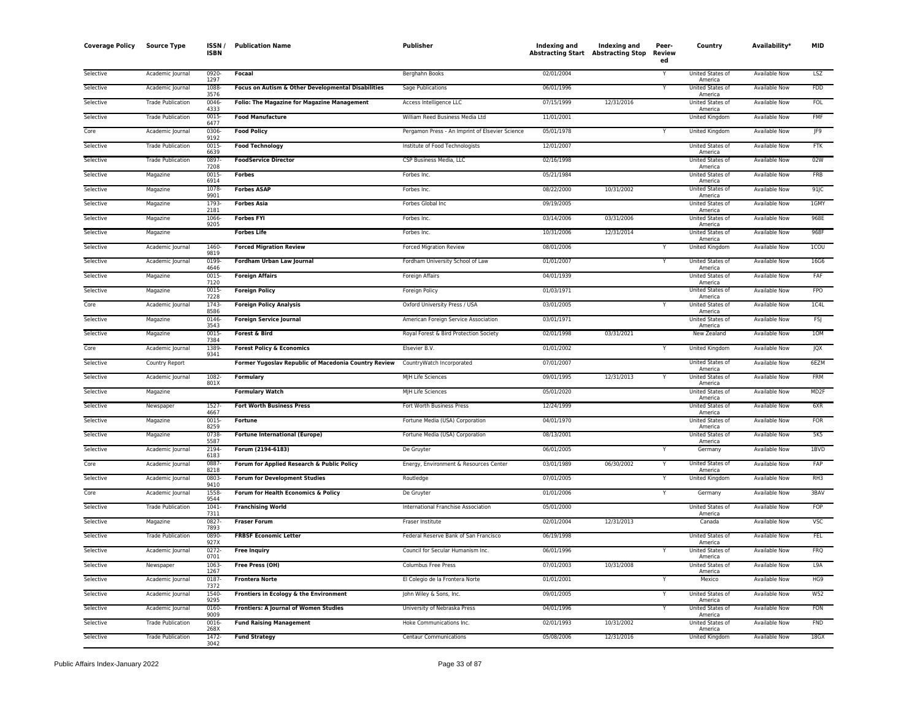| Coverage Policy | Source Type | ISSN / ISBN | Publication Name | Publisher | Indexing and Abstracting Start | Indexing and Abstracting Stop | Peer-Reviewed | Country | Availability* | MID |
|---|---|---|---|---|---|---|---|---|---|---|
| Selective | Academic Journal | 0920-1297 | **Focaal** | Berghahn Books | 02/01/2004 | | Y | United States of America | Available Now | LSZ |
| Selective | Academic Journal | 1088-3576 | **Focus on Autism & Other Developmental Disabilities** | Sage Publications | 06/01/1996 | | Y | United States of America | Available Now | FDD |
| Selective | Trade Publication | 0046-4333 | **Folio: The Magazine for Magazine Management** | Access Intelligence LLC | 07/15/1999 | 12/31/2016 | | United States of America | Available Now | FOL |
| Selective | Trade Publication | 0015-6477 | **Food Manufacture** | William Reed Business Media Ltd | 11/01/2001 | | | United Kingdom | Available Now | FMF |
| Core | Academic Journal | 0306-9192 | **Food Policy** | Pergamon Press - An Imprint of Elsevier Science | 05/01/1978 | | Y | United Kingdom | Available Now | JF9 |
| Selective | Trade Publication | 0015-6639 | **Food Technology** | Institute of Food Technologists | 12/01/2007 | | | United States of America | Available Now | FTK |
| Selective | Trade Publication | 0897-7208 | **FoodService Director** | CSP Business Media, LLC | 02/16/1998 | | | United States of America | Available Now | 02W |
| Selective | Magazine | 0015-6914 | **Forbes** | Forbes Inc. | 05/21/1984 | | | United States of America | Available Now | FRB |
| Selective | Magazine | 1078-9901 | **Forbes ASAP** | Forbes Inc. | 08/22/2000 | 10/31/2002 | | United States of America | Available Now | 91JC |
| Selective | Magazine | 1793-2181 | **Forbes Asia** | Forbes Global Inc | 09/19/2005 | | | United States of America | Available Now | 1GMY |
| Selective | Magazine | 1066-9205 | **Forbes FYI** | Forbes Inc. | 03/14/2006 | 03/31/2006 | | United States of America | Available Now | 968E |
| Selective | Magazine | | **Forbes Life** | Forbes Inc. | 10/31/2006 | 12/31/2014 | | United States of America | Available Now | 968F |
| Selective | Academic Journal | 1460-9819 | **Forced Migration Review** | Forced Migration Review | 08/01/2006 | | Y | United Kingdom | Available Now | 1COU |
| Selective | Academic Journal | 0199-4646 | **Fordham Urban Law Journal** | Fordham University School of Law | 01/01/2007 | | Y | United States of America | Available Now | 16G6 |
| Selective | Magazine | 0015-7120 | **Foreign Affairs** | Foreign Affairs | 04/01/1939 | | | United States of America | Available Now | FAF |
| Selective | Magazine | 0015-7228 | **Foreign Policy** | Foreign Policy | 01/03/1971 | | | United States of America | Available Now | FPO |
| Core | Academic Journal | 1743-8586 | **Foreign Policy Analysis** | Oxford University Press / USA | 03/01/2005 | | Y | United States of America | Available Now | 1C4L |
| Selective | Magazine | 0146-3543 | **Foreign Service Journal** | American Foreign Service Association | 03/01/1971 | | | United States of America | Available Now | FSJ |
| Selective | Magazine | 0015-7384 | **Forest & Bird** | Royal Forest & Bird Protection Society | 02/01/1998 | 03/31/2021 | | New Zealand | Available Now | 1OM |
| Core | Academic Journal | 1389-9341 | **Forest Policy & Economics** | Elsevier B.V. | 01/01/2002 | | Y | United Kingdom | Available Now | JQX |
| Selective | Country Report | | **Former Yugoslav Republic of Macedonia Country Review** | CountryWatch Incorporated | 07/01/2007 | | | United States of America | Available Now | 6EZM |
| Selective | Academic Journal | 1082-801X | **Formulary** | MJH Life Sciences | 09/01/1995 | 12/31/2013 | Y | United States of America | Available Now | FRM |
| Selective | Magazine | | **Formulary Watch** | MJH Life Sciences | 05/01/2020 | | | United States of America | Available Now | MD2F |
| Selective | Newspaper | 1527-4667 | **Fort Worth Business Press** | Fort Worth Business Press | 12/24/1999 | | | United States of America | Available Now | 6XR |
| Selective | Magazine | 0015-8259 | **Fortune** | Fortune Media (USA) Corporation | 04/01/1970 | | | United States of America | Available Now | FOR |
| Selective | Magazine | 0738-5587 | **Fortune International (Europe)** | Fortune Media (USA) Corporation | 08/13/2001 | | | United States of America | Available Now | 5K5 |
| Selective | Academic Journal | 2194-6183 | **Forum (2194-6183)** | De Gruyter | 06/01/2005 | | Y | Germany | Available Now | 1BVD |
| Core | Academic Journal | 0887-8218 | **Forum for Applied Research & Public Policy** | Energy, Environment & Resources Center | 03/01/1989 | 06/30/2002 | Y | United States of America | Available Now | FAP |
| Selective | Academic Journal | 0803-9410 | **Forum for Development Studies** | Routledge | 07/01/2005 | | Y | United Kingdom | Available Now | RH3 |
| Core | Academic Journal | 1558-9544 | **Forum for Health Economics & Policy** | De Gruyter | 01/01/2006 | | Y | Germany | Available Now | 3BAV |
| Selective | Trade Publication | 1041-7311 | **Franchising World** | International Franchise Association | 05/01/2000 | | | United States of America | Available Now | FOP |
| Selective | Magazine | 0827-7893 | **Fraser Forum** | Fraser Institute | 02/01/2004 | 12/31/2013 | | Canada | Available Now | VSC |
| Selective | Trade Publication | 0890-927X | **FRBSF Economic Letter** | Federal Reserve Bank of San Francisco | 06/19/1998 | | | United States of America | Available Now | FEL |
| Selective | Academic Journal | 0272-0701 | **Free Inquiry** | Council for Secular Humanism Inc. | 06/01/1996 | | Y | United States of America | Available Now | FRQ |
| Selective | Newspaper | 1063-1267 | **Free Press (OH)** | Columbus Free Press | 07/01/2003 | 10/31/2008 | | United States of America | Available Now | L9A |
| Selective | Academic Journal | 0187-7372 | **Frontera Norte** | El Colegio de la Frontera Norte | 01/01/2001 | | Y | Mexico | Available Now | HG9 |
| Selective | Academic Journal | 1540-9295 | **Frontiers in Ecology & the Environment** | John Wiley & Sons, Inc. | 09/01/2005 | | Y | United States of America | Available Now | W52 |
| Selective | Academic Journal | 0160-9009 | **Frontiers: A Journal of Women Studies** | University of Nebraska Press | 04/01/1996 | | Y | United States of America | Available Now | FON |
| Selective | Trade Publication | 0016-268X | **Fund Raising Management** | Hoke Communications Inc. | 02/01/1993 | 10/31/2002 | | United States of America | Available Now | FND |
| Selective | Trade Publication | 1472-3042 | **Fund Strategy** | Centaur Communications | 05/08/2006 | 12/31/2016 | | United Kingdom | Available Now | 18GX |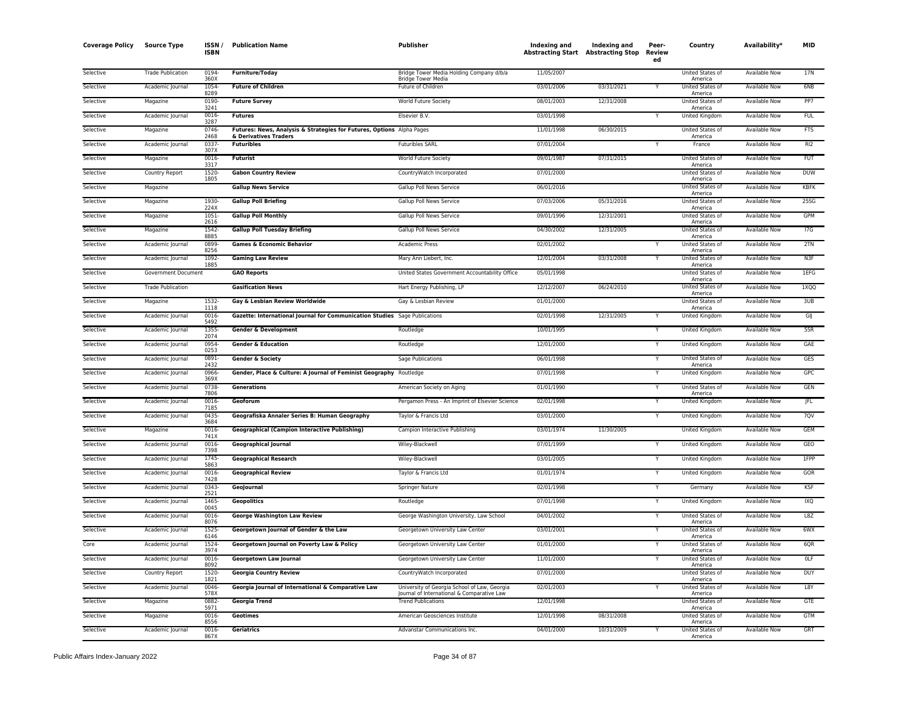| Coverage Policy | Source Type | ISSN / ISBN | Publication Name | Publisher | Indexing and Abstracting Start | Indexing and Abstracting Stop | Peer-Reviewed | Country | Availability* | MID |
|---|---|---|---|---|---|---|---|---|---|---|
| Selective | Trade Publication | 0194-360X | **Furniture/Today** | Bridge Tower Media Holding Company d/b/a Bridge Tower Media | 11/05/2007 | | | United States of America | Available Now | 17N |
| Selective | Academic Journal | 1054-8289 | **Future of Children** | Future of Children | 03/01/2006 | 03/31/2021 | Y | United States of America | Available Now | 6NB |
| Selective | Magazine | 0190-3241 | **Future Survey** | World Future Society | 08/01/2003 | 12/31/2008 | | United States of America | Available Now | PP7 |
| Selective | Academic Journal | 0016-3287 | **Futures** | Elsevier B.V. | 03/01/1998 | | Y | United Kingdom | Available Now | FUL |
| Selective | Magazine | 0746-2468 | **Futures: News, Analysis & Strategies for Futures, Options & Derivatives Traders** | Alpha Pages | 11/01/1998 | 06/30/2015 | | United States of America | Available Now | FTS |
| Selective | Academic Journal | 0337-307X | **Futuribles** | Futuribles SARL | 07/01/2004 | | Y | France | Available Now | RI2 |
| Selective | Magazine | 0016-3317 | **Futurist** | World Future Society | 09/01/1987 | 07/31/2015 | | United States of America | Available Now | FUT |
| Selective | Country Report | 1520-1805 | **Gabon Country Review** | CountryWatch Incorporated | 07/01/2000 | | | United States of America | Available Now | DUW |
| Selective | Magazine | | **Gallup News Service** | Gallup Poll News Service | 06/01/2016 | | | United States of America | Available Now | KBFK |
| Selective | Magazine | 1930-224X | **Gallup Poll Briefing** | Gallup Poll News Service | 07/03/2006 | 05/31/2016 | | United States of America | Available Now | 25SG |
| Selective | Magazine | 1051-2616 | **Gallup Poll Monthly** | Gallup Poll News Service | 09/01/1996 | 12/31/2001 | | United States of America | Available Now | GPM |
| Selective | Magazine | 1542-8885 | **Gallup Poll Tuesday Briefing** | Gallup Poll News Service | 04/30/2002 | 12/31/2005 | | United States of America | Available Now | I7G |
| Selective | Academic Journal | 0899-8256 | **Games & Economic Behavior** | Academic Press | 02/01/2002 | | Y | United States of America | Available Now | 2TN |
| Selective | Academic Journal | 1092-1885 | **Gaming Law Review** | Mary Ann Liebert, Inc. | 12/01/2004 | 03/31/2008 | Y | United States of America | Available Now | N3F |
| Selective | Government Document | | **GAO Reports** | United States Government Accountability Office | 05/01/1998 | | | United States of America | Available Now | 1EFG |
| Selective | Trade Publication | | **Gasification News** | Hart Energy Publishing, LP | 12/12/2007 | 06/24/2010 | | United States of America | Available Now | 1XQQ |
| Selective | Magazine | 1532-1118 | **Gay & Lesbian Review Worldwide** | Gay & Lesbian Review | 01/01/2000 | | | United States of America | Available Now | 3UB |
| Selective | Academic Journal | 0016-5492 | **Gazette: International Journal for Communication Studies** | Sage Publications | 02/01/1998 | 12/31/2005 | Y | United Kingdom | Available Now | GIJ |
| Selective | Academic Journal | 1355-2074 | **Gender & Development** | Routledge | 10/01/1995 | | Y | United Kingdom | Available Now | 55R |
| Selective | Academic Journal | 0954-0253 | **Gender & Education** | Routledge | 12/01/2000 | | Y | United Kingdom | Available Now | GAE |
| Selective | Academic Journal | 0891-2432 | **Gender & Society** | Sage Publications | 06/01/1998 | | Y | United States of America | Available Now | GES |
| Selective | Academic Journal | 0966-369X | **Gender, Place & Culture: A Journal of Feminist Geography** | Routledge | 07/01/1998 | | Y | United Kingdom | Available Now | GPC |
| Selective | Academic Journal | 0738-7806 | **Generations** | American Society on Aging | 01/01/1990 | | Y | United States of America | Available Now | GEN |
| Selective | Academic Journal | 0016-7185 | **Geoforum** | Pergamon Press - An Imprint of Elsevier Science | 02/01/1998 | | Y | United Kingdom | Available Now | JFL |
| Selective | Academic Journal | 0435-3684 | **Geografiska Annaler Series B: Human Geography** | Taylor & Francis Ltd | 03/01/2000 | | Y | United Kingdom | Available Now | 7QV |
| Selective | Magazine | 0016-741X | **Geographical (Campion Interactive Publishing)** | Campion Interactive Publishing | 03/01/1974 | 11/30/2005 | | United Kingdom | Available Now | GEM |
| Selective | Academic Journal | 0016-7398 | **Geographical Journal** | Wiley-Blackwell | 07/01/1999 | | Y | United Kingdom | Available Now | GEO |
| Selective | Academic Journal | 1745-5863 | **Geographical Research** | Wiley-Blackwell | 03/01/2005 | | Y | United Kingdom | Available Now | 1FPP |
| Selective | Academic Journal | 0016-7428 | **Geographical Review** | Taylor & Francis Ltd | 01/01/1974 | | Y | United Kingdom | Available Now | GOR |
| Selective | Academic Journal | 0343-2521 | **GeoJournal** | Springer Nature | 02/01/1998 | | Y | Germany | Available Now | KSF |
| Selective | Academic Journal | 1465-0045 | **Geopolitics** | Routledge | 07/01/1998 | | Y | United Kingdom | Available Now | IXQ |
| Selective | Academic Journal | 0016-8076 | **George Washington Law Review** | George Washington University, Law School | 04/01/2002 | | Y | United States of America | Available Now | L8Z |
| Selective | Academic Journal | 1525-6146 | **Georgetown Journal of Gender & the Law** | Georgetown University Law Center | 03/01/2001 | | Y | United States of America | Available Now | 6WX |
| Core | Academic Journal | 1524-3974 | **Georgetown Journal on Poverty Law & Policy** | Georgetown University Law Center | 01/01/2000 | | Y | United States of America | Available Now | 6QR |
| Selective | Academic Journal | 0016-8092 | **Georgetown Law Journal** | Georgetown University Law Center | 11/01/2000 | | Y | United States of America | Available Now | 0LF |
| Selective | Country Report | 1520-1821 | **Georgia Country Review** | CountryWatch Incorporated | 07/01/2000 | | | United States of America | Available Now | DUY |
| Selective | Academic Journal | 0046-578X | **Georgia Journal of International & Comparative Law** | University of Georgia School of Law, Georgia Journal of International & Comparative Law | 02/01/2003 | | Y | United States of America | Available Now | L8Y |
| Selective | Magazine | 0882-5971 | **Georgia Trend** | Trend Publications | 12/01/1998 | | | United States of America | Available Now | GTE |
| Selective | Magazine | 0016-8556 | **Geotimes** | American Geosciences Institute | 12/01/1998 | 08/31/2008 | | United States of America | Available Now | GTM |
| Selective | Academic Journal | 0016-867X | **Geriatrics** | Advanstar Communications Inc. | 04/01/2000 | 10/31/2009 | Y | United States of America | Available Now | GRT |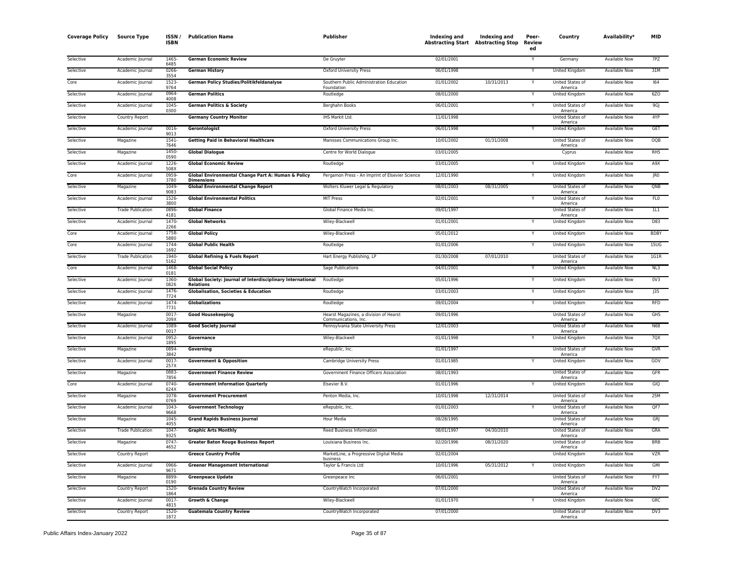| Coverage Policy | Source Type | ISSN / ISBN | Publication Name | Publisher | Indexing and Abstracting Start | Indexing and Abstracting Stop | Peer-Reviewed | Country | Availability* | MID |
|---|---|---|---|---|---|---|---|---|---|---|
| Selective | Academic Journal | 1465-6485 | **German Economic Review** | De Gruyter | 02/01/2001 | | Y | Germany | Available Now | 7PZ |
| Selective | Academic Journal | 0266-3554 | **German History** | Oxford University Press | 06/01/1998 | | Y | United Kingdom | Available Now | 31M |
| Core | Academic Journal | 1523-9764 | **German Policy Studies/Politikfeldanalyse** | Southern Public Administration Education Foundation | 01/01/2002 | 10/31/2013 | Y | United States of America | Available Now | I64 |
| Selective | Academic Journal | 0964-4008 | **German Politics** | Routledge | 08/01/2000 | | Y | United Kingdom | Available Now | 6ZO |
| Selective | Academic Journal | 1045-0300 | **German Politics & Society** | Berghahn Books | 06/01/2001 | | Y | United States of America | Available Now | 9GJ |
| Selective | Country Report | | **Germany Country Monitor** | IHS Markit Ltd. | 11/01/1998 | | | United States of America | Available Now | 4YP |
| Selective | Academic Journal | 0016-9013 | **Gerontologist** | Oxford University Press | 06/01/1998 | | Y | United Kingdom | Available Now | GET |
| Selective | Magazine | 1541-7646 | **Getting Paid in Behavioral Healthcare** | Manisses Communications Group Inc. | 10/01/2002 | 01/31/2008 | | United States of America | Available Now | OQB |
| Selective | Magazine | 1450-0590 | **Global Dialogue** | Centre for World Dialogue | 03/01/2005 | | | Cyprus | Available Now | RH5 |
| Selective | Academic Journal | 1226-508X | **Global Economic Review** | Routledge | 03/01/2005 | | Y | United Kingdom | Available Now | A9X |
| Core | Academic Journal | 0959-3780 | **Global Environmental Change Part A: Human & Policy Dimensions** | Pergamon Press - An Imprint of Elsevier Science | 12/01/1990 | | Y | United Kingdom | Available Now | JR0 |
| Selective | Magazine | 1049-9083 | **Global Environmental Change Report** | Wolters Kluwer Legal & Regulatory | 08/01/2003 | 08/31/2005 | | United States of America | Available Now | QNB |
| Selective | Academic Journal | 1526-3800 | **Global Environmental Politics** | MIT Press | 02/01/2001 | | Y | United States of America | Available Now | FL0 |
| Selective | Trade Publication | 0896-4181 | **Global Finance** | Global Finance Media Inc. | 09/01/1997 | | | United States of America | Available Now | 1L1 |
| Selective | Academic Journal | 1470-2266 | **Global Networks** | Wiley-Blackwell | 01/01/2001 | | Y | United Kingdom | Available Now | D83 |
| Core | Academic Journal | 1758-5880 | **Global Policy** | Wiley-Blackwell | 05/01/2012 | | Y | United Kingdom | Available Now | BDBY |
| Core | Academic Journal | 1744-1692 | **Global Public Health** | Routledge | 01/01/2006 | | Y | United Kingdom | Available Now | 15UG |
| Selective | Trade Publication | 1940-5162 | **Global Refining & Fuels Report** | Hart Energy Publishing, LP | 01/30/2008 | 07/01/2010 | | United States of America | Available Now | 1G1R |
| Core | Academic Journal | 1468-0181 | **Global Social Policy** | Sage Publications | 04/01/2001 | | Y | United Kingdom | Available Now | NL3 |
| Selective | Academic Journal | 1360-0826 | **Global Society: Journal of Interdisciplinary International Relations** | Routledge | 05/01/1996 | | Y | United Kingdom | Available Now | 0V3 |
| Selective | Academic Journal | 1476-7724 | **Globalisation, Societies & Education** | Routledge | 03/01/2003 | | Y | United Kingdom | Available Now | J35 |
| Selective | Academic Journal | 1474-7731 | **Globalizations** | Routledge | 09/01/2004 | | Y | United Kingdom | Available Now | RFD |
| Selective | Magazine | 0017-209X | **Good Housekeeping** | Hearst Magazines, a division of Hearst Communications, Inc. | 09/01/1996 | | | United States of America | Available Now | GHS |
| Selective | Academic Journal | 1089-0017 | **Good Society Journal** | Pennsylvania State University Press | 12/01/2003 | | | United States of America | Available Now | N68 |
| Selective | Academic Journal | 0952-1895 | **Governance** | Wiley-Blackwell | 01/01/1998 | | Y | United Kingdom | Available Now | 7QX |
| Selective | Magazine | 0894-3842 | **Governing** | eRepublic, Inc. | 01/01/1997 | | | United States of America | Available Now | GVR |
| Selective | Academic Journal | 0017-257X | **Government & Opposition** | Cambridge University Press | 01/01/1985 | | Y | United Kingdom | Available Now | GOV |
| Selective | Magazine | 0883-7856 | **Government Finance Review** | Government Finance Officers Association | 08/01/1993 | | | United States of America | Available Now | GFR |
| Core | Academic Journal | 0740-624X | **Government Information Quarterly** | Elsevier B.V. | 01/01/1996 | | Y | United Kingdom | Available Now | GIQ |
| Selective | Magazine | 1078-0769 | **Government Procurement** | Penton Media, Inc. | 10/01/1998 | 12/31/2014 | | United States of America | Available Now | 25M |
| Selective | Academic Journal | 1043-9668 | **Government Technology** | eRepublic, Inc. | 01/01/2003 | | Y | United States of America | Available Now | QF7 |
| Selective | Magazine | 1045-4055 | **Grand Rapids Business Journal** | Hour Media | 08/28/1995 | | | United States of America | Available Now | GRJ |
| Selective | Trade Publication | 1047-9325 | **Graphic Arts Monthly** | Reed Business Information | 08/01/1997 | 04/30/2010 | | United States of America | Available Now | GRA |
| Selective | Magazine | 0747-4652 | **Greater Baton Rouge Business Report** | Louisiana Business Inc. | 02/20/1996 | 08/31/2020 | | United States of America | Available Now | BRB |
| Selective | Country Report | | **Greece Country Profile** | MarketLine, a Progressive Digital Media business | 02/01/2004 | | | United Kingdom | Available Now | VZR |
| Selective | Academic Journal | 0966-9671 | **Greener Management International** | Taylor & Francis Ltd | 10/01/1996 | 05/31/2012 | Y | United Kingdom | Available Now | GMI |
| Selective | Magazine | 8899-0190 | **Greenpeace Update** | Greenpeace Inc | 06/01/2001 | | | United States of America | Available Now | FY7 |
| Selective | Country Report | 1520-1864 | **Grenada Country Review** | CountryWatch Incorporated | 07/01/2000 | | | United States of America | Available Now | DV2 |
| Selective | Academic Journal | 0017-4815 | **Growth & Change** | Wiley-Blackwell | 01/01/1970 | | Y | United Kingdom | Available Now | GRC |
| Selective | Country Report | 1520-1872 | **Guatemala Country Review** | CountryWatch Incorporated | 07/01/2000 | | | United States of America | Available Now | DV3 |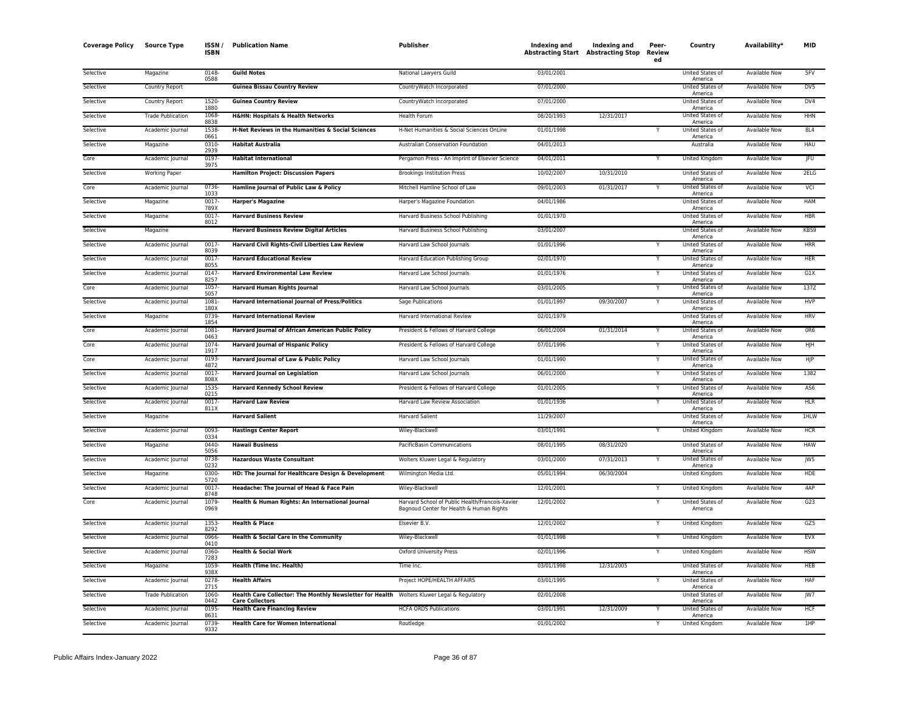| Coverage Policy | Source Type | ISSN / ISBN | Publication Name | Publisher | Indexing and Abstracting Start | Indexing and Abstracting Stop | Peer-Review ed | Country | Availability* | MID |
|---|---|---|---|---|---|---|---|---|---|---|
| Selective | Magazine | 0148-0588 | **Guild Notes** | National Lawyers Guild | 03/01/2001 | | | United States of America | Available Now | 5FV |
| Selective | Country Report | | **Guinea Bissau Country Review** | CountryWatch Incorporated | 07/01/2000 | | | United States of America | Available Now | DV5 |
| Selective | Country Report | 1520-1880 | **Guinea Country Review** | CountryWatch Incorporated | 07/01/2000 | | | United States of America | Available Now | DV4 |
| Selective | Trade Publication | 1068-8838 | **H&HN: Hospitals & Health Networks** | Health Forum | 08/20/1993 | 12/31/2017 | | United States of America | Available Now | HHN |
| Selective | Academic Journal | 1538-0661 | **H-Net Reviews in the Humanities & Social Sciences** | H-Net Humanities & Social Sciences OnLine | 01/01/1998 | | Y | United States of America | Available Now | 8L4 |
| Selective | Magazine | 0310-2939 | **Habitat Australia** | Australian Conservation Foundation | 04/01/2013 | | | Australia | Available Now | HAU |
| Core | Academic Journal | 0197-3975 | **Habitat International** | Pergamon Press - An Imprint of Elsevier Science | 04/01/2011 | | Y | United Kingdom | Available Now | JFU |
| Selective | Working Paper | | **Hamilton Project: Discussion Papers** | Brookings Institution Press | 10/02/2007 | 10/31/2010 | | United States of America | Available Now | 2ELG |
| Core | Academic Journal | 0736-1033 | **Hamline Journal of Public Law & Policy** | Mitchell Hamline School of Law | 09/01/2003 | 01/31/2017 | Y | United States of America | Available Now | VCI |
| Selective | Magazine | 0017-789X | **Harper's Magazine** | Harper's Magazine Foundation | 04/01/1986 | | | United States of America | Available Now | HAM |
| Selective | Magazine | 0017-8012 | **Harvard Business Review** | Harvard Business School Publishing | 01/01/1970 | | | United States of America | Available Now | HBR |
| Selective | Magazine | | **Harvard Business Review Digital Articles** | Harvard Business School Publishing | 03/01/2007 | | | United States of America | Available Now | KBS9 |
| Selective | Academic Journal | 0017-8039 | **Harvard Civil Rights-Civil Liberties Law Review** | Harvard Law School Journals | 01/01/1996 | | Y | United States of America | Available Now | HRR |
| Selective | Academic Journal | 0017-8055 | **Harvard Educational Review** | Harvard Education Publishing Group | 02/01/1970 | | Y | United States of America | Available Now | HER |
| Selective | Academic Journal | 0147-8257 | **Harvard Environmental Law Review** | Harvard Law School Journals | 01/01/1976 | | Y | United States of America | Available Now | G1X |
| Core | Academic Journal | 1057-5057 | **Harvard Human Rights Journal** | Harvard Law School Journals | 03/01/2005 | | Y | United States of America | Available Now | 137Z |
| Selective | Academic Journal | 1081-180X | **Harvard International Journal of Press/Politics** | Sage Publications | 01/01/1997 | 09/30/2007 | Y | United States of America | Available Now | HVP |
| Selective | Magazine | 0739-1854 | **Harvard International Review** | Harvard International Review | 02/01/1979 | | | United States of America | Available Now | HRV |
| Core | Academic Journal | 1081-0463 | **Harvard Journal of African American Public Policy** | President & Fellows of Harvard College | 06/01/2004 | 01/31/2014 | Y | United States of America | Available Now | 0R6 |
| Core | Academic Journal | 1074-1917 | **Harvard Journal of Hispanic Policy** | President & Fellows of Harvard College | 07/01/1996 | | Y | United States of America | Available Now | HJH |
| Core | Academic Journal | 0193-4872 | **Harvard Journal of Law & Public Policy** | Harvard Law School Journals | 01/01/1990 | | Y | United States of America | Available Now | HJP |
| Selective | Academic Journal | 0017-808X | **Harvard Journal on Legislation** | Harvard Law School Journals | 06/01/2000 | | Y | United States of America | Available Now | 1382 |
| Selective | Academic Journal | 1535-0215 | **Harvard Kennedy School Review** | President & Fellows of Harvard College | 01/01/2005 | | Y | United States of America | Available Now | AS6 |
| Selective | Academic Journal | 0017-811X | **Harvard Law Review** | Harvard Law Review Association | 01/01/1936 | | Y | United States of America | Available Now | HLR |
| Selective | Magazine | | **Harvard Salient** | Harvard Salient | 11/29/2007 | | | United States of America | Available Now | 1HLW |
| Selective | Academic Journal | 0093-0334 | **Hastings Center Report** | Wiley-Blackwell | 03/01/1991 | | Y | United Kingdom | Available Now | HCR |
| Selective | Magazine | 0440-5056 | **Hawaii Business** | PacificBasin Communications | 08/01/1995 | 08/31/2020 | | United States of America | Available Now | HAW |
| Selective | Academic Journal | 0738-0232 | **Hazardous Waste Consultant** | Wolters Kluwer Legal & Regulatory | 03/01/2000 | 07/31/2013 | Y | United States of America | Available Now | JW5 |
| Selective | Magazine | 0300-5720 | **HD: The Journal for Healthcare Design & Development** | Wilmington Media Ltd. | 05/01/1994 | 06/30/2004 | | United Kingdom | Available Now | HDE |
| Selective | Academic Journal | 0017-8748 | **Headache: The Journal of Head & Face Pain** | Wiley-Blackwell | 12/01/2001 | | Y | United Kingdom | Available Now | 4AP |
| Core | Academic Journal | 1079-0969 | **Health & Human Rights: An International Journal** | Harvard School of Public Health/Francois-Xavier Bagnoud Center for Health & Human Rights | 12/01/2002 | | Y | United States of America | Available Now | G23 |
| Selective | Academic Journal | 1353-8292 | **Health & Place** | Elsevier B.V. | 12/01/2002 | | Y | United Kingdom | Available Now | GZ5 |
| Selective | Academic Journal | 0966-0410 | **Health & Social Care in the Community** | Wiley-Blackwell | 01/01/1998 | | Y | United Kingdom | Available Now | EVX |
| Selective | Academic Journal | 0360-7283 | **Health & Social Work** | Oxford University Press | 02/01/1996 | | Y | United Kingdom | Available Now | HSW |
| Selective | Magazine | 1059-938X | **Health (Time Inc. Health)** | Time Inc. | 03/01/1998 | 12/31/2005 | | United States of America | Available Now | HEB |
| Selective | Academic Journal | 0278-2715 | **Health Affairs** | Project HOPE/HEALTH AFFAIRS | 03/01/1995 | | Y | United States of America | Available Now | HAF |
| Selective | Trade Publication | 1060-0442 | **Health Care Collector: The Monthly Newsletter for Health Care Collectors** | Wolters Kluwer Legal & Regulatory | 02/01/2008 | | | United States of America | Available Now | JW7 |
| Selective | Academic Journal | 0195-8631 | **Health Care Financing Review** | HCFA ORDS Publications | 03/01/1991 | 12/31/2009 | Y | United States of America | Available Now | HCF |
| Selective | Academic Journal | 0739-9332 | **Health Care for Women International** | Routledge | 01/01/2002 | | Y | United Kingdom | Available Now | 1HP |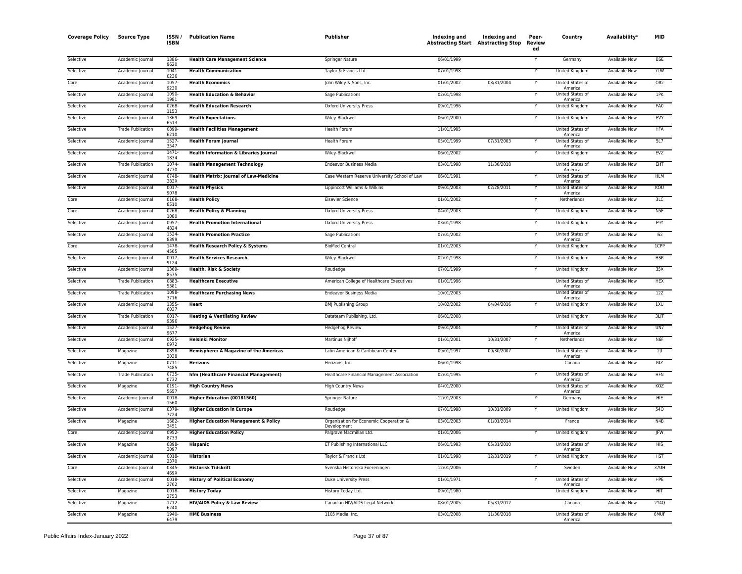| Coverage Policy | Source Type | ISSN / ISBN | Publication Name | Publisher | Indexing and Abstracting Start | Indexing and Abstracting Stop | Peer-Review ed | Country | Availability* | MID |
|---|---|---|---|---|---|---|---|---|---|---|
| Selective | Academic Journal | 1386-9620 | **Health Care Management Science** | Springer Nature | 06/01/1999 | | Y | Germany | Available Now | BSE |
| Selective | Academic Journal | 1041-0236 | **Health Communication** | Taylor & Francis Ltd | 07/01/1998 | | Y | United Kingdom | Available Now | 7LW |
| Core | Academic Journal | 1057-9230 | **Health Economics** | John Wiley & Sons, Inc. | 01/01/2002 | 03/31/2004 | Y | United States of America | Available Now | O82 |
| Selective | Academic Journal | 1090-1981 | **Health Education & Behavior** | Sage Publications | 02/01/1998 | | Y | United States of America | Available Now | 1PK |
| Selective | Academic Journal | 0268-1153 | **Health Education Research** | Oxford University Press | 09/01/1996 | | Y | United Kingdom | Available Now | FA0 |
| Selective | Academic Journal | 1369-6513 | **Health Expectations** | Wiley-Blackwell | 06/01/2000 | | Y | United Kingdom | Available Now | EVY |
| Selective | Trade Publication | 0899-6210 | **Health Facilities Management** | Health Forum | 11/01/1995 | | | United States of America | Available Now | HFA |
| Selective | Academic Journal | 1527-3547 | **Health Forum Journal** | Health Forum | 05/01/1999 | 07/31/2003 | Y | United States of America | Available Now | 5L7 |
| Selective | Academic Journal | 1471-1834 | **Health Information & Libraries Journal** | Wiley-Blackwell | 06/01/2002 | | Y | United Kingdom | Available Now | EVZ |
| Selective | Trade Publication | 1074-4770 | **Health Management Technology** | Endeavor Business Media | 03/01/1998 | 11/30/2018 | | United States of America | Available Now | EHT |
| Selective | Academic Journal | 0748-383X | **Health Matrix: Journal of Law-Medicine** | Case Western Reserve University School of Law | 06/01/1991 | | Y | United States of America | Available Now | HLM |
| Selective | Academic Journal | 0017-9078 | **Health Physics** | Lippincott Williams & Wilkins | 09/01/2003 | 02/28/2011 | Y | United States of America | Available Now | KOU |
| Core | Academic Journal | 0168-8510 | **Health Policy** | Elsevier Science | 01/01/2002 | | Y | Netherlands | Available Now | 3LC |
| Core | Academic Journal | 0268-1080 | **Health Policy & Planning** | Oxford University Press | 04/01/2003 | | Y | United Kingdom | Available Now | N5E |
| Selective | Academic Journal | 0957-4824 | **Health Promotion International** | Oxford University Press | 03/01/1998 | | Y | United Kingdom | Available Now | F9Y |
| Selective | Academic Journal | 1524-8399 | **Health Promotion Practice** | Sage Publications | 07/01/2002 | | Y | United States of America | Available Now | IS2 |
| Core | Academic Journal | 1478-4505 | **Health Research Policy & Systems** | BioMed Central | 01/01/2003 | | Y | United Kingdom | Available Now | 1CPP |
| Selective | Academic Journal | 0017-9124 | **Health Services Research** | Wiley-Blackwell | 02/01/1998 | | Y | United Kingdom | Available Now | HSR |
| Selective | Academic Journal | 1369-8575 | **Health, Risk & Society** | Routledge | 07/01/1999 | | Y | United Kingdom | Available Now | 35X |
| Selective | Trade Publication | 0883-5381 | **Healthcare Executive** | American College of Healthcare Executives | 01/01/1996 | | | United States of America | Available Now | HEX |
| Selective | Trade Publication | 1098-3716 | **Healthcare Purchasing News** | Endeavor Business Media | 10/01/2003 | | | United States of America | Available Now | 12Z |
| Selective | Academic Journal | 1355-6037 | **Heart** | BMJ Publishing Group | 10/02/2002 | 04/04/2016 | Y | United Kingdom | Available Now | 1XU |
| Selective | Trade Publication | 0017-9396 | **Heating & Ventilating Review** | Datateam Publishing, Ltd. | 06/01/2008 | | | United Kingdom | Available Now | 3LIT |
| Selective | Academic Journal | 1527-9677 | **Hedgehog Review** | Hedgehog Review | 09/01/2004 | | Y | United States of America | Available Now | UN7 |
| Selective | Academic Journal | 0925-0972 | **Helsinki Monitor** | Martinus Nijhoff | 01/01/2001 | 10/31/2007 | Y | Netherlands | Available Now | N6F |
| Selective | Magazine | 0898-3038 | **Hemisphere: A Magazine of the Americas** | Latin American & Caribbean Center | 09/01/1997 | 09/30/2007 | | United States of America | Available Now | 2JI |
| Selective | Magazine | 0711-7485 | **Herizons** | Herizons, Inc. | 06/01/1998 | | | Canada | Available Now | RIZ |
| Selective | Trade Publication | 0735-0732 | **hfm (Healthcare Financial Management)** | Healthcare Financial Management Association | 02/01/1995 | | Y | United States of America | Available Now | HFN |
| Selective | Magazine | 0191-5657 | **High Country News** | High Country News | 04/01/2000 | | | United States of America | Available Now | KOZ |
| Selective | Academic Journal | 0018-1560 | **Higher Education (00181560)** | Springer Nature | 12/01/2003 | | Y | Germany | Available Now | HIE |
| Selective | Academic Journal | 0379-7724 | **Higher Education in Europe** | Routledge | 07/01/1998 | 10/31/2009 | Y | United Kingdom | Available Now | 54O |
| Selective | Magazine | 1682-3451 | **Higher Education Management & Policy** | Organisation for Economic Cooperation & Development | 03/01/2003 | 01/01/2014 | | France | Available Now | N4B |
| Core | Academic Journal | 0952-8733 | **Higher Education Policy** | Palgrave Macmillan Ltd. | 01/01/2006 | | Y | United Kingdom | Available Now | JFW |
| Selective | Magazine | 0898-3097 | **Hispanic** | ET Publishing International LLC | 06/01/1993 | 05/31/2010 | | United States of America | Available Now | HIS |
| Selective | Academic Journal | 0018-2370 | **Historian** | Taylor & Francis Ltd | 01/01/1998 | 12/31/2019 | Y | United Kingdom | Available Now | HST |
| Core | Academic Journal | 0345-469X | **Historisk Tidskrift** | Svenska Historiska Foereningen | 12/01/2006 | | Y | Sweden | Available Now | 37UH |
| Selective | Academic Journal | 0018-2702 | **History of Political Economy** | Duke University Press | 01/01/1971 | | Y | United States of America | Available Now | HPE |
| Selective | Magazine | 0018-2753 | **History Today** | History Today Ltd. | 09/01/1980 | | | United Kingdom | Available Now | HIT |
| Selective | Magazine | 1712-624X | **HIV/AIDS Policy & Law Review** | Canadian HIV/AIDS Legal Network | 08/01/2005 | 05/31/2012 | | Canada | Available Now | 2Y4Q |
| Selective | Magazine | 1940-6479 | **HME Business** | 1105 Media, Inc. | 03/01/2008 | 11/30/2018 | | United States of America | Available Now | 6MUF |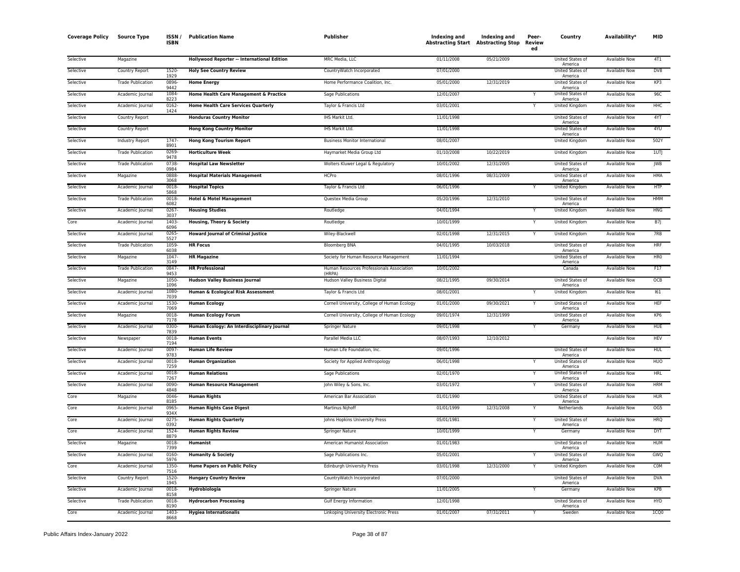| Coverage Policy | Source Type | ISSN / ISBN | Publication Name | Publisher | Indexing and Abstracting Start | Indexing and Abstracting Stop | Peer-Reviewed | Country | Availability* | MID |
|---|---|---|---|---|---|---|---|---|---|---|
| Selective | Magazine | | Hollywood Reporter -- International Edition | MRC Media, LLC | 01/11/2008 | 05/21/2009 | | United States of America | Available Now | 4T1 |
| Selective | Country Report | 1520-1929 | Holy See Country Review | CountryWatch Incorporated | 07/01/2000 | | | United States of America | Available Now | DV8 |
| Selective | Trade Publication | 0896-9442 | Home Energy | Home Performance Coalition, Inc. | 05/01/2000 | 12/31/2019 | | United States of America | Available Now | KP3 |
| Selective | Academic Journal | 1084-8223 | Home Health Care Management & Practice | Sage Publications | 12/01/2007 | | Y | United States of America | Available Now | 96C |
| Selective | Academic Journal | 0162-1424 | Home Health Care Services Quarterly | Taylor & Francis Ltd | 03/01/2001 | | Y | United Kingdom | Available Now | HHC |
| Selective | Country Report | | Honduras Country Monitor | IHS Markit Ltd. | 11/01/1998 | | | United States of America | Available Now | 4YT |
| Selective | Country Report | | Hong Kong Country Monitor | IHS Markit Ltd. | 11/01/1998 | | | United States of America | Available Now | 4YU |
| Selective | Industry Report | 1747-8901 | Hong Kong Tourism Report | Business Monitor International | 08/01/2007 | | | United Kingdom | Available Now | 502Y |
| Selective | Trade Publication | 0269-9478 | Horticulture Week | Haymarket Media Group Ltd | 01/10/2008 | 10/22/2019 | | United Kingdom | Available Now | 1UTJ |
| Selective | Trade Publication | 0738-0984 | Hospital Law Newsletter | Wolters Kluwer Legal & Regulatory | 10/01/2002 | 12/31/2005 | | United States of America | Available Now | JWB |
| Selective | Magazine | 0888-3068 | Hospital Materials Management | HCPro | 08/01/1996 | 08/31/2009 | | United States of America | Available Now | HMA |
| Selective | Academic Journal | 0018-5868 | Hospital Topics | Taylor & Francis Ltd | 06/01/1996 | | Y | United Kingdom | Available Now | HTP |
| Selective | Trade Publication | 0018-6082 | Hotel & Motel Management | Questex Media Group | 05/20/1996 | 12/31/2010 | | United States of America | Available Now | HMM |
| Selective | Academic Journal | 0267-3037 | Housing Studies | Routledge | 04/01/1994 | | Y | United Kingdom | Available Now | HNG |
| Core | Academic Journal | 1403-6096 | Housing, Theory & Society | Routledge | 10/01/1999 | | Y | United Kingdom | Available Now | B7J |
| Selective | Academic Journal | 0265-5527 | Howard Journal of Criminal Justice | Wiley-Blackwell | 02/01/1998 | 12/31/2015 | Y | United Kingdom | Available Now | 7RB |
| Selective | Trade Publication | 1059-6038 | HR Focus | Bloomberg BNA | 04/01/1995 | 10/03/2018 | | United States of America | Available Now | HRF |
| Selective | Magazine | 1047-3149 | HR Magazine | Society for Human Resource Management | 11/01/1994 | | | United States of America | Available Now | HR0 |
| Selective | Trade Publication | 0847-9453 | HR Professional | Human Resources Professionals Association (HRPA) | 10/01/2002 | | | Canada | Available Now | F17 |
| Selective | Magazine | 1050-1096 | Hudson Valley Business Journal | Hudson Valley Business Digital | 08/21/1995 | 09/30/2014 | | United States of America | Available Now | OCB |
| Selective | Academic Journal | 1080-7039 | Human & Ecological Risk Assessment | Taylor & Francis Ltd | 08/01/2001 | | Y | United Kingdom | Available Now | I61 |
| Selective | Academic Journal | 1530-7069 | Human Ecology | Cornell University, College of Human Ecology | 01/01/2000 | 09/30/2021 | Y | United States of America | Available Now | HEF |
| Selective | Magazine | 0018-7178 | Human Ecology Forum | Cornell University, College of Human Ecology | 09/01/1974 | 12/31/1999 | | United States of America | Available Now | KP6 |
| Selective | Academic Journal | 0300-7839 | Human Ecology: An Interdisciplinary Journal | Springer Nature | 09/01/1998 | | Y | Germany | Available Now | HUE |
| Selective | Newspaper | 0018-7194 | Human Events | Parallel Media LLC | 08/07/1993 | 12/10/2012 | | | Available Now | HEV |
| Selective | Academic Journal | 0097-9783 | Human Life Review | Human Life Foundation, Inc. | 09/01/1996 | | | United States of America | Available Now | HUL |
| Selective | Academic Journal | 0018-7259 | Human Organization | Society for Applied Anthropology | 06/01/1998 | | Y | United States of America | Available Now | HUO |
| Selective | Academic Journal | 0018-7267 | Human Relations | Sage Publications | 02/01/1970 | | Y | United States of America | Available Now | HRL |
| Selective | Academic Journal | 0090-4848 | Human Resource Management | John Wiley & Sons, Inc. | 03/01/1972 | | Y | United States of America | Available Now | HRM |
| Core | Magazine | 0046-8185 | Human Rights | American Bar Association | 01/01/1990 | | | United States of America | Available Now | HUR |
| Core | Academic Journal | 0965-934X | Human Rights Case Digest | Martinus Nijhoff | 01/01/1999 | 12/31/2008 | Y | Netherlands | Available Now | OG5 |
| Core | Academic Journal | 0275-0392 | Human Rights Quarterly | Johns Hopkins University Press | 05/01/1981 | | Y | United States of America | Available Now | HRQ |
| Core | Academic Journal | 1524-8879 | Human Rights Review | Springer Nature | 10/01/1999 | | Y | Germany | Available Now | DYT |
| Selective | Magazine | 0018-7399 | Humanist | American Humanist Association | 01/01/1983 | | | United States of America | Available Now | HUM |
| Selective | Academic Journal | 0160-5976 | Humanity & Society | Sage Publications Inc. | 05/01/2001 | | Y | United States of America | Available Now | GWQ |
| Core | Academic Journal | 1350-7516 | Hume Papers on Public Policy | Edinburgh University Press | 03/01/1998 | 12/31/2000 | Y | United Kingdom | Available Now | C0M |
| Selective | Country Report | 1520-1945 | Hungary Country Review | CountryWatch Incorporated | 07/01/2000 | | | United States of America | Available Now | DVA |
| Selective | Academic Journal | 0018-8158 | Hydrobiologia | Springer Nature | 11/01/2005 | | Y | Germany | Available Now | KPB |
| Selective | Trade Publication | 0018-8190 | Hydrocarbon Processing | Gulf Energy Information | 12/01/1998 | | | United States of America | Available Now | HYD |
| Core | Academic Journal | 1403-8668 | Hygiea Internationalis | Linkoping University Electronic Press | 01/01/2007 | 07/31/2011 | Y | Sweden | Available Now | 1CQ0 |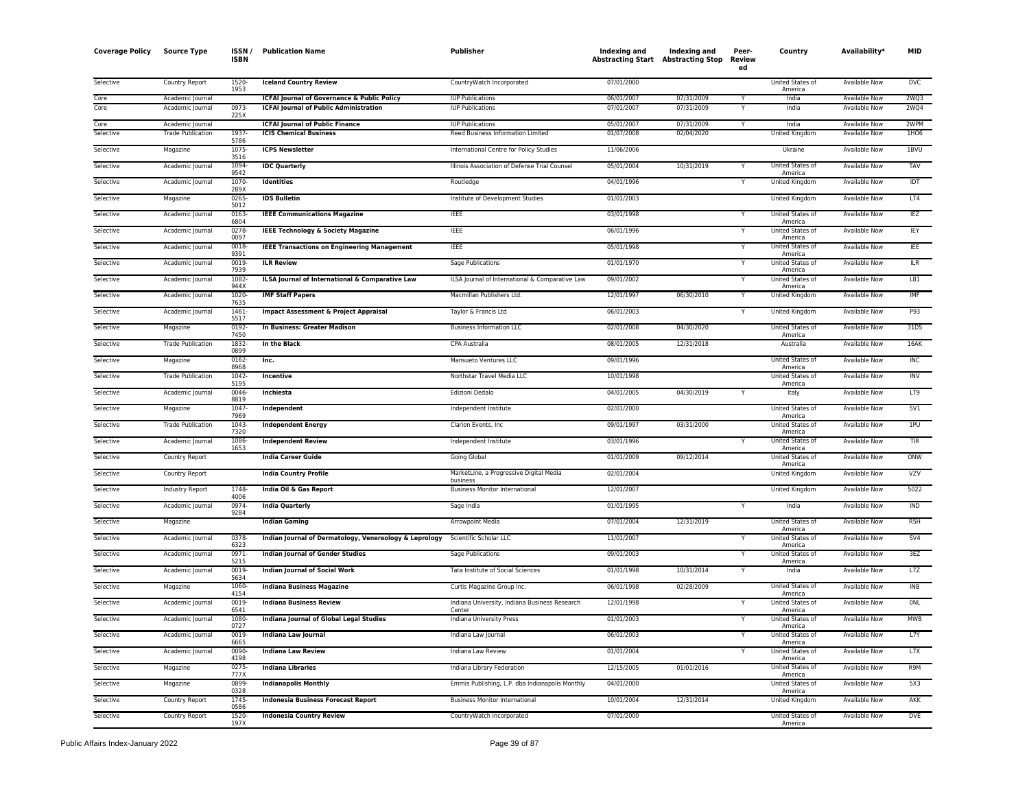| Coverage Policy | Source Type | ISSN / ISBN | Publication Name | Publisher | Indexing and Abstracting Start | Indexing and Abstracting Stop | Peer-Review ed | Country | Availability* | MID |
|---|---|---|---|---|---|---|---|---|---|---|
| Selective | Country Report | 1520-1953 | **Iceland Country Review** | CountryWatch Incorporated | 07/01/2000 | | | United States of America | Available Now | DVC |
| Core | Academic Journal | | **ICFAI Journal of Governance & Public Policy** | IUP Publications | 06/01/2007 | 07/31/2009 | Y | India | Available Now | 2WQ3 |
| Core | Academic Journal | 0973-225X | **ICFAI Journal of Public Administration** | IUP Publications | 07/01/2007 | 07/31/2009 | Y | India | Available Now | 2WQ4 |
| Core | Academic Journal | | **ICFAI Journal of Public Finance** | IUP Publications | 05/01/2007 | 07/31/2009 | Y | India | Available Now | 2WPM |
| Selective | Trade Publication | 1937-5786 | **ICIS Chemical Business** | Reed Business Information Limited | 01/07/2008 | 02/04/2020 | | United Kingdom | Available Now | 1HO6 |
| Selective | Magazine | 1075-3516 | **ICPS Newsletter** | International Centre for Policy Studies | 11/06/2006 | | | Ukraine | Available Now | 1BVU |
| Selective | Academic Journal | 1094-9542 | **IDC Quarterly** | Illinois Association of Defense Trial Counsel | 05/01/2004 | 10/31/2019 | Y | United States of America | Available Now | TAV |
| Selective | Academic Journal | 1070-289X | **Identities** | Routledge | 04/01/1996 | | Y | United Kingdom | Available Now | IDT |
| Selective | Magazine | 0265-5012 | **IDS Bulletin** | Institute of Development Studies | 01/01/2003 | | | United Kingdom | Available Now | LT4 |
| Selective | Academic Journal | 0163-6804 | **IEEE Communications Magazine** | IEEE | 03/01/1998 | | Y | United States of America | Available Now | IEZ |
| Selective | Academic Journal | 0278-0097 | **IEEE Technology & Society Magazine** | IEEE | 06/01/1996 | | Y | United States of America | Available Now | IEY |
| Selective | Academic Journal | 0018-9391 | **IEEE Transactions on Engineering Management** | IEEE | 05/01/1998 | | Y | United States of America | Available Now | IEE |
| Selective | Academic Journal | 0019-7939 | **ILR Review** | Sage Publications | 01/01/1970 | | Y | United States of America | Available Now | ILR |
| Selective | Academic Journal | 1082-944X | **ILSA Journal of International & Comparative Law** | ILSA Journal of International & Comparative Law | 09/01/2002 | | Y | United States of America | Available Now | L81 |
| Selective | Academic Journal | 1020-7635 | **IMF Staff Papers** | Macmillan Publishers Ltd. | 12/01/1997 | 06/30/2010 | Y | United Kingdom | Available Now | IMF |
| Selective | Academic Journal | 1461-5517 | **Impact Assessment & Project Appraisal** | Taylor & Francis Ltd | 06/01/2003 | | Y | United Kingdom | Available Now | P93 |
| Selective | Magazine | 0192-7450 | **In Business: Greater Madison** | Business Information LLC | 02/01/2008 | 04/30/2020 | | United States of America | Available Now | 31D5 |
| Selective | Trade Publication | 1832-0899 | **In the Black** | CPA Australia | 08/01/2005 | 12/31/2018 | | Australia | Available Now | 16AK |
| Selective | Magazine | 0162-8968 | **Inc.** | Mansueto Ventures LLC | 09/01/1996 | | | United States of America | Available Now | INC |
| Selective | Trade Publication | 1042-5195 | **Incentive** | Northstar Travel Media LLC | 10/01/1998 | | | United States of America | Available Now | INV |
| Selective | Academic Journal | 0046-8819 | **Inchiesta** | Edizioni Dedalo | 04/01/2005 | 04/30/2019 | Y | Italy | Available Now | LT9 |
| Selective | Magazine | 1047-7969 | **Independent** | Independent Institute | 02/01/2000 | | | United States of America | Available Now | 5V1 |
| Selective | Trade Publication | 1043-7320 | **Independent Energy** | Clarion Events, Inc | 09/01/1997 | 03/31/2000 | | United States of America | Available Now | 1PU |
| Selective | Academic Journal | 1086-1653 | **Independent Review** | Independent Institute | 03/01/1996 | | Y | United States of America | Available Now | TIR |
| Selective | Country Report | | **India Career Guide** | Going Global | 01/01/2009 | 09/12/2014 | | United States of America | Available Now | ONW |
| Selective | Country Report | | **India Country Profile** | MarketLine, a Progressive Digital Media business | 02/01/2004 | | | United Kingdom | Available Now | VZV |
| Selective | Industry Report | 1748-4006 | **India Oil & Gas Report** | Business Monitor International | 12/01/2007 | | | United Kingdom | Available Now | 5022 |
| Selective | Academic Journal | 0974-9284 | **India Quarterly** | Sage India | 01/01/1995 | | Y | India | Available Now | IND |
| Selective | Magazine | | **Indian Gaming** | Arrowpoint Media | 07/01/2004 | 12/31/2019 | | United States of America | Available Now | R5H |
| Selective | Academic Journal | 0378-6323 | **Indian Journal of Dermatology, Venereology & Leprology** | Scientific Scholar LLC | 11/01/2007 | | Y | United States of America | Available Now | SV4 |
| Selective | Academic Journal | 0971-5215 | **Indian Journal of Gender Studies** | Sage Publications | 09/01/2003 | | Y | United States of America | Available Now | 3EZ |
| Selective | Academic Journal | 0019-5634 | **Indian Journal of Social Work** | Tata Institute of Social Sciences | 01/01/1998 | 10/31/2014 | Y | India | Available Now | L7Z |
| Selective | Magazine | 1060-4154 | **Indiana Business Magazine** | Curtis Magazine Group Inc. | 06/01/1998 | 02/28/2009 | | United States of America | Available Now | INB |
| Selective | Academic Journal | 0019-6541 | **Indiana Business Review** | Indiana University, Indiana Business Research Center | 12/01/1998 | | Y | United States of America | Available Now | 0NL |
| Selective | Academic Journal | 1080-0727 | **Indiana Journal of Global Legal Studies** | Indiana University Press | 01/01/2003 | | Y | United States of America | Available Now | MWB |
| Selective | Academic Journal | 0019-6665 | **Indiana Law Journal** | Indiana Law Journal | 06/01/2003 | | Y | United States of America | Available Now | L7Y |
| Selective | Academic Journal | 0090-4198 | **Indiana Law Review** | Indiana Law Review | 01/01/2004 | | Y | United States of America | Available Now | L7X |
| Selective | Magazine | 0275-777X | **Indiana Libraries** | Indiana Library Federation | 12/15/2005 | 01/01/2016 | | United States of America | Available Now | R9M |
| Selective | Magazine | 0899-0328 | **Indianapolis Monthly** | Emmis Publishing, L.P. dba Indianapolis Monthly | 04/01/2000 | | | United States of America | Available Now | 5X3 |
| Selective | Country Report | 1745-0586 | **Indonesia Business Forecast Report** | Business Monitor International | 10/01/2004 | 12/31/2014 | | United Kingdom | Available Now | AKK |
| Selective | Country Report | 1520-197X | **Indonesia Country Review** | CountryWatch Incorporated | 07/01/2000 | | | United States of America | Available Now | DVE |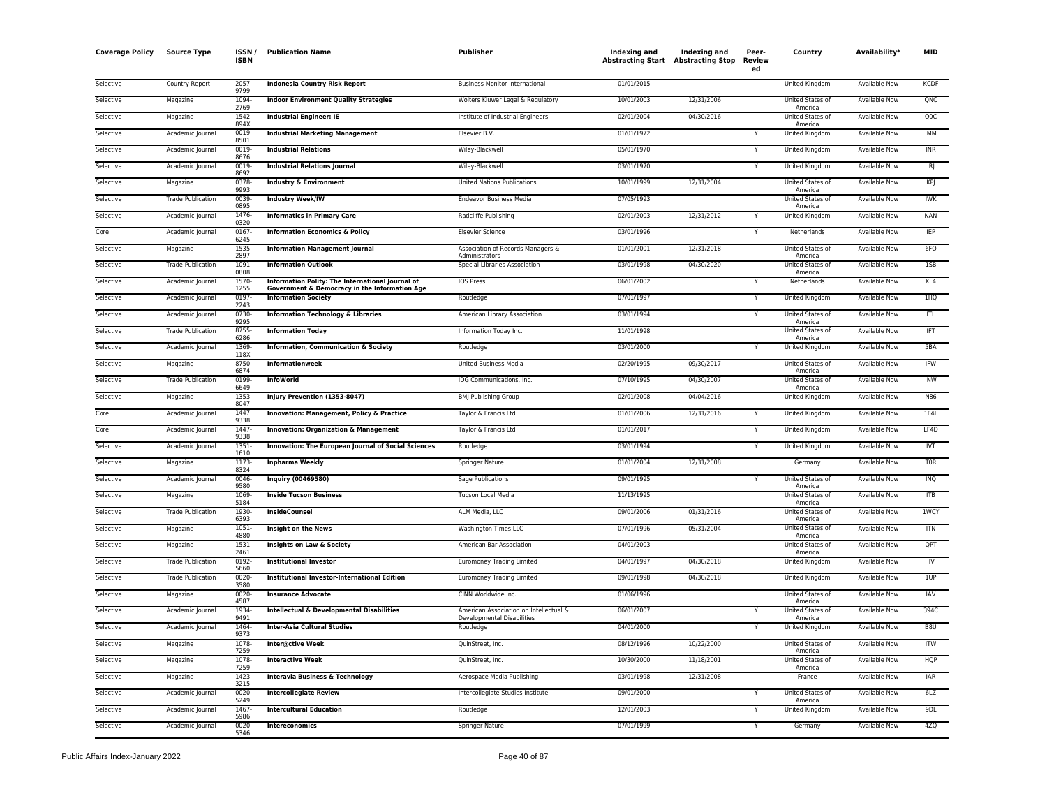| Coverage Policy | Source Type | ISSN / ISBN | Publication Name | Publisher | Indexing and Abstracting Start | Indexing and Abstracting Stop | Peer-Reviewed | Country | Availability* | MID |
|---|---|---|---|---|---|---|---|---|---|---|
| Selective | Country Report | 2057-9799 | **Indonesia Country Risk Report** | Business Monitor International | 01/01/2015 | | | United Kingdom | Available Now | KCDF |
| Selective | Magazine | 1094-2769 | **Indoor Environment Quality Strategies** | Wolters Kluwer Legal & Regulatory | 10/01/2003 | 12/31/2006 | | United States of America | Available Now | QNC |
| Selective | Magazine | 1542-894X | **Industrial Engineer: IE** | Institute of Industrial Engineers | 02/01/2004 | 04/30/2016 | | United States of America | Available Now | Q0C |
| Selective | Academic Journal | 0019-8501 | **Industrial Marketing Management** | Elsevier B.V. | 01/01/1972 | | Y | United Kingdom | Available Now | IMM |
| Selective | Academic Journal | 0019-8676 | **Industrial Relations** | Wiley-Blackwell | 05/01/1970 | | Y | United Kingdom | Available Now | INR |
| Selective | Academic Journal | 0019-8692 | **Industrial Relations Journal** | Wiley-Blackwell | 03/01/1970 | | Y | United Kingdom | Available Now | IRJ |
| Selective | Magazine | 0378-9993 | **Industry & Environment** | United Nations Publications | 10/01/1999 | 12/31/2004 | | United States of America | Available Now | KPJ |
| Selective | Trade Publication | 0039-0895 | **Industry Week/IW** | Endeavor Business Media | 07/05/1993 | | | United States of America | Available Now | IWK |
| Selective | Academic Journal | 1476-0320 | **Informatics in Primary Care** | Radcliffe Publishing | 02/01/2003 | 12/31/2012 | Y | United Kingdom | Available Now | NAN |
| Core | Academic Journal | 0167-6245 | **Information Economics & Policy** | Elsevier Science | 03/01/1996 | | Y | Netherlands | Available Now | IEP |
| Selective | Magazine | 1535-2897 | **Information Management Journal** | Association of Records Managers & Administrators | 01/01/2001 | 12/31/2018 | | United States of America | Available Now | 6FO |
| Selective | Trade Publication | 1091-0808 | **Information Outlook** | Special Libraries Association | 03/01/1998 | 04/30/2020 | | United States of America | Available Now | 1SB |
| Selective | Academic Journal | 1570-1255 | **Information Polity: The International Journal of Government & Democracy in the Information Age** | IOS Press | 06/01/2002 | | Y | Netherlands | Available Now | KL4 |
| Selective | Academic Journal | 0197-2243 | **Information Society** | Routledge | 07/01/1997 | | Y | United Kingdom | Available Now | 1HQ |
| Selective | Academic Journal | 0730-9295 | **Information Technology & Libraries** | American Library Association | 03/01/1994 | | Y | United States of America | Available Now | ITL |
| Selective | Trade Publication | 8755-6286 | **Information Today** | Information Today Inc. | 11/01/1998 | | | United States of America | Available Now | IFT |
| Selective | Academic Journal | 1369-118X | **Information, Communication & Society** | Routledge | 03/01/2000 | | Y | United Kingdom | Available Now | 5BA |
| Selective | Magazine | 8750-6874 | **Informationweek** | United Business Media | 02/20/1995 | 09/30/2017 | | United States of America | Available Now | IFW |
| Selective | Trade Publication | 0199-6649 | **InfoWorld** | IDG Communications, Inc. | 07/10/1995 | 04/30/2007 | | United States of America | Available Now | INW |
| Selective | Magazine | 1353-8047 | **Injury Prevention (1353-8047)** | BMJ Publishing Group | 02/01/2008 | 04/04/2016 | | United Kingdom | Available Now | N86 |
| Core | Academic Journal | 1447-9338 | **Innovation: Management, Policy & Practice** | Taylor & Francis Ltd | 01/01/2006 | 12/31/2016 | Y | United Kingdom | Available Now | 1F4L |
| Core | Academic Journal | 1447-9338 | **Innovation: Organization & Management** | Taylor & Francis Ltd | 01/01/2017 | | Y | United Kingdom | Available Now | LF4D |
| Selective | Academic Journal | 1351-1610 | **Innovation: The European Journal of Social Sciences** | Routledge | 03/01/1994 | | Y | United Kingdom | Available Now | IVT |
| Selective | Magazine | 1173-8324 | **Inpharma Weekly** | Springer Nature | 01/01/2004 | 12/31/2008 | | Germany | Available Now | T0R |
| Selective | Academic Journal | 0046-9580 | **Inquiry (00469580)** | Sage Publications | 09/01/1995 | | Y | United States of America | Available Now | INQ |
| Selective | Magazine | 1069-5184 | **Inside Tucson Business** | Tucson Local Media | 11/13/1995 | | | United States of America | Available Now | ITB |
| Selective | Trade Publication | 1930-6393 | **InsideCounsel** | ALM Media, LLC | 09/01/2006 | 01/31/2016 | | United States of America | Available Now | 1WCY |
| Selective | Magazine | 1051-4880 | **Insight on the News** | Washington Times LLC | 07/01/1996 | 05/31/2004 | | United States of America | Available Now | ITN |
| Selective | Magazine | 1531-2461 | **Insights on Law & Society** | American Bar Association | 04/01/2003 | | | United States of America | Available Now | QPT |
| Selective | Trade Publication | 0192-5660 | **Institutional Investor** | Euromoney Trading Limited | 04/01/1997 | 04/30/2018 | | United Kingdom | Available Now | IIV |
| Selective | Trade Publication | 0020-3580 | **Institutional Investor-International Edition** | Euromoney Trading Limited | 09/01/1998 | 04/30/2018 | | United Kingdom | Available Now | 1UP |
| Selective | Magazine | 0020-4587 | **Insurance Advocate** | CINN Worldwide Inc. | 01/06/1996 | | | United States of America | Available Now | IAV |
| Selective | Academic Journal | 1934-9491 | **Intellectual & Developmental Disabilities** | American Association on Intellectual & Developmental Disabilities | 06/01/2007 | | Y | United States of America | Available Now | 394C |
| Selective | Academic Journal | 1464-9373 | **Inter-Asia Cultural Studies** | Routledge | 04/01/2000 | | Y | United Kingdom | Available Now | B8U |
| Selective | Magazine | 1078-7259 | **Inter@ctive Week** | QuinStreet, Inc. | 08/12/1996 | 10/22/2000 | | United States of America | Available Now | ITW |
| Selective | Magazine | 1078-7259 | **Interactive Week** | QuinStreet, Inc. | 10/30/2000 | 11/18/2001 | | United States of America | Available Now | HQP |
| Selective | Magazine | 1423-3215 | **Interavia Business & Technology** | Aerospace Media Publishing | 03/01/1998 | 12/31/2008 | | France | Available Now | IAR |
| Selective | Academic Journal | 0020-5249 | **Intercollegiate Review** | Intercollegiate Studies Institute | 09/01/2000 | | Y | United States of America | Available Now | 6LZ |
| Selective | Academic Journal | 1467-5986 | **Intercultural Education** | Routledge | 12/01/2003 | | Y | United Kingdom | Available Now | 9DL |
| Selective | Academic Journal | 0020-5346 | **Intereconomics** | Springer Nature | 07/01/1999 | | Y | Germany | Available Now | 4ZQ |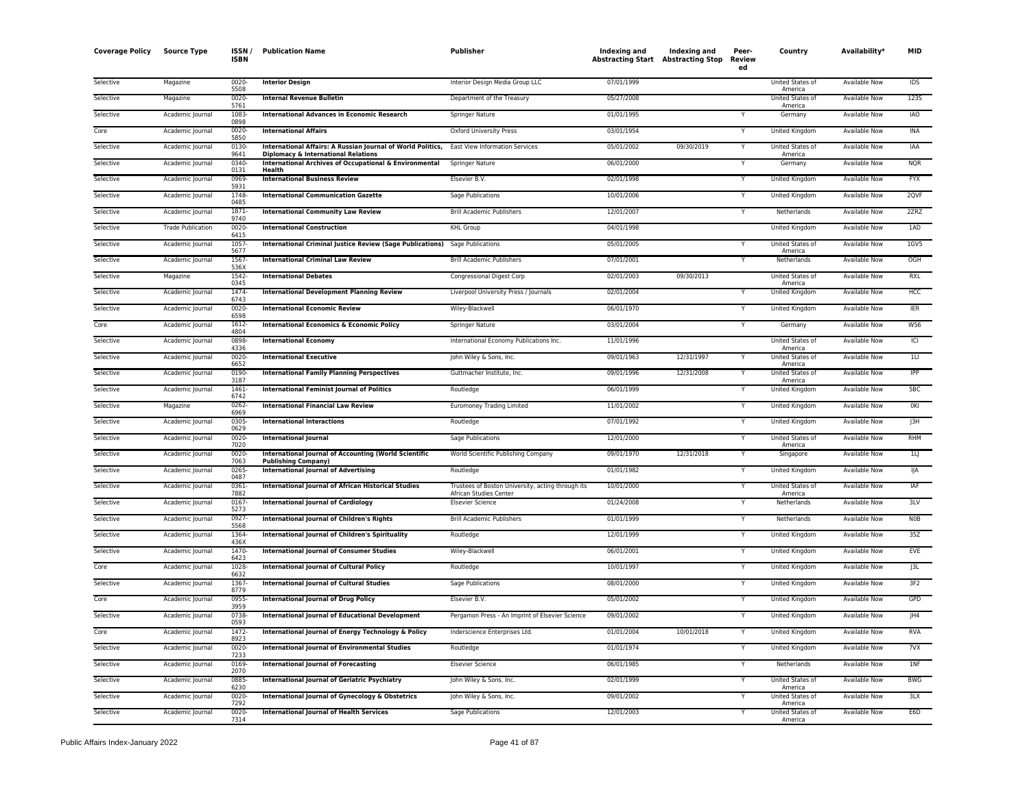| Coverage Policy | Source Type | ISSN / ISBN | Publication Name | Publisher | Indexing and Abstracting Start | Indexing and Abstracting Stop | Peer-Reviewed | Country | Availability* | MID |
|---|---|---|---|---|---|---|---|---|---|---|
| Selective | Magazine | 0020-5508 | **Interior Design** | Interior Design Media Group LLC | 07/01/1999 | | | United States of America | Available Now | IDS |
| Selective | Magazine | 0020-5761 | **Internal Revenue Bulletin** | Department of the Treasury | 05/27/2008 | | | United States of America | Available Now | 123S |
| Selective | Academic Journal | 1083-0898 | **International Advances in Economic Research** | Springer Nature | 01/01/1995 | | Y | Germany | Available Now | IAO |
| Core | Academic Journal | 0020-5850 | **International Affairs** | Oxford University Press | 03/01/1954 | | Y | United Kingdom | Available Now | INA |
| Selective | Academic Journal | 0130-9641 | **International Affairs: A Russian Journal of World Politics, Diplomacy & International Relations** | East View Information Services | 05/01/2002 | 09/30/2019 | Y | United States of America | Available Now | IAA |
| Selective | Academic Journal | 0340-0131 | **International Archives of Occupational & Environmental Health** | Springer Nature | 06/01/2000 | | Y | Germany | Available Now | NQR |
| Selective | Academic Journal | 0969-5931 | **International Business Review** | Elsevier B.V. | 02/01/1998 | | Y | United Kingdom | Available Now | FYX |
| Selective | Academic Journal | 1748-0485 | **International Communication Gazette** | Sage Publications | 10/01/2006 | | Y | United Kingdom | Available Now | 2QVF |
| Selective | Academic Journal | 1871-9740 | **International Community Law Review** | Brill Academic Publishers | 12/01/2007 | | Y | Netherlands | Available Now | 2ZRZ |
| Selective | Trade Publication | 0020-6415 | **International Construction** | KHL Group | 04/01/1998 | | | United Kingdom | Available Now | 1AD |
| Selective | Academic Journal | 1057-5677 | **International Criminal Justice Review (Sage Publications)** | Sage Publications | 05/01/2005 | | Y | United States of America | Available Now | 1GV5 |
| Selective | Academic Journal | 1567-536X | **International Criminal Law Review** | Brill Academic Publishers | 07/01/2001 | | Y | Netherlands | Available Now | OGH |
| Selective | Magazine | 1542-0345 | **International Debates** | Congressional Digest Corp | 02/01/2003 | 09/30/2013 | | United States of America | Available Now | RXL |
| Selective | Academic Journal | 1474-6743 | **International Development Planning Review** | Liverpool University Press / Journals | 02/01/2004 | | Y | United Kingdom | Available Now | HCC |
| Selective | Academic Journal | 0020-6598 | **International Economic Review** | Wiley-Blackwell | 06/01/1970 | | Y | United Kingdom | Available Now | IER |
| Core | Academic Journal | 1612-4804 | **International Economics & Economic Policy** | Springer Nature | 03/01/2004 | | Y | Germany | Available Now | W56 |
| Selective | Academic Journal | 0898-4336 | **International Economy** | International Economy Publications Inc. | 11/01/1996 | | | United States of America | Available Now | ICI |
| Selective | Academic Journal | 0020-6652 | **International Executive** | John Wiley & Sons, Inc. | 09/01/1963 | 12/31/1997 | Y | United States of America | Available Now | 1LI |
| Selective | Academic Journal | 0190-3187 | **International Family Planning Perspectives** | Guttmacher Institute, Inc. | 09/01/1996 | 12/31/2008 | Y | United States of America | Available Now | IPP |
| Selective | Academic Journal | 1461-6742 | **International Feminist Journal of Politics** | Routledge | 06/01/1999 | | Y | United Kingdom | Available Now | 5BC |
| Selective | Magazine | 0262-6969 | **International Financial Law Review** | Euromoney Trading Limited | 11/01/2002 | | Y | United Kingdom | Available Now | 0KI |
| Selective | Academic Journal | 0305-0629 | **International Interactions** | Routledge | 07/01/1992 | | Y | United Kingdom | Available Now | J3H |
| Selective | Academic Journal | 0020-7020 | **International Journal** | Sage Publications | 12/01/2000 | | Y | United States of America | Available Now | RHM |
| Selective | Academic Journal | 0020-7063 | **International Journal of Accounting (World Scientific Publishing Company)** | World Scientific Publishing Company | 09/01/1970 | 12/31/2018 | Y | Singapore | Available Now | 1LJ |
| Selective | Academic Journal | 0265-0487 | **International Journal of Advertising** | Routledge | 01/01/1982 | | Y | United Kingdom | Available Now | IJA |
| Selective | Academic Journal | 0361-7882 | **International Journal of African Historical Studies** | Trustees of Boston University, acting through its African Studies Center | 10/01/2000 | | Y | United States of America | Available Now | IAF |
| Selective | Academic Journal | 0167-5273 | **International Journal of Cardiology** | Elsevier Science | 01/24/2008 | | Y | Netherlands | Available Now | 3LV |
| Selective | Academic Journal | 0927-5568 | **International Journal of Children's Rights** | Brill Academic Publishers | 01/01/1999 | | Y | Netherlands | Available Now | N0B |
| Selective | Academic Journal | 1364-436X | **International Journal of Children's Spirituality** | Routledge | 12/01/1999 | | Y | United Kingdom | Available Now | 35Z |
| Selective | Academic Journal | 1470-6423 | **International Journal of Consumer Studies** | Wiley-Blackwell | 06/01/2001 | | Y | United Kingdom | Available Now | EVE |
| Core | Academic Journal | 1028-6632 | **International Journal of Cultural Policy** | Routledge | 10/01/1997 | | Y | United Kingdom | Available Now | J3L |
| Selective | Academic Journal | 1367-8779 | **International Journal of Cultural Studies** | Sage Publications | 08/01/2000 | | Y | United Kingdom | Available Now | 3F2 |
| Core | Academic Journal | 0955-3959 | **International Journal of Drug Policy** | Elsevier B.V. | 05/01/2002 | | Y | United Kingdom | Available Now | GPD |
| Selective | Academic Journal | 0738-0593 | **International Journal of Educational Development** | Pergamon Press - An Imprint of Elsevier Science | 09/01/2002 | | Y | United Kingdom | Available Now | JH4 |
| Core | Academic Journal | 1472-8923 | **International Journal of Energy Technology & Policy** | Inderscience Enterprises Ltd. | 01/01/2004 | 10/01/2018 | Y | United Kingdom | Available Now | RVA |
| Selective | Academic Journal | 0020-7233 | **International Journal of Environmental Studies** | Routledge | 01/01/1974 | | Y | United Kingdom | Available Now | 7VX |
| Selective | Academic Journal | 0169-2070 | **International Journal of Forecasting** | Elsevier Science | 06/01/1985 | | Y | Netherlands | Available Now | 1NF |
| Selective | Academic Journal | 0885-6230 | **International Journal of Geriatric Psychiatry** | John Wiley & Sons, Inc. | 02/01/1999 | | Y | United States of America | Available Now | BWG |
| Selective | Academic Journal | 0020-7292 | **International Journal of Gynecology & Obstetrics** | John Wiley & Sons, Inc. | 09/01/2002 | | Y | United States of America | Available Now | 3LX |
| Selective | Academic Journal | 0020-7314 | **International Journal of Health Services** | Sage Publications | 12/01/2003 | | Y | United States of America | Available Now | E6D |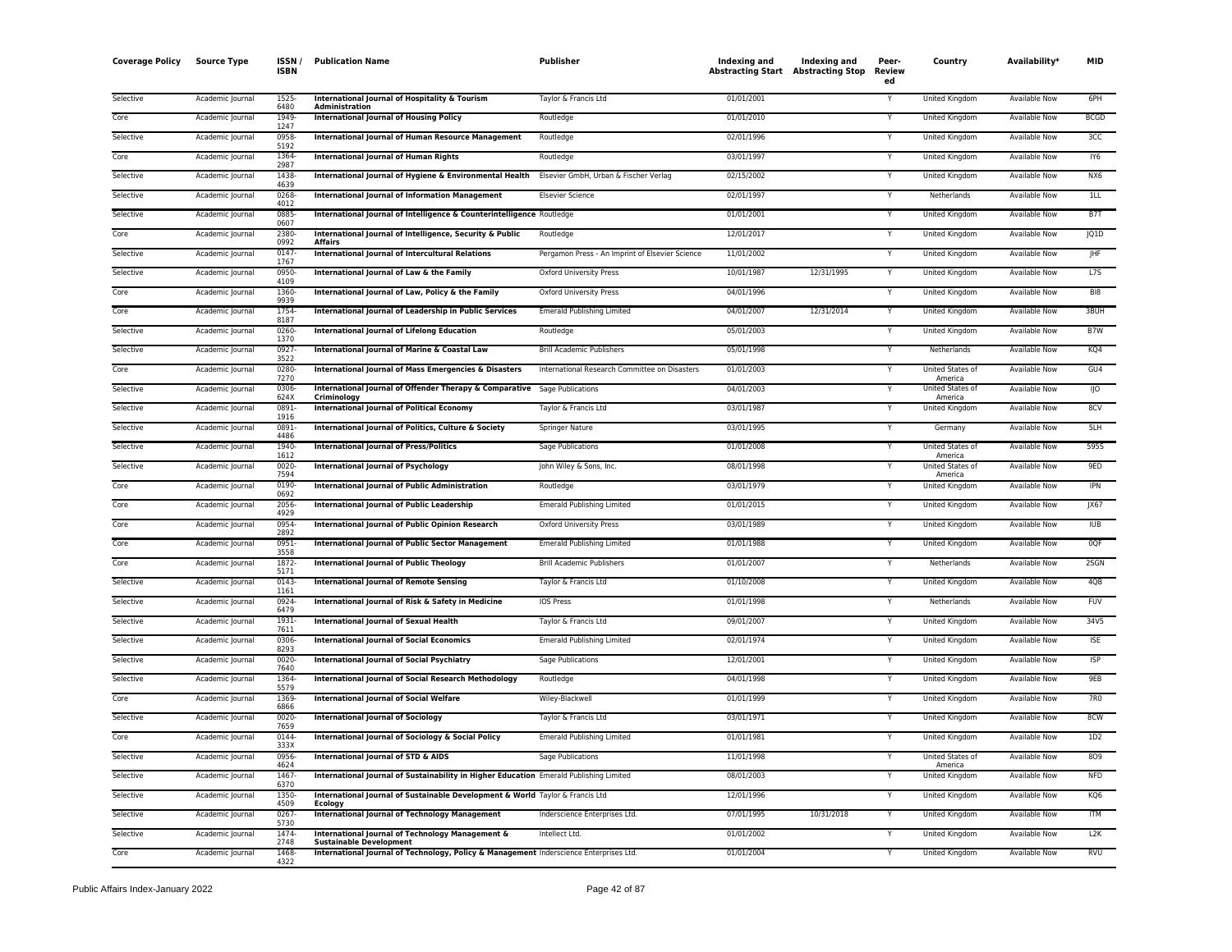| Coverage Policy | Source Type | ISSN / ISBN | Publication Name | Publisher | Indexing and Abstracting Start | Indexing and Abstracting Stop | Peer-Reviewed | Country | Availability* | MID |
|---|---|---|---|---|---|---|---|---|---|---|
| Selective | Academic Journal | 1525-6480 | **International Journal of Hospitality & Tourism Administration** | Taylor & Francis Ltd | 01/01/2001 | | Y | United Kingdom | Available Now | 6PH |
| Core | Academic Journal | 1949-1247 | **International Journal of Housing Policy** | Routledge | 01/01/2010 | | Y | United Kingdom | Available Now | BCGD |
| Selective | Academic Journal | 0958-5192 | **International Journal of Human Resource Management** | Routledge | 02/01/1996 | | Y | United Kingdom | Available Now | 3CC |
| Core | Academic Journal | 1364-2987 | **International Journal of Human Rights** | Routledge | 03/01/1997 | | Y | United Kingdom | Available Now | IY6 |
| Selective | Academic Journal | 1438-4639 | **International Journal of Hygiene & Environmental Health** | Elsevier GmbH, Urban & Fischer Verlag | 02/15/2002 | | Y | United Kingdom | Available Now | NX6 |
| Selective | Academic Journal | 0268-4012 | **International Journal of Information Management** | Elsevier Science | 02/01/1997 | | Y | Netherlands | Available Now | 1LL |
| Selective | Academic Journal | 0885-0607 | **International Journal of Intelligence & CounterIntelligence** | Routledge | 01/01/2001 | | Y | United Kingdom | Available Now | B7T |
| Core | Academic Journal | 2380-0992 | **International Journal of Intelligence, Security & Public Affairs** | Routledge | 12/01/2017 | | Y | United Kingdom | Available Now | JQ1D |
| Selective | Academic Journal | 0147-1767 | **International Journal of Intercultural Relations** | Pergamon Press - An Imprint of Elsevier Science | 11/01/2002 | | Y | United Kingdom | Available Now | JHF |
| Selective | Academic Journal | 0950-4109 | **International Journal of Law & the Family** | Oxford University Press | 10/01/1987 | 12/31/1995 | Y | United Kingdom | Available Now | L7S |
| Core | Academic Journal | 1360-9939 | **International Journal of Law, Policy & the Family** | Oxford University Press | 04/01/1996 | | Y | United Kingdom | Available Now | BI8 |
| Core | Academic Journal | 1754-8187 | **International Journal of Leadership in Public Services** | Emerald Publishing Limited | 04/01/2007 | 12/31/2014 | Y | United Kingdom | Available Now | 3BUH |
| Selective | Academic Journal | 0260-1370 | **International Journal of Lifelong Education** | Routledge | 05/01/2003 | | Y | United Kingdom | Available Now | B7W |
| Selective | Academic Journal | 0927-3522 | **International Journal of Marine & Coastal Law** | Brill Academic Publishers | 05/01/1998 | | Y | Netherlands | Available Now | KQ4 |
| Core | Academic Journal | 0280-7270 | **International Journal of Mass Emergencies & Disasters** | International Research Committee on Disasters | 01/01/2003 | | Y | United States of America | Available Now | GU4 |
| Selective | Academic Journal | 0306-624X | **International Journal of Offender Therapy & Comparative Criminology** | Sage Publications | 04/01/2003 | | Y | United States of America | Available Now | IJO |
| Selective | Academic Journal | 0891-1916 | **International Journal of Political Economy** | Taylor & Francis Ltd | 03/01/1987 | | Y | United Kingdom | Available Now | 8CV |
| Selective | Academic Journal | 0891-4486 | **International Journal of Politics, Culture & Society** | Springer Nature | 03/01/1995 | | Y | Germany | Available Now | 5LH |
| Selective | Academic Journal | 1940-1612 | **International Journal of Press/Politics** | Sage Publications | 01/01/2008 | | Y | United States of America | Available Now | 595S |
| Selective | Academic Journal | 0020-7594 | **International Journal of Psychology** | John Wiley & Sons, Inc. | 08/01/1998 | | Y | United States of America | Available Now | 9ED |
| Core | Academic Journal | 0190-0692 | **International Journal of Public Administration** | Routledge | 03/01/1979 | | Y | United Kingdom | Available Now | IPN |
| Core | Academic Journal | 2056-4929 | **International Journal of Public Leadership** | Emerald Publishing Limited | 01/01/2015 | | Y | United Kingdom | Available Now | JX67 |
| Core | Academic Journal | 0954-2892 | **International Journal of Public Opinion Research** | Oxford University Press | 03/01/1989 | | Y | United Kingdom | Available Now | IUB |
| Core | Academic Journal | 0951-3558 | **International Journal of Public Sector Management** | Emerald Publishing Limited | 01/01/1988 | | Y | United Kingdom | Available Now | 0QF |
| Core | Academic Journal | 1872-5171 | **International Journal of Public Theology** | Brill Academic Publishers | 01/01/2007 | | Y | Netherlands | Available Now | 2SGN |
| Selective | Academic Journal | 0143-1161 | **International Journal of Remote Sensing** | Taylor & Francis Ltd | 01/10/2008 | | Y | United Kingdom | Available Now | 4QB |
| Selective | Academic Journal | 0924-6479 | **International Journal of Risk & Safety in Medicine** | IOS Press | 01/01/1998 | | Y | Netherlands | Available Now | FUV |
| Selective | Academic Journal | 1931-7611 | **International Journal of Sexual Health** | Taylor & Francis Ltd | 09/01/2007 | | Y | United Kingdom | Available Now | 34V5 |
| Selective | Academic Journal | 0306-8293 | **International Journal of Social Economics** | Emerald Publishing Limited | 02/01/1974 | | Y | United Kingdom | Available Now | ISE |
| Selective | Academic Journal | 0020-7640 | **International Journal of Social Psychiatry** | Sage Publications | 12/01/2001 | | Y | United Kingdom | Available Now | ISP |
| Selective | Academic Journal | 1364-5579 | **International Journal of Social Research Methodology** | Routledge | 04/01/1998 | | Y | United Kingdom | Available Now | 9EB |
| Core | Academic Journal | 1369-6866 | **International Journal of Social Welfare** | Wiley-Blackwell | 01/01/1999 | | Y | United Kingdom | Available Now | 7R0 |
| Selective | Academic Journal | 0020-7659 | **International Journal of Sociology** | Taylor & Francis Ltd | 03/01/1971 | | Y | United Kingdom | Available Now | 8CW |
| Core | Academic Journal | 0144-333X | **International Journal of Sociology & Social Policy** | Emerald Publishing Limited | 01/01/1981 | | Y | United Kingdom | Available Now | 1D2 |
| Selective | Academic Journal | 0956-4624 | **International Journal of STD & AIDS** | Sage Publications | 11/01/1998 | | Y | United States of America | Available Now | 8O9 |
| Selective | Academic Journal | 1467-6370 | **International Journal of Sustainability in Higher Education** | Emerald Publishing Limited | 08/01/2003 | | Y | United Kingdom | Available Now | NFD |
| Selective | Academic Journal | 1350-4509 | **International Journal of Sustainable Development & World Ecology** | Taylor & Francis Ltd | 12/01/1996 | | Y | United Kingdom | Available Now | KQ6 |
| Selective | Academic Journal | 0267-5730 | **International Journal of Technology Management** | Inderscience Enterprises Ltd. | 07/01/1995 | 10/31/2018 | Y | United Kingdom | Available Now | ITM |
| Selective | Academic Journal | 1474-2748 | **International Journal of Technology Management & Sustainable Development** | Intellect Ltd. | 01/01/2002 | | Y | United Kingdom | Available Now | L2K |
| Core | Academic Journal | 1468-4322 | **International Journal of Technology, Policy & Management** | Inderscience Enterprises Ltd. | 01/01/2004 | | Y | United Kingdom | Available Now | RVU |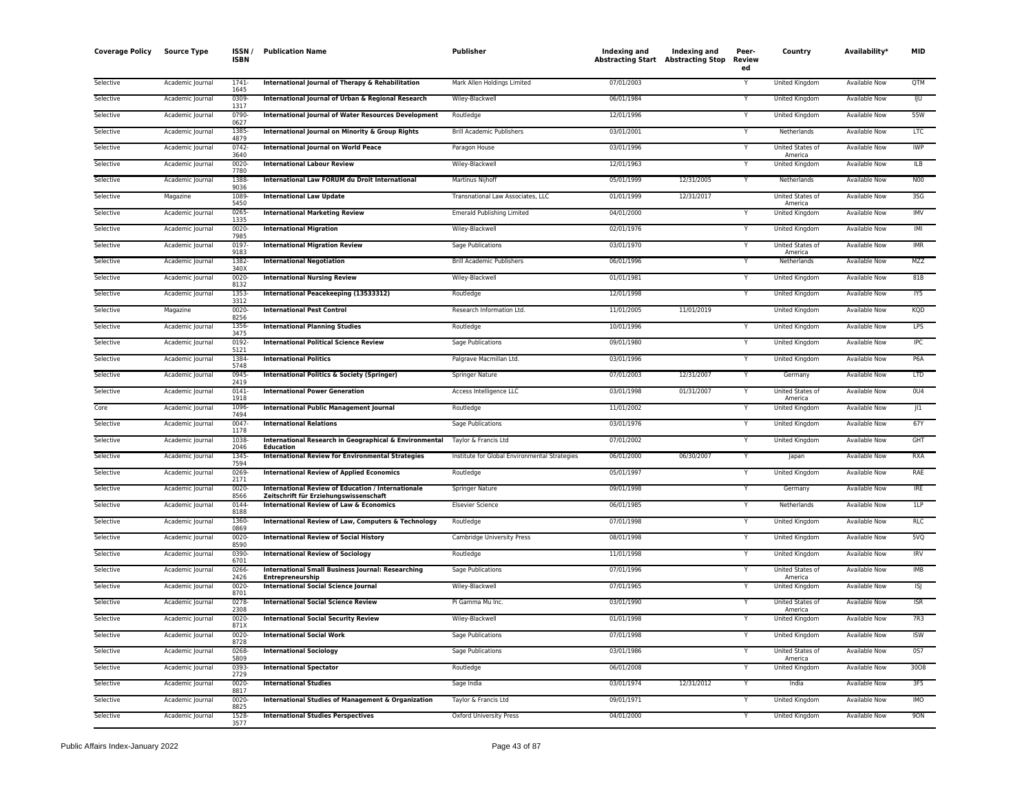| Coverage Policy | Source Type | ISSN / ISBN | Publication Name | Publisher | Indexing and Abstracting Start | Indexing and Abstracting Stop | Peer-Review ed | Country | Availability* | MID |
|---|---|---|---|---|---|---|---|---|---|---|
| Selective | Academic Journal | 1741-1645 | **International Journal of Therapy & Rehabilitation** | Mark Allen Holdings Limited | 07/01/2003 | | Y | United Kingdom | Available Now | QTM |
| Selective | Academic Journal | 0309-1317 | **International Journal of Urban & Regional Research** | Wiley-Blackwell | 06/01/1984 | | Y | United Kingdom | Available Now | IJU |
| Selective | Academic Journal | 0790-0627 | **International Journal of Water Resources Development** | Routledge | 12/01/1996 | | Y | United Kingdom | Available Now | 55W |
| Selective | Academic Journal | 1385-4879 | **International Journal on Minority & Group Rights** | Brill Academic Publishers | 03/01/2001 | | Y | Netherlands | Available Now | LTC |
| Selective | Academic Journal | 0742-3640 | **International Journal on World Peace** | Paragon House | 03/01/1996 | | Y | United States of America | Available Now | IWP |
| Selective | Academic Journal | 0020-7780 | **International Labour Review** | Wiley-Blackwell | 12/01/1963 | | Y | United Kingdom | Available Now | ILB |
| Selective | Academic Journal | 1388-9036 | **International Law FORUM du Droit International** | Martinus Nijhoff | 05/01/1999 | 12/31/2005 | Y | Netherlands | Available Now | N00 |
| Selective | Magazine | 1089-5450 | **International Law Update** | Transnational Law Associates, LLC | 01/01/1999 | 12/31/2017 | | United States of America | Available Now | 3SG |
| Selective | Academic Journal | 0265-1335 | **International Marketing Review** | Emerald Publishing Limited | 04/01/2000 | | Y | United Kingdom | Available Now | IMV |
| Selective | Academic Journal | 0020-7985 | **International Migration** | Wiley-Blackwell | 02/01/1976 | | Y | United Kingdom | Available Now | IMI |
| Selective | Academic Journal | 0197-9183 | **International Migration Review** | Sage Publications | 03/01/1970 | | Y | United States of America | Available Now | IMR |
| Selective | Academic Journal | 1382-340X | **International Negotiation** | Brill Academic Publishers | 06/01/1996 | | Y | Netherlands | Available Now | MZZ |
| Selective | Academic Journal | 0020-8132 | **International Nursing Review** | Wiley-Blackwell | 01/01/1981 | | Y | United Kingdom | Available Now | 81B |
| Selective | Academic Journal | 1353-3312 | **International Peacekeeping (13533312)** | Routledge | 12/01/1998 | | Y | United Kingdom | Available Now | IY5 |
| Selective | Magazine | 0020-8256 | **International Pest Control** | Research Information Ltd. | 11/01/2005 | 11/01/2019 | | United Kingdom | Available Now | KQD |
| Selective | Academic Journal | 1356-3475 | **International Planning Studies** | Routledge | 10/01/1996 | | Y | United Kingdom | Available Now | LPS |
| Selective | Academic Journal | 0192-5121 | **International Political Science Review** | Sage Publications | 09/01/1980 | | Y | United Kingdom | Available Now | IPC |
| Selective | Academic Journal | 1384-5748 | **International Politics** | Palgrave Macmillan Ltd. | 03/01/1996 | | Y | United Kingdom | Available Now | P6A |
| Selective | Academic Journal | 0945-2419 | **International Politics & Society (Springer)** | Springer Nature | 07/01/2003 | 12/31/2007 | Y | Germany | Available Now | LTD |
| Selective | Academic Journal | 0141-1918 | **International Power Generation** | Access Intelligence LLC | 03/01/1998 | 01/31/2007 | Y | United States of America | Available Now | 0U4 |
| Core | Academic Journal | 1096-7494 | **International Public Management Journal** | Routledge | 11/01/2002 | | Y | United Kingdom | Available Now | JI1 |
| Selective | Academic Journal | 0047-1178 | **International Relations** | Sage Publications | 03/01/1976 | | Y | United Kingdom | Available Now | 67Y |
| Selective | Academic Journal | 1038-2046 | **International Research in Geographical & Environmental Education** | Taylor & Francis Ltd | 07/01/2002 | | Y | United Kingdom | Available Now | GHT |
| Selective | Academic Journal | 1345-7594 | **International Review for Environmental Strategies** | Institute for Global Environmental Strategies | 06/01/2000 | 06/30/2007 | Y | Japan | Available Now | RXA |
| Selective | Academic Journal | 0269-2171 | **International Review of Applied Economics** | Routledge | 05/01/1997 | | Y | United Kingdom | Available Now | RAE |
| Selective | Academic Journal | 0020-8566 | **International Review of Education / Internationale Zeitschrift für Erziehungswissenschaft** | Springer Nature | 09/01/1998 | | Y | Germany | Available Now | IRE |
| Selective | Academic Journal | 0144-8188 | **International Review of Law & Economics** | Elsevier Science | 06/01/1985 | | Y | Netherlands | Available Now | 1LP |
| Selective | Academic Journal | 1360-0869 | **International Review of Law, Computers & Technology** | Routledge | 07/01/1998 | | Y | United Kingdom | Available Now | RLC |
| Selective | Academic Journal | 0020-8590 | **International Review of Social History** | Cambridge University Press | 08/01/1998 | | Y | United Kingdom | Available Now | 5VQ |
| Selective | Academic Journal | 0390-6701 | **International Review of Sociology** | Routledge | 11/01/1998 | | Y | United Kingdom | Available Now | IRV |
| Selective | Academic Journal | 0266-2426 | **International Small Business Journal: Researching Entrepreneurship** | Sage Publications | 07/01/1996 | | Y | United States of America | Available Now | IMB |
| Selective | Academic Journal | 0020-8701 | **International Social Science Journal** | Wiley-Blackwell | 07/01/1965 | | Y | United Kingdom | Available Now | ISJ |
| Selective | Academic Journal | 0278-2308 | **International Social Science Review** | Pi Gamma Mu Inc. | 03/01/1990 | | Y | United States of America | Available Now | ISR |
| Selective | Academic Journal | 0020-871X | **International Social Security Review** | Wiley-Blackwell | 01/01/1998 | | Y | United Kingdom | Available Now | 7R3 |
| Selective | Academic Journal | 0020-8728 | **International Social Work** | Sage Publications | 07/01/1998 | | Y | United Kingdom | Available Now | ISW |
| Selective | Academic Journal | 0268-5809 | **International Sociology** | Sage Publications | 03/01/1986 | | Y | United States of America | Available Now | 0S7 |
| Selective | Academic Journal | 0393-2729 | **International Spectator** | Routledge | 06/01/2008 | | Y | United Kingdom | Available Now | 30O8 |
| Selective | Academic Journal | 0020-8817 | **International Studies** | Sage India | 03/01/1974 | 12/31/2012 | Y | India | Available Now | 3F5 |
| Selective | Academic Journal | 0020-8825 | **International Studies of Management & Organization** | Taylor & Francis Ltd | 09/01/1971 | | Y | United Kingdom | Available Now | IMO |
| Selective | Academic Journal | 1528-3577 | **International Studies Perspectives** | Oxford University Press | 04/01/2000 | | Y | United Kingdom | Available Now | 9ON |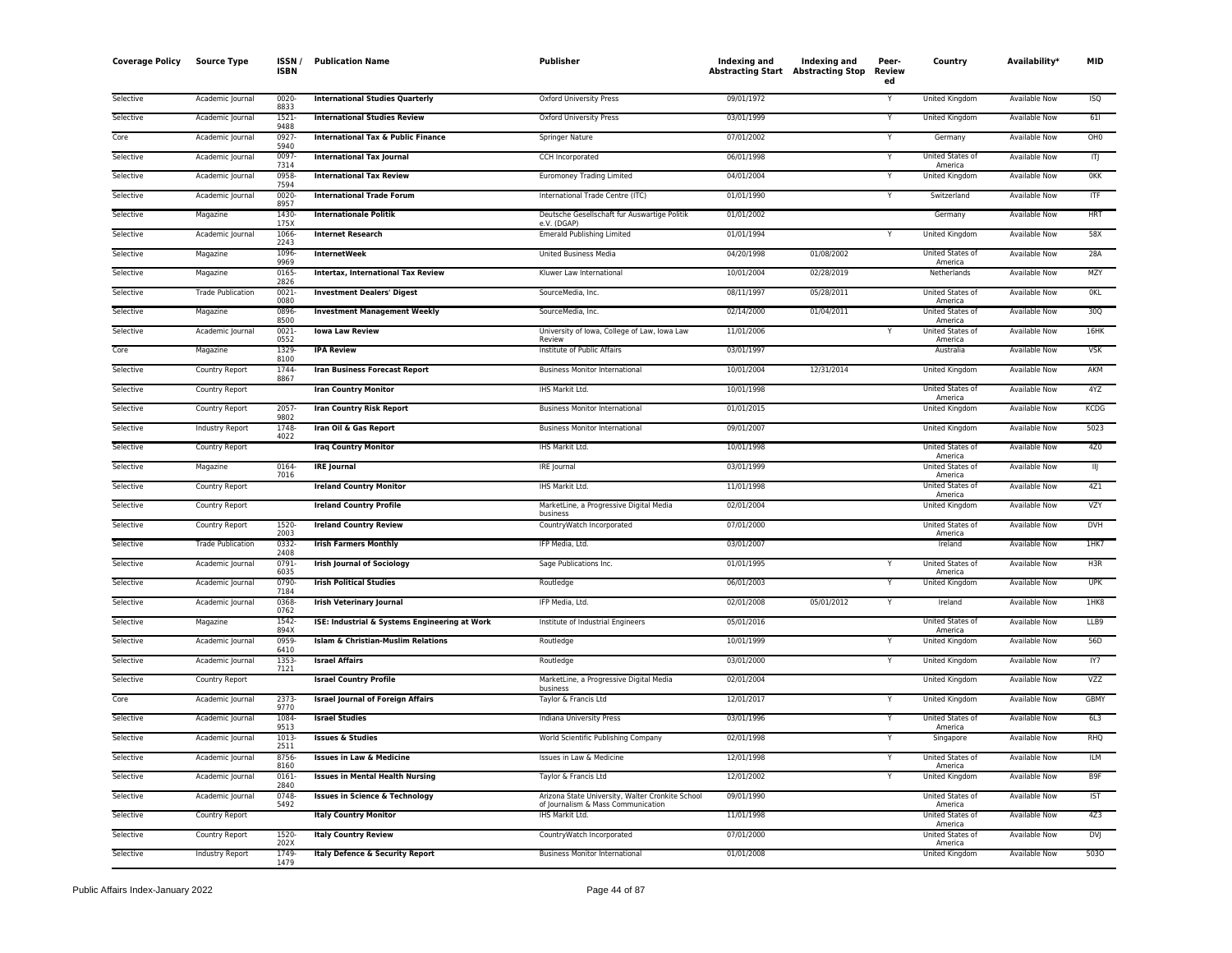| Coverage Policy | Source Type | ISSN / ISBN | Publication Name | Publisher | Indexing and Abstracting Start | Indexing and Abstracting Stop | Peer-Review ed | Country | Availability* | MID |
|---|---|---|---|---|---|---|---|---|---|---|
| Selective | Academic Journal | 0020-8833 | **International Studies Quarterly** | Oxford University Press | 09/01/1972 | | Y | United Kingdom | Available Now | ISQ |
| Selective | Academic Journal | 1521-9488 | **International Studies Review** | Oxford University Press | 03/01/1999 | | Y | United Kingdom | Available Now | 61I |
| Core | Academic Journal | 0927-5940 | **International Tax & Public Finance** | Springer Nature | 07/01/2002 | | Y | Germany | Available Now | OH0 |
| Selective | Academic Journal | 0097-7314 | **International Tax Journal** | CCH Incorporated | 06/01/1998 | | Y | United States of America | Available Now | ITJ |
| Selective | Academic Journal | 0958-7594 | **International Tax Review** | Euromoney Trading Limited | 04/01/2004 | | Y | United Kingdom | Available Now | 0KK |
| Selective | Academic Journal | 0020-8957 | **International Trade Forum** | International Trade Centre (ITC) | 01/01/1990 | | Y | Switzerland | Available Now | ITF |
| Selective | Magazine | 1430-175X | **Internationale Politik** | Deutsche Gesellschaft fur Auswartige Politik e.V. (DGAP) | 01/01/2002 | | | Germany | Available Now | HRT |
| Selective | Academic Journal | 1066-2243 | **Internet Research** | Emerald Publishing Limited | 01/01/1994 | | Y | United Kingdom | Available Now | 58X |
| Selective | Magazine | 1096-9969 | **InternetWeek** | United Business Media | 04/20/1998 | 01/08/2002 | | United States of America | Available Now | 28A |
| Selective | Magazine | 0165-2826 | **Intertax, International Tax Review** | Kluwer Law International | 10/01/2004 | 02/28/2019 | | Netherlands | Available Now | MZY |
| Selective | Trade Publication | 0021-0080 | **Investment Dealers' Digest** | SourceMedia, Inc. | 08/11/1997 | 05/28/2011 | | United States of America | Available Now | 0KL |
| Selective | Magazine | 0896-8500 | **Investment Management Weekly** | SourceMedia, Inc. | 02/14/2000 | 01/04/2011 | | United States of America | Available Now | 30Q |
| Selective | Academic Journal | 0021-0552 | **Iowa Law Review** | University of Iowa, College of Law, Iowa Law Review | 11/01/2006 | | Y | United States of America | Available Now | 16HK |
| Core | Magazine | 1329-8100 | **IPA Review** | Institute of Public Affairs | 03/01/1997 | | | Australia | Available Now | VSK |
| Selective | Country Report | 1744-8867 | **Iran Business Forecast Report** | Business Monitor International | 10/01/2004 | 12/31/2014 | | United Kingdom | Available Now | AKM |
| Selective | Country Report | | **Iran Country Monitor** | IHS Markit Ltd. | 10/01/1998 | | | United States of America | Available Now | 4YZ |
| Selective | Country Report | 2057-9802 | **Iran Country Risk Report** | Business Monitor International | 01/01/2015 | | | United Kingdom | Available Now | KCDG |
| Selective | Industry Report | 1748-4022 | **Iran Oil & Gas Report** | Business Monitor International | 09/01/2007 | | | United Kingdom | Available Now | 5023 |
| Selective | Country Report | | **Iraq Country Monitor** | IHS Markit Ltd. | 10/01/1998 | | | United States of America | Available Now | 4Z0 |
| Selective | Magazine | 0164-7016 | **IRE Journal** | IRE Journal | 03/01/1999 | | | United States of America | Available Now | IIJ |
| Selective | Country Report | | **Ireland Country Monitor** | IHS Markit Ltd. | 11/01/1998 | | | United States of America | Available Now | 4Z1 |
| Selective | Country Report | | **Ireland Country Profile** | MarketLine, a Progressive Digital Media business | 02/01/2004 | | | United Kingdom | Available Now | VZY |
| Selective | Country Report | 1520-2003 | **Ireland Country Review** | CountryWatch Incorporated | 07/01/2000 | | | United States of America | Available Now | DVH |
| Selective | Trade Publication | 0332-2408 | **Irish Farmers Monthly** | IFP Media, Ltd. | 03/01/2007 | | | Ireland | Available Now | 1HK7 |
| Selective | Academic Journal | 0791-6035 | **Irish Journal of Sociology** | Sage Publications Inc. | 01/01/1995 | | Y | United States of America | Available Now | H3R |
| Selective | Academic Journal | 0790-7184 | **Irish Political Studies** | Routledge | 06/01/2003 | | Y | United Kingdom | Available Now | UPK |
| Selective | Academic Journal | 0368-0762 | **Irish Veterinary Journal** | IFP Media, Ltd. | 02/01/2008 | 05/01/2012 | Y | Ireland | Available Now | 1HK8 |
| Selective | Magazine | 1542-894X | **ISE: Industrial & Systems Engineering at Work** | Institute of Industrial Engineers | 05/01/2016 | | | United States of America | Available Now | LLB9 |
| Selective | Academic Journal | 0959-6410 | **Islam & Christian-Muslim Relations** | Routledge | 10/01/1999 | | Y | United Kingdom | Available Now | 56D |
| Selective | Academic Journal | 1353-7121 | **Israel Affairs** | Routledge | 03/01/2000 | | Y | United Kingdom | Available Now | IY7 |
| Selective | Country Report | | **Israel Country Profile** | MarketLine, a Progressive Digital Media business | 02/01/2004 | | | United Kingdom | Available Now | VZZ |
| Core | Academic Journal | 2373-9770 | **Israel Journal of Foreign Affairs** | Taylor & Francis Ltd | 12/01/2017 | | Y | United Kingdom | Available Now | GBMY |
| Selective | Academic Journal | 1084-9513 | **Israel Studies** | Indiana University Press | 03/01/1996 | | Y | United States of America | Available Now | 6L3 |
| Selective | Academic Journal | 1013-2511 | **Issues & Studies** | World Scientific Publishing Company | 02/01/1998 | | Y | Singapore | Available Now | RHQ |
| Selective | Academic Journal | 8756-8160 | **Issues in Law & Medicine** | Issues in Law & Medicine | 12/01/1998 | | Y | United States of America | Available Now | ILM |
| Selective | Academic Journal | 0161-2840 | **Issues in Mental Health Nursing** | Taylor & Francis Ltd | 12/01/2002 | | Y | United Kingdom | Available Now | B9F |
| Selective | Academic Journal | 0748-5492 | **Issues in Science & Technology** | Arizona State University, Walter Cronkite School of Journalism & Mass Communication | 09/01/1990 | | | United States of America | Available Now | IST |
| Selective | Country Report | | **Italy Country Monitor** | IHS Markit Ltd. | 11/01/1998 | | | United States of America | Available Now | 4Z3 |
| Selective | Country Report | 1520-202X | **Italy Country Review** | CountryWatch Incorporated | 07/01/2000 | | | United States of America | Available Now | DVJ |
| Selective | Industry Report | 1749-1479 | **Italy Defence & Security Report** | Business Monitor International | 01/01/2008 | | | United Kingdom | Available Now | 503O |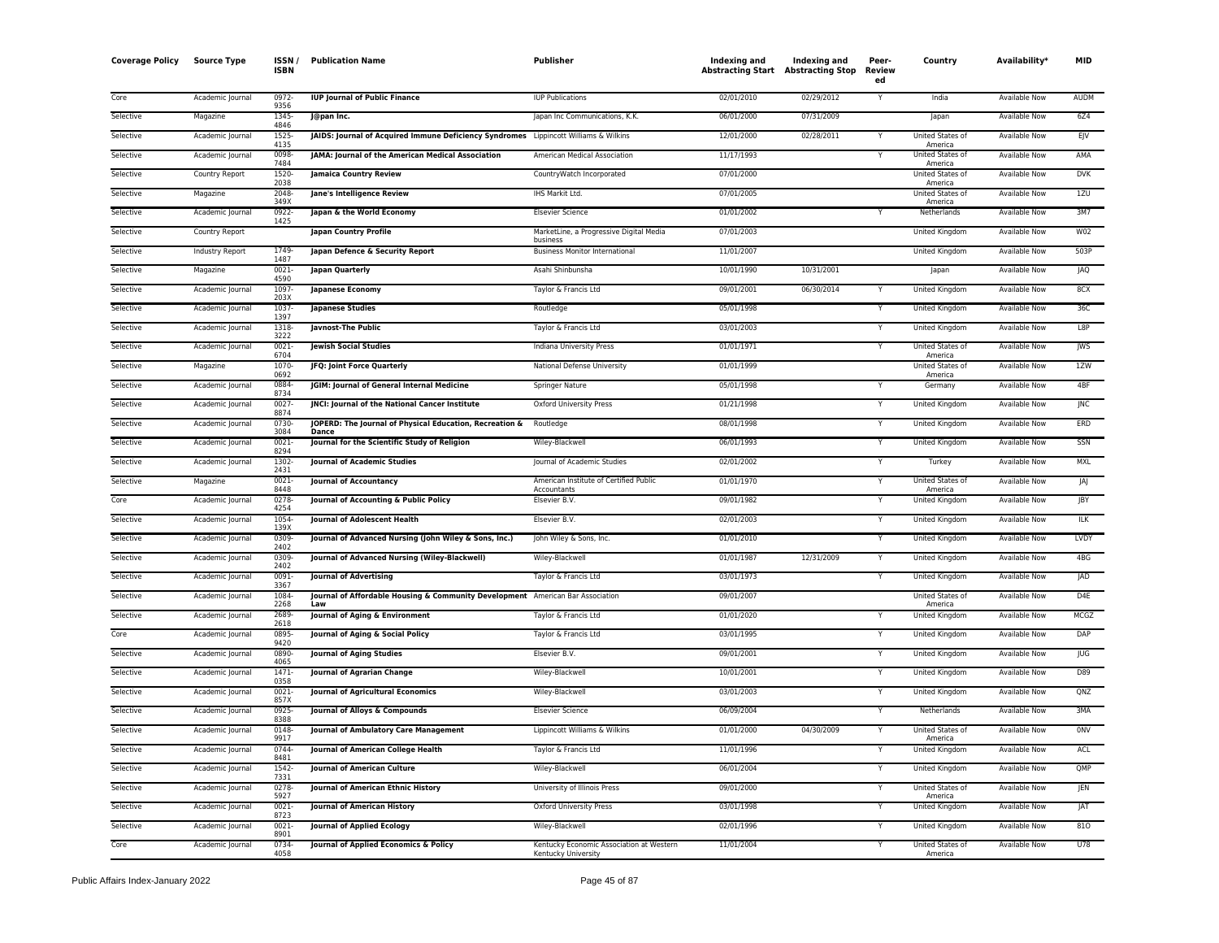| Coverage Policy | Source Type | ISSN / ISBN | Publication Name | Publisher | Indexing and Abstracting Start | Indexing and Abstracting Stop | Peer-Reviewed | Country | Availability* | MID |
|---|---|---|---|---|---|---|---|---|---|---|
| Core | Academic Journal | 0972-9356 | **IUP Journal of Public Finance** | IUP Publications | 02/01/2010 | 02/29/2012 | Y | India | Available Now | AUDM |
| Selective | Magazine | 1345-4846 | **J@pan Inc.** | Japan Inc Communications, K.K. | 06/01/2000 | 07/31/2009 | | Japan | Available Now | 6Z4 |
| Selective | Academic Journal | 1525-4135 | **JAIDS: Journal of Acquired Immune Deficiency Syndromes** | Lippincott Williams & Wilkins | 12/01/2000 | 02/28/2011 | Y | United States of America | Available Now | EJV |
| Selective | Academic Journal | 0098-7484 | **JAMA: Journal of the American Medical Association** | American Medical Association | 11/17/1993 | | Y | United States of America | Available Now | AMA |
| Selective | Country Report | 1520-2038 | **Jamaica Country Review** | CountryWatch Incorporated | 07/01/2000 | | | United States of America | Available Now | DVK |
| Selective | Magazine | 2048-349X | **Jane's Intelligence Review** | IHS Markit Ltd. | 07/01/2005 | | | United States of America | Available Now | 1ZU |
| Selective | Academic Journal | 0922-1425 | **Japan & the World Economy** | Elsevier Science | 01/01/2002 | | Y | Netherlands | Available Now | 3M7 |
| Selective | Country Report | | **Japan Country Profile** | MarketLine, a Progressive Digital Media business | 07/01/2003 | | | United Kingdom | Available Now | W02 |
| Selective | Industry Report | 1749-1487 | **Japan Defence & Security Report** | Business Monitor International | 11/01/2007 | | | United Kingdom | Available Now | 503P |
| Selective | Magazine | 0021-4590 | **Japan Quarterly** | Asahi Shinbunsha | 10/01/1990 | 10/31/2001 | | Japan | Available Now | JAQ |
| Selective | Academic Journal | 1097-203X | **Japanese Economy** | Taylor & Francis Ltd | 09/01/2001 | 06/30/2014 | Y | United Kingdom | Available Now | 8CX |
| Selective | Academic Journal | 1037-1397 | **Japanese Studies** | Routledge | 05/01/1998 | | Y | United Kingdom | Available Now | 36C |
| Selective | Academic Journal | 1318-3222 | **Javnost-The Public** | Taylor & Francis Ltd | 03/01/2003 | | Y | United Kingdom | Available Now | L8P |
| Selective | Academic Journal | 0021-6704 | **Jewish Social Studies** | Indiana University Press | 01/01/1971 | | Y | United States of America | Available Now | JWS |
| Selective | Magazine | 1070-0692 | **JFQ: Joint Force Quarterly** | National Defense University | 01/01/1999 | | | United States of America | Available Now | 1ZW |
| Selective | Academic Journal | 0884-8734 | **JGIM: Journal of General Internal Medicine** | Springer Nature | 05/01/1998 | | Y | Germany | Available Now | 4BF |
| Selective | Academic Journal | 0027-8874 | **JNCI: Journal of the National Cancer Institute** | Oxford University Press | 01/21/1998 | | Y | United Kingdom | Available Now | JNC |
| Selective | Academic Journal | 0730-3084 | **JOPERD: The Journal of Physical Education, Recreation & Dance** | Routledge | 08/01/1998 | | Y | United Kingdom | Available Now | ERD |
| Selective | Academic Journal | 0021-8294 | **Journal for the Scientific Study of Religion** | Wiley-Blackwell | 06/01/1993 | | Y | United Kingdom | Available Now | SSN |
| Selective | Academic Journal | 1302-2431 | **Journal of Academic Studies** | Journal of Academic Studies | 02/01/2002 | | Y | Turkey | Available Now | MXL |
| Selective | Magazine | 0021-8448 | **Journal of Accountancy** | American Institute of Certified Public Accountants | 01/01/1970 | | Y | United States of America | Available Now | JAJ |
| Core | Academic Journal | 0278-4254 | **Journal of Accounting & Public Policy** | Elsevier B.V. | 09/01/1982 | | Y | United Kingdom | Available Now | JBY |
| Selective | Academic Journal | 1054-139X | **Journal of Adolescent Health** | Elsevier B.V. | 02/01/2003 | | Y | United Kingdom | Available Now | ILK |
| Selective | Academic Journal | 0309-2402 | **Journal of Advanced Nursing (John Wiley & Sons, Inc.)** | John Wiley & Sons, Inc. | 01/01/2010 | | Y | United Kingdom | Available Now | LVDY |
| Selective | Academic Journal | 0309-2402 | **Journal of Advanced Nursing (Wiley-Blackwell)** | Wiley-Blackwell | 01/01/1987 | 12/31/2009 | Y | United Kingdom | Available Now | 4BG |
| Selective | Academic Journal | 0091-3367 | **Journal of Advertising** | Taylor & Francis Ltd | 03/01/1973 | | Y | United Kingdom | Available Now | JAD |
| Selective | Academic Journal | 1084-2268 | **Journal of Affordable Housing & Community Development Law** | American Bar Association | 09/01/2007 | | | United States of America | Available Now | D4E |
| Selective | Academic Journal | 2689-2618 | **Journal of Aging & Environment** | Taylor & Francis Ltd | 01/01/2020 | | Y | United Kingdom | Available Now | MCGZ |
| Core | Academic Journal | 0895-9420 | **Journal of Aging & Social Policy** | Taylor & Francis Ltd | 03/01/1995 | | Y | United Kingdom | Available Now | DAP |
| Selective | Academic Journal | 0890-4065 | **Journal of Aging Studies** | Elsevier B.V. | 09/01/2001 | | Y | United Kingdom | Available Now | JUG |
| Selective | Academic Journal | 1471-0358 | **Journal of Agrarian Change** | Wiley-Blackwell | 10/01/2001 | | Y | United Kingdom | Available Now | D89 |
| Selective | Academic Journal | 0021-857X | **Journal of Agricultural Economics** | Wiley-Blackwell | 03/01/2003 | | Y | United Kingdom | Available Now | QNZ |
| Selective | Academic Journal | 0925-8388 | **Journal of Alloys & Compounds** | Elsevier Science | 06/09/2004 | | Y | Netherlands | Available Now | 3MA |
| Selective | Academic Journal | 0148-9917 | **Journal of Ambulatory Care Management** | Lippincott Williams & Wilkins | 01/01/2000 | 04/30/2009 | Y | United States of America | Available Now | 0NV |
| Selective | Academic Journal | 0744-8481 | **Journal of American College Health** | Taylor & Francis Ltd | 11/01/1996 | | Y | United Kingdom | Available Now | ACL |
| Selective | Academic Journal | 1542-7331 | **Journal of American Culture** | Wiley-Blackwell | 06/01/2004 | | Y | United Kingdom | Available Now | QMP |
| Selective | Academic Journal | 0278-5927 | **Journal of American Ethnic History** | University of Illinois Press | 09/01/2000 | | Y | United States of America | Available Now | JEN |
| Selective | Academic Journal | 0021-8723 | **Journal of American History** | Oxford University Press | 03/01/1998 | | Y | United Kingdom | Available Now | JAT |
| Selective | Academic Journal | 0021-8901 | **Journal of Applied Ecology** | Wiley-Blackwell | 02/01/1996 | | Y | United Kingdom | Available Now | 81O |
| Core | Academic Journal | 0734-4058 | **Journal of Applied Economics & Policy** | Kentucky Economic Association at Western Kentucky University | 11/01/2004 | | Y | United States of America | Available Now | U78 |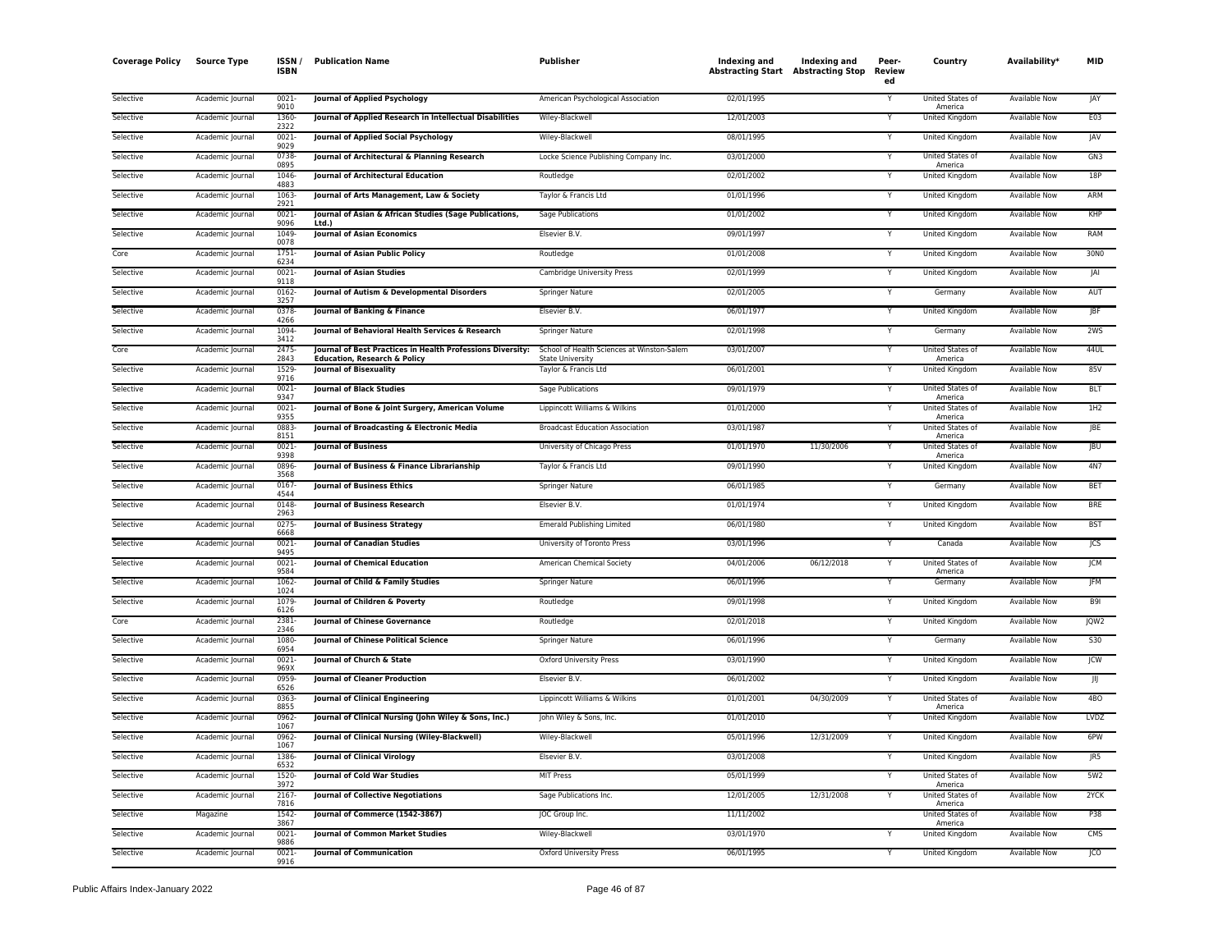| Coverage Policy | Source Type | ISSN / ISBN | Publication Name | Publisher | Indexing and Abstracting Start | Indexing and Abstracting Stop | Peer-Review ed | Country | Availability* | MID |
|---|---|---|---|---|---|---|---|---|---|---|
| Selective | Academic Journal | 0021-9010 | **Journal of Applied Psychology** | American Psychological Association | 02/01/1995 | | Y | United States of America | Available Now | JAY |
| Selective | Academic Journal | 1360-2322 | **Journal of Applied Research in Intellectual Disabilities** | Wiley-Blackwell | 12/01/2003 | | Y | United Kingdom | Available Now | E03 |
| Selective | Academic Journal | 0021-9029 | **Journal of Applied Social Psychology** | Wiley-Blackwell | 08/01/1995 | | Y | United Kingdom | Available Now | JAV |
| Selective | Academic Journal | 0738-0895 | **Journal of Architectural & Planning Research** | Locke Science Publishing Company Inc. | 03/01/2000 | | Y | United States of America | Available Now | GN3 |
| Selective | Academic Journal | 1046-4883 | **Journal of Architectural Education** | Routledge | 02/01/2002 | | Y | United Kingdom | Available Now | 18P |
| Selective | Academic Journal | 1063-2921 | **Journal of Arts Management, Law & Society** | Taylor & Francis Ltd | 01/01/1996 | | Y | United Kingdom | Available Now | ARM |
| Selective | Academic Journal | 0021-9096 | **Journal of Asian & African Studies (Sage Publications, Ltd.)** | Sage Publications | 01/01/2002 | | Y | United Kingdom | Available Now | KHP |
| Selective | Academic Journal | 1049-0078 | **Journal of Asian Economics** | Elsevier B.V. | 09/01/1997 | | Y | United Kingdom | Available Now | RAM |
| Core | Academic Journal | 1751-6234 | **Journal of Asian Public Policy** | Routledge | 01/01/2008 | | Y | United Kingdom | Available Now | 30N0 |
| Selective | Academic Journal | 0021-9118 | **Journal of Asian Studies** | Cambridge University Press | 02/01/1999 | | Y | United Kingdom | Available Now | JAI |
| Selective | Academic Journal | 0162-3257 | **Journal of Autism & Developmental Disorders** | Springer Nature | 02/01/2005 | | Y | Germany | Available Now | AUT |
| Selective | Academic Journal | 0378-4266 | **Journal of Banking & Finance** | Elsevier B.V. | 06/01/1977 | | Y | United Kingdom | Available Now | JBF |
| Selective | Academic Journal | 1094-3412 | **Journal of Behavioral Health Services & Research** | Springer Nature | 02/01/1998 | | Y | Germany | Available Now | 2WS |
| Core | Academic Journal | 2475-2843 | **Journal of Best Practices in Health Professions Diversity: Education, Research & Policy** | School of Health Sciences at Winston-Salem State University | 03/01/2007 | | Y | United States of America | Available Now | 44UL |
| Selective | Academic Journal | 1529-9716 | **Journal of Bisexuality** | Taylor & Francis Ltd | 06/01/2001 | | Y | United Kingdom | Available Now | 85V |
| Selective | Academic Journal | 0021-9347 | **Journal of Black Studies** | Sage Publications | 09/01/1979 | | Y | United States of America | Available Now | BLT |
| Selective | Academic Journal | 0021-9355 | **Journal of Bone & Joint Surgery, American Volume** | Lippincott Williams & Wilkins | 01/01/2000 | | Y | United States of America | Available Now | 1H2 |
| Selective | Academic Journal | 0883-8151 | **Journal of Broadcasting & Electronic Media** | Broadcast Education Association | 03/01/1987 | | Y | United States of America | Available Now | JBE |
| Selective | Academic Journal | 0021-9398 | **Journal of Business** | University of Chicago Press | 01/01/1970 | 11/30/2006 | Y | United States of America | Available Now | JBU |
| Selective | Academic Journal | 0896-3568 | **Journal of Business & Finance Librarianship** | Taylor & Francis Ltd | 09/01/1990 | | Y | United Kingdom | Available Now | 4N7 |
| Selective | Academic Journal | 0167-4544 | **Journal of Business Ethics** | Springer Nature | 06/01/1985 | | Y | Germany | Available Now | BET |
| Selective | Academic Journal | 0148-2963 | **Journal of Business Research** | Elsevier B.V. | 01/01/1974 | | Y | United Kingdom | Available Now | BRE |
| Selective | Academic Journal | 0275-6668 | **Journal of Business Strategy** | Emerald Publishing Limited | 06/01/1980 | | Y | United Kingdom | Available Now | BST |
| Selective | Academic Journal | 0021-9495 | **Journal of Canadian Studies** | University of Toronto Press | 03/01/1996 | | Y | Canada | Available Now | JCS |
| Selective | Academic Journal | 0021-9584 | **Journal of Chemical Education** | American Chemical Society | 04/01/2006 | 06/12/2018 | Y | United States of America | Available Now | JCM |
| Selective | Academic Journal | 1062-1024 | **Journal of Child & Family Studies** | Springer Nature | 06/01/1996 | | Y | Germany | Available Now | JFM |
| Selective | Academic Journal | 1079-6126 | **Journal of Children & Poverty** | Routledge | 09/01/1998 | | Y | United Kingdom | Available Now | B9I |
| Core | Academic Journal | 2381-2346 | **Journal of Chinese Governance** | Routledge | 02/01/2018 | | Y | United Kingdom | Available Now | JQW2 |
| Selective | Academic Journal | 1080-6954 | **Journal of Chinese Political Science** | Springer Nature | 06/01/1996 | | Y | Germany | Available Now | S30 |
| Selective | Academic Journal | 0021-969X | **Journal of Church & State** | Oxford University Press | 03/01/1990 | | Y | United Kingdom | Available Now | JCW |
| Selective | Academic Journal | 0959-6526 | **Journal of Cleaner Production** | Elsevier B.V. | 06/01/2002 | | Y | United Kingdom | Available Now | JIJ |
| Selective | Academic Journal | 0363-8855 | **Journal of Clinical Engineering** | Lippincott Williams & Wilkins | 01/01/2001 | 04/30/2009 | Y | United States of America | Available Now | 4BO |
| Selective | Academic Journal | 0962-1067 | **Journal of Clinical Nursing (John Wiley & Sons, Inc.)** | John Wiley & Sons, Inc. | 01/01/2010 | | Y | United Kingdom | Available Now | LVDZ |
| Selective | Academic Journal | 0962-1067 | **Journal of Clinical Nursing (Wiley-Blackwell)** | Wiley-Blackwell | 05/01/1996 | 12/31/2009 | Y | United Kingdom | Available Now | 6PW |
| Selective | Academic Journal | 1386-6532 | **Journal of Clinical Virology** | Elsevier B.V. | 03/01/2008 | | Y | United Kingdom | Available Now | JR5 |
| Selective | Academic Journal | 1520-3972 | **Journal of Cold War Studies** | MIT Press | 05/01/1999 | | Y | United States of America | Available Now | 5W2 |
| Selective | Academic Journal | 2167-7816 | **Journal of Collective Negotiations** | Sage Publications Inc. | 12/01/2005 | 12/31/2008 | Y | United States of America | Available Now | 2YCK |
| Selective | Magazine | 1542-3867 | **Journal of Commerce (1542-3867)** | JOC Group Inc. | 11/11/2002 | | | United States of America | Available Now | P38 |
| Selective | Academic Journal | 0021-9886 | **Journal of Common Market Studies** | Wiley-Blackwell | 03/01/1970 | | Y | United Kingdom | Available Now | CMS |
| Selective | Academic Journal | 0021-9916 | **Journal of Communication** | Oxford University Press | 06/01/1995 | | Y | United Kingdom | Available Now | JCO |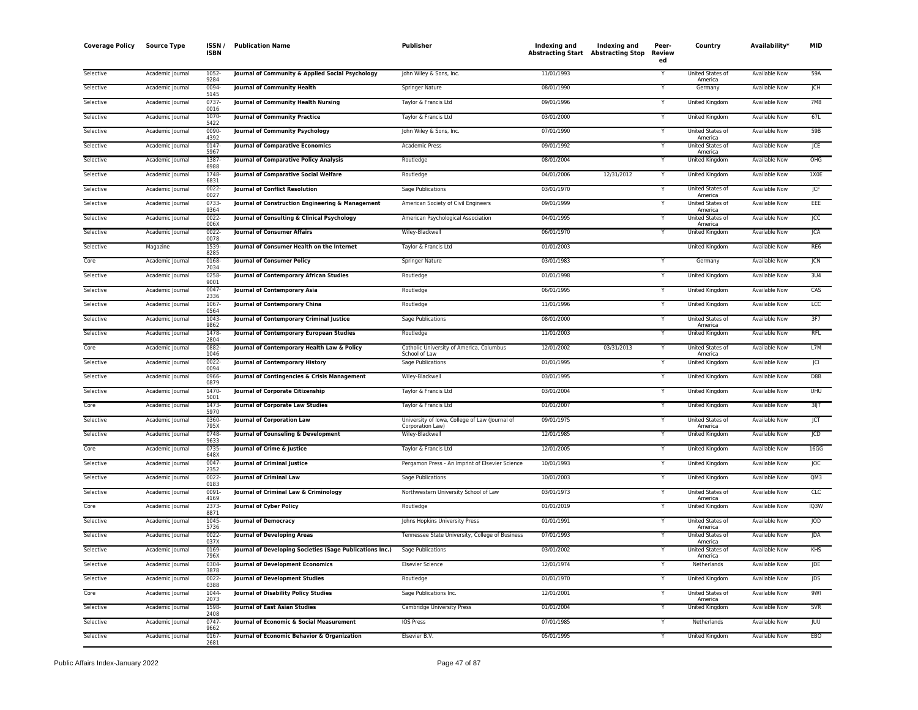| Coverage Policy | Source Type | ISSN / ISBN | Publication Name | Publisher | Indexing and Abstracting Start | Indexing and Abstracting Stop | Peer-Reviewed | Country | Availability* | MID |
|---|---|---|---|---|---|---|---|---|---|---|
| Selective | Academic Journal | 1052-9284 | Journal of Community & Applied Social Psychology | John Wiley & Sons, Inc. | 11/01/1993 | | Y | United States of America | Available Now | 59A |
| Selective | Academic Journal | 0094-5145 | Journal of Community Health | Springer Nature | 08/01/1990 | | Y | Germany | Available Now | JCH |
| Selective | Academic Journal | 0737-0016 | Journal of Community Health Nursing | Taylor & Francis Ltd | 09/01/1996 | | Y | United Kingdom | Available Now | 7M8 |
| Selective | Academic Journal | 1070-5422 | Journal of Community Practice | Taylor & Francis Ltd | 03/01/2000 | | Y | United Kingdom | Available Now | 67L |
| Selective | Academic Journal | 0090-4392 | Journal of Community Psychology | John Wiley & Sons, Inc. | 07/01/1990 | | Y | United States of America | Available Now | 59B |
| Selective | Academic Journal | 0147-5967 | Journal of Comparative Economics | Academic Press | 09/01/1992 | | Y | United States of America | Available Now | JCE |
| Selective | Academic Journal | 1387-6988 | Journal of Comparative Policy Analysis | Routledge | 08/01/2004 | | Y | United Kingdom | Available Now | OHG |
| Selective | Academic Journal | 1748-6831 | Journal of Comparative Social Welfare | Routledge | 04/01/2006 | 12/31/2012 | Y | United Kingdom | Available Now | 1X0E |
| Selective | Academic Journal | 0022-0027 | Journal of Conflict Resolution | Sage Publications | 03/01/1970 | | Y | United States of America | Available Now | JCF |
| Selective | Academic Journal | 0733-9364 | Journal of Construction Engineering & Management | American Society of Civil Engineers | 09/01/1999 | | Y | United States of America | Available Now | EEE |
| Selective | Academic Journal | 0022-006X | Journal of Consulting & Clinical Psychology | American Psychological Association | 04/01/1995 | | Y | United States of America | Available Now | JCC |
| Selective | Academic Journal | 0022-0078 | Journal of Consumer Affairs | Wiley-Blackwell | 06/01/1970 | | Y | United Kingdom | Available Now | JCA |
| Selective | Magazine | 1539-8285 | Journal of Consumer Health on the Internet | Taylor & Francis Ltd | 01/01/2003 | | | United Kingdom | Available Now | RE6 |
| Core | Academic Journal | 0168-7034 | Journal of Consumer Policy | Springer Nature | 03/01/1983 | | Y | Germany | Available Now | JCN |
| Selective | Academic Journal | 0258-9001 | Journal of Contemporary African Studies | Routledge | 01/01/1998 | | Y | United Kingdom | Available Now | 3U4 |
| Selective | Academic Journal | 0047-2336 | Journal of Contemporary Asia | Routledge | 06/01/1995 | | Y | United Kingdom | Available Now | CAS |
| Selective | Academic Journal | 1067-0564 | Journal of Contemporary China | Routledge | 11/01/1996 | | Y | United Kingdom | Available Now | LCC |
| Selective | Academic Journal | 1043-9862 | Journal of Contemporary Criminal Justice | Sage Publications | 08/01/2000 | | Y | United States of America | Available Now | 3F7 |
| Selective | Academic Journal | 1478-2804 | Journal of Contemporary European Studies | Routledge | 11/01/2003 | | Y | United Kingdom | Available Now | RFL |
| Core | Academic Journal | 0882-1046 | Journal of Contemporary Health Law & Policy | Catholic University of America, Columbus School of Law | 12/01/2002 | 03/31/2013 | Y | United States of America | Available Now | L7M |
| Selective | Academic Journal | 0022-0094 | Journal of Contemporary History | Sage Publications | 01/01/1995 | | Y | United Kingdom | Available Now | JCI |
| Selective | Academic Journal | 0966-0879 | Journal of Contingencies & Crisis Management | Wiley-Blackwell | 03/01/1995 | | Y | United Kingdom | Available Now | D8B |
| Selective | Academic Journal | 1470-5001 | Journal of Corporate Citizenship | Taylor & Francis Ltd | 03/01/2004 | | Y | United Kingdom | Available Now | UHU |
| Core | Academic Journal | 1473-5970 | Journal of Corporate Law Studies | Taylor & Francis Ltd | 01/01/2007 | | Y | United Kingdom | Available Now | 3IJT |
| Selective | Academic Journal | 0360-795X | Journal of Corporation Law | University of Iowa, College of Law (Journal of Corporation Law) | 09/01/1975 | | Y | United States of America | Available Now | JCT |
| Selective | Academic Journal | 0748-9633 | Journal of Counseling & Development | Wiley-Blackwell | 12/01/1985 | | Y | United Kingdom | Available Now | JCD |
| Core | Academic Journal | 0735-648X | Journal of Crime & Justice | Taylor & Francis Ltd | 12/01/2005 | | Y | United Kingdom | Available Now | 16GG |
| Selective | Academic Journal | 0047-2352 | Journal of Criminal Justice | Pergamon Press - An Imprint of Elsevier Science | 10/01/1993 | | Y | United Kingdom | Available Now | JOC |
| Selective | Academic Journal | 0022-0183 | Journal of Criminal Law | Sage Publications | 10/01/2003 | | Y | United Kingdom | Available Now | QM3 |
| Selective | Academic Journal | 0091-4169 | Journal of Criminal Law & Criminology | Northwestern University School of Law | 03/01/1973 | | Y | United States of America | Available Now | CLC |
| Core | Academic Journal | 2373-8871 | Journal of Cyber Policy | Routledge | 01/01/2019 | | Y | United Kingdom | Available Now | IQ3W |
| Selective | Academic Journal | 1045-5736 | Journal of Democracy | Johns Hopkins University Press | 01/01/1991 | | Y | United States of America | Available Now | JOD |
| Selective | Academic Journal | 0022-037X | Journal of Developing Areas | Tennessee State University, College of Business | 07/01/1993 | | Y | United States of America | Available Now | JDA |
| Selective | Academic Journal | 0169-796X | Journal of Developing Societies (Sage Publications Inc.) | Sage Publications | 03/01/2002 | | Y | United States of America | Available Now | KHS |
| Selective | Academic Journal | 0304-3878 | Journal of Development Economics | Elsevier Science | 12/01/1974 | | Y | Netherlands | Available Now | JDE |
| Selective | Academic Journal | 0022-0388 | Journal of Development Studies | Routledge | 01/01/1970 | | Y | United Kingdom | Available Now | JDS |
| Core | Academic Journal | 1044-2073 | Journal of Disability Policy Studies | Sage Publications Inc. | 12/01/2001 | | Y | United States of America | Available Now | 9WI |
| Selective | Academic Journal | 1598-2408 | Journal of East Asian Studies | Cambridge University Press | 01/01/2004 | | Y | United Kingdom | Available Now | SVR |
| Selective | Academic Journal | 0747-9662 | Journal of Economic & Social Measurement | IOS Press | 07/01/1985 | | Y | Netherlands | Available Now | JUU |
| Selective | Academic Journal | 0167-2681 | Journal of Economic Behavior & Organization | Elsevier B.V. | 05/01/1995 | | Y | United Kingdom | Available Now | EBO |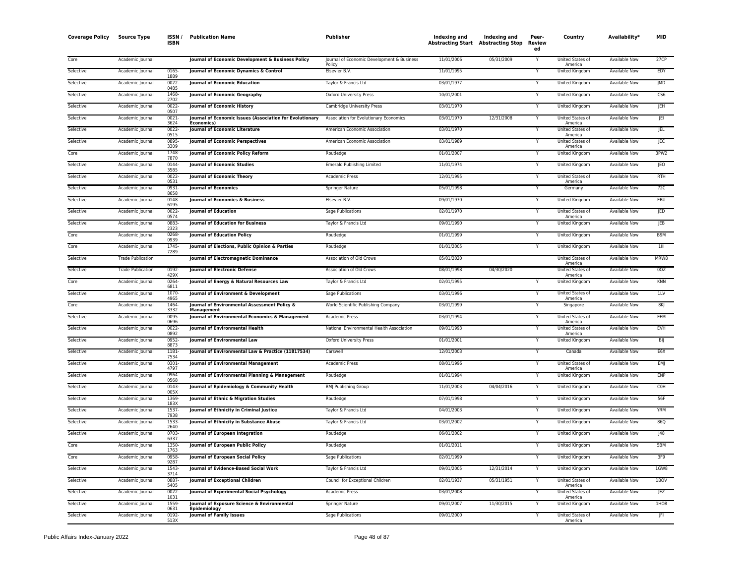| Coverage Policy | Source Type | ISSN / ISBN | Publication Name | Publisher | Indexing and Abstracting Start | Indexing and Abstracting Stop | Peer-Reviewed | Country | Availability* | MID |
|---|---|---|---|---|---|---|---|---|---|---|
| Core | Academic Journal | | Journal of Economic Development & Business Policy | Journal of Economic Development & Business Policy | 11/01/2006 | 05/31/2009 | Y | United States of America | Available Now | 27CP |
| Selective | Academic Journal | 0165-1889 | Journal of Economic Dynamics & Control | Elsevier B.V. | 11/01/1995 | | Y | United Kingdom | Available Now | EDY |
| Selective | Academic Journal | 0022-0485 | Journal of Economic Education | Taylor & Francis Ltd | 03/01/1977 | | Y | United Kingdom | Available Now | JMD |
| Selective | Academic Journal | 1468-2702 | Journal of Economic Geography | Oxford University Press | 10/01/2001 | | Y | United Kingdom | Available Now | CS6 |
| Selective | Academic Journal | 0022-0507 | Journal of Economic History | Cambridge University Press | 03/01/1970 | | Y | United Kingdom | Available Now | JEH |
| Selective | Academic Journal | 0021-3624 | Journal of Economic Issues (Association for Evolutionary Economics) | Association for Evolutionary Economics | 03/01/1970 | 12/31/2008 | Y | United States of America | Available Now | JEI |
| Selective | Academic Journal | 0022-0515 | Journal of Economic Literature | American Economic Association | 03/01/1970 | | Y | United States of America | Available Now | JEL |
| Selective | Academic Journal | 0895-3309 | Journal of Economic Perspectives | American Economic Association | 03/01/1989 | | Y | United States of America | Available Now | JEC |
| Core | Academic Journal | 1748-7870 | Journal of Economic Policy Reform | Routledge | 01/01/2007 | | Y | United Kingdom | Available Now | 3PW2 |
| Selective | Academic Journal | 0144-3585 | Journal of Economic Studies | Emerald Publishing Limited | 11/01/1974 | | Y | United Kingdom | Available Now | JEO |
| Selective | Academic Journal | 0022-0531 | Journal of Economic Theory | Academic Press | 12/01/1995 | | Y | United States of America | Available Now | RTH |
| Selective | Academic Journal | 0931-8658 | Journal of Economics | Springer Nature | 05/01/1998 | | Y | Germany | Available Now | 72C |
| Selective | Academic Journal | 0148-6195 | Journal of Economics & Business | Elsevier B.V. | 09/01/1970 | | Y | United Kingdom | Available Now | EBU |
| Selective | Academic Journal | 0022-0574 | Journal of Education | Sage Publications | 02/01/1970 | | Y | United States of America | Available Now | JED |
| Selective | Academic Journal | 0883-2323 | Journal of Education for Business | Taylor & Francis Ltd | 09/01/1990 | | Y | United Kingdom | Available Now | JEB |
| Core | Academic Journal | 0268-0939 | Journal of Education Policy | Routledge | 01/01/1999 | | Y | United Kingdom | Available Now | B9M |
| Core | Academic Journal | 1745-7289 | Journal of Elections, Public Opinion & Parties | Routledge | 01/01/2005 | | Y | United Kingdom | Available Now | 1III |
| Selective | Trade Publication | | Journal of Electromagnetic Dominance | Association of Old Crows | 05/01/2020 | | | United States of America | Available Now | MRW8 |
| Selective | Trade Publication | 0192-429X | Journal of Electronic Defense | Association of Old Crows | 08/01/1998 | 04/30/2020 | | United States of America | Available Now | 0OZ |
| Core | Academic Journal | 0264-6811 | Journal of Energy & Natural Resources Law | Taylor & Francis Ltd | 02/01/1995 | | Y | United Kingdom | Available Now | KNN |
| Selective | Academic Journal | 1070-4965 | Journal of Environment & Development | Sage Publications | 03/01/1996 | | Y | United States of America | Available Now | 1LV |
| Core | Academic Journal | 1464-3332 | Journal of Environmental Assessment Policy & Management | World Scientific Publishing Company | 03/01/1999 | | Y | Singapore | Available Now | 8KJ |
| Selective | Academic Journal | 0095-0696 | Journal of Environmental Economics & Management | Academic Press | 03/01/1994 | | Y | United States of America | Available Now | EEM |
| Selective | Academic Journal | 0022-0892 | Journal of Environmental Health | National Environmental Health Association | 09/01/1993 | | Y | United States of America | Available Now | EVH |
| Selective | Academic Journal | 0952-8873 | Journal of Environmental Law | Oxford University Press | 01/01/2001 | | Y | United Kingdom | Available Now | BIJ |
| Selective | Academic Journal | 1181-7534 | Journal of Environmental Law & Practice (11817534) | Carswell | 12/01/2003 | | Y | Canada | Available Now | E6X |
| Selective | Academic Journal | 0301-4797 | Journal of Environmental Management | Academic Press | 08/01/1996 | | Y | United States of America | Available Now | EMJ |
| Selective | Academic Journal | 0964-0568 | Journal of Environmental Planning & Management | Routledge | 01/01/1994 | | Y | United Kingdom | Available Now | ENP |
| Selective | Academic Journal | 0143-005X | Journal of Epidemiology & Community Health | BMJ Publishing Group | 11/01/2003 | 04/04/2016 | Y | United Kingdom | Available Now | C0H |
| Selective | Academic Journal | 1369-183X | Journal of Ethnic & Migration Studies | Routledge | 07/01/1998 | | Y | United Kingdom | Available Now | 56F |
| Selective | Academic Journal | 1537-7938 | Journal of Ethnicity in Criminal Justice | Taylor & Francis Ltd | 04/01/2003 | | Y | United Kingdom | Available Now | YRM |
| Selective | Academic Journal | 1533-2640 | Journal of Ethnicity in Substance Abuse | Taylor & Francis Ltd | 03/01/2002 | | Y | United Kingdom | Available Now | 86Q |
| Selective | Academic Journal | 0703-6337 | Journal of European Integration | Routledge | 06/01/2002 | | Y | United Kingdom | Available Now | J48 |
| Core | Academic Journal | 1350-1763 | Journal of European Public Policy | Routledge | 01/01/2011 | | Y | United Kingdom | Available Now | 5BM |
| Core | Academic Journal | 0958-9287 | Journal of European Social Policy | Sage Publications | 02/01/1999 | | Y | United Kingdom | Available Now | 3F9 |
| Selective | Academic Journal | 1543-3714 | Journal of Evidence-Based Social Work | Taylor & Francis Ltd | 09/01/2005 | 12/31/2014 | Y | United Kingdom | Available Now | 1GW8 |
| Selective | Academic Journal | 0887-5405 | Journal of Exceptional Children | Council for Exceptional Children | 02/01/1937 | 05/31/1951 | Y | United States of America | Available Now | 1BOV |
| Selective | Academic Journal | 0022-1031 | Journal of Experimental Social Psychology | Academic Press | 03/01/2008 | | Y | United States of America | Available Now | JEZ |
| Selective | Academic Journal | 1559-0631 | Journal of Exposure Science & Environmental Epidemiology | Springer Nature | 09/01/2007 | 11/30/2015 | Y | United Kingdom | Available Now | 1HO8 |
| Selective | Academic Journal | 0192-513X | Journal of Family Issues | Sage Publications | 09/01/2000 | | Y | United States of America | Available Now | JFI |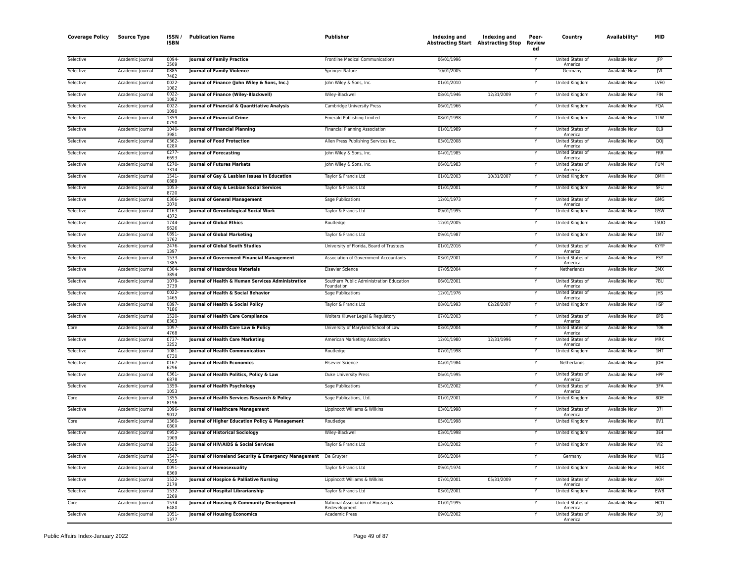| Coverage Policy | Source Type | ISSN / ISBN | Publication Name | Publisher | Indexing and Abstracting Start | Indexing and Abstracting Stop | Peer-Reviewed | Country | Availability* | MID |
|---|---|---|---|---|---|---|---|---|---|---|
| Selective | Academic Journal | 0094-3509 | **Journal of Family Practice** | Frontline Medical Communications | 06/01/1996 | | Y | United States of America | Available Now | JFP |
| Selective | Academic Journal | 0885-7482 | **Journal of Family Violence** | Springer Nature | 10/01/2005 | | Y | Germany | Available Now | JVI |
| Selective | Academic Journal | 0022-1082 | **Journal of Finance (John Wiley & Sons, Inc.)** | John Wiley & Sons, Inc. | 01/01/2010 | | Y | United Kingdom | Available Now | LVE0 |
| Selective | Academic Journal | 0022-1082 | **Journal of Finance (Wiley-Blackwell)** | Wiley-Blackwell | 08/01/1946 | 12/31/2009 | Y | United Kingdom | Available Now | FIN |
| Selective | Academic Journal | 0022-1090 | **Journal of Financial & Quantitative Analysis** | Cambridge University Press | 06/01/1966 | | Y | United Kingdom | Available Now | FQA |
| Selective | Academic Journal | 1359-0790 | **Journal of Financial Crime** | Emerald Publishing Limited | 08/01/1998 | | Y | United Kingdom | Available Now | 1LW |
| Selective | Academic Journal | 1040-3981 | **Journal of Financial Planning** | Financial Planning Association | 01/01/1989 | | Y | United States of America | Available Now | 0L9 |
| Selective | Academic Journal | 0362-028X | **Journal of Food Protection** | Allen Press Publishing Services Inc. | 03/01/2008 | | Y | United States of America | Available Now | QOJ |
| Selective | Academic Journal | 0277-6693 | **Journal of Forecasting** | John Wiley & Sons, Inc. | 04/01/1985 | | Y | United States of America | Available Now | FRR |
| Selective | Academic Journal | 0270-7314 | **Journal of Futures Markets** | John Wiley & Sons, Inc. | 06/01/1983 | | Y | United States of America | Available Now | FUM |
| Selective | Academic Journal | 1541-0889 | **Journal of Gay & Lesbian Issues In Education** | Taylor & Francis Ltd | 01/01/2003 | 10/31/2007 | Y | United Kingdom | Available Now | QMH |
| Selective | Academic Journal | 1053-8720 | **Journal of Gay & Lesbian Social Services** | Taylor & Francis Ltd | 01/01/2001 | | Y | United Kingdom | Available Now | 5FU |
| Selective | Academic Journal | 0306-3070 | **Journal of General Management** | Sage Publications | 12/01/1973 | | Y | United States of America | Available Now | GMG |
| Selective | Academic Journal | 0163-4372 | **Journal of Gerontological Social Work** | Taylor & Francis Ltd | 09/01/1995 | | Y | United Kingdom | Available Now | GSW |
| Selective | Academic Journal | 1744-9626 | **Journal of Global Ethics** | Routledge | 12/01/2005 | | Y | United Kingdom | Available Now | 15UO |
| Selective | Academic Journal | 0891-1762 | **Journal of Global Marketing** | Taylor & Francis Ltd | 09/01/1987 | | Y | United Kingdom | Available Now | 1M7 |
| Selective | Academic Journal | 2476-1397 | **Journal of Global South Studies** | University of Florida, Board of Trustees | 01/01/2016 | | Y | United States of America | Available Now | KYYP |
| Selective | Academic Journal | 1533-1385 | **Journal of Government Financial Management** | Association of Government Accountants | 03/01/2001 | | Y | United States of America | Available Now | FSY |
| Selective | Academic Journal | 0304-3894 | **Journal of Hazardous Materials** | Elsevier Science | 07/05/2004 | | Y | Netherlands | Available Now | 3MX |
| Selective | Academic Journal | 1079-3739 | **Journal of Health & Human Services Administration** | Southern Public Administration Education Foundation | 06/01/2001 | | Y | United States of America | Available Now | 7BU |
| Selective | Academic Journal | 0022-1465 | **Journal of Health & Social Behavior** | Sage Publications | 12/01/1976 | | Y | United States of America | Available Now | JHS |
| Selective | Academic Journal | 0897-7186 | **Journal of Health & Social Policy** | Taylor & Francis Ltd | 08/01/1993 | 02/28/2007 | Y | United Kingdom | Available Now | HSP |
| Selective | Academic Journal | 1520-8303 | **Journal of Health Care Compliance** | Wolters Kluwer Legal & Regulatory | 07/01/2003 | | Y | United States of America | Available Now | 6PB |
| Core | Academic Journal | 1097-4768 | **Journal of Health Care Law & Policy** | University of Maryland School of Law | 03/01/2004 | | Y | United States of America | Available Now | T06 |
| Selective | Academic Journal | 0737-3252 | **Journal of Health Care Marketing** | American Marketing Association | 12/01/1980 | 12/31/1996 | Y | United States of America | Available Now | MRK |
| Selective | Academic Journal | 1081-0730 | **Journal of Health Communication** | Routledge | 07/01/1998 | | Y | United Kingdom | Available Now | 1HT |
| Selective | Academic Journal | 0167-6296 | **Journal of Health Economics** | Elsevier Science | 04/01/1984 | | Y | Netherlands | Available Now | JOH |
| Selective | Academic Journal | 0361-6878 | **Journal of Health Politics, Policy & Law** | Duke University Press | 06/01/1995 | | Y | United States of America | Available Now | HPP |
| Selective | Academic Journal | 1359-1053 | **Journal of Health Psychology** | Sage Publications | 05/01/2002 | | Y | United States of America | Available Now | 3FA |
| Core | Academic Journal | 1355-8196 | **Journal of Health Services Research & Policy** | Sage Publications, Ltd. | 01/01/2001 | | Y | United Kingdom | Available Now | 8OE |
| Selective | Academic Journal | 1096-9012 | **Journal of Healthcare Management** | Lippincott Williams & Wilkins | 03/01/1998 | | Y | United States of America | Available Now | 37I |
| Core | Academic Journal | 1360-080X | **Journal of Higher Education Policy & Management** | Routledge | 05/01/1998 | | Y | United Kingdom | Available Now | 0V1 |
| Selective | Academic Journal | 0952-1909 | **Journal of Historical Sociology** | Wiley-Blackwell | 03/01/1998 | | Y | United Kingdom | Available Now | 3E4 |
| Selective | Academic Journal | 1538-1501 | **Journal of HIV/AIDS & Social Services** | Taylor & Francis Ltd | 03/01/2002 | | Y | United Kingdom | Available Now | VI2 |
| Selective | Academic Journal | 1547-7355 | **Journal of Homeland Security & Emergency Management** | De Gruyter | 06/01/2004 | | Y | Germany | Available Now | W16 |
| Selective | Academic Journal | 0091-8369 | **Journal of Homosexuality** | Taylor & Francis Ltd | 09/01/1974 | | Y | United Kingdom | Available Now | HOX |
| Selective | Academic Journal | 1522-2179 | **Journal of Hospice & Palliative Nursing** | Lippincott Williams & Wilkins | 07/01/2001 | 05/31/2009 | Y | United States of America | Available Now | A0H |
| Selective | Academic Journal | 1532-3269 | **Journal of Hospital Librarianship** | Taylor & Francis Ltd | 03/01/2001 | | Y | United Kingdom | Available Now | EWB |
| Core | Academic Journal | 1534-648X | **Journal of Housing & Community Development** | National Association of Housing & Redevelopment | 01/01/1995 | | Y | United States of America | Available Now | HCD |
| Selective | Academic Journal | 1051-1377 | **Journal of Housing Economics** | Academic Press | 09/01/2002 | | Y | United States of America | Available Now | 3XJ |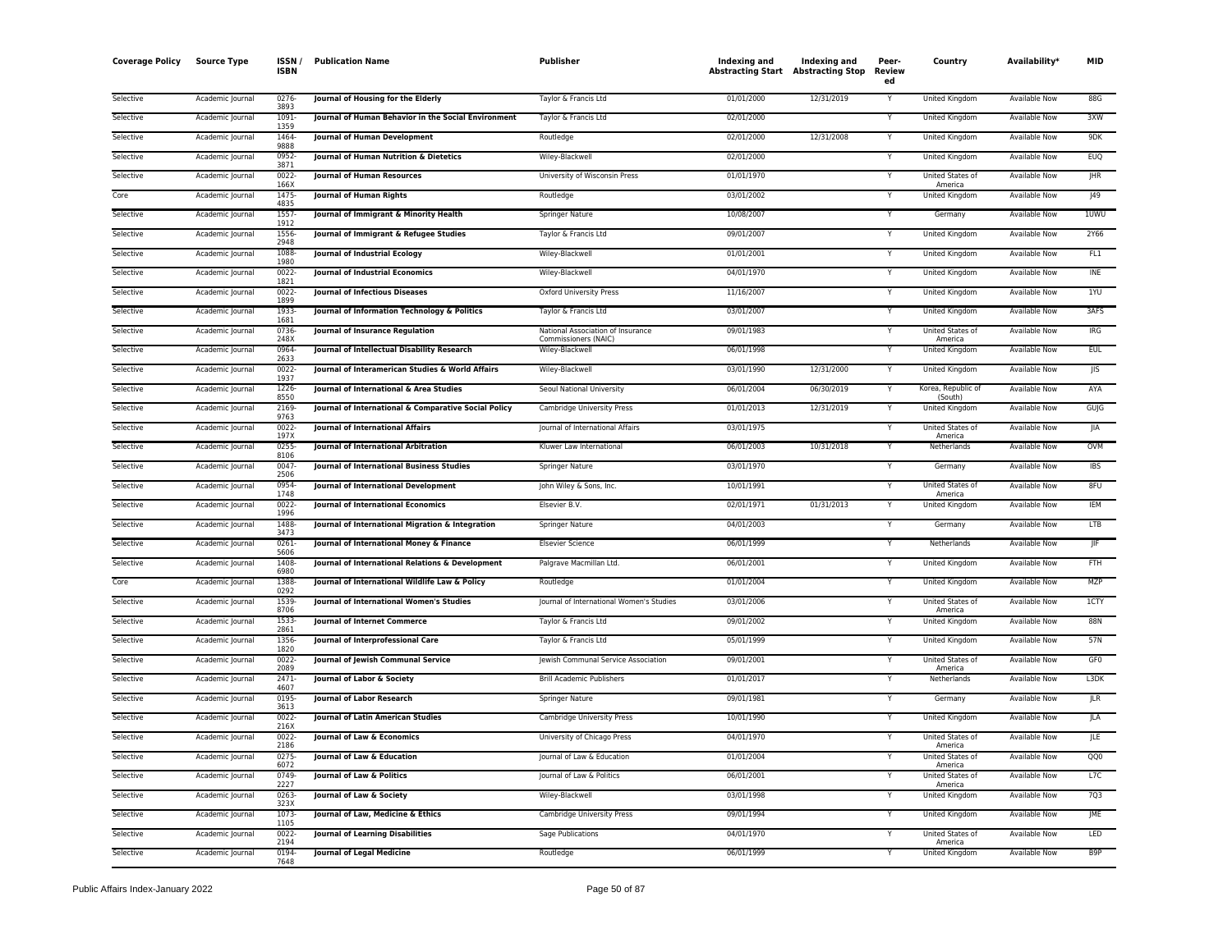| Coverage Policy | Source Type | ISSN / ISBN | Publication Name | Publisher | Indexing and Abstracting Start | Indexing and Abstracting Stop | Peer-Reviewed | Country | Availability* | MID |
|---|---|---|---|---|---|---|---|---|---|---|
| Selective | Academic Journal | 0276-3893 | Journal of Housing for the Elderly | Taylor & Francis Ltd | 01/01/2000 | 12/31/2019 | Y | United Kingdom | Available Now | 88G |
| Selective | Academic Journal | 1091-1359 | Journal of Human Behavior in the Social Environment | Taylor & Francis Ltd | 02/01/2000 | | Y | United Kingdom | Available Now | 3XW |
| Selective | Academic Journal | 1464-9888 | Journal of Human Development | Routledge | 02/01/2000 | 12/31/2008 | Y | United Kingdom | Available Now | 9DK |
| Selective | Academic Journal | 0952-3871 | Journal of Human Nutrition & Dietetics | Wiley-Blackwell | 02/01/2000 | | Y | United Kingdom | Available Now | EUQ |
| Selective | Academic Journal | 0022-166X | Journal of Human Resources | University of Wisconsin Press | 01/01/1970 | | Y | United States of America | Available Now | JHR |
| Core | Academic Journal | 1475-4835 | Journal of Human Rights | Routledge | 03/01/2002 | | Y | United Kingdom | Available Now | J49 |
| Selective | Academic Journal | 1557-1912 | Journal of Immigrant & Minority Health | Springer Nature | 10/08/2007 | | Y | Germany | Available Now | 1UWU |
| Selective | Academic Journal | 1556-2948 | Journal of Immigrant & Refugee Studies | Taylor & Francis Ltd | 09/01/2007 | | Y | United Kingdom | Available Now | 2Y66 |
| Selective | Academic Journal | 1088-1980 | Journal of Industrial Ecology | Wiley-Blackwell | 01/01/2001 | | Y | United Kingdom | Available Now | FL1 |
| Selective | Academic Journal | 0022-1821 | Journal of Industrial Economics | Wiley-Blackwell | 04/01/1970 | | Y | United Kingdom | Available Now | INE |
| Selective | Academic Journal | 0022-1899 | Journal of Infectious Diseases | Oxford University Press | 11/16/2007 | | Y | United Kingdom | Available Now | 1YU |
| Selective | Academic Journal | 1933-1681 | Journal of Information Technology & Politics | Taylor & Francis Ltd | 03/01/2007 | | Y | United Kingdom | Available Now | 3AFS |
| Selective | Academic Journal | 0736-248X | Journal of Insurance Regulation | National Association of Insurance Commissioners (NAIC) | 09/01/1983 | | Y | United States of America | Available Now | IRG |
| Selective | Academic Journal | 0964-2633 | Journal of Intellectual Disability Research | Wiley-Blackwell | 06/01/1998 | | Y | United Kingdom | Available Now | EUL |
| Selective | Academic Journal | 0022-1937 | Journal of Interamerican Studies & World Affairs | Wiley-Blackwell | 03/01/1990 | 12/31/2000 | Y | United Kingdom | Available Now | JIS |
| Selective | Academic Journal | 1226-8550 | Journal of International & Area Studies | Seoul National University | 06/01/2004 | 06/30/2019 | Y | Korea, Republic of (South) | Available Now | AYA |
| Selective | Academic Journal | 2169-9763 | Journal of International & Comparative Social Policy | Cambridge University Press | 01/01/2013 | 12/31/2019 | Y | United Kingdom | Available Now | GUJG |
| Selective | Academic Journal | 0022-197X | Journal of International Affairs | Journal of International Affairs | 03/01/1975 | | Y | United States of America | Available Now | JIA |
| Selective | Academic Journal | 0255-8106 | Journal of International Arbitration | Kluwer Law International | 06/01/2003 | 10/31/2018 | Y | Netherlands | Available Now | OVM |
| Selective | Academic Journal | 0047-2506 | Journal of International Business Studies | Springer Nature | 03/01/1970 | | Y | Germany | Available Now | IBS |
| Selective | Academic Journal | 0954-1748 | Journal of International Development | John Wiley & Sons, Inc. | 10/01/1991 | | Y | United States of America | Available Now | 8FU |
| Selective | Academic Journal | 0022-1996 | Journal of International Economics | Elsevier B.V. | 02/01/1971 | 01/31/2013 | Y | United Kingdom | Available Now | IEM |
| Selective | Academic Journal | 1488-3473 | Journal of International Migration & Integration | Springer Nature | 04/01/2003 | | Y | Germany | Available Now | LTB |
| Selective | Academic Journal | 0261-5606 | Journal of International Money & Finance | Elsevier Science | 06/01/1999 | | Y | Netherlands | Available Now | JIF |
| Selective | Academic Journal | 1408-6980 | Journal of International Relations & Development | Palgrave Macmillan Ltd. | 06/01/2001 | | Y | United Kingdom | Available Now | FTH |
| Core | Academic Journal | 1388-0292 | Journal of International Wildlife Law & Policy | Routledge | 01/01/2004 | | Y | United Kingdom | Available Now | MZP |
| Selective | Academic Journal | 1539-8706 | Journal of International Women's Studies | Journal of International Women's Studies | 03/01/2006 | | Y | United States of America | Available Now | 1CTY |
| Selective | Academic Journal | 1533-2861 | Journal of Internet Commerce | Taylor & Francis Ltd | 09/01/2002 | | Y | United Kingdom | Available Now | 88N |
| Selective | Academic Journal | 1356-1820 | Journal of Interprofessional Care | Taylor & Francis Ltd | 05/01/1999 | | Y | United Kingdom | Available Now | 57N |
| Selective | Academic Journal | 0022-2089 | Journal of Jewish Communal Service | Jewish Communal Service Association | 09/01/2001 | | Y | United States of America | Available Now | GF0 |
| Selective | Academic Journal | 2471-4607 | Journal of Labor & Society | Brill Academic Publishers | 01/01/2017 | | Y | Netherlands | Available Now | L3DK |
| Selective | Academic Journal | 0195-3613 | Journal of Labor Research | Springer Nature | 09/01/1981 | | Y | Germany | Available Now | JLR |
| Selective | Academic Journal | 0022-216X | Journal of Latin American Studies | Cambridge University Press | 10/01/1990 | | Y | United Kingdom | Available Now | JLA |
| Selective | Academic Journal | 0022-2186 | Journal of Law & Economics | University of Chicago Press | 04/01/1970 | | Y | United States of America | Available Now | JLE |
| Selective | Academic Journal | 0275-6072 | Journal of Law & Education | Journal of Law & Education | 01/01/2004 | | Y | United States of America | Available Now | QQ0 |
| Selective | Academic Journal | 0749-2227 | Journal of Law & Politics | Journal of Law & Politics | 06/01/2001 | | Y | United States of America | Available Now | L7C |
| Selective | Academic Journal | 0263-323X | Journal of Law & Society | Wiley-Blackwell | 03/01/1998 | | Y | United Kingdom | Available Now | 7Q3 |
| Selective | Academic Journal | 1073-1105 | Journal of Law, Medicine & Ethics | Cambridge University Press | 09/01/1994 | | Y | United Kingdom | Available Now | JME |
| Selective | Academic Journal | 0022-2194 | Journal of Learning Disabilities | Sage Publications | 04/01/1970 | | Y | United States of America | Available Now | LED |
| Selective | Academic Journal | 0194-7648 | Journal of Legal Medicine | Routledge | 06/01/1999 | | Y | United Kingdom | Available Now | B9P |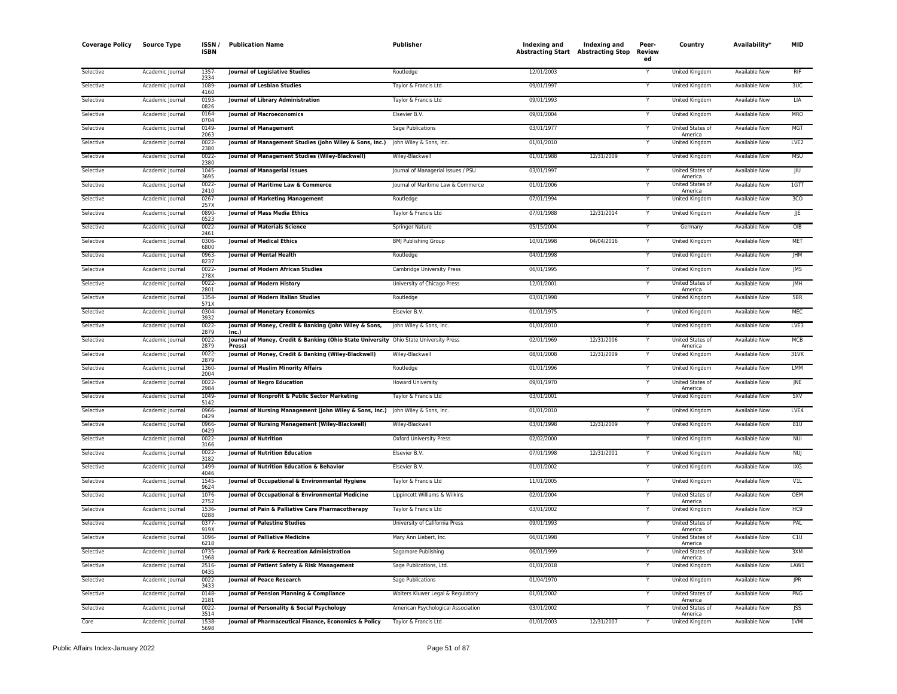| Coverage Policy | Source Type | ISSN / ISBN | Publication Name | Publisher | Indexing and Abstracting Start | Indexing and Abstracting Stop | Peer-Reviewed | Country | Availability* | MID |
|---|---|---|---|---|---|---|---|---|---|---|
| Selective | Academic Journal | 1357-2334 | **Journal of Legislative Studies** | Routledge | 12/01/2003 | | Y | United Kingdom | Available Now | RIF |
| Selective | Academic Journal | 1089-4160 | **Journal of Lesbian Studies** | Taylor & Francis Ltd | 09/01/1997 | | Y | United Kingdom | Available Now | 3UC |
| Selective | Academic Journal | 0193-0826 | **Journal of Library Administration** | Taylor & Francis Ltd | 09/01/1993 | | Y | United Kingdom | Available Now | LIA |
| Selective | Academic Journal | 0164-0704 | **Journal of Macroeconomics** | Elsevier B.V. | 09/01/2004 | | Y | United Kingdom | Available Now | MRO |
| Selective | Academic Journal | 0149-2063 | **Journal of Management** | Sage Publications | 03/01/1977 | | Y | United States of America | Available Now | MGT |
| Selective | Academic Journal | 0022-2380 | **Journal of Management Studies (John Wiley & Sons, Inc.)** | John Wiley & Sons, Inc. | 01/01/2010 | | Y | United Kingdom | Available Now | LVE2 |
| Selective | Academic Journal | 0022-2380 | **Journal of Management Studies (Wiley-Blackwell)** | Wiley-Blackwell | 01/01/1988 | 12/31/2009 | Y | United Kingdom | Available Now | MSU |
| Selective | Academic Journal | 1045-3695 | **Journal of Managerial Issues** | Journal of Managerial Issues / PSU | 03/01/1997 | | Y | United States of America | Available Now | JIU |
| Selective | Academic Journal | 0022-2410 | **Journal of Maritime Law & Commerce** | Journal of Maritime Law & Commerce | 01/01/2006 | | Y | United States of America | Available Now | 1GTT |
| Selective | Academic Journal | 0267-257X | **Journal of Marketing Management** | Routledge | 07/01/1994 | | Y | United Kingdom | Available Now | 3CO |
| Selective | Academic Journal | 0890-0523 | **Journal of Mass Media Ethics** | Taylor & Francis Ltd | 07/01/1988 | 12/31/2014 | Y | United Kingdom | Available Now | JJE |
| Selective | Academic Journal | 0022-2461 | **Journal of Materials Science** | Springer Nature | 05/15/2004 | | Y | Germany | Available Now | OIB |
| Selective | Academic Journal | 0306-6800 | **Journal of Medical Ethics** | BMJ Publishing Group | 10/01/1998 | 04/04/2016 | Y | United Kingdom | Available Now | MET |
| Selective | Academic Journal | 0963-8237 | **Journal of Mental Health** | Routledge | 04/01/1998 | | Y | United Kingdom | Available Now | JHM |
| Selective | Academic Journal | 0022-278X | **Journal of Modern African Studies** | Cambridge University Press | 06/01/1995 | | Y | United Kingdom | Available Now | JMS |
| Selective | Academic Journal | 0022-2801 | **Journal of Modern History** | University of Chicago Press | 12/01/2001 | | Y | United States of America | Available Now | JMH |
| Selective | Academic Journal | 1354-571X | **Journal of Modern Italian Studies** | Routledge | 03/01/1998 | | Y | United Kingdom | Available Now | 5BR |
| Selective | Academic Journal | 0304-3932 | **Journal of Monetary Economics** | Elsevier B.V. | 01/01/1975 | | Y | United Kingdom | Available Now | MEC |
| Selective | Academic Journal | 0022-2879 | **Journal of Money, Credit & Banking (John Wiley & Sons, Inc.)** | John Wiley & Sons, Inc. | 01/01/2010 | | Y | United Kingdom | Available Now | LVE3 |
| Selective | Academic Journal | 0022-2879 | **Journal of Money, Credit & Banking (Ohio State University Press)** | Ohio State University Press | 02/01/1969 | 12/31/2006 | Y | United States of America | Available Now | MCB |
| Selective | Academic Journal | 0022-2879 | **Journal of Money, Credit & Banking (Wiley-Blackwell)** | Wiley-Blackwell | 08/01/2008 | 12/31/2009 | Y | United Kingdom | Available Now | 31VK |
| Selective | Academic Journal | 1360-2004 | **Journal of Muslim Minority Affairs** | Routledge | 01/01/1996 | | Y | United Kingdom | Available Now | LMM |
| Selective | Academic Journal | 0022-2984 | **Journal of Negro Education** | Howard University | 09/01/1970 | | Y | United States of America | Available Now | JNE |
| Selective | Academic Journal | 1049-5142 | **Journal of Nonprofit & Public Sector Marketing** | Taylor & Francis Ltd | 03/01/2001 | | Y | United Kingdom | Available Now | 5XV |
| Selective | Academic Journal | 0966-0429 | **Journal of Nursing Management (John Wiley & Sons, Inc.)** | John Wiley & Sons, Inc. | 01/01/2010 | | Y | United Kingdom | Available Now | LVE4 |
| Selective | Academic Journal | 0966-0429 | **Journal of Nursing Management (Wiley-Blackwell)** | Wiley-Blackwell | 03/01/1998 | 12/31/2009 | Y | United Kingdom | Available Now | 81U |
| Selective | Academic Journal | 0022-3166 | **Journal of Nutrition** | Oxford University Press | 02/02/2000 | | Y | United Kingdom | Available Now | NUI |
| Selective | Academic Journal | 0022-3182 | **Journal of Nutrition Education** | Elsevier B.V. | 07/01/1998 | 12/31/2001 | Y | United Kingdom | Available Now | NUJ |
| Selective | Academic Journal | 1499-4046 | **Journal of Nutrition Education & Behavior** | Elsevier B.V. | 01/01/2002 | | Y | United Kingdom | Available Now | IXG |
| Selective | Academic Journal | 1545-9624 | **Journal of Occupational & Environmental Hygiene** | Taylor & Francis Ltd | 11/01/2005 | | Y | United Kingdom | Available Now | V1L |
| Selective | Academic Journal | 1076-2752 | **Journal of Occupational & Environmental Medicine** | Lippincott Williams & Wilkins | 02/01/2004 | | Y | United States of America | Available Now | OEM |
| Selective | Academic Journal | 1536-0288 | **Journal of Pain & Palliative Care Pharmacotherapy** | Taylor & Francis Ltd | 03/01/2002 | | Y | United Kingdom | Available Now | HC9 |
| Selective | Academic Journal | 0377-919X | **Journal of Palestine Studies** | University of California Press | 09/01/1993 | | Y | United States of America | Available Now | PAL |
| Selective | Academic Journal | 1096-6218 | **Journal of Palliative Medicine** | Mary Ann Liebert, Inc. | 06/01/1998 | | Y | United States of America | Available Now | C1U |
| Selective | Academic Journal | 0735-1968 | **Journal of Park & Recreation Administration** | Sagamore Publishing | 06/01/1999 | | Y | United States of America | Available Now | 3XM |
| Selective | Academic Journal | 2516-0435 | **Journal of Patient Safety & Risk Management** | Sage Publications, Ltd. | 01/01/2018 | | Y | United Kingdom | Available Now | LAW1 |
| Selective | Academic Journal | 0022-3433 | **Journal of Peace Research** | Sage Publications | 01/04/1970 | | Y | United Kingdom | Available Now | JPR |
| Selective | Academic Journal | 0148-2181 | **Journal of Pension Planning & Compliance** | Wolters Kluwer Legal & Regulatory | 01/01/2002 | | Y | United States of America | Available Now | PNG |
| Selective | Academic Journal | 0022-3514 | **Journal of Personality & Social Psychology** | American Psychological Association | 03/01/2002 | | Y | United States of America | Available Now | JSS |
| Core | Academic Journal | 1538-5698 | **Journal of Pharmaceutical Finance, Economics & Policy** | Taylor & Francis Ltd | 01/01/2003 | 12/31/2007 | Y | United Kingdom | Available Now | 1VMI |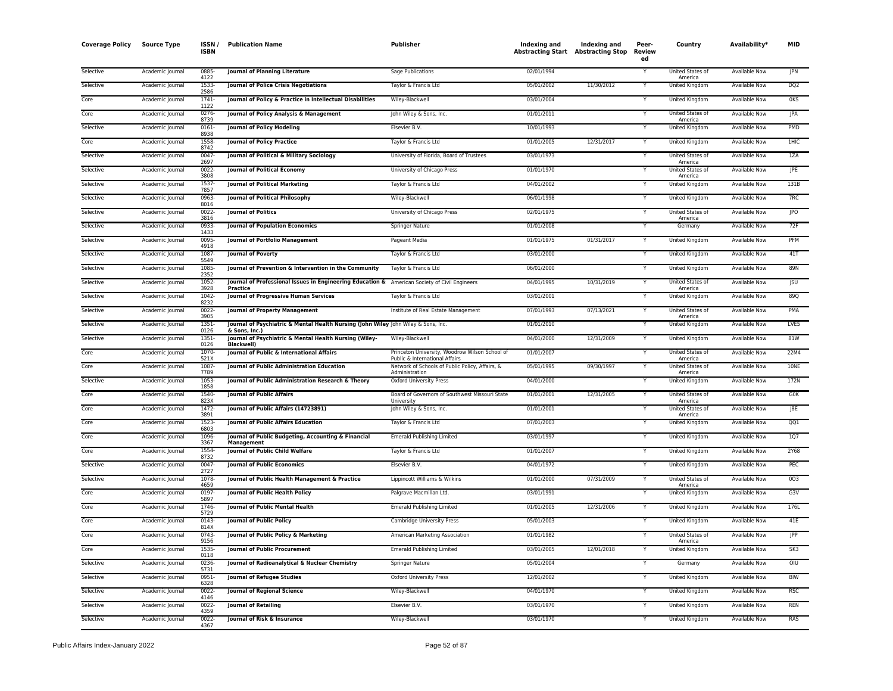| Coverage Policy | Source Type | ISSN / ISBN | Publication Name | Publisher | Indexing and Abstracting Start | Indexing and Abstracting Stop | Peer-Review ed | Country | Availability* | MID |
|---|---|---|---|---|---|---|---|---|---|---|
| Selective | Academic Journal | 0885-4122 | **Journal of Planning Literature** | Sage Publications | 02/01/1994 | | Y | United States of America | Available Now | JPN |
| Selective | Academic Journal | 1533-2586 | **Journal of Police Crisis Negotiations** | Taylor & Francis Ltd | 05/01/2002 | 11/30/2012 | Y | United Kingdom | Available Now | DQ2 |
| Core | Academic Journal | 1741-1122 | **Journal of Policy & Practice in Intellectual Disabilities** | Wiley-Blackwell | 03/01/2004 | | Y | United Kingdom | Available Now | 0KS |
| Core | Academic Journal | 0276-8739 | **Journal of Policy Analysis & Management** | John Wiley & Sons, Inc. | 01/01/2011 | | Y | United States of America | Available Now | JPA |
| Selective | Academic Journal | 0161-8938 | **Journal of Policy Modeling** | Elsevier B.V. | 10/01/1993 | | Y | United Kingdom | Available Now | PMD |
| Core | Academic Journal | 1558-8742 | **Journal of Policy Practice** | Taylor & Francis Ltd | 01/01/2005 | 12/31/2017 | Y | United Kingdom | Available Now | 1HIC |
| Selective | Academic Journal | 0047-2697 | **Journal of Political & Military Sociology** | University of Florida, Board of Trustees | 03/01/1973 | | Y | United States of America | Available Now | 1ZA |
| Selective | Academic Journal | 0022-3808 | **Journal of Political Economy** | University of Chicago Press | 01/01/1970 | | Y | United States of America | Available Now | JPE |
| Selective | Academic Journal | 1537-7857 | **Journal of Political Marketing** | Taylor & Francis Ltd | 04/01/2002 | | Y | United Kingdom | Available Now | 131B |
| Selective | Academic Journal | 0963-8016 | **Journal of Political Philosophy** | Wiley-Blackwell | 06/01/1998 | | Y | United Kingdom | Available Now | 7RC |
| Selective | Academic Journal | 0022-3816 | **Journal of Politics** | University of Chicago Press | 02/01/1975 | | Y | United States of America | Available Now | JPO |
| Selective | Academic Journal | 0933-1433 | **Journal of Population Economics** | Springer Nature | 01/01/2008 | | Y | Germany | Available Now | 72F |
| Selective | Academic Journal | 0095-4918 | **Journal of Portfolio Management** | Pageant Media | 01/01/1975 | 01/31/2017 | Y | United Kingdom | Available Now | PFM |
| Selective | Academic Journal | 1087-5549 | **Journal of Poverty** | Taylor & Francis Ltd | 03/01/2000 | | Y | United Kingdom | Available Now | 41T |
| Selective | Academic Journal | 1085-2352 | **Journal of Prevention & Intervention in the Community** | Taylor & Francis Ltd | 06/01/2000 | | Y | United Kingdom | Available Now | 89N |
| Selective | Academic Journal | 1052-3928 | **Journal of Professional Issues in Engineering Education & Practice** | American Society of Civil Engineers | 04/01/1995 | 10/31/2019 | Y | United States of America | Available Now | JSU |
| Selective | Academic Journal | 1042-8232 | **Journal of Progressive Human Services** | Taylor & Francis Ltd | 03/01/2001 | | Y | United Kingdom | Available Now | 89Q |
| Selective | Academic Journal | 0022-3905 | **Journal of Property Management** | Institute of Real Estate Management | 07/01/1993 | 07/13/2021 | Y | United States of America | Available Now | PMA |
| Selective | Academic Journal | 1351-0126 | **Journal of Psychiatric & Mental Health Nursing (John Wiley & Sons, Inc.)** | John Wiley & Sons, Inc. | 01/01/2010 | | Y | United Kingdom | Available Now | LVE5 |
| Selective | Academic Journal | 1351-0126 | **Journal of Psychiatric & Mental Health Nursing (Wiley-Blackwell)** | Wiley-Blackwell | 04/01/2000 | 12/31/2009 | Y | United Kingdom | Available Now | 81W |
| Core | Academic Journal | 1070-521X | **Journal of Public & International Affairs** | Princeton University, Woodrow Wilson School of Public & International Affairs | 01/01/2007 | | Y | United States of America | Available Now | 22M4 |
| Core | Academic Journal | 1087-7789 | **Journal of Public Administration Education** | Network of Schools of Public Policy, Affairs, & Administration | 05/01/1995 | 09/30/1997 | Y | United States of America | Available Now | 10NE |
| Selective | Academic Journal | 1053-1858 | **Journal of Public Administration Research & Theory** | Oxford University Press | 04/01/2000 | | Y | United Kingdom | Available Now | 172N |
| Core | Academic Journal | 1540-823X | **Journal of Public Affairs** | Board of Governors of Southwest Missouri State University | 01/01/2001 | 12/31/2005 | Y | United States of America | Available Now | G0K |
| Core | Academic Journal | 1472-3891 | **Journal of Public Affairs (14723891)** | John Wiley & Sons, Inc. | 01/01/2001 | | Y | United States of America | Available Now | J8E |
| Core | Academic Journal | 1523-6803 | **Journal of Public Affairs Education** | Taylor & Francis Ltd | 07/01/2003 | | Y | United Kingdom | Available Now | QQ1 |
| Core | Academic Journal | 1096-3367 | **Journal of Public Budgeting, Accounting & Financial Management** | Emerald Publishing Limited | 03/01/1997 | | Y | United Kingdom | Available Now | 1Q7 |
| Core | Academic Journal | 1554-8732 | **Journal of Public Child Welfare** | Taylor & Francis Ltd | 01/01/2007 | | Y | United Kingdom | Available Now | 2Y68 |
| Selective | Academic Journal | 0047-2727 | **Journal of Public Economics** | Elsevier B.V. | 04/01/1972 | | Y | United Kingdom | Available Now | PEC |
| Selective | Academic Journal | 1078-4659 | **Journal of Public Health Management & Practice** | Lippincott Williams & Wilkins | 01/01/2000 | 07/31/2009 | Y | United States of America | Available Now | 0O3 |
| Core | Academic Journal | 0197-5897 | **Journal of Public Health Policy** | Palgrave Macmillan Ltd. | 03/01/1991 | | Y | United Kingdom | Available Now | G3V |
| Core | Academic Journal | 1746-5729 | **Journal of Public Mental Health** | Emerald Publishing Limited | 01/01/2005 | 12/31/2006 | Y | United Kingdom | Available Now | 176L |
| Core | Academic Journal | 0143-814X | **Journal of Public Policy** | Cambridge University Press | 05/01/2003 | | Y | United Kingdom | Available Now | 41E |
| Core | Academic Journal | 0743-9156 | **Journal of Public Policy & Marketing** | American Marketing Association | 01/01/1982 | | Y | United States of America | Available Now | JPP |
| Core | Academic Journal | 1535-0118 | **Journal of Public Procurement** | Emerald Publishing Limited | 03/01/2005 | 12/01/2018 | Y | United Kingdom | Available Now | SK3 |
| Selective | Academic Journal | 0236-5731 | **Journal of Radioanalytical & Nuclear Chemistry** | Springer Nature | 05/01/2004 | | Y | Germany | Available Now | OIU |
| Selective | Academic Journal | 0951-6328 | **Journal of Refugee Studies** | Oxford University Press | 12/01/2002 | | Y | United Kingdom | Available Now | BIW |
| Selective | Academic Journal | 0022-4146 | **Journal of Regional Science** | Wiley-Blackwell | 04/01/1970 | | Y | United Kingdom | Available Now | RSC |
| Selective | Academic Journal | 0022-4359 | **Journal of Retailing** | Elsevier B.V. | 03/01/1970 | | Y | United Kingdom | Available Now | REN |
| Selective | Academic Journal | 0022-4367 | **Journal of Risk & Insurance** | Wiley-Blackwell | 03/01/1970 | | Y | United Kingdom | Available Now | RAS |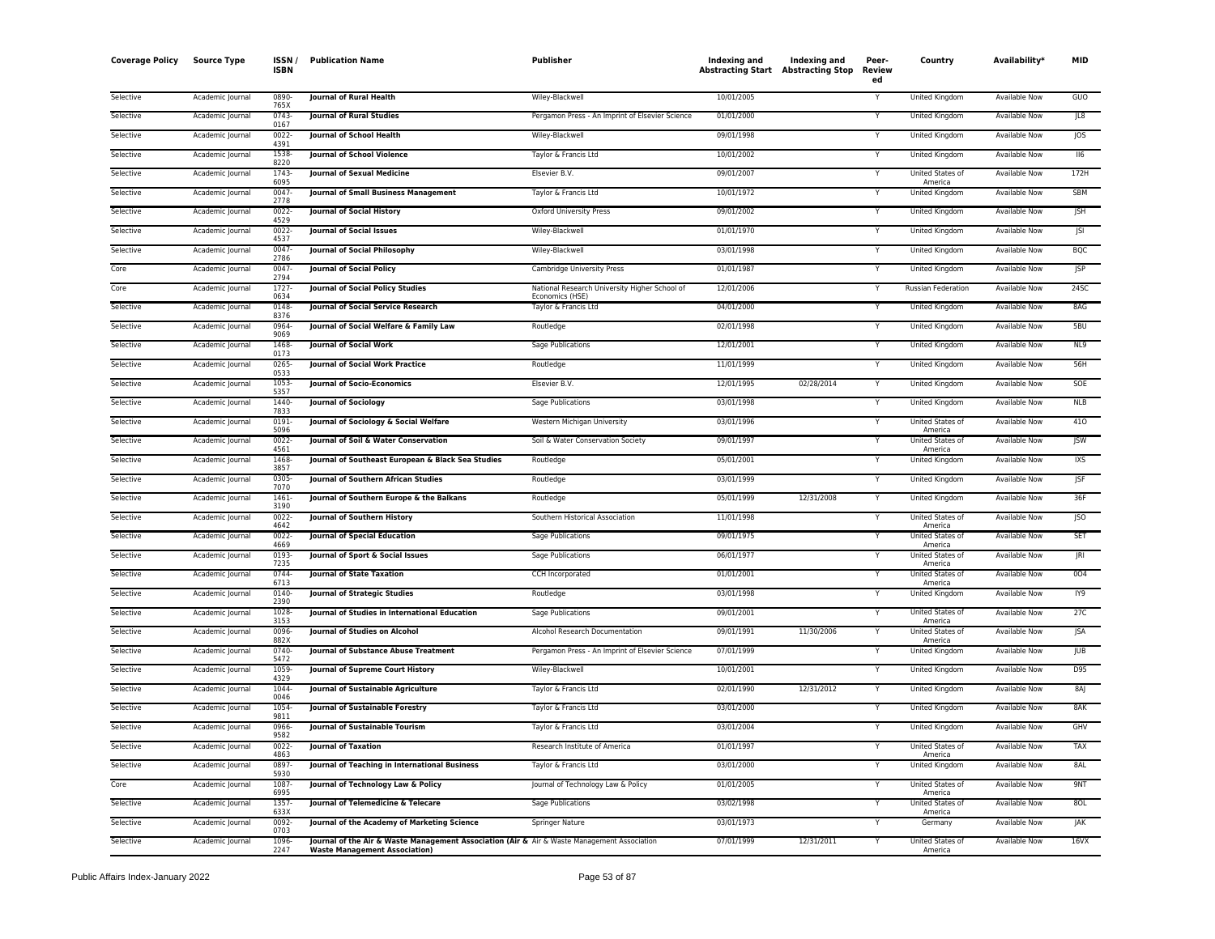| Coverage Policy | Source Type | ISSN / ISBN | Publication Name | Publisher | Indexing and Abstracting Start | Indexing and Abstracting Stop | Peer-Reviewed | Country | Availability* | MID |
|---|---|---|---|---|---|---|---|---|---|---|
| Selective | Academic Journal | 0890-765X | **Journal of Rural Health** | Wiley-Blackwell | 10/01/2005 | | Y | United Kingdom | Available Now | GUO |
| Selective | Academic Journal | 0743-0167 | **Journal of Rural Studies** | Pergamon Press - An Imprint of Elsevier Science | 01/01/2000 | | Y | United Kingdom | Available Now | JL8 |
| Selective | Academic Journal | 0022-4391 | **Journal of School Health** | Wiley-Blackwell | 09/01/1998 | | Y | United Kingdom | Available Now | JOS |
| Selective | Academic Journal | 1538-8220 | **Journal of School Violence** | Taylor & Francis Ltd | 10/01/2002 | | Y | United Kingdom | Available Now | II6 |
| Selective | Academic Journal | 1743-6095 | **Journal of Sexual Medicine** | Elsevier B.V. | 09/01/2007 | | Y | United States of America | Available Now | 172H |
| Selective | Academic Journal | 0047-2778 | **Journal of Small Business Management** | Taylor & Francis Ltd | 10/01/1972 | | Y | United Kingdom | Available Now | SBM |
| Selective | Academic Journal | 0022-4529 | **Journal of Social History** | Oxford University Press | 09/01/2002 | | Y | United Kingdom | Available Now | JSH |
| Selective | Academic Journal | 0022-4537 | **Journal of Social Issues** | Wiley-Blackwell | 01/01/1970 | | Y | United Kingdom | Available Now | JSI |
| Selective | Academic Journal | 0047-2786 | **Journal of Social Philosophy** | Wiley-Blackwell | 03/01/1998 | | Y | United Kingdom | Available Now | BQC |
| Core | Academic Journal | 0047-2794 | **Journal of Social Policy** | Cambridge University Press | 01/01/1987 | | Y | United Kingdom | Available Now | JSP |
| Core | Academic Journal | 1727-0634 | **Journal of Social Policy Studies** | National Research University Higher School of Economics (HSE) | 12/01/2006 | | Y | Russian Federation | Available Now | 24SC |
| Selective | Academic Journal | 0148-8376 | **Journal of Social Service Research** | Taylor & Francis Ltd | 04/01/2000 | | Y | United Kingdom | Available Now | 8AG |
| Selective | Academic Journal | 0964-9069 | **Journal of Social Welfare & Family Law** | Routledge | 02/01/1998 | | Y | United Kingdom | Available Now | 5BU |
| Selective | Academic Journal | 1468-0173 | **Journal of Social Work** | Sage Publications | 12/01/2001 | | Y | United Kingdom | Available Now | NL9 |
| Selective | Academic Journal | 0265-0533 | **Journal of Social Work Practice** | Routledge | 11/01/1999 | | Y | United Kingdom | Available Now | 56H |
| Selective | Academic Journal | 1053-5357 | **Journal of Socio-Economics** | Elsevier B.V. | 12/01/1995 | 02/28/2014 | Y | United Kingdom | Available Now | SOE |
| Selective | Academic Journal | 1440-7833 | **Journal of Sociology** | Sage Publications | 03/01/1998 | | Y | United Kingdom | Available Now | NLB |
| Selective | Academic Journal | 0191-5096 | **Journal of Sociology & Social Welfare** | Western Michigan University | 03/01/1996 | | Y | United States of America | Available Now | 41O |
| Selective | Academic Journal | 0022-4561 | **Journal of Soil & Water Conservation** | Soil & Water Conservation Society | 09/01/1997 | | Y | United States of America | Available Now | JSW |
| Selective | Academic Journal | 1468-3857 | **Journal of Southeast European & Black Sea Studies** | Routledge | 05/01/2001 | | Y | United Kingdom | Available Now | IXS |
| Selective | Academic Journal | 0305-7070 | **Journal of Southern African Studies** | Routledge | 03/01/1999 | | Y | United Kingdom | Available Now | JSF |
| Selective | Academic Journal | 1461-3190 | **Journal of Southern Europe & the Balkans** | Routledge | 05/01/1999 | 12/31/2008 | Y | United Kingdom | Available Now | 36F |
| Selective | Academic Journal | 0022-4642 | **Journal of Southern History** | Southern Historical Association | 11/01/1998 | | Y | United States of America | Available Now | JSO |
| Selective | Academic Journal | 0022-4669 | **Journal of Special Education** | Sage Publications | 09/01/1975 | | Y | United States of America | Available Now | SET |
| Selective | Academic Journal | 0193-7235 | **Journal of Sport & Social Issues** | Sage Publications | 06/01/1977 | | Y | United States of America | Available Now | JRI |
| Selective | Academic Journal | 0744-6713 | **Journal of State Taxation** | CCH Incorporated | 01/01/2001 | | Y | United States of America | Available Now | 0O4 |
| Selective | Academic Journal | 0140-2390 | **Journal of Strategic Studies** | Routledge | 03/01/1998 | | Y | United Kingdom | Available Now | IY9 |
| Selective | Academic Journal | 1028-3153 | **Journal of Studies in International Education** | Sage Publications | 09/01/2001 | | Y | United States of America | Available Now | 27C |
| Selective | Academic Journal | 0096-882X | **Journal of Studies on Alcohol** | Alcohol Research Documentation | 09/01/1991 | 11/30/2006 | Y | United States of America | Available Now | JSA |
| Selective | Academic Journal | 0740-5472 | **Journal of Substance Abuse Treatment** | Pergamon Press - An Imprint of Elsevier Science | 07/01/1999 | | Y | United Kingdom | Available Now | JUB |
| Selective | Academic Journal | 1059-4329 | **Journal of Supreme Court History** | Wiley-Blackwell | 10/01/2001 | | Y | United Kingdom | Available Now | D95 |
| Selective | Academic Journal | 1044-0046 | **Journal of Sustainable Agriculture** | Taylor & Francis Ltd | 02/01/1990 | 12/31/2012 | Y | United Kingdom | Available Now | 8AJ |
| Selective | Academic Journal | 1054-9811 | **Journal of Sustainable Forestry** | Taylor & Francis Ltd | 03/01/2000 | | Y | United Kingdom | Available Now | 8AK |
| Selective | Academic Journal | 0966-9582 | **Journal of Sustainable Tourism** | Taylor & Francis Ltd | 03/01/2004 | | Y | United Kingdom | Available Now | GHV |
| Selective | Academic Journal | 0022-4863 | **Journal of Taxation** | Research Institute of America | 01/01/1997 | | Y | United States of America | Available Now | TAX |
| Selective | Academic Journal | 0897-5930 | **Journal of Teaching in International Business** | Taylor & Francis Ltd | 03/01/2000 | | Y | United Kingdom | Available Now | 8AL |
| Core | Academic Journal | 1087-6995 | **Journal of Technology Law & Policy** | Journal of Technology Law & Policy | 01/01/2005 | | Y | United States of America | Available Now | 9NT |
| Selective | Academic Journal | 1357-633X | **Journal of Telemedicine & Telecare** | Sage Publications | 03/02/1998 | | Y | United States of America | Available Now | 8OL |
| Selective | Academic Journal | 0092-0703 | **Journal of the Academy of Marketing Science** | Springer Nature | 03/01/1973 | | Y | Germany | Available Now | JAK |
| Selective | Academic Journal | 1096-2247 | **Journal of the Air & Waste Management Association (Air & Waste Management Association)** | Air & Waste Management Association | 07/01/1999 | 12/31/2011 | Y | United States of America | Available Now | 16VX |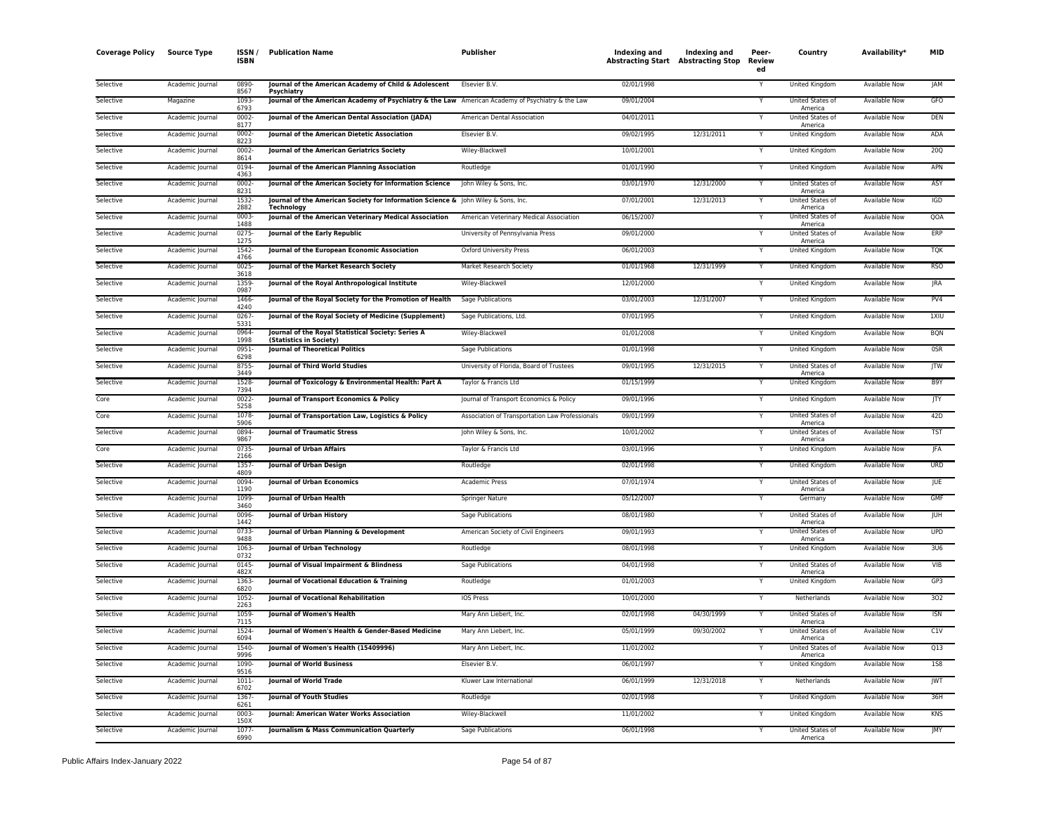| Coverage Policy | Source Type | ISSN / ISBN | Publication Name | Publisher | Indexing and Abstracting Start | Indexing and Abstracting Stop | Peer-Reviewed | Country | Availability* | MID |
|---|---|---|---|---|---|---|---|---|---|---|
| Selective | Academic Journal | 0890-8567 | **Journal of the American Academy of Child & Adolescent Psychiatry** | Elsevier B.V. | 02/01/1998 | | Y | United Kingdom | Available Now | JAM |
| Selective | Magazine | 1093-6793 | **Journal of the American Academy of Psychiatry & the Law** | American Academy of Psychiatry & the Law | 09/01/2004 | | Y | United States of America | Available Now | GFO |
| Selective | Academic Journal | 0002-8177 | **Journal of the American Dental Association (JADA)** | American Dental Association | 04/01/2011 | | Y | United States of America | Available Now | DEN |
| Selective | Academic Journal | 0002-8223 | **Journal of the American Dietetic Association** | Elsevier B.V. | 09/02/1995 | 12/31/2011 | Y | United Kingdom | Available Now | ADA |
| Selective | Academic Journal | 0002-8614 | **Journal of the American Geriatrics Society** | Wiley-Blackwell | 10/01/2001 | | Y | United Kingdom | Available Now | 20Q |
| Selective | Academic Journal | 0194-4363 | **Journal of the American Planning Association** | Routledge | 01/01/1990 | | Y | United Kingdom | Available Now | APN |
| Selective | Academic Journal | 0002-8231 | **Journal of the American Society for Information Science** | John Wiley & Sons, Inc. | 03/01/1970 | 12/31/2000 | Y | United States of America | Available Now | ASY |
| Selective | Academic Journal | 1532-2882 | **Journal of the American Society for Information Science & Technology** | John Wiley & Sons, Inc. | 07/01/2001 | 12/31/2013 | Y | United States of America | Available Now | IGD |
| Selective | Academic Journal | 0003-1488 | **Journal of the American Veterinary Medical Association** | American Veterinary Medical Association | 06/15/2007 | | Y | United States of America | Available Now | QOA |
| Selective | Academic Journal | 0275-1275 | **Journal of the Early Republic** | University of Pennsylvania Press | 09/01/2000 | | Y | United States of America | Available Now | ERP |
| Selective | Academic Journal | 1542-4766 | **Journal of the European Economic Association** | Oxford University Press | 06/01/2003 | | Y | United Kingdom | Available Now | TQK |
| Selective | Academic Journal | 0025-3618 | **Journal of the Market Research Society** | Market Research Society | 01/01/1968 | 12/31/1999 | Y | United Kingdom | Available Now | RSO |
| Selective | Academic Journal | 1359-0987 | **Journal of the Royal Anthropological Institute** | Wiley-Blackwell | 12/01/2000 | | Y | United Kingdom | Available Now | JRA |
| Selective | Academic Journal | 1466-4240 | **Journal of the Royal Society for the Promotion of Health** | Sage Publications | 03/01/2003 | 12/31/2007 | Y | United Kingdom | Available Now | PV4 |
| Selective | Academic Journal | 0267-5331 | **Journal of the Royal Society of Medicine (Supplement)** | Sage Publications, Ltd. | 07/01/1995 | | Y | United Kingdom | Available Now | 1XIU |
| Selective | Academic Journal | 0964-1998 | **Journal of the Royal Statistical Society: Series A (Statistics in Society)** | Wiley-Blackwell | 01/01/2008 | | Y | United Kingdom | Available Now | BQN |
| Selective | Academic Journal | 0951-6298 | **Journal of Theoretical Politics** | Sage Publications | 01/01/1998 | | Y | United Kingdom | Available Now | 0SR |
| Selective | Academic Journal | 8755-3449 | **Journal of Third World Studies** | University of Florida, Board of Trustees | 09/01/1995 | 12/31/2015 | Y | United States of America | Available Now | JTW |
| Selective | Academic Journal | 1528-7394 | **Journal of Toxicology & Environmental Health: Part A** | Taylor & Francis Ltd | 01/15/1999 | | Y | United Kingdom | Available Now | B9Y |
| Core | Academic Journal | 0022-5258 | **Journal of Transport Economics & Policy** | Journal of Transport Economics & Policy | 09/01/1996 | | Y | United Kingdom | Available Now | JTY |
| Core | Academic Journal | 1078-5906 | **Journal of Transportation Law, Logistics & Policy** | Association of Transportation Law Professionals | 09/01/1999 | | Y | United States of America | Available Now | 42D |
| Selective | Academic Journal | 0894-9867 | **Journal of Traumatic Stress** | John Wiley & Sons, Inc. | 10/01/2002 | | Y | United States of America | Available Now | TST |
| Core | Academic Journal | 0735-2166 | **Journal of Urban Affairs** | Taylor & Francis Ltd | 03/01/1996 | | Y | United Kingdom | Available Now | JFA |
| Selective | Academic Journal | 1357-4809 | **Journal of Urban Design** | Routledge | 02/01/1998 | | Y | United Kingdom | Available Now | URD |
| Selective | Academic Journal | 0094-1190 | **Journal of Urban Economics** | Academic Press | 07/01/1974 | | Y | United States of America | Available Now | JUE |
| Selective | Academic Journal | 1099-3460 | **Journal of Urban Health** | Springer Nature | 05/12/2007 | | Y | Germany | Available Now | GMF |
| Selective | Academic Journal | 0096-1442 | **Journal of Urban History** | Sage Publications | 08/01/1980 | | Y | United States of America | Available Now | JUH |
| Selective | Academic Journal | 0733-9488 | **Journal of Urban Planning & Development** | American Society of Civil Engineers | 09/01/1993 | | Y | United States of America | Available Now | UPD |
| Selective | Academic Journal | 1063-0732 | **Journal of Urban Technology** | Routledge | 08/01/1998 | | Y | United Kingdom | Available Now | 3U6 |
| Selective | Academic Journal | 0145-482X | **Journal of Visual Impairment & Blindness** | Sage Publications | 04/01/1998 | | Y | United States of America | Available Now | VIB |
| Selective | Academic Journal | 1363-6820 | **Journal of Vocational Education & Training** | Routledge | 01/01/2003 | | Y | United Kingdom | Available Now | GP3 |
| Selective | Academic Journal | 1052-2263 | **Journal of Vocational Rehabilitation** | IOS Press | 10/01/2000 | | Y | Netherlands | Available Now | 3O2 |
| Selective | Academic Journal | 1059-7115 | **Journal of Women's Health** | Mary Ann Liebert, Inc. | 02/01/1998 | 04/30/1999 | Y | United States of America | Available Now | ISN |
| Selective | Academic Journal | 1524-6094 | **Journal of Women's Health & Gender-Based Medicine** | Mary Ann Liebert, Inc. | 05/01/1999 | 09/30/2002 | Y | United States of America | Available Now | C1V |
| Selective | Academic Journal | 1540-9996 | **Journal of Women's Health (15409996)** | Mary Ann Liebert, Inc. | 11/01/2002 | | Y | United States of America | Available Now | Q13 |
| Selective | Academic Journal | 1090-9516 | **Journal of World Business** | Elsevier B.V. | 06/01/1997 | | Y | United Kingdom | Available Now | 1S8 |
| Selective | Academic Journal | 1011-6702 | **Journal of World Trade** | Kluwer Law International | 06/01/1999 | 12/31/2018 | Y | Netherlands | Available Now | JWT |
| Selective | Academic Journal | 1367-6261 | **Journal of Youth Studies** | Routledge | 02/01/1998 | | Y | United Kingdom | Available Now | 36H |
| Selective | Academic Journal | 0003-150X | **Journal: American Water Works Association** | Wiley-Blackwell | 11/01/2002 | | Y | United Kingdom | Available Now | KNS |
| Selective | Academic Journal | 1077-6990 | **Journalism & Mass Communication Quarterly** | Sage Publications | 06/01/1998 | | Y | United States of America | Available Now | JMY |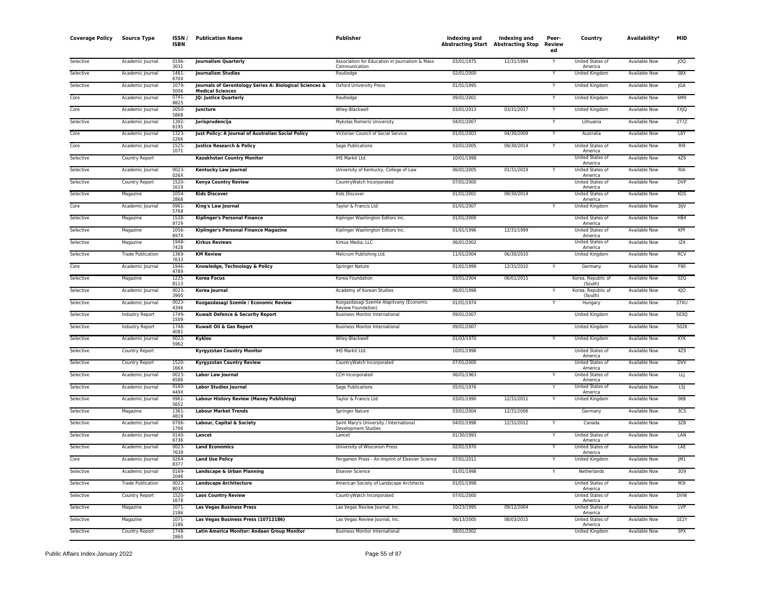| Coverage Policy | Source Type | ISSN / ISBN | Publication Name | Publisher | Indexing and Abstracting Start | Indexing and Abstracting Stop | Peer-Reviewed | Country | Availability* | MID |
|---|---|---|---|---|---|---|---|---|---|---|
| Selective | Academic Journal | 0196-3031 | **Journalism Quarterly** | Association for Education in Journalism & Mass Communication | 03/01/1975 | 12/31/1994 | Y | United States of America | Available Now | JOQ |
| Selective | Academic Journal | 1461-670X | **Journalism Studies** | Routledge | 02/01/2000 | | Y | United Kingdom | Available Now | 5BX |
| Selective | Academic Journal | 1079-5006 | **Journals of Gerontology Series A: Biological Sciences & Medical Sciences** | Oxford University Press | 01/01/1995 | | Y | United Kingdom | Available Now | JGA |
| Core | Academic Journal | 0741-8825 | **JQ: Justice Quarterly** | Routledge | 09/01/2001 | | Y | United Kingdom | Available Now | 6M9 |
| Core | Academic Journal | 2050-5868 | **Juncture** | Wiley-Blackwell | 03/01/2013 | 03/31/2017 | Y | United Kingdom | Available Now | FXJQ |
| Selective | Academic Journal | 1392-6195 | **Jurisprudencija** | Mykolas Romeris University | 04/01/2007 | | Y | Lithuania | Available Now | 277Z |
| Core | Academic Journal | 1323-2266 | **Just Policy: A Journal of Australian Social Policy** | Victorian Council of Social Service | 01/01/2003 | 04/30/2009 | Y | Australia | Available Now | L6Y |
| Core | Academic Journal | 1525-1071 | **Justice Research & Policy** | Sage Publications | 03/01/2005 | 09/30/2014 | Y | United States of America | Available Now | RI9 |
| Selective | Country Report | | **Kazakhstan Country Monitor** | IHS Markit Ltd. | 10/01/1998 | | | United States of America | Available Now | 4Z6 |
| Selective | Academic Journal | 0023-026X | **Kentucky Law Journal** | University of Kentucky, College of Law | 06/01/2005 | 01/31/2019 | Y | United States of America | Available Now | RIA |
| Selective | Country Report | 1520-1619 | **Kenya Country Review** | CountryWatch Incorporated | 07/01/2000 | | | United States of America | Available Now | DVP |
| Selective | Magazine | 1054-2868 | **Kids Discover** | Kids Discover | 01/01/2001 | 09/30/2014 | | United States of America | Available Now | KDS |
| Core | Academic Journal | 0961-5768 | **King's Law Journal** | Taylor & Francis Ltd | 01/01/2007 | | Y | United Kingdom | Available Now | 3IJV |
| Selective | Magazine | 1528-9729 | **Kiplinger's Personal Finance** | Kiplinger Washington Editors Inc. | 01/01/2000 | | | United States of America | Available Now | HB4 |
| Selective | Magazine | 1056-697X | **Kiplinger's Personal Finance Magazine** | Kiplinger Washington Editors Inc. | 01/01/1996 | 12/31/1999 | | United States of America | Available Now | KPF |
| Selective | Magazine | 1948-7428 | **Kirkus Reviews** | Kirkus Media, LLC | 06/01/2002 | | | United States of America | Available Now | IZ4 |
| Selective | Trade Publication | 1369-7633 | **KM Review** | Melcrum Publishing Ltd. | 11/01/2004 | 06/30/2010 | | United Kingdom | Available Now | RCV |
| Core | Academic Journal | 1946-4789 | **Knowledge, Technology & Policy** | Springer Nature | 01/01/1999 | 12/31/2010 | Y | Germany | Available Now | F90 |
| Selective | Magazine | 1225-8113 | **Korea Focus** | Korea Foundation | 03/01/2004 | 06/01/2015 | | Korea, Republic of (South) | Available Now | 02Q |
| Selective | Academic Journal | 0023-3900 | **Korea Journal** | Academy of Korean Studies | 06/01/1998 | | Y | Korea, Republic of (South) | Available Now | KJO |
| Selective | Academic Journal | 0023-4346 | **Kozgazdasagi Szemle / Economic Review** | Kozgazdasagi Szemle Alapitvany (Economic Review Foundation) | 01/01/1974 | | Y | Hungary | Available Now | 37XU |
| Selective | Industry Report | 1749-1509 | **Kuwait Defence & Security Report** | Business Monitor International | 09/01/2007 | | | United Kingdom | Available Now | 503Q |
| Selective | Industry Report | 1748-4081 | **Kuwait Oil & Gas Report** | Business Monitor International | 09/01/2007 | | | United Kingdom | Available Now | 5028 |
| Selective | Academic Journal | 0023-5962 | **Kyklos** | Wiley-Blackwell | 01/03/1970 | | Y | United Kingdom | Available Now | KYK |
| Selective | Country Report | | **Kyrgyzstan Country Monitor** | IHS Markit Ltd. | 10/01/1998 | | | United States of America | Available Now | 4Z9 |
| Selective | Country Report | 1520-166X | **Kyrgyzstan Country Review** | CountryWatch Incorporated | 07/01/2000 | | | United States of America | Available Now | DVV |
| Selective | Academic Journal | 0023-6586 | **Labor Law Journal** | CCH Incorporated | 06/01/1963 | | Y | United States of America | Available Now | LLJ |
| Selective | Academic Journal | 0160-449X | **Labor Studies Journal** | Sage Publications | 05/01/1976 | | Y | United States of America | Available Now | LSJ |
| Selective | Academic Journal | 0961-5652 | **Labour History Review (Maney Publishing)** | Taylor & Francis Ltd | 03/01/1990 | 12/31/2011 | Y | United Kingdom | Available Now | 06B |
| Selective | Magazine | 1361-4819 | **Labour Market Trends** | Springer Nature | 03/01/2004 | 12/31/2006 | | Germany | Available Now | 3CS |
| Selective | Academic Journal | 0706-1706 | **Labour, Capital & Society** | Saint Mary's University / International Development Studies | 04/01/1998 | 12/31/2012 | Y | Canada | Available Now | 3ZB |
| Selective | Academic Journal | 0140-6736 | **Lancet** | Lancet | 01/30/1993 | | Y | United States of America | Available Now | LAN |
| Selective | Academic Journal | 0023-7639 | **Land Economics** | University of Wisconsin Press | 02/01/1970 | | Y | United States of America | Available Now | LAE |
| Core | Academic Journal | 0264-8377 | **Land Use Policy** | Pergamon Press - An Imprint of Elsevier Science | 07/01/2011 | | Y | United Kingdom | Available Now | JM1 |
| Selective | Academic Journal | 0169-2046 | **Landscape & Urban Planning** | Elsevier Science | 01/01/1998 | | Y | Netherlands | Available Now | 3O9 |
| Selective | Trade Publication | 0023-8031 | **Landscape Architecture** | American Society of Landscape Architects | 01/01/1998 | | | United States of America | Available Now | M3I |
| Selective | Country Report | 1520-1678 | **Laos Country Review** | CountryWatch Incorporated | 07/01/2000 | | | United States of America | Available Now | DVW |
| Selective | Magazine | 1071-2186 | **Las Vegas Business Press** | Las Vegas Review Journal, Inc. | 10/23/1995 | 09/12/2004 | | United States of America | Available Now | LVP |
| Selective | Magazine | 1071-2186 | **Las Vegas Business Press (10712186)** | Las Vegas Review Journal, Inc. | 06/13/2005 | 08/03/2015 | | United States of America | Available Now | 1E2Y |
| Selective | Country Report | 1748-2860 | **Latin America Monitor: Andean Group Monitor** | Business Monitor International | 08/01/2002 | | | United Kingdom | Available Now | 5PX |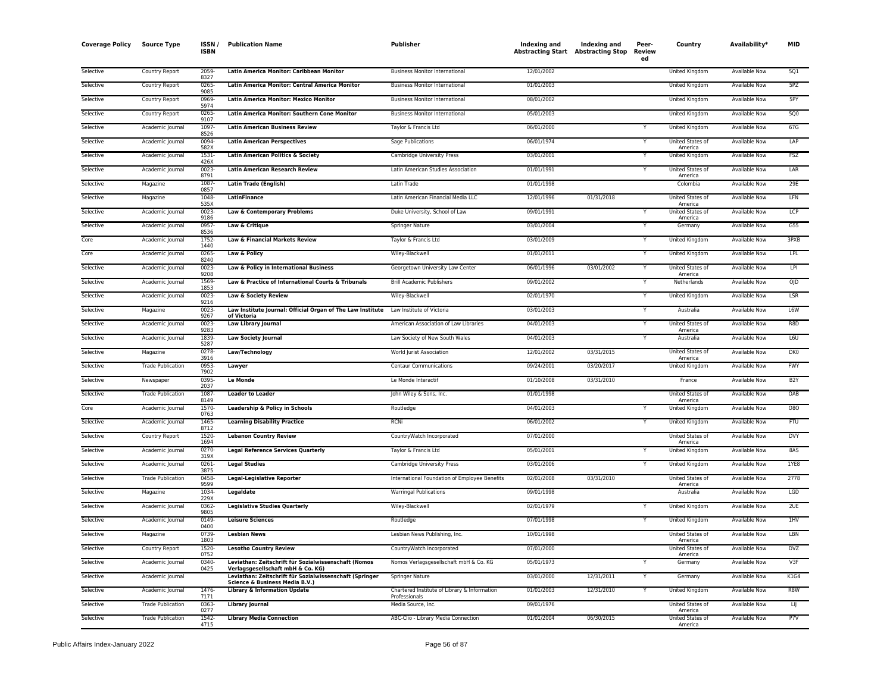| Coverage Policy | Source Type | ISSN / ISBN | Publication Name | Publisher | Indexing and Abstracting Start | Indexing and Abstracting Stop | Peer-Reviewed | Country | Availability* | MID |
|---|---|---|---|---|---|---|---|---|---|---|
| Selective | Country Report | 2059-8327 | **Latin America Monitor: Caribbean Monitor** | Business Monitor International | 12/01/2002 | | | United Kingdom | Available Now | 5Q1 |
| Selective | Country Report | 0265-9085 | **Latin America Monitor: Central America Monitor** | Business Monitor International | 01/01/2003 | | | United Kingdom | Available Now | 5PZ |
| Selective | Country Report | 0969-5974 | **Latin America Monitor: Mexico Monitor** | Business Monitor International | 08/01/2002 | | | United Kingdom | Available Now | 5PY |
| Selective | Country Report | 0265-9107 | **Latin America Monitor: Southern Cone Monitor** | Business Monitor International | 05/01/2003 | | | United Kingdom | Available Now | 5Q0 |
| Selective | Academic Journal | 1097-8526 | **Latin American Business Review** | Taylor & Francis Ltd | 06/01/2000 | | Y | United Kingdom | Available Now | 67G |
| Selective | Academic Journal | 0094-582X | **Latin American Perspectives** | Sage Publications | 06/01/1974 | | Y | United States of America | Available Now | LAP |
| Selective | Academic Journal | 1531-426X | **Latin American Politics & Society** | Cambridge University Press | 03/01/2001 | | Y | United Kingdom | Available Now | FSZ |
| Selective | Academic Journal | 0023-8791 | **Latin American Research Review** | Latin American Studies Association | 01/01/1991 | | Y | United States of America | Available Now | LAR |
| Selective | Magazine | 1087-0857 | **Latin Trade (English)** | Latin Trade | 01/01/1998 | | | Colombia | Available Now | 29E |
| Selective | Magazine | 1048-535X | **LatinFinance** | Latin American Financial Media LLC | 12/01/1996 | 01/31/2018 | | United States of America | Available Now | LFN |
| Selective | Academic Journal | 0023-9186 | **Law & Contemporary Problems** | Duke University, School of Law | 09/01/1991 | | Y | United States of America | Available Now | LCP |
| Selective | Academic Journal | 0957-8536 | **Law & Critique** | Springer Nature | 03/01/2004 | | Y | Germany | Available Now | G55 |
| Core | Academic Journal | 1752-1440 | **Law & Financial Markets Review** | Taylor & Francis Ltd | 03/01/2009 | | Y | United Kingdom | Available Now | 3PXB |
| Core | Academic Journal | 0265-8240 | **Law & Policy** | Wiley-Blackwell | 01/01/2011 | | Y | United Kingdom | Available Now | LPL |
| Selective | Academic Journal | 0023-9208 | **Law & Policy in International Business** | Georgetown University Law Center | 06/01/1996 | 03/01/2002 | Y | United States of America | Available Now | LPI |
| Selective | Academic Journal | 1569-1853 | **Law & Practice of International Courts & Tribunals** | Brill Academic Publishers | 09/01/2002 | | Y | Netherlands | Available Now | OJD |
| Selective | Academic Journal | 0023-9216 | **Law & Society Review** | Wiley-Blackwell | 02/01/1970 | | Y | United Kingdom | Available Now | LSR |
| Selective | Magazine | 0023-9267 | **Law Institute Journal: Official Organ of The Law Institute of Victoria** | Law Institute of Victoria | 03/01/2003 | | Y | Australia | Available Now | L6W |
| Selective | Academic Journal | 0023-9283 | **Law Library Journal** | American Association of Law Libraries | 04/01/2003 | | Y | United States of America | Available Now | R8D |
| Selective | Academic Journal | 1839-5287 | **Law Society Journal** | Law Society of New South Wales | 04/01/2003 | | Y | Australia | Available Now | L6U |
| Selective | Magazine | 0278-3916 | **Law/Technology** | World Jurist Association | 12/01/2002 | 03/31/2015 | | United States of America | Available Now | DK0 |
| Selective | Trade Publication | 0953-7902 | **Lawyer** | Centaur Communications | 09/24/2001 | 03/20/2017 | | United Kingdom | Available Now | FWY |
| Selective | Newspaper | 0395-2037 | **Le Monde** | Le Monde Interactif | 01/10/2008 | 03/31/2010 | | France | Available Now | B2Y |
| Selective | Trade Publication | 1087-8149 | **Leader to Leader** | John Wiley & Sons, Inc. | 01/01/1998 | | | United States of America | Available Now | OAB |
| Core | Academic Journal | 1570-0763 | **Leadership & Policy in Schools** | Routledge | 04/01/2003 | | Y | United Kingdom | Available Now | O8O |
| Selective | Academic Journal | 1465-8712 | **Learning Disability Practice** | RCNi | 06/01/2002 | | Y | United Kingdom | Available Now | FTU |
| Selective | Country Report | 1520-1694 | **Lebanon Country Review** | CountryWatch Incorporated | 07/01/2000 | | | United States of America | Available Now | DVY |
| Selective | Academic Journal | 0270-319X | **Legal Reference Services Quarterly** | Taylor & Francis Ltd | 05/01/2001 | | Y | United Kingdom | Available Now | 8AS |
| Selective | Academic Journal | 0261-3875 | **Legal Studies** | Cambridge University Press | 03/01/2006 | | Y | United Kingdom | Available Now | 1YE8 |
| Selective | Trade Publication | 0458-9599 | **Legal-Legislative Reporter** | International Foundation of Employee Benefits | 02/01/2008 | 03/31/2010 | | United States of America | Available Now | 2778 |
| Selective | Magazine | 1034-229X | **Legaldate** | Warringal Publications | 09/01/1998 | | | Australia | Available Now | LGD |
| Selective | Academic Journal | 0362-9805 | **Legislative Studies Quarterly** | Wiley-Blackwell | 02/01/1979 | | Y | United Kingdom | Available Now | 2UE |
| Selective | Academic Journal | 0149-0400 | **Leisure Sciences** | Routledge | 07/01/1998 | | Y | United Kingdom | Available Now | 1HV |
| Selective | Magazine | 0739-1803 | **Lesbian News** | Lesbian News Publishing, Inc. | 10/01/1998 | | | United States of America | Available Now | LBN |
| Selective | Country Report | 1520-0752 | **Lesotho Country Review** | CountryWatch Incorporated | 07/01/2000 | | | United States of America | Available Now | DVZ |
| Selective | Academic Journal | 0340-0425 | **Leviathan: Zeitschrift für Sozialwissenschaft (Nomos Verlagsgesellschaft mbH & Co. KG)** | Nomos Verlagsgesellschaft mbH & Co. KG | 05/01/1973 | | Y | Germany | Available Now | V3F |
| Selective | Academic Journal | | **Leviathan: Zeitschrift für Sozialwissenschaft (Springer Science & Business Media B.V.)** | Springer Nature | 03/01/2000 | 12/31/2011 | Y | Germany | Available Now | K1G4 |
| Selective | Academic Journal | 1476-7171 | **Library & Information Update** | Chartered Institute of Library & Information Professionals | 01/01/2003 | 12/31/2010 | Y | United Kingdom | Available Now | R8W |
| Selective | Trade Publication | 0363-0277 | **Library Journal** | Media Source, Inc. | 09/01/1976 | | | United States of America | Available Now | LIJ |
| Selective | Trade Publication | 1542-4715 | **Library Media Connection** | ABC-Clio - Library Media Connection | 01/01/2004 | 06/30/2015 | | United States of America | Available Now | P7V |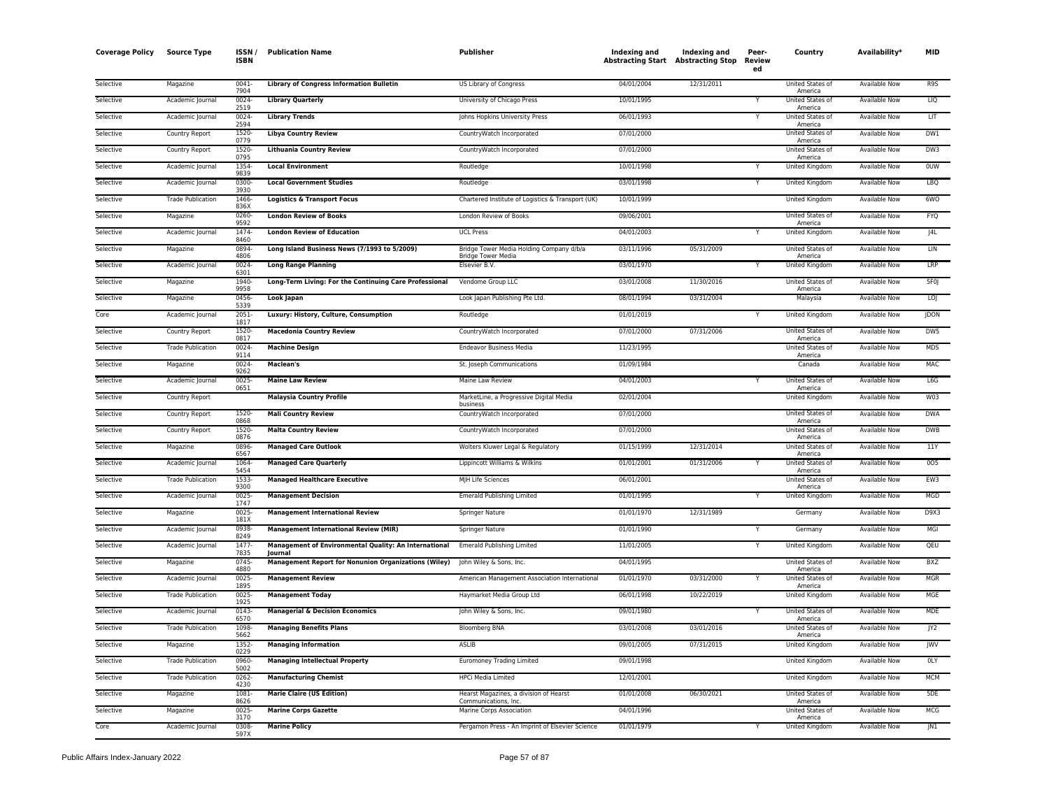| Coverage Policy | Source Type | ISSN / ISBN | Publication Name | Publisher | Indexing and Abstracting Start | Indexing and Abstracting Stop | Peer-Reviewed | Country | Availability* | MID |
|---|---|---|---|---|---|---|---|---|---|---|
| Selective | Magazine | 0041-7904 | **Library of Congress Information Bulletin** | US Library of Congress | 04/01/2004 | 12/31/2011 | | United States of America | Available Now | R9S |
| Selective | Academic Journal | 0024-2519 | **Library Quarterly** | University of Chicago Press | 10/01/1995 | | Y | United States of America | Available Now | LIQ |
| Selective | Academic Journal | 0024-2594 | **Library Trends** | Johns Hopkins University Press | 06/01/1993 | | Y | United States of America | Available Now | LIT |
| Selective | Country Report | 1520-0779 | **Libya Country Review** | CountryWatch Incorporated | 07/01/2000 | | | United States of America | Available Now | DW1 |
| Selective | Country Report | 1520-0795 | **Lithuania Country Review** | CountryWatch Incorporated | 07/01/2000 | | | United States of America | Available Now | DW3 |
| Selective | Academic Journal | 1354-9839 | **Local Environment** | Routledge | 10/01/1998 | | Y | United Kingdom | Available Now | 0UW |
| Selective | Academic Journal | 0300-3930 | **Local Government Studies** | Routledge | 03/01/1998 | | Y | United Kingdom | Available Now | LBQ |
| Selective | Trade Publication | 1466-836X | **Logistics & Transport Focus** | Chartered Institute of Logistics & Transport (UK) | 10/01/1999 | | | United Kingdom | Available Now | 6WO |
| Selective | Magazine | 0260-9592 | **London Review of Books** | London Review of Books | 09/06/2001 | | | United States of America | Available Now | FYQ |
| Selective | Academic Journal | 1474-8460 | **London Review of Education** | UCL Press | 04/01/2003 | | Y | United Kingdom | Available Now | J4L |
| Selective | Magazine | 0894-4806 | **Long Island Business News (7/1993 to 5/2009)** | Bridge Tower Media Holding Company d/b/a Bridge Tower Media | 03/11/1996 | 05/31/2009 | | United States of America | Available Now | LIN |
| Selective | Academic Journal | 0024-6301 | **Long Range Planning** | Elsevier B.V. | 03/01/1970 | | Y | United Kingdom | Available Now | LRP |
| Selective | Magazine | 1940-9958 | **Long-Term Living: For the Continuing Care Professional** | Vendome Group LLC | 03/01/2008 | 11/30/2016 | | United States of America | Available Now | 5F0J |
| Selective | Magazine | 0456-5339 | **Look Japan** | Look Japan Publishing Pte Ltd. | 08/01/1994 | 03/31/2004 | | Malaysia | Available Now | LOJ |
| Core | Academic Journal | 2051-1817 | **Luxury: History, Culture, Consumption** | Routledge | 01/01/2019 | | Y | United Kingdom | Available Now | JDON |
| Selective | Country Report | 1520-0817 | **Macedonia Country Review** | CountryWatch Incorporated | 07/01/2000 | 07/31/2006 | | United States of America | Available Now | DW5 |
| Selective | Trade Publication | 0024-9114 | **Machine Design** | Endeavor Business Media | 11/23/1995 | | | United States of America | Available Now | MDS |
| Selective | Magazine | 0024-9262 | **Maclean's** | St. Joseph Communications | 01/09/1984 | | | Canada | Available Now | MAC |
| Selective | Academic Journal | 0025-0651 | **Maine Law Review** | Maine Law Review | 04/01/2003 | | Y | United States of America | Available Now | L6G |
| Selective | Country Report | | **Malaysia Country Profile** | MarketLine, a Progressive Digital Media business | 02/01/2004 | | | United Kingdom | Available Now | W03 |
| Selective | Country Report | 1520-0868 | **Mali Country Review** | CountryWatch Incorporated | 07/01/2000 | | | United States of America | Available Now | DWA |
| Selective | Country Report | 1520-0876 | **Malta Country Review** | CountryWatch Incorporated | 07/01/2000 | | | United States of America | Available Now | DWB |
| Selective | Magazine | 0896-6567 | **Managed Care Outlook** | Wolters Kluwer Legal & Regulatory | 01/15/1999 | 12/31/2014 | | United States of America | Available Now | 11Y |
| Selective | Academic Journal | 1064-5454 | **Managed Care Quarterly** | Lippincott Williams & Wilkins | 01/01/2001 | 01/31/2006 | Y | United States of America | Available Now | 0O5 |
| Selective | Trade Publication | 1533-9300 | **Managed Healthcare Executive** | MJH Life Sciences | 06/01/2001 | | | United States of America | Available Now | EW3 |
| Selective | Academic Journal | 0025-1747 | **Management Decision** | Emerald Publishing Limited | 01/01/1995 | | Y | United Kingdom | Available Now | MGD |
| Selective | Magazine | 0025-181X | **Management International Review** | Springer Nature | 01/01/1970 | 12/31/1989 | | Germany | Available Now | D9X3 |
| Selective | Academic Journal | 0938-8249 | **Management International Review (MIR)** | Springer Nature | 01/01/1990 | | Y | Germany | Available Now | MGI |
| Selective | Academic Journal | 1477-7835 | **Management of Environmental Quality: An International Journal** | Emerald Publishing Limited | 11/01/2005 | | Y | United Kingdom | Available Now | QEU |
| Selective | Magazine | 0745-4880 | **Management Report for Nonunion Organizations (Wiley)** | John Wiley & Sons, Inc. | 04/01/1995 | | | United States of America | Available Now | BXZ |
| Selective | Academic Journal | 0025-1895 | **Management Review** | American Management Association International | 01/01/1970 | 03/31/2000 | Y | United States of America | Available Now | MGR |
| Selective | Trade Publication | 0025-1925 | **Management Today** | Haymarket Media Group Ltd | 06/01/1998 | 10/22/2019 | | United Kingdom | Available Now | MGE |
| Selective | Academic Journal | 0143-6570 | **Managerial & Decision Economics** | John Wiley & Sons, Inc. | 09/01/1980 | | Y | United States of America | Available Now | MDE |
| Selective | Trade Publication | 1098-5662 | **Managing Benefits Plans** | Bloomberg BNA | 03/01/2008 | 03/01/2016 | | United States of America | Available Now | JY2 |
| Selective | Magazine | 1352-0229 | **Managing Information** | ASLIB | 09/01/2005 | 07/31/2015 | | United Kingdom | Available Now | JWV |
| Selective | Trade Publication | 0960-5002 | **Managing Intellectual Property** | Euromoney Trading Limited | 09/01/1998 | | | United Kingdom | Available Now | 0LY |
| Selective | Trade Publication | 0262-4230 | **Manufacturing Chemist** | HPCi Media Limited | 12/01/2001 | | | United Kingdom | Available Now | MCM |
| Selective | Magazine | 1081-8626 | **Marie Claire (US Edition)** | Hearst Magazines, a division of Hearst Communications, Inc. | 01/01/2008 | 06/30/2021 | | United States of America | Available Now | 5DE |
| Selective | Magazine | 0025-3170 | **Marine Corps Gazette** | Marine Corps Association | 04/01/1996 | | | United States of America | Available Now | MCG |
| Core | Academic Journal | 0308-597X | **Marine Policy** | Pergamon Press - An Imprint of Elsevier Science | 01/01/1979 | | Y | United Kingdom | Available Now | JN1 |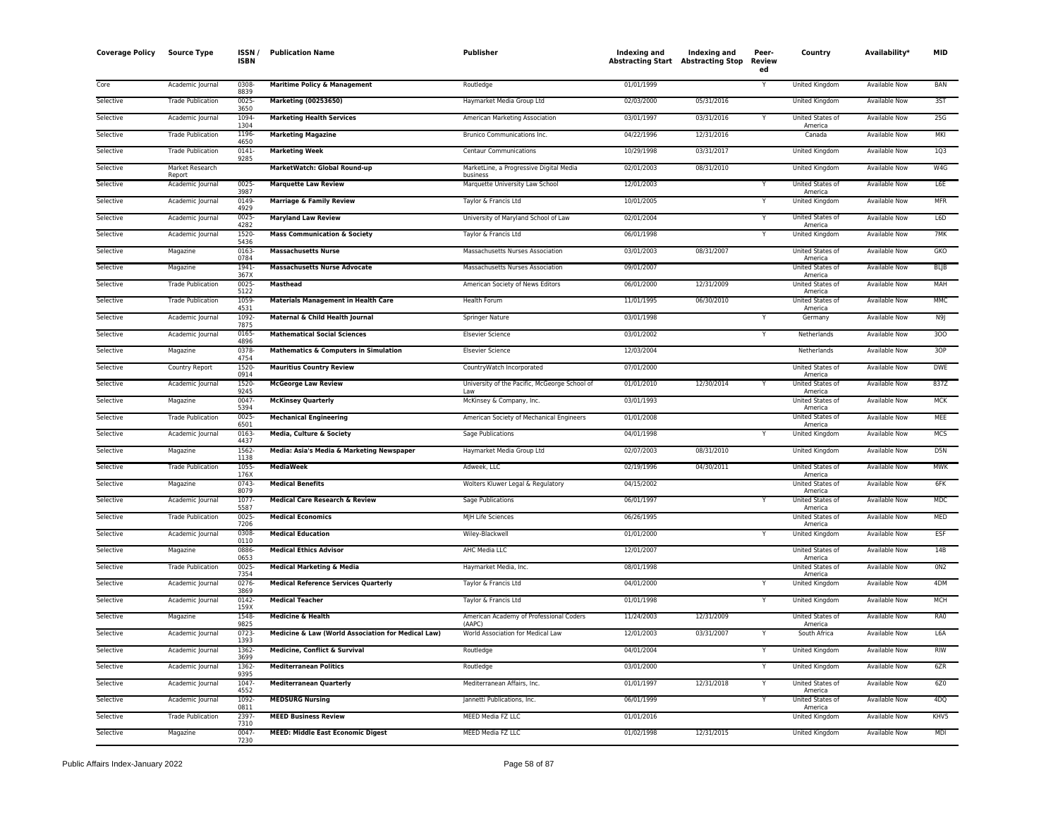| Coverage Policy | Source Type | ISSN / ISBN | Publication Name | Publisher | Indexing and Abstracting Start | Indexing and Abstracting Stop | Peer-Reviewed | Country | Availability* | MID |
|---|---|---|---|---|---|---|---|---|---|---|
| Core | Academic Journal | 0308-8839 | **Maritime Policy & Management** | Routledge | 01/01/1999 | | Y | United Kingdom | Available Now | BAN |
| Selective | Trade Publication | 0025-3650 | **Marketing (00253650)** | Haymarket Media Group Ltd | 02/03/2000 | 05/31/2016 | | United Kingdom | Available Now | 3ST |
| Selective | Academic Journal | 1094-1304 | **Marketing Health Services** | American Marketing Association | 03/01/1997 | 03/31/2016 | Y | United States of America | Available Now | 25G |
| Selective | Trade Publication | 1196-4650 | **Marketing Magazine** | Brunico Communications Inc. | 04/22/1996 | 12/31/2016 | | Canada | Available Now | MKI |
| Selective | Trade Publication | 0141-9285 | **Marketing Week** | Centaur Communications | 10/29/1998 | 03/31/2017 | | United Kingdom | Available Now | 1Q3 |
| Selective | Market Research Report | | **MarketWatch: Global Round-up** | MarketLine, a Progressive Digital Media business | 02/01/2003 | 08/31/2010 | | United Kingdom | Available Now | W4G |
| Selective | Academic Journal | 0025-3987 | **Marquette Law Review** | Marquette University Law School | 12/01/2003 | | Y | United States of America | Available Now | L6E |
| Selective | Academic Journal | 0149-4929 | **Marriage & Family Review** | Taylor & Francis Ltd | 10/01/2005 | | Y | United Kingdom | Available Now | MFR |
| Selective | Academic Journal | 0025-4282 | **Maryland Law Review** | University of Maryland School of Law | 02/01/2004 | | Y | United States of America | Available Now | L6D |
| Selective | Academic Journal | 1520-5436 | **Mass Communication & Society** | Taylor & Francis Ltd | 06/01/1998 | | Y | United Kingdom | Available Now | 7MK |
| Selective | Magazine | 0163-0784 | **Massachusetts Nurse** | Massachusetts Nurses Association | 03/01/2003 | 08/31/2007 | | United States of America | Available Now | GKO |
| Selective | Magazine | 1941-367X | **Massachusetts Nurse Advocate** | Massachusetts Nurses Association | 09/01/2007 | | | United States of America | Available Now | BLJB |
| Selective | Trade Publication | 0025-5122 | **Masthead** | American Society of News Editors | 06/01/2000 | 12/31/2009 | | United States of America | Available Now | MAH |
| Selective | Trade Publication | 1059-4531 | **Materials Management in Health Care** | Health Forum | 11/01/1995 | 06/30/2010 | | United States of America | Available Now | MMC |
| Selective | Academic Journal | 1092-7875 | **Maternal & Child Health Journal** | Springer Nature | 03/01/1998 | | Y | Germany | Available Now | N9J |
| Selective | Academic Journal | 0165-4896 | **Mathematical Social Sciences** | Elsevier Science | 03/01/2002 | | Y | Netherlands | Available Now | 3OO |
| Selective | Magazine | 0378-4754 | **Mathematics & Computers in Simulation** | Elsevier Science | 12/03/2004 | | | Netherlands | Available Now | 3OP |
| Selective | Country Report | 1520-0914 | **Mauritius Country Review** | CountryWatch Incorporated | 07/01/2000 | | | United States of America | Available Now | DWE |
| Selective | Academic Journal | 1520-9245 | **McGeorge Law Review** | University of the Pacific, McGeorge School of Law | 01/01/2010 | 12/30/2014 | Y | United States of America | Available Now | 837Z |
| Selective | Magazine | 0047-5394 | **McKinsey Quarterly** | McKinsey & Company, Inc. | 03/01/1993 | | | United States of America | Available Now | MCK |
| Selective | Trade Publication | 0025-6501 | **Mechanical Engineering** | American Society of Mechanical Engineers | 01/01/2008 | | | United States of America | Available Now | MEE |
| Selective | Academic Journal | 0163-4437 | **Media, Culture & Society** | Sage Publications | 04/01/1998 | | Y | United Kingdom | Available Now | MCS |
| Selective | Magazine | 1562-1138 | **Media: Asia's Media & Marketing Newspaper** | Haymarket Media Group Ltd | 02/07/2003 | 08/31/2010 | | United Kingdom | Available Now | D5N |
| Selective | Trade Publication | 1055-176X | **MediaWeek** | Adweek, LLC | 02/19/1996 | 04/30/2011 | | United States of America | Available Now | MWK |
| Selective | Magazine | 0743-8079 | **Medical Benefits** | Wolters Kluwer Legal & Regulatory | 04/15/2002 | | | United States of America | Available Now | 6FK |
| Selective | Academic Journal | 1077-5587 | **Medical Care Research & Review** | Sage Publications | 06/01/1997 | | Y | United States of America | Available Now | MDC |
| Selective | Trade Publication | 0025-7206 | **Medical Economics** | MJH Life Sciences | 06/26/1995 | | | United States of America | Available Now | MED |
| Selective | Academic Journal | 0308-0110 | **Medical Education** | Wiley-Blackwell | 01/01/2000 | | Y | United Kingdom | Available Now | ESF |
| Selective | Magazine | 0886-0653 | **Medical Ethics Advisor** | AHC Media LLC | 12/01/2007 | | | United States of America | Available Now | 14B |
| Selective | Trade Publication | 0025-7354 | **Medical Marketing & Media** | Haymarket Media, Inc. | 08/01/1998 | | | United States of America | Available Now | 0N2 |
| Selective | Academic Journal | 0276-3869 | **Medical Reference Services Quarterly** | Taylor & Francis Ltd | 04/01/2000 | | Y | United Kingdom | Available Now | 4DM |
| Selective | Academic Journal | 0142-159X | **Medical Teacher** | Taylor & Francis Ltd | 01/01/1998 | | Y | United Kingdom | Available Now | MCH |
| Selective | Magazine | 1548-9825 | **Medicine & Health** | American Academy of Professional Coders (AAPC) | 11/24/2003 | 12/31/2009 | | United States of America | Available Now | RA0 |
| Selective | Academic Journal | 0723-1393 | **Medicine & Law (World Association for Medical Law)** | World Association for Medical Law | 12/01/2003 | 03/31/2007 | Y | South Africa | Available Now | L6A |
| Selective | Academic Journal | 1362-3699 | **Medicine, Conflict & Survival** | Routledge | 04/01/2004 | | Y | United Kingdom | Available Now | RIW |
| Selective | Academic Journal | 1362-9395 | **Mediterranean Politics** | Routledge | 03/01/2000 | | Y | United Kingdom | Available Now | 6ZR |
| Selective | Academic Journal | 1047-4552 | **Mediterranean Quarterly** | Mediterranean Affairs, Inc. | 01/01/1997 | 12/31/2018 | Y | United States of America | Available Now | 6Z0 |
| Selective | Academic Journal | 1092-0811 | **MEDSURG Nursing** | Jannetti Publications, Inc. | 06/01/1999 | | Y | United States of America | Available Now | 4DQ |
| Selective | Trade Publication | 2397-7310 | **MEED Business Review** | MEED Media FZ LLC | 01/01/2016 | | | United Kingdom | Available Now | KHV5 |
| Selective | Magazine | 0047-7230 | **MEED: Middle East Economic Digest** | MEED Media FZ LLC | 01/02/1998 | 12/31/2015 | | United Kingdom | Available Now | MDI |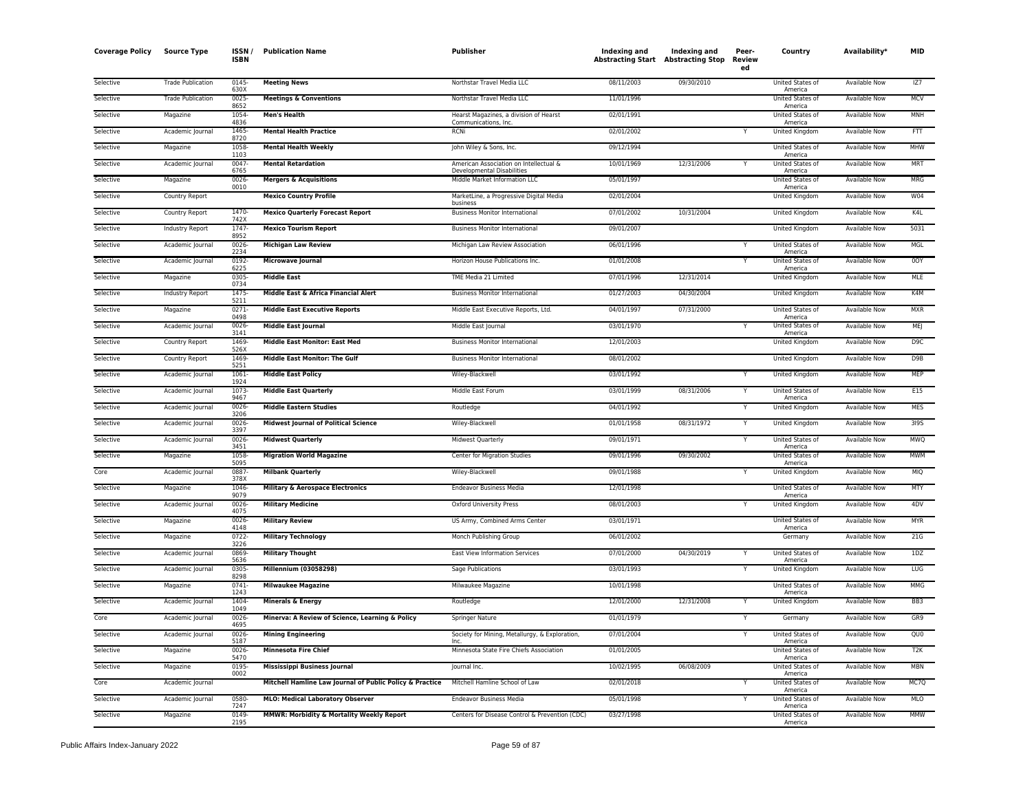| Coverage Policy | Source Type | ISSN / ISBN | Publication Name | Publisher | Indexing and Abstracting Start | Indexing and Abstracting Stop | Peer-Reviewed | Country | Availability* | MID |
|---|---|---|---|---|---|---|---|---|---|---|
| Selective | Trade Publication | 0145-630X | **Meeting News** | Northstar Travel Media LLC | 08/11/2003 | 09/30/2010 | | United States of America | Available Now | IZ7 |
| Selective | Trade Publication | 0025-8652 | **Meetings & Conventions** | Northstar Travel Media LLC | 11/01/1996 | | | United States of America | Available Now | MCV |
| Selective | Magazine | 1054-4836 | **Men's Health** | Hearst Magazines, a division of Hearst Communications, Inc. | 02/01/1991 | | | United States of America | Available Now | MNH |
| Selective | Academic Journal | 1465-8720 | **Mental Health Practice** | RCNi | 02/01/2002 | | Y | United Kingdom | Available Now | FTT |
| Selective | Magazine | 1058-1103 | **Mental Health Weekly** | John Wiley & Sons, Inc. | 09/12/1994 | | | United States of America | Available Now | MHW |
| Selective | Academic Journal | 0047-6765 | **Mental Retardation** | American Association on Intellectual & Developmental Disabilities | 10/01/1969 | 12/31/2006 | Y | United States of America | Available Now | MRT |
| Selective | Magazine | 0026-0010 | **Mergers & Acquisitions** | Middle Market Information LLC | 05/01/1997 | | | United States of America | Available Now | MRG |
| Selective | Country Report | | **Mexico Country Profile** | MarketLine, a Progressive Digital Media business | 02/01/2004 | | | United Kingdom | Available Now | W04 |
| Selective | Country Report | 1470-742X | **Mexico Quarterly Forecast Report** | Business Monitor International | 07/01/2002 | 10/31/2004 | | United Kingdom | Available Now | K4L |
| Selective | Industry Report | 1747-8952 | **Mexico Tourism Report** | Business Monitor International | 09/01/2007 | | | United Kingdom | Available Now | 5031 |
| Selective | Academic Journal | 0026-2234 | **Michigan Law Review** | Michigan Law Review Association | 06/01/1996 | | Y | United States of America | Available Now | MGL |
| Selective | Academic Journal | 0192-6225 | **Microwave Journal** | Horizon House Publications Inc. | 01/01/2008 | | Y | United States of America | Available Now | 0OY |
| Selective | Magazine | 0305-0734 | **Middle East** | TME Media 21 Limited | 07/01/1996 | 12/31/2014 | | United Kingdom | Available Now | MLE |
| Selective | Industry Report | 1475-5211 | **Middle East & Africa Financial Alert** | Business Monitor International | 01/27/2003 | 04/30/2004 | | United Kingdom | Available Now | K4M |
| Selective | Magazine | 0271-0498 | **Middle East Executive Reports** | Middle East Executive Reports, Ltd. | 04/01/1997 | 07/31/2000 | | United States of America | Available Now | MXR |
| Selective | Academic Journal | 0026-3141 | **Middle East Journal** | Middle East Journal | 03/01/1970 | | Y | United States of America | Available Now | MEJ |
| Selective | Country Report | 1469-526X | **Middle East Monitor: East Med** | Business Monitor International | 12/01/2003 | | | United Kingdom | Available Now | D9C |
| Selective | Country Report | 1469-5251 | **Middle East Monitor: The Gulf** | Business Monitor International | 08/01/2002 | | | United Kingdom | Available Now | D9B |
| Selective | Academic Journal | 1061-1924 | **Middle East Policy** | Wiley-Blackwell | 03/01/1992 | | Y | United Kingdom | Available Now | MEP |
| Selective | Academic Journal | 1073-9467 | **Middle East Quarterly** | Middle East Forum | 03/01/1999 | 08/31/2006 | Y | United States of America | Available Now | E15 |
| Selective | Academic Journal | 0026-3206 | **Middle Eastern Studies** | Routledge | 04/01/1992 | | Y | United Kingdom | Available Now | MES |
| Selective | Academic Journal | 0026-3397 | **Midwest Journal of Political Science** | Wiley-Blackwell | 01/01/1958 | 08/31/1972 | Y | United Kingdom | Available Now | 3I9S |
| Selective | Academic Journal | 0026-3451 | **Midwest Quarterly** | Midwest Quarterly | 09/01/1971 | | Y | United States of America | Available Now | MWQ |
| Selective | Magazine | 1058-5095 | **Migration World Magazine** | Center for Migration Studies | 09/01/1996 | 09/30/2002 | | United States of America | Available Now | MWM |
| Core | Academic Journal | 0887-378X | **Milbank Quarterly** | Wiley-Blackwell | 09/01/1988 | | Y | United Kingdom | Available Now | MIQ |
| Selective | Magazine | 1046-9079 | **Military & Aerospace Electronics** | Endeavor Business Media | 12/01/1998 | | | United States of America | Available Now | MTY |
| Selective | Academic Journal | 0026-4075 | **Military Medicine** | Oxford University Press | 08/01/2003 | | Y | United Kingdom | Available Now | 4DV |
| Selective | Magazine | 0026-4148 | **Military Review** | US Army, Combined Arms Center | 03/01/1971 | | | United States of America | Available Now | MYR |
| Selective | Magazine | 0722-3226 | **Military Technology** | Monch Publishing Group | 06/01/2002 | | | Germany | Available Now | 21G |
| Selective | Academic Journal | 0869-5636 | **Military Thought** | East View Information Services | 07/01/2000 | 04/30/2019 | Y | United States of America | Available Now | 1DZ |
| Selective | Academic Journal | 0305-8298 | **Millennium (03058298)** | Sage Publications | 03/01/1993 | | Y | United Kingdom | Available Now | LUG |
| Selective | Magazine | 0741-1243 | **Milwaukee Magazine** | Milwaukee Magazine | 10/01/1998 | | | United States of America | Available Now | MMG |
| Selective | Academic Journal | 1404-1049 | **Minerals & Energy** | Routledge | 12/01/2000 | 12/31/2008 | Y | United Kingdom | Available Now | BB3 |
| Core | Academic Journal | 0026-4695 | **Minerva: A Review of Science, Learning & Policy** | Springer Nature | 01/01/1979 | | Y | Germany | Available Now | GR9 |
| Selective | Academic Journal | 0026-5187 | **Mining Engineering** | Society for Mining, Metallurgy, & Exploration, Inc. | 07/01/2004 | | Y | United States of America | Available Now | QU0 |
| Selective | Magazine | 0026-5470 | **Minnesota Fire Chief** | Minnesota State Fire Chiefs Association | 01/01/2005 | | | United States of America | Available Now | T2K |
| Selective | Magazine | 0195-0002 | **Mississippi Business Journal** | Journal Inc. | 10/02/1995 | 06/08/2009 | | United States of America | Available Now | MBN |
| Core | Academic Journal | | **Mitchell Hamline Law Journal of Public Policy & Practice** | Mitchell Hamline School of Law | 02/01/2018 | | Y | United States of America | Available Now | MC7Q |
| Selective | Academic Journal | 0580-7247 | **MLO: Medical Laboratory Observer** | Endeavor Business Media | 05/01/1998 | | Y | United States of America | Available Now | MLO |
| Selective | Magazine | 0149-2195 | **MMWR: Morbidity & Mortality Weekly Report** | Centers for Disease Control & Prevention (CDC) | 03/27/1998 | | | United States of America | Available Now | MMW |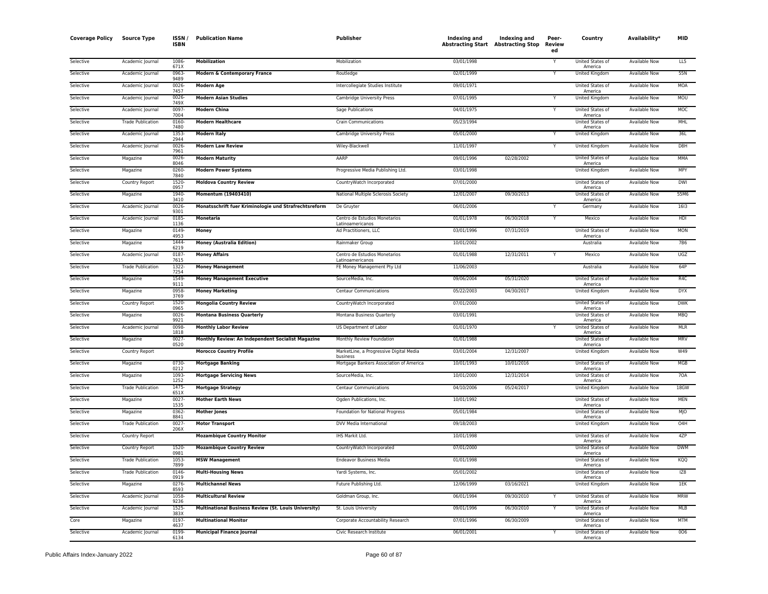| Coverage Policy | Source Type | ISSN / ISBN | Publication Name | Publisher | Indexing and Abstracting Start | Indexing and Abstracting Stop | Peer-Reviewed | Country | Availability* | MID |
|---|---|---|---|---|---|---|---|---|---|---|
| Selective | Academic Journal | 1086-671X | **Mobilization** | Mobilization | 03/01/1998 | | Y | United States of America | Available Now | LL5 |
| Selective | Academic Journal | 0963-9489 | **Modern & Contemporary France** | Routledge | 02/01/1999 | | Y | United Kingdom | Available Now | 55N |
| Selective | Academic Journal | 0026-7457 | **Modern Age** | Intercollegiate Studies Institute | 09/01/1971 | | | United States of America | Available Now | MOA |
| Selective | Academic Journal | 0026-749X | **Modern Asian Studies** | Cambridge University Press | 07/01/1995 | | Y | United Kingdom | Available Now | MOU |
| Selective | Academic Journal | 0097-7004 | **Modern China** | Sage Publications | 04/01/1975 | | Y | United States of America | Available Now | MOC |
| Selective | Trade Publication | 0160-7480 | **Modern Healthcare** | Crain Communications | 05/23/1994 | | | United States of America | Available Now | MHL |
| Selective | Academic Journal | 1353-2944 | **Modern Italy** | Cambridge University Press | 05/01/2000 | | Y | United Kingdom | Available Now | 36L |
| Selective | Academic Journal | 0026-7961 | **Modern Law Review** | Wiley-Blackwell | 11/01/1997 | | Y | United Kingdom | Available Now | D8H |
| Selective | Magazine | 0026-8046 | **Modern Maturity** | AARP | 09/01/1996 | 02/28/2002 | | United States of America | Available Now | MMA |
| Selective | Magazine | 0260-7840 | **Modern Power Systems** | Progressive Media Publishing Ltd. | 03/01/1998 | | | United Kingdom | Available Now | MPY |
| Selective | Country Report | 1520-0957 | **Moldova Country Review** | CountryWatch Incorporated | 07/01/2000 | | | United States of America | Available Now | DWI |
| Selective | Magazine | 1940-3410 | **Momentum (19403410)** | National Multiple Sclerosis Society | 12/01/2007 | 09/30/2013 | | United States of America | Available Now | 55M6 |
| Selective | Academic Journal | 0026-9301 | **Monatsschrift fuer Kriminologie und Strafrechtsreform** | De Gruyter | 06/01/2006 | | Y | Germany | Available Now | 16I3 |
| Selective | Academic Journal | 0185-1136 | **Monetaria** | Centro de Estudios Monetarios Latinoamericanos | 01/01/1978 | 06/30/2018 | Y | Mexico | Available Now | HDI |
| Selective | Magazine | 0149-4953 | **Money** | Ad Practitioners, LLC | 03/01/1996 | 07/31/2019 | | United States of America | Available Now | MON |
| Selective | Magazine | 1444-6219 | **Money (Australia Edition)** | Rainmaker Group | 10/01/2002 | | | Australia | Available Now | 7B6 |
| Selective | Academic Journal | 0187-7615 | **Money Affairs** | Centro de Estudios Monetarios Latinoamericanos | 01/01/1988 | 12/31/2011 | Y | Mexico | Available Now | UGZ |
| Selective | Trade Publication | 1322-7254 | **Money Management** | FE Money Management Pty Ltd | 11/06/2003 | | | Australia | Available Now | 64P |
| Selective | Magazine | 1549-9111 | **Money Management Executive** | SourceMedia, Inc. | 09/06/2004 | 05/31/2020 | | United States of America | Available Now | R4C |
| Selective | Magazine | 0958-3769 | **Money Marketing** | Centaur Communications | 05/22/2003 | 04/30/2017 | | United Kingdom | Available Now | DYX |
| Selective | Country Report | 1520-0965 | **Mongolia Country Review** | CountryWatch Incorporated | 07/01/2000 | | | United States of America | Available Now | DWK |
| Selective | Magazine | 0026-9921 | **Montana Business Quarterly** | Montana Business Quarterly | 03/01/1991 | | | United States of America | Available Now | MBQ |
| Selective | Academic Journal | 0098-1818 | **Monthly Labor Review** | US Department of Labor | 01/01/1970 | | Y | United States of America | Available Now | MLR |
| Selective | Magazine | 0027-0520 | **Monthly Review: An Independent Socialist Magazine** | Monthly Review Foundation | 01/01/1988 | | | United States of America | Available Now | MRV |
| Selective | Country Report | | **Morocco Country Profile** | MarketLine, a Progressive Digital Media business | 03/01/2004 | 12/31/2007 | | United Kingdom | Available Now | W49 |
| Selective | Magazine | 0730-0212 | **Mortgage Banking** | Mortgage Bankers Association of America | 10/01/1993 | 10/01/2016 | | United States of America | Available Now | MGB |
| Selective | Magazine | 1093-1252 | **Mortgage Servicing News** | SourceMedia, Inc. | 10/01/2000 | 12/31/2014 | | United States of America | Available Now | 7OA |
| Selective | Trade Publication | 1475-651X | **Mortgage Strategy** | Centaur Communications | 04/10/2006 | 05/24/2017 | | United Kingdom | Available Now | 18GW |
| Selective | Magazine | 0027-1535 | **Mother Earth News** | Ogden Publications, Inc. | 10/01/1992 | | | United States of America | Available Now | MEN |
| Selective | Magazine | 0362-8841 | **Mother Jones** | Foundation for National Progress | 05/01/1984 | | | United States of America | Available Now | MJO |
| Selective | Trade Publication | 0027-206X | **Motor Transport** | DVV Media International | 09/18/2003 | | | United Kingdom | Available Now | O4H |
| Selective | Country Report | | **Mozambique Country Monitor** | IHS Markit Ltd. | 10/01/1998 | | | United States of America | Available Now | 4ZP |
| Selective | Country Report | 1520-0981 | **Mozambique Country Review** | CountryWatch Incorporated | 07/01/2000 | | | United States of America | Available Now | DWM |
| Selective | Trade Publication | 1053-7899 | **MSW Management** | Endeavor Business Media | 01/01/1998 | | | United States of America | Available Now | KQQ |
| Selective | Trade Publication | 0146-0919 | **Multi-Housing News** | Yardi Systems, Inc. | 05/01/2002 | | | United States of America | Available Now | IZ8 |
| Selective | Magazine | 0276-8593 | **Multichannel News** | Future Publishing Ltd. | 12/06/1999 | 03/16/2021 | | United Kingdom | Available Now | 1EK |
| Selective | Academic Journal | 1058-9236 | **Multicultural Review** | Goldman Group, Inc. | 06/01/1994 | 09/30/2010 | Y | United States of America | Available Now | MRW |
| Selective | Academic Journal | 1525-383X | **Multinational Business Review (St. Louis University)** | St. Louis University | 09/01/1996 | 06/30/2010 | Y | United States of America | Available Now | MLB |
| Core | Magazine | 0197-4637 | **Multinational Monitor** | Corporate Accountability Research | 07/01/1996 | 06/30/2009 | | United States of America | Available Now | MTM |
| Selective | Academic Journal | 0199-6134 | **Municipal Finance Journal** | Civic Research Institute | 06/01/2001 | | Y | United States of America | Available Now | 0O6 |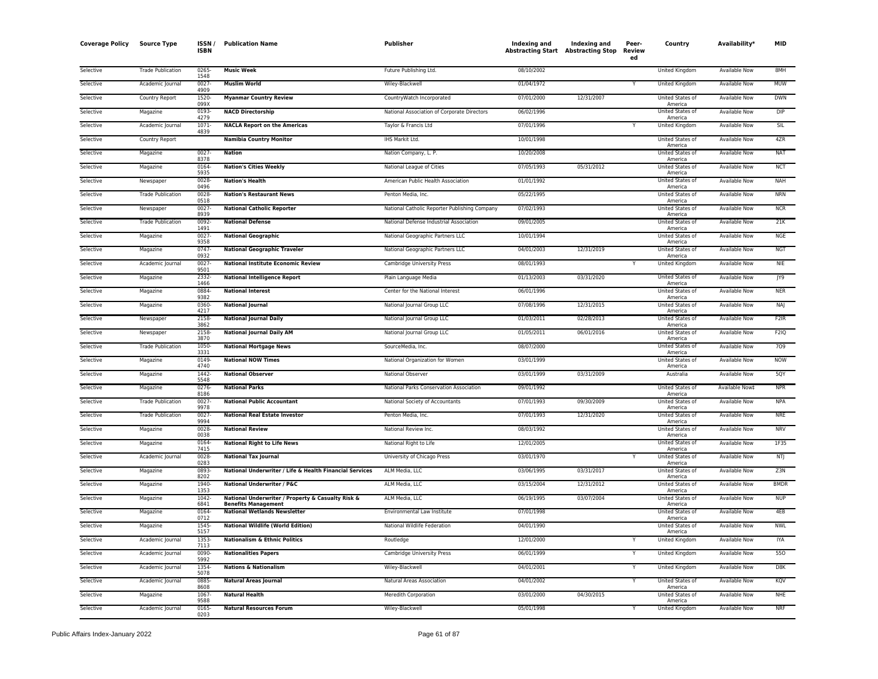| Coverage Policy | Source Type | ISSN / ISBN | Publication Name | Publisher | Indexing and Abstracting Start | Indexing and Abstracting Stop | Peer-Reviewed | Country | Availability* | MID |
|---|---|---|---|---|---|---|---|---|---|---|
| Selective | Trade Publication | 0265-1548 | **Music Week** | Future Publishing Ltd. | 08/10/2002 | | | United Kingdom | Available Now | 8MH |
| Selective | Academic Journal | 0027-4909 | **Muslim World** | Wiley-Blackwell | 01/04/1972 | | Y | United Kingdom | Available Now | MUW |
| Selective | Country Report | 1520-099X | **Myanmar Country Review** | CountryWatch Incorporated | 07/01/2000 | 12/31/2007 | | United States of America | Available Now | DWN |
| Selective | Magazine | 0193-4279 | **NACD Directorship** | National Association of Corporate Directors | 06/02/1996 | | | United States of America | Available Now | DIP |
| Selective | Academic Journal | 1071-4839 | **NACLA Report on the Americas** | Taylor & Francis Ltd | 07/01/1996 | | Y | United Kingdom | Available Now | SIL |
| Selective | Country Report | | **Namibia Country Monitor** | IHS Markit Ltd. | 10/01/1998 | | | United States of America | Available Now | 4ZR |
| Selective | Magazine | 0027-8378 | **Nation** | Nation Company, L. P. | 10/20/2008 | | | United States of America | Available Now | NAT |
| Selective | Magazine | 0164-5935 | **Nation's Cities Weekly** | National League of Cities | 07/05/1993 | 05/31/2012 | | United States of America | Available Now | NCT |
| Selective | Newspaper | 0028-0496 | **Nation's Health** | American Public Health Association | 01/01/1992 | | | United States of America | Available Now | NAH |
| Selective | Trade Publication | 0028-0518 | **Nation's Restaurant News** | Penton Media, Inc. | 05/22/1995 | | | United States of America | Available Now | NRN |
| Selective | Newspaper | 0027-8939 | **National Catholic Reporter** | National Catholic Reporter Publishing Company | 07/02/1993 | | | United States of America | Available Now | NCR |
| Selective | Trade Publication | 0092-1491 | **National Defense** | National Defense Industrial Association | 09/01/2005 | | | United States of America | Available Now | 21K |
| Selective | Magazine | 0027-9358 | **National Geographic** | National Geographic Partners LLC | 10/01/1994 | | | United States of America | Available Now | NGE |
| Selective | Magazine | 0747-0932 | **National Geographic Traveler** | National Geographic Partners LLC | 04/01/2003 | 12/31/2019 | | United States of America | Available Now | NGT |
| Selective | Academic Journal | 0027-9501 | **National Institute Economic Review** | Cambridge University Press | 08/01/1993 | | Y | United Kingdom | Available Now | NIE |
| Selective | Magazine | 2332-1466 | **National Intelligence Report** | Plain Language Media | 01/13/2003 | 03/31/2020 | | United States of America | Available Now | JY9 |
| Selective | Magazine | 0884-9382 | **National Interest** | Center for the National Interest | 06/01/1996 | | | United States of America | Available Now | NER |
| Selective | Magazine | 0360-4217 | **National Journal** | National Journal Group LLC | 07/08/1996 | 12/31/2015 | | United States of America | Available Now | NAJ |
| Selective | Newspaper | 2158-3862 | **National Journal Daily** | National Journal Group LLC | 01/03/2011 | 02/28/2013 | | United States of America | Available Now | F2IR |
| Selective | Newspaper | 2158-3870 | **National Journal Daily AM** | National Journal Group LLC | 01/05/2011 | 06/01/2016 | | United States of America | Available Now | F2IQ |
| Selective | Trade Publication | 1050-3331 | **National Mortgage News** | SourceMedia, Inc. | 08/07/2000 | | | United States of America | Available Now | 7O9 |
| Selective | Magazine | 0149-4740 | **National NOW Times** | National Organization for Women | 03/01/1999 | | | United States of America | Available Now | NOW |
| Selective | Magazine | 1442-5548 | **National Observer** | National Observer | 03/01/1999 | 03/31/2009 | | Australia | Available Now | 5QY |
| Selective | Magazine | 0276-8186 | **National Parks** | National Parks Conservation Association | 09/01/1992 | | | United States of America | Available Now‡ | NPR |
| Selective | Trade Publication | 0027-9978 | **National Public Accountant** | National Society of Accountants | 07/01/1993 | 09/30/2009 | | United States of America | Available Now | NPA |
| Selective | Trade Publication | 0027-9994 | **National Real Estate Investor** | Penton Media, Inc. | 07/01/1993 | 12/31/2020 | | United States of America | Available Now | NRE |
| Selective | Magazine | 0028-0038 | **National Review** | National Review Inc. | 08/03/1992 | | | United States of America | Available Now | NRV |
| Selective | Magazine | 0164-7415 | **National Right to Life News** | National Right to Life | 12/01/2005 | | | United States of America | Available Now | 1F35 |
| Selective | Academic Journal | 0028-0283 | **National Tax Journal** | University of Chicago Press | 03/01/1970 | | Y | United States of America | Available Now | NTJ |
| Selective | Magazine | 0893-8202 | **National Underwriter / Life & Health Financial Services** | ALM Media, LLC | 03/06/1995 | 03/31/2017 | | United States of America | Available Now | Z3N |
| Selective | Magazine | 1940-1353 | **National Underwriter / P&C** | ALM Media, LLC | 03/15/2004 | 12/31/2012 | | United States of America | Available Now | BMDR |
| Selective | Magazine | 1042-6841 | **National Underwriter / Property & Casualty Risk & Benefits Management** | ALM Media, LLC | 06/19/1995 | 03/07/2004 | | United States of America | Available Now | NUP |
| Selective | Magazine | 0164-0712 | **National Wetlands Newsletter** | Environmental Law Institute | 07/01/1998 | | | United States of America | Available Now | 4EB |
| Selective | Magazine | 1545-5157 | **National Wildlife (World Edition)** | National Wildlife Federation | 04/01/1990 | | | United States of America | Available Now | NWL |
| Selective | Academic Journal | 1353-7113 | **Nationalism & Ethnic Politics** | Routledge | 12/01/2000 | | Y | United Kingdom | Available Now | IYA |
| Selective | Academic Journal | 0090-5992 | **Nationalities Papers** | Cambridge University Press | 06/01/1999 | | Y | United Kingdom | Available Now | 55O |
| Selective | Academic Journal | 1354-5078 | **Nations & Nationalism** | Wiley-Blackwell | 04/01/2001 | | Y | United Kingdom | Available Now | D8K |
| Selective | Academic Journal | 0885-8608 | **Natural Areas Journal** | Natural Areas Association | 04/01/2002 | | Y | United States of America | Available Now | KQV |
| Selective | Magazine | 1067-9588 | **Natural Health** | Meredith Corporation | 03/01/2000 | 04/30/2015 | | United States of America | Available Now | NHE |
| Selective | Academic Journal | 0165-0203 | **Natural Resources Forum** | Wiley-Blackwell | 05/01/1998 | | Y | United Kingdom | Available Now | NRF |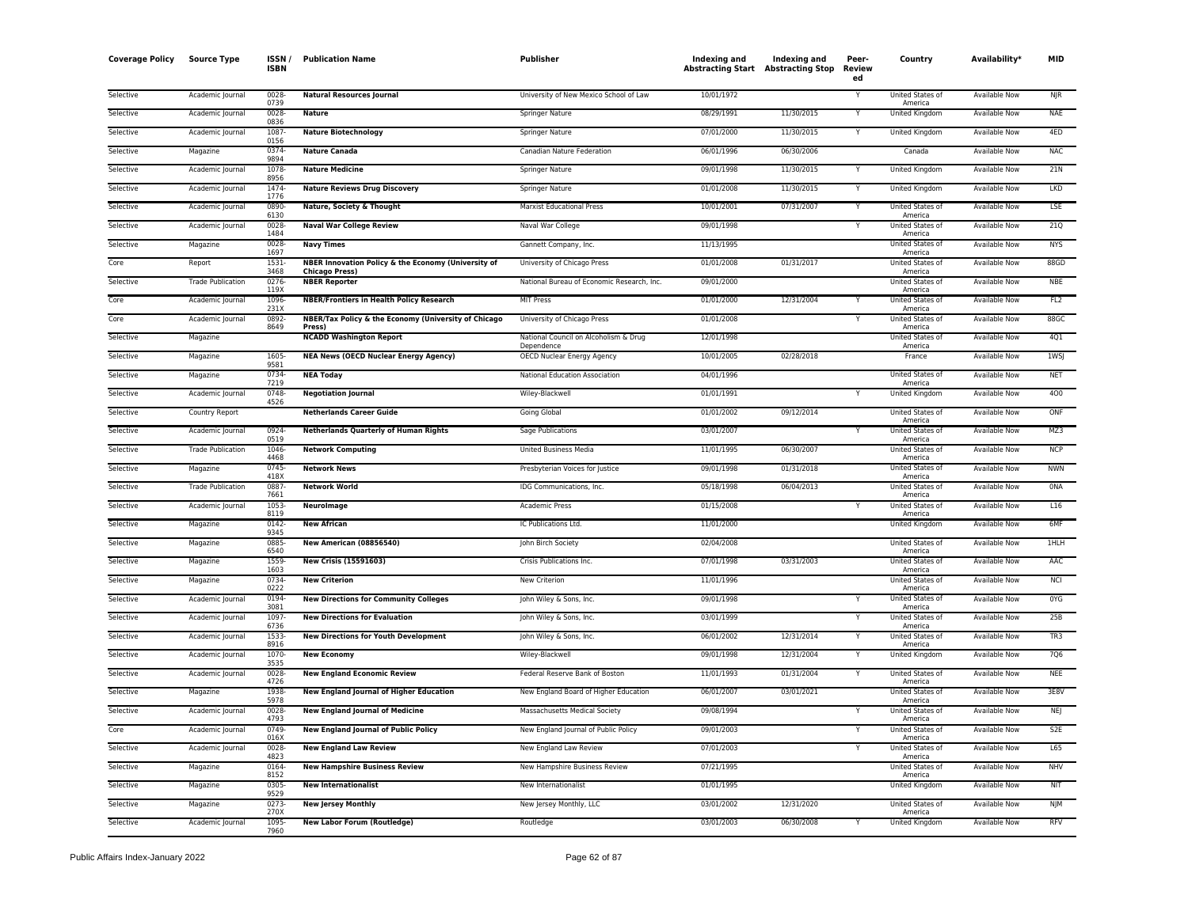| Coverage Policy | Source Type | ISSN / ISBN | Publication Name | Publisher | Indexing and Abstracting Start | Indexing and Abstracting Stop | Peer-Reviewed | Country | Availability* | MID |
|---|---|---|---|---|---|---|---|---|---|---|
| Selective | Academic Journal | 0028-0739 | **Natural Resources Journal** | University of New Mexico School of Law | 10/01/1972 | | Y | United States of America | Available Now | NJR |
| Selective | Academic Journal | 0028-0836 | **Nature** | Springer Nature | 08/29/1991 | 11/30/2015 | Y | United Kingdom | Available Now | NAE |
| Selective | Academic Journal | 1087-0156 | **Nature Biotechnology** | Springer Nature | 07/01/2000 | 11/30/2015 | Y | United Kingdom | Available Now | 4ED |
| Selective | Magazine | 0374-9894 | **Nature Canada** | Canadian Nature Federation | 06/01/1996 | 06/30/2006 | | Canada | Available Now | NAC |
| Selective | Academic Journal | 1078-8956 | **Nature Medicine** | Springer Nature | 09/01/1998 | 11/30/2015 | Y | United Kingdom | Available Now | 21N |
| Selective | Academic Journal | 1474-1776 | **Nature Reviews Drug Discovery** | Springer Nature | 01/01/2008 | 11/30/2015 | Y | United Kingdom | Available Now | LKD |
| Selective | Academic Journal | 0890-6130 | **Nature, Society & Thought** | Marxist Educational Press | 10/01/2001 | 07/31/2007 | Y | United States of America | Available Now | LSE |
| Selective | Academic Journal | 0028-1484 | **Naval War College Review** | Naval War College | 09/01/1998 | | Y | United States of America | Available Now | 21Q |
| Selective | Magazine | 0028-1697 | **Navy Times** | Gannett Company, Inc. | 11/13/1995 | | | United States of America | Available Now | NYS |
| Core | Report | 1531-3468 | **NBER Innovation Policy & the Economy (University of Chicago Press)** | University of Chicago Press | 01/01/2008 | 01/31/2017 | | United States of America | Available Now | 88GD |
| Selective | Trade Publication | 0276-119X | **NBER Reporter** | National Bureau of Economic Research, Inc. | 09/01/2000 | | | United States of America | Available Now | NBE |
| Core | Academic Journal | 1096-231X | **NBER/Frontiers in Health Policy Research** | MIT Press | 01/01/2000 | 12/31/2004 | Y | United States of America | Available Now | FL2 |
| Core | Academic Journal | 0892-8649 | **NBER/Tax Policy & the Economy (University of Chicago Press)** | University of Chicago Press | 01/01/2008 | | Y | United States of America | Available Now | 88GC |
| Selective | Magazine | | **NCADD Washington Report** | National Council on Alcoholism & Drug Dependence | 12/01/1998 | | | United States of America | Available Now | 4Q1 |
| Selective | Magazine | 1605-9581 | **NEA News (OECD Nuclear Energy Agency)** | OECD Nuclear Energy Agency | 10/01/2005 | 02/28/2018 | | France | Available Now | 1WSJ |
| Selective | Magazine | 0734-7219 | **NEA Today** | National Education Association | 04/01/1996 | | | United States of America | Available Now | NET |
| Selective | Academic Journal | 0748-4526 | **Negotiation Journal** | Wiley-Blackwell | 01/01/1991 | | Y | United Kingdom | Available Now | 4O0 |
| Selective | Country Report | | **Netherlands Career Guide** | Going Global | 01/01/2002 | 09/12/2014 | | United States of America | Available Now | ONF |
| Selective | Academic Journal | 0924-0519 | **Netherlands Quarterly of Human Rights** | Sage Publications | 03/01/2007 | | Y | United States of America | Available Now | MZ3 |
| Selective | Trade Publication | 1046-4468 | **Network Computing** | United Business Media | 11/01/1995 | 06/30/2007 | | United States of America | Available Now | NCP |
| Selective | Magazine | 0745-418X | **Network News** | Presbyterian Voices for Justice | 09/01/1998 | 01/31/2018 | | United States of America | Available Now | NWN |
| Selective | Trade Publication | 0887-7661 | **Network World** | IDG Communications, Inc. | 05/18/1998 | 06/04/2013 | | United States of America | Available Now | 0NA |
| Selective | Academic Journal | 1053-8119 | **NeuroImage** | Academic Press | 01/15/2008 | | Y | United States of America | Available Now | L16 |
| Selective | Magazine | 0142-9345 | **New African** | IC Publications Ltd. | 11/01/2000 | | | United Kingdom | Available Now | 6MF |
| Selective | Magazine | 0885-6540 | **New American (08856540)** | John Birch Society | 02/04/2008 | | | United States of America | Available Now | 1HLH |
| Selective | Magazine | 1559-1603 | **New Crisis (15591603)** | Crisis Publications Inc. | 07/01/1998 | 03/31/2003 | | United States of America | Available Now | AAC |
| Selective | Magazine | 0734-0222 | **New Criterion** | New Criterion | 11/01/1996 | | | United States of America | Available Now | NCI |
| Selective | Academic Journal | 0194-3081 | **New Directions for Community Colleges** | John Wiley & Sons, Inc. | 09/01/1998 | | Y | United States of America | Available Now | 0YG |
| Selective | Academic Journal | 1097-6736 | **New Directions for Evaluation** | John Wiley & Sons, Inc. | 03/01/1999 | | Y | United States of America | Available Now | 25B |
| Selective | Academic Journal | 1533-8916 | **New Directions for Youth Development** | John Wiley & Sons, Inc. | 06/01/2002 | 12/31/2014 | Y | United States of America | Available Now | TR3 |
| Selective | Academic Journal | 1070-3535 | **New Economy** | Wiley-Blackwell | 09/01/1998 | 12/31/2004 | Y | United Kingdom | Available Now | 7Q6 |
| Selective | Academic Journal | 0028-4726 | **New England Economic Review** | Federal Reserve Bank of Boston | 11/01/1993 | 01/31/2004 | Y | United States of America | Available Now | NEE |
| Selective | Magazine | 1938-5978 | **New England Journal of Higher Education** | New England Board of Higher Education | 06/01/2007 | 03/01/2021 | | United States of America | Available Now | 3E8V |
| Selective | Academic Journal | 0028-4793 | **New England Journal of Medicine** | Massachusetts Medical Society | 09/08/1994 | | Y | United States of America | Available Now | NEJ |
| Core | Academic Journal | 0749-016X | **New England Journal of Public Policy** | New England Journal of Public Policy | 09/01/2003 | | Y | United States of America | Available Now | S2E |
| Selective | Academic Journal | 0028-4823 | **New England Law Review** | New England Law Review | 07/01/2003 | | Y | United States of America | Available Now | L65 |
| Selective | Magazine | 0164-8152 | **New Hampshire Business Review** | New Hampshire Business Review | 07/21/1995 | | | United States of America | Available Now | NHV |
| Selective | Magazine | 0305-9529 | **New Internationalist** | New Internationalist | 01/01/1995 | | | United Kingdom | Available Now | NIT |
| Selective | Magazine | 0273-270X | **New Jersey Monthly** | New Jersey Monthly, LLC | 03/01/2002 | 12/31/2020 | | United States of America | Available Now | NJM |
| Selective | Academic Journal | 1095-7960 | **New Labor Forum (Routledge)** | Routledge | 03/01/2003 | 06/30/2008 | Y | United Kingdom | Available Now | RFV |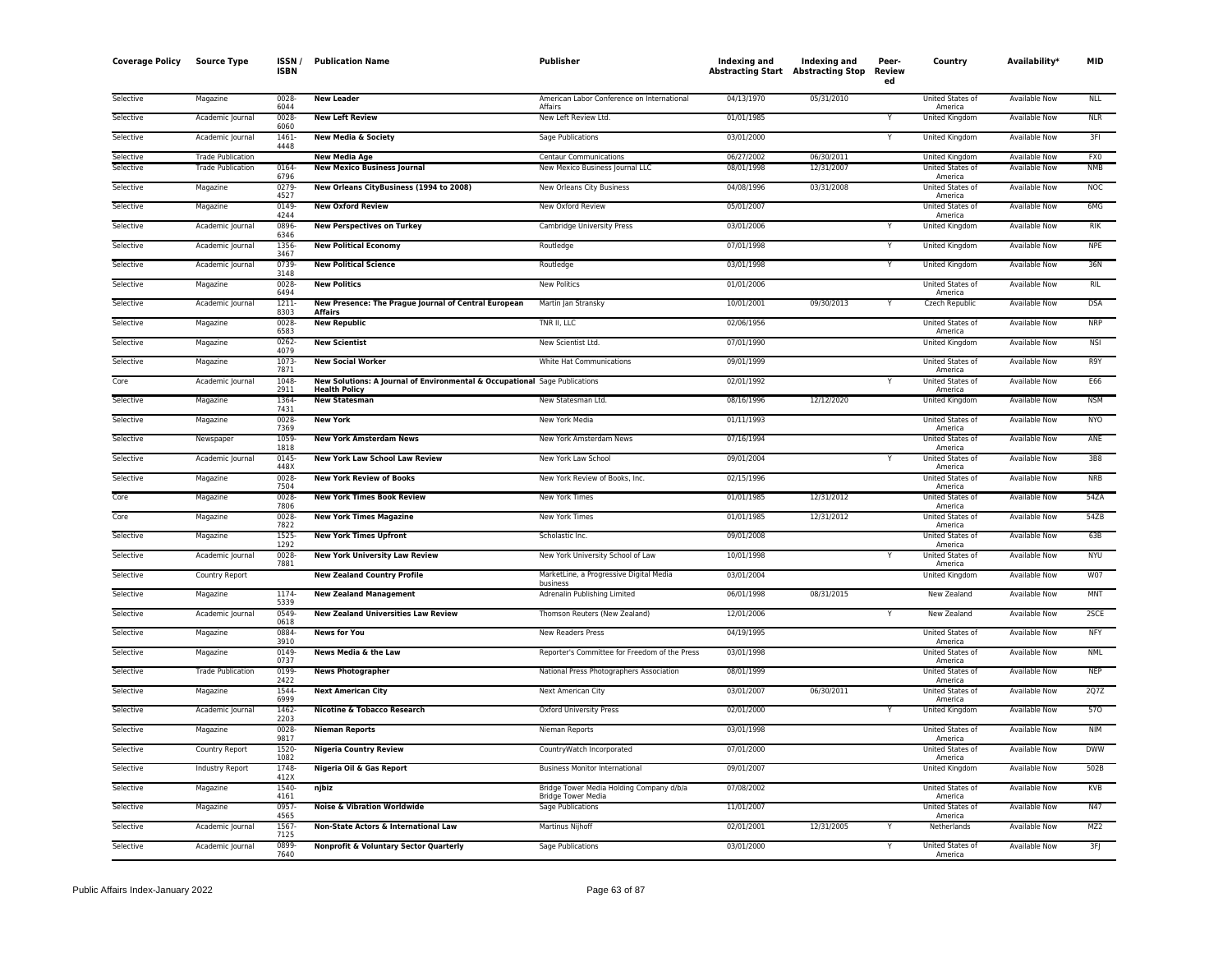| Coverage Policy | Source Type | ISSN / ISBN | Publication Name | Publisher | Indexing and Abstracting Start | Indexing and Abstracting Stop | Peer-Review ed | Country | Availability* | MID |
|---|---|---|---|---|---|---|---|---|---|---|
| Selective | Magazine | 0028-6044 | **New Leader** | American Labor Conference on International Affairs | 04/13/1970 | 05/31/2010 | | United States of America | Available Now | NLL |
| Selective | Academic Journal | 0028-6060 | **New Left Review** | New Left Review Ltd. | 01/01/1985 | | Y | United Kingdom | Available Now | NLR |
| Selective | Academic Journal | 1461-4448 | **New Media & Society** | Sage Publications | 03/01/2000 | | Y | United Kingdom | Available Now | 3FI |
| Selective | Trade Publication | | **New Media Age** | Centaur Communications | 06/27/2002 | 06/30/2011 | | United Kingdom | Available Now | FX0 |
| Selective | Trade Publication | 0164-6796 | **New Mexico Business Journal** | New Mexico Business Journal LLC | 08/01/1998 | 12/31/2007 | | United States of America | Available Now | NMB |
| Selective | Magazine | 0279-4527 | **New Orleans CityBusiness (1994 to 2008)** | New Orleans City Business | 04/08/1996 | 03/31/2008 | | United States of America | Available Now | NOC |
| Selective | Magazine | 0149-4244 | **New Oxford Review** | New Oxford Review | 05/01/2007 | | | United States of America | Available Now | 6MG |
| Selective | Academic Journal | 0896-6346 | **New Perspectives on Turkey** | Cambridge University Press | 03/01/2006 | | Y | United Kingdom | Available Now | RIK |
| Selective | Academic Journal | 1356-3467 | **New Political Economy** | Routledge | 07/01/1998 | | Y | United Kingdom | Available Now | NPE |
| Selective | Academic Journal | 0739-3148 | **New Political Science** | Routledge | 03/01/1998 | | Y | United Kingdom | Available Now | 36N |
| Selective | Magazine | 0028-6494 | **New Politics** | New Politics | 01/01/2006 | | | United States of America | Available Now | RIL |
| Selective | Academic Journal | 1211-8303 | **New Presence: The Prague Journal of Central European Affairs** | Martin Jan Stransky | 10/01/2001 | 09/30/2013 | Y | Czech Republic | Available Now | DSA |
| Selective | Magazine | 0028-6583 | **New Republic** | TNR II, LLC | 02/06/1956 | | | United States of America | Available Now | NRP |
| Selective | Magazine | 0262-4079 | **New Scientist** | New Scientist Ltd. | 07/01/1990 | | | United Kingdom | Available Now | NSI |
| Selective | Magazine | 1073-7871 | **New Social Worker** | White Hat Communications | 09/01/1999 | | | United States of America | Available Now | R9Y |
| Core | Academic Journal | 1048-2911 | **New Solutions: A Journal of Environmental & Occupational Health Policy** | Sage Publications | 02/01/1992 | | Y | United States of America | Available Now | E66 |
| Selective | Magazine | 1364-7431 | **New Statesman** | New Statesman Ltd. | 08/16/1996 | 12/12/2020 | | United Kingdom | Available Now | NSM |
| Selective | Magazine | 0028-7369 | **New York** | New York Media | 01/11/1993 | | | United States of America | Available Now | NYO |
| Selective | Newspaper | 1059-1818 | **New York Amsterdam News** | New York Amsterdam News | 07/16/1994 | | | United States of America | Available Now | ANE |
| Selective | Academic Journal | 0145-448X | **New York Law School Law Review** | New York Law School | 09/01/2004 | | Y | United States of America | Available Now | 3B8 |
| Selective | Magazine | 0028-7504 | **New York Review of Books** | New York Review of Books, Inc. | 02/15/1996 | | | United States of America | Available Now | NRB |
| Core | Magazine | 0028-7806 | **New York Times Book Review** | New York Times | 01/01/1985 | 12/31/2012 | | United States of America | Available Now | 54ZA |
| Core | Magazine | 0028-7822 | **New York Times Magazine** | New York Times | 01/01/1985 | 12/31/2012 | | United States of America | Available Now | 54ZB |
| Selective | Magazine | 1525-1292 | **New York Times Upfront** | Scholastic Inc. | 09/01/2008 | | | United States of America | Available Now | 63B |
| Selective | Academic Journal | 0028-7881 | **New York University Law Review** | New York University School of Law | 10/01/1998 | | Y | United States of America | Available Now | NYU |
| Selective | Country Report | | **New Zealand Country Profile** | MarketLine, a Progressive Digital Media business | 03/01/2004 | | | United Kingdom | Available Now | W07 |
| Selective | Magazine | 1174-5339 | **New Zealand Management** | Adrenalin Publishing Limited | 06/01/1998 | 08/31/2015 | | New Zealand | Available Now | MNT |
| Selective | Academic Journal | 0549-0618 | **New Zealand Universities Law Review** | Thomson Reuters (New Zealand) | 12/01/2006 | | Y | New Zealand | Available Now | 2SCE |
| Selective | Magazine | 0884-3910 | **News for You** | New Readers Press | 04/19/1995 | | | United States of America | Available Now | NFY |
| Selective | Magazine | 0149-0737 | **News Media & the Law** | Reporter's Committee for Freedom of the Press | 03/01/1998 | | | United States of America | Available Now | NML |
| Selective | Trade Publication | 0199-2422 | **News Photographer** | National Press Photographers Association | 08/01/1999 | | | United States of America | Available Now | NEP |
| Selective | Magazine | 1544-6999 | **Next American City** | Next American City | 03/01/2007 | 06/30/2011 | | United States of America | Available Now | 2Q7Z |
| Selective | Academic Journal | 1462-2203 | **Nicotine & Tobacco Research** | Oxford University Press | 02/01/2000 | | Y | United Kingdom | Available Now | 57O |
| Selective | Magazine | 0028-9817 | **Nieman Reports** | Nieman Reports | 03/01/1998 | | | United States of America | Available Now | NIM |
| Selective | Country Report | 1520-1082 | **Nigeria Country Review** | CountryWatch Incorporated | 07/01/2000 | | | United States of America | Available Now | DWW |
| Selective | Industry Report | 1748-412X | **Nigeria Oil & Gas Report** | Business Monitor International | 09/01/2007 | | | United Kingdom | Available Now | 502B |
| Selective | Magazine | 1540-4161 | **njbiz** | Bridge Tower Media Holding Company d/b/a Bridge Tower Media | 07/08/2002 | | | United States of America | Available Now | KVB |
| Selective | Magazine | 0957-4565 | **Noise & Vibration Worldwide** | Sage Publications | 11/01/2007 | | | United States of America | Available Now | N47 |
| Selective | Academic Journal | 1567-7125 | **Non-State Actors & International Law** | Martinus Nijhoff | 02/01/2001 | 12/31/2005 | Y | Netherlands | Available Now | MZ2 |
| Selective | Academic Journal | 0899-7640 | **Nonprofit & Voluntary Sector Quarterly** | Sage Publications | 03/01/2000 | | Y | United States of America | Available Now | 3FJ |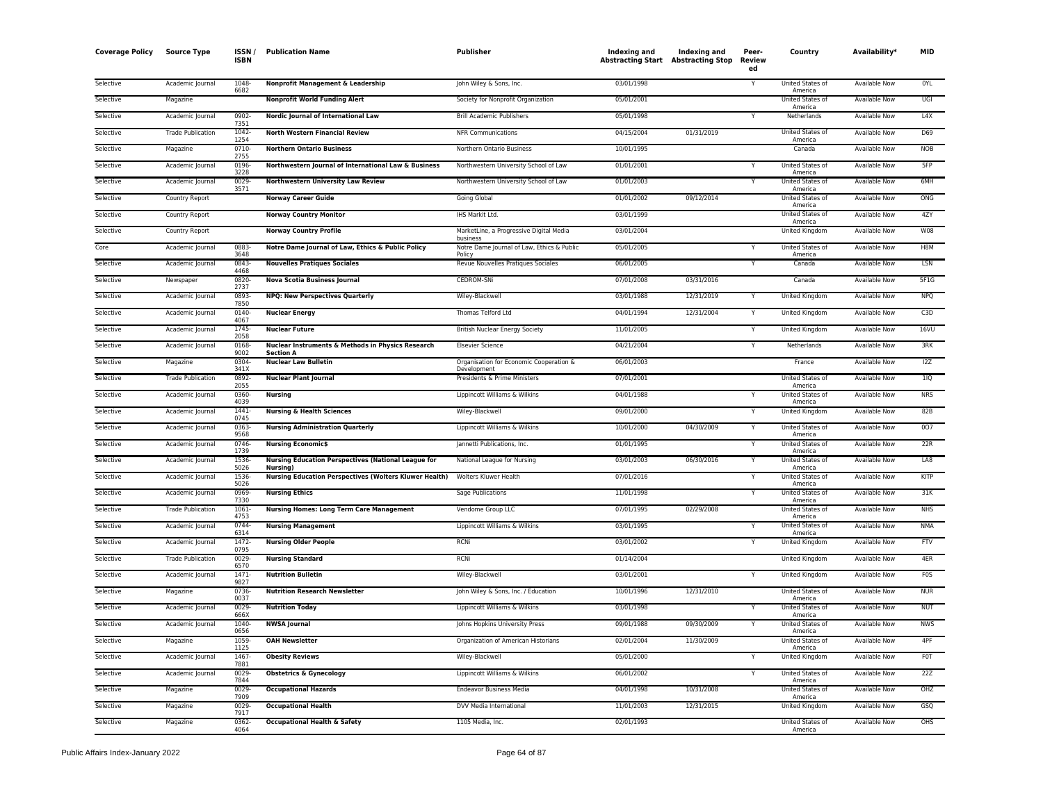| Coverage Policy | Source Type | ISSN / ISBN | Publication Name | Publisher | Indexing and Abstracting Start | Indexing and Abstracting Stop | Peer-Review ed | Country | Availability* | MID |
|---|---|---|---|---|---|---|---|---|---|---|
| Selective | Academic Journal | 1048-6682 | **Nonprofit Management & Leadership** | John Wiley & Sons, Inc. | 03/01/1998 | | Y | United States of America | Available Now | 0YL |
| Selective | Magazine | | **Nonprofit World Funding Alert** | Society for Nonprofit Organization | 05/01/2001 | | | United States of America | Available Now | UGI |
| Selective | Academic Journal | 0902-7351 | **Nordic Journal of International Law** | Brill Academic Publishers | 05/01/1998 | | Y | Netherlands | Available Now | L4X |
| Selective | Trade Publication | 1042-1254 | **North Western Financial Review** | NFR Communications | 04/15/2004 | 01/31/2019 | | United States of America | Available Now | D69 |
| Selective | Magazine | 0710-2755 | **Northern Ontario Business** | Northern Ontario Business | 10/01/1995 | | | Canada | Available Now | NOB |
| Selective | Academic Journal | 0196-3228 | **Northwestern Journal of International Law & Business** | Northwestern University School of Law | 01/01/2001 | | Y | United States of America | Available Now | 5FP |
| Selective | Academic Journal | 0029-3571 | **Northwestern University Law Review** | Northwestern University School of Law | 01/01/2003 | | Y | United States of America | Available Now | 6MH |
| Selective | Country Report | | **Norway Career Guide** | Going Global | 01/01/2002 | 09/12/2014 | | United States of America | Available Now | ONG |
| Selective | Country Report | | **Norway Country Monitor** | IHS Markit Ltd. | 03/01/1999 | | | United States of America | Available Now | 4ZY |
| Selective | Country Report | | **Norway Country Profile** | MarketLine, a Progressive Digital Media business | 03/01/2004 | | | United Kingdom | Available Now | W08 |
| Core | Academic Journal | 0883-3648 | **Notre Dame Journal of Law, Ethics & Public Policy** | Notre Dame Journal of Law, Ethics & Public Policy | 05/01/2005 | | Y | United States of America | Available Now | H8M |
| Selective | Academic Journal | 0843-4468 | **Nouvelles Pratiques Sociales** | Revue Nouvelles Pratiques Sociales | 06/01/2005 | | Y | Canada | Available Now | LSN |
| Selective | Newspaper | 0820-2737 | **Nova Scotia Business Journal** | CEDROM-SNi | 07/01/2008 | 03/31/2016 | | Canada | Available Now | 5F1G |
| Selective | Academic Journal | 0893-7850 | **NPQ: New Perspectives Quarterly** | Wiley-Blackwell | 03/01/1988 | 12/31/2019 | Y | United Kingdom | Available Now | NPQ |
| Selective | Academic Journal | 0140-4067 | **Nuclear Energy** | Thomas Telford Ltd | 04/01/1994 | 12/31/2004 | Y | United Kingdom | Available Now | C3D |
| Selective | Academic Journal | 1745-2058 | **Nuclear Future** | British Nuclear Energy Society | 11/01/2005 | | Y | United Kingdom | Available Now | 16VU |
| Selective | Academic Journal | 0168-9002 | **Nuclear Instruments & Methods in Physics Research Section A** | Elsevier Science | 04/21/2004 | | Y | Netherlands | Available Now | 3RK |
| Selective | Magazine | 0304-341X | **Nuclear Law Bulletin** | Organisation for Economic Cooperation & Development | 06/01/2003 | | | France | Available Now | I2Z |
| Selective | Trade Publication | 0892-2055 | **Nuclear Plant Journal** | Presidents & Prime Ministers | 07/01/2001 | | | United States of America | Available Now | 1IQ |
| Selective | Academic Journal | 0360-4039 | **Nursing** | Lippincott Williams & Wilkins | 04/01/1988 | | Y | United States of America | Available Now | NRS |
| Selective | Academic Journal | 1441-0745 | **Nursing & Health Sciences** | Wiley-Blackwell | 09/01/2000 | | Y | United Kingdom | Available Now | 82B |
| Selective | Academic Journal | 0363-9568 | **Nursing Administration Quarterly** | Lippincott Williams & Wilkins | 10/01/2000 | 04/30/2009 | Y | United States of America | Available Now | 0O7 |
| Selective | Academic Journal | 0746-1739 | **Nursing Economic$** | Jannetti Publications, Inc. | 01/01/1995 | | Y | United States of America | Available Now | 22R |
| Selective | Academic Journal | 1536-5026 | **Nursing Education Perspectives (National League for Nursing)** | National League for Nursing | 03/01/2003 | 06/30/2016 | Y | United States of America | Available Now | LA8 |
| Selective | Academic Journal | 1536-5026 | **Nursing Education Perspectives (Wolters Kluwer Health)** | Wolters Kluwer Health | 07/01/2016 | | Y | United States of America | Available Now | KITP |
| Selective | Academic Journal | 0969-7330 | **Nursing Ethics** | Sage Publications | 11/01/1998 | | Y | United States of America | Available Now | 31K |
| Selective | Trade Publication | 1061-4753 | **Nursing Homes: Long Term Care Management** | Vendome Group LLC | 07/01/1995 | 02/29/2008 | | United States of America | Available Now | NHS |
| Selective | Academic Journal | 0744-6314 | **Nursing Management** | Lippincott Williams & Wilkins | 03/01/1995 | | Y | United States of America | Available Now | NMA |
| Selective | Academic Journal | 1472-0795 | **Nursing Older People** | RCNi | 03/01/2002 | | Y | United Kingdom | Available Now | FTV |
| Selective | Trade Publication | 0029-6570 | **Nursing Standard** | RCNi | 01/14/2004 | | | United Kingdom | Available Now | 4ER |
| Selective | Academic Journal | 1471-9827 | **Nutrition Bulletin** | Wiley-Blackwell | 03/01/2001 | | Y | United Kingdom | Available Now | F0S |
| Selective | Magazine | 0736-0037 | **Nutrition Research Newsletter** | John Wiley & Sons, Inc. / Education | 10/01/1996 | 12/31/2010 | | United States of America | Available Now | NUR |
| Selective | Academic Journal | 0029-666X | **Nutrition Today** | Lippincott Williams & Wilkins | 03/01/1998 | | Y | United States of America | Available Now | NUT |
| Selective | Academic Journal | 1040-0656 | **NWSA Journal** | Johns Hopkins University Press | 09/01/1988 | 09/30/2009 | Y | United States of America | Available Now | NWS |
| Selective | Magazine | 1059-1125 | **OAH Newsletter** | Organization of American Historians | 02/01/2004 | 11/30/2009 | | United States of America | Available Now | 4PF |
| Selective | Academic Journal | 1467-7881 | **Obesity Reviews** | Wiley-Blackwell | 05/01/2000 | | Y | United Kingdom | Available Now | F0T |
| Selective | Academic Journal | 0029-7844 | **Obstetrics & Gynecology** | Lippincott Williams & Wilkins | 06/01/2002 | | Y | United States of America | Available Now | 22Z |
| Selective | Magazine | 0029-7909 | **Occupational Hazards** | Endeavor Business Media | 04/01/1998 | 10/31/2008 | | United States of America | Available Now | OHZ |
| Selective | Magazine | 0029-7917 | **Occupational Health** | DVV Media International | 11/01/2003 | 12/31/2015 | | United Kingdom | Available Now | GSQ |
| Selective | Magazine | 0362-4064 | **Occupational Health & Safety** | 1105 Media, Inc. | 02/01/1993 | | | United States of America | Available Now | OHS |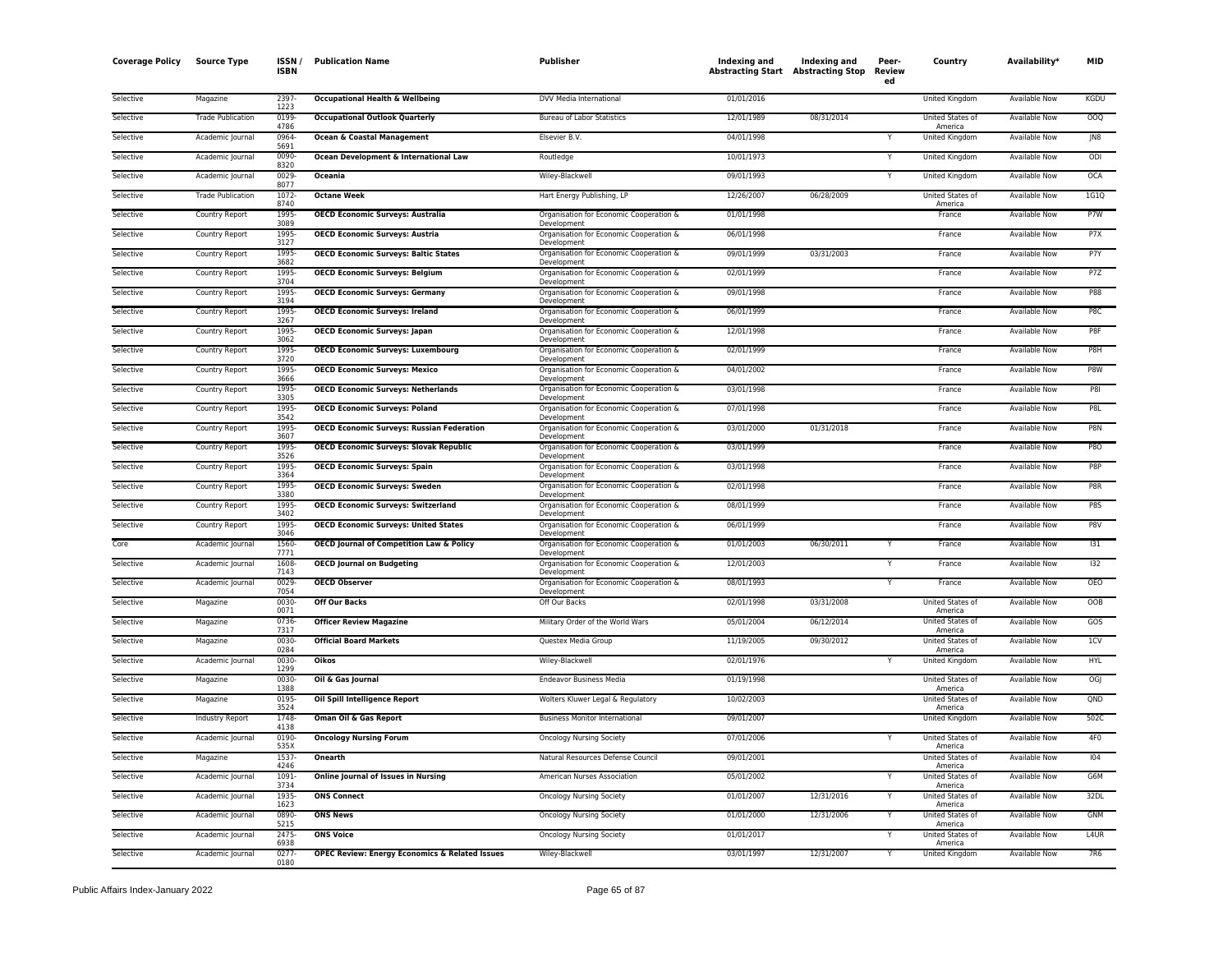| Coverage Policy | Source Type | ISSN / ISBN | Publication Name | Publisher | Indexing and Abstracting Start | Indexing and Abstracting Stop | Peer-Reviewed | Country | Availability* | MID |
|---|---|---|---|---|---|---|---|---|---|---|
| Selective | Magazine | 2397-1223 | **Occupational Health & Wellbeing** | DVV Media International | 01/01/2016 | | | United Kingdom | Available Now | KGDU |
| Selective | Trade Publication | 0199-4786 | **Occupational Outlook Quarterly** | Bureau of Labor Statistics | 12/01/1989 | 08/31/2014 | | United States of America | Available Now | OOQ |
| Selective | Academic Journal | 0964-5691 | **Ocean & Coastal Management** | Elsevier B.V. | 04/01/1998 | | Y | United Kingdom | Available Now | JN8 |
| Selective | Academic Journal | 0090-8320 | **Ocean Development & International Law** | Routledge | 10/01/1973 | | Y | United Kingdom | Available Now | ODI |
| Selective | Academic Journal | 0029-8077 | **Oceania** | Wiley-Blackwell | 09/01/1993 | | Y | United Kingdom | Available Now | OCA |
| Selective | Trade Publication | 1072-8740 | **Octane Week** | Hart Energy Publishing, LP | 12/26/2007 | 06/28/2009 | | United States of America | Available Now | 1G1Q |
| Selective | Country Report | 1995-3089 | **OECD Economic Surveys: Australia** | Organisation for Economic Cooperation & Development | 01/01/1998 | | | France | Available Now | P7W |
| Selective | Country Report | 1995-3127 | **OECD Economic Surveys: Austria** | Organisation for Economic Cooperation & Development | 06/01/1998 | | | France | Available Now | P7X |
| Selective | Country Report | 1995-3682 | **OECD Economic Surveys: Baltic States** | Organisation for Economic Cooperation & Development | 09/01/1999 | 03/31/2003 | | France | Available Now | P7Y |
| Selective | Country Report | 1995-3704 | **OECD Economic Surveys: Belgium** | Organisation for Economic Cooperation & Development | 02/01/1999 | | | France | Available Now | P7Z |
| Selective | Country Report | 1995-3194 | **OECD Economic Surveys: Germany** | Organisation for Economic Cooperation & Development | 09/01/1998 | | | France | Available Now | P88 |
| Selective | Country Report | 1995-3267 | **OECD Economic Surveys: Ireland** | Organisation for Economic Cooperation & Development | 06/01/1999 | | | France | Available Now | P8C |
| Selective | Country Report | 1995-3062 | **OECD Economic Surveys: Japan** | Organisation for Economic Cooperation & Development | 12/01/1998 | | | France | Available Now | P8F |
| Selective | Country Report | 1995-3720 | **OECD Economic Surveys: Luxembourg** | Organisation for Economic Cooperation & Development | 02/01/1999 | | | France | Available Now | P8H |
| Selective | Country Report | 1995-3666 | **OECD Economic Surveys: Mexico** | Organisation for Economic Cooperation & Development | 04/01/2002 | | | France | Available Now | P8W |
| Selective | Country Report | 1995-3305 | **OECD Economic Surveys: Netherlands** | Organisation for Economic Cooperation & Development | 03/01/1998 | | | France | Available Now | P8I |
| Selective | Country Report | 1995-3542 | **OECD Economic Surveys: Poland** | Organisation for Economic Cooperation & Development | 07/01/1998 | | | France | Available Now | P8L |
| Selective | Country Report | 1995-3607 | **OECD Economic Surveys: Russian Federation** | Organisation for Economic Cooperation & Development | 03/01/2000 | 01/31/2018 | | France | Available Now | P8N |
| Selective | Country Report | 1995-3526 | **OECD Economic Surveys: Slovak Republic** | Organisation for Economic Cooperation & Development | 03/01/1999 | | | France | Available Now | P8O |
| Selective | Country Report | 1995-3364 | **OECD Economic Surveys: Spain** | Organisation for Economic Cooperation & Development | 03/01/1998 | | | France | Available Now | P8P |
| Selective | Country Report | 1995-3380 | **OECD Economic Surveys: Sweden** | Organisation for Economic Cooperation & Development | 02/01/1998 | | | France | Available Now | P8R |
| Selective | Country Report | 1995-3402 | **OECD Economic Surveys: Switzerland** | Organisation for Economic Cooperation & Development | 08/01/1999 | | | France | Available Now | P8S |
| Selective | Country Report | 1995-3046 | **OECD Economic Surveys: United States** | Organisation for Economic Cooperation & Development | 06/01/1999 | | | France | Available Now | P8V |
| Core | Academic Journal | 1560-7771 | **OECD Journal of Competition Law & Policy** | Organisation for Economic Cooperation & Development | 01/01/2003 | 06/30/2011 | Y | France | Available Now | I31 |
| Selective | Academic Journal | 1608-7143 | **OECD Journal on Budgeting** | Organisation for Economic Cooperation & Development | 12/01/2003 | | Y | France | Available Now | I32 |
| Selective | Academic Journal | 0029-7054 | **OECD Observer** | Organisation for Economic Cooperation & Development | 08/01/1993 | | Y | France | Available Now | OEO |
| Selective | Magazine | 0030-0071 | **Off Our Backs** | Off Our Backs | 02/01/1998 | 03/31/2008 | | United States of America | Available Now | OOB |
| Selective | Magazine | 0736-7317 | **Officer Review Magazine** | Military Order of the World Wars | 05/01/2004 | 06/12/2014 | | United States of America | Available Now | GOS |
| Selective | Magazine | 0030-0284 | **Official Board Markets** | Questex Media Group | 11/19/2005 | 09/30/2012 | | United States of America | Available Now | 1CV |
| Selective | Academic Journal | 0030-1299 | **Oikos** | Wiley-Blackwell | 02/01/1976 | | Y | United Kingdom | Available Now | HYL |
| Selective | Magazine | 0030-1388 | **Oil & Gas Journal** | Endeavor Business Media | 01/19/1998 | | | United States of America | Available Now | OGJ |
| Selective | Magazine | 0195-3524 | **Oil Spill Intelligence Report** | Wolters Kluwer Legal & Regulatory | 10/02/2003 | | | United States of America | Available Now | QND |
| Selective | Industry Report | 1748-4138 | **Oman Oil & Gas Report** | Business Monitor International | 09/01/2007 | | | United Kingdom | Available Now | 502C |
| Selective | Academic Journal | 0190-535X | **Oncology Nursing Forum** | Oncology Nursing Society | 07/01/2006 | | Y | United States of America | Available Now | 4F0 |
| Selective | Magazine | 1537-4246 | **Onearth** | Natural Resources Defense Council | 09/01/2001 | | | United States of America | Available Now | I04 |
| Selective | Academic Journal | 1091-3734 | **Online Journal of Issues in Nursing** | American Nurses Association | 05/01/2002 | | Y | United States of America | Available Now | G6M |
| Selective | Academic Journal | 1935-1623 | **ONS Connect** | Oncology Nursing Society | 01/01/2007 | 12/31/2016 | Y | United States of America | Available Now | 32DL |
| Selective | Academic Journal | 0890-5215 | **ONS News** | Oncology Nursing Society | 01/01/2000 | 12/31/2006 | Y | United States of America | Available Now | GNM |
| Selective | Academic Journal | 2475-6938 | **ONS Voice** | Oncology Nursing Society | 01/01/2017 | | Y | United States of America | Available Now | L4UR |
| Selective | Academic Journal | 0277-0180 | **OPEC Review: Energy Economics & Related Issues** | Wiley-Blackwell | 03/01/1997 | 12/31/2007 | Y | United Kingdom | Available Now | 7R6 |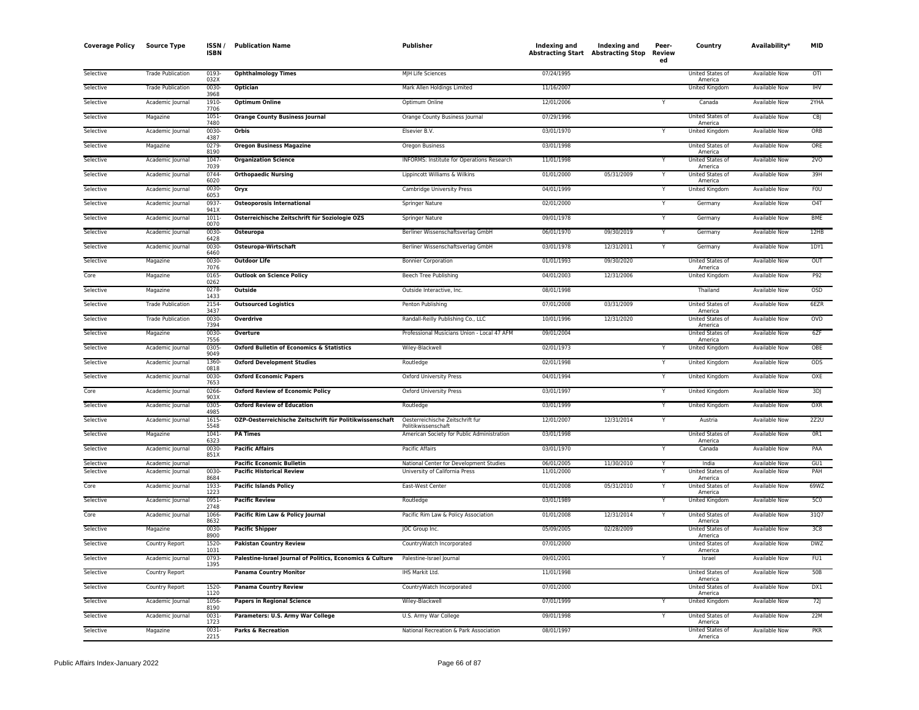| Coverage Policy | Source Type | ISSN / ISBN | Publication Name | Publisher | Indexing and Abstracting Start | Indexing and Abstracting Stop | Peer-Reviewed | Country | Availability* | MID |
|---|---|---|---|---|---|---|---|---|---|---|
| Selective | Trade Publication | 0193-032X | **Ophthalmology Times** | MJH Life Sciences | 07/24/1995 | | | United States of America | Available Now | OTI |
| Selective | Trade Publication | 0030-3968 | **Optician** | Mark Allen Holdings Limited | 11/16/2007 | | | United Kingdom | Available Now | IHV |
| Selective | Academic Journal | 1910-7706 | **Optimum Online** | Optimum Online | 12/01/2006 | | Y | Canada | Available Now | 2YHA |
| Selective | Magazine | 1051-7480 | **Orange County Business Journal** | Orange County Business Journal | 07/29/1996 | | | United States of America | Available Now | CBJ |
| Selective | Academic Journal | 0030-4387 | **Orbis** | Elsevier B.V. | 03/01/1970 | | Y | United Kingdom | Available Now | ORB |
| Selective | Magazine | 0279-8190 | **Oregon Business Magazine** | Oregon Business | 03/01/1998 | | | United States of America | Available Now | ORE |
| Selective | Academic Journal | 1047-7039 | **Organization Science** | INFORMS: Institute for Operations Research | 11/01/1998 | | Y | United States of America | Available Now | 2VO |
| Selective | Academic Journal | 0744-6020 | **Orthopaedic Nursing** | Lippincott Williams & Wilkins | 01/01/2000 | 05/31/2009 | Y | United States of America | Available Now | 39H |
| Selective | Academic Journal | 0030-6053 | **Oryx** | Cambridge University Press | 04/01/1999 | | Y | United Kingdom | Available Now | F0U |
| Selective | Academic Journal | 0937-941X | **Osteoporosis International** | Springer Nature | 02/01/2000 | | Y | Germany | Available Now | O4T |
| Selective | Academic Journal | 1011-0070 | **Österreichische Zeitschrift für Soziologie OZS** | Springer Nature | 09/01/1978 | | Y | Germany | Available Now | BME |
| Selective | Academic Journal | 0030-6428 | **Osteuropa** | Berliner Wissenschaftsverlag GmbH | 06/01/1970 | 09/30/2019 | Y | Germany | Available Now | 12HB |
| Selective | Academic Journal | 0030-6460 | **Osteuropa-Wirtschaft** | Berliner Wissenschaftsverlag GmbH | 03/01/1978 | 12/31/2011 | Y | Germany | Available Now | 1DY1 |
| Selective | Magazine | 0030-7076 | **Outdoor Life** | Bonnier Corporation | 01/01/1993 | 09/30/2020 | | United States of America | Available Now | OUT |
| Core | Magazine | 0165-0262 | **Outlook on Science Policy** | Beech Tree Publishing | 04/01/2003 | 12/31/2006 | | United Kingdom | Available Now | P92 |
| Selective | Magazine | 0278-1433 | **Outside** | Outside Interactive, Inc. | 08/01/1998 | | | Thailand | Available Now | OSD |
| Selective | Trade Publication | 2154-3437 | **Outsourced Logistics** | Penton Publishing | 07/01/2008 | 03/31/2009 | | United States of America | Available Now | 6EZR |
| Selective | Trade Publication | 0030-7394 | **Overdrive** | Randall-Reilly Publishing Co., LLC | 10/01/1996 | 12/31/2020 | | United States of America | Available Now | OVD |
| Selective | Magazine | 0030-7556 | **Overture** | Professional Musicians Union - Local 47 AFM | 09/01/2004 | | | United States of America | Available Now | 6ZF |
| Selective | Academic Journal | 0305-9049 | **Oxford Bulletin of Economics & Statistics** | Wiley-Blackwell | 02/01/1973 | | Y | United Kingdom | Available Now | OBE |
| Selective | Academic Journal | 1360-0818 | **Oxford Development Studies** | Routledge | 02/01/1998 | | Y | United Kingdom | Available Now | ODS |
| Selective | Academic Journal | 0030-7653 | **Oxford Economic Papers** | Oxford University Press | 04/01/1994 | | Y | United Kingdom | Available Now | OXE |
| Core | Academic Journal | 0266-903X | **Oxford Review of Economic Policy** | Oxford University Press | 03/01/1997 | | Y | United Kingdom | Available Now | 3DJ |
| Selective | Academic Journal | 0305-4985 | **Oxford Review of Education** | Routledge | 03/01/1999 | | Y | United Kingdom | Available Now | OXR |
| Selective | Academic Journal | 1615-5548 | **OZP-Oesterreichische Zeitschrift für Politikwissenschaft** | Oesterreichische Zeitschrift fur Politikwissenschaft | 12/01/2007 | 12/31/2014 | Y | Austria | Available Now | 2Z2U |
| Selective | Magazine | 1041-6323 | **PA Times** | American Society for Public Administration | 03/01/1998 | | | United States of America | Available Now | 0R1 |
| Selective | Academic Journal | 0030-851X | **Pacific Affairs** | Pacific Affairs | 03/01/1970 | | Y | Canada | Available Now | PAA |
| Selective | Academic Journal | | **Pacific Economic Bulletin** | National Center for Development Studies | 06/01/2005 | 11/30/2010 | Y | India | Available Now | GU1 |
| Selective | Academic Journal | 0030-8684 | **Pacific Historical Review** | University of California Press | 11/01/2000 | | Y | United States of America | Available Now | PAH |
| Core | Academic Journal | 1933-1223 | **Pacific Islands Policy** | East-West Center | 01/01/2008 | 05/31/2010 | Y | United States of America | Available Now | 69WZ |
| Selective | Academic Journal | 0951-2748 | **Pacific Review** | Routledge | 03/01/1989 | | Y | United Kingdom | Available Now | 5C0 |
| Core | Academic Journal | 1066-8632 | **Pacific Rim Law & Policy Journal** | Pacific Rim Law & Policy Association | 01/01/2008 | 12/31/2014 | Y | United States of America | Available Now | 31Q7 |
| Selective | Magazine | 0030-8900 | **Pacific Shipper** | JOC Group Inc. | 05/09/2005 | 02/28/2009 | | United States of America | Available Now | 3C8 |
| Selective | Country Report | 1520-1031 | **Pakistan Country Review** | CountryWatch Incorporated | 07/01/2000 | | | United States of America | Available Now | DWZ |
| Selective | Academic Journal | 0793-1395 | **Palestine-Israel Journal of Politics, Economics & Culture** | Palestine-Israel Journal | 09/01/2001 | | Y | Israel | Available Now | FU1 |
| Selective | Country Report | | **Panama Country Monitor** | IHS Markit Ltd. | 11/01/1998 | | | United States of America | Available Now | 50B |
| Selective | Country Report | 1520-1120 | **Panama Country Review** | CountryWatch Incorporated | 07/01/2000 | | | United States of America | Available Now | DX1 |
| Selective | Academic Journal | 1056-8190 | **Papers in Regional Science** | Wiley-Blackwell | 07/01/1999 | | Y | United Kingdom | Available Now | 72J |
| Selective | Academic Journal | 0031-1723 | **Parameters: U.S. Army War College** | U.S. Army War College | 09/01/1998 | | Y | United States of America | Available Now | 22M |
| Selective | Magazine | 0031-2215 | **Parks & Recreation** | National Recreation & Park Association | 08/01/1997 | | | United States of America | Available Now | PKR |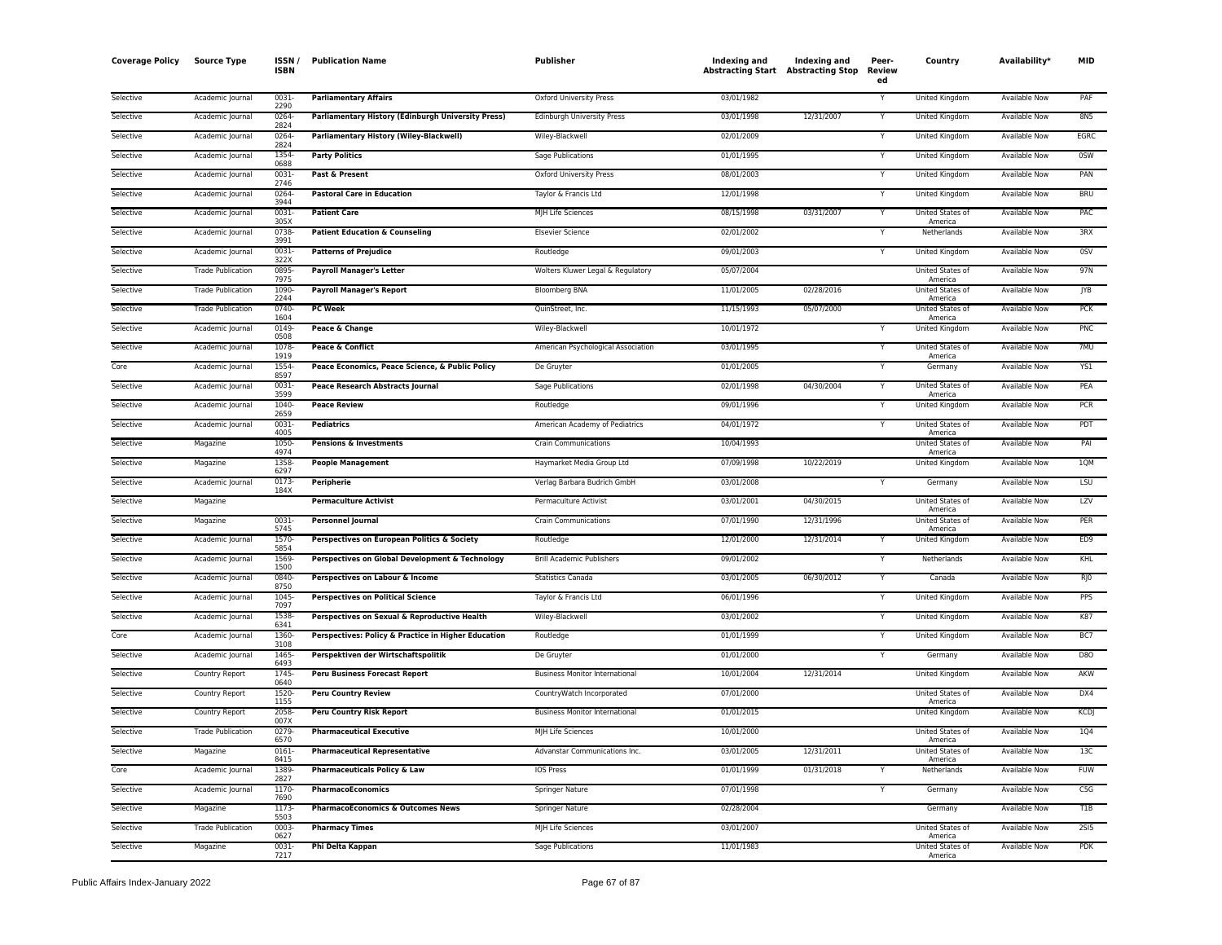| Coverage Policy | Source Type | ISSN / ISBN | Publication Name | Publisher | Indexing and Abstracting Start | Indexing and Abstracting Stop | Peer-Review ed | Country | Availability* | MID |
|---|---|---|---|---|---|---|---|---|---|---|
| Selective | Academic Journal | 0031-2290 | **Parliamentary Affairs** | Oxford University Press | 03/01/1982 | | Y | United Kingdom | Available Now | PAF |
| Selective | Academic Journal | 0264-2824 | **Parliamentary History (Edinburgh University Press)** | Edinburgh University Press | 03/01/1998 | 12/31/2007 | Y | United Kingdom | Available Now | 8N5 |
| Selective | Academic Journal | 0264-2824 | **Parliamentary History (Wiley-Blackwell)** | Wiley-Blackwell | 02/01/2009 | | Y | United Kingdom | Available Now | EGRC |
| Selective | Academic Journal | 1354-0688 | **Party Politics** | Sage Publications | 01/01/1995 | | Y | United Kingdom | Available Now | 0SW |
| Selective | Academic Journal | 0031-2746 | **Past & Present** | Oxford University Press | 08/01/2003 | | Y | United Kingdom | Available Now | PAN |
| Selective | Academic Journal | 0264-3944 | **Pastoral Care in Education** | Taylor & Francis Ltd | 12/01/1998 | | Y | United Kingdom | Available Now | BRU |
| Selective | Academic Journal | 0031-305X | **Patient Care** | MJH Life Sciences | 08/15/1998 | 03/31/2007 | Y | United States of America | Available Now | PAC |
| Selective | Academic Journal | 0738-3991 | **Patient Education & Counseling** | Elsevier Science | 02/01/2002 | | Y | Netherlands | Available Now | 3RX |
| Selective | Academic Journal | 0031-322X | **Patterns of Prejudice** | Routledge | 09/01/2003 | | Y | United Kingdom | Available Now | 0SV |
| Selective | Trade Publication | 0895-7975 | **Payroll Manager's Letter** | Wolters Kluwer Legal & Regulatory | 05/07/2004 | | | United States of America | Available Now | 97N |
| Selective | Trade Publication | 1090-2244 | **Payroll Manager's Report** | Bloomberg BNA | 11/01/2005 | 02/28/2016 | | United States of America | Available Now | JYB |
| Selective | Trade Publication | 0740-1604 | **PC Week** | QuinStreet, Inc. | 11/15/1993 | 05/07/2000 | | United States of America | Available Now | PCK |
| Selective | Academic Journal | 0149-0508 | **Peace & Change** | Wiley-Blackwell | 10/01/1972 | | Y | United Kingdom | Available Now | PNC |
| Selective | Academic Journal | 1078-1919 | **Peace & Conflict** | American Psychological Association | 03/01/1995 | | Y | United States of America | Available Now | 7MU |
| Core | Academic Journal | 1554-8597 | **Peace Economics, Peace Science, & Public Policy** | De Gruyter | 01/01/2005 | | Y | Germany | Available Now | YS1 |
| Selective | Academic Journal | 0031-3599 | **Peace Research Abstracts Journal** | Sage Publications | 02/01/1998 | 04/30/2004 | Y | United States of America | Available Now | PEA |
| Selective | Academic Journal | 1040-2659 | **Peace Review** | Routledge | 09/01/1996 | | Y | United Kingdom | Available Now | PCR |
| Selective | Academic Journal | 0031-4005 | **Pediatrics** | American Academy of Pediatrics | 04/01/1972 | | Y | United States of America | Available Now | PDT |
| Selective | Magazine | 1050-4974 | **Pensions & Investments** | Crain Communications | 10/04/1993 | | | United States of America | Available Now | PAI |
| Selective | Magazine | 1358-6297 | **People Management** | Haymarket Media Group Ltd | 07/09/1998 | 10/22/2019 | | United Kingdom | Available Now | 1QM |
| Selective | Academic Journal | 0173-184X | **Peripherie** | Verlag Barbara Budrich GmbH | 03/01/2008 | | Y | Germany | Available Now | LSU |
| Selective | Magazine | | **Permaculture Activist** | Permaculture Activist | 03/01/2001 | 04/30/2015 | | United States of America | Available Now | LZV |
| Selective | Magazine | 0031-5745 | **Personnel Journal** | Crain Communications | 07/01/1990 | 12/31/1996 | | United States of America | Available Now | PER |
| Selective | Academic Journal | 1570-5854 | **Perspectives on European Politics & Society** | Routledge | 12/01/2000 | 12/31/2014 | Y | United Kingdom | Available Now | ED9 |
| Selective | Academic Journal | 1569-1500 | **Perspectives on Global Development & Technology** | Brill Academic Publishers | 09/01/2002 | | Y | Netherlands | Available Now | KHL |
| Selective | Academic Journal | 0840-8750 | **Perspectives on Labour & Income** | Statistics Canada | 03/01/2005 | 06/30/2012 | Y | Canada | Available Now | RJ0 |
| Selective | Academic Journal | 1045-7097 | **Perspectives on Political Science** | Taylor & Francis Ltd | 06/01/1996 | | Y | United Kingdom | Available Now | PPS |
| Selective | Academic Journal | 1538-6341 | **Perspectives on Sexual & Reproductive Health** | Wiley-Blackwell | 03/01/2002 | | Y | United Kingdom | Available Now | K87 |
| Core | Academic Journal | 1360-3108 | **Perspectives: Policy & Practice in Higher Education** | Routledge | 01/01/1999 | | Y | United Kingdom | Available Now | BC7 |
| Selective | Academic Journal | 1465-6493 | **Perspektiven der Wirtschaftspolitik** | De Gruyter | 01/01/2000 | | Y | Germany | Available Now | D8O |
| Selective | Country Report | 1745-0640 | **Peru Business Forecast Report** | Business Monitor International | 10/01/2004 | 12/31/2014 | | United Kingdom | Available Now | AKW |
| Selective | Country Report | 1520-1155 | **Peru Country Review** | CountryWatch Incorporated | 07/01/2000 | | | United States of America | Available Now | DX4 |
| Selective | Country Report | 2058-007X | **Peru Country Risk Report** | Business Monitor International | 01/01/2015 | | | United Kingdom | Available Now | KCDJ |
| Selective | Trade Publication | 0279-6570 | **Pharmaceutical Executive** | MJH Life Sciences | 10/01/2000 | | | United States of America | Available Now | 1Q4 |
| Selective | Magazine | 0161-8415 | **Pharmaceutical Representative** | Advanstar Communications Inc. | 03/01/2005 | 12/31/2011 | | United States of America | Available Now | 13C |
| Core | Academic Journal | 1389-2827 | **Pharmaceuticals Policy & Law** | IOS Press | 01/01/1999 | 01/31/2018 | Y | Netherlands | Available Now | FUW |
| Selective | Academic Journal | 1170-7690 | **PharmacoEconomics** | Springer Nature | 07/01/1998 | | Y | Germany | Available Now | C5G |
| Selective | Magazine | 1173-5503 | **PharmacoEconomics & Outcomes News** | Springer Nature | 02/28/2004 | | | Germany | Available Now | T1B |
| Selective | Trade Publication | 0003-0627 | **Pharmacy Times** | MJH Life Sciences | 03/01/2007 | | | United States of America | Available Now | 2SI5 |
| Selective | Magazine | 0031-7217 | **Phi Delta Kappan** | Sage Publications | 11/01/1983 | | | United States of America | Available Now | PDK |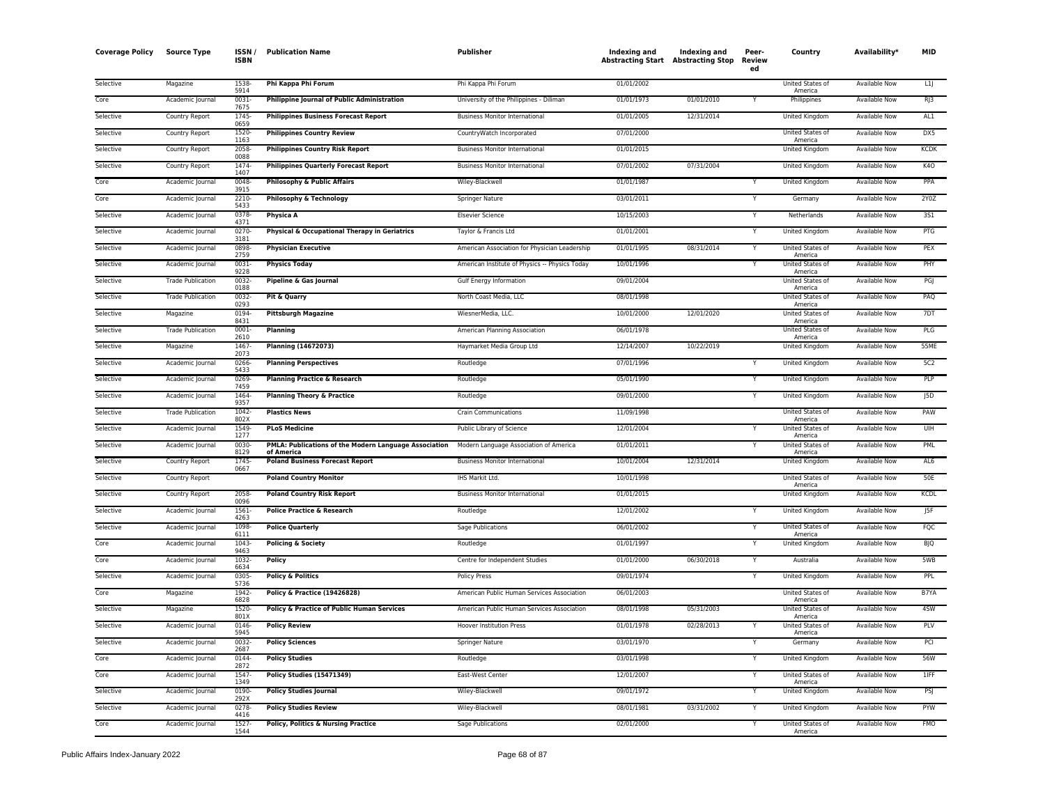| Coverage Policy | Source Type | ISSN / ISBN | Publication Name | Publisher | Indexing and Abstracting Start | Indexing and Abstracting Stop | Peer-Reviewed | Country | Availability* | MID |
|---|---|---|---|---|---|---|---|---|---|---|
| Selective | Magazine | 1538-5914 | **Phi Kappa Phi Forum** | Phi Kappa Phi Forum | 01/01/2002 | | | United States of America | Available Now | L1J |
| Core | Academic Journal | 0031-7675 | **Philippine Journal of Public Administration** | University of the Philippines - Diliman | 01/01/1973 | 01/01/2010 | Y | Philippines | Available Now | RJ3 |
| Selective | Country Report | 1745-0659 | **Philippines Business Forecast Report** | Business Monitor International | 01/01/2005 | 12/31/2014 | | United Kingdom | Available Now | AL1 |
| Selective | Country Report | 1520-1163 | **Philippines Country Review** | CountryWatch Incorporated | 07/01/2000 | | | United States of America | Available Now | DX5 |
| Selective | Country Report | 2058-0088 | **Philippines Country Risk Report** | Business Monitor International | 01/01/2015 | | | United Kingdom | Available Now | KCDK |
| Selective | Country Report | 1474-1407 | **Philippines Quarterly Forecast Report** | Business Monitor International | 07/01/2002 | 07/31/2004 | | United Kingdom | Available Now | K4O |
| Core | Academic Journal | 0048-3915 | **Philosophy & Public Affairs** | Wiley-Blackwell | 01/01/1987 | | Y | United Kingdom | Available Now | PPA |
| Core | Academic Journal | 2210-5433 | **Philosophy & Technology** | Springer Nature | 03/01/2011 | | Y | Germany | Available Now | 2Y0Z |
| Selective | Academic Journal | 0378-4371 | **Physica A** | Elsevier Science | 10/15/2003 | | Y | Netherlands | Available Now | 3S1 |
| Selective | Academic Journal | 0270-3181 | **Physical & Occupational Therapy in Geriatrics** | Taylor & Francis Ltd | 01/01/2001 | | Y | United Kingdom | Available Now | PTG |
| Selective | Academic Journal | 0898-2759 | **Physician Executive** | American Association for Physician Leadership | 01/01/1995 | 08/31/2014 | Y | United States of America | Available Now | PEX |
| Selective | Academic Journal | 0031-9228 | **Physics Today** | American Institute of Physics -- Physics Today | 10/01/1996 | | Y | United States of America | Available Now | PHY |
| Selective | Trade Publication | 0032-0188 | **Pipeline & Gas Journal** | Gulf Energy Information | 09/01/2004 | | | United States of America | Available Now | PGJ |
| Selective | Trade Publication | 0032-0293 | **Pit & Quarry** | North Coast Media, LLC | 08/01/1998 | | | United States of America | Available Now | PAQ |
| Selective | Magazine | 0194-8431 | **Pittsburgh Magazine** | WiesnerMedia, LLC. | 10/01/2000 | 12/01/2020 | | United States of America | Available Now | 7DT |
| Selective | Trade Publication | 0001-2610 | **Planning** | American Planning Association | 06/01/1978 | | | United States of America | Available Now | PLG |
| Selective | Magazine | 1467-2073 | **Planning (14672073)** | Haymarket Media Group Ltd | 12/14/2007 | 10/22/2019 | | United Kingdom | Available Now | 55ME |
| Selective | Academic Journal | 0266-5433 | **Planning Perspectives** | Routledge | 07/01/1996 | | Y | United Kingdom | Available Now | 5C2 |
| Selective | Academic Journal | 0269-7459 | **Planning Practice & Research** | Routledge | 05/01/1990 | | Y | United Kingdom | Available Now | PLP |
| Selective | Academic Journal | 1464-9357 | **Planning Theory & Practice** | Routledge | 09/01/2000 | | Y | United Kingdom | Available Now | J5D |
| Selective | Trade Publication | 1042-802X | **Plastics News** | Crain Communications | 11/09/1998 | | | United States of America | Available Now | PAW |
| Selective | Academic Journal | 1549-1277 | **PLoS Medicine** | Public Library of Science | 12/01/2004 | | Y | United States of America | Available Now | UIH |
| Selective | Academic Journal | 0030-8129 | **PMLA: Publications of the Modern Language Association of America** | Modern Language Association of America | 01/01/2011 | | Y | United States of America | Available Now | PML |
| Selective | Country Report | 1745-0667 | **Poland Business Forecast Report** | Business Monitor International | 10/01/2004 | 12/31/2014 | | United Kingdom | Available Now | AL6 |
| Selective | Country Report | | **Poland Country Monitor** | IHS Markit Ltd. | 10/01/1998 | | | United States of America | Available Now | 50E |
| Selective | Country Report | 2058-0096 | **Poland Country Risk Report** | Business Monitor International | 01/01/2015 | | | United Kingdom | Available Now | KCDL |
| Selective | Academic Journal | 1561-4263 | **Police Practice & Research** | Routledge | 12/01/2002 | | Y | United Kingdom | Available Now | J5F |
| Selective | Academic Journal | 1098-6111 | **Police Quarterly** | Sage Publications | 06/01/2002 | | Y | United States of America | Available Now | FQC |
| Core | Academic Journal | 1043-9463 | **Policing & Society** | Routledge | 01/01/1997 | | Y | United Kingdom | Available Now | BJQ |
| Core | Academic Journal | 1032-6634 | **Policy** | Centre for Independent Studies | 01/01/2000 | 06/30/2018 | Y | Australia | Available Now | 5WB |
| Selective | Academic Journal | 0305-5736 | **Policy & Politics** | Policy Press | 09/01/1974 | | Y | United Kingdom | Available Now | PPL |
| Core | Magazine | 1942-6828 | **Policy & Practice (19426828)** | American Public Human Services Association | 06/01/2003 | | | United States of America | Available Now | B7YA |
| Selective | Magazine | 1520-801X | **Policy & Practice of Public Human Services** | American Public Human Services Association | 08/01/1998 | 05/31/2003 | | United States of America | Available Now | 4SW |
| Selective | Academic Journal | 0146-5945 | **Policy Review** | Hoover Institution Press | 01/01/1978 | 02/28/2013 | Y | United States of America | Available Now | PLV |
| Selective | Academic Journal | 0032-2687 | **Policy Sciences** | Springer Nature | 03/01/1970 | | Y | Germany | Available Now | PCI |
| Core | Academic Journal | 0144-2872 | **Policy Studies** | Routledge | 03/01/1998 | | Y | United Kingdom | Available Now | 56W |
| Core | Academic Journal | 1547-1349 | **Policy Studies (15471349)** | East-West Center | 12/01/2007 | | Y | United States of America | Available Now | 1IFF |
| Selective | Academic Journal | 0190-292X | **Policy Studies Journal** | Wiley-Blackwell | 09/01/1972 | | Y | United Kingdom | Available Now | PSJ |
| Selective | Academic Journal | 0278-4416 | **Policy Studies Review** | Wiley-Blackwell | 08/01/1981 | 03/31/2002 | Y | United Kingdom | Available Now | PYW |
| Core | Academic Journal | 1527-1544 | **Policy, Politics & Nursing Practice** | Sage Publications | 02/01/2000 | | Y | United States of America | Available Now | FMO |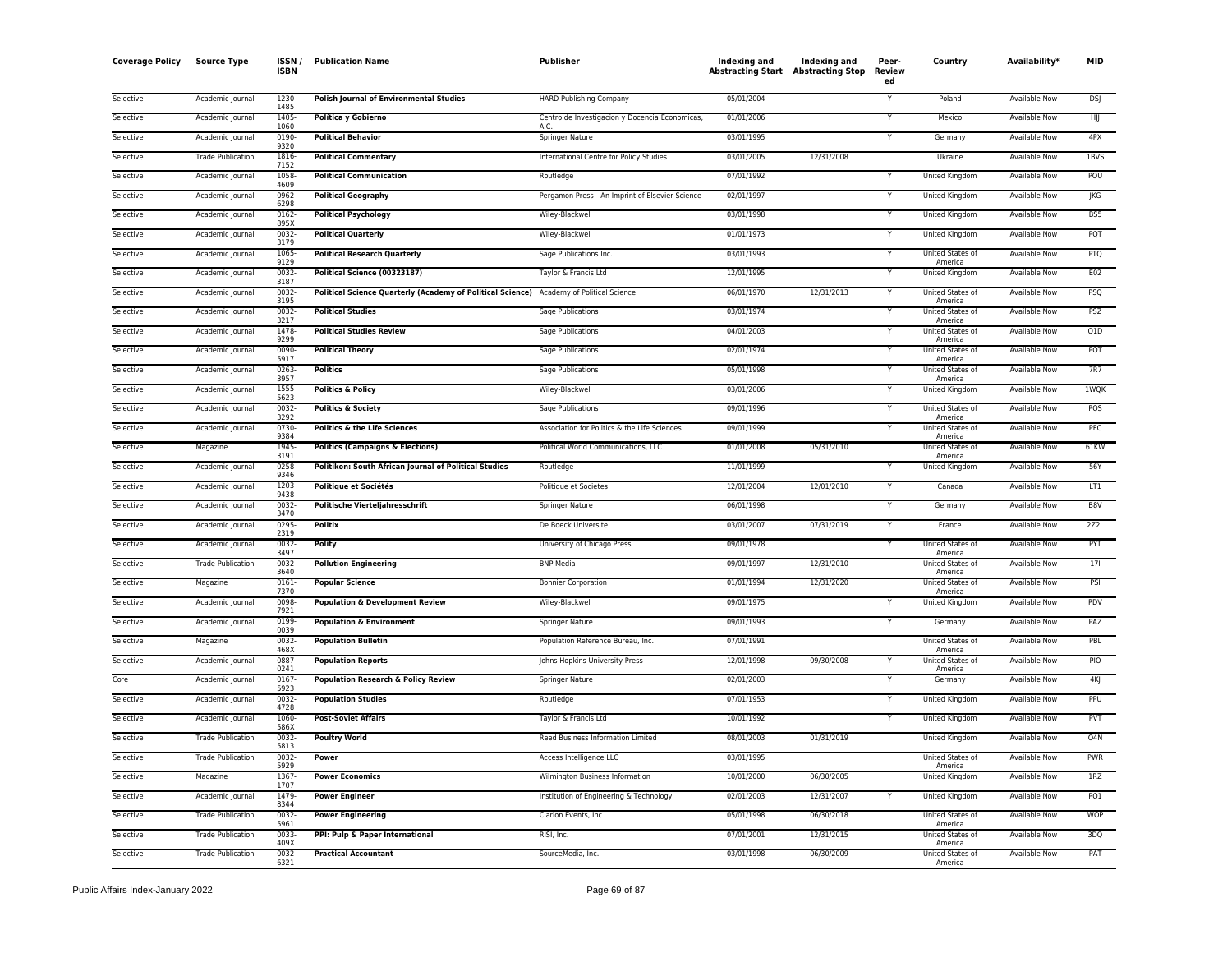| Coverage Policy | Source Type | ISSN / ISBN | Publication Name | Publisher | Indexing and Abstracting Start | Indexing and Abstracting Stop | Peer-Review ed | Country | Availability* | MID |
|---|---|---|---|---|---|---|---|---|---|---|
| Selective | Academic Journal | 1230-1485 | **Polish Journal of Environmental Studies** | HARD Publishing Company | 05/01/2004 | | Y | Poland | Available Now | DSJ |
| Selective | Academic Journal | 1405-1060 | **Política y Gobierno** | Centro de Investigacion y Docencia Economicas, A.C. | 01/01/2006 | | Y | Mexico | Available Now | HJJ |
| Selective | Academic Journal | 0190-9320 | **Political Behavior** | Springer Nature | 03/01/1995 | | Y | Germany | Available Now | 4PX |
| Selective | Trade Publication | 1816-7152 | **Political Commentary** | International Centre for Policy Studies | 03/01/2005 | 12/31/2008 | | Ukraine | Available Now | 1BVS |
| Selective | Academic Journal | 1058-4609 | **Political Communication** | Routledge | 07/01/1992 | | Y | United Kingdom | Available Now | POU |
| Selective | Academic Journal | 0962-6298 | **Political Geography** | Pergamon Press - An Imprint of Elsevier Science | 02/01/1997 | | Y | United Kingdom | Available Now | JKG |
| Selective | Academic Journal | 0162-895X | **Political Psychology** | Wiley-Blackwell | 03/01/1998 | | Y | United Kingdom | Available Now | BS5 |
| Selective | Academic Journal | 0032-3179 | **Political Quarterly** | Wiley-Blackwell | 01/01/1973 | | Y | United Kingdom | Available Now | PQT |
| Selective | Academic Journal | 1065-9129 | **Political Research Quarterly** | Sage Publications Inc. | 03/01/1993 | | Y | United States of America | Available Now | PTQ |
| Selective | Academic Journal | 0032-3187 | **Political Science (00323187)** | Taylor & Francis Ltd | 12/01/1995 | | Y | United Kingdom | Available Now | E02 |
| Selective | Academic Journal | 0032-3195 | **Political Science Quarterly (Academy of Political Science)** | Academy of Political Science | 06/01/1970 | 12/31/2013 | Y | United States of America | Available Now | PSQ |
| Selective | Academic Journal | 0032-3217 | **Political Studies** | Sage Publications | 03/01/1974 | | Y | United States of America | Available Now | PSZ |
| Selective | Academic Journal | 1478-9299 | **Political Studies Review** | Sage Publications | 04/01/2003 | | Y | United States of America | Available Now | Q1D |
| Selective | Academic Journal | 0090-5917 | **Political Theory** | Sage Publications | 02/01/1974 | | Y | United States of America | Available Now | POT |
| Selective | Academic Journal | 0263-3957 | **Politics** | Sage Publications | 05/01/1998 | | Y | United States of America | Available Now | 7R7 |
| Selective | Academic Journal | 1555-5623 | **Politics & Policy** | Wiley-Blackwell | 03/01/2006 | | Y | United Kingdom | Available Now | 1WQK |
| Selective | Academic Journal | 0032-3292 | **Politics & Society** | Sage Publications | 09/01/1996 | | Y | United States of America | Available Now | POS |
| Selective | Academic Journal | 0730-9384 | **Politics & the Life Sciences** | Association for Politics & the Life Sciences | 09/01/1999 | | Y | United States of America | Available Now | PFC |
| Selective | Magazine | 1945-3191 | **Politics (Campaigns & Elections)** | Political World Communications, LLC | 01/01/2008 | 05/31/2010 | | United States of America | Available Now | 61KW |
| Selective | Academic Journal | 0258-9346 | **Politikon: South African Journal of Political Studies** | Routledge | 11/01/1999 | | Y | United Kingdom | Available Now | 56Y |
| Selective | Academic Journal | 1203-9438 | **Politique et Sociétés** | Politique et Societes | 12/01/2004 | 12/01/2010 | Y | Canada | Available Now | LT1 |
| Selective | Academic Journal | 0032-3470 | **Politische Vierteljahresschrift** | Springer Nature | 06/01/1998 | | Y | Germany | Available Now | B8V |
| Selective | Academic Journal | 0295-2319 | **Politix** | De Boeck Universite | 03/01/2007 | 07/31/2019 | Y | France | Available Now | 2Z2L |
| Selective | Academic Journal | 0032-3497 | **Polity** | University of Chicago Press | 09/01/1978 | | Y | United States of America | Available Now | PYT |
| Selective | Trade Publication | 0032-3640 | **Pollution Engineering** | BNP Media | 09/01/1997 | 12/31/2010 | | United States of America | Available Now | 17I |
| Selective | Magazine | 0161-7370 | **Popular Science** | Bonnier Corporation | 01/01/1994 | 12/31/2020 | | United States of America | Available Now | PSI |
| Selective | Academic Journal | 0098-7921 | **Population & Development Review** | Wiley-Blackwell | 09/01/1975 | | Y | United Kingdom | Available Now | PDV |
| Selective | Academic Journal | 0199-0039 | **Population & Environment** | Springer Nature | 09/01/1993 | | Y | Germany | Available Now | PAZ |
| Selective | Magazine | 0032-468X | **Population Bulletin** | Population Reference Bureau, Inc. | 07/01/1991 | | | United States of America | Available Now | PBL |
| Selective | Academic Journal | 0887-0241 | **Population Reports** | Johns Hopkins University Press | 12/01/1998 | 09/30/2008 | Y | United States of America | Available Now | PIO |
| Core | Academic Journal | 0167-5923 | **Population Research & Policy Review** | Springer Nature | 02/01/2003 | | Y | Germany | Available Now | 4KJ |
| Selective | Academic Journal | 0032-4728 | **Population Studies** | Routledge | 07/01/1953 | | Y | United Kingdom | Available Now | PPU |
| Selective | Academic Journal | 1060-586X | **Post-Soviet Affairs** | Taylor & Francis Ltd | 10/01/1992 | | Y | United Kingdom | Available Now | PVT |
| Selective | Trade Publication | 0032-5813 | **Poultry World** | Reed Business Information Limited | 08/01/2003 | 01/31/2019 | | United Kingdom | Available Now | O4N |
| Selective | Trade Publication | 0032-5929 | **Power** | Access Intelligence LLC | 03/01/1995 | | | United States of America | Available Now | PWR |
| Selective | Magazine | 1367-1707 | **Power Economics** | Wilmington Business Information | 10/01/2000 | 06/30/2005 | | United Kingdom | Available Now | 1RZ |
| Selective | Academic Journal | 1479-8344 | **Power Engineer** | Institution of Engineering & Technology | 02/01/2003 | 12/31/2007 | Y | United Kingdom | Available Now | PO1 |
| Selective | Trade Publication | 0032-5961 | **Power Engineering** | Clarion Events, Inc | 05/01/1998 | 06/30/2018 | | United States of America | Available Now | WOP |
| Selective | Trade Publication | 0033-409X | **PPI: Pulp & Paper International** | RISI, Inc. | 07/01/2001 | 12/31/2015 | | United States of America | Available Now | 3DQ |
| Selective | Trade Publication | 0032-6321 | **Practical Accountant** | SourceMedia, Inc. | 03/01/1998 | 06/30/2009 | | United States of America | Available Now | PAT |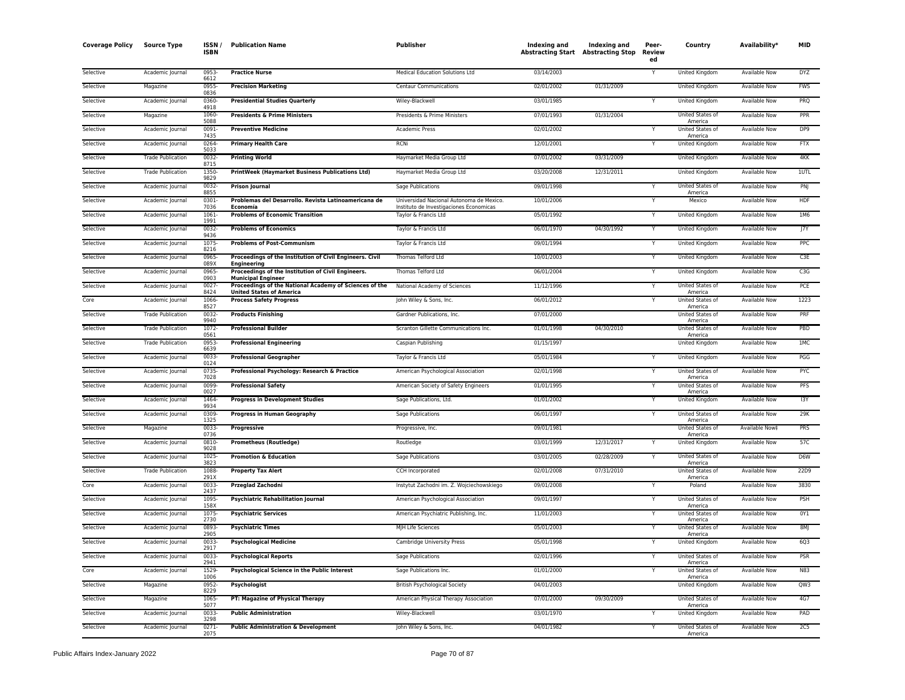| Coverage Policy | Source Type | ISSN / ISBN | Publication Name | Publisher | Indexing and Abstracting Start | Indexing and Abstracting Stop | Peer-Reviewed | Country | Availability* | MID |
|---|---|---|---|---|---|---|---|---|---|---|
| Selective | Academic Journal | 0953-6612 | **Practice Nurse** | Medical Education Solutions Ltd | 03/14/2003 | | Y | United Kingdom | Available Now | DYZ |
| Selective | Magazine | 0955-0836 | **Precision Marketing** | Centaur Communications | 02/01/2002 | 01/31/2009 | | United Kingdom | Available Now | FWS |
| Selective | Academic Journal | 0360-4918 | **Presidential Studies Quarterly** | Wiley-Blackwell | 03/01/1985 | | Y | United Kingdom | Available Now | PRQ |
| Selective | Magazine | 1060-5088 | **Presidents & Prime Ministers** | Presidents & Prime Ministers | 07/01/1993 | 01/31/2004 | | United States of America | Available Now | PPR |
| Selective | Academic Journal | 0091-7435 | **Preventive Medicine** | Academic Press | 02/01/2002 | | Y | United States of America | Available Now | DP9 |
| Selective | Academic Journal | 0264-5033 | **Primary Health Care** | RCNi | 12/01/2001 | | Y | United Kingdom | Available Now | FTX |
| Selective | Trade Publication | 0032-8715 | **Printing World** | Haymarket Media Group Ltd | 07/01/2002 | 03/31/2009 | | United Kingdom | Available Now | 4KK |
| Selective | Trade Publication | 1350-9829 | **PrintWeek (Haymarket Business Publications Ltd)** | Haymarket Media Group Ltd | 03/20/2008 | 12/31/2011 | | United Kingdom | Available Now | 1UTL |
| Selective | Academic Journal | 0032-8855 | **Prison Journal** | Sage Publications | 09/01/1998 | | Y | United States of America | Available Now | PNJ |
| Selective | Academic Journal | 0301-7036 | **Problemas del Desarrollo. Revista Latinoamericana de Economía** | Universidad Nacional Autonoma de Mexico. Instituto de Investigaciones Economicas | 10/01/2006 | | Y | Mexico | Available Now | HDF |
| Selective | Academic Journal | 1061-1991 | **Problems of Economic Transition** | Taylor & Francis Ltd | 05/01/1992 | | Y | United Kingdom | Available Now | 1M6 |
| Selective | Academic Journal | 0032-9436 | **Problems of Economics** | Taylor & Francis Ltd | 06/01/1970 | 04/30/1992 | Y | United Kingdom | Available Now | J7Y |
| Selective | Academic Journal | 1075-8216 | **Problems of Post-Communism** | Taylor & Francis Ltd | 09/01/1994 | | Y | United Kingdom | Available Now | PPC |
| Selective | Academic Journal | 0965-089X | **Proceedings of the Institution of Civil Engineers. Civil Engineering** | Thomas Telford Ltd | 10/01/2003 | | Y | United Kingdom | Available Now | C3E |
| Selective | Academic Journal | 0965-0903 | **Proceedings of the Institution of Civil Engineers. Municipal Engineer** | Thomas Telford Ltd | 06/01/2004 | | Y | United Kingdom | Available Now | C3G |
| Selective | Academic Journal | 0027-8424 | **Proceedings of the National Academy of Sciences of the United States of America** | National Academy of Sciences | 11/12/1996 | | Y | United States of America | Available Now | PCE |
| Core | Academic Journal | 1066-8527 | **Process Safety Progress** | John Wiley & Sons, Inc. | 06/01/2012 | | Y | United States of America | Available Now | 1223 |
| Selective | Trade Publication | 0032-9940 | **Products Finishing** | Gardner Publications, Inc. | 07/01/2000 | | | United States of America | Available Now | PRF |
| Selective | Trade Publication | 1072-0561 | **Professional Builder** | Scranton Gillette Communications Inc. | 01/01/1998 | 04/30/2010 | | United States of America | Available Now | PBD |
| Selective | Trade Publication | 0953-6639 | **Professional Engineering** | Caspian Publishing | 01/15/1997 | | | United Kingdom | Available Now | 1MC |
| Selective | Academic Journal | 0033-0124 | **Professional Geographer** | Taylor & Francis Ltd | 05/01/1984 | | Y | United Kingdom | Available Now | PGG |
| Selective | Academic Journal | 0735-7028 | **Professional Psychology: Research & Practice** | American Psychological Association | 02/01/1998 | | Y | United States of America | Available Now | PYC |
| Selective | Academic Journal | 0099-0027 | **Professional Safety** | American Society of Safety Engineers | 01/01/1995 | | Y | United States of America | Available Now | PFS |
| Selective | Academic Journal | 1464-9934 | **Progress in Development Studies** | Sage Publications, Ltd. | 01/01/2002 | | Y | United Kingdom | Available Now | I3Y |
| Selective | Academic Journal | 0309-1325 | **Progress in Human Geography** | Sage Publications | 06/01/1997 | | Y | United States of America | Available Now | 29K |
| Selective | Magazine | 0033-0736 | **Progressive** | Progressive, Inc. | 09/01/1981 | | | United States of America | Available Now‡ | PRS |
| Selective | Academic Journal | 0810-9028 | **Prometheus (Routledge)** | Routledge | 03/01/1999 | 12/31/2017 | Y | United Kingdom | Available Now | 57C |
| Selective | Academic Journal | 1025-3823 | **Promotion & Education** | Sage Publications | 03/01/2005 | 02/28/2009 | Y | United States of America | Available Now | D6W |
| Selective | Trade Publication | 1088-291X | **Property Tax Alert** | CCH Incorporated | 02/01/2008 | 07/31/2010 | | United States of America | Available Now | 22D9 |
| Core | Academic Journal | 0033-2437 | **Przeglad Zachodni** | Instytut Zachodni im. Z. Wojciechowskiego | 09/01/2008 | | Y | Poland | Available Now | 3830 |
| Selective | Academic Journal | 1095-158X | **Psychiatric Rehabilitation Journal** | American Psychological Association | 09/01/1997 | | Y | United States of America | Available Now | PSH |
| Selective | Academic Journal | 1075-2730 | **Psychiatric Services** | American Psychiatric Publishing, Inc. | 11/01/2003 | | Y | United States of America | Available Now | 0Y1 |
| Selective | Academic Journal | 0893-2905 | **Psychiatric Times** | MJH Life Sciences | 05/01/2003 | | Y | United States of America | Available Now | 8MJ |
| Selective | Academic Journal | 0033-2917 | **Psychological Medicine** | Cambridge University Press | 05/01/1998 | | Y | United Kingdom | Available Now | 6Q3 |
| Selective | Academic Journal | 0033-2941 | **Psychological Reports** | Sage Publications | 02/01/1996 | | Y | United States of America | Available Now | PSR |
| Core | Academic Journal | 1529-1006 | **Psychological Science in the Public Interest** | Sage Publications Inc. | 01/01/2000 | | Y | United States of America | Available Now | N83 |
| Selective | Magazine | 0952-8229 | **Psychologist** | British Psychological Society | 04/01/2003 | | | United Kingdom | Available Now | QW3 |
| Selective | Magazine | 1065-5077 | **PT: Magazine of Physical Therapy** | American Physical Therapy Association | 07/01/2000 | 09/30/2009 | | United States of America | Available Now | 4G7 |
| Selective | Academic Journal | 0033-3298 | **Public Administration** | Wiley-Blackwell | 03/01/1970 | | Y | United Kingdom | Available Now | PAD |
| Selective | Academic Journal | 0271-2075 | **Public Administration & Development** | John Wiley & Sons, Inc. | 04/01/1982 | | Y | United States of America | Available Now | 2C5 |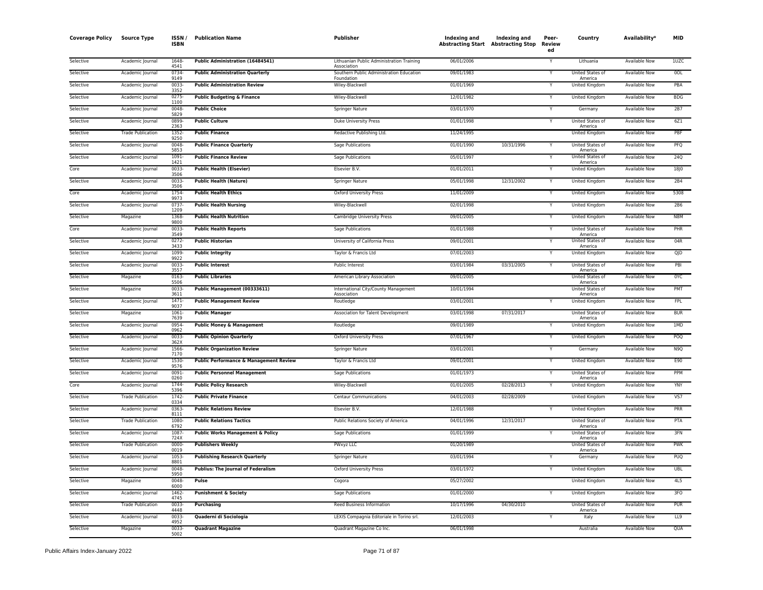| Coverage Policy | Source Type | ISSN / ISBN | Publication Name | Publisher | Indexing and Abstracting Start | Indexing and Abstracting Stop | Peer-Reviewed | Country | Availability* | MID |
|---|---|---|---|---|---|---|---|---|---|---|
| Selective | Academic Journal | 1648-4541 | **Public Administration (16484541)** | Lithuanian Public Administration Training Association | 06/01/2006 | | Y | Lithuania | Available Now | 1UZC |
| Selective | Academic Journal | 0734-9149 | **Public Administration Quarterly** | Southern Public Administration Education Foundation | 09/01/1983 | | Y | United States of America | Available Now | 0OL |
| Selective | Academic Journal | 0033-3352 | **Public Administration Review** | Wiley-Blackwell | 01/01/1969 | | Y | United Kingdom | Available Now | PBA |
| Selective | Academic Journal | 0275-1100 | **Public Budgeting & Finance** | Wiley-Blackwell | 12/01/1982 | | Y | United Kingdom | Available Now | BDG |
| Selective | Academic Journal | 0048-5829 | **Public Choice** | Springer Nature | 03/01/1970 | | Y | Germany | Available Now | 2B7 |
| Selective | Academic Journal | 0899-2363 | **Public Culture** | Duke University Press | 01/01/1998 | | Y | United States of America | Available Now | 6Z1 |
| Selective | Trade Publication | 1352-9250 | **Public Finance** | Redactive Publishing Ltd. | 11/24/1995 | | | United Kingdom | Available Now | PBF |
| Selective | Academic Journal | 0048-5853 | **Public Finance Quarterly** | Sage Publications | 01/01/1990 | 10/31/1996 | Y | United States of America | Available Now | PFQ |
| Selective | Academic Journal | 1091-1421 | **Public Finance Review** | Sage Publications | 05/01/1997 | | Y | United States of America | Available Now | 24Q |
| Core | Academic Journal | 0033-3506 | **Public Health (Elsevier)** | Elsevier B.V. | 01/01/2011 | | Y | United Kingdom | Available Now | 18J0 |
| Selective | Academic Journal | 0033-3506 | **Public Health (Nature)** | Springer Nature | 05/01/1998 | 12/31/2002 | Y | United Kingdom | Available Now | 2B4 |
| Core | Academic Journal | 1754-9973 | **Public Health Ethics** | Oxford University Press | 11/01/2009 | | Y | United Kingdom | Available Now | 5308 |
| Selective | Academic Journal | 0737-1209 | **Public Health Nursing** | Wiley-Blackwell | 02/01/1998 | | Y | United Kingdom | Available Now | 2B6 |
| Selective | Magazine | 1368-9800 | **Public Health Nutrition** | Cambridge University Press | 09/01/2005 | | Y | United Kingdom | Available Now | N8M |
| Core | Academic Journal | 0033-3549 | **Public Health Reports** | Sage Publications | 01/01/1988 | | Y | United States of America | Available Now | PHR |
| Selective | Academic Journal | 0272-3433 | **Public Historian** | University of California Press | 09/01/2001 | | Y | United States of America | Available Now | 04R |
| Selective | Academic Journal | 1099-9922 | **Public Integrity** | Taylor & Francis Ltd | 07/01/2003 | | Y | United Kingdom | Available Now | QJD |
| Selective | Academic Journal | 0033-3557 | **Public Interest** | Public Interest | 03/01/1984 | 03/31/2005 | Y | United States of America | Available Now | PBI |
| Selective | Magazine | 0163-5506 | **Public Libraries** | American Library Association | 09/01/2005 | | | United States of America | Available Now | 0YC |
| Selective | Magazine | 0033-3611 | **Public Management (00333611)** | International City/County Management Association | 10/01/1994 | | | United States of America | Available Now | PMT |
| Selective | Academic Journal | 1471-9037 | **Public Management Review** | Routledge | 03/01/2001 | | Y | United Kingdom | Available Now | FPL |
| Selective | Magazine | 1061-7639 | **Public Manager** | Association for Talent Development | 03/01/1998 | 07/31/2017 | | United States of America | Available Now | BUR |
| Selective | Academic Journal | 0954-0962 | **Public Money & Management** | Routledge | 09/01/1989 | | Y | United Kingdom | Available Now | 1MD |
| Selective | Academic Journal | 0033-362X | **Public Opinion Quarterly** | Oxford University Press | 07/01/1967 | | Y | United Kingdom | Available Now | POQ |
| Selective | Academic Journal | 1566-7170 | **Public Organization Review** | Springer Nature | 03/01/2001 | | Y | Germany | Available Now | N9Q |
| Selective | Academic Journal | 1530-9576 | **Public Performance & Management Review** | Taylor & Francis Ltd | 09/01/2001 | | Y | United Kingdom | Available Now | E90 |
| Selective | Academic Journal | 0091-0260 | **Public Personnel Management** | Sage Publications | 01/01/1973 | | Y | United States of America | Available Now | PPM |
| Core | Academic Journal | 1744-5396 | **Public Policy Research** | Wiley-Blackwell | 01/01/2005 | 02/28/2013 | Y | United Kingdom | Available Now | YNY |
| Selective | Trade Publication | 1742-0334 | **Public Private Finance** | Centaur Communications | 04/01/2003 | 02/28/2009 | | United Kingdom | Available Now | VS7 |
| Selective | Academic Journal | 0363-8111 | **Public Relations Review** | Elsevier B.V. | 12/01/1988 | | Y | United Kingdom | Available Now | PRR |
| Selective | Trade Publication | 1080-6792 | **Public Relations Tactics** | Public Relations Society of America | 04/01/1996 | 12/31/2017 | | United States of America | Available Now | PTA |
| Selective | Academic Journal | 1087-724X | **Public Works Management & Policy** | Sage Publications | 01/01/1999 | | Y | United States of America | Available Now | 3FN |
| Selective | Trade Publication | 0000-0019 | **Publishers Weekly** | PWxyz LLC | 01/20/1989 | | | United States of America | Available Now | PWK |
| Selective | Academic Journal | 1053-8801 | **Publishing Research Quarterly** | Springer Nature | 03/01/1994 | | Y | Germany | Available Now | PUQ |
| Selective | Academic Journal | 0048-5950 | **Publius: The Journal of Federalism** | Oxford University Press | 03/01/1972 | | Y | United Kingdom | Available Now | UBL |
| Selective | Magazine | 0048-6000 | **Pulse** | Cogora | 05/27/2002 | | | United Kingdom | Available Now | 4L5 |
| Selective | Academic Journal | 1462-4745 | **Punishment & Society** | Sage Publications | 01/01/2000 | | Y | United Kingdom | Available Now | 3FO |
| Selective | Trade Publication | 0033-4448 | **Purchasing** | Reed Business Information | 10/17/1996 | 04/30/2010 | | United States of America | Available Now | PUR |
| Selective | Academic Journal | 0033-4952 | **Quaderni di Sociologia** | LEXIS Compagnia Editoriale in Torino srl. | 12/01/2003 | | Y | Italy | Available Now | LL9 |
| Selective | Magazine | 0033-5002 | **Quadrant Magazine** | Quadrant Magazine Co Inc. | 06/01/1998 | | | Australia | Available Now | QUA |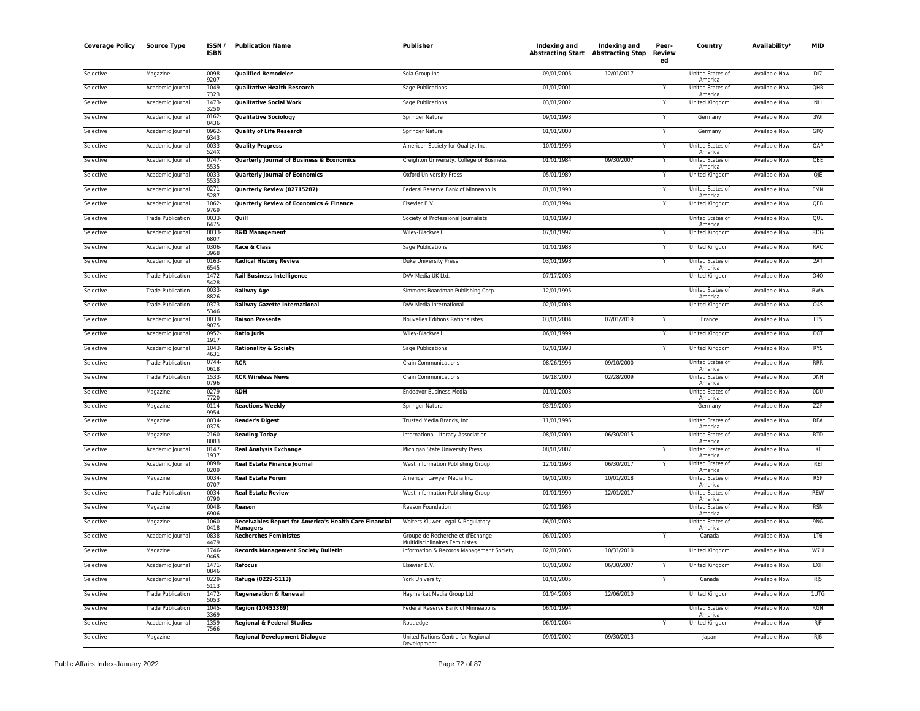| Coverage Policy | Source Type | ISSN / ISBN | Publication Name | Publisher | Indexing and Abstracting Start | Indexing and Abstracting Stop | Peer-Reviewed | Country | Availability* | MID |
|---|---|---|---|---|---|---|---|---|---|---|
| Selective | Magazine | 0098-9207 | **Qualified Remodeler** | Sola Group Inc. | 09/01/2005 | 12/01/2017 | | United States of America | Available Now | DI7 |
| Selective | Academic Journal | 1049-7323 | **Qualitative Health Research** | Sage Publications | 01/01/2001 | | Y | United States of America | Available Now | QHR |
| Selective | Academic Journal | 1473-3250 | **Qualitative Social Work** | Sage Publications | 03/01/2002 | | Y | United Kingdom | Available Now | NLJ |
| Selective | Academic Journal | 0162-0436 | **Qualitative Sociology** | Springer Nature | 09/01/1993 | | Y | Germany | Available Now | 3WI |
| Selective | Academic Journal | 0962-9343 | **Quality of Life Research** | Springer Nature | 01/01/2000 | | Y | Germany | Available Now | GPQ |
| Selective | Academic Journal | 0033-524X | **Quality Progress** | American Society for Quality, Inc. | 10/01/1996 | | Y | United States of America | Available Now | QAP |
| Selective | Academic Journal | 0747-5535 | **Quarterly Journal of Business & Economics** | Creighton University, College of Business | 01/01/1984 | 09/30/2007 | Y | United States of America | Available Now | QBE |
| Selective | Academic Journal | 0033-5533 | **Quarterly Journal of Economics** | Oxford University Press | 05/01/1989 | | Y | United Kingdom | Available Now | QJE |
| Selective | Academic Journal | 0271-5287 | **Quarterly Review (02715287)** | Federal Reserve Bank of Minneapolis | 01/01/1990 | | Y | United States of America | Available Now | FMN |
| Selective | Academic Journal | 1062-9769 | **Quarterly Review of Economics & Finance** | Elsevier B.V. | 03/01/1994 | | Y | United Kingdom | Available Now | QEB |
| Selective | Trade Publication | 0033-6475 | **Quill** | Society of Professional Journalists | 01/01/1998 | | | United States of America | Available Now | QUL |
| Selective | Academic Journal | 0033-6807 | **R&D Management** | Wiley-Blackwell | 07/01/1997 | | Y | United Kingdom | Available Now | RDG |
| Selective | Academic Journal | 0306-3968 | **Race & Class** | Sage Publications | 01/01/1988 | | Y | United Kingdom | Available Now | RAC |
| Selective | Academic Journal | 0163-6545 | **Radical History Review** | Duke University Press | 03/01/1998 | | Y | United States of America | Available Now | 2AT |
| Selective | Trade Publication | 1472-5428 | **Rail Business Intelligence** | DVV Media UK Ltd. | 07/17/2003 | | | United Kingdom | Available Now | O4Q |
| Selective | Trade Publication | 0033-8826 | **Railway Age** | Simmons Boardman Publishing Corp. | 12/01/1995 | | | United States of America | Available Now | RWA |
| Selective | Trade Publication | 0373-5346 | **Railway Gazette International** | DVV Media International | 02/01/2003 | | | United Kingdom | Available Now | O4S |
| Selective | Academic Journal | 0033-9075 | **Raison Presente** | Nouvelles Editions Rationalistes | 03/01/2004 | 07/01/2019 | Y | France | Available Now | LT5 |
| Selective | Academic Journal | 0952-1917 | **Ratio Juris** | Wiley-Blackwell | 06/01/1999 | | Y | United Kingdom | Available Now | D8T |
| Selective | Academic Journal | 1043-4631 | **Rationality & Society** | Sage Publications | 02/01/1998 | | Y | United Kingdom | Available Now | RYS |
| Selective | Trade Publication | 0744-0618 | **RCR** | Crain Communications | 08/26/1996 | 09/10/2000 | | United States of America | Available Now | RRR |
| Selective | Trade Publication | 1533-0796 | **RCR Wireless News** | Crain Communications | 09/18/2000 | 02/28/2009 | | United States of America | Available Now | DNH |
| Selective | Magazine | 0279-7720 | **RDH** | Endeavor Business Media | 01/01/2003 | | | United States of America | Available Now | 0DU |
| Selective | Magazine | 0114-9954 | **Reactions Weekly** | Springer Nature | 03/19/2005 | | | Germany | Available Now | ZZF |
| Selective | Magazine | 0034-0375 | **Reader's Digest** | Trusted Media Brands, Inc. | 11/01/1996 | | | United States of America | Available Now | REA |
| Selective | Magazine | 2160-8083 | **Reading Today** | International Literacy Association | 08/01/2000 | 06/30/2015 | | United States of America | Available Now | RTD |
| Selective | Academic Journal | 0147-1937 | **Real Analysis Exchange** | Michigan State University Press | 08/01/2007 | | Y | United States of America | Available Now | IKE |
| Selective | Academic Journal | 0898-0209 | **Real Estate Finance Journal** | West Information Publishing Group | 12/01/1998 | 06/30/2017 | Y | United States of America | Available Now | REI |
| Selective | Magazine | 0034-0707 | **Real Estate Forum** | American Lawyer Media Inc. | 09/01/2005 | 10/01/2018 | | United States of America | Available Now | R5P |
| Selective | Trade Publication | 0034-0790 | **Real Estate Review** | West Information Publishing Group | 01/01/1990 | 12/01/2017 | | United States of America | Available Now | REW |
| Selective | Magazine | 0048-6906 | **Reason** | Reason Foundation | 02/01/1986 | | | United States of America | Available Now | RSN |
| Selective | Magazine | 1060-0418 | **Receivables Report for America's Health Care Financial Managers** | Wolters Kluwer Legal & Regulatory | 06/01/2003 | | | United States of America | Available Now | 9NG |
| Selective | Academic Journal | 0838-4479 | **Recherches Feministes** | Groupe de Recherche et d'Echange Multidisciplinaires Feministes | 06/01/2005 | | Y | Canada | Available Now | LT6 |
| Selective | Magazine | 1746-9465 | **Records Management Society Bulletin** | Information & Records Management Society | 02/01/2005 | 10/31/2010 | | United Kingdom | Available Now | W7U |
| Selective | Academic Journal | 1471-0846 | **Refocus** | Elsevier B.V. | 03/01/2002 | 06/30/2007 | Y | United Kingdom | Available Now | LXH |
| Selective | Academic Journal | 0229-5113 | **Refuge (0229-5113)** | York University | 01/01/2005 | | Y | Canada | Available Now | RJ5 |
| Selective | Trade Publication | 1472-5053 | **Regeneration & Renewal** | Haymarket Media Group Ltd | 01/04/2008 | 12/06/2010 | | United Kingdom | Available Now | 1UTG |
| Selective | Trade Publication | 1045-3369 | **Region (10453369)** | Federal Reserve Bank of Minneapolis | 06/01/1994 | | | United States of America | Available Now | RGN |
| Selective | Academic Journal | 1359-7566 | **Regional & Federal Studies** | Routledge | 06/01/2004 | | Y | United Kingdom | Available Now | RJF |
| Selective | Magazine | | **Regional Development Dialogue** | United Nations Centre for Regional Development | 09/01/2002 | 09/30/2013 | | Japan | Available Now | RJ6 |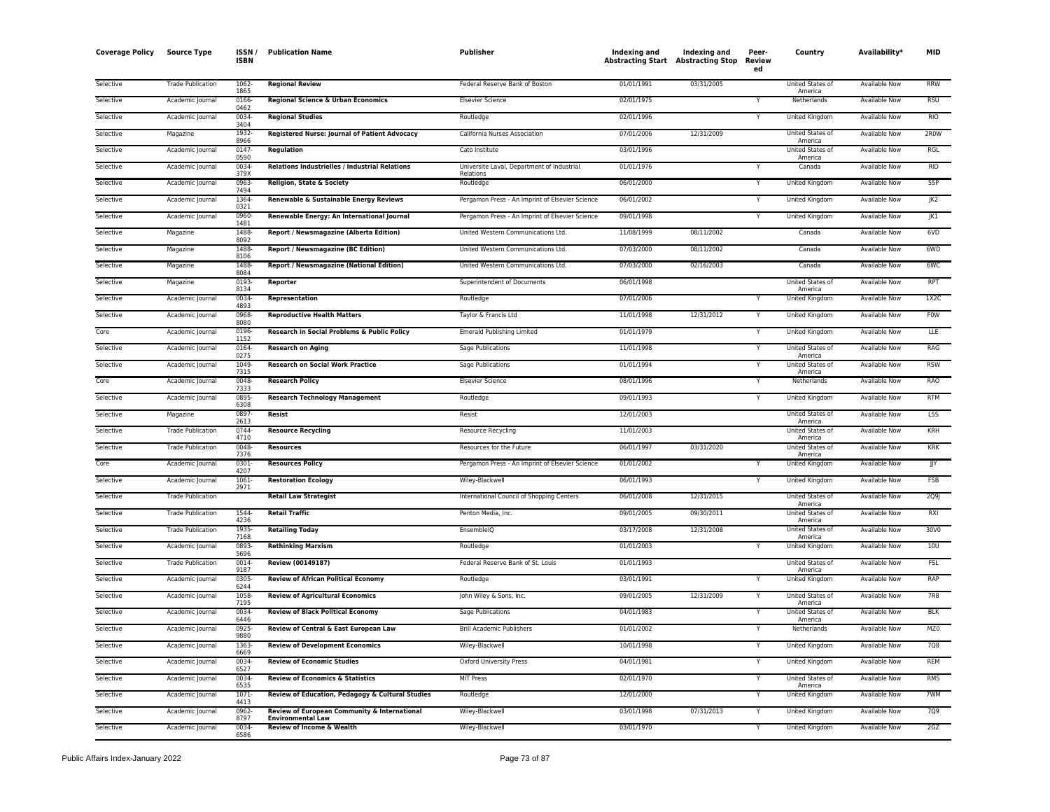| Coverage Policy | Source Type | ISSN / ISBN | Publication Name | Publisher | Indexing and Abstracting Start | Indexing and Abstracting Stop | Peer-Reviewed | Country | Availability* | MID |
|---|---|---|---|---|---|---|---|---|---|---|
| Selective | Trade Publication | 1062-1865 | **Regional Review** | Federal Reserve Bank of Boston | 01/01/1991 | 03/31/2005 | | United States of America | Available Now | RRW |
| Selective | Academic Journal | 0166-0462 | **Regional Science & Urban Economics** | Elsevier Science | 02/01/1975 | | Y | Netherlands | Available Now | RSU |
| Selective | Academic Journal | 0034-3404 | **Regional Studies** | Routledge | 02/01/1996 | | Y | United Kingdom | Available Now | RIO |
| Selective | Magazine | 1932-8966 | **Registered Nurse: Journal of Patient Advocacy** | California Nurses Association | 07/01/2006 | 12/31/2009 | | United States of America | Available Now | 2R0W |
| Selective | Academic Journal | 0147-0590 | **Regulation** | Cato Institute | 03/01/1996 | | | United States of America | Available Now | RGL |
| Selective | Academic Journal | 0034-379X | **Relations Industrielles / Industrial Relations** | Universite Laval, Department of Industrial Relations | 01/01/1976 | | Y | Canada | Available Now | RID |
| Selective | Academic Journal | 0963-7494 | **Religion, State & Society** | Routledge | 06/01/2000 | | Y | United Kingdom | Available Now | 55P |
| Selective | Academic Journal | 1364-0321 | **Renewable & Sustainable Energy Reviews** | Pergamon Press - An Imprint of Elsevier Science | 06/01/2002 | | Y | United Kingdom | Available Now | JK2 |
| Selective | Academic Journal | 0960-1481 | **Renewable Energy: An International Journal** | Pergamon Press - An Imprint of Elsevier Science | 09/01/1998 | | Y | United Kingdom | Available Now | JK1 |
| Selective | Magazine | 1488-8092 | **Report / Newsmagazine (Alberta Edition)** | United Western Communications Ltd. | 11/08/1999 | 08/11/2002 | | Canada | Available Now | 6VD |
| Selective | Magazine | 1488-8106 | **Report / Newsmagazine (BC Edition)** | United Western Communications Ltd. | 07/03/2000 | 08/11/2002 | | Canada | Available Now | 6WD |
| Selective | Magazine | 1488-8084 | **Report / Newsmagazine (National Edition)** | United Western Communications Ltd. | 07/03/2000 | 02/16/2003 | | Canada | Available Now | 6WC |
| Selective | Magazine | 0193-8134 | **Reporter** | Superintendent of Documents | 06/01/1998 | | | United States of America | Available Now | RPT |
| Selective | Academic Journal | 0034-4893 | **Representation** | Routledge | 07/01/2006 | | Y | United Kingdom | Available Now | 1X2C |
| Selective | Academic Journal | 0968-8080 | **Reproductive Health Matters** | Taylor & Francis Ltd | 11/01/1998 | 12/31/2012 | Y | United Kingdom | Available Now | F0W |
| Core | Academic Journal | 0196-1152 | **Research in Social Problems & Public Policy** | Emerald Publishing Limited | 01/01/1979 | | Y | United Kingdom | Available Now | LLE |
| Selective | Academic Journal | 0164-0275 | **Research on Aging** | Sage Publications | 11/01/1998 | | Y | United States of America | Available Now | RAG |
| Selective | Academic Journal | 1049-7315 | **Research on Social Work Practice** | Sage Publications | 01/01/1994 | | Y | United States of America | Available Now | RSW |
| Core | Academic Journal | 0048-7333 | **Research Policy** | Elsevier Science | 08/01/1996 | | Y | Netherlands | Available Now | RAO |
| Selective | Academic Journal | 0895-6308 | **Research Technology Management** | Routledge | 09/01/1993 | | Y | United Kingdom | Available Now | RTM |
| Selective | Magazine | 0897-2613 | **Resist** | Resist | 12/01/2003 | | | United States of America | Available Now | L5S |
| Selective | Trade Publication | 0744-4710 | **Resource Recycling** | Resource Recycling | 11/01/2003 | | | United States of America | Available Now | KRH |
| Selective | Trade Publication | 0048-7376 | **Resources** | Resources for the Future | 06/01/1997 | 03/31/2020 | | United States of America | Available Now | KRK |
| Core | Academic Journal | 0301-4207 | **Resources Policy** | Pergamon Press - An Imprint of Elsevier Science | 01/01/2002 | | Y | United Kingdom | Available Now | JJY |
| Selective | Academic Journal | 1061-2971 | **Restoration Ecology** | Wiley-Blackwell | 06/01/1993 | | Y | United Kingdom | Available Now | FSB |
| Selective | Trade Publication | | **Retail Law Strategist** | International Council of Shopping Centers | 06/01/2008 | 12/31/2015 | | United States of America | Available Now | 2Q9J |
| Selective | Trade Publication | 1544-4236 | **Retail Traffic** | Penton Media, Inc. | 09/01/2005 | 09/30/2011 | | United States of America | Available Now | RXI |
| Selective | Trade Publication | 1935-7168 | **Retailing Today** | EnsembleIQ | 03/17/2008 | 12/31/2008 | | United States of America | Available Now | 30V0 |
| Selective | Academic Journal | 0893-5696 | **Rethinking Marxism** | Routledge | 01/01/2003 | | Y | United Kingdom | Available Now | 10U |
| Selective | Trade Publication | 0014-9187 | **Review (00149187)** | Federal Reserve Bank of St. Louis | 01/01/1993 | | | United States of America | Available Now | FSL |
| Selective | Academic Journal | 0305-6244 | **Review of African Political Economy** | Routledge | 03/01/1991 | | Y | United Kingdom | Available Now | RAP |
| Selective | Academic Journal | 1058-7195 | **Review of Agricultural Economics** | John Wiley & Sons, Inc. | 09/01/2005 | 12/31/2009 | Y | United States of America | Available Now | 7R8 |
| Selective | Academic Journal | 0034-6446 | **Review of Black Political Economy** | Sage Publications | 04/01/1983 | | Y | United States of America | Available Now | BLK |
| Selective | Academic Journal | 0925-9880 | **Review of Central & East European Law** | Brill Academic Publishers | 01/01/2002 | | Y | Netherlands | Available Now | MZ0 |
| Selective | Academic Journal | 1363-6669 | **Review of Development Economics** | Wiley-Blackwell | 10/01/1998 | | Y | United Kingdom | Available Now | 7Q8 |
| Selective | Academic Journal | 0034-6527 | **Review of Economic Studies** | Oxford University Press | 04/01/1981 | | Y | United Kingdom | Available Now | REM |
| Selective | Academic Journal | 0034-6535 | **Review of Economics & Statistics** | MIT Press | 02/01/1970 | | Y | United States of America | Available Now | RMS |
| Selective | Academic Journal | 1071-4413 | **Review of Education, Pedagogy & Cultural Studies** | Routledge | 12/01/2000 | | Y | United Kingdom | Available Now | 7WM |
| Selective | Academic Journal | 0962-8797 | **Review of European Community & International Environmental Law** | Wiley-Blackwell | 03/01/1998 | 07/31/2013 | Y | United Kingdom | Available Now | 7Q9 |
| Selective | Academic Journal | 0034-6586 | **Review of Income & Wealth** | Wiley-Blackwell | 03/01/1970 | | Y | United Kingdom | Available Now | 2GZ |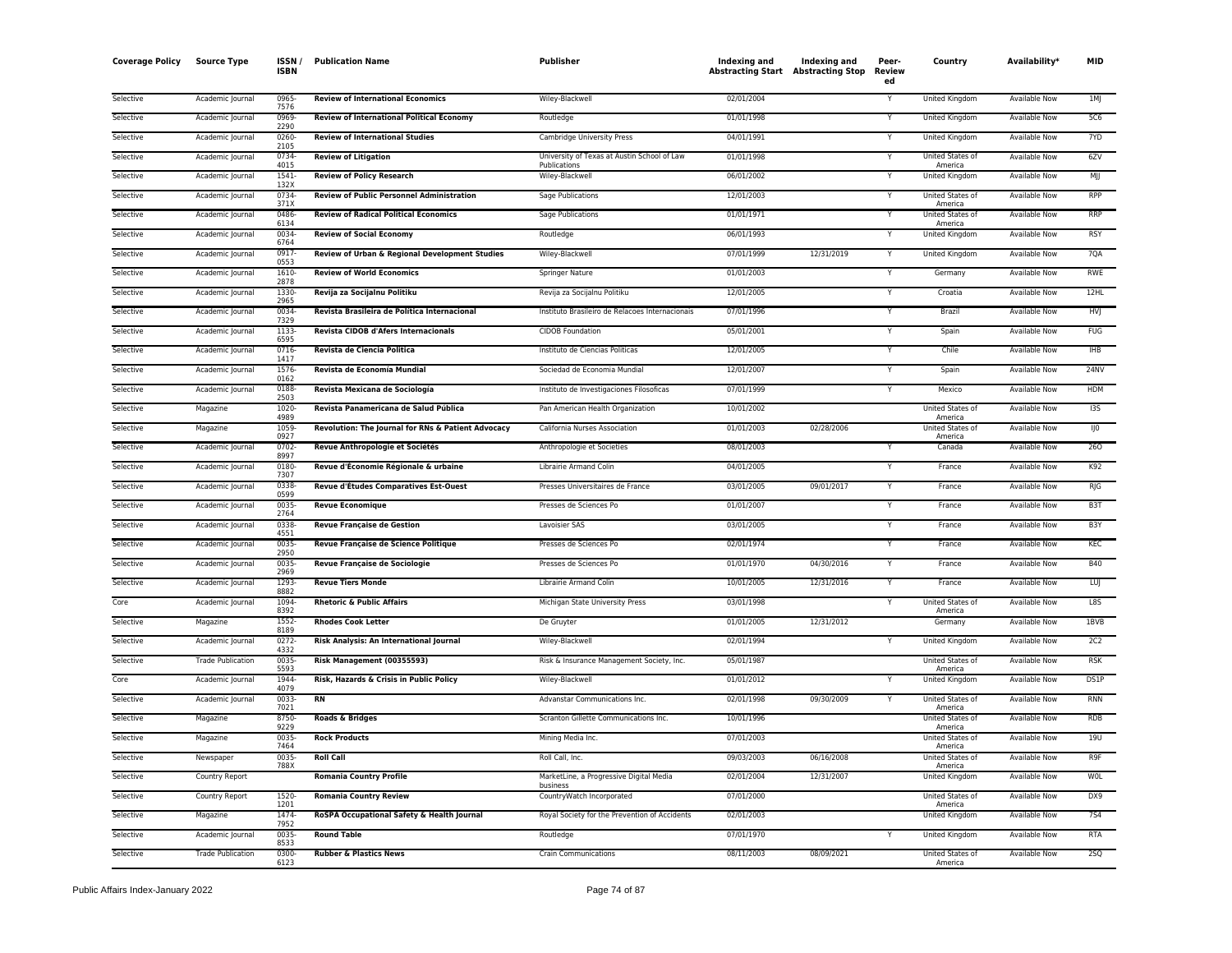| Coverage Policy | Source Type | ISSN / ISBN | Publication Name | Publisher | Indexing and Abstracting Start | Indexing and Abstracting Stop | Peer-Reviewed | Country | Availability* | MID |
|---|---|---|---|---|---|---|---|---|---|---|
| Selective | Academic Journal | 0965-7576 | **Review of International Economics** | Wiley-Blackwell | 02/01/2004 | | Y | United Kingdom | Available Now | 1MJ |
| Selective | Academic Journal | 0969-2290 | **Review of International Political Economy** | Routledge | 01/01/1998 | | Y | United Kingdom | Available Now | 5C6 |
| Selective | Academic Journal | 0260-2105 | **Review of International Studies** | Cambridge University Press | 04/01/1991 | | Y | United Kingdom | Available Now | 7YD |
| Selective | Academic Journal | 0734-4015 | **Review of Litigation** | University of Texas at Austin School of Law Publications | 01/01/1998 | | Y | United States of America | Available Now | 6ZV |
| Selective | Academic Journal | 1541-132X | **Review of Policy Research** | Wiley-Blackwell | 06/01/2002 | | Y | United Kingdom | Available Now | MJJ |
| Selective | Academic Journal | 0734-371X | **Review of Public Personnel Administration** | Sage Publications | 12/01/2003 | | Y | United States of America | Available Now | RPP |
| Selective | Academic Journal | 0486-6134 | **Review of Radical Political Economics** | Sage Publications | 01/01/1971 | | Y | United States of America | Available Now | RRP |
| Selective | Academic Journal | 0034-6764 | **Review of Social Economy** | Routledge | 06/01/1993 | | Y | United Kingdom | Available Now | RSY |
| Selective | Academic Journal | 0917-0553 | **Review of Urban & Regional Development Studies** | Wiley-Blackwell | 07/01/1999 | 12/31/2019 | Y | United Kingdom | Available Now | 7QA |
| Selective | Academic Journal | 1610-2878 | **Review of World Economics** | Springer Nature | 01/01/2003 | | Y | Germany | Available Now | RWE |
| Selective | Academic Journal | 1330-2965 | **Revija za Socijalnu Politiku** | Revija za Socijalnu Politiku | 12/01/2005 | | Y | Croatia | Available Now | 12HL |
| Selective | Academic Journal | 0034-7329 | **Revista Brasileira de Politica Internacional** | Instituto Brasileiro de Relacoes Internacionais | 07/01/1996 | | Y | Brazil | Available Now | HVJ |
| Selective | Academic Journal | 1133-6595 | **Revista CIDOB d'Afers Internacionals** | CIDOB Foundation | 05/01/2001 | | Y | Spain | Available Now | FUG |
| Selective | Academic Journal | 0716-1417 | **Revista de Ciencia Política** | Instituto de Ciencias Políticas | 12/01/2005 | | Y | Chile | Available Now | IHB |
| Selective | Academic Journal | 1576-0162 | **Revista de Economía Mundial** | Sociedad de Economia Mundial | 12/01/2007 | | Y | Spain | Available Now | 24NV |
| Selective | Academic Journal | 0188-2503 | **Revista Mexicana de Sociología** | Instituto de Investigaciones Filosoficas | 07/01/1999 | | Y | Mexico | Available Now | HDM |
| Selective | Magazine | 1020-4989 | **Revista Panamericana de Salud Pública** | Pan American Health Organization | 10/01/2002 | | | United States of America | Available Now | I3S |
| Selective | Magazine | 1059-0927 | **Revolution: The Journal for RNs & Patient Advocacy** | California Nurses Association | 01/01/2003 | 02/28/2006 | | United States of America | Available Now | IJ0 |
| Selective | Academic Journal | 0702-8997 | **Revue Anthropologie et Sociétés** | Anthropologie et Societes | 08/01/2003 | | Y | Canada | Available Now | 26O |
| Selective | Academic Journal | 0180-7307 | **Revue d'Économie Régionale & urbaine** | Librairie Armand Colin | 04/01/2005 | | Y | France | Available Now | K92 |
| Selective | Academic Journal | 0338-0599 | **Revue d'Études Comparatives Est-Ouest** | Presses Universitaires de France | 03/01/2005 | 09/01/2017 | Y | France | Available Now | RJG |
| Selective | Academic Journal | 0035-2764 | **Revue Economique** | Presses de Sciences Po | 01/01/2007 | | Y | France | Available Now | B3T |
| Selective | Academic Journal | 0338-4551 | **Revue Française de Gestion** | Lavoisier SAS | 03/01/2005 | | Y | France | Available Now | B3Y |
| Selective | Academic Journal | 0035-2950 | **Revue Française de Science Politique** | Presses de Sciences Po | 02/01/1974 | | Y | France | Available Now | KEC |
| Selective | Academic Journal | 0035-2969 | **Revue Française de Sociologie** | Presses de Sciences Po | 01/01/1970 | 04/30/2016 | Y | France | Available Now | B40 |
| Selective | Academic Journal | 1293-8882 | **Revue Tiers Monde** | Librairie Armand Colin | 10/01/2005 | 12/31/2016 | Y | France | Available Now | LUJ |
| Core | Academic Journal | 1094-8392 | **Rhetoric & Public Affairs** | Michigan State University Press | 03/01/1998 | | Y | United States of America | Available Now | L8S |
| Selective | Magazine | 1552-8189 | **Rhodes Cook Letter** | De Gruyter | 01/01/2005 | 12/31/2012 | | Germany | Available Now | 1BVB |
| Selective | Academic Journal | 0272-4332 | **Risk Analysis: An International Journal** | Wiley-Blackwell | 02/01/1994 | | Y | United Kingdom | Available Now | 2C2 |
| Selective | Trade Publication | 0035-5593 | **Risk Management (00355593)** | Risk & Insurance Management Society, Inc. | 05/01/1987 | | | United States of America | Available Now | RSK |
| Core | Academic Journal | 1944-4079 | **Risk, Hazards & Crisis in Public Policy** | Wiley-Blackwell | 01/01/2012 | | Y | United Kingdom | Available Now | DS1P |
| Selective | Academic Journal | 0033-7021 | **RN** | Advanstar Communications Inc. | 02/01/1998 | 09/30/2009 | Y | United States of America | Available Now | RNN |
| Selective | Magazine | 8750-9229 | **Roads & Bridges** | Scranton Gillette Communications Inc. | 10/01/1996 | | | United States of America | Available Now | RDB |
| Selective | Magazine | 0035-7464 | **Rock Products** | Mining Media Inc. | 07/01/2003 | | | United States of America | Available Now | 19U |
| Selective | Newspaper | 0035-788X | **Roll Call** | Roll Call, Inc. | 09/03/2003 | 06/16/2008 | | United States of America | Available Now | R9F |
| Selective | Country Report | | **Romania Country Profile** | MarketLine, a Progressive Digital Media business | 02/01/2004 | 12/31/2007 | | United Kingdom | Available Now | W0L |
| Selective | Country Report | 1520-1201 | **Romania Country Review** | CountryWatch Incorporated | 07/01/2000 | | | United States of America | Available Now | DX9 |
| Selective | Magazine | 1474-7952 | **RoSPA Occupational Safety & Health Journal** | Royal Society for the Prevention of Accidents | 02/01/2003 | | | United Kingdom | Available Now | 7S4 |
| Selective | Academic Journal | 0035-8533 | **Round Table** | Routledge | 07/01/1970 | | Y | United Kingdom | Available Now | RTA |
| Selective | Trade Publication | 0300-6123 | **Rubber & Plastics News** | Crain Communications | 08/11/2003 | 08/09/2021 | | United States of America | Available Now | 25Q |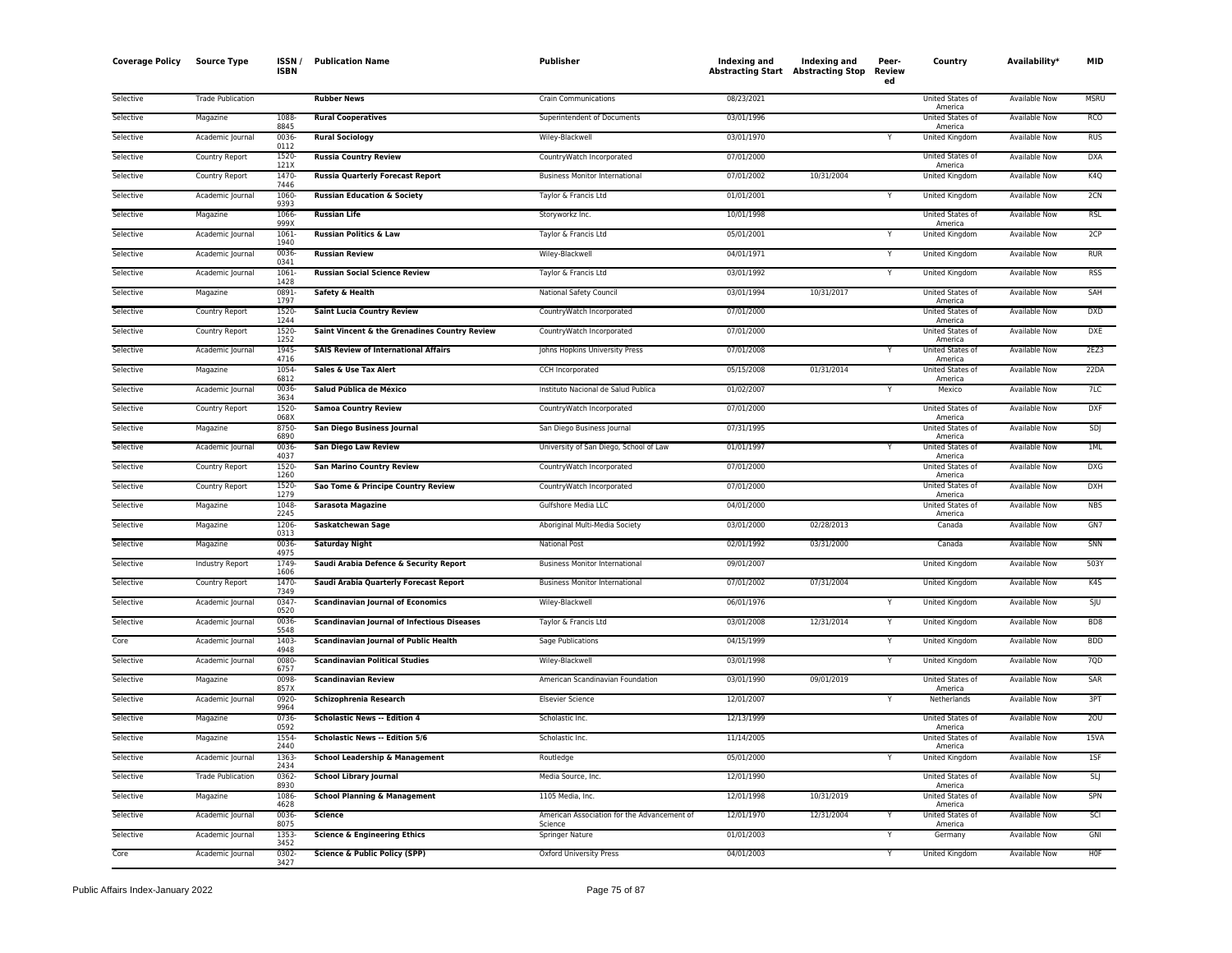| Coverage Policy | Source Type | ISSN / ISBN | Publication Name | Publisher | Indexing and Abstracting Start | Indexing and Abstracting Stop | Peer-Reviewed | Country | Availability* | MID |
|---|---|---|---|---|---|---|---|---|---|---|
| Selective | Trade Publication | | **Rubber News** | Crain Communications | 08/23/2021 | | | United States of America | Available Now | MSRU |
| Selective | Magazine | 1088-8845 | **Rural Cooperatives** | Superintendent of Documents | 03/01/1996 | | | United States of America | Available Now | RCO |
| Selective | Academic Journal | 0036-0112 | **Rural Sociology** | Wiley-Blackwell | 03/01/1970 | | Y | United Kingdom | Available Now | RUS |
| Selective | Country Report | 1520-121X | **Russia Country Review** | CountryWatch Incorporated | 07/01/2000 | | | United States of America | Available Now | DXA |
| Selective | Country Report | 1470-7446 | **Russia Quarterly Forecast Report** | Business Monitor International | 07/01/2002 | 10/31/2004 | | United Kingdom | Available Now | K4Q |
| Selective | Academic Journal | 1060-9393 | **Russian Education & Society** | Taylor & Francis Ltd | 01/01/2001 | | Y | United Kingdom | Available Now | 2CN |
| Selective | Magazine | 1066-999X | **Russian Life** | Storyworkz Inc. | 10/01/1998 | | | United States of America | Available Now | RSL |
| Selective | Academic Journal | 1061-1940 | **Russian Politics & Law** | Taylor & Francis Ltd | 05/01/2001 | | Y | United Kingdom | Available Now | 2CP |
| Selective | Academic Journal | 0036-0341 | **Russian Review** | Wiley-Blackwell | 04/01/1971 | | Y | United Kingdom | Available Now | RUR |
| Selective | Academic Journal | 1061-1428 | **Russian Social Science Review** | Taylor & Francis Ltd | 03/01/1992 | | Y | United Kingdom | Available Now | RSS |
| Selective | Magazine | 0891-1797 | **Safety & Health** | National Safety Council | 03/01/1994 | 10/31/2017 | | United States of America | Available Now | SAH |
| Selective | Country Report | 1520-1244 | **Saint Lucia Country Review** | CountryWatch Incorporated | 07/01/2000 | | | United States of America | Available Now | DXD |
| Selective | Country Report | 1520-1252 | **Saint Vincent & the Grenadines Country Review** | CountryWatch Incorporated | 07/01/2000 | | | United States of America | Available Now | DXE |
| Selective | Academic Journal | 1945-4716 | **SAIS Review of International Affairs** | Johns Hopkins University Press | 07/01/2008 | | Y | United States of America | Available Now | 2EZ3 |
| Selective | Magazine | 1054-6812 | **Sales & Use Tax Alert** | CCH Incorporated | 05/15/2008 | 01/31/2014 | | United States of America | Available Now | 22DA |
| Selective | Academic Journal | 0036-3634 | **Salud Pública de México** | Instituto Nacional de Salud Publica | 01/02/2007 | | Y | Mexico | Available Now | 7LC |
| Selective | Country Report | 1520-068X | **Samoa Country Review** | CountryWatch Incorporated | 07/01/2000 | | | United States of America | Available Now | DXF |
| Selective | Magazine | 8750-6890 | **San Diego Business Journal** | San Diego Business Journal | 07/31/1995 | | | United States of America | Available Now | SDJ |
| Selective | Academic Journal | 0036-4037 | **San Diego Law Review** | University of San Diego, School of Law | 01/01/1997 | | Y | United States of America | Available Now | 1ML |
| Selective | Country Report | 1520-1260 | **San Marino Country Review** | CountryWatch Incorporated | 07/01/2000 | | | United States of America | Available Now | DXG |
| Selective | Country Report | 1520-1279 | **Sao Tome & Principe Country Review** | CountryWatch Incorporated | 07/01/2000 | | | United States of America | Available Now | DXH |
| Selective | Magazine | 1048-2245 | **Sarasota Magazine** | Gulfshore Media LLC | 04/01/2000 | | | United States of America | Available Now | NBS |
| Selective | Magazine | 1206-0313 | **Saskatchewan Sage** | Aboriginal Multi-Media Society | 03/01/2000 | 02/28/2013 | | Canada | Available Now | GN7 |
| Selective | Magazine | 0036-4975 | **Saturday Night** | National Post | 02/01/1992 | 03/31/2000 | | Canada | Available Now | SNN |
| Selective | Industry Report | 1749-1606 | **Saudi Arabia Defence & Security Report** | Business Monitor International | 09/01/2007 | | | United Kingdom | Available Now | 503Y |
| Selective | Country Report | 1470-7349 | **Saudi Arabia Quarterly Forecast Report** | Business Monitor International | 07/01/2002 | 07/31/2004 | | United Kingdom | Available Now | K4S |
| Selective | Academic Journal | 0347-0520 | **Scandinavian Journal of Economics** | Wiley-Blackwell | 06/01/1976 | | Y | United Kingdom | Available Now | SJU |
| Selective | Academic Journal | 0036-5548 | **Scandinavian Journal of Infectious Diseases** | Taylor & Francis Ltd | 03/01/2008 | 12/31/2014 | Y | United Kingdom | Available Now | BD8 |
| Core | Academic Journal | 1403-4948 | **Scandinavian Journal of Public Health** | Sage Publications | 04/15/1999 | | Y | United Kingdom | Available Now | BDD |
| Selective | Academic Journal | 0080-6757 | **Scandinavian Political Studies** | Wiley-Blackwell | 03/01/1998 | | Y | United Kingdom | Available Now | 7QD |
| Selective | Magazine | 0098-857X | **Scandinavian Review** | American Scandinavian Foundation | 03/01/1990 | 09/01/2019 | | United States of America | Available Now | SAR |
| Selective | Academic Journal | 0920-9964 | **Schizophrenia Research** | Elsevier Science | 12/01/2007 | | Y | Netherlands | Available Now | 3PT |
| Selective | Magazine | 0736-0592 | **Scholastic News -- Edition 4** | Scholastic Inc. | 12/13/1999 | | | United States of America | Available Now | 2OU |
| Selective | Magazine | 1554-2440 | **Scholastic News -- Edition 5/6** | Scholastic Inc. | 11/14/2005 | | | United States of America | Available Now | 15VA |
| Selective | Academic Journal | 1363-2434 | **School Leadership & Management** | Routledge | 05/01/2000 | | Y | United Kingdom | Available Now | 1SF |
| Selective | Trade Publication | 0362-8930 | **School Library Journal** | Media Source, Inc. | 12/01/1990 | | | United States of America | Available Now | SLJ |
| Selective | Magazine | 1086-4628 | **School Planning & Management** | 1105 Media, Inc. | 12/01/1998 | 10/31/2019 | | United States of America | Available Now | SPN |
| Selective | Academic Journal | 0036-8075 | **Science** | American Association for the Advancement of Science | 12/01/1970 | 12/31/2004 | Y | United States of America | Available Now | SCI |
| Selective | Academic Journal | 1353-3452 | **Science & Engineering Ethics** | Springer Nature | 01/01/2003 | | Y | Germany | Available Now | GNI |
| Core | Academic Journal | 0302-3427 | **Science & Public Policy (SPP)** | Oxford University Press | 04/01/2003 | | Y | United Kingdom | Available Now | H0F |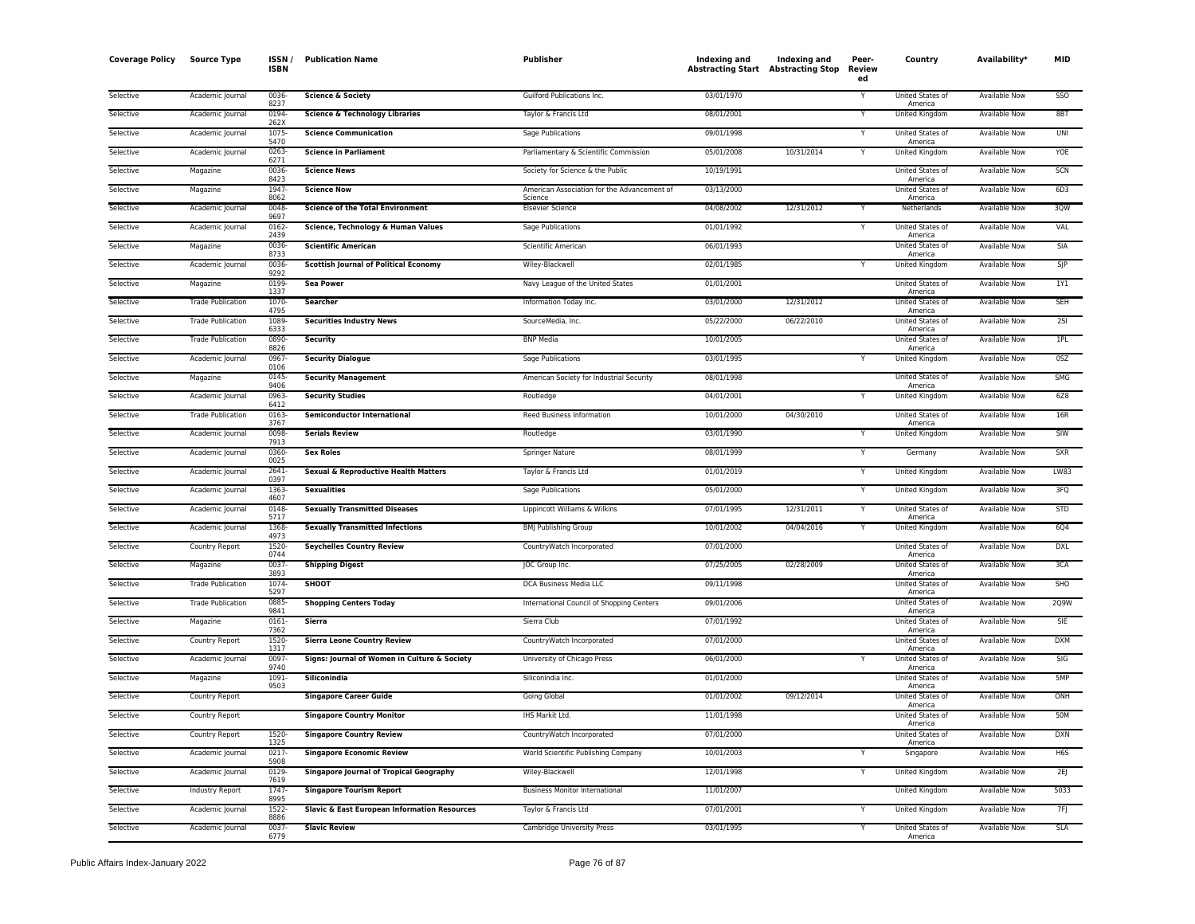| Coverage Policy | Source Type | ISSN / ISBN | Publication Name | Publisher | Indexing and Abstracting Start | Indexing and Abstracting Stop | Peer-Reviewed | Country | Availability* | MID |
|---|---|---|---|---|---|---|---|---|---|---|
| Selective | Academic Journal | 0036-8237 | **Science & Society** | Guilford Publications Inc. | 03/01/1970 | | Y | United States of America | Available Now | SSO |
| Selective | Academic Journal | 0194-262X | **Science & Technology Libraries** | Taylor & Francis Ltd | 08/01/2001 | | Y | United Kingdom | Available Now | 8BT |
| Selective | Academic Journal | 1075-5470 | **Science Communication** | Sage Publications | 09/01/1998 | | Y | United States of America | Available Now | UNI |
| Selective | Academic Journal | 0263-6271 | **Science in Parliament** | Parliamentary & Scientific Commission | 05/01/2008 | 10/31/2014 | Y | United Kingdom | Available Now | YOE |
| Selective | Magazine | 0036-8423 | **Science News** | Society for Science & the Public | 10/19/1991 | | | United States of America | Available Now | SCN |
| Selective | Magazine | 1947-8062 | **Science Now** | American Association for the Advancement of Science | 03/13/2000 | | | United States of America | Available Now | 6D3 |
| Selective | Academic Journal | 0048-9697 | **Science of the Total Environment** | Elsevier Science | 04/08/2002 | 12/31/2012 | Y | Netherlands | Available Now | 3QW |
| Selective | Academic Journal | 0162-2439 | **Science, Technology & Human Values** | Sage Publications | 01/01/1992 | | Y | United States of America | Available Now | VAL |
| Selective | Magazine | 0036-8733 | **Scientific American** | Scientific American | 06/01/1993 | | | United States of America | Available Now | SIA |
| Selective | Academic Journal | 0036-9292 | **Scottish Journal of Political Economy** | Wiley-Blackwell | 02/01/1985 | | Y | United Kingdom | Available Now | SJP |
| Selective | Magazine | 0199-1337 | **Sea Power** | Navy League of the United States | 01/01/2001 | | | United States of America | Available Now | 1Y1 |
| Selective | Trade Publication | 1070-4795 | **Searcher** | Information Today Inc. | 03/01/2000 | 12/31/2012 | | United States of America | Available Now | SEH |
| Selective | Trade Publication | 1089-6333 | **Securities Industry News** | SourceMedia, Inc. | 05/22/2000 | 06/22/2010 | | United States of America | Available Now | 2SI |
| Selective | Trade Publication | 0890-8826 | **Security** | BNP Media | 10/01/2005 | | | United States of America | Available Now | 1PL |
| Selective | Academic Journal | 0967-0106 | **Security Dialogue** | Sage Publications | 03/01/1995 | | Y | United Kingdom | Available Now | 0SZ |
| Selective | Magazine | 0145-9406 | **Security Management** | American Society for Industrial Security | 08/01/1998 | | | United States of America | Available Now | SMG |
| Selective | Academic Journal | 0963-6412 | **Security Studies** | Routledge | 04/01/2001 | | Y | United Kingdom | Available Now | 6Z8 |
| Selective | Trade Publication | 0163-3767 | **Semiconductor International** | Reed Business Information | 10/01/2000 | 04/30/2010 | | United States of America | Available Now | 16R |
| Selective | Academic Journal | 0098-7913 | **Serials Review** | Routledge | 03/01/1990 | | Y | United Kingdom | Available Now | SIW |
| Selective | Academic Journal | 0360-0025 | **Sex Roles** | Springer Nature | 08/01/1999 | | Y | Germany | Available Now | SXR |
| Selective | Academic Journal | 2641-0397 | **Sexual & Reproductive Health Matters** | Taylor & Francis Ltd | 01/01/2019 | | Y | United Kingdom | Available Now | LW83 |
| Selective | Academic Journal | 1363-4607 | **Sexualities** | Sage Publications | 05/01/2000 | | Y | United Kingdom | Available Now | 3FQ |
| Selective | Academic Journal | 0148-5717 | **Sexually Transmitted Diseases** | Lippincott Williams & Wilkins | 07/01/1995 | 12/31/2011 | Y | United States of America | Available Now | STD |
| Selective | Academic Journal | 1368-4973 | **Sexually Transmitted Infections** | BMJ Publishing Group | 10/01/2002 | 04/04/2016 | Y | United Kingdom | Available Now | 6Q4 |
| Selective | Country Report | 1520-0744 | **Seychelles Country Review** | CountryWatch Incorporated | 07/01/2000 | | | United States of America | Available Now | DXL |
| Selective | Magazine | 0037-3893 | **Shipping Digest** | JOC Group Inc. | 07/25/2005 | 02/28/2009 | | United States of America | Available Now | 3CA |
| Selective | Trade Publication | 1074-5297 | **SHOOT** | DCA Business Media LLC | 09/11/1998 | | | United States of America | Available Now | SHO |
| Selective | Trade Publication | 0885-9841 | **Shopping Centers Today** | International Council of Shopping Centers | 09/01/2006 | | | United States of America | Available Now | 2Q9W |
| Selective | Magazine | 0161-7362 | **Sierra** | Sierra Club | 07/01/1992 | | | United States of America | Available Now | SIE |
| Selective | Country Report | 1520-1317 | **Sierra Leone Country Review** | CountryWatch Incorporated | 07/01/2000 | | | United States of America | Available Now | DXM |
| Selective | Academic Journal | 0097-9740 | **Signs: Journal of Women in Culture & Society** | University of Chicago Press | 06/01/2000 | | Y | United States of America | Available Now | SIG |
| Selective | Magazine | 1091-9503 | **Siliconindia** | Siliconindia Inc. | 01/01/2000 | | | United States of America | Available Now | 5MP |
| Selective | Country Report | | **Singapore Career Guide** | Going Global | 01/01/2002 | 09/12/2014 | | United States of America | Available Now | ONH |
| Selective | Country Report | | **Singapore Country Monitor** | IHS Markit Ltd. | 11/01/1998 | | | United States of America | Available Now | 50M |
| Selective | Country Report | 1520-1325 | **Singapore Country Review** | CountryWatch Incorporated | 07/01/2000 | | | United States of America | Available Now | DXN |
| Selective | Academic Journal | 0217-5908 | **Singapore Economic Review** | World Scientific Publishing Company | 10/01/2003 | | Y | Singapore | Available Now | H6S |
| Selective | Academic Journal | 0129-7619 | **Singapore Journal of Tropical Geography** | Wiley-Blackwell | 12/01/1998 | | Y | United Kingdom | Available Now | 2EJ |
| Selective | Industry Report | 1747-8995 | **Singapore Tourism Report** | Business Monitor International | 11/01/2007 | | | United Kingdom | Available Now | 5033 |
| Selective | Academic Journal | 1522-8886 | **Slavic & East European Information Resources** | Taylor & Francis Ltd | 07/01/2001 | | Y | United Kingdom | Available Now | 7FJ |
| Selective | Academic Journal | 0037-6779 | **Slavic Review** | Cambridge University Press | 03/01/1995 | | Y | United States of America | Available Now | SLA |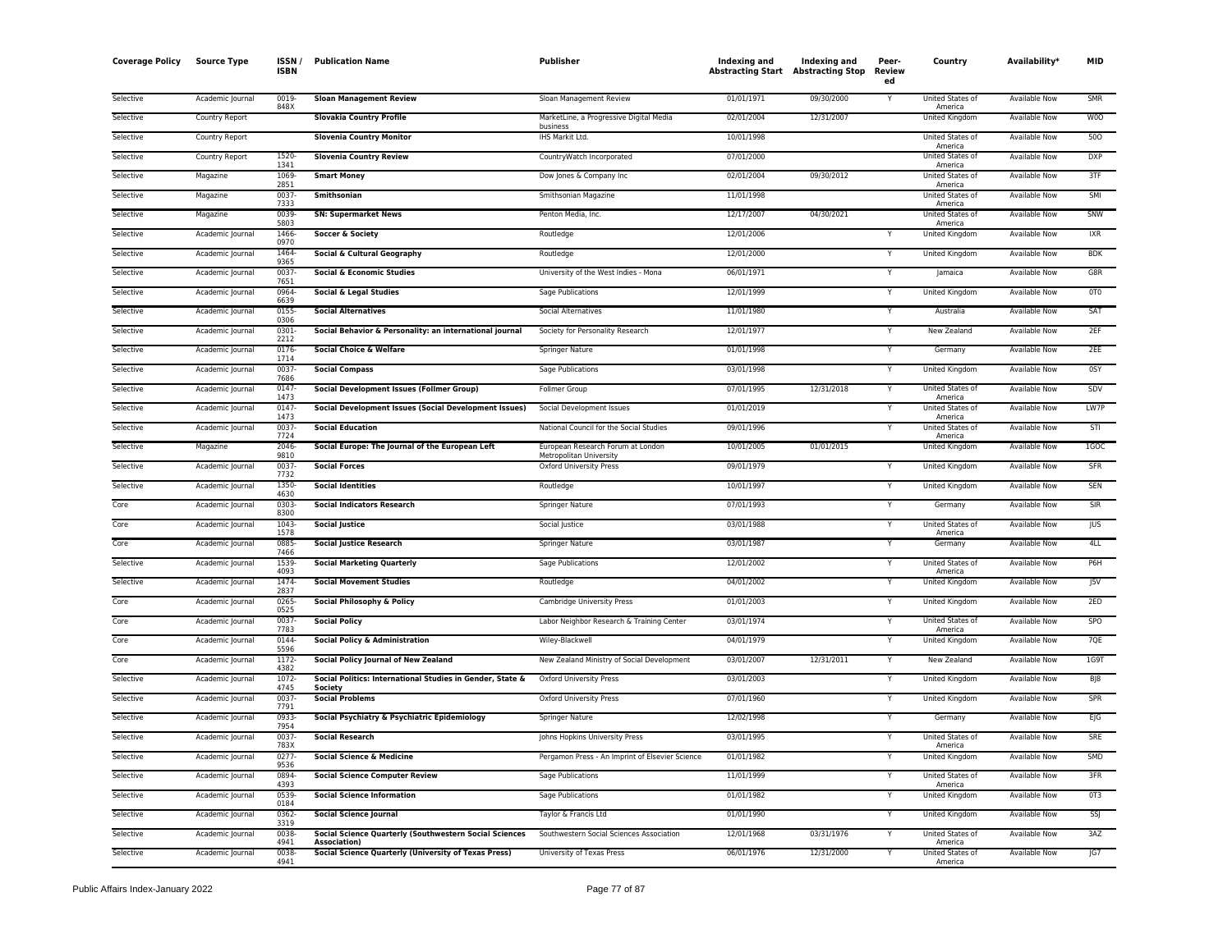| Coverage Policy | Source Type | ISSN / ISBN | Publication Name | Publisher | Indexing and Abstracting Start | Indexing and Abstracting Stop | Peer-Reviewed | Country | Availability* | MID |
|---|---|---|---|---|---|---|---|---|---|---|
| Selective | Academic Journal | 0019-848X | **Sloan Management Review** | Sloan Management Review | 01/01/1971 | 09/30/2000 | Y | United States of America | Available Now | SMR |
| Selective | Country Report | | **Slovakia Country Profile** | MarketLine, a Progressive Digital Media business | 02/01/2004 | 12/31/2007 | | United Kingdom | Available Now | W0O |
| Selective | Country Report | | **Slovenia Country Monitor** | IHS Markit Ltd. | 10/01/1998 | | | United States of America | Available Now | 50O |
| Selective | Country Report | 1520-1341 | **Slovenia Country Review** | CountryWatch Incorporated | 07/01/2000 | | | United States of America | Available Now | DXP |
| Selective | Magazine | 1069-2851 | **Smart Money** | Dow Jones & Company Inc | 02/01/2004 | 09/30/2012 | | United States of America | Available Now | 3TF |
| Selective | Magazine | 0037-7333 | **Smithsonian** | Smithsonian Magazine | 11/01/1998 | | | United States of America | Available Now | SMI |
| Selective | Magazine | 0039-5803 | **SN: Supermarket News** | Penton Media, Inc. | 12/17/2007 | 04/30/2021 | | United States of America | Available Now | SNW |
| Selective | Academic Journal | 1466-0970 | **Soccer & Society** | Routledge | 12/01/2006 | | Y | United Kingdom | Available Now | IXR |
| Selective | Academic Journal | 1464-9365 | **Social & Cultural Geography** | Routledge | 12/01/2000 | | Y | United Kingdom | Available Now | BDK |
| Selective | Academic Journal | 0037-7651 | **Social & Economic Studies** | University of the West Indies - Mona | 06/01/1971 | | Y | Jamaica | Available Now | G8R |
| Selective | Academic Journal | 0964-6639 | **Social & Legal Studies** | Sage Publications | 12/01/1999 | | Y | United Kingdom | Available Now | 0T0 |
| Selective | Academic Journal | 0155-0306 | **Social Alternatives** | Social Alternatives | 11/01/1980 | | Y | Australia | Available Now | SAT |
| Selective | Academic Journal | 0301-2212 | **Social Behavior & Personality: an international journal** | Society for Personality Research | 12/01/1977 | | Y | New Zealand | Available Now | 2EF |
| Selective | Academic Journal | 0176-1714 | **Social Choice & Welfare** | Springer Nature | 01/01/1998 | | Y | Germany | Available Now | 2EE |
| Selective | Academic Journal | 0037-7686 | **Social Compass** | Sage Publications | 03/01/1998 | | Y | United Kingdom | Available Now | 0SY |
| Selective | Academic Journal | 0147-1473 | **Social Development Issues (Follmer Group)** | Follmer Group | 07/01/1995 | 12/31/2018 | Y | United States of America | Available Now | SDV |
| Selective | Academic Journal | 0147-1473 | **Social Development Issues (Social Development Issues)** | Social Development Issues | 01/01/2019 | | Y | United States of America | Available Now | LW7P |
| Selective | Academic Journal | 0037-7724 | **Social Education** | National Council for the Social Studies | 09/01/1996 | | Y | United States of America | Available Now | STI |
| Selective | Magazine | 2046-9810 | **Social Europe: The Journal of the European Left** | European Research Forum at London Metropolitan University | 10/01/2005 | 01/01/2015 | | United Kingdom | Available Now | 1GOC |
| Selective | Academic Journal | 0037-7732 | **Social Forces** | Oxford University Press | 09/01/1979 | | Y | United Kingdom | Available Now | SFR |
| Selective | Academic Journal | 1350-4630 | **Social Identities** | Routledge | 10/01/1997 | | Y | United Kingdom | Available Now | SEN |
| Core | Academic Journal | 0303-8300 | **Social Indicators Research** | Springer Nature | 07/01/1993 | | Y | Germany | Available Now | SIR |
| Core | Academic Journal | 1043-1578 | **Social Justice** | Social Justice | 03/01/1988 | | Y | United States of America | Available Now | JUS |
| Core | Academic Journal | 0885-7466 | **Social Justice Research** | Springer Nature | 03/01/1987 | | Y | Germany | Available Now | 4LL |
| Selective | Academic Journal | 1539-4093 | **Social Marketing Quarterly** | Sage Publications | 12/01/2002 | | Y | United States of America | Available Now | P6H |
| Selective | Academic Journal | 1474-2837 | **Social Movement Studies** | Routledge | 04/01/2002 | | Y | United Kingdom | Available Now | J5V |
| Core | Academic Journal | 0265-0525 | **Social Philosophy & Policy** | Cambridge University Press | 01/01/2003 | | Y | United Kingdom | Available Now | 2ED |
| Core | Academic Journal | 0037-7783 | **Social Policy** | Labor Neighbor Research & Training Center | 03/01/1974 | | Y | United States of America | Available Now | SPO |
| Core | Academic Journal | 0144-5596 | **Social Policy & Administration** | Wiley-Blackwell | 04/01/1979 | | Y | United Kingdom | Available Now | 7QE |
| Core | Academic Journal | 1172-4382 | **Social Policy Journal of New Zealand** | New Zealand Ministry of Social Development | 03/01/2007 | 12/31/2011 | Y | New Zealand | Available Now | 1G9T |
| Selective | Academic Journal | 1072-4745 | **Social Politics: International Studies in Gender, State & Society** | Oxford University Press | 03/01/2003 | | Y | United Kingdom | Available Now | BJ8 |
| Selective | Academic Journal | 0037-7791 | **Social Problems** | Oxford University Press | 07/01/1960 | | Y | United Kingdom | Available Now | SPR |
| Selective | Academic Journal | 0933-7954 | **Social Psychiatry & Psychiatric Epidemiology** | Springer Nature | 12/02/1998 | | Y | Germany | Available Now | EJG |
| Selective | Academic Journal | 0037-783X | **Social Research** | Johns Hopkins University Press | 03/01/1995 | | Y | United States of America | Available Now | SRE |
| Selective | Academic Journal | 0277-9536 | **Social Science & Medicine** | Pergamon Press - An Imprint of Elsevier Science | 01/01/1982 | | Y | United Kingdom | Available Now | SMD |
| Selective | Academic Journal | 0894-4393 | **Social Science Computer Review** | Sage Publications | 11/01/1999 | | Y | United States of America | Available Now | 3FR |
| Selective | Academic Journal | 0539-0184 | **Social Science Information** | Sage Publications | 01/01/1982 | | Y | United Kingdom | Available Now | 0T3 |
| Selective | Academic Journal | 0362-3319 | **Social Science Journal** | Taylor & Francis Ltd | 01/01/1990 | | Y | United Kingdom | Available Now | SSJ |
| Selective | Academic Journal | 0038-4941 | **Social Science Quarterly (Southwestern Social Sciences Association)** | Southwestern Social Sciences Association | 12/01/1968 | 03/31/1976 | Y | United States of America | Available Now | 3AZ |
| Selective | Academic Journal | 0038-4941 | **Social Science Quarterly (University of Texas Press)** | University of Texas Press | 06/01/1976 | 12/31/2000 | Y | United States of America | Available Now | JG7 |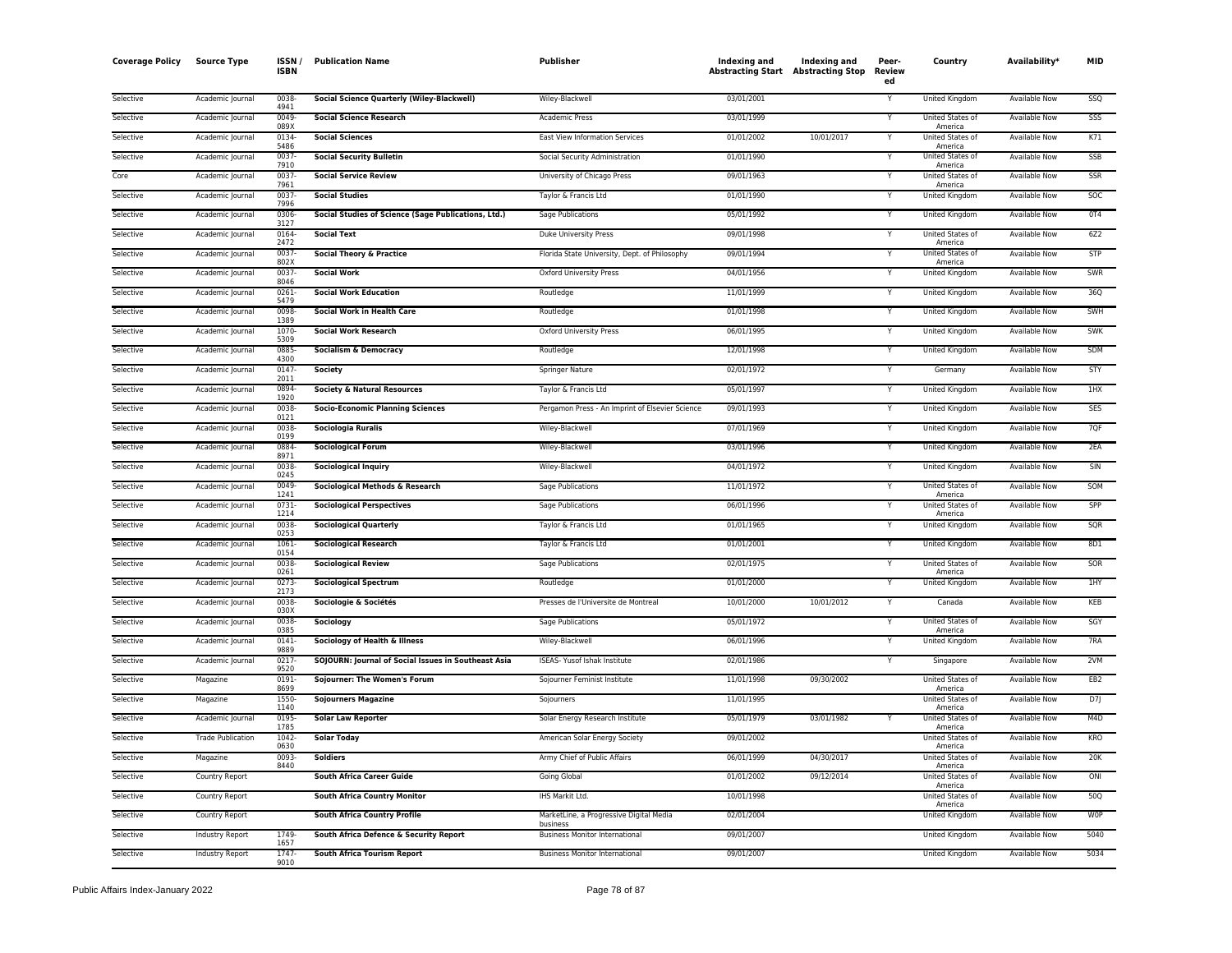| Coverage Policy | Source Type | ISSN / ISBN | Publication Name | Publisher | Indexing and Abstracting Start | Indexing and Abstracting Stop | Peer-Reviewed | Country | Availability* | MID |
|---|---|---|---|---|---|---|---|---|---|---|
| Selective | Academic Journal | 0038-4941 | **Social Science Quarterly (Wiley-Blackwell)** | Wiley-Blackwell | 03/01/2001 | | Y | United Kingdom | Available Now | SSQ |
| Selective | Academic Journal | 0049-089X | **Social Science Research** | Academic Press | 03/01/1999 | | Y | United States of America | Available Now | SSS |
| Selective | Academic Journal | 0134-5486 | **Social Sciences** | East View Information Services | 01/01/2002 | 10/01/2017 | Y | United States of America | Available Now | K71 |
| Selective | Academic Journal | 0037-7910 | **Social Security Bulletin** | Social Security Administration | 01/01/1990 | | Y | United States of America | Available Now | SSB |
| Core | Academic Journal | 0037-7961 | **Social Service Review** | University of Chicago Press | 09/01/1963 | | Y | United States of America | Available Now | SSR |
| Selective | Academic Journal | 0037-7996 | **Social Studies** | Taylor & Francis Ltd | 01/01/1990 | | Y | United Kingdom | Available Now | SOC |
| Selective | Academic Journal | 0306-3127 | **Social Studies of Science (Sage Publications, Ltd.)** | Sage Publications | 05/01/1992 | | Y | United Kingdom | Available Now | 0T4 |
| Selective | Academic Journal | 0164-2472 | **Social Text** | Duke University Press | 09/01/1998 | | Y | United States of America | Available Now | 6Z2 |
| Selective | Academic Journal | 0037-802X | **Social Theory & Practice** | Florida State University, Dept. of Philosophy | 09/01/1994 | | Y | United States of America | Available Now | STP |
| Selective | Academic Journal | 0037-8046 | **Social Work** | Oxford University Press | 04/01/1956 | | Y | United Kingdom | Available Now | SWR |
| Selective | Academic Journal | 0261-5479 | **Social Work Education** | Routledge | 11/01/1999 | | Y | United Kingdom | Available Now | 36Q |
| Selective | Academic Journal | 0098-1389 | **Social Work in Health Care** | Routledge | 01/01/1998 | | Y | United Kingdom | Available Now | SWH |
| Selective | Academic Journal | 1070-5309 | **Social Work Research** | Oxford University Press | 06/01/1995 | | Y | United Kingdom | Available Now | SWK |
| Selective | Academic Journal | 0885-4300 | **Socialism & Democracy** | Routledge | 12/01/1998 | | Y | United Kingdom | Available Now | SDM |
| Selective | Academic Journal | 0147-2011 | **Society** | Springer Nature | 02/01/1972 | | Y | Germany | Available Now | STY |
| Selective | Academic Journal | 0894-1920 | **Society & Natural Resources** | Taylor & Francis Ltd | 05/01/1997 | | Y | United Kingdom | Available Now | 1HX |
| Selective | Academic Journal | 0038-0121 | **Socio-Economic Planning Sciences** | Pergamon Press - An Imprint of Elsevier Science | 09/01/1993 | | Y | United Kingdom | Available Now | SES |
| Selective | Academic Journal | 0038-0199 | **Sociologia Ruralis** | Wiley-Blackwell | 07/01/1969 | | Y | United Kingdom | Available Now | 7QF |
| Selective | Academic Journal | 0884-8971 | **Sociological Forum** | Wiley-Blackwell | 03/01/1996 | | Y | United Kingdom | Available Now | 2EA |
| Selective | Academic Journal | 0038-0245 | **Sociological Inquiry** | Wiley-Blackwell | 04/01/1972 | | Y | United Kingdom | Available Now | SIN |
| Selective | Academic Journal | 0049-1241 | **Sociological Methods & Research** | Sage Publications | 11/01/1972 | | Y | United States of America | Available Now | SOM |
| Selective | Academic Journal | 0731-1214 | **Sociological Perspectives** | Sage Publications | 06/01/1996 | | Y | United States of America | Available Now | SPP |
| Selective | Academic Journal | 0038-0253 | **Sociological Quarterly** | Taylor & Francis Ltd | 01/01/1965 | | Y | United Kingdom | Available Now | SQR |
| Selective | Academic Journal | 1061-0154 | **Sociological Research** | Taylor & Francis Ltd | 01/01/2001 | | Y | United Kingdom | Available Now | 8D1 |
| Selective | Academic Journal | 0038-0261 | **Sociological Review** | Sage Publications | 02/01/1975 | | Y | United States of America | Available Now | SOR |
| Selective | Academic Journal | 0273-2173 | **Sociological Spectrum** | Routledge | 01/01/2000 | | Y | United Kingdom | Available Now | 1HY |
| Selective | Academic Journal | 0038-030X | **Sociologie & Sociétés** | Presses de l'Universite de Montreal | 10/01/2000 | 10/01/2012 | Y | Canada | Available Now | KEB |
| Selective | Academic Journal | 0038-0385 | **Sociology** | Sage Publications | 05/01/1972 | | Y | United States of America | Available Now | SGY |
| Selective | Academic Journal | 0141-9889 | **Sociology of Health & Illness** | Wiley-Blackwell | 06/01/1996 | | Y | United Kingdom | Available Now | 7RA |
| Selective | Academic Journal | 0217-9520 | **SOJOURN: Journal of Social Issues in Southeast Asia** | ISEAS- Yusof Ishak Institute | 02/01/1986 | | Y | Singapore | Available Now | 2VM |
| Selective | Magazine | 0191-8699 | **Sojourner: The Women's Forum** | Sojourner Feminist Institute | 11/01/1998 | 09/30/2002 | | United States of America | Available Now | EB2 |
| Selective | Magazine | 1550-1140 | **Sojourners Magazine** | Sojourners | 11/01/1995 | | | United States of America | Available Now | D7J |
| Selective | Academic Journal | 0195-1785 | **Solar Law Reporter** | Solar Energy Research Institute | 05/01/1979 | 03/01/1982 | Y | United States of America | Available Now | M4D |
| Selective | Trade Publication | 1042-0630 | **Solar Today** | American Solar Energy Society | 09/01/2002 | | | United States of America | Available Now | KRO |
| Selective | Magazine | 0093-8440 | **Soldiers** | Army Chief of Public Affairs | 06/01/1999 | 04/30/2017 | | United States of America | Available Now | 20K |
| Selective | Country Report | | **South Africa Career Guide** | Going Global | 01/01/2002 | 09/12/2014 | | United States of America | Available Now | ONI |
| Selective | Country Report | | **South Africa Country Monitor** | IHS Markit Ltd. | 10/01/1998 | | | United States of America | Available Now | 50Q |
| Selective | Country Report | | **South Africa Country Profile** | MarketLine, a Progressive Digital Media business | 02/01/2004 | | | United Kingdom | Available Now | W0P |
| Selective | Industry Report | 1749-1657 | **South Africa Defence & Security Report** | Business Monitor International | 09/01/2007 | | | United Kingdom | Available Now | 5040 |
| Selective | Industry Report | 1747-9010 | **South Africa Tourism Report** | Business Monitor International | 09/01/2007 | | | United Kingdom | Available Now | 5034 |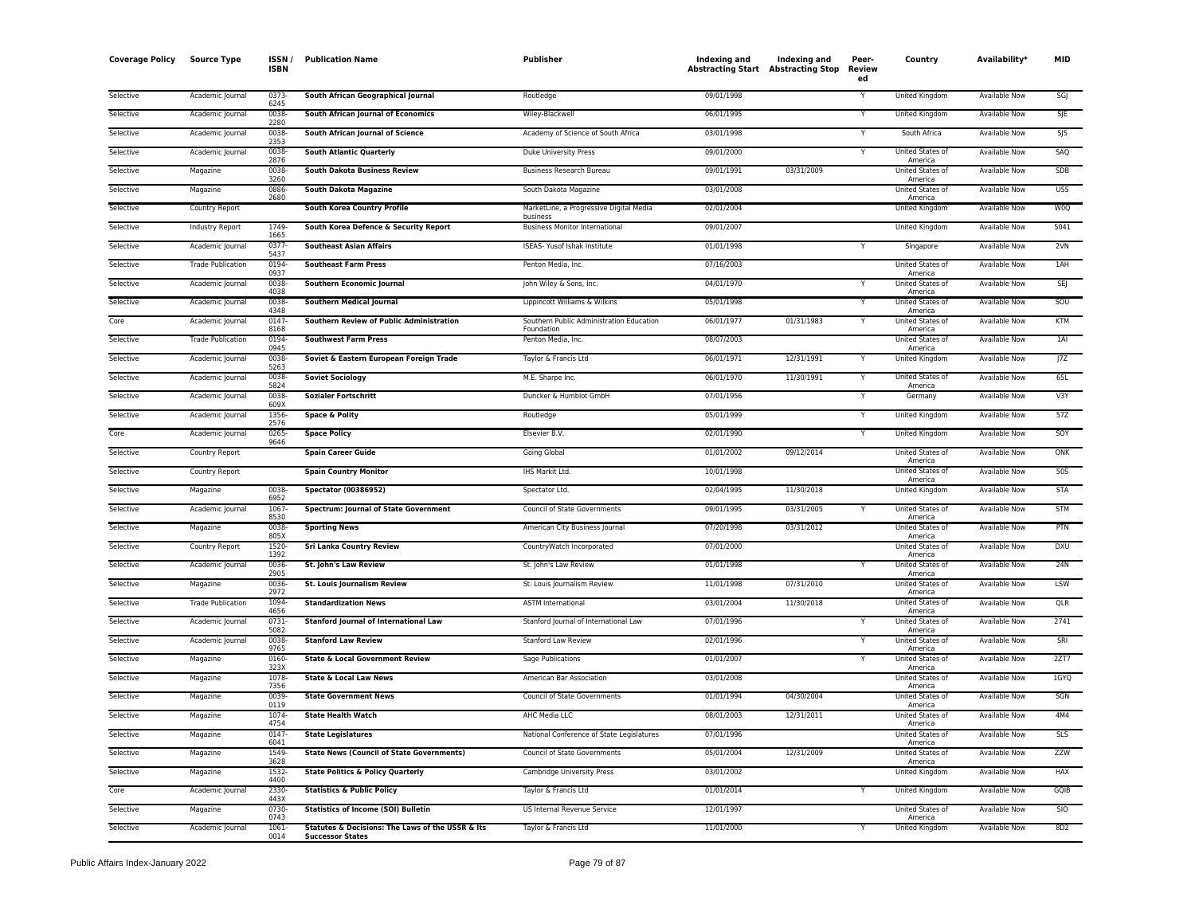| Coverage Policy | Source Type | ISSN / ISBN | Publication Name | Publisher | Indexing and Abstracting Start | Indexing and Abstracting Stop | Peer-Reviewed | Country | Availability* | MID |
|---|---|---|---|---|---|---|---|---|---|---|
| Selective | Academic Journal | 0373-6245 | **South African Geographical Journal** | Routledge | 09/01/1998 | | Y | United Kingdom | Available Now | SGJ |
| Selective | Academic Journal | 0038-2280 | **South African Journal of Economics** | Wiley-Blackwell | 06/01/1995 | | Y | United Kingdom | Available Now | SJE |
| Selective | Academic Journal | 0038-2353 | **South African Journal of Science** | Academy of Science of South Africa | 03/01/1998 | | Y | South Africa | Available Now | SJS |
| Selective | Academic Journal | 0038-2876 | **South Atlantic Quarterly** | Duke University Press | 09/01/2000 | | Y | United States of America | Available Now | SAQ |
| Selective | Magazine | 0038-3260 | **South Dakota Business Review** | Business Research Bureau | 09/01/1991 | 03/31/2009 | | United States of America | Available Now | SDB |
| Selective | Magazine | 0886-2680 | **South Dakota Magazine** | South Dakota Magazine | 03/01/2008 | | | United States of America | Available Now | U55 |
| Selective | Country Report | | **South Korea Country Profile** | MarketLine, a Progressive Digital Media business | 02/01/2004 | | | United Kingdom | Available Now | W0Q |
| Selective | Industry Report | 1749-1665 | **South Korea Defence & Security Report** | Business Monitor International | 09/01/2007 | | | United Kingdom | Available Now | 5041 |
| Selective | Academic Journal | 0377-5437 | **Southeast Asian Affairs** | ISEAS- Yusof Ishak Institute | 01/01/1998 | | Y | Singapore | Available Now | 2VN |
| Selective | Trade Publication | 0194-0937 | **Southeast Farm Press** | Penton Media, Inc. | 07/16/2003 | | | United States of America | Available Now | 1AH |
| Selective | Academic Journal | 0038-4038 | **Southern Economic Journal** | John Wiley & Sons, Inc. | 04/01/1970 | | Y | United States of America | Available Now | SEJ |
| Selective | Academic Journal | 0038-4348 | **Southern Medical Journal** | Lippincott Williams & Wilkins | 05/01/1998 | | Y | United States of America | Available Now | SOU |
| Core | Academic Journal | 0147-8168 | **Southern Review of Public Administration** | Southern Public Administration Education Foundation | 06/01/1977 | 01/31/1983 | Y | United States of America | Available Now | KTM |
| Selective | Trade Publication | 0194-0945 | **Southwest Farm Press** | Penton Media, Inc. | 08/07/2003 | | | United States of America | Available Now | 1AI |
| Selective | Academic Journal | 0038-5263 | **Soviet & Eastern European Foreign Trade** | Taylor & Francis Ltd | 06/01/1971 | 12/31/1991 | Y | United Kingdom | Available Now | J7Z |
| Selective | Academic Journal | 0038-5824 | **Soviet Sociology** | M.E. Sharpe Inc. | 06/01/1970 | 11/30/1991 | Y | United States of America | Available Now | 65L |
| Selective | Academic Journal | 0038-609X | **Sozialer Fortschritt** | Duncker & Humblot GmbH | 07/01/1956 | | Y | Germany | Available Now | V3Y |
| Selective | Academic Journal | 1356-2576 | **Space & Polity** | Routledge | 05/01/1999 | | Y | United Kingdom | Available Now | 57Z |
| Core | Academic Journal | 0265-9646 | **Space Policy** | Elsevier B.V. | 02/01/1990 | | Y | United Kingdom | Available Now | SOY |
| Selective | Country Report | | **Spain Career Guide** | Going Global | 01/01/2002 | 09/12/2014 | | United States of America | Available Now | ONK |
| Selective | Country Report | | **Spain Country Monitor** | IHS Markit Ltd. | 10/01/1998 | | | United States of America | Available Now | 50S |
| Selective | Magazine | 0038-6952 | **Spectator (00386952)** | Spectator Ltd. | 02/04/1995 | 11/30/2018 | | United Kingdom | Available Now | STA |
| Selective | Academic Journal | 1067-8530 | **Spectrum: Journal of State Government** | Council of State Governments | 09/01/1995 | 03/31/2005 | Y | United States of America | Available Now | STM |
| Selective | Magazine | 0038-805X | **Sporting News** | American City Business Journal | 07/20/1998 | 03/31/2012 | | United States of America | Available Now | PTN |
| Selective | Country Report | 1520-1392 | **Sri Lanka Country Review** | CountryWatch Incorporated | 07/01/2000 | | | United States of America | Available Now | DXU |
| Selective | Academic Journal | 0036-2905 | **St. John's Law Review** | St. John's Law Review | 01/01/1998 | | Y | United States of America | Available Now | 24N |
| Selective | Magazine | 0036-2972 | **St. Louis Journalism Review** | St. Louis Journalism Review | 11/01/1998 | 07/31/2010 | | United States of America | Available Now | LSW |
| Selective | Trade Publication | 1094-4656 | **Standardization News** | ASTM International | 03/01/2004 | 11/30/2018 | | United States of America | Available Now | QLR |
| Selective | Academic Journal | 0731-5082 | **Stanford Journal of International Law** | Stanford Journal of International Law | 07/01/1996 | | Y | United States of America | Available Now | 2741 |
| Selective | Academic Journal | 0038-9765 | **Stanford Law Review** | Stanford Law Review | 02/01/1996 | | Y | United States of America | Available Now | SRI |
| Selective | Magazine | 0160-323X | **State & Local Government Review** | Sage Publications | 01/01/2007 | | Y | United States of America | Available Now | 2ZT7 |
| Selective | Magazine | 1078-7356 | **State & Local Law News** | American Bar Association | 03/01/2008 | | | United States of America | Available Now | 1GYQ |
| Selective | Magazine | 0039-0119 | **State Government News** | Council of State Governments | 01/01/1994 | 04/30/2004 | | United States of America | Available Now | SGN |
| Selective | Magazine | 1074-4754 | **State Health Watch** | AHC Media LLC | 08/01/2003 | 12/31/2011 | | United States of America | Available Now | 4M4 |
| Selective | Magazine | 0147-6041 | **State Legislatures** | National Conference of State Legislatures | 07/01/1996 | | | United States of America | Available Now | SLS |
| Selective | Magazine | 1549-3628 | **State News (Council of State Governments)** | Council of State Governments | 05/01/2004 | 12/31/2009 | | United States of America | Available Now | ZZW |
| Selective | Magazine | 1532-4400 | **State Politics & Policy Quarterly** | Cambridge University Press | 03/01/2002 | | | United Kingdom | Available Now | HAX |
| Core | Academic Journal | 2330-443X | **Statistics & Public Policy** | Taylor & Francis Ltd | 01/01/2014 | | Y | United Kingdom | Available Now | GQIB |
| Selective | Magazine | 0730-0743 | **Statistics of Income (SOI) Bulletin** | US Internal Revenue Service | 12/01/1997 | | | United States of America | Available Now | SIO |
| Selective | Academic Journal | 1061-0014 | **Statutes & Decisions: The Laws of the USSR & Its Successor States** | Taylor & Francis Ltd | 11/01/2000 | | Y | United Kingdom | Available Now | 8D2 |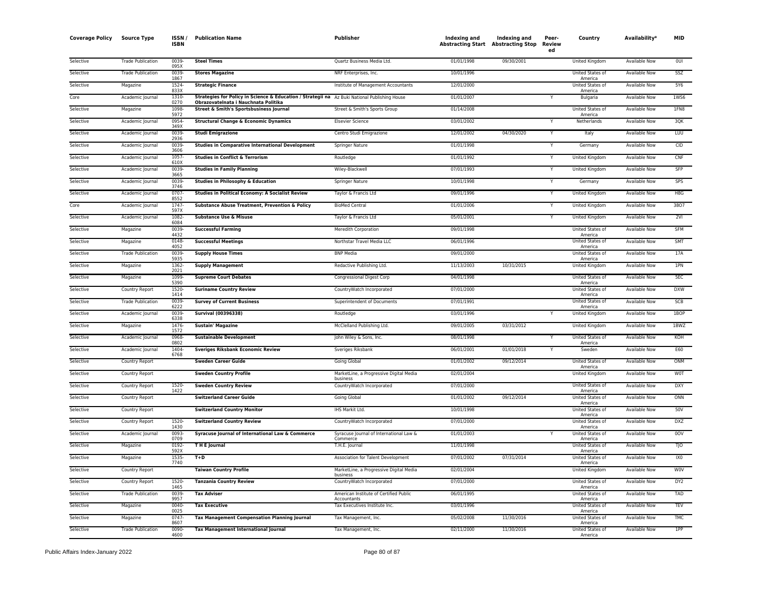| Coverage Policy | Source Type | ISSN / ISBN | Publication Name | Publisher | Indexing and Abstracting Start | Indexing and Abstracting Stop | Peer-Reviewed | Country | Availability* | MID |
|---|---|---|---|---|---|---|---|---|---|---|
| Selective | Trade Publication | 0039-095X | **Steel Times** | Quartz Business Media Ltd. | 01/01/1998 | 09/30/2001 | | United Kingdom | Available Now | 0UI |
| Selective | Trade Publication | 0039-1867 | **Stores Magazine** | NRF Enterprises, Inc. | 10/01/1996 | | | United States of America | Available Now | SSZ |
| Selective | Magazine | 1524-833X | **Strategic Finance** | Institute of Management Accountants | 12/01/2000 | | | United States of America | Available Now | 5Y6 |
| Core | Academic Journal | 1310-0270 | **Strategies for Policy in Science & Education / Strategii na Obrazovatelnata i Nauchnata Politika** | Az Buki National Publishing House | 01/01/2007 | | Y | Bulgaria | Available Now | 1WS6 |
| Selective | Magazine | 1098-5972 | **Street & Smith's Sportsbusiness Journal** | Street & Smith's Sports Group | 01/14/2008 | | | United States of America | Available Now | 1FN8 |
| Selective | Academic Journal | 0954-349X | **Structural Change & Economic Dynamics** | Elsevier Science | 03/01/2002 | | Y | Netherlands | Available Now | 3QK |
| Selective | Academic Journal | 0039-2936 | **Studi Emigrazione** | Centro Studi Emigrazione | 12/01/2002 | 04/30/2020 | Y | Italy | Available Now | LUU |
| Selective | Academic Journal | 0039-3606 | **Studies in Comparative International Development** | Springer Nature | 01/01/1998 | | Y | Germany | Available Now | CID |
| Selective | Academic Journal | 1057-610X | **Studies in Conflict & Terrorism** | Routledge | 01/01/1992 | | Y | United Kingdom | Available Now | CNF |
| Selective | Academic Journal | 0039-3665 | **Studies in Family Planning** | Wiley-Blackwell | 07/01/1993 | | Y | United Kingdom | Available Now | SFP |
| Selective | Academic Journal | 0039-3746 | **Studies in Philosophy & Education** | Springer Nature | 10/01/1998 | | Y | Germany | Available Now | SPS |
| Selective | Academic Journal | 0707-8552 | **Studies in Political Economy: A Socialist Review** | Taylor & Francis Ltd | 09/01/1996 | | Y | United Kingdom | Available Now | H8G |
| Core | Academic Journal | 1747-597X | **Substance Abuse Treatment, Prevention & Policy** | BioMed Central | 01/01/2006 | | Y | United Kingdom | Available Now | 38O7 |
| Selective | Academic Journal | 1082-6084 | **Substance Use & Misuse** | Taylor & Francis Ltd | 05/01/2001 | | Y | United Kingdom | Available Now | 2VI |
| Selective | Magazine | 0039-4432 | **Successful Farming** | Meredith Corporation | 09/01/1998 | | | United States of America | Available Now | SFM |
| Selective | Magazine | 0148-4052 | **Successful Meetings** | Northstar Travel Media LLC | 06/01/1996 | | | United States of America | Available Now | SMT |
| Selective | Trade Publication | 0039-5935 | **Supply House Times** | BNP Media | 09/01/2000 | | | United States of America | Available Now | 17A |
| Selective | Magazine | 1362-2021 | **Supply Management** | Redactive Publishing Ltd. | 11/13/2003 | 10/31/2015 | | United Kingdom | Available Now | 1PN |
| Selective | Magazine | 1099-5390 | **Supreme Court Debates** | Congressional Digest Corp | 04/01/1998 | | | United States of America | Available Now | 5EC |
| Selective | Country Report | 1520-1414 | **Suriname Country Review** | CountryWatch Incorporated | 07/01/2000 | | | United States of America | Available Now | DXW |
| Selective | Trade Publication | 0039-6222 | **Survey of Current Business** | Superintendent of Documents | 07/01/1991 | | | United States of America | Available Now | SCB |
| Selective | Academic Journal | 0039-6338 | **Survival (00396338)** | Routledge | 03/01/1996 | | Y | United Kingdom | Available Now | 1BOP |
| Selective | Magazine | 1476-1572 | **Sustain' Magazine** | McClelland Publishing Ltd. | 09/01/2005 | 03/31/2012 | | United Kingdom | Available Now | 1BWZ |
| Selective | Academic Journal | 0968-0802 | **Sustainable Development** | John Wiley & Sons, Inc. | 08/01/1998 | | Y | United States of America | Available Now | KOH |
| Selective | Academic Journal | 1404-6768 | **Sveriges Riksbank Economic Review** | Sveriges Riksbank | 06/01/2001 | 01/01/2018 | Y | Sweden | Available Now | E60 |
| Selective | Country Report | | **Sweden Career Guide** | Going Global | 01/01/2002 | 09/12/2014 | | United States of America | Available Now | ONM |
| Selective | Country Report | | **Sweden Country Profile** | MarketLine, a Progressive Digital Media business | 02/01/2004 | | | United Kingdom | Available Now | W0T |
| Selective | Country Report | 1520-1422 | **Sweden Country Review** | CountryWatch Incorporated | 07/01/2000 | | | United States of America | Available Now | DXY |
| Selective | Country Report | | **Switzerland Career Guide** | Going Global | 01/01/2002 | 09/12/2014 | | United States of America | Available Now | ONN |
| Selective | Country Report | | **Switzerland Country Monitor** | IHS Markit Ltd. | 10/01/1998 | | | United States of America | Available Now | 50V |
| Selective | Country Report | 1520-1430 | **Switzerland Country Review** | CountryWatch Incorporated | 07/01/2000 | | | United States of America | Available Now | DXZ |
| Selective | Academic Journal | 0093-0709 | **Syracuse Journal of International Law & Commerce** | Syracuse Journal of International Law & Commerce | 01/01/2003 | | Y | United States of America | Available Now | 0OV |
| Selective | Magazine | 0192-592X | **T H E Journal** | T.H.E. Journal | 11/01/1998 | | | United States of America | Available Now | TJO |
| Selective | Magazine | 1535-7740 | **T+D** | Association for Talent Development | 07/01/2002 | 07/31/2014 | | United States of America | Available Now | IX0 |
| Selective | Country Report | | **Taiwan Country Profile** | MarketLine, a Progressive Digital Media business | 02/01/2004 | | | United Kingdom | Available Now | W0V |
| Selective | Country Report | 1520-1465 | **Tanzania Country Review** | CountryWatch Incorporated | 07/01/2000 | | | United States of America | Available Now | DY2 |
| Selective | Trade Publication | 0039-9957 | **Tax Adviser** | American Institute of Certified Public Accountants | 06/01/1995 | | | United States of America | Available Now | TAD |
| Selective | Magazine | 0040-0025 | **Tax Executive** | Tax Executives Institute Inc. | 03/01/1996 | | | United States of America | Available Now | TEV |
| Selective | Magazine | 0747-8607 | **Tax Management Compensation Planning Journal** | Tax Management, Inc. | 05/02/2008 | 11/30/2016 | | United States of America | Available Now | TMC |
| Selective | Trade Publication | 0090-4600 | **Tax Management International Journal** | Tax Management, Inc. | 02/11/2000 | 11/30/2016 | | United States of America | Available Now | 1PP |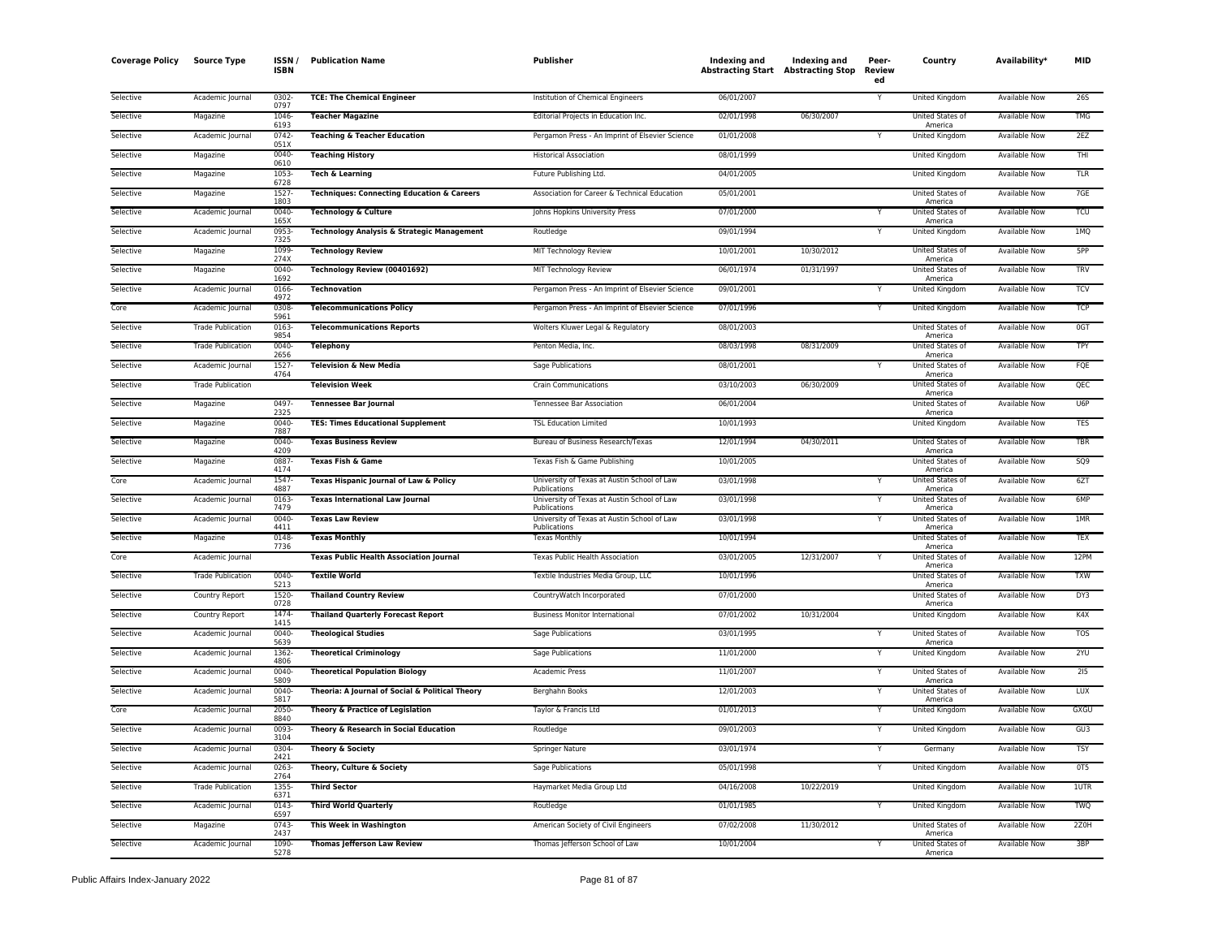| Coverage Policy | Source Type | ISSN / ISBN | Publication Name | Publisher | Indexing and Abstracting Start | Indexing and Abstracting Stop | Peer-Reviewed | Country | Availability* | MID |
|---|---|---|---|---|---|---|---|---|---|---|
| Selective | Academic Journal | 0302-0797 | **TCE: The Chemical Engineer** | Institution of Chemical Engineers | 06/01/2007 | | Y | United Kingdom | Available Now | 26S |
| Selective | Magazine | 1046-6193 | **Teacher Magazine** | Editorial Projects in Education Inc. | 02/01/1998 | 06/30/2007 | | United States of America | Available Now | TMG |
| Selective | Academic Journal | 0742-051X | **Teaching & Teacher Education** | Pergamon Press - An Imprint of Elsevier Science | 01/01/2008 | | Y | United Kingdom | Available Now | 2EZ |
| Selective | Magazine | 0040-0610 | **Teaching History** | Historical Association | 08/01/1999 | | | United Kingdom | Available Now | THI |
| Selective | Magazine | 1053-6728 | **Tech & Learning** | Future Publishing Ltd. | 04/01/2005 | | | United Kingdom | Available Now | TLR |
| Selective | Magazine | 1527-1803 | **Techniques: Connecting Education & Careers** | Association for Career & Technical Education | 05/01/2001 | | | United States of America | Available Now | 7GE |
| Selective | Academic Journal | 0040-165X | **Technology & Culture** | Johns Hopkins University Press | 07/01/2000 | | Y | United States of America | Available Now | TCU |
| Selective | Academic Journal | 0953-7325 | **Technology Analysis & Strategic Management** | Routledge | 09/01/1994 | | Y | United Kingdom | Available Now | 1MQ |
| Selective | Magazine | 1099-274X | **Technology Review** | MIT Technology Review | 10/01/2001 | 10/30/2012 | | United States of America | Available Now | 5PP |
| Selective | Magazine | 0040-1692 | **Technology Review (00401692)** | MIT Technology Review | 06/01/1974 | 01/31/1997 | | United States of America | Available Now | TRV |
| Selective | Academic Journal | 0166-4972 | **Technovation** | Pergamon Press - An Imprint of Elsevier Science | 09/01/2001 | | Y | United Kingdom | Available Now | TCV |
| Core | Academic Journal | 0308-5961 | **Telecommunications Policy** | Pergamon Press - An Imprint of Elsevier Science | 07/01/1996 | | Y | United Kingdom | Available Now | TCP |
| Selective | Trade Publication | 0163-9854 | **Telecommunications Reports** | Wolters Kluwer Legal & Regulatory | 08/01/2003 | | | United States of America | Available Now | 0GT |
| Selective | Trade Publication | 0040-2656 | **Telephony** | Penton Media, Inc. | 08/03/1998 | 08/31/2009 | | United States of America | Available Now | TPY |
| Selective | Academic Journal | 1527-4764 | **Television & New Media** | Sage Publications | 08/01/2001 | | Y | United States of America | Available Now | FQE |
| Selective | Trade Publication | | **Television Week** | Crain Communications | 03/10/2003 | 06/30/2009 | | United States of America | Available Now | QEC |
| Selective | Magazine | 0497-2325 | **Tennessee Bar Journal** | Tennessee Bar Association | 06/01/2004 | | | United States of America | Available Now | U6P |
| Selective | Magazine | 0040-7887 | **TES: Times Educational Supplement** | TSL Education Limited | 10/01/1993 | | | United Kingdom | Available Now | TES |
| Selective | Magazine | 0040-4209 | **Texas Business Review** | Bureau of Business Research/Texas | 12/01/1994 | 04/30/2011 | | United States of America | Available Now | TBR |
| Selective | Magazine | 0887-4174 | **Texas Fish & Game** | Texas Fish & Game Publishing | 10/01/2005 | | | United States of America | Available Now | SQ9 |
| Core | Academic Journal | 1547-4887 | **Texas Hispanic Journal of Law & Policy** | University of Texas at Austin School of Law Publications | 03/01/1998 | | Y | United States of America | Available Now | 6ZT |
| Selective | Academic Journal | 0163-7479 | **Texas International Law Journal** | University of Texas at Austin School of Law Publications | 03/01/1998 | | Y | United States of America | Available Now | 6MP |
| Selective | Academic Journal | 0040-4411 | **Texas Law Review** | University of Texas at Austin School of Law Publications | 03/01/1998 | | Y | United States of America | Available Now | 1MR |
| Selective | Magazine | 0148-7736 | **Texas Monthly** | Texas Monthly | 10/01/1994 | | | United States of America | Available Now | TEX |
| Core | Academic Journal | | **Texas Public Health Association Journal** | Texas Public Health Association | 03/01/2005 | 12/31/2007 | Y | United States of America | Available Now | 12PM |
| Selective | Trade Publication | 0040-5213 | **Textile World** | Textile Industries Media Group, LLC | 10/01/1996 | | | United States of America | Available Now | TXW |
| Selective | Country Report | 1520-0728 | **Thailand Country Review** | CountryWatch Incorporated | 07/01/2000 | | | United States of America | Available Now | DY3 |
| Selective | Country Report | 1474-1415 | **Thailand Quarterly Forecast Report** | Business Monitor International | 07/01/2002 | 10/31/2004 | | United Kingdom | Available Now | K4X |
| Selective | Academic Journal | 0040-5639 | **Theological Studies** | Sage Publications | 03/01/1995 | | Y | United States of America | Available Now | TOS |
| Selective | Academic Journal | 1362-4806 | **Theoretical Criminology** | Sage Publications | 11/01/2000 | | Y | United Kingdom | Available Now | 2YU |
| Selective | Academic Journal | 0040-5809 | **Theoretical Population Biology** | Academic Press | 11/01/2007 | | Y | United States of America | Available Now | 2I5 |
| Selective | Academic Journal | 0040-5817 | **Theoria: A Journal of Social & Political Theory** | Berghahn Books | 12/01/2003 | | Y | United States of America | Available Now | LUX |
| Core | Academic Journal | 2050-8840 | **Theory & Practice of Legislation** | Taylor & Francis Ltd | 01/01/2013 | | Y | United Kingdom | Available Now | GXGU |
| Selective | Academic Journal | 0093-3104 | **Theory & Research in Social Education** | Routledge | 09/01/2003 | | Y | United Kingdom | Available Now | GU3 |
| Selective | Academic Journal | 0304-2421 | **Theory & Society** | Springer Nature | 03/01/1974 | | Y | Germany | Available Now | TSY |
| Selective | Academic Journal | 0263-2764 | **Theory, Culture & Society** | Sage Publications | 05/01/1998 | | Y | United Kingdom | Available Now | 0T5 |
| Selective | Trade Publication | 1355-6371 | **Third Sector** | Haymarket Media Group Ltd | 04/16/2008 | 10/22/2019 | | United Kingdom | Available Now | 1UTR |
| Selective | Academic Journal | 0143-6597 | **Third World Quarterly** | Routledge | 01/01/1985 | | Y | United Kingdom | Available Now | TWQ |
| Selective | Magazine | 0743-2437 | **This Week in Washington** | American Society of Civil Engineers | 07/02/2008 | 11/30/2012 | | United States of America | Available Now | 2Z0H |
| Selective | Academic Journal | 1090-5278 | **Thomas Jefferson Law Review** | Thomas Jefferson School of Law | 10/01/2004 | | Y | United States of America | Available Now | 3BP |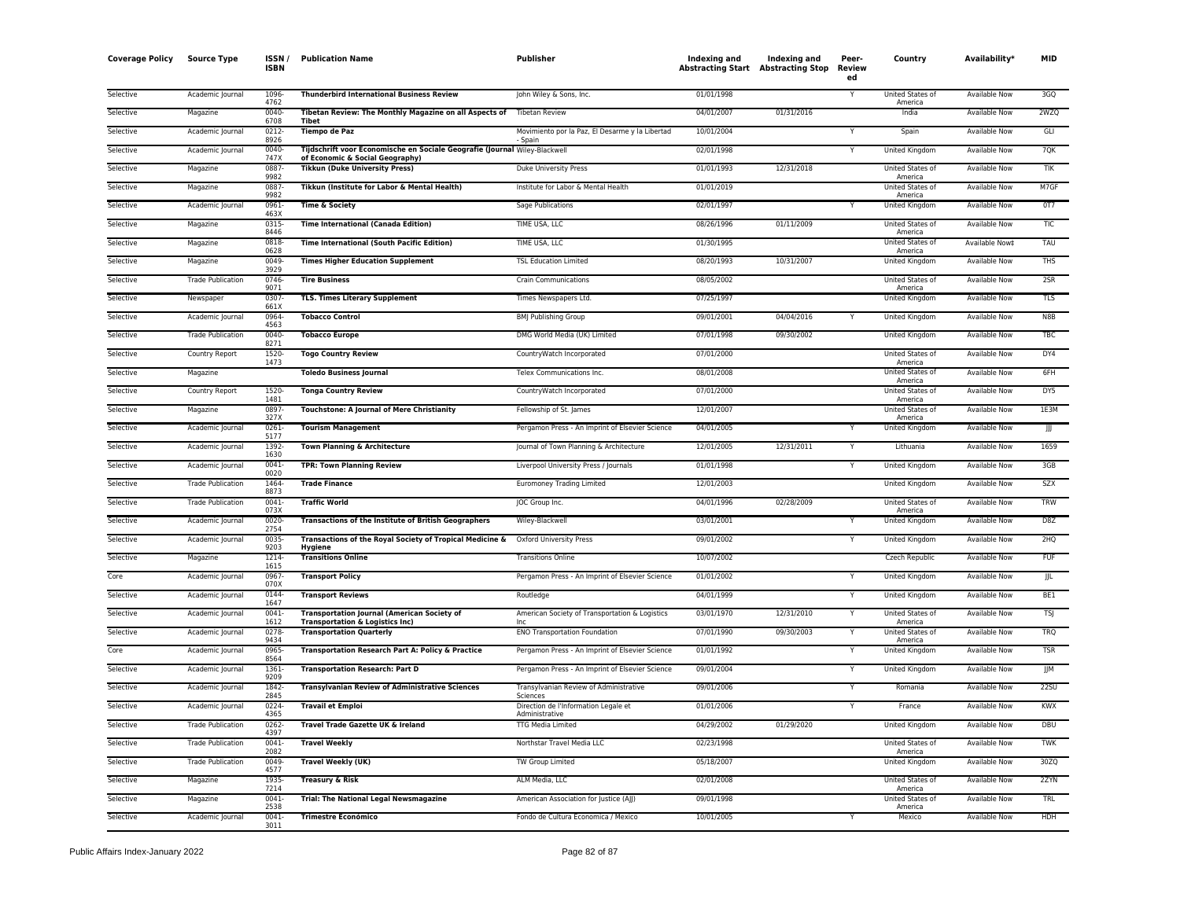| Coverage Policy | Source Type | ISSN / ISBN | Publication Name | Publisher | Indexing and Abstracting Start | Indexing and Abstracting Stop | Peer-Review ed | Country | Availability* | MID |
|---|---|---|---|---|---|---|---|---|---|---|
| Selective | Academic Journal | 1096-4762 | **Thunderbird International Business Review** | John Wiley & Sons, Inc. | 01/01/1998 | | Y | United States of America | Available Now | 3GQ |
| Selective | Magazine | 0040-6708 | **Tibetan Review: The Monthly Magazine on all Aspects of Tibet** | Tibetan Review | 04/01/2007 | 01/31/2016 | | India | Available Now | 2WZQ |
| Selective | Academic Journal | 0212-8926 | **Tiempo de Paz** | Movimiento por la Paz, El Desarme y la Libertad - Spain | 10/01/2004 | | Y | Spain | Available Now | GLI |
| Selective | Academic Journal | 0040-747X | **Tijdschrift voor Economische en Sociale Geografie (Journal of Economic & Social Geography)** | Wiley-Blackwell | 02/01/1998 | | Y | United Kingdom | Available Now | 7QK |
| Selective | Magazine | 0887-9982 | **Tikkun (Duke University Press)** | Duke University Press | 01/01/1993 | 12/31/2018 | | United States of America | Available Now | TIK |
| Selective | Magazine | 0887-9982 | **Tikkun (Institute for Labor & Mental Health)** | Institute for Labor & Mental Health | 01/01/2019 | | | United States of America | Available Now | M7GF |
| Selective | Academic Journal | 0961-463X | **Time & Society** | Sage Publications | 02/01/1997 | | Y | United Kingdom | Available Now | 0T7 |
| Selective | Magazine | 0315-8446 | **Time International (Canada Edition)** | TIME USA, LLC | 08/26/1996 | 01/11/2009 | | United States of America | Available Now | TIC |
| Selective | Magazine | 0818-0628 | **Time International (South Pacific Edition)** | TIME USA, LLC | 01/30/1995 | | | United States of America | Available Now‡ | TAU |
| Selective | Magazine | 0049-3929 | **Times Higher Education Supplement** | TSL Education Limited | 08/20/1993 | 10/31/2007 | | United Kingdom | Available Now | THS |
| Selective | Trade Publication | 0746-9071 | **Tire Business** | Crain Communications | 08/05/2002 | | | United States of America | Available Now | 2SR |
| Selective | Newspaper | 0307-661X | **TLS. Times Literary Supplement** | Times Newspapers Ltd. | 07/25/1997 | | | United Kingdom | Available Now | TLS |
| Selective | Academic Journal | 0964-4563 | **Tobacco Control** | BMJ Publishing Group | 09/01/2001 | 04/04/2016 | Y | United Kingdom | Available Now | N8B |
| Selective | Trade Publication | 0040-8271 | **Tobacco Europe** | DMG World Media (UK) Limited | 07/01/1998 | 09/30/2002 | | United Kingdom | Available Now | TBC |
| Selective | Country Report | 1520-1473 | **Togo Country Review** | CountryWatch Incorporated | 07/01/2000 | | | United States of America | Available Now | DY4 |
| Selective | Magazine | | **Toledo Business Journal** | Telex Communications Inc. | 08/01/2008 | | | United States of America | Available Now | 6FH |
| Selective | Country Report | 1520-1481 | **Tonga Country Review** | CountryWatch Incorporated | 07/01/2000 | | | United States of America | Available Now | DY5 |
| Selective | Magazine | 0897-327X | **Touchstone: A Journal of Mere Christianity** | Fellowship of St. James | 12/01/2007 | | | United States of America | Available Now | 1E3M |
| Selective | Academic Journal | 0261-5177 | **Tourism Management** | Pergamon Press - An Imprint of Elsevier Science | 04/01/2005 | | Y | United Kingdom | Available Now | JJJ |
| Selective | Academic Journal | 1392-1630 | **Town Planning & Architecture** | Journal of Town Planning & Architecture | 12/01/2005 | 12/31/2011 | Y | Lithuania | Available Now | 1659 |
| Selective | Academic Journal | 0041-0020 | **TPR: Town Planning Review** | Liverpool University Press / Journals | 01/01/1998 | | Y | United Kingdom | Available Now | 3GB |
| Selective | Trade Publication | 1464-8873 | **Trade Finance** | Euromoney Trading Limited | 12/01/2003 | | | United Kingdom | Available Now | SZX |
| Selective | Trade Publication | 0041-073X | **Traffic World** | JOC Group Inc. | 04/01/1996 | 02/28/2009 | | United States of America | Available Now | TRW |
| Selective | Academic Journal | 0020-2754 | **Transactions of the Institute of British Geographers** | Wiley-Blackwell | 03/01/2001 | | Y | United Kingdom | Available Now | D8Z |
| Selective | Academic Journal | 0035-9203 | **Transactions of the Royal Society of Tropical Medicine & Hygiene** | Oxford University Press | 09/01/2002 | | Y | United Kingdom | Available Now | 2HQ |
| Selective | Magazine | 1214-1615 | **Transitions Online** | Transitions Online | 10/07/2002 | | | Czech Republic | Available Now | FUF |
| Core | Academic Journal | 0967-070X | **Transport Policy** | Pergamon Press - An Imprint of Elsevier Science | 01/01/2002 | | Y | United Kingdom | Available Now | JJL |
| Selective | Academic Journal | 0144-1647 | **Transport Reviews** | Routledge | 04/01/1999 | | Y | United Kingdom | Available Now | BE1 |
| Selective | Academic Journal | 0041-1612 | **Transportation Journal (American Society of Transportation & Logistics Inc)** | American Society of Transportation & Logistics Inc | 03/01/1970 | 12/31/2010 | Y | United States of America | Available Now | TSJ |
| Selective | Academic Journal | 0278-9434 | **Transportation Quarterly** | ENO Transportation Foundation | 07/01/1990 | 09/30/2003 | Y | United States of America | Available Now | TRQ |
| Core | Academic Journal | 0965-8564 | **Transportation Research Part A: Policy & Practice** | Pergamon Press - An Imprint of Elsevier Science | 01/01/1992 | | Y | United Kingdom | Available Now | TSR |
| Selective | Academic Journal | 1361-9209 | **Transportation Research: Part D** | Pergamon Press - An Imprint of Elsevier Science | 09/01/2004 | | Y | United Kingdom | Available Now | JJM |
| Selective | Academic Journal | 1842-2845 | **Transylvanian Review of Administrative Sciences** | Transylvanian Review of Administrative Sciences | 09/01/2006 | | Y | Romania | Available Now | 22SU |
| Selective | Academic Journal | 0224-4365 | **Travail et Emploi** | Direction de l'Information Legale et Administrative | 01/01/2006 | | Y | France | Available Now | KWX |
| Selective | Trade Publication | 0262-4397 | **Travel Trade Gazette UK & Ireland** | TTG Media Limited | 04/29/2002 | 01/29/2020 | | United Kingdom | Available Now | DBU |
| Selective | Trade Publication | 0041-2082 | **Travel Weekly** | Northstar Travel Media LLC | 02/23/1998 | | | United States of America | Available Now | TWK |
| Selective | Trade Publication | 0049-4577 | **Travel Weekly (UK)** | TW Group Limited | 05/18/2007 | | | United Kingdom | Available Now | 30ZQ |
| Selective | Magazine | 1935-7214 | **Treasury & Risk** | ALM Media, LLC | 02/01/2008 | | | United States of America | Available Now | 2ZYN |
| Selective | Magazine | 0041-2538 | **Trial: The National Legal Newsmagazine** | American Association for Justice (AJJ) | 09/01/1998 | | | United States of America | Available Now | TRL |
| Selective | Academic Journal | 0041-3011 | **Trimestre Económico** | Fondo de Cultura Economica / Mexico | 10/01/2005 | | Y | Mexico | Available Now | HDH |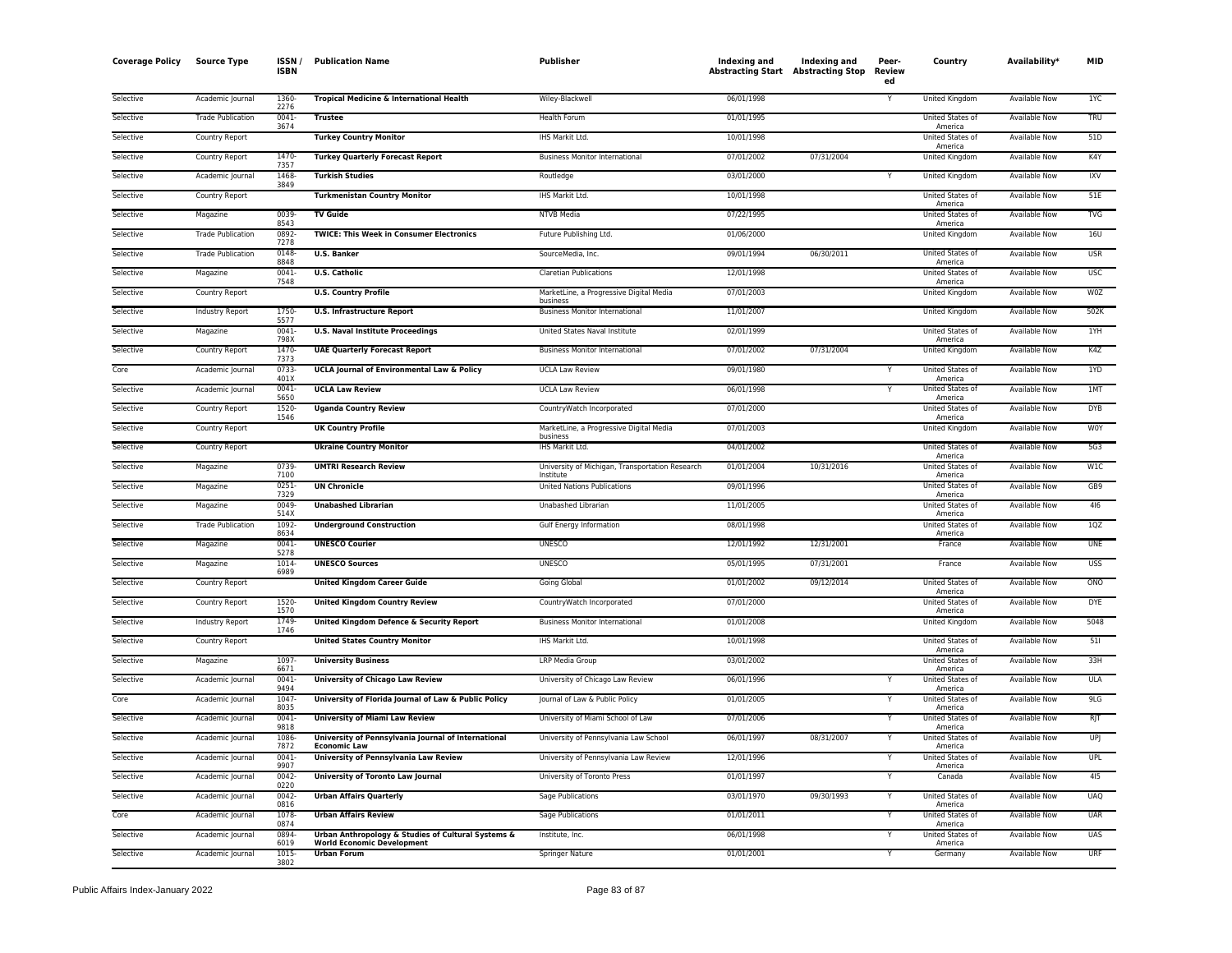| Coverage Policy | Source Type | ISSN / ISBN | Publication Name | Publisher | Indexing and Abstracting Start | Indexing and Abstracting Stop | Peer-Reviewed | Country | Availability* | MID |
|---|---|---|---|---|---|---|---|---|---|---|
| Selective | Academic Journal | 1360-2276 | **Tropical Medicine & International Health** | Wiley-Blackwell | 06/01/1998 | | Y | United Kingdom | Available Now | 1YC |
| Selective | Trade Publication | 0041-3674 | **Trustee** | Health Forum | 01/01/1995 | | | United States of America | Available Now | TRU |
| Selective | Country Report | | **Turkey Country Monitor** | IHS Markit Ltd. | 10/01/1998 | | | United States of America | Available Now | 51D |
| Selective | Country Report | 1470-7357 | **Turkey Quarterly Forecast Report** | Business Monitor International | 07/01/2002 | 07/31/2004 | | United Kingdom | Available Now | K4Y |
| Selective | Academic Journal | 1468-3849 | **Turkish Studies** | Routledge | 03/01/2000 | | Y | United Kingdom | Available Now | IXV |
| Selective | Country Report | | **Turkmenistan Country Monitor** | IHS Markit Ltd. | 10/01/1998 | | | United States of America | Available Now | 51E |
| Selective | Magazine | 0039-8543 | **TV Guide** | NTVB Media | 07/22/1995 | | | United States of America | Available Now | TVG |
| Selective | Trade Publication | 0892-7278 | **TWICE: This Week in Consumer Electronics** | Future Publishing Ltd. | 01/06/2000 | | | United Kingdom | Available Now | 16U |
| Selective | Trade Publication | 0148-8848 | **U.S. Banker** | SourceMedia, Inc. | 09/01/1994 | 06/30/2011 | | United States of America | Available Now | USR |
| Selective | Magazine | 0041-7548 | **U.S. Catholic** | Claretian Publications | 12/01/1998 | | | United States of America | Available Now | USC |
| Selective | Country Report | | **U.S. Country Profile** | MarketLine, a Progressive Digital Media business | 07/01/2003 | | | United Kingdom | Available Now | W0Z |
| Selective | Industry Report | 1750-5577 | **U.S. Infrastructure Report** | Business Monitor International | 11/01/2007 | | | United Kingdom | Available Now | 502K |
| Selective | Magazine | 0041-798X | **U.S. Naval Institute Proceedings** | United States Naval Institute | 02/01/1999 | | | United States of America | Available Now | 1YH |
| Selective | Country Report | 1470-7373 | **UAE Quarterly Forecast Report** | Business Monitor International | 07/01/2002 | 07/31/2004 | | United Kingdom | Available Now | K4Z |
| Core | Academic Journal | 0733-401X | **UCLA Journal of Environmental Law & Policy** | UCLA Law Review | 09/01/1980 | | Y | United States of America | Available Now | 1YD |
| Selective | Academic Journal | 0041-5650 | **UCLA Law Review** | UCLA Law Review | 06/01/1998 | | Y | United States of America | Available Now | 1MT |
| Selective | Country Report | 1520-1546 | **Uganda Country Review** | CountryWatch Incorporated | 07/01/2000 | | | United States of America | Available Now | DYB |
| Selective | Country Report | | **UK Country Profile** | MarketLine, a Progressive Digital Media business | 07/01/2003 | | | United Kingdom | Available Now | W0Y |
| Selective | Country Report | | **Ukraine Country Monitor** | IHS Markit Ltd. | 04/01/2002 | | | United States of America | Available Now | 5G3 |
| Selective | Magazine | 0739-7100 | **UMTRI Research Review** | University of Michigan, Transportation Research Institute | 01/01/2004 | 10/31/2016 | | United States of America | Available Now | W1C |
| Selective | Magazine | 0251-7329 | **UN Chronicle** | United Nations Publications | 09/01/1996 | | | United States of America | Available Now | GB9 |
| Selective | Magazine | 0049-514X | **Unabashed Librarian** | Unabashed Librarian | 11/01/2005 | | | United States of America | Available Now | 4I6 |
| Selective | Trade Publication | 1092-8634 | **Underground Construction** | Gulf Energy Information | 08/01/1998 | | | United States of America | Available Now | 1QZ |
| Selective | Magazine | 0041-5278 | **UNESCO Courier** | UNESCO | 12/01/1992 | 12/31/2001 | | France | Available Now | UNE |
| Selective | Magazine | 1014-6989 | **UNESCO Sources** | UNESCO | 05/01/1995 | 07/31/2001 | | France | Available Now | USS |
| Selective | Country Report | | **United Kingdom Career Guide** | Going Global | 01/01/2002 | 09/12/2014 | | United States of America | Available Now | ONO |
| Selective | Country Report | 1520-1570 | **United Kingdom Country Review** | CountryWatch Incorporated | 07/01/2000 | | | United States of America | Available Now | DYE |
| Selective | Industry Report | 1749-1746 | **United Kingdom Defence & Security Report** | Business Monitor International | 01/01/2008 | | | United Kingdom | Available Now | 5048 |
| Selective | Country Report | | **United States Country Monitor** | IHS Markit Ltd. | 10/01/1998 | | | United States of America | Available Now | 51I |
| Selective | Magazine | 1097-6671 | **University Business** | LRP Media Group | 03/01/2002 | | | United States of America | Available Now | 33H |
| Selective | Academic Journal | 0041-9494 | **University of Chicago Law Review** | University of Chicago Law Review | 06/01/1996 | | Y | United States of America | Available Now | ULA |
| Core | Academic Journal | 1047-8035 | **University of Florida Journal of Law & Public Policy** | Journal of Law & Public Policy | 01/01/2005 | | Y | United States of America | Available Now | 9LG |
| Selective | Academic Journal | 0041-9818 | **University of Miami Law Review** | University of Miami School of Law | 07/01/2006 | | Y | United States of America | Available Now | RJT |
| Selective | Academic Journal | 1086-7872 | **University of Pennsylvania Journal of International Economic Law** | University of Pennsylvania Law School | 06/01/1997 | 08/31/2007 | Y | United States of America | Available Now | UPJ |
| Selective | Academic Journal | 0041-9907 | **University of Pennsylvania Law Review** | University of Pennsylvania Law Review | 12/01/1996 | | Y | United States of America | Available Now | UPL |
| Selective | Academic Journal | 0042-0220 | **University of Toronto Law Journal** | University of Toronto Press | 01/01/1997 | | Y | Canada | Available Now | 4I5 |
| Selective | Academic Journal | 0042-0816 | **Urban Affairs Quarterly** | Sage Publications | 03/01/1970 | 09/30/1993 | Y | United States of America | Available Now | UAQ |
| Core | Academic Journal | 1078-0874 | **Urban Affairs Review** | Sage Publications | 01/01/2011 | | Y | United States of America | Available Now | UAR |
| Selective | Academic Journal | 0894-6019 | **Urban Anthropology & Studies of Cultural Systems & World Economic Development** | Institute, Inc. | 06/01/1998 | | Y | United States of America | Available Now | UAS |
| Selective | Academic Journal | 1015-3802 | **Urban Forum** | Springer Nature | 01/01/2001 | | Y | Germany | Available Now | URF |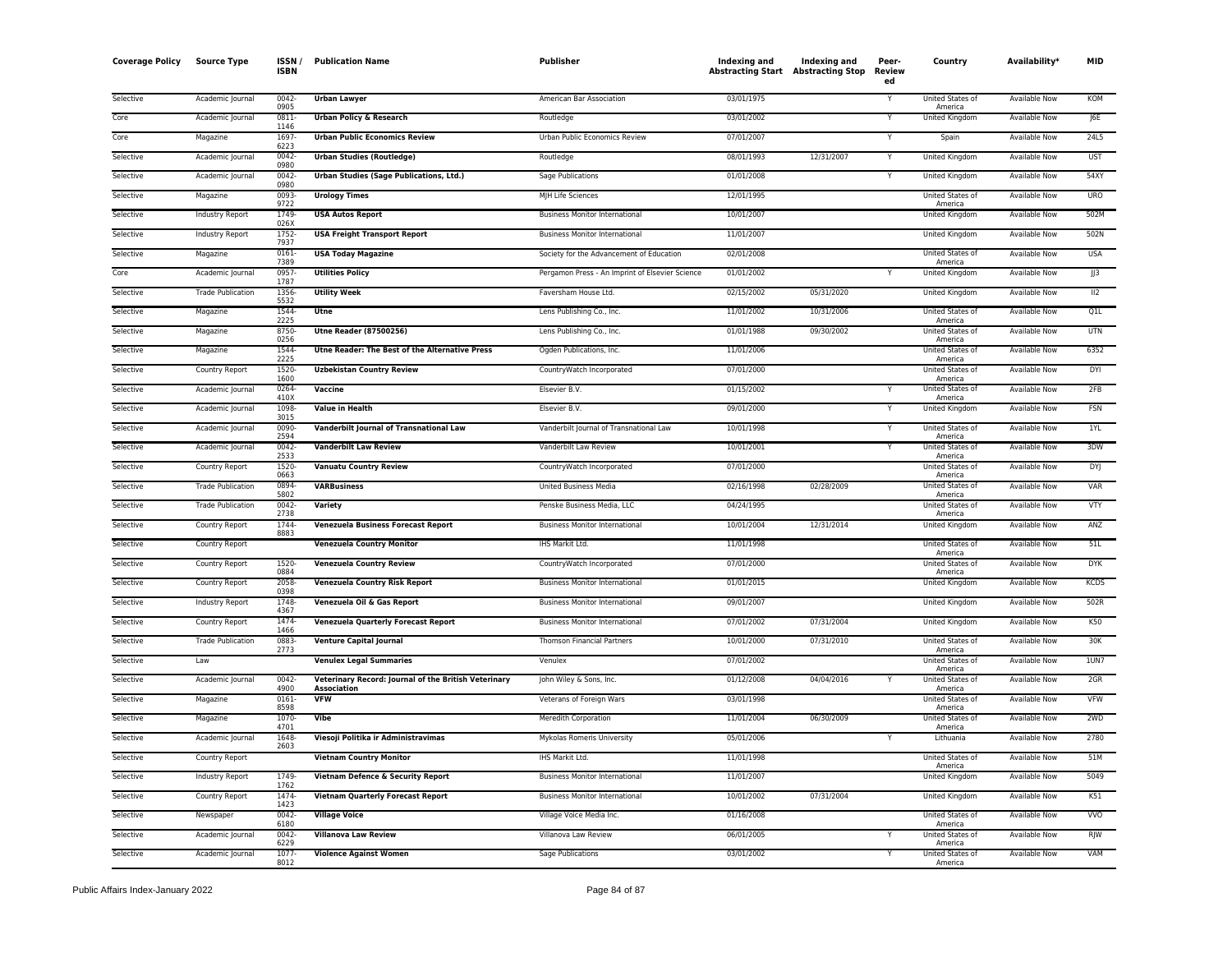| Coverage Policy | Source Type | ISSN / ISBN | Publication Name | Publisher | Indexing and Abstracting Start | Indexing and Abstracting Stop | Peer-Reviewed | Country | Availability* | MID |
|---|---|---|---|---|---|---|---|---|---|---|
| Selective | Academic Journal | 0042-0905 | **Urban Lawyer** | American Bar Association | 03/01/1975 | | Y | United States of America | Available Now | KOM |
| Core | Academic Journal | 0811-1146 | **Urban Policy & Research** | Routledge | 03/01/2002 | | Y | United Kingdom | Available Now | J6E |
| Core | Magazine | 1697-6223 | **Urban Public Economics Review** | Urban Public Economics Review | 07/01/2007 | | Y | Spain | Available Now | 24L5 |
| Selective | Academic Journal | 0042-0980 | **Urban Studies (Routledge)** | Routledge | 08/01/1993 | 12/31/2007 | Y | United Kingdom | Available Now | UST |
| Selective | Academic Journal | 0042-0980 | **Urban Studies (Sage Publications, Ltd.)** | Sage Publications | 01/01/2008 | | Y | United Kingdom | Available Now | 54XY |
| Selective | Magazine | 0093-9722 | **Urology Times** | MJH Life Sciences | 12/01/1995 | | | United States of America | Available Now | URO |
| Selective | Industry Report | 1749-026X | **USA Autos Report** | Business Monitor International | 10/01/2007 | | | United Kingdom | Available Now | 502M |
| Selective | Industry Report | 1752-7937 | **USA Freight Transport Report** | Business Monitor International | 11/01/2007 | | | United Kingdom | Available Now | 502N |
| Selective | Magazine | 0161-7389 | **USA Today Magazine** | Society for the Advancement of Education | 02/01/2008 | | | United States of America | Available Now | USA |
| Core | Academic Journal | 0957-1787 | **Utilities Policy** | Pergamon Press - An Imprint of Elsevier Science | 01/01/2002 | | Y | United Kingdom | Available Now | JJ3 |
| Selective | Trade Publication | 1356-5532 | **Utility Week** | Faversham House Ltd. | 02/15/2002 | 05/31/2020 | | United Kingdom | Available Now | II2 |
| Selective | Magazine | 1544-2225 | **Utne** | Lens Publishing Co., Inc. | 11/01/2002 | 10/31/2006 | | United States of America | Available Now | Q1L |
| Selective | Magazine | 8750-0256 | **Utne Reader (87500256)** | Lens Publishing Co., Inc. | 01/01/1988 | 09/30/2002 | | United States of America | Available Now | UTN |
| Selective | Magazine | 1544-2225 | **Utne Reader: The Best of the Alternative Press** | Ogden Publications, Inc. | 11/01/2006 | | | United States of America | Available Now | 6352 |
| Selective | Country Report | 1520-1600 | **Uzbekistan Country Review** | CountryWatch Incorporated | 07/01/2000 | | | United States of America | Available Now | DYI |
| Selective | Academic Journal | 0264-410X | **Vaccine** | Elsevier B.V. | 01/15/2002 | | Y | United States of America | Available Now | 2FB |
| Selective | Academic Journal | 1098-3015 | **Value in Health** | Elsevier B.V. | 09/01/2000 | | Y | United Kingdom | Available Now | FSN |
| Selective | Academic Journal | 0090-2594 | **Vanderbilt Journal of Transnational Law** | Vanderbilt Journal of Transnational Law | 10/01/1998 | | Y | United States of America | Available Now | 1YL |
| Selective | Academic Journal | 0042-2533 | **Vanderbilt Law Review** | Vanderbilt Law Review | 10/01/2001 | | Y | United States of America | Available Now | 3DW |
| Selective | Country Report | 1520-0663 | **Vanuatu Country Review** | CountryWatch Incorporated | 07/01/2000 | | | United States of America | Available Now | DYJ |
| Selective | Trade Publication | 0894-5802 | **VARBusiness** | United Business Media | 02/16/1998 | 02/28/2009 | | United States of America | Available Now | VAR |
| Selective | Trade Publication | 0042-2738 | **Variety** | Penske Business Media, LLC | 04/24/1995 | | | United States of America | Available Now | VTY |
| Selective | Country Report | 1744-8883 | **Venezuela Business Forecast Report** | Business Monitor International | 10/01/2004 | 12/31/2014 | | United Kingdom | Available Now | ANZ |
| Selective | Country Report | | **Venezuela Country Monitor** | IHS Markit Ltd. | 11/01/1998 | | | United States of America | Available Now | 51L |
| Selective | Country Report | 1520-0884 | **Venezuela Country Review** | CountryWatch Incorporated | 07/01/2000 | | | United States of America | Available Now | DYK |
| Selective | Country Report | 2058-0398 | **Venezuela Country Risk Report** | Business Monitor International | 01/01/2015 | | | United Kingdom | Available Now | KCDS |
| Selective | Industry Report | 1748-4367 | **Venezuela Oil & Gas Report** | Business Monitor International | 09/01/2007 | | | United Kingdom | Available Now | 502R |
| Selective | Country Report | 1474-1466 | **Venezuela Quarterly Forecast Report** | Business Monitor International | 07/01/2002 | 07/31/2004 | | United Kingdom | Available Now | K50 |
| Selective | Trade Publication | 0883-2773 | **Venture Capital Journal** | Thomson Financial Partners | 10/01/2000 | 07/31/2010 | | United States of America | Available Now | 30K |
| Selective | Law | | **Venulex Legal Summaries** | Venulex | 07/01/2002 | | | United States of America | Available Now | 1UN7 |
| Selective | Academic Journal | 0042-4900 | **Veterinary Record: Journal of the British Veterinary Association** | John Wiley & Sons, Inc. | 01/12/2008 | 04/04/2016 | Y | United States of America | Available Now | 2GR |
| Selective | Magazine | 0161-8598 | **VFW** | Veterans of Foreign Wars | 03/01/1998 | | | United States of America | Available Now | VFW |
| Selective | Magazine | 1070-4701 | **Vibe** | Meredith Corporation | 11/01/2004 | 06/30/2009 | | United States of America | Available Now | 2WD |
| Selective | Academic Journal | 1648-2603 | **Viesoji Politika ir Administravimas** | Mykolas Romeris University | 05/01/2006 | | Y | Lithuania | Available Now | 2780 |
| Selective | Country Report | | **Vietnam Country Monitor** | IHS Markit Ltd. | 11/01/1998 | | | United States of America | Available Now | 51M |
| Selective | Industry Report | 1749-1762 | **Vietnam Defence & Security Report** | Business Monitor International | 11/01/2007 | | | United Kingdom | Available Now | 5049 |
| Selective | Country Report | 1474-1423 | **Vietnam Quarterly Forecast Report** | Business Monitor International | 10/01/2002 | 07/31/2004 | | United Kingdom | Available Now | K51 |
| Selective | Newspaper | 0042-6180 | **Village Voice** | Village Voice Media Inc. | 01/16/2008 | | | United States of America | Available Now | VVO |
| Selective | Academic Journal | 0042-6229 | **Villanova Law Review** | Villanova Law Review | 06/01/2005 | | Y | United States of America | Available Now | RJW |
| Selective | Academic Journal | 1077-8012 | **Violence Against Women** | Sage Publications | 03/01/2002 | | Y | United States of America | Available Now | VAM |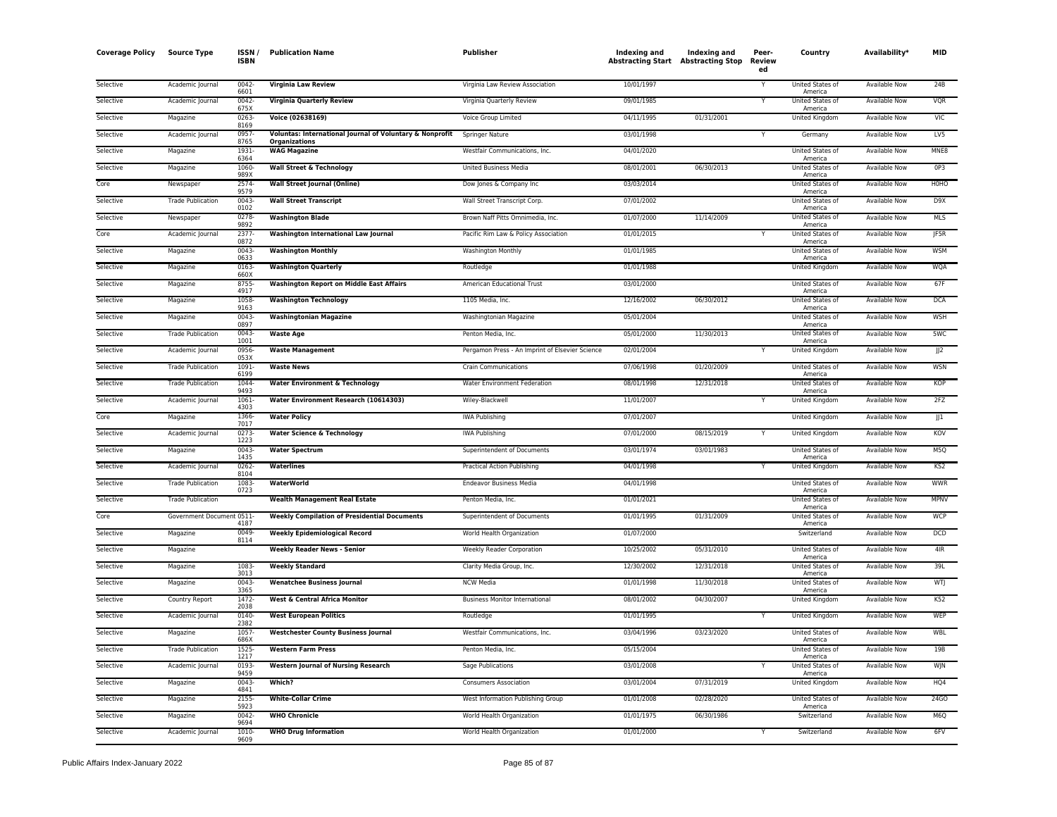| Coverage Policy | Source Type | ISSN / ISBN | Publication Name | Publisher | Indexing and Abstracting Start | Indexing and Abstracting Stop | Peer-Reviewed | Country | Availability* | MID |
|---|---|---|---|---|---|---|---|---|---|---|
| Selective | Academic Journal | 0042-6601 | **Virginia Law Review** | Virginia Law Review Association | 10/01/1997 | | Y | United States of America | Available Now | 24B |
| Selective | Academic Journal | 0042-675X | **Virginia Quarterly Review** | Virginia Quarterly Review | 09/01/1985 | | Y | United States of America | Available Now | VQR |
| Selective | Magazine | 0263-8169 | **Voice (02638169)** | Voice Group Limited | 04/11/1995 | 01/31/2001 | | United Kingdom | Available Now | VIC |
| Selective | Academic Journal | 0957-8765 | **Voluntas: International Journal of Voluntary & Nonprofit Organizations** | Springer Nature | 03/01/1998 | | Y | Germany | Available Now | LV5 |
| Selective | Magazine | 1931-6364 | **WAG Magazine** | Westfair Communications, Inc. | 04/01/2020 | | | United States of America | Available Now | MNE8 |
| Selective | Magazine | 1060-989X | **Wall Street & Technology** | United Business Media | 08/01/2001 | 06/30/2013 | | United States of America | Available Now | 0P3 |
| Core | Newspaper | 2574-9579 | **Wall Street Journal (Online)** | Dow Jones & Company Inc | 03/03/2014 | | | United States of America | Available Now | H0HO |
| Selective | Trade Publication | 0043-0102 | **Wall Street Transcript** | Wall Street Transcript Corp. | 07/01/2002 | | | United States of America | Available Now | D9X |
| Selective | Newspaper | 0278-9892 | **Washington Blade** | Brown Naff Pitts Omnimedia, Inc. | 01/07/2000 | 11/14/2009 | | United States of America | Available Now | MLS |
| Core | Academic Journal | 2377-0872 | **Washington International Law Journal** | Pacific Rim Law & Policy Association | 01/01/2015 | | Y | United States of America | Available Now | JF5R |
| Selective | Magazine | 0043-0633 | **Washington Monthly** | Washington Monthly | 01/01/1985 | | | United States of America | Available Now | WSM |
| Selective | Magazine | 0163-660X | **Washington Quarterly** | Routledge | 01/01/1988 | | | United Kingdom | Available Now | WQA |
| Selective | Magazine | 8755-4917 | **Washington Report on Middle East Affairs** | American Educational Trust | 03/01/2000 | | | United States of America | Available Now | 67F |
| Selective | Magazine | 1058-9163 | **Washington Technology** | 1105 Media, Inc. | 12/16/2002 | 06/30/2012 | | United States of America | Available Now | DCA |
| Selective | Magazine | 0043-0897 | **Washingtonian Magazine** | Washingtonian Magazine | 05/01/2004 | | | United States of America | Available Now | WSH |
| Selective | Trade Publication | 0043-1001 | **Waste Age** | Penton Media, Inc. | 05/01/2000 | 11/30/2013 | | United States of America | Available Now | 5WC |
| Selective | Academic Journal | 0956-053X | **Waste Management** | Pergamon Press - An Imprint of Elsevier Science | 02/01/2004 | | Y | United Kingdom | Available Now | JJ2 |
| Selective | Trade Publication | 1091-6199 | **Waste News** | Crain Communications | 07/06/1998 | 01/20/2009 | | United States of America | Available Now | WSN |
| Selective | Trade Publication | 1044-9493 | **Water Environment & Technology** | Water Environment Federation | 08/01/1998 | 12/31/2018 | | United States of America | Available Now | KOP |
| Selective | Academic Journal | 1061-4303 | **Water Environment Research (10614303)** | Wiley-Blackwell | 11/01/2007 | | Y | United Kingdom | Available Now | 2FZ |
| Core | Magazine | 1366-7017 | **Water Policy** | IWA Publishing | 07/01/2007 | | | United Kingdom | Available Now | JJ1 |
| Selective | Academic Journal | 0273-1223 | **Water Science & Technology** | IWA Publishing | 07/01/2000 | 08/15/2019 | Y | United Kingdom | Available Now | KOV |
| Selective | Magazine | 0043-1435 | **Water Spectrum** | Superintendent of Documents | 03/01/1974 | 03/01/1983 | | United States of America | Available Now | M5Q |
| Selective | Academic Journal | 0262-8104 | **Waterlines** | Practical Action Publishing | 04/01/1998 | | Y | United Kingdom | Available Now | KS2 |
| Selective | Trade Publication | 1083-0723 | **WaterWorld** | Endeavor Business Media | 04/01/1998 | | | United States of America | Available Now | WWR |
| Selective | Trade Publication | | **Wealth Management Real Estate** | Penton Media, Inc. | 01/01/2021 | | | United States of America | Available Now | MPNV |
| Core | Government Document | 0511-4187 | **Weekly Compilation of Presidential Documents** | Superintendent of Documents | 01/01/1995 | 01/31/2009 | | United States of America | Available Now | WCP |
| Selective | Magazine | 0049-8114 | **Weekly Epidemiological Record** | World Health Organization | 01/07/2000 | | | Switzerland | Available Now | DCD |
| Selective | Magazine | | **Weekly Reader News - Senior** | Weekly Reader Corporation | 10/25/2002 | 05/31/2010 | | United States of America | Available Now | 4IR |
| Selective | Magazine | 1083-3013 | **Weekly Standard** | Clarity Media Group, Inc. | 12/30/2002 | 12/31/2018 | | United States of America | Available Now | 39L |
| Selective | Magazine | 0043-3365 | **Wenatchee Business Journal** | NCW Media | 01/01/1998 | 11/30/2018 | | United States of America | Available Now | WTJ |
| Selective | Country Report | 1472-2038 | **West & Central Africa Monitor** | Business Monitor International | 08/01/2002 | 04/30/2007 | | United Kingdom | Available Now | K52 |
| Selective | Academic Journal | 0140-2382 | **West European Politics** | Routledge | 01/01/1995 | | Y | United Kingdom | Available Now | WEP |
| Selective | Magazine | 1057-686X | **Westchester County Business Journal** | Westfair Communications, Inc. | 03/04/1996 | 03/23/2020 | | United States of America | Available Now | WBL |
| Selective | Trade Publication | 1525-1217 | **Western Farm Press** | Penton Media, Inc. | 05/15/2004 | | | United States of America | Available Now | 19B |
| Selective | Academic Journal | 0193-9459 | **Western Journal of Nursing Research** | Sage Publications | 03/01/2008 | | Y | United States of America | Available Now | WJN |
| Selective | Magazine | 0043-4841 | **Which?** | Consumers Association | 03/01/2004 | 07/31/2019 | | United Kingdom | Available Now | HQ4 |
| Selective | Magazine | 2155-5923 | **White-Collar Crime** | West Information Publishing Group | 01/01/2008 | 02/28/2020 | | United States of America | Available Now | 24GO |
| Selective | Magazine | 0042-9694 | **WHO Chronicle** | World Health Organization | 01/01/1975 | 06/30/1986 | | Switzerland | Available Now | M6Q |
| Selective | Academic Journal | 1010-9609 | **WHO Drug Information** | World Health Organization | 01/01/2000 | | Y | Switzerland | Available Now | 6FV |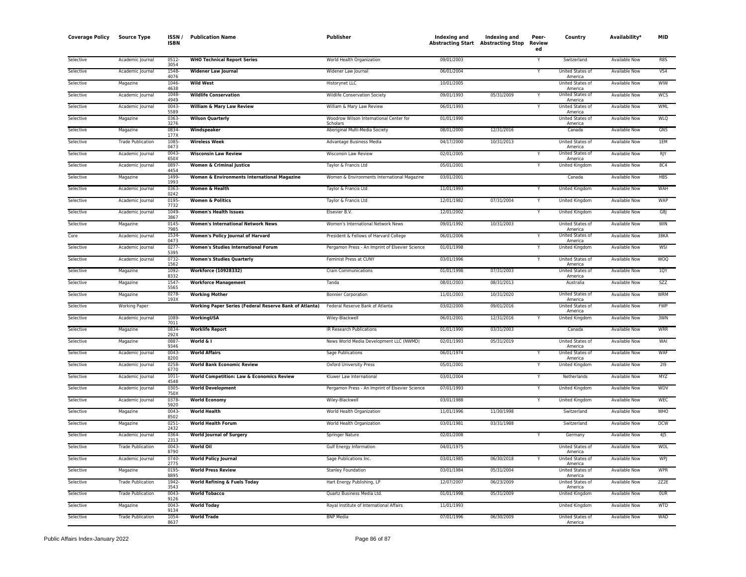| Coverage Policy | Source Type | ISSN / ISBN | Publication Name | Publisher | Indexing and Abstracting Start | Indexing and Abstracting Stop | Peer-Reviewed | Country | Availability* | MID |
|---|---|---|---|---|---|---|---|---|---|---|
| Selective | Academic Journal | 0512-3054 | **WHO Technical Report Series** | World Health Organization | 09/01/2003 | | Y | Switzerland | Available Now | R8S |
| Selective | Academic Journal | 1548-4076 | **Widener Law Journal** | Widener Law Journal | 06/01/2004 | | Y | United States of America | Available Now | VS4 |
| Selective | Magazine | 1046-4638 | **Wild West** | Historynet LLC | 10/01/2005 | | | United States of America | Available Now | WIW |
| Selective | Academic Journal | 1048-4949 | **Wildlife Conservation** | Wildlife Conservation Society | 09/01/1993 | 05/31/2009 | Y | United States of America | Available Now | WCS |
| Selective | Academic Journal | 0043-5589 | **William & Mary Law Review** | William & Mary Law Review | 06/01/1993 | | Y | United States of America | Available Now | WML |
| Selective | Magazine | 0363-3276 | **Wilson Quarterly** | Woodrow Wilson International Center for Scholars | 01/01/1990 | | | United States of America | Available Now | WLQ |
| Selective | Magazine | 0834-177X | **Windspeaker** | Aboriginal Multi-Media Society | 08/01/2000 | 12/31/2016 | | Canada | Available Now | GN5 |
| Selective | Trade Publication | 1085-0473 | **Wireless Week** | Advantage Business Media | 04/17/2000 | 10/31/2013 | | United States of America | Available Now | 1EM |
| Selective | Academic Journal | 0043-650X | **Wisconsin Law Review** | Wisconsin Law Review | 02/01/2005 | | Y | United States of America | Available Now | RJY |
| Selective | Academic Journal | 0897-4454 | **Women & Criminal Justice** | Taylor & Francis Ltd | 05/01/2001 | | Y | United Kingdom | Available Now | 8C4 |
| Selective | Magazine | 1499-1993 | **Women & Environments International Magazine** | Women & Environments International Magazine | 03/01/2001 | | | Canada | Available Now | HBS |
| Selective | Academic Journal | 0363-0242 | **Women & Health** | Taylor & Francis Ltd | 11/01/1993 | | Y | United Kingdom | Available Now | WAH |
| Selective | Academic Journal | 0195-7732 | **Women & Politics** | Taylor & Francis Ltd | 12/01/1982 | 07/31/2004 | Y | United Kingdom | Available Now | WAP |
| Selective | Academic Journal | 1049-3867 | **Women's Health Issues** | Elsevier B.V. | 12/01/2002 | | Y | United Kingdom | Available Now | G8J |
| Selective | Magazine | 0145-7985 | **Women's International Network News** | Women's International Network News | 09/01/1992 | 10/31/2003 | | United States of America | Available Now | WIN |
| Core | Academic Journal | 1534-0473 | **Women's Policy Journal of Harvard** | President & Fellows of Harvard College | 06/01/2006 | | Y | United States of America | Available Now | 38KA |
| Selective | Academic Journal | 0277-5395 | **Women's Studies International Forum** | Pergamon Press - An Imprint of Elsevier Science | 01/01/1998 | | Y | United Kingdom | Available Now | WSI |
| Selective | Academic Journal | 0732-1562 | **Women's Studies Quarterly** | Feminist Press at CUNY | 03/01/1996 | | Y | United States of America | Available Now | WOQ |
| Selective | Magazine | 1092-8332 | **Workforce (10928332)** | Crain Communications | 01/01/1998 | 07/31/2003 | | United States of America | Available Now | 1QY |
| Selective | Magazine | 1547-5565 | **Workforce Management** | Tanda | 08/01/2003 | 08/31/2013 | | Australia | Available Now | SZZ |
| Selective | Magazine | 0278-193X | **Working Mother** | Bonnier Corporation | 11/01/2003 | 10/31/2020 | | United States of America | Available Now | WRM |
| Selective | Working Paper | | **Working Paper Series (Federal Reserve Bank of Atlanta)** | Federal Reserve Bank of Atlanta | 03/02/2000 | 09/01/2016 | | United States of America | Available Now | FWP |
| Selective | Academic Journal | 1089-7011 | **WorkingUSA** | Wiley-Blackwell | 06/01/2001 | 12/31/2016 | Y | United Kingdom | Available Now | 3WN |
| Selective | Magazine | 0834-292X | **Worklife Report** | IR Research Publications | 01/01/1990 | 03/31/2003 | | Canada | Available Now | WRR |
| Selective | Magazine | 0887-9346 | **World & I** | News World Media Development LLC (NWMD) | 02/01/1993 | 05/31/2019 | | United States of America | Available Now | WAI |
| Selective | Academic Journal | 0043-8200 | **World Affairs** | Sage Publications | 06/01/1974 | | Y | United States of America | Available Now | WAF |
| Selective | Academic Journal | 0258-6770 | **World Bank Economic Review** | Oxford University Press | 05/01/2001 | | Y | United Kingdom | Available Now | 2I9 |
| Selective | Academic Journal | 1011-4548 | **World Competition: Law & Economics Review** | Kluwer Law International | 03/01/2004 | | Y | Netherlands | Available Now | MYZ |
| Selective | Academic Journal | 0305-750X | **World Development** | Pergamon Press - An Imprint of Elsevier Science | 07/01/1993 | | Y | United Kingdom | Available Now | WDV |
| Selective | Academic Journal | 0378-5920 | **World Economy** | Wiley-Blackwell | 03/01/1988 | | Y | United Kingdom | Available Now | WEC |
| Selective | Magazine | 0043-8502 | **World Health** | World Health Organization | 11/01/1996 | 11/30/1998 | | Switzerland | Available Now | WHO |
| Selective | Magazine | 0251-2432 | **World Health Forum** | World Health Organization | 03/01/1981 | 03/31/1988 | | Switzerland | Available Now | DCW |
| Selective | Academic Journal | 0364-2313 | **World Journal of Surgery** | Springer Nature | 02/01/2008 | | Y | Germany | Available Now | 4J5 |
| Selective | Trade Publication | 0043-8790 | **World Oil** | Gulf Energy Information | 04/01/1975 | | | United States of America | Available Now | WOL |
| Selective | Academic Journal | 0740-2775 | **World Policy Journal** | Sage Publications Inc. | 03/01/1985 | 06/30/2018 | Y | United States of America | Available Now | WPJ |
| Selective | Magazine | 0195-8895 | **World Press Review** | Stanley Foundation | 03/01/1984 | 05/31/2004 | | United States of America | Available Now | WPR |
| Selective | Trade Publication | 1942-3543 | **World Refining & Fuels Today** | Hart Energy Publishing, LP | 12/07/2007 | 06/23/2009 | | United States of America | Available Now | 2Z2E |
| Selective | Trade Publication | 0043-9126 | **World Tobacco** | Quartz Business Media Ltd. | 01/01/1998 | 05/31/2009 | | United Kingdom | Available Now | 0UR |
| Selective | Magazine | 0043-9134 | **World Today** | Royal Institute of International Affairs | 11/01/1993 | | | United Kingdom | Available Now | WTD |
| Selective | Trade Publication | 1054-8637 | **World Trade** | BNP Media | 07/01/1996 | 06/30/2009 | | United States of America | Available Now | WAD |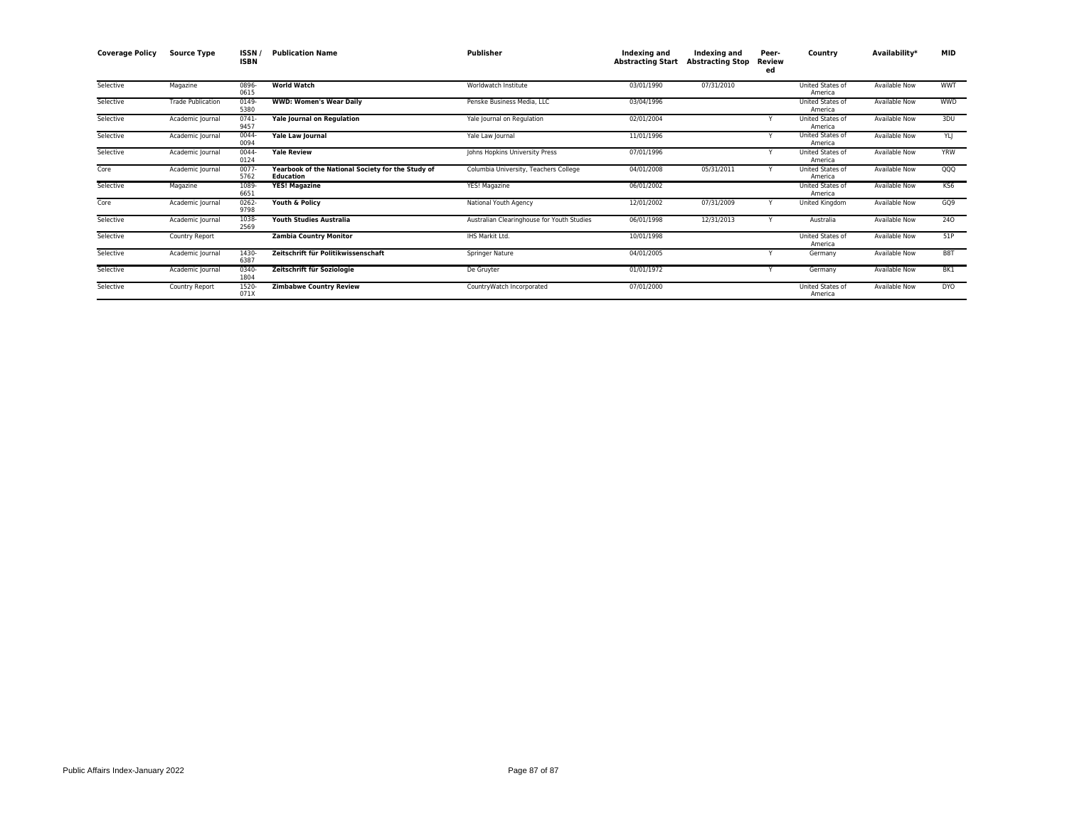| Coverage Policy | Source Type | ISSN / ISBN | Publication Name | Publisher | Indexing and Abstracting Start | Indexing and Abstracting Stop | Peer-Reviewed | Country | Availability* | MID |
|---|---|---|---|---|---|---|---|---|---|---|
| Selective | Magazine | 0896-0615 | **World Watch** | Worldwatch Institute | 03/01/1990 | 07/31/2010 | | United States of America | Available Now | WWT |
| Selective | Trade Publication | 0149-5380 | **WWD: Women's Wear Daily** | Penske Business Media, LLC | 03/04/1996 | | | United States of America | Available Now | WWD |
| Selective | Academic Journal | 0741-9457 | **Yale Journal on Regulation** | Yale Journal on Regulation | 02/01/2004 | | Y | United States of America | Available Now | 3DU |
| Selective | Academic Journal | 0044-0094 | **Yale Law Journal** | Yale Law Journal | 11/01/1996 | | Y | United States of America | Available Now | YLJ |
| Selective | Academic Journal | 0044-0124 | **Yale Review** | Johns Hopkins University Press | 07/01/1996 | | Y | United States of America | Available Now | YRW |
| Core | Academic Journal | 0077-5762 | **Yearbook of the National Society for the Study of Education** | Columbia University, Teachers College | 04/01/2008 | 05/31/2011 | Y | United States of America | Available Now | QQQ |
| Selective | Magazine | 1089-6651 | **YES! Magazine** | YES! Magazine | 06/01/2002 | | | United States of America | Available Now | KS6 |
| Core | Academic Journal | 0262-9798 | **Youth & Policy** | National Youth Agency | 12/01/2002 | 07/31/2009 | Y | United Kingdom | Available Now | GQ9 |
| Selective | Academic Journal | 1038-2569 | **Youth Studies Australia** | Australian Clearinghouse for Youth Studies | 06/01/1998 | 12/31/2013 | Y | Australia | Available Now | 24O |
| Selective | Country Report | | **Zambia Country Monitor** | IHS Markit Ltd. | 10/01/1998 | | | United States of America | Available Now | 51P |
| Selective | Academic Journal | 1430-6387 | **Zeitschrift für Politikwissenschaft** | Springer Nature | 04/01/2005 | | Y | Germany | Available Now | B8T |
| Selective | Academic Journal | 0340-1804 | **Zeitschrift für Soziologie** | De Gruyter | 01/01/1972 | | Y | Germany | Available Now | BK1 |
| Selective | Country Report | 1520-071X | **Zimbabwe Country Review** | CountryWatch Incorporated | 07/01/2000 | | | United States of America | Available Now | DYO |